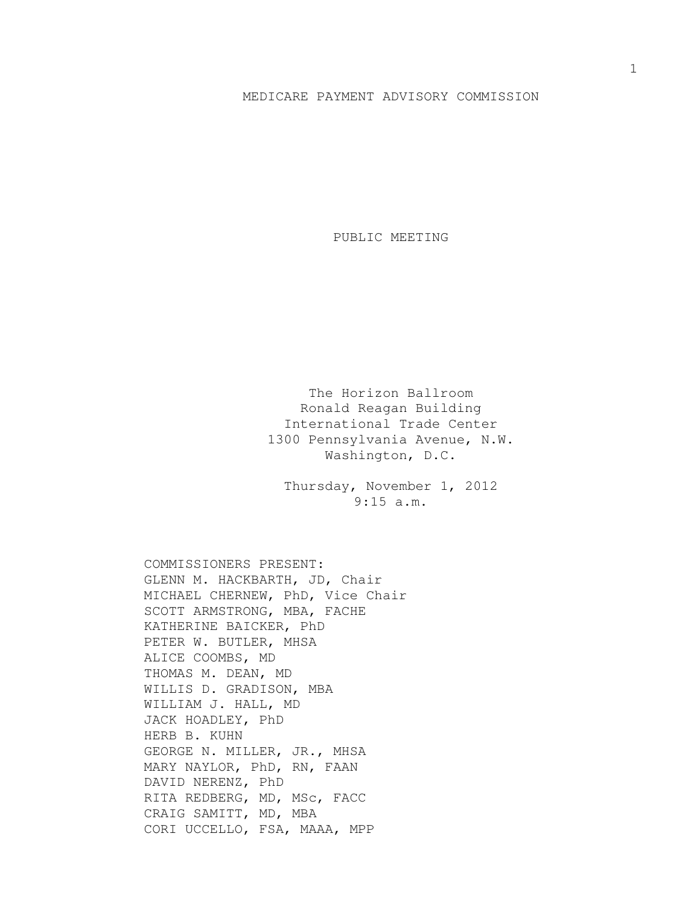# MEDICARE PAYMENT ADVISORY COMMISSION

## PUBLIC MEETING

The Horizon Ballroom
Ronald Reagan Building
International Trade Center
1300 Pennsylvania Avenue, N.W.
Washington, D.C.

Thursday, November 1, 2012
9:15 a.m.

COMMISSIONERS PRESENT:
GLENN M. HACKBARTH, JD, Chair
MICHAEL CHERNEW, PhD, Vice Chair
SCOTT ARMSTRONG, MBA, FACHE
KATHERINE BAICKER, PhD
PETER W. BUTLER, MHSA
ALICE COOMBS, MD
THOMAS M. DEAN, MD
WILLIS D. GRADISON, MBA
WILLIAM J. HALL, MD
JACK HOADLEY, PhD
HERB B. KUHN
GEORGE N. MILLER, JR., MHSA
MARY NAYLOR, PhD, RN, FAAN
DAVID NERENZ, PhD
RITA REDBERG, MD, MSc, FACC
CRAIG SAMITT, MD, MBA
CORI UCCELLO, FSA, MAAA, MPP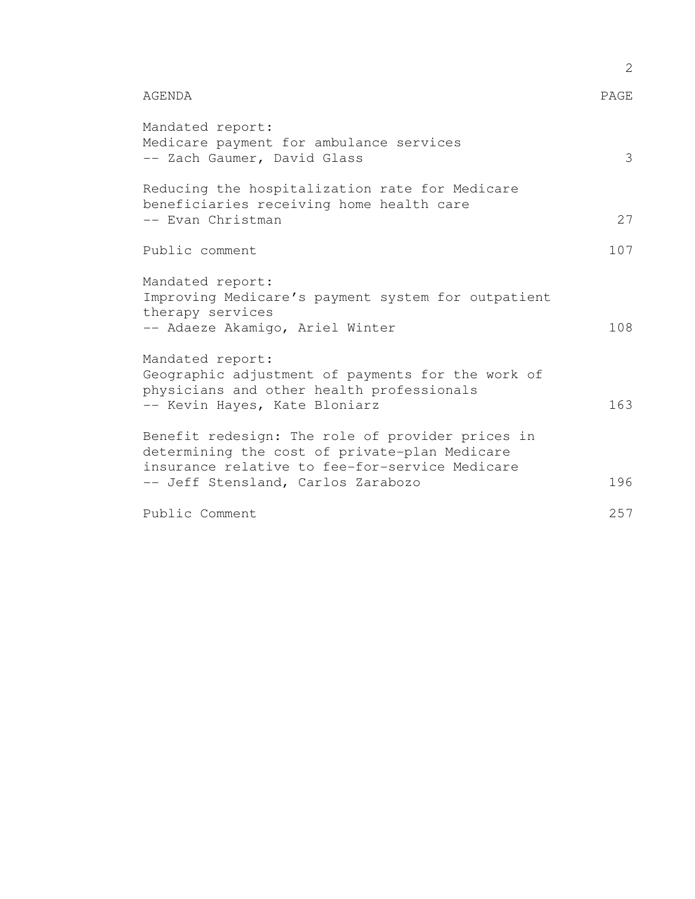| AGENDA | PAGE |
|---|---|
| Mandated report:<br>Medicare payment for ambulance services<br>-- Zach Gaumer, David Glass | 3 |
| Reducing the hospitalization rate for Medicare beneficiaries receiving home health care<br>-- Evan Christman | 27 |
| Public comment | 107 |
| Mandated report:<br>Improving Medicare's payment system for outpatient therapy services<br>-- Adaeze Akamigo, Ariel Winter | 108 |
| Mandated report:<br>Geographic adjustment of payments for the work of physicians and other health professionals<br>-- Kevin Hayes, Kate Bloniarz | 163 |
| Benefit redesign: The role of provider prices in determining the cost of private-plan Medicare insurance relative to fee-for-service Medicare<br>-- Jeff Stensland, Carlos Zarabozo | 196 |
| Public Comment | 257 |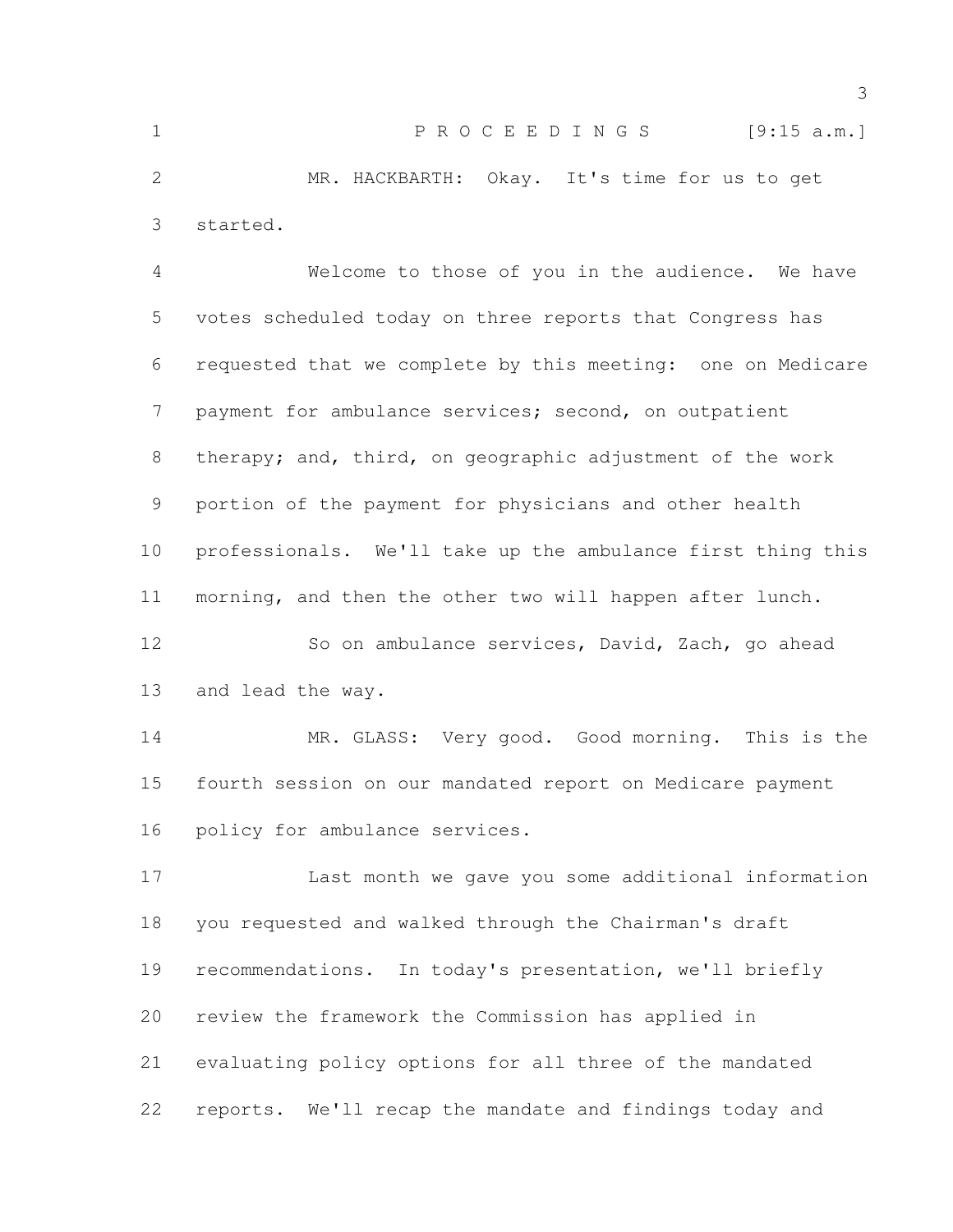P R O C E E D I N G S [9:15 a.m.]

MR. HACKBARTH: Okay. It's time for us to get started.

Welcome to those of you in the audience. We have votes scheduled today on three reports that Congress has requested that we complete by this meeting: one on Medicare payment for ambulance services; second, on outpatient therapy; and, third, on geographic adjustment of the work portion of the payment for physicians and other health professionals. We'll take up the ambulance first thing this morning, and then the other two will happen after lunch.

So on ambulance services, David, Zach, go ahead and lead the way.

MR. GLASS: Very good. Good morning. This is the fourth session on our mandated report on Medicare payment policy for ambulance services.

Last month we gave you some additional information you requested and walked through the Chairman's draft recommendations. In today's presentation, we'll briefly review the framework the Commission has applied in evaluating policy options for all three of the mandated reports. We'll recap the mandate and findings today and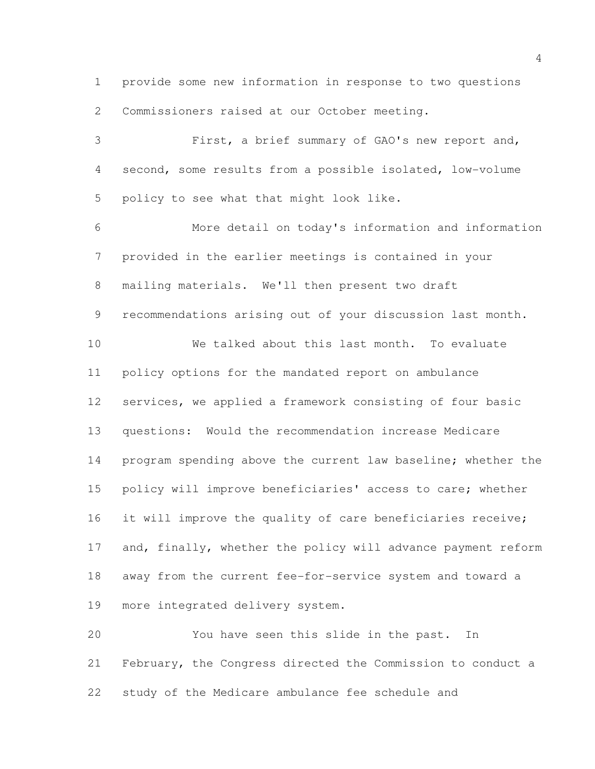provide some new information in response to two questions Commissioners raised at our October meeting.

First, a brief summary of GAO's new report and, second, some results from a possible isolated, low-volume policy to see what that might look like.

More detail on today's information and information provided in the earlier meetings is contained in your mailing materials. We'll then present two draft recommendations arising out of your discussion last month.

We talked about this last month. To evaluate policy options for the mandated report on ambulance services, we applied a framework consisting of four basic questions: Would the recommendation increase Medicare program spending above the current law baseline; whether the policy will improve beneficiaries' access to care; whether it will improve the quality of care beneficiaries receive; and, finally, whether the policy will advance payment reform away from the current fee-for-service system and toward a more integrated delivery system.

You have seen this slide in the past. In February, the Congress directed the Commission to conduct a study of the Medicare ambulance fee schedule and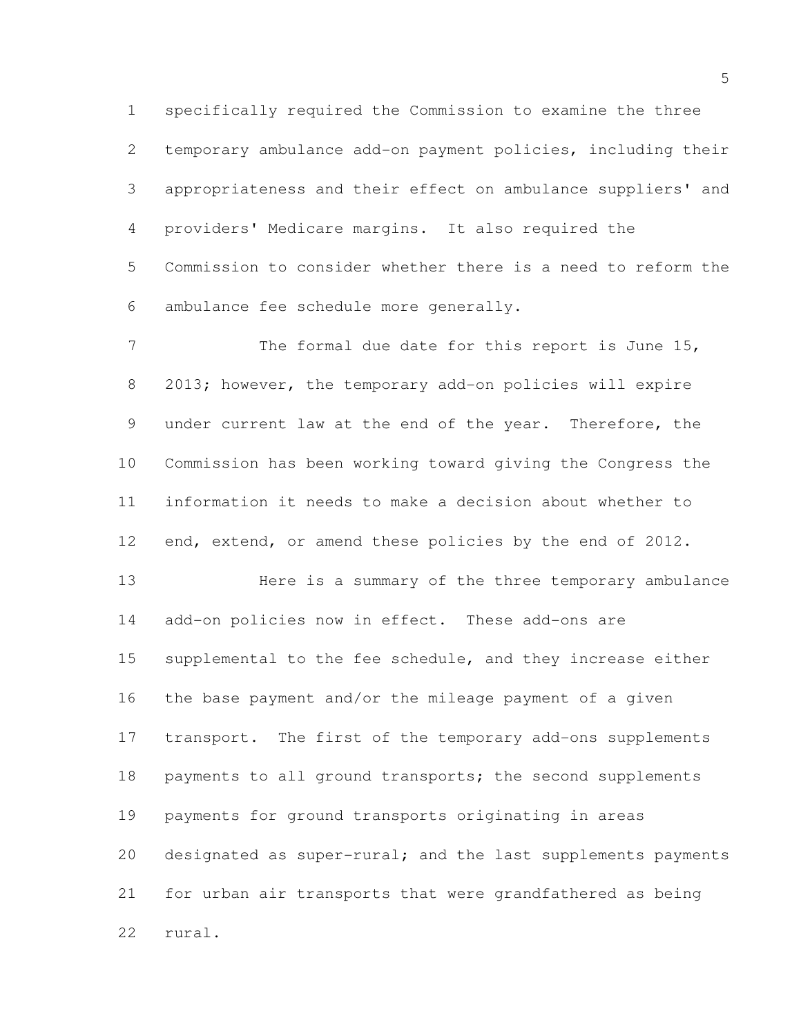specifically required the Commission to examine the three temporary ambulance add-on payment policies, including their appropriateness and their effect on ambulance suppliers' and providers' Medicare margins. It also required the Commission to consider whether there is a need to reform the ambulance fee schedule more generally.

The formal due date for this report is June 15, 2013; however, the temporary add-on policies will expire under current law at the end of the year. Therefore, the Commission has been working toward giving the Congress the information it needs to make a decision about whether to end, extend, or amend these policies by the end of 2012.

Here is a summary of the three temporary ambulance add-on policies now in effect. These add-ons are supplemental to the fee schedule, and they increase either the base payment and/or the mileage payment of a given transport. The first of the temporary add-ons supplements payments to all ground transports; the second supplements payments for ground transports originating in areas designated as super-rural; and the last supplements payments for urban air transports that were grandfathered as being rural.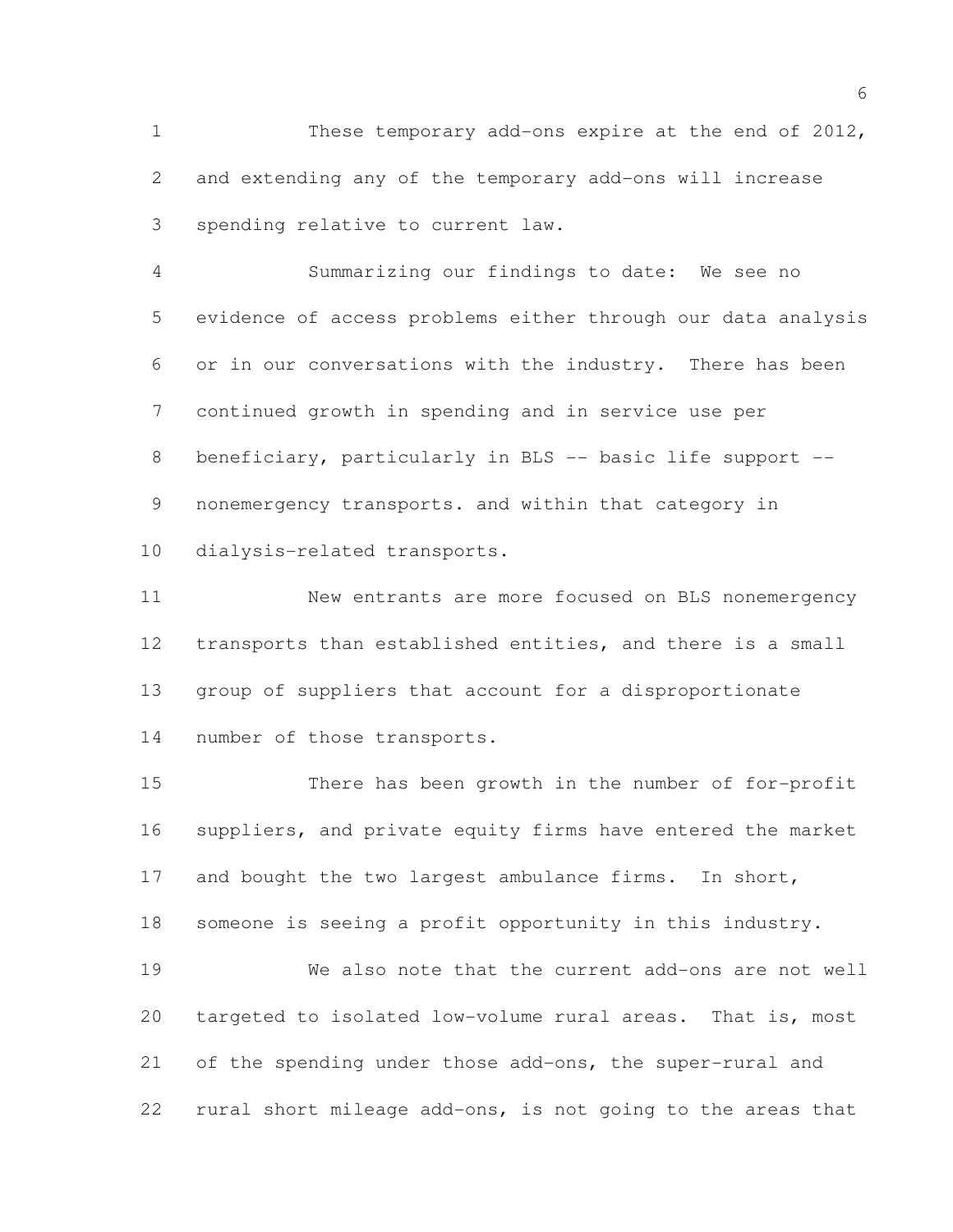These temporary add-ons expire at the end of 2012, and extending any of the temporary add-ons will increase spending relative to current law.

Summarizing our findings to date: We see no evidence of access problems either through our data analysis or in our conversations with the industry. There has been continued growth in spending and in service use per beneficiary, particularly in BLS -- basic life support -- nonemergency transports. and within that category in dialysis-related transports.

New entrants are more focused on BLS nonemergency transports than established entities, and there is a small group of suppliers that account for a disproportionate number of those transports.

There has been growth in the number of for-profit suppliers, and private equity firms have entered the market and bought the two largest ambulance firms. In short, someone is seeing a profit opportunity in this industry.

We also note that the current add-ons are not well targeted to isolated low-volume rural areas. That is, most of the spending under those add-ons, the super-rural and rural short mileage add-ons, is not going to the areas that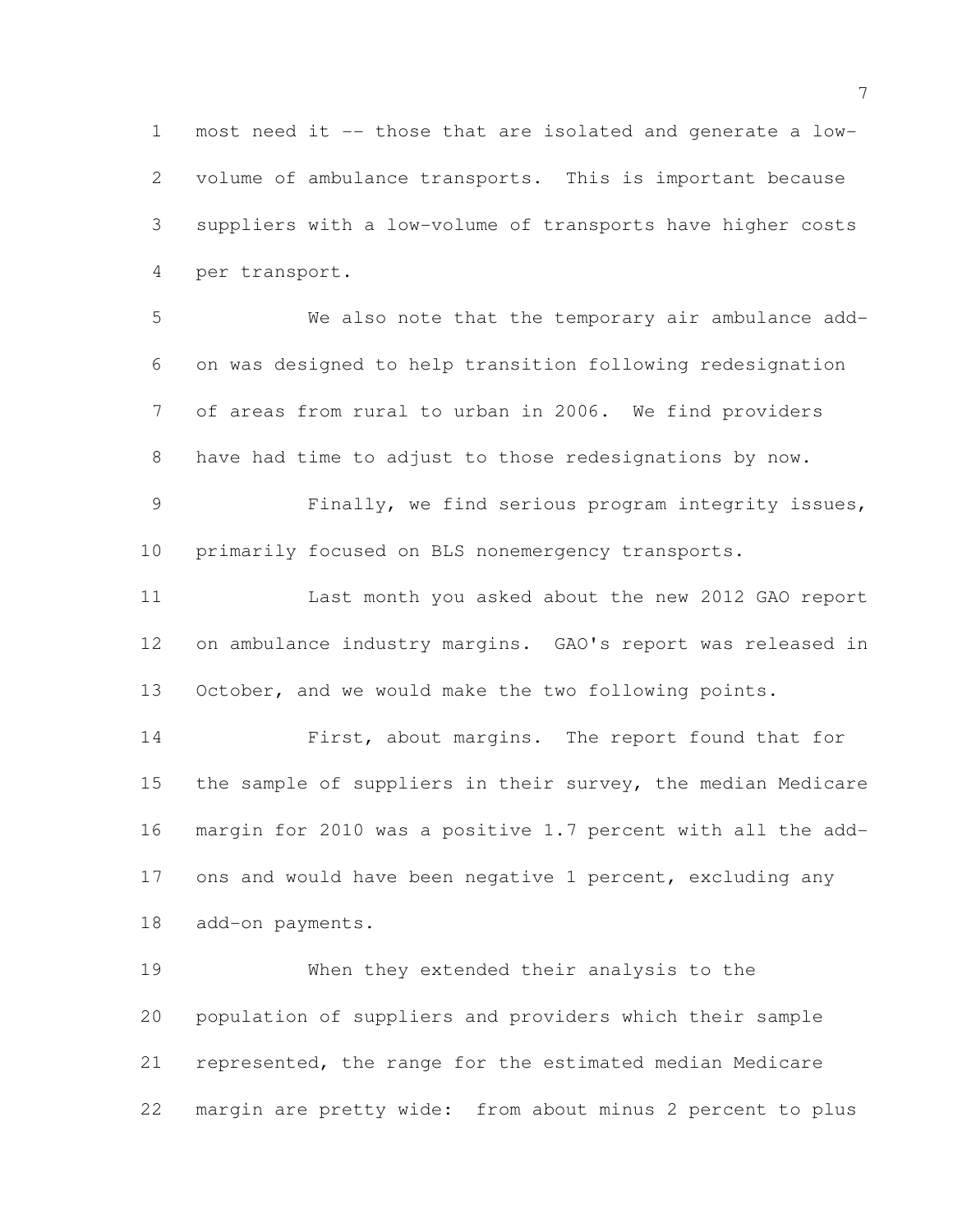most need it -- those that are isolated and generate a low-volume of ambulance transports. This is important because suppliers with a low-volume of transports have higher costs per transport.

We also note that the temporary air ambulance add-on was designed to help transition following redesignation of areas from rural to urban in 2006. We find providers have had time to adjust to those redesignations by now.

Finally, we find serious program integrity issues, primarily focused on BLS nonemergency transports.

Last month you asked about the new 2012 GAO report on ambulance industry margins. GAO's report was released in October, and we would make the two following points.

First, about margins. The report found that for the sample of suppliers in their survey, the median Medicare margin for 2010 was a positive 1.7 percent with all the add-ons and would have been negative 1 percent, excluding any add-on payments.

When they extended their analysis to the population of suppliers and providers which their sample represented, the range for the estimated median Medicare margin are pretty wide: from about minus 2 percent to plus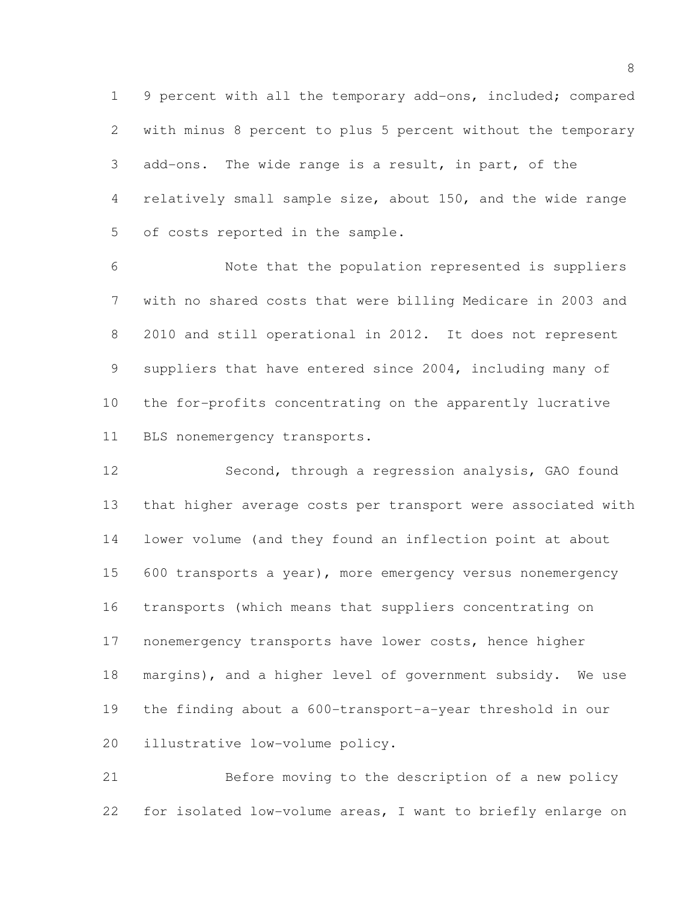9 percent with all the temporary add-ons, included; compared with minus 8 percent to plus 5 percent without the temporary add-ons. The wide range is a result, in part, of the relatively small sample size, about 150, and the wide range of costs reported in the sample.

Note that the population represented is suppliers with no shared costs that were billing Medicare in 2003 and 2010 and still operational in 2012. It does not represent suppliers that have entered since 2004, including many of the for-profits concentrating on the apparently lucrative BLS nonemergency transports.

Second, through a regression analysis, GAO found that higher average costs per transport were associated with lower volume (and they found an inflection point at about 600 transports a year), more emergency versus nonemergency transports (which means that suppliers concentrating on nonemergency transports have lower costs, hence higher margins), and a higher level of government subsidy. We use the finding about a 600-transport-a-year threshold in our illustrative low-volume policy.

Before moving to the description of a new policy for isolated low-volume areas, I want to briefly enlarge on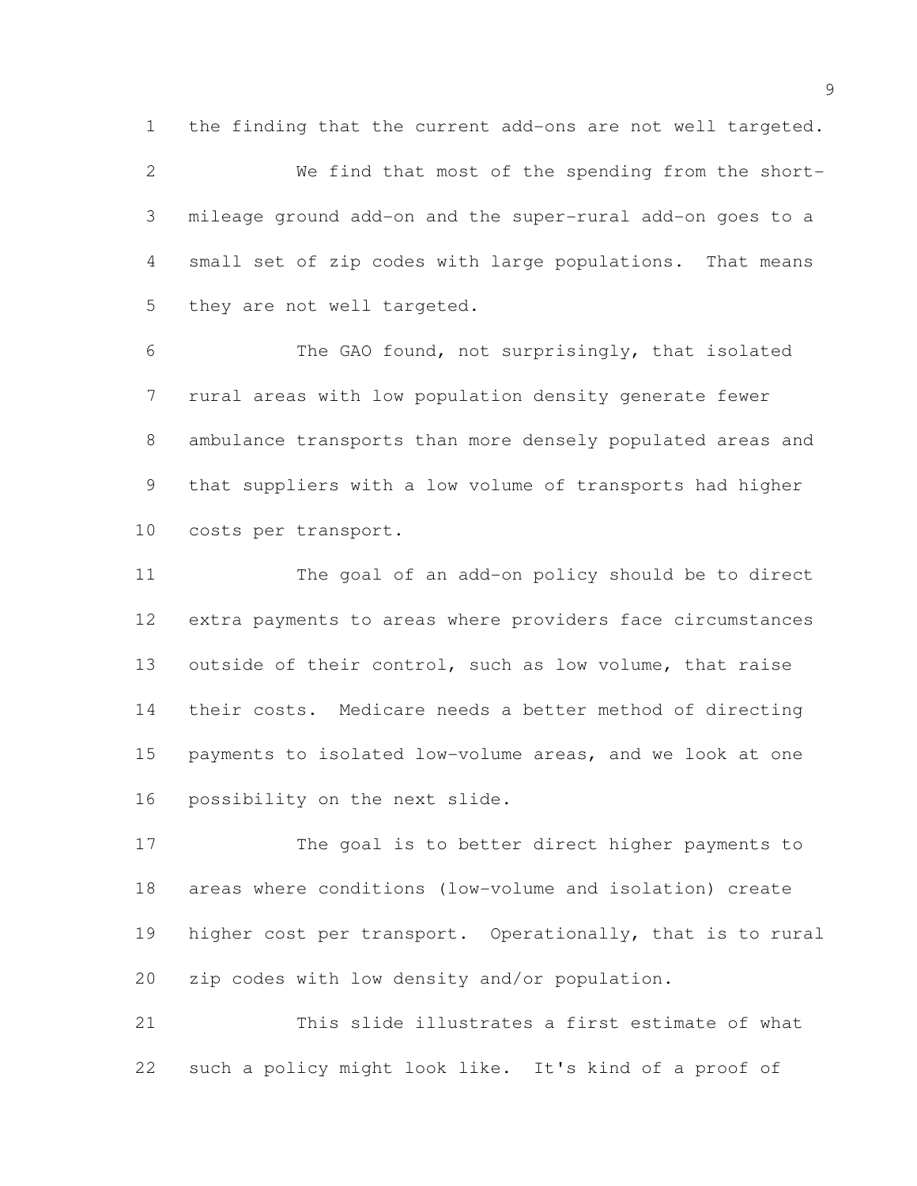the finding that the current add-ons are not well targeted.

We find that most of the spending from the short-mileage ground add-on and the super-rural add-on goes to a small set of zip codes with large populations. That means they are not well targeted.

The GAO found, not surprisingly, that isolated rural areas with low population density generate fewer ambulance transports than more densely populated areas and that suppliers with a low volume of transports had higher costs per transport.

The goal of an add-on policy should be to direct extra payments to areas where providers face circumstances outside of their control, such as low volume, that raise their costs. Medicare needs a better method of directing payments to isolated low-volume areas, and we look at one possibility on the next slide.

The goal is to better direct higher payments to areas where conditions (low-volume and isolation) create higher cost per transport. Operationally, that is to rural zip codes with low density and/or population.

This slide illustrates a first estimate of what such a policy might look like. It's kind of a proof of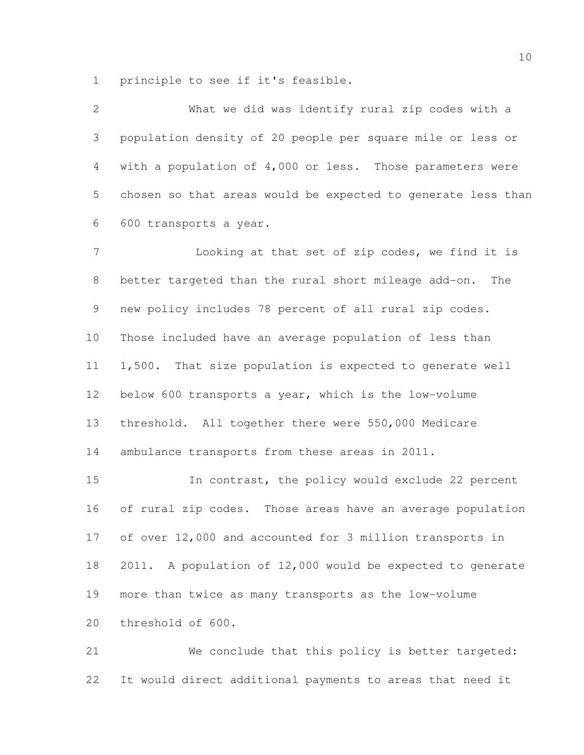principle to see if it's feasible.

What we did was identify rural zip codes with a population density of 20 people per square mile or less or with a population of 4,000 or less. Those parameters were chosen so that areas would be expected to generate less than 600 transports a year.

Looking at that set of zip codes, we find it is better targeted than the rural short mileage add-on. The new policy includes 78 percent of all rural zip codes. Those included have an average population of less than 1,500. That size population is expected to generate well below 600 transports a year, which is the low-volume threshold. All together there were 550,000 Medicare ambulance transports from these areas in 2011.

In contrast, the policy would exclude 22 percent of rural zip codes. Those areas have an average population of over 12,000 and accounted for 3 million transports in 2011. A population of 12,000 would be expected to generate more than twice as many transports as the low-volume threshold of 600.

We conclude that this policy is better targeted: It would direct additional payments to areas that need it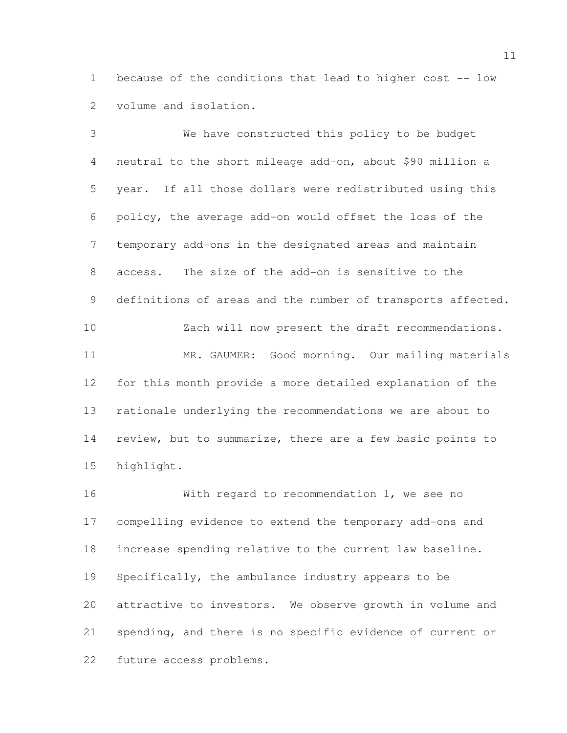because of the conditions that lead to higher cost -- low volume and isolation.

We have constructed this policy to be budget neutral to the short mileage add-on, about $90 million a year. If all those dollars were redistributed using this policy, the average add-on would offset the loss of the temporary add-ons in the designated areas and maintain access. The size of the add-on is sensitive to the definitions of areas and the number of transports affected.

Zach will now present the draft recommendations.

MR. GAUMER: Good morning. Our mailing materials for this month provide a more detailed explanation of the rationale underlying the recommendations we are about to review, but to summarize, there are a few basic points to highlight.

With regard to recommendation 1, we see no compelling evidence to extend the temporary add-ons and increase spending relative to the current law baseline. Specifically, the ambulance industry appears to be attractive to investors. We observe growth in volume and spending, and there is no specific evidence of current or future access problems.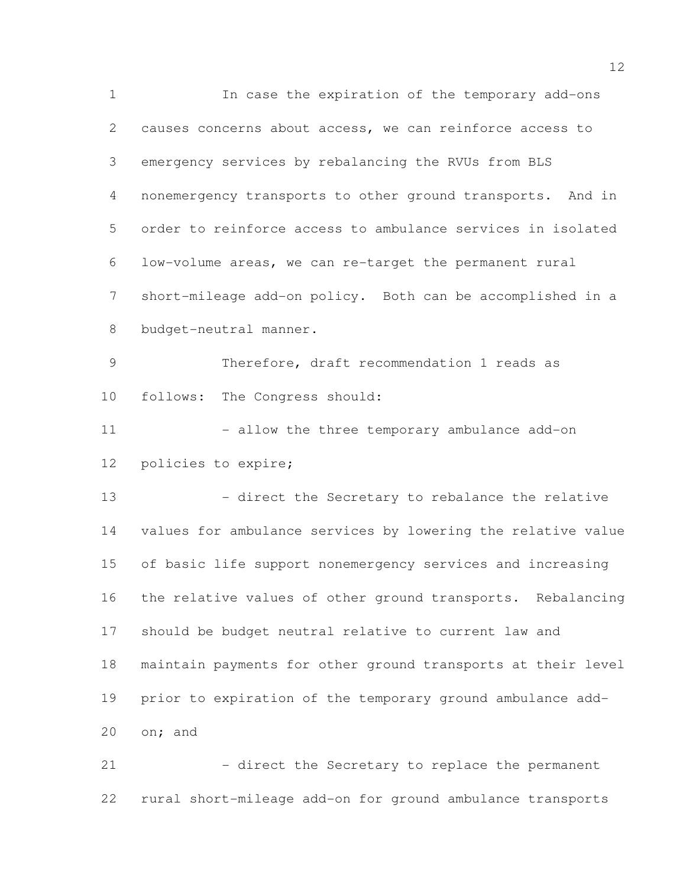In case the expiration of the temporary add-ons causes concerns about access, we can reinforce access to emergency services by rebalancing the RVUs from BLS nonemergency transports to other ground transports. And in order to reinforce access to ambulance services in isolated low-volume areas, we can re-target the permanent rural short-mileage add-on policy. Both can be accomplished in a budget-neutral manner.

Therefore, draft recommendation 1 reads as follows: The Congress should:

- allow the three temporary ambulance add-on policies to expire;

- direct the Secretary to rebalance the relative values for ambulance services by lowering the relative value of basic life support nonemergency services and increasing the relative values of other ground transports. Rebalancing should be budget neutral relative to current law and maintain payments for other ground transports at their level prior to expiration of the temporary ground ambulance add-on; and

- direct the Secretary to replace the permanent rural short-mileage add-on for ground ambulance transports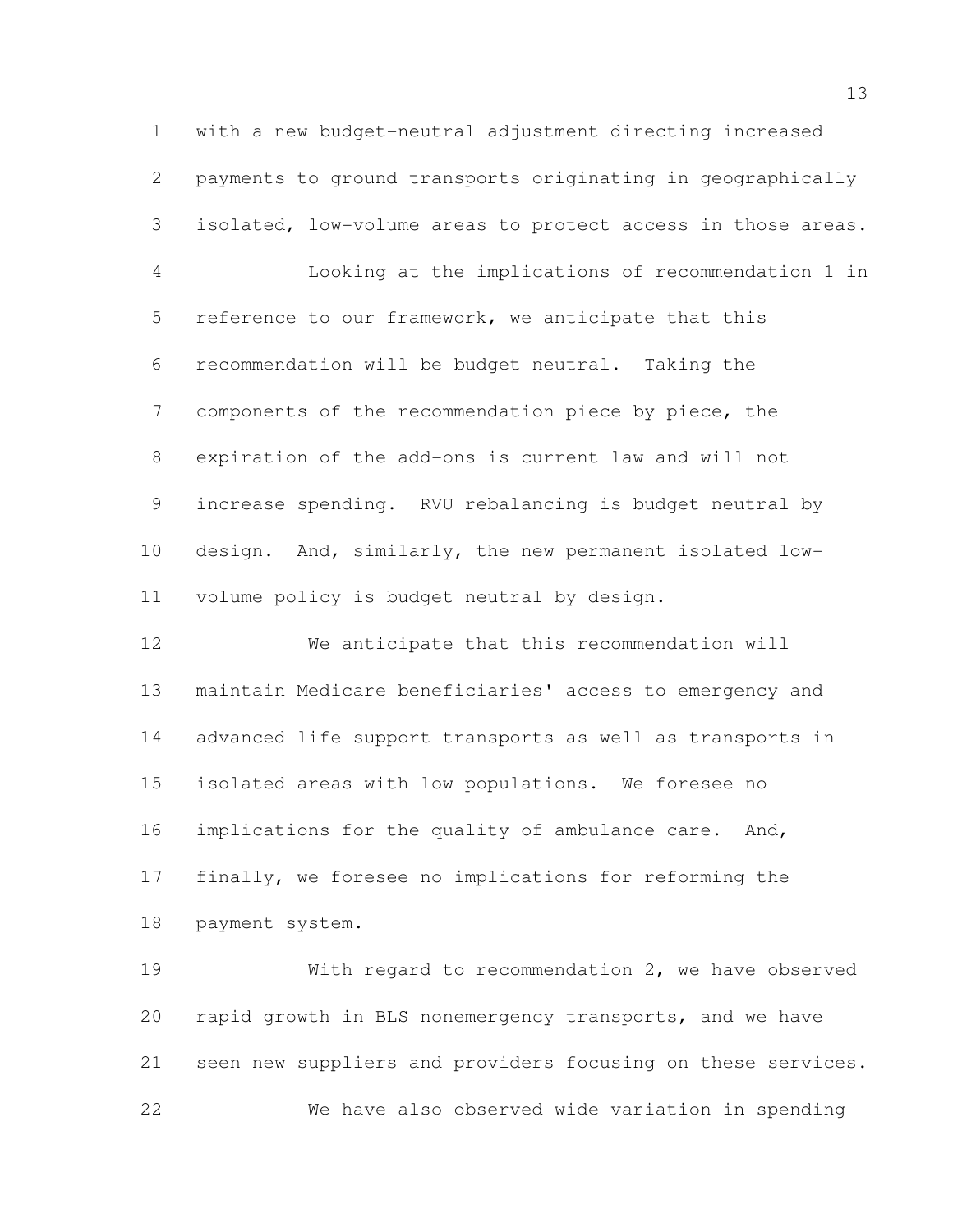with a new budget-neutral adjustment directing increased payments to ground transports originating in geographically isolated, low-volume areas to protect access in those areas.

Looking at the implications of recommendation 1 in reference to our framework, we anticipate that this recommendation will be budget neutral. Taking the components of the recommendation piece by piece, the expiration of the add-ons is current law and will not increase spending. RVU rebalancing is budget neutral by design. And, similarly, the new permanent isolated low-volume policy is budget neutral by design.

We anticipate that this recommendation will maintain Medicare beneficiaries' access to emergency and advanced life support transports as well as transports in isolated areas with low populations. We foresee no implications for the quality of ambulance care. And, finally, we foresee no implications for reforming the payment system.

With regard to recommendation 2, we have observed rapid growth in BLS nonemergency transports, and we have seen new suppliers and providers focusing on these services.

We have also observed wide variation in spending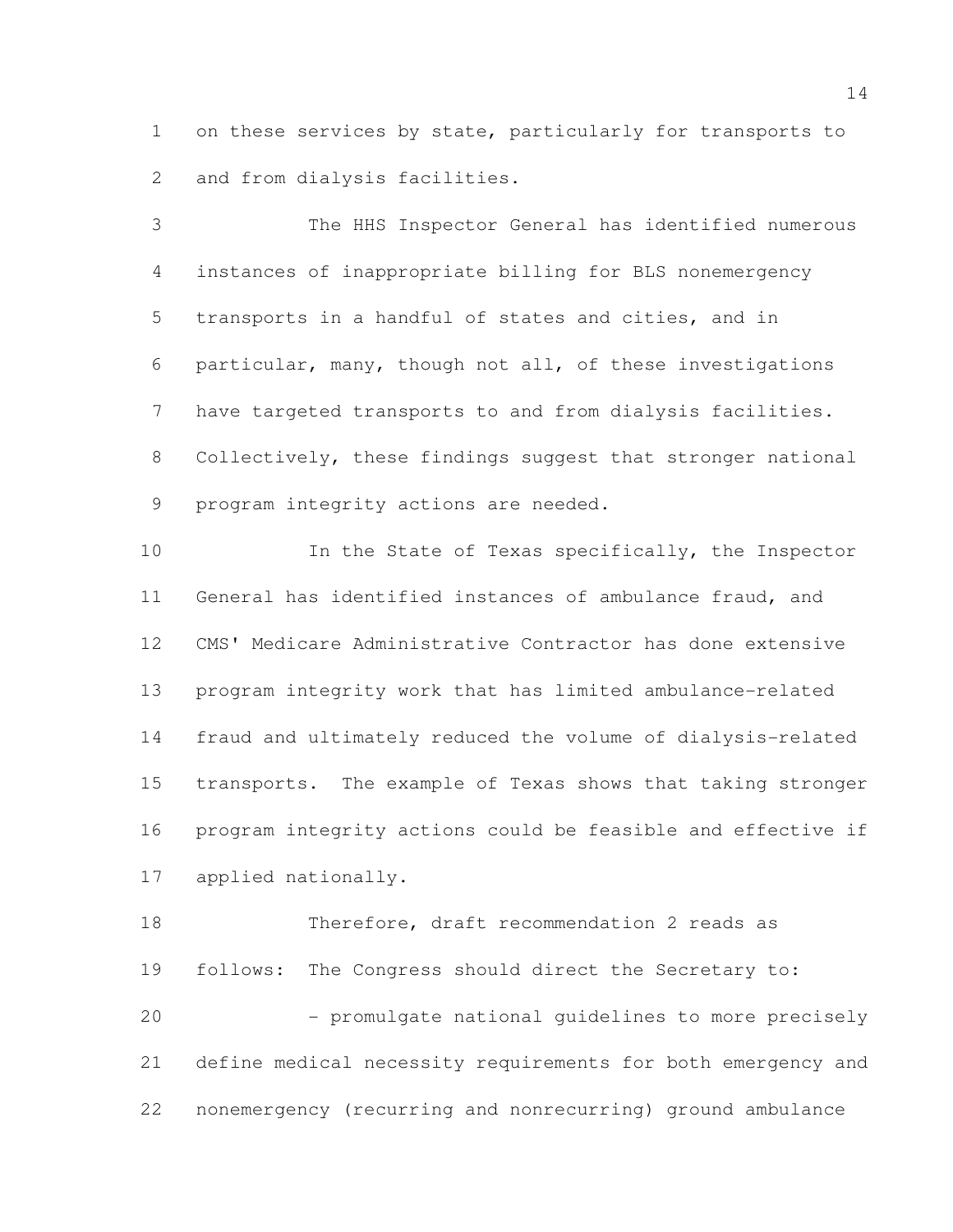on these services by state, particularly for transports to and from dialysis facilities.

The HHS Inspector General has identified numerous instances of inappropriate billing for BLS nonemergency transports in a handful of states and cities, and in particular, many, though not all, of these investigations have targeted transports to and from dialysis facilities. Collectively, these findings suggest that stronger national program integrity actions are needed.

In the State of Texas specifically, the Inspector General has identified instances of ambulance fraud, and CMS' Medicare Administrative Contractor has done extensive program integrity work that has limited ambulance-related fraud and ultimately reduced the volume of dialysis-related transports. The example of Texas shows that taking stronger program integrity actions could be feasible and effective if applied nationally.

Therefore, draft recommendation 2 reads as follows: The Congress should direct the Secretary to:

- promulgate national guidelines to more precisely define medical necessity requirements for both emergency and nonemergency (recurring and nonrecurring) ground ambulance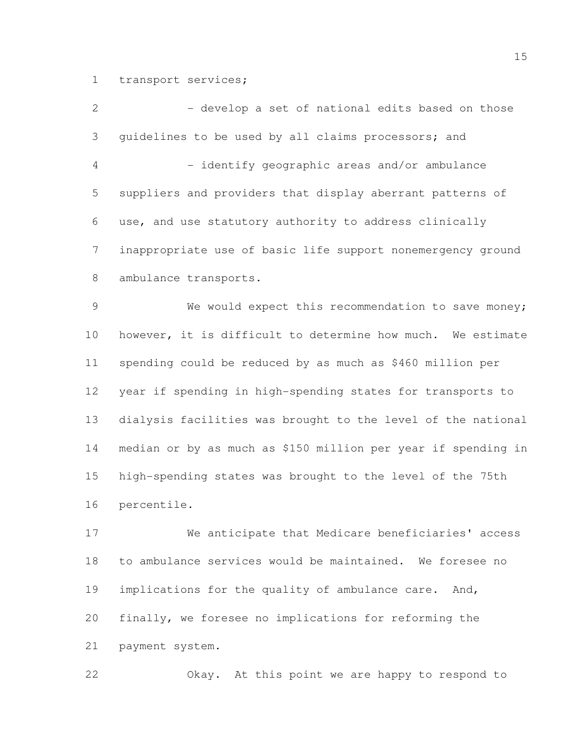transport services;

- develop a set of national edits based on those guidelines to be used by all claims processors; and
- identify geographic areas and/or ambulance suppliers and providers that display aberrant patterns of use, and use statutory authority to address clinically inappropriate use of basic life support nonemergency ground ambulance transports.

We would expect this recommendation to save money; however, it is difficult to determine how much. We estimate spending could be reduced by as much as $460 million per year if spending in high-spending states for transports to dialysis facilities was brought to the level of the national median or by as much as $150 million per year if spending in high-spending states was brought to the level of the 75th percentile.

We anticipate that Medicare beneficiaries' access to ambulance services would be maintained. We foresee no implications for the quality of ambulance care. And, finally, we foresee no implications for reforming the payment system.

Okay. At this point we are happy to respond to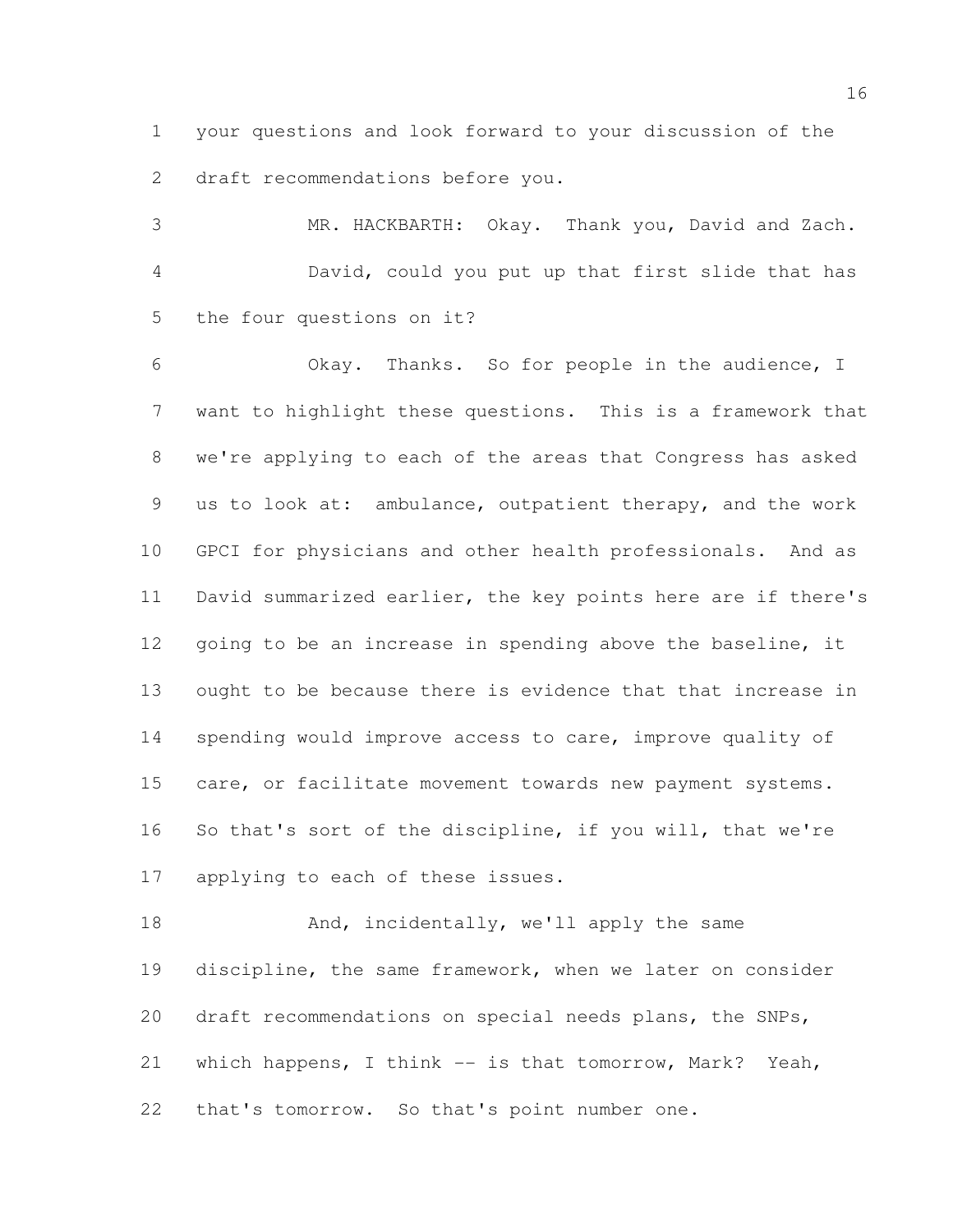your questions and look forward to your discussion of the draft recommendations before you.

MR. HACKBARTH: Okay. Thank you, David and Zach.

David, could you put up that first slide that has the four questions on it?

Okay. Thanks. So for people in the audience, I want to highlight these questions. This is a framework that we're applying to each of the areas that Congress has asked us to look at: ambulance, outpatient therapy, and the work GPCI for physicians and other health professionals. And as David summarized earlier, the key points here are if there's going to be an increase in spending above the baseline, it ought to be because there is evidence that that increase in spending would improve access to care, improve quality of care, or facilitate movement towards new payment systems. So that's sort of the discipline, if you will, that we're applying to each of these issues.

And, incidentally, we'll apply the same discipline, the same framework, when we later on consider draft recommendations on special needs plans, the SNPs, which happens, I think -- is that tomorrow, Mark? Yeah, that's tomorrow. So that's point number one.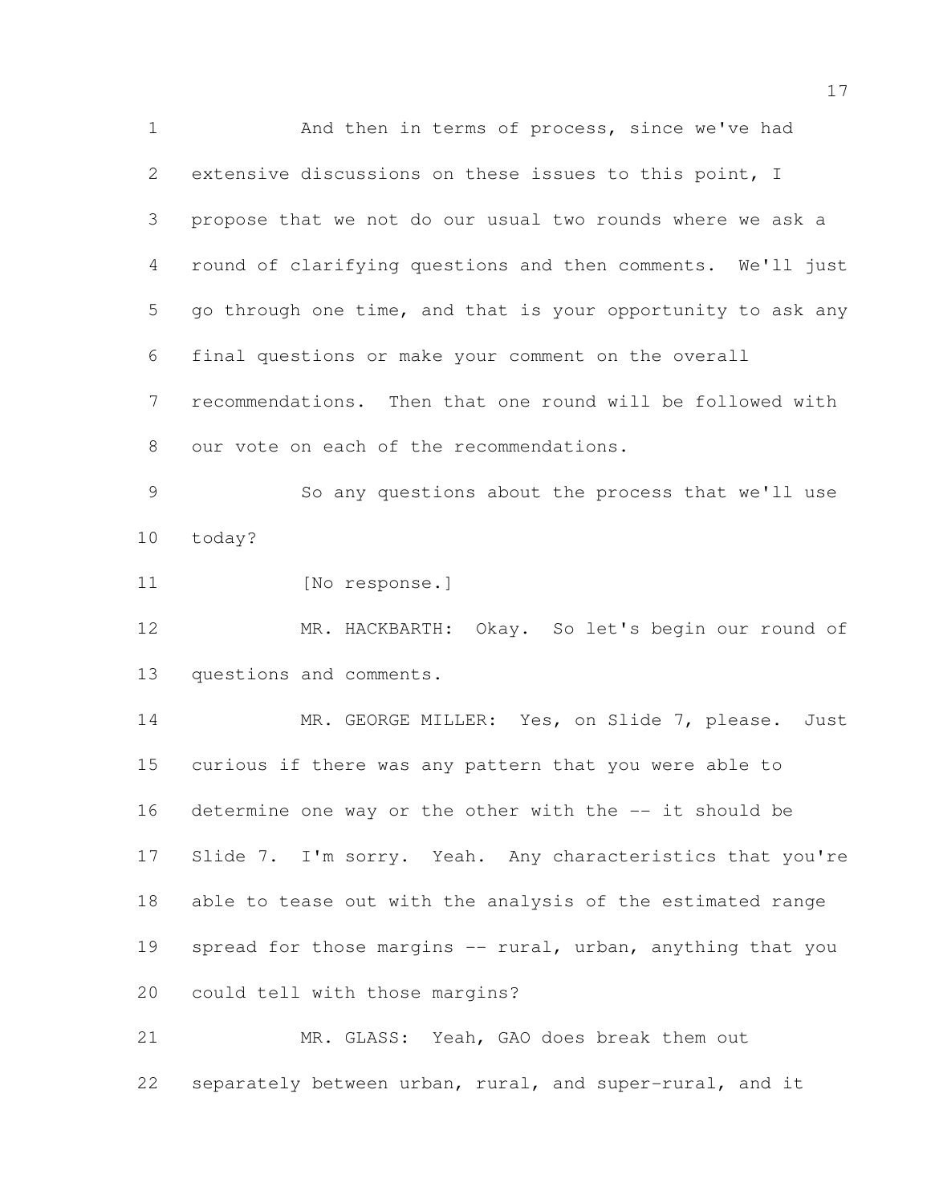And then in terms of process, since we've had extensive discussions on these issues to this point, I propose that we not do our usual two rounds where we ask a round of clarifying questions and then comments. We'll just go through one time, and that is your opportunity to ask any final questions or make your comment on the overall recommendations. Then that one round will be followed with our vote on each of the recommendations.

So any questions about the process that we'll use today?

[No response.]

MR. HACKBARTH: Okay. So let's begin our round of questions and comments.

MR. GEORGE MILLER: Yes, on Slide 7, please. Just curious if there was any pattern that you were able to determine one way or the other with the -- it should be Slide 7. I'm sorry. Yeah. Any characteristics that you're able to tease out with the analysis of the estimated range spread for those margins -- rural, urban, anything that you could tell with those margins?

MR. GLASS: Yeah, GAO does break them out separately between urban, rural, and super-rural, and it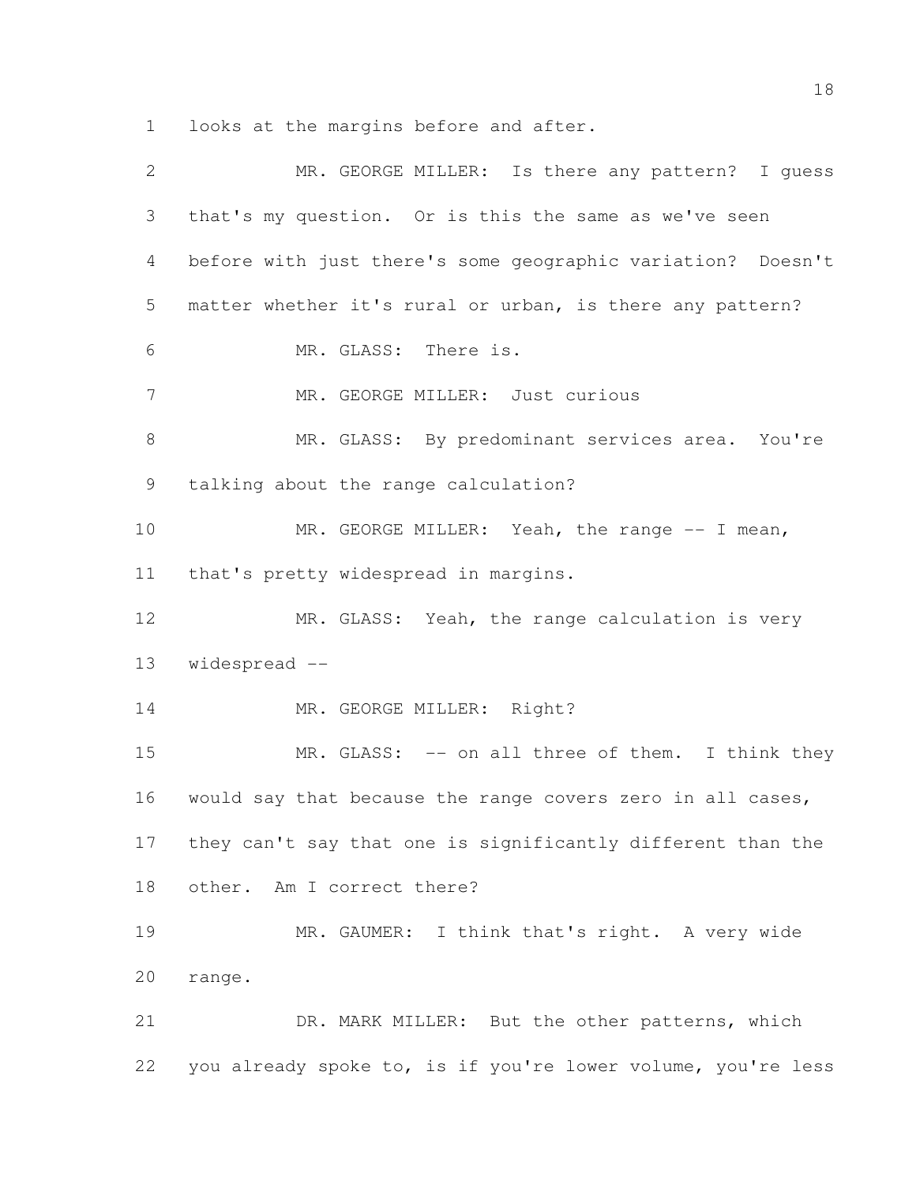looks at the margins before and after.

MR. GEORGE MILLER: Is there any pattern? I guess that's my question. Or is this the same as we've seen before with just there's some geographic variation? Doesn't matter whether it's rural or urban, is there any pattern?

MR. GLASS: There is.

MR. GEORGE MILLER: Just curious

MR. GLASS: By predominant services area. You're talking about the range calculation?

MR. GEORGE MILLER: Yeah, the range -- I mean, that's pretty widespread in margins.

MR. GLASS: Yeah, the range calculation is very widespread --

MR. GEORGE MILLER: Right?

MR. GLASS: -- on all three of them. I think they would say that because the range covers zero in all cases, they can't say that one is significantly different than the other. Am I correct there?

MR. GAUMER: I think that's right. A very wide range.

DR. MARK MILLER: But the other patterns, which you already spoke to, is if you're lower volume, you're less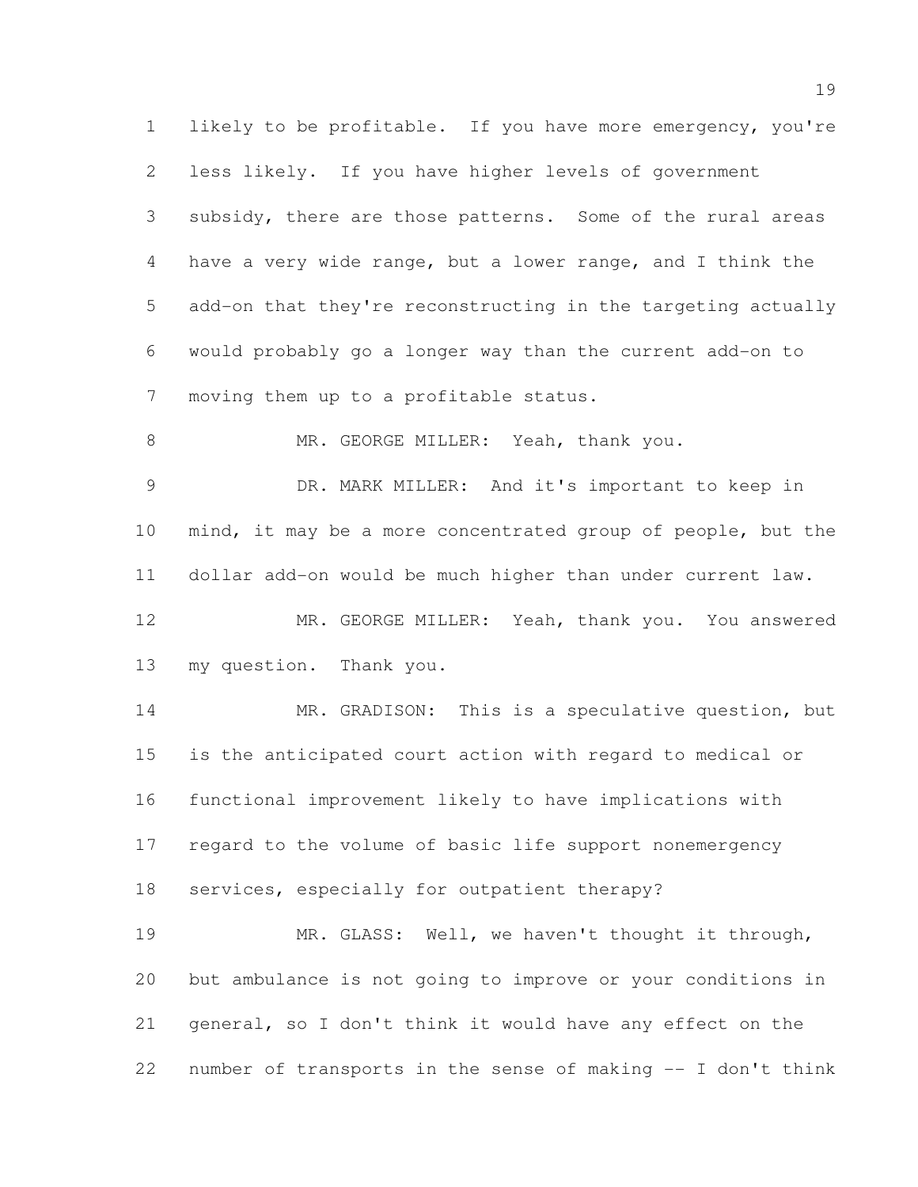likely to be profitable. If you have more emergency, you're less likely. If you have higher levels of government subsidy, there are those patterns. Some of the rural areas have a very wide range, but a lower range, and I think the add-on that they're reconstructing in the targeting actually would probably go a longer way than the current add-on to moving them up to a profitable status.

MR. GEORGE MILLER: Yeah, thank you.

DR. MARK MILLER: And it's important to keep in mind, it may be a more concentrated group of people, but the dollar add-on would be much higher than under current law.

MR. GEORGE MILLER: Yeah, thank you. You answered my question. Thank you.

MR. GRADISON: This is a speculative question, but is the anticipated court action with regard to medical or functional improvement likely to have implications with regard to the volume of basic life support nonemergency services, especially for outpatient therapy?

MR. GLASS: Well, we haven't thought it through, but ambulance is not going to improve or your conditions in general, so I don't think it would have any effect on the number of transports in the sense of making -- I don't think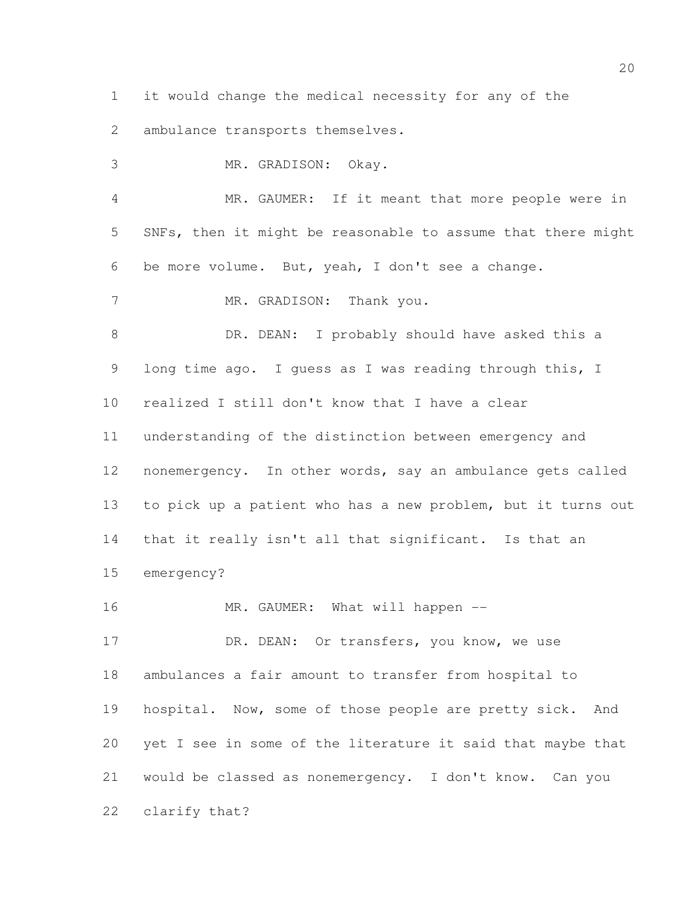it would change the medical necessity for any of the ambulance transports themselves.

MR. GRADISON: Okay.

MR. GAUMER: If it meant that more people were in SNFs, then it might be reasonable to assume that there might be more volume. But, yeah, I don't see a change.

MR. GRADISON: Thank you.

DR. DEAN: I probably should have asked this a long time ago. I guess as I was reading through this, I realized I still don't know that I have a clear understanding of the distinction between emergency and nonemergency. In other words, say an ambulance gets called to pick up a patient who has a new problem, but it turns out that it really isn't all that significant. Is that an emergency?

MR. GAUMER: What will happen --

DR. DEAN: Or transfers, you know, we use ambulances a fair amount to transfer from hospital to hospital. Now, some of those people are pretty sick. And yet I see in some of the literature it said that maybe that would be classed as nonemergency. I don't know. Can you clarify that?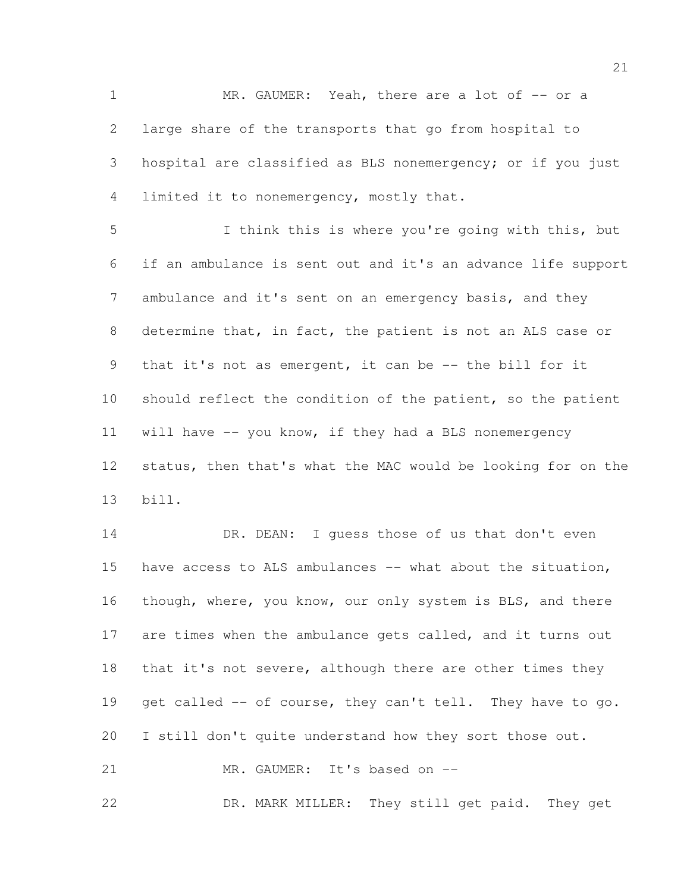MR. GAUMER: Yeah, there are a lot of -- or a large share of the transports that go from hospital to hospital are classified as BLS nonemergency; or if you just limited it to nonemergency, mostly that.

I think this is where you're going with this, but if an ambulance is sent out and it's an advance life support ambulance and it's sent on an emergency basis, and they determine that, in fact, the patient is not an ALS case or that it's not as emergent, it can be -- the bill for it should reflect the condition of the patient, so the patient will have -- you know, if they had a BLS nonemergency status, then that's what the MAC would be looking for on the bill.

DR. DEAN: I guess those of us that don't even have access to ALS ambulances -- what about the situation, though, where, you know, our only system is BLS, and there are times when the ambulance gets called, and it turns out that it's not severe, although there are other times they get called -- of course, they can't tell. They have to go. I still don't quite understand how they sort those out.

MR. GAUMER: It's based on --

DR. MARK MILLER: They still get paid. They get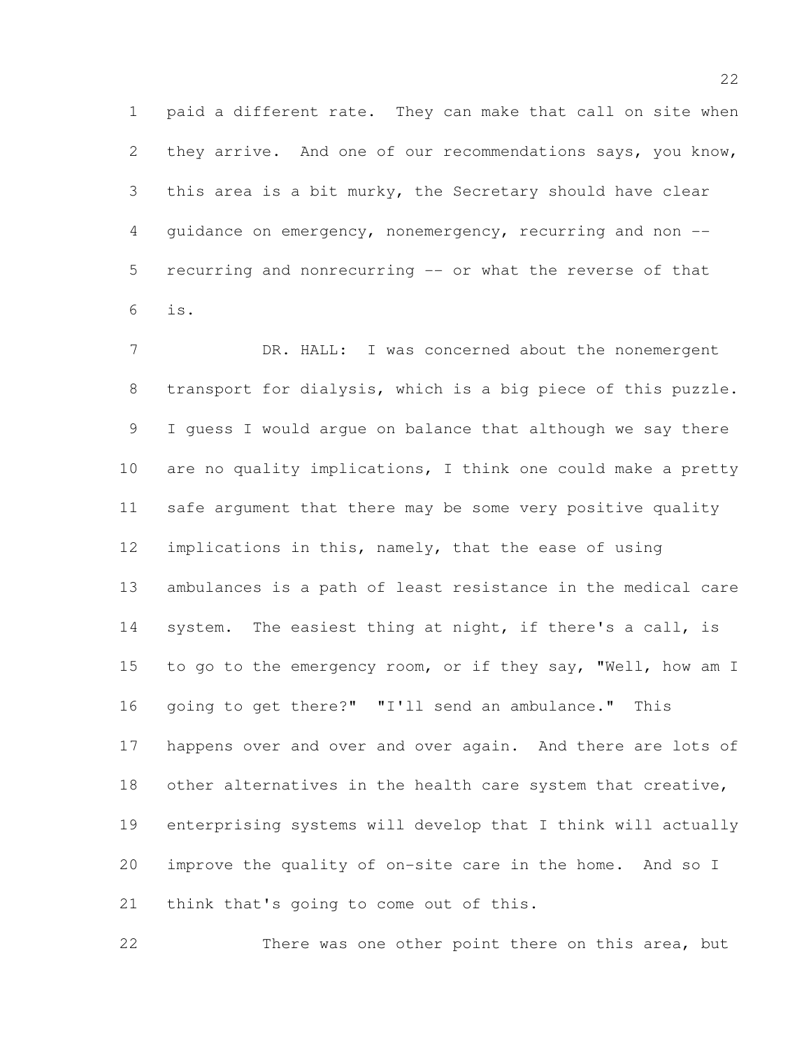paid a different rate. They can make that call on site when they arrive. And one of our recommendations says, you know, this area is a bit murky, the Secretary should have clear guidance on emergency, nonemergency, recurring and non -- recurring and nonrecurring -- or what the reverse of that is.

DR. HALL: I was concerned about the nonemergent transport for dialysis, which is a big piece of this puzzle. I guess I would argue on balance that although we say there are no quality implications, I think one could make a pretty safe argument that there may be some very positive quality implications in this, namely, that the ease of using ambulances is a path of least resistance in the medical care system. The easiest thing at night, if there's a call, is to go to the emergency room, or if they say, "Well, how am I going to get there?" "I'll send an ambulance." This happens over and over and over again. And there are lots of other alternatives in the health care system that creative, enterprising systems will develop that I think will actually improve the quality of on-site care in the home. And so I think that's going to come out of this.

There was one other point there on this area, but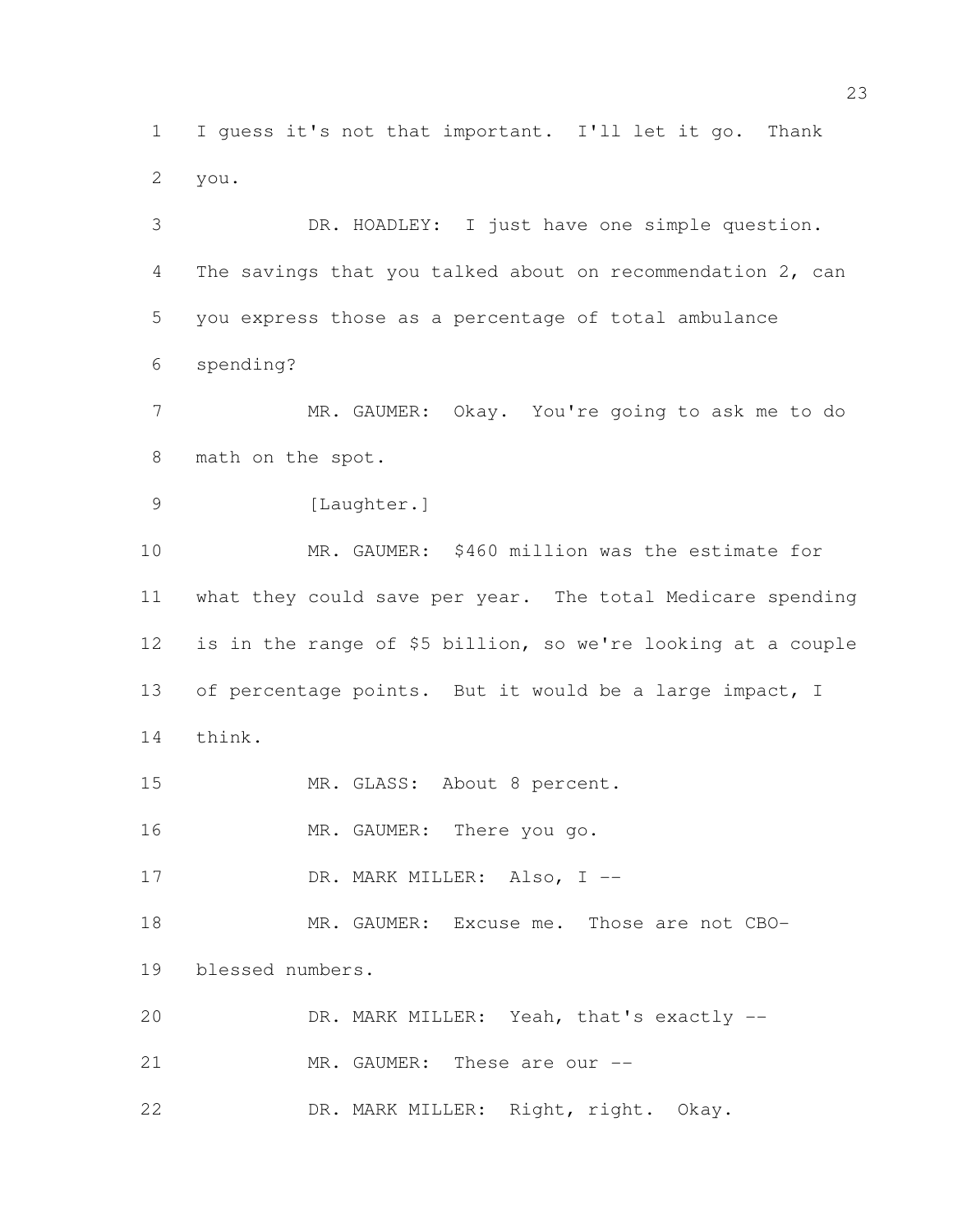I guess it's not that important. I'll let it go. Thank you.

DR. HOADLEY: I just have one simple question. The savings that you talked about on recommendation 2, can you express those as a percentage of total ambulance spending?

MR. GAUMER: Okay. You're going to ask me to do math on the spot.

[Laughter.]

MR. GAUMER: $460 million was the estimate for what they could save per year. The total Medicare spending is in the range of $5 billion, so we're looking at a couple of percentage points. But it would be a large impact, I think.

MR. GLASS: About 8 percent.

MR. GAUMER: There you go.

DR. MARK MILLER: Also, I --

MR. GAUMER: Excuse me. Those are not CBO-blessed numbers.

DR. MARK MILLER: Yeah, that's exactly --

MR. GAUMER: These are our --

DR. MARK MILLER: Right, right. Okay.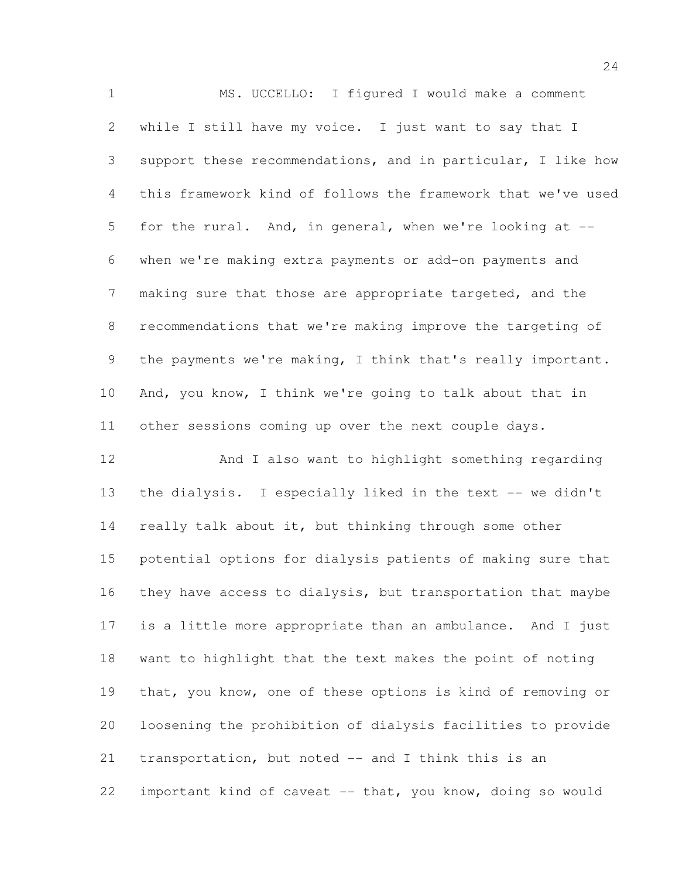MS. UCCELLO: I figured I would make a comment while I still have my voice. I just want to say that I support these recommendations, and in particular, I like how this framework kind of follows the framework that we've used for the rural. And, in general, when we're looking at -- when we're making extra payments or add-on payments and making sure that those are appropriate targeted, and the recommendations that we're making improve the targeting of the payments we're making, I think that's really important. And, you know, I think we're going to talk about that in other sessions coming up over the next couple days.

And I also want to highlight something regarding the dialysis. I especially liked in the text -- we didn't really talk about it, but thinking through some other potential options for dialysis patients of making sure that they have access to dialysis, but transportation that maybe is a little more appropriate than an ambulance. And I just want to highlight that the text makes the point of noting that, you know, one of these options is kind of removing or loosening the prohibition of dialysis facilities to provide transportation, but noted -- and I think this is an important kind of caveat -- that, you know, doing so would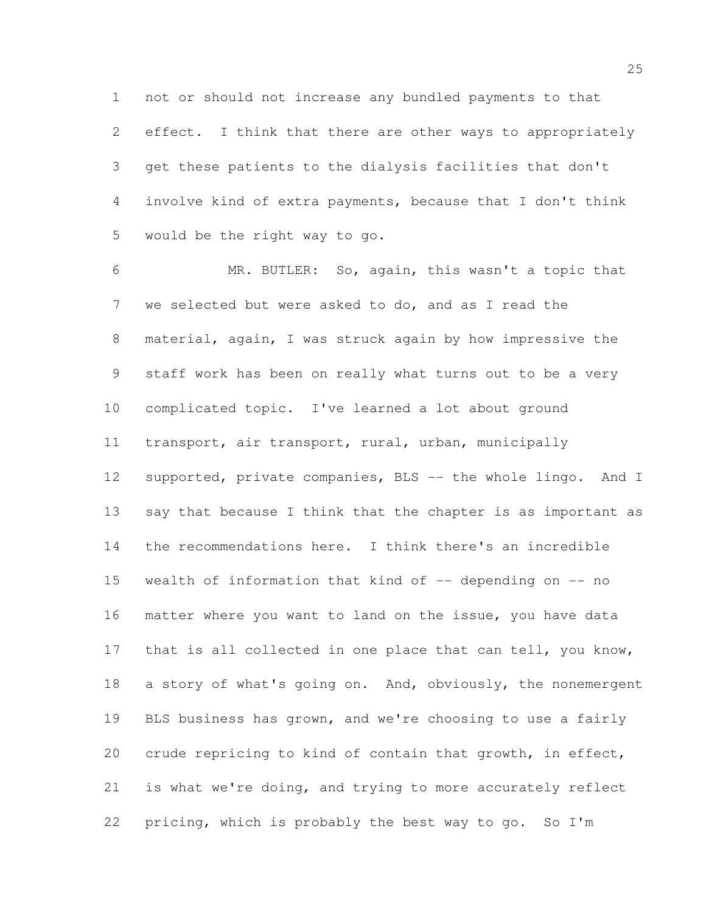not or should not increase any bundled payments to that effect. I think that there are other ways to appropriately get these patients to the dialysis facilities that don't involve kind of extra payments, because that I don't think would be the right way to go.

MR. BUTLER: So, again, this wasn't a topic that we selected but were asked to do, and as I read the material, again, I was struck again by how impressive the staff work has been on really what turns out to be a very complicated topic. I've learned a lot about ground transport, air transport, rural, urban, municipally supported, private companies, BLS -- the whole lingo. And I say that because I think that the chapter is as important as the recommendations here. I think there's an incredible wealth of information that kind of -- depending on -- no matter where you want to land on the issue, you have data that is all collected in one place that can tell, you know, a story of what's going on. And, obviously, the nonemergent BLS business has grown, and we're choosing to use a fairly crude repricing to kind of contain that growth, in effect, is what we're doing, and trying to more accurately reflect pricing, which is probably the best way to go. So I'm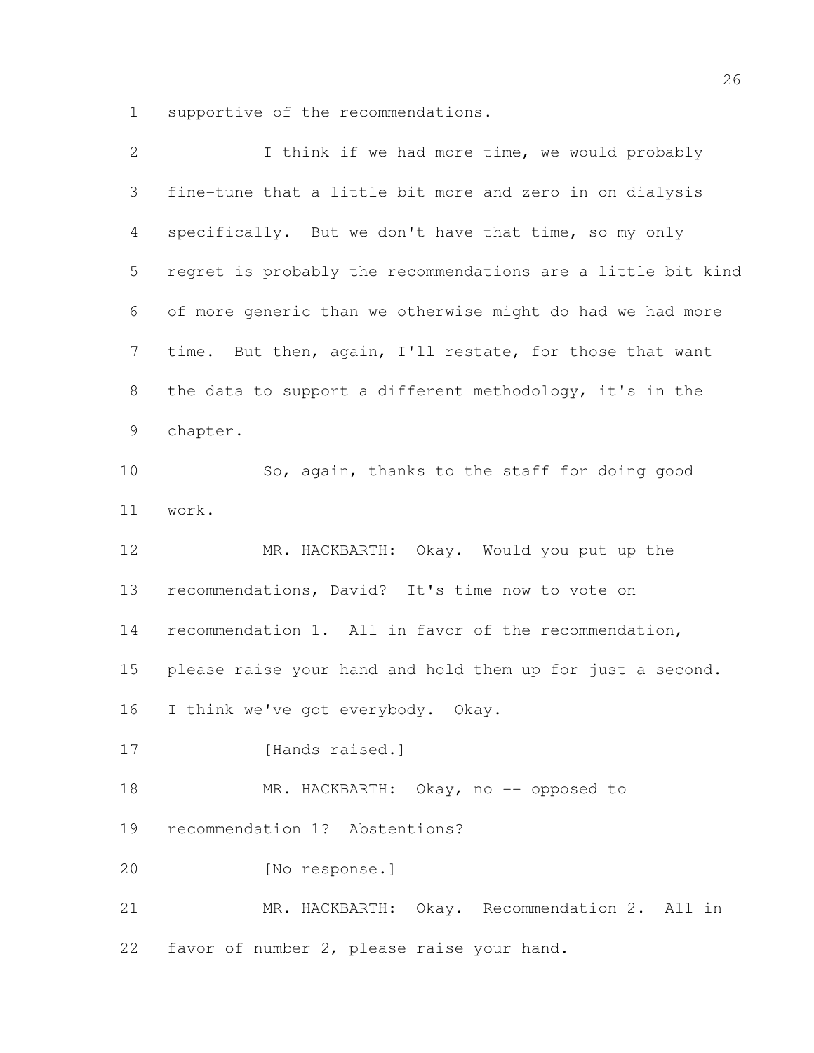supportive of the recommendations.

I think if we had more time, we would probably fine-tune that a little bit more and zero in on dialysis specifically. But we don't have that time, so my only regret is probably the recommendations are a little bit kind of more generic than we otherwise might do had we had more time. But then, again, I'll restate, for those that want the data to support a different methodology, it's in the chapter.

So, again, thanks to the staff for doing good work.

MR. HACKBARTH: Okay. Would you put up the recommendations, David? It's time now to vote on recommendation 1. All in favor of the recommendation, please raise your hand and hold them up for just a second. I think we've got everybody. Okay.

[Hands raised.]

MR. HACKBARTH: Okay, no -- opposed to recommendation 1? Abstentions?

[No response.]

MR. HACKBARTH: Okay. Recommendation 2. All in favor of number 2, please raise your hand.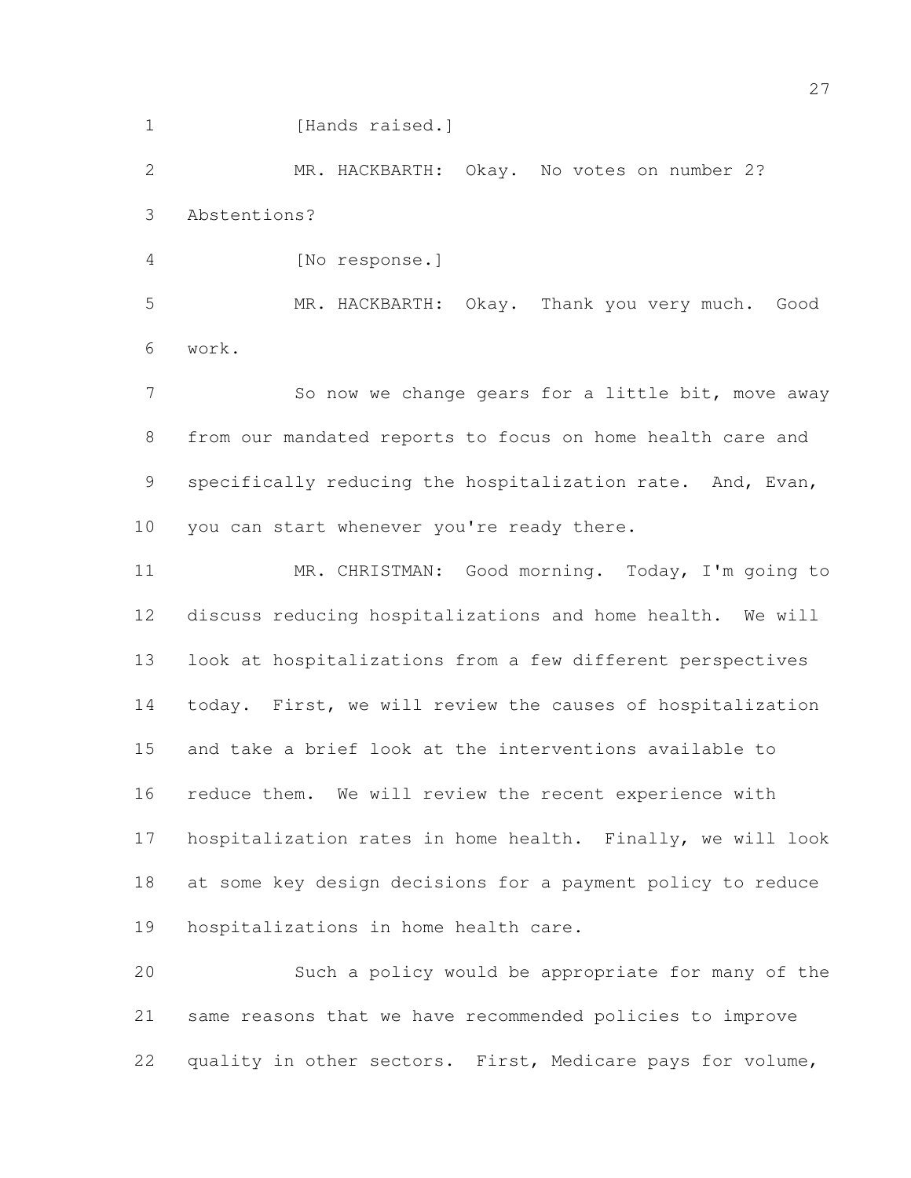[Hands raised.]

MR. HACKBARTH: Okay. No votes on number 2? Abstentions?

[No response.]

MR. HACKBARTH: Okay. Thank you very much. Good work.

So now we change gears for a little bit, move away from our mandated reports to focus on home health care and specifically reducing the hospitalization rate. And, Evan, you can start whenever you're ready there.

MR. CHRISTMAN: Good morning. Today, I'm going to discuss reducing hospitalizations and home health. We will look at hospitalizations from a few different perspectives today. First, we will review the causes of hospitalization and take a brief look at the interventions available to reduce them. We will review the recent experience with hospitalization rates in home health. Finally, we will look at some key design decisions for a payment policy to reduce hospitalizations in home health care.

Such a policy would be appropriate for many of the same reasons that we have recommended policies to improve quality in other sectors. First, Medicare pays for volume,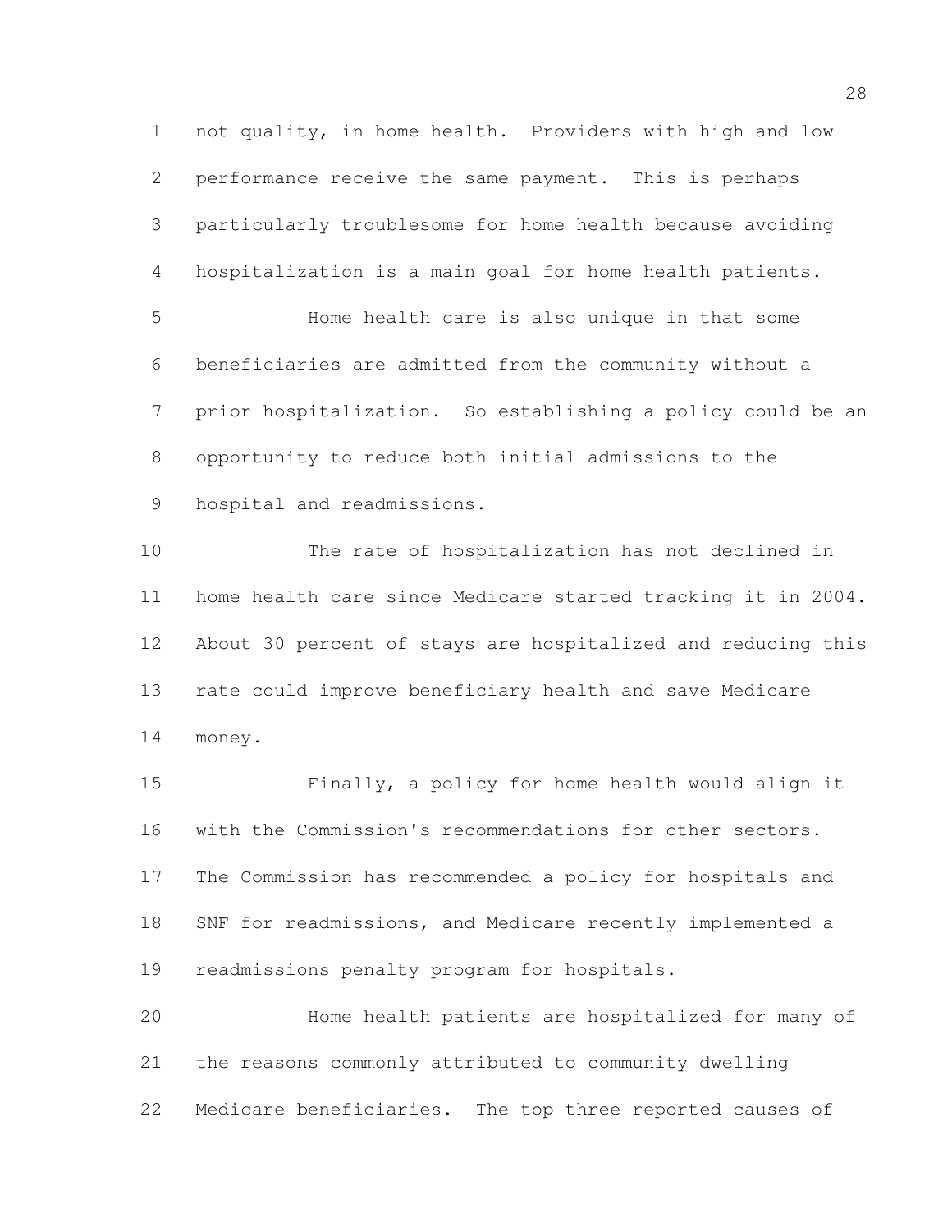not quality, in home health. Providers with high and low performance receive the same payment. This is perhaps particularly troublesome for home health because avoiding hospitalization is a main goal for home health patients.

Home health care is also unique in that some beneficiaries are admitted from the community without a prior hospitalization. So establishing a policy could be an opportunity to reduce both initial admissions to the hospital and readmissions.

The rate of hospitalization has not declined in home health care since Medicare started tracking it in 2004. About 30 percent of stays are hospitalized and reducing this rate could improve beneficiary health and save Medicare money.

Finally, a policy for home health would align it with the Commission's recommendations for other sectors. The Commission has recommended a policy for hospitals and SNF for readmissions, and Medicare recently implemented a readmissions penalty program for hospitals.

Home health patients are hospitalized for many of the reasons commonly attributed to community dwelling Medicare beneficiaries. The top three reported causes of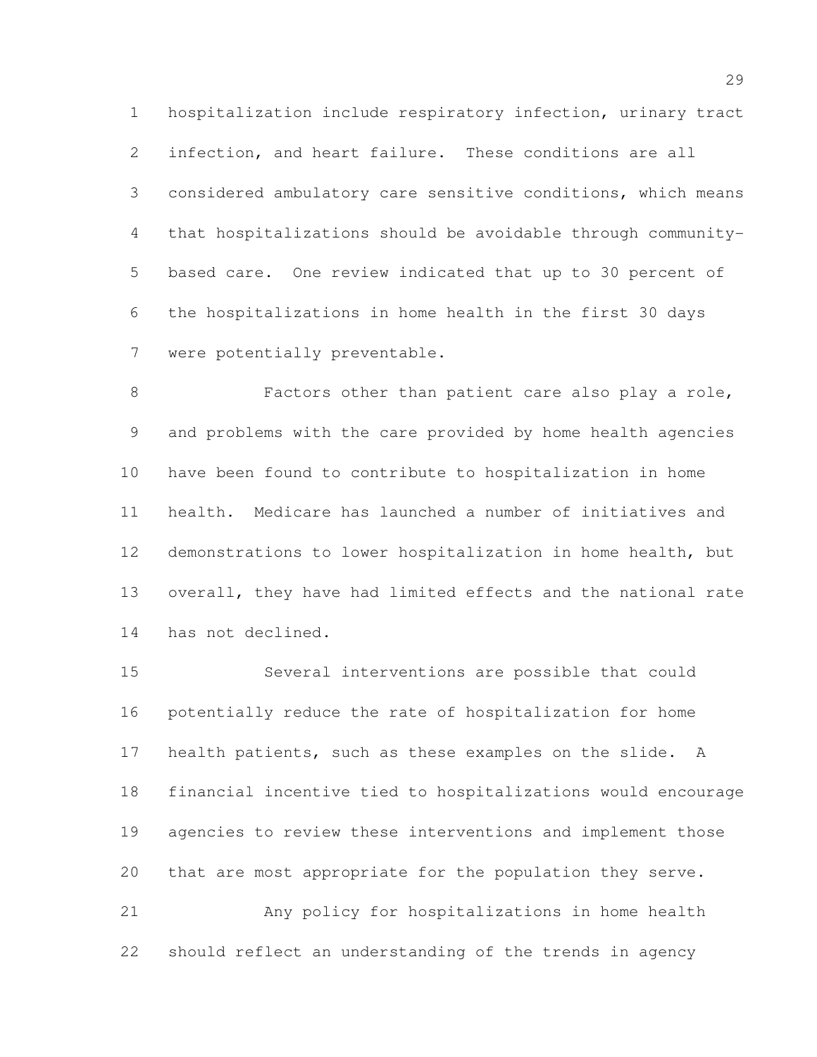hospitalization include respiratory infection, urinary tract infection, and heart failure. These conditions are all considered ambulatory care sensitive conditions, which means that hospitalizations should be avoidable through community-based care. One review indicated that up to 30 percent of the hospitalizations in home health in the first 30 days were potentially preventable.

Factors other than patient care also play a role, and problems with the care provided by home health agencies have been found to contribute to hospitalization in home health. Medicare has launched a number of initiatives and demonstrations to lower hospitalization in home health, but overall, they have had limited effects and the national rate has not declined.

Several interventions are possible that could potentially reduce the rate of hospitalization for home health patients, such as these examples on the slide. A financial incentive tied to hospitalizations would encourage agencies to review these interventions and implement those that are most appropriate for the population they serve.

Any policy for hospitalizations in home health should reflect an understanding of the trends in agency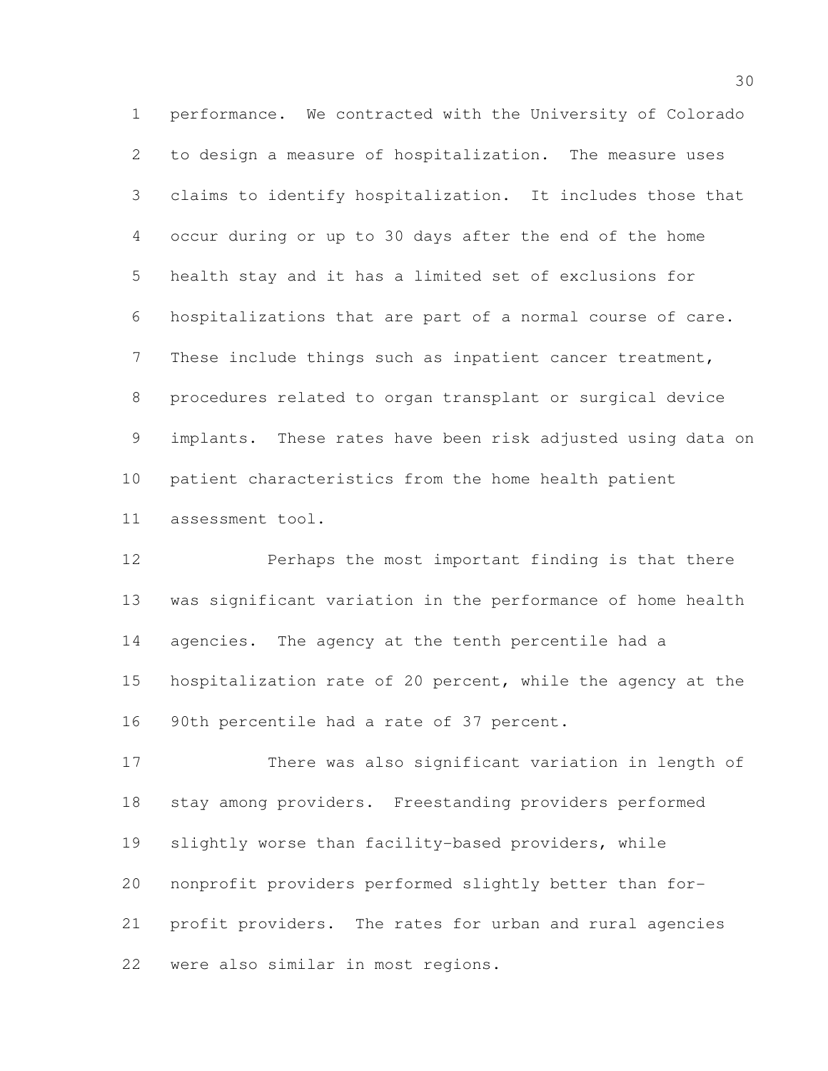performance. We contracted with the University of Colorado to design a measure of hospitalization. The measure uses claims to identify hospitalization. It includes those that occur during or up to 30 days after the end of the home health stay and it has a limited set of exclusions for hospitalizations that are part of a normal course of care. These include things such as inpatient cancer treatment, procedures related to organ transplant or surgical device implants. These rates have been risk adjusted using data on patient characteristics from the home health patient assessment tool.

Perhaps the most important finding is that there was significant variation in the performance of home health agencies. The agency at the tenth percentile had a hospitalization rate of 20 percent, while the agency at the 90th percentile had a rate of 37 percent.

There was also significant variation in length of stay among providers. Freestanding providers performed slightly worse than facility-based providers, while nonprofit providers performed slightly better than for-profit providers. The rates for urban and rural agencies were also similar in most regions.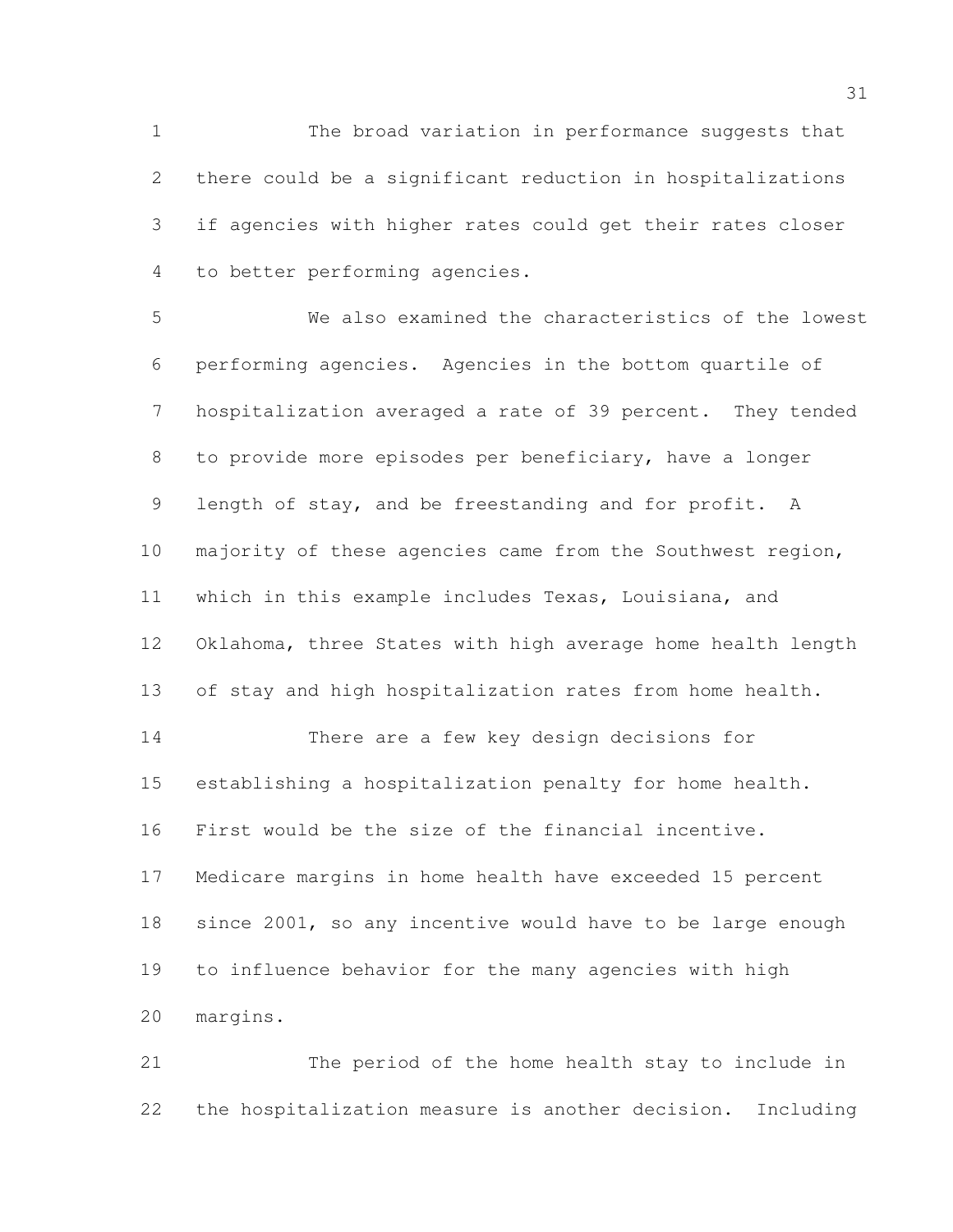The broad variation in performance suggests that there could be a significant reduction in hospitalizations if agencies with higher rates could get their rates closer to better performing agencies.

We also examined the characteristics of the lowest performing agencies. Agencies in the bottom quartile of hospitalization averaged a rate of 39 percent. They tended to provide more episodes per beneficiary, have a longer length of stay, and be freestanding and for profit. A majority of these agencies came from the Southwest region, which in this example includes Texas, Louisiana, and Oklahoma, three States with high average home health length of stay and high hospitalization rates from home health.

There are a few key design decisions for establishing a hospitalization penalty for home health. First would be the size of the financial incentive. Medicare margins in home health have exceeded 15 percent since 2001, so any incentive would have to be large enough to influence behavior for the many agencies with high margins.

The period of the home health stay to include in the hospitalization measure is another decision. Including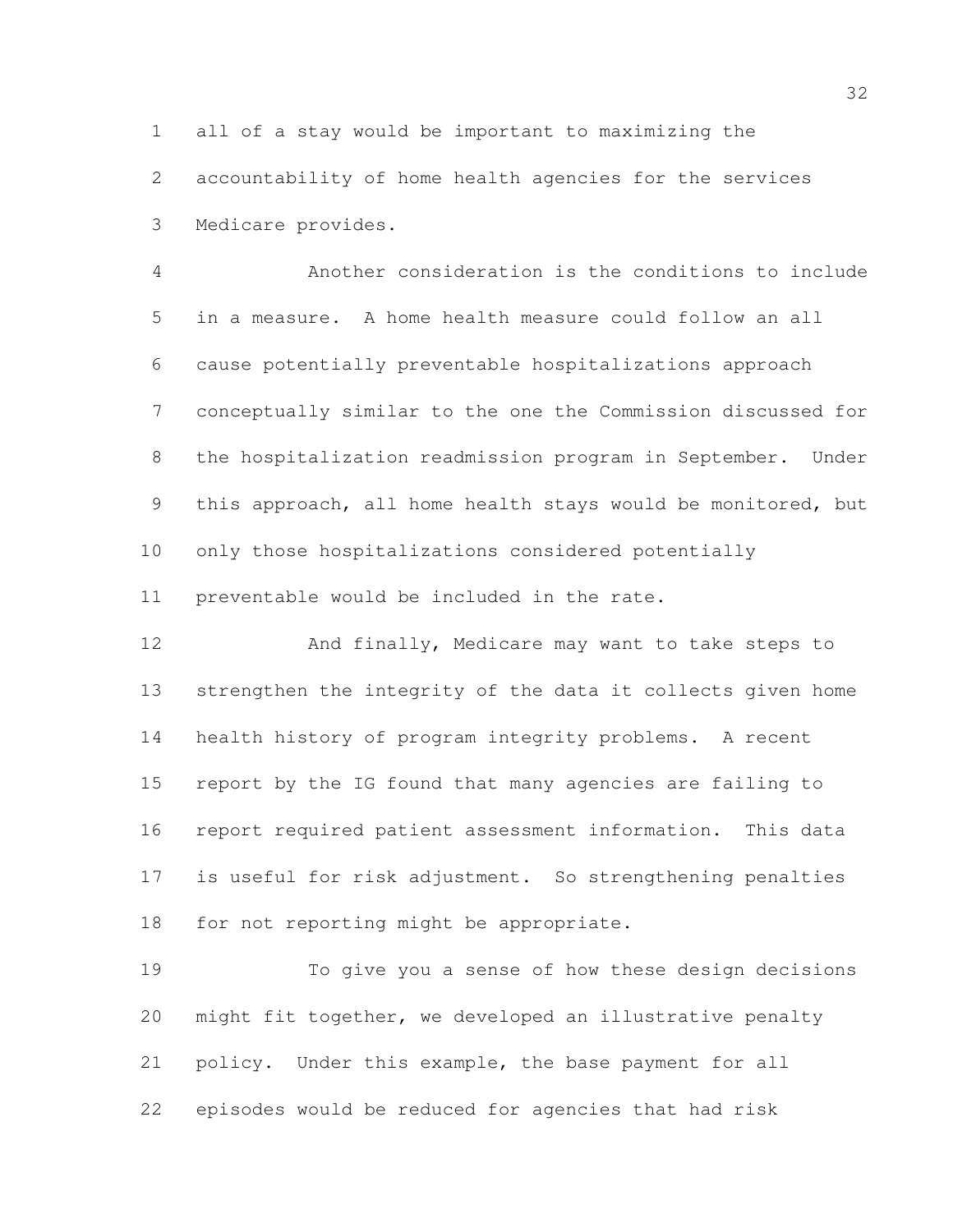all of a stay would be important to maximizing the accountability of home health agencies for the services Medicare provides.

Another consideration is the conditions to include in a measure. A home health measure could follow an all cause potentially preventable hospitalizations approach conceptually similar to the one the Commission discussed for the hospitalization readmission program in September. Under this approach, all home health stays would be monitored, but only those hospitalizations considered potentially preventable would be included in the rate.

And finally, Medicare may want to take steps to strengthen the integrity of the data it collects given home health history of program integrity problems. A recent report by the IG found that many agencies are failing to report required patient assessment information. This data is useful for risk adjustment. So strengthening penalties for not reporting might be appropriate.

To give you a sense of how these design decisions might fit together, we developed an illustrative penalty policy. Under this example, the base payment for all episodes would be reduced for agencies that had risk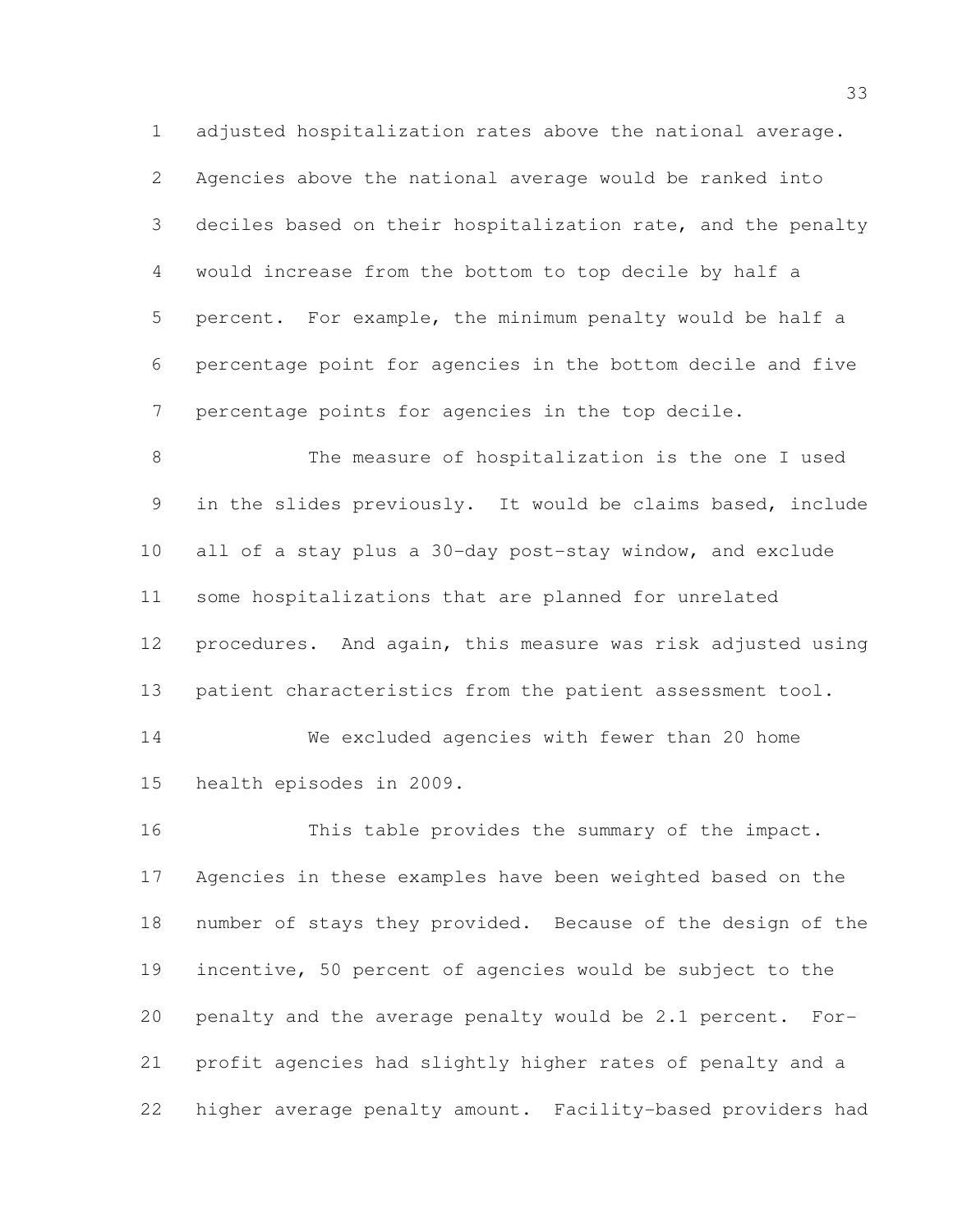adjusted hospitalization rates above the national average. Agencies above the national average would be ranked into deciles based on their hospitalization rate, and the penalty would increase from the bottom to top decile by half a percent. For example, the minimum penalty would be half a percentage point for agencies in the bottom decile and five percentage points for agencies in the top decile.

The measure of hospitalization is the one I used in the slides previously. It would be claims based, include all of a stay plus a 30-day post-stay window, and exclude some hospitalizations that are planned for unrelated procedures. And again, this measure was risk adjusted using patient characteristics from the patient assessment tool.

We excluded agencies with fewer than 20 home health episodes in 2009.

This table provides the summary of the impact. Agencies in these examples have been weighted based on the number of stays they provided. Because of the design of the incentive, 50 percent of agencies would be subject to the penalty and the average penalty would be 2.1 percent. For-profit agencies had slightly higher rates of penalty and a higher average penalty amount. Facility-based providers had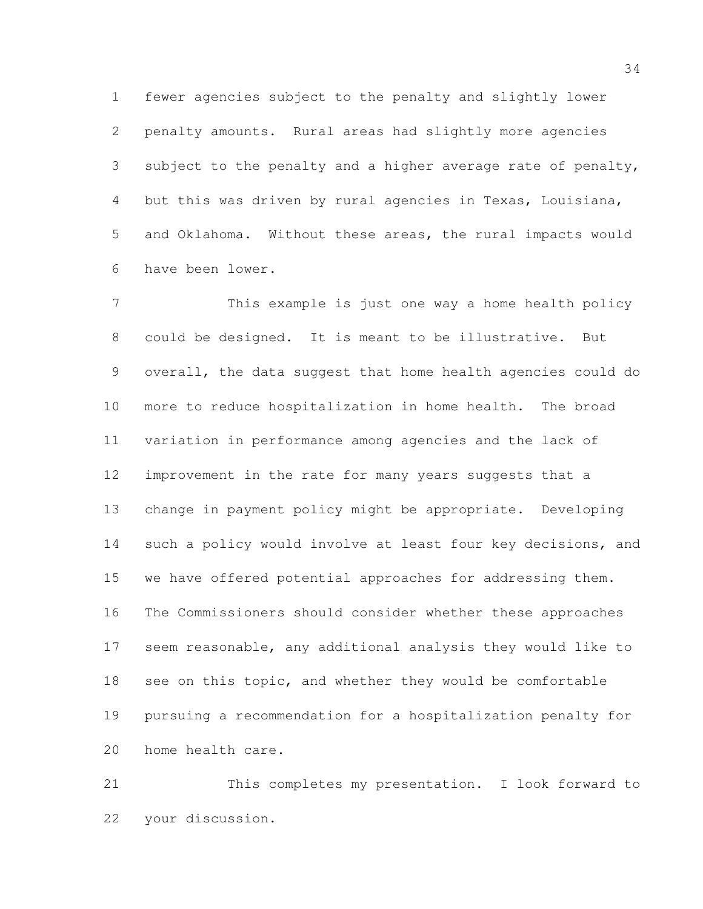fewer agencies subject to the penalty and slightly lower penalty amounts. Rural areas had slightly more agencies subject to the penalty and a higher average rate of penalty, but this was driven by rural agencies in Texas, Louisiana, and Oklahoma. Without these areas, the rural impacts would have been lower.

This example is just one way a home health policy could be designed. It is meant to be illustrative. But overall, the data suggest that home health agencies could do more to reduce hospitalization in home health. The broad variation in performance among agencies and the lack of improvement in the rate for many years suggests that a change in payment policy might be appropriate. Developing such a policy would involve at least four key decisions, and we have offered potential approaches for addressing them. The Commissioners should consider whether these approaches seem reasonable, any additional analysis they would like to see on this topic, and whether they would be comfortable pursuing a recommendation for a hospitalization penalty for home health care.

This completes my presentation. I look forward to your discussion.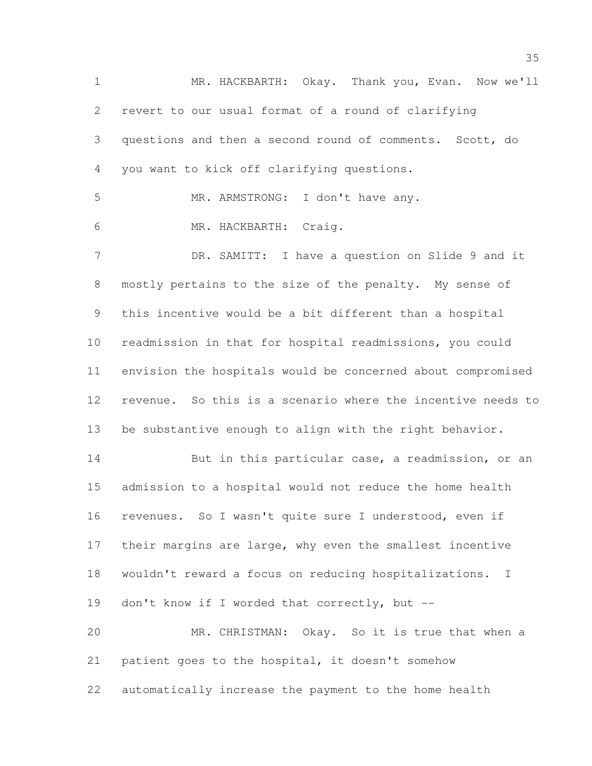MR. HACKBARTH: Okay. Thank you, Evan. Now we'll revert to our usual format of a round of clarifying questions and then a second round of comments. Scott, do you want to kick off clarifying questions.

MR. ARMSTRONG: I don't have any.

MR. HACKBARTH: Craig.

DR. SAMITT: I have a question on Slide 9 and it mostly pertains to the size of the penalty. My sense of this incentive would be a bit different than a hospital readmission in that for hospital readmissions, you could envision the hospitals would be concerned about compromised revenue. So this is a scenario where the incentive needs to be substantive enough to align with the right behavior.

But in this particular case, a readmission, or an admission to a hospital would not reduce the home health revenues. So I wasn't quite sure I understood, even if their margins are large, why even the smallest incentive wouldn't reward a focus on reducing hospitalizations. I don't know if I worded that correctly, but --

MR. CHRISTMAN: Okay. So it is true that when a patient goes to the hospital, it doesn't somehow automatically increase the payment to the home health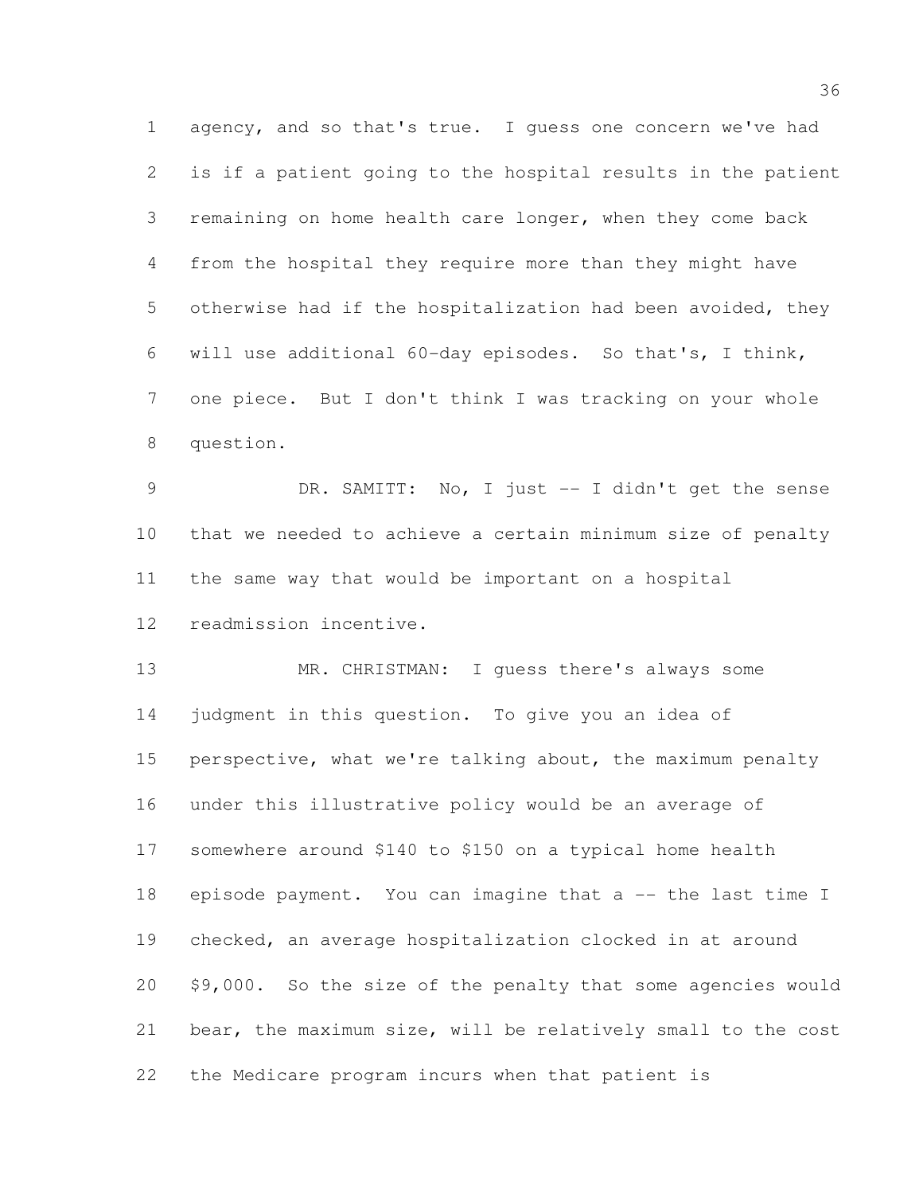agency, and so that's true. I guess one concern we've had is if a patient going to the hospital results in the patient remaining on home health care longer, when they come back from the hospital they require more than they might have otherwise had if the hospitalization had been avoided, they will use additional 60-day episodes. So that's, I think, one piece. But I don't think I was tracking on your whole question.

DR. SAMITT: No, I just -- I didn't get the sense that we needed to achieve a certain minimum size of penalty the same way that would be important on a hospital readmission incentive.

MR. CHRISTMAN: I guess there's always some judgment in this question. To give you an idea of perspective, what we're talking about, the maximum penalty under this illustrative policy would be an average of somewhere around $140 to $150 on a typical home health episode payment. You can imagine that a -- the last time I checked, an average hospitalization clocked in at around $9,000. So the size of the penalty that some agencies would bear, the maximum size, will be relatively small to the cost the Medicare program incurs when that patient is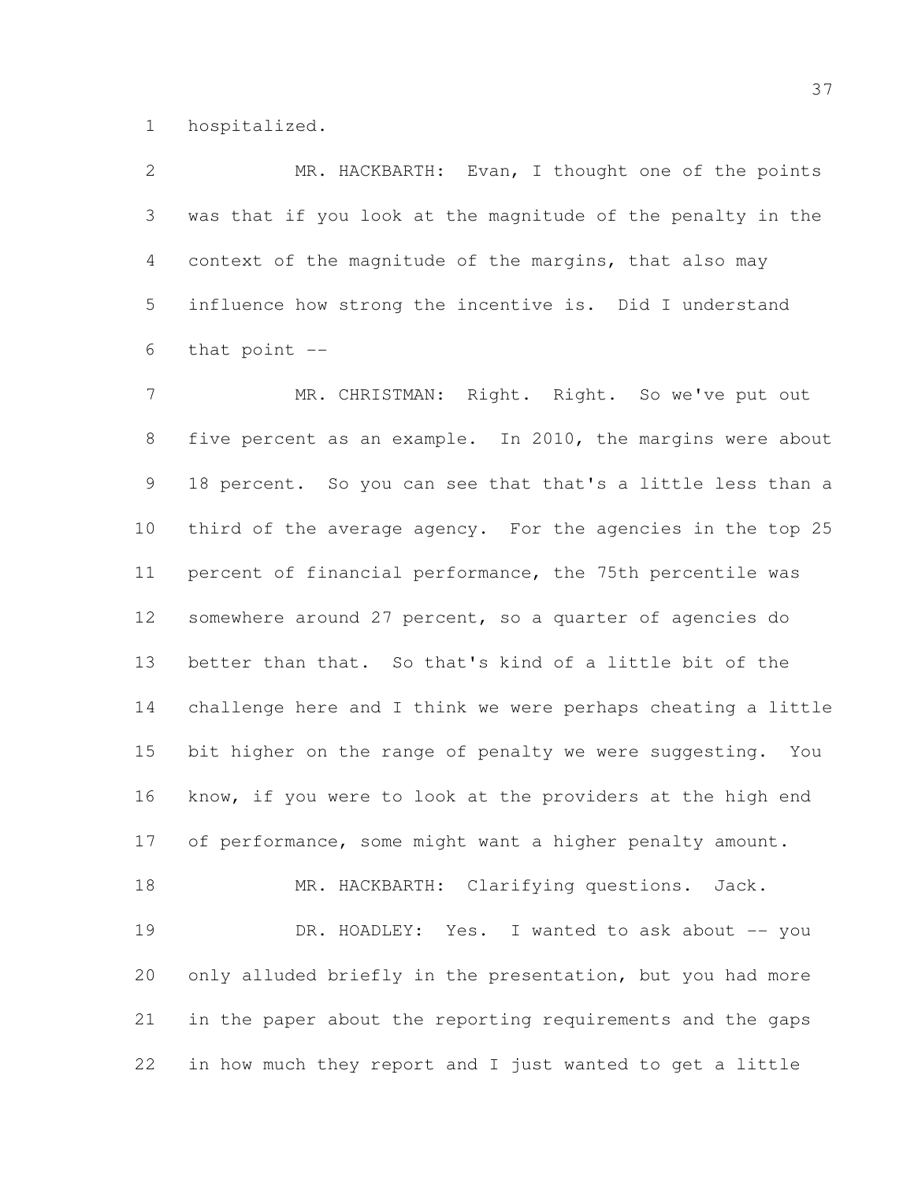hospitalized.

MR. HACKBARTH: Evan, I thought one of the points was that if you look at the magnitude of the penalty in the context of the magnitude of the margins, that also may influence how strong the incentive is. Did I understand that point --

MR. CHRISTMAN: Right. Right. So we've put out five percent as an example. In 2010, the margins were about 18 percent. So you can see that that's a little less than a third of the average agency. For the agencies in the top 25 percent of financial performance, the 75th percentile was somewhere around 27 percent, so a quarter of agencies do better than that. So that's kind of a little bit of the challenge here and I think we were perhaps cheating a little bit higher on the range of penalty we were suggesting. You know, if you were to look at the providers at the high end of performance, some might want a higher penalty amount.

MR. HACKBARTH: Clarifying questions. Jack.

DR. HOADLEY: Yes. I wanted to ask about -- you only alluded briefly in the presentation, but you had more in the paper about the reporting requirements and the gaps in how much they report and I just wanted to get a little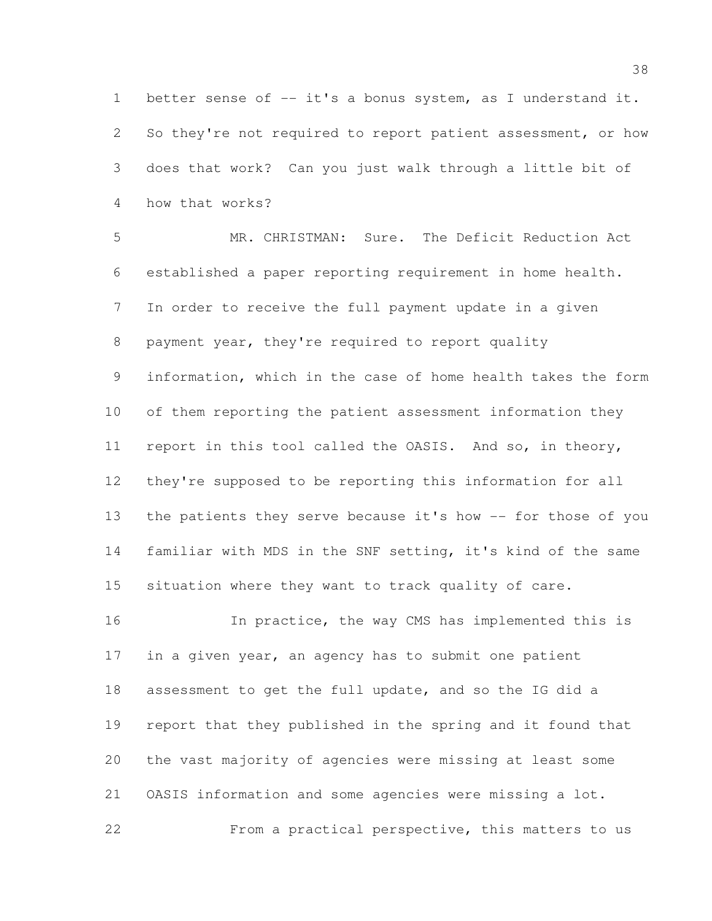better sense of -- it's a bonus system, as I understand it. So they're not required to report patient assessment, or how does that work? Can you just walk through a little bit of how that works?

MR. CHRISTMAN: Sure. The Deficit Reduction Act established a paper reporting requirement in home health. In order to receive the full payment update in a given payment year, they're required to report quality information, which in the case of home health takes the form of them reporting the patient assessment information they report in this tool called the OASIS. And so, in theory, they're supposed to be reporting this information for all the patients they serve because it's how -- for those of you familiar with MDS in the SNF setting, it's kind of the same situation where they want to track quality of care.

In practice, the way CMS has implemented this is in a given year, an agency has to submit one patient assessment to get the full update, and so the IG did a report that they published in the spring and it found that the vast majority of agencies were missing at least some OASIS information and some agencies were missing a lot.

From a practical perspective, this matters to us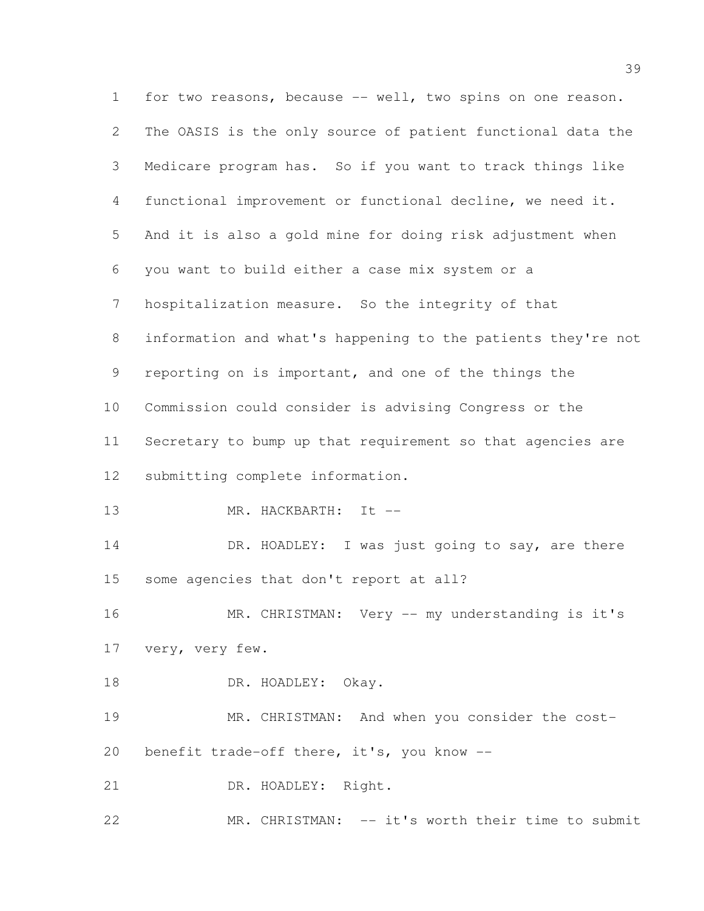for two reasons, because -- well, two spins on one reason. The OASIS is the only source of patient functional data the Medicare program has. So if you want to track things like functional improvement or functional decline, we need it. And it is also a gold mine for doing risk adjustment when you want to build either a case mix system or a hospitalization measure. So the integrity of that information and what's happening to the patients they're not reporting on is important, and one of the things the Commission could consider is advising Congress or the Secretary to bump up that requirement so that agencies are submitting complete information.

MR. HACKBARTH: It --

DR. HOADLEY: I was just going to say, are there some agencies that don't report at all?

MR. CHRISTMAN: Very -- my understanding is it's very, very few.

DR. HOADLEY: Okay.

MR. CHRISTMAN: And when you consider the cost-benefit trade-off there, it's, you know --

DR. HOADLEY: Right.

MR. CHRISTMAN: -- it's worth their time to submit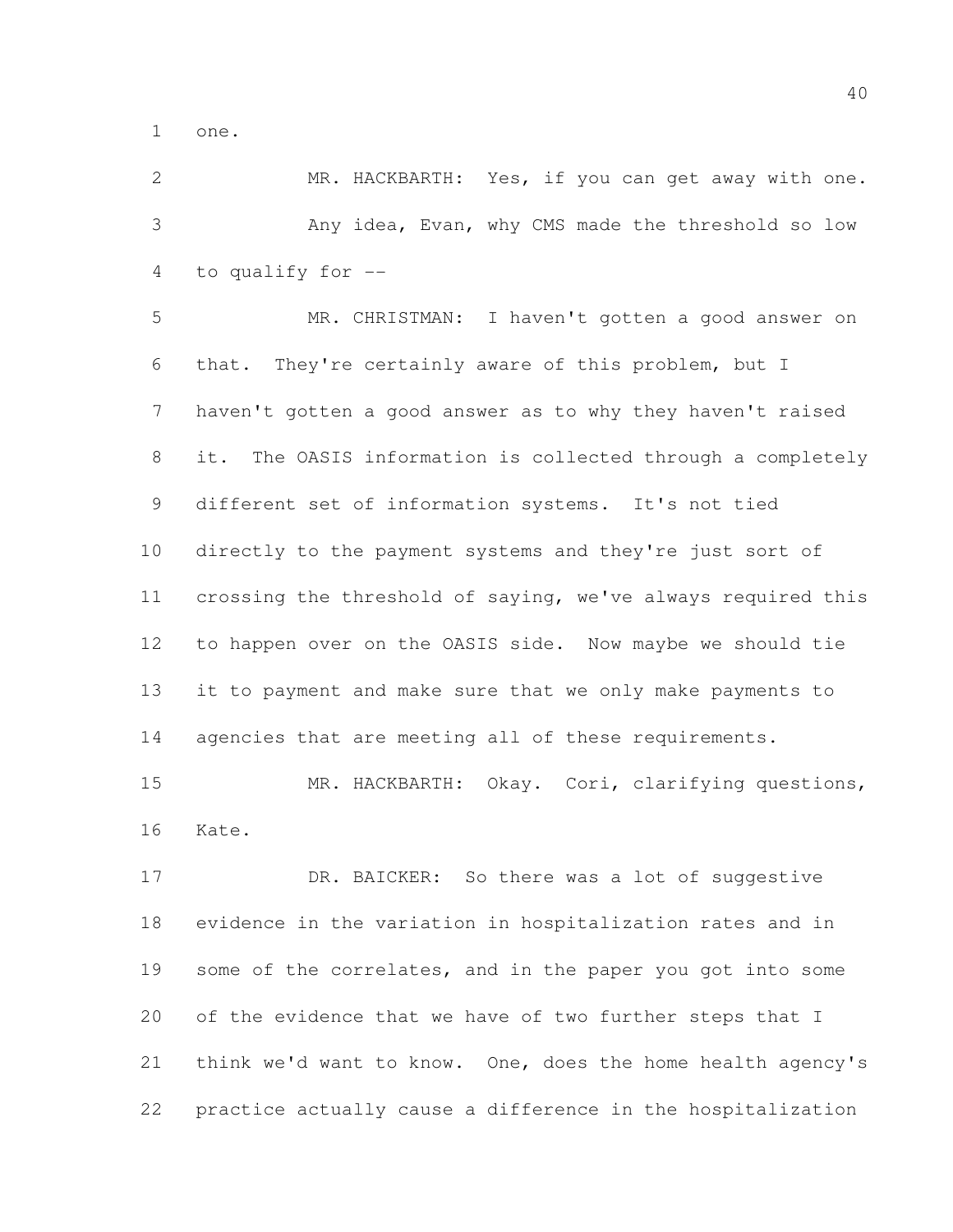one.

MR. HACKBARTH: Yes, if you can get away with one.

Any idea, Evan, why CMS made the threshold so low to qualify for --

MR. CHRISTMAN: I haven't gotten a good answer on that. They're certainly aware of this problem, but I haven't gotten a good answer as to why they haven't raised it. The OASIS information is collected through a completely different set of information systems. It's not tied directly to the payment systems and they're just sort of crossing the threshold of saying, we've always required this to happen over on the OASIS side. Now maybe we should tie it to payment and make sure that we only make payments to agencies that are meeting all of these requirements.

MR. HACKBARTH: Okay. Cori, clarifying questions, Kate.

DR. BAICKER: So there was a lot of suggestive evidence in the variation in hospitalization rates and in some of the correlates, and in the paper you got into some of the evidence that we have of two further steps that I think we'd want to know. One, does the home health agency's practice actually cause a difference in the hospitalization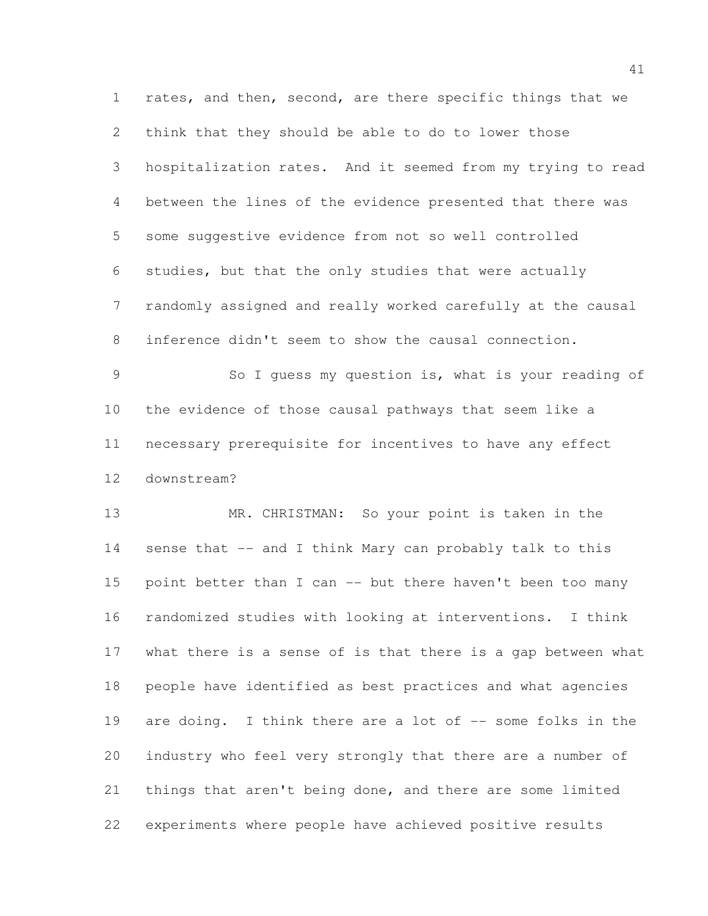rates, and then, second, are there specific things that we think that they should be able to do to lower those hospitalization rates. And it seemed from my trying to read between the lines of the evidence presented that there was some suggestive evidence from not so well controlled studies, but that the only studies that were actually randomly assigned and really worked carefully at the causal inference didn't seem to show the causal connection.

So I guess my question is, what is your reading of the evidence of those causal pathways that seem like a necessary prerequisite for incentives to have any effect downstream?

MR. CHRISTMAN: So your point is taken in the sense that -- and I think Mary can probably talk to this point better than I can -- but there haven't been too many randomized studies with looking at interventions. I think what there is a sense of is that there is a gap between what people have identified as best practices and what agencies are doing. I think there are a lot of -- some folks in the industry who feel very strongly that there are a number of things that aren't being done, and there are some limited experiments where people have achieved positive results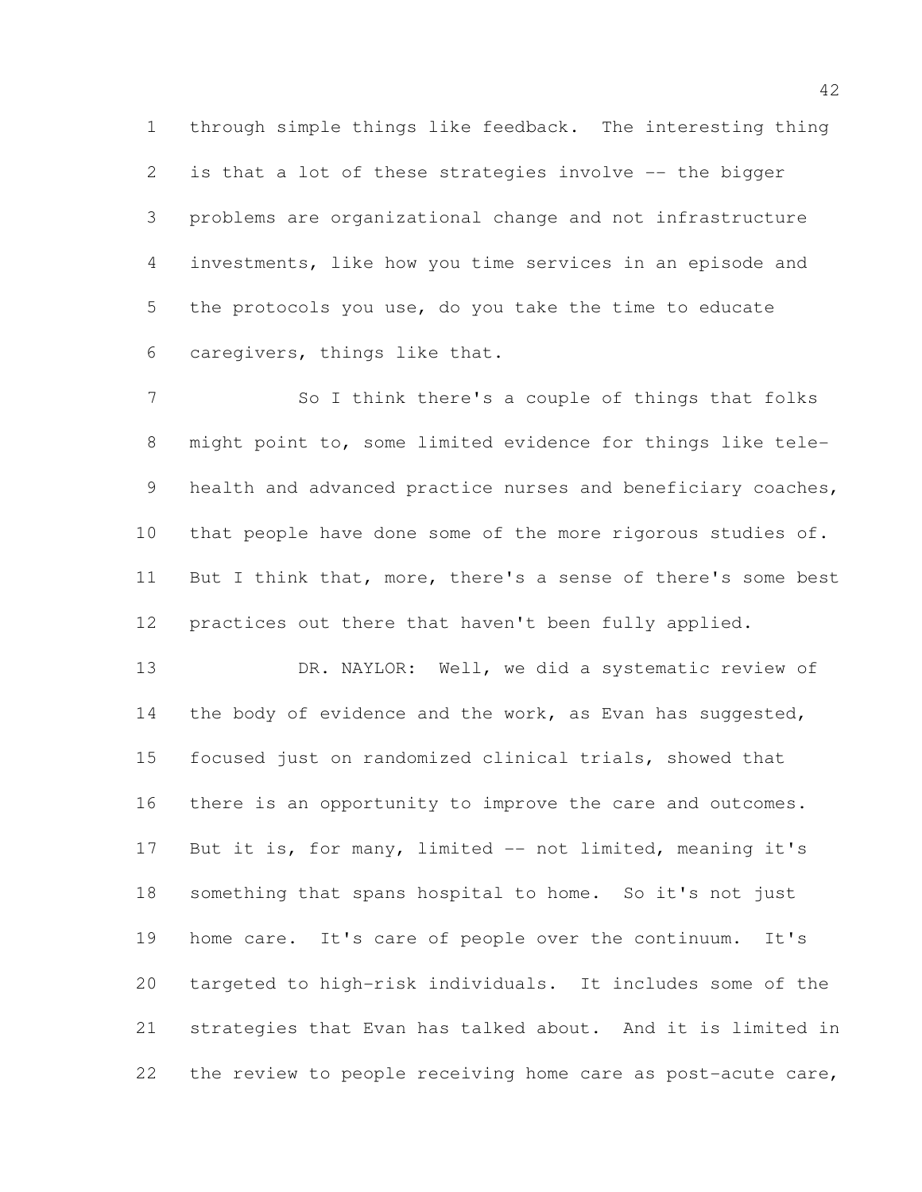through simple things like feedback. The interesting thing is that a lot of these strategies involve -- the bigger problems are organizational change and not infrastructure investments, like how you time services in an episode and the protocols you use, do you take the time to educate caregivers, things like that.

So I think there's a couple of things that folks might point to, some limited evidence for things like tele-health and advanced practice nurses and beneficiary coaches, that people have done some of the more rigorous studies of. But I think that, more, there's a sense of there's some best practices out there that haven't been fully applied.

DR. NAYLOR: Well, we did a systematic review of the body of evidence and the work, as Evan has suggested, focused just on randomized clinical trials, showed that there is an opportunity to improve the care and outcomes. But it is, for many, limited -- not limited, meaning it's something that spans hospital to home. So it's not just home care. It's care of people over the continuum. It's targeted to high-risk individuals. It includes some of the strategies that Evan has talked about. And it is limited in the review to people receiving home care as post-acute care,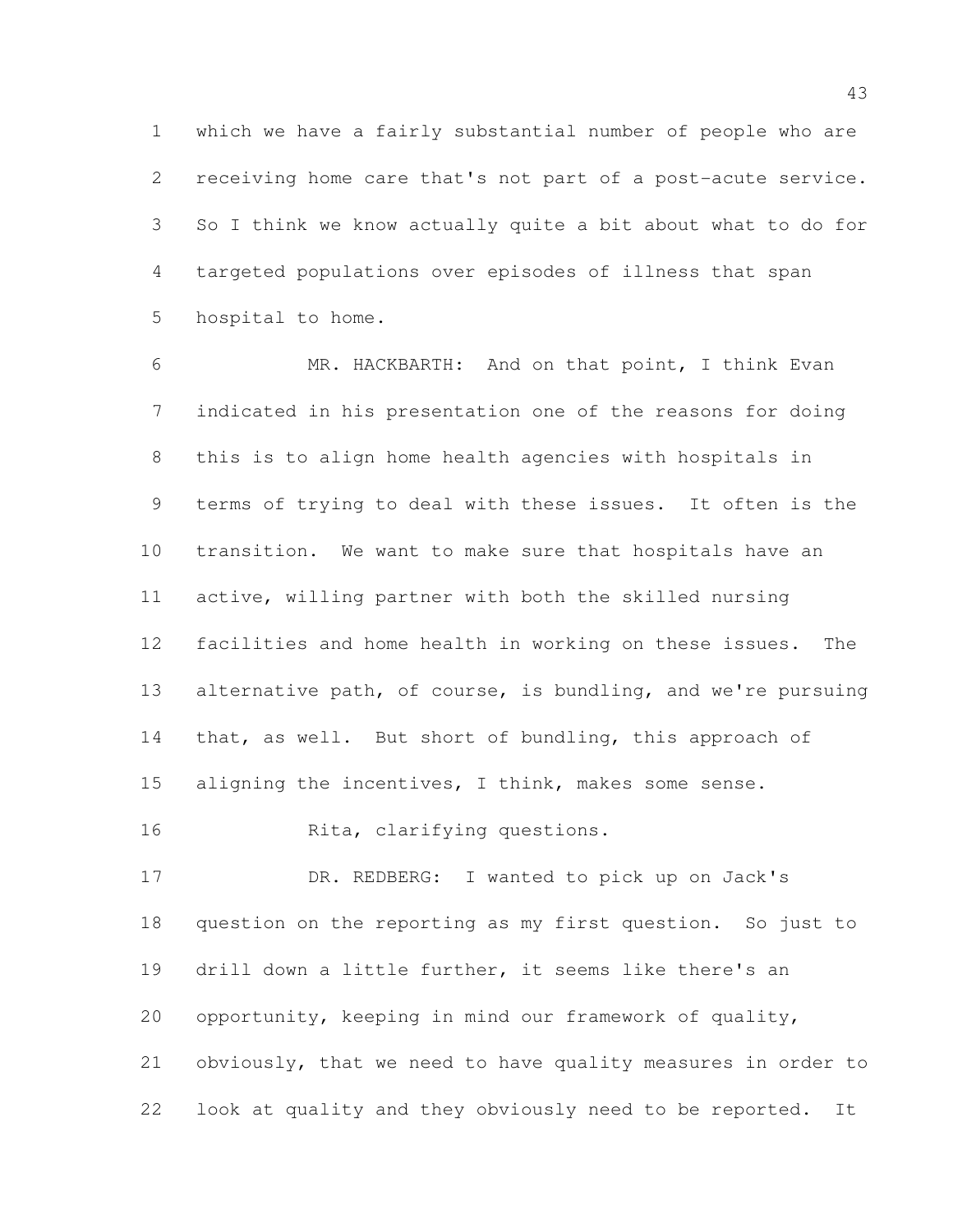which we have a fairly substantial number of people who are receiving home care that's not part of a post-acute service. So I think we know actually quite a bit about what to do for targeted populations over episodes of illness that span hospital to home.

MR. HACKBARTH: And on that point, I think Evan indicated in his presentation one of the reasons for doing this is to align home health agencies with hospitals in terms of trying to deal with these issues. It often is the transition. We want to make sure that hospitals have an active, willing partner with both the skilled nursing facilities and home health in working on these issues. The alternative path, of course, is bundling, and we're pursuing that, as well. But short of bundling, this approach of aligning the incentives, I think, makes some sense.

Rita, clarifying questions.

DR. REDBERG: I wanted to pick up on Jack's question on the reporting as my first question. So just to drill down a little further, it seems like there's an opportunity, keeping in mind our framework of quality, obviously, that we need to have quality measures in order to look at quality and they obviously need to be reported. It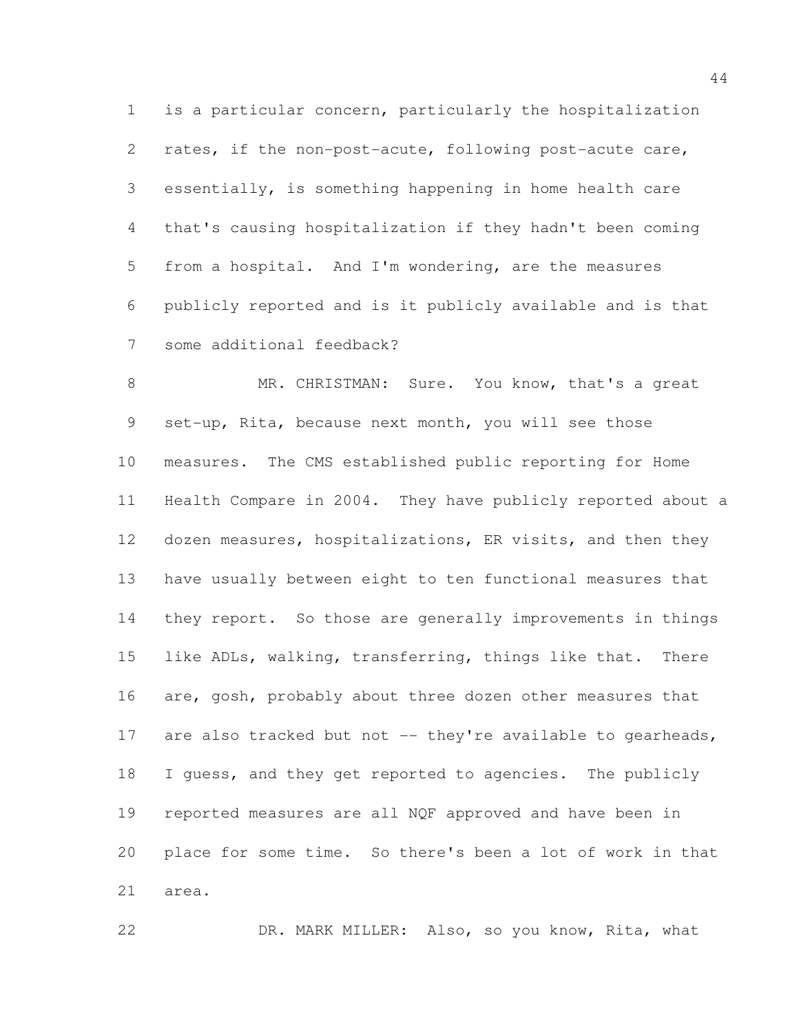is a particular concern, particularly the hospitalization rates, if the non-post-acute, following post-acute care, essentially, is something happening in home health care that's causing hospitalization if they hadn't been coming from a hospital. And I'm wondering, are the measures publicly reported and is it publicly available and is that some additional feedback?

MR. CHRISTMAN: Sure. You know, that's a great set-up, Rita, because next month, you will see those measures. The CMS established public reporting for Home Health Compare in 2004. They have publicly reported about a dozen measures, hospitalizations, ER visits, and then they have usually between eight to ten functional measures that they report. So those are generally improvements in things like ADLs, walking, transferring, things like that. There are, gosh, probably about three dozen other measures that are also tracked but not -- they're available to gearheads, I guess, and they get reported to agencies. The publicly reported measures are all NQF approved and have been in place for some time. So there's been a lot of work in that area.

DR. MARK MILLER: Also, so you know, Rita, what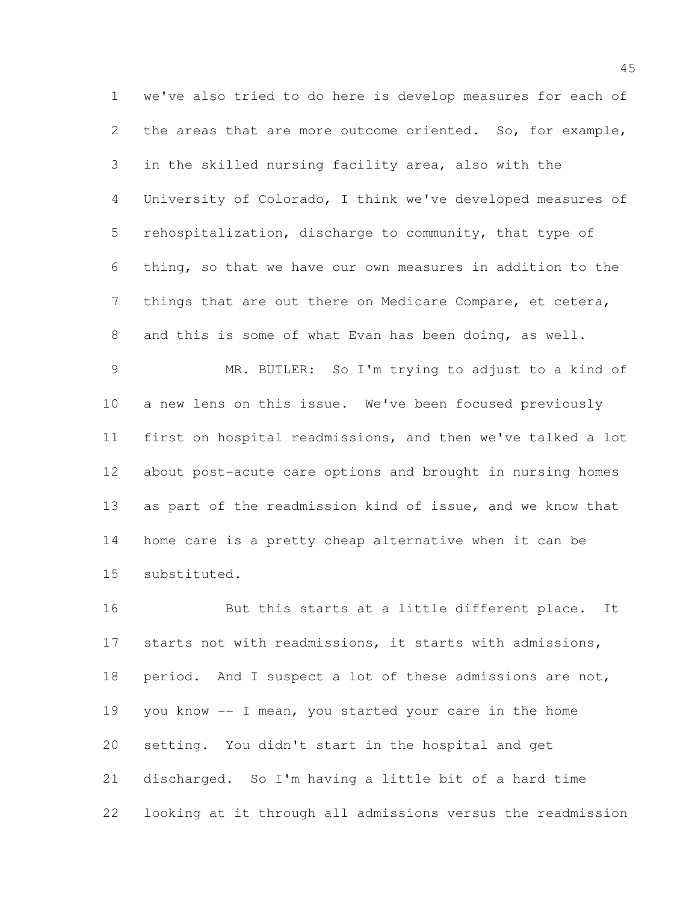we've also tried to do here is develop measures for each of the areas that are more outcome oriented. So, for example, in the skilled nursing facility area, also with the University of Colorado, I think we've developed measures of rehospitalization, discharge to community, that type of thing, so that we have our own measures in addition to the things that are out there on Medicare Compare, et cetera, and this is some of what Evan has been doing, as well.

MR. BUTLER: So I'm trying to adjust to a kind of a new lens on this issue. We've been focused previously first on hospital readmissions, and then we've talked a lot about post-acute care options and brought in nursing homes as part of the readmission kind of issue, and we know that home care is a pretty cheap alternative when it can be substituted.

But this starts at a little different place. It starts not with readmissions, it starts with admissions, period. And I suspect a lot of these admissions are not, you know -- I mean, you started your care in the home setting. You didn't start in the hospital and get discharged. So I'm having a little bit of a hard time looking at it through all admissions versus the readmission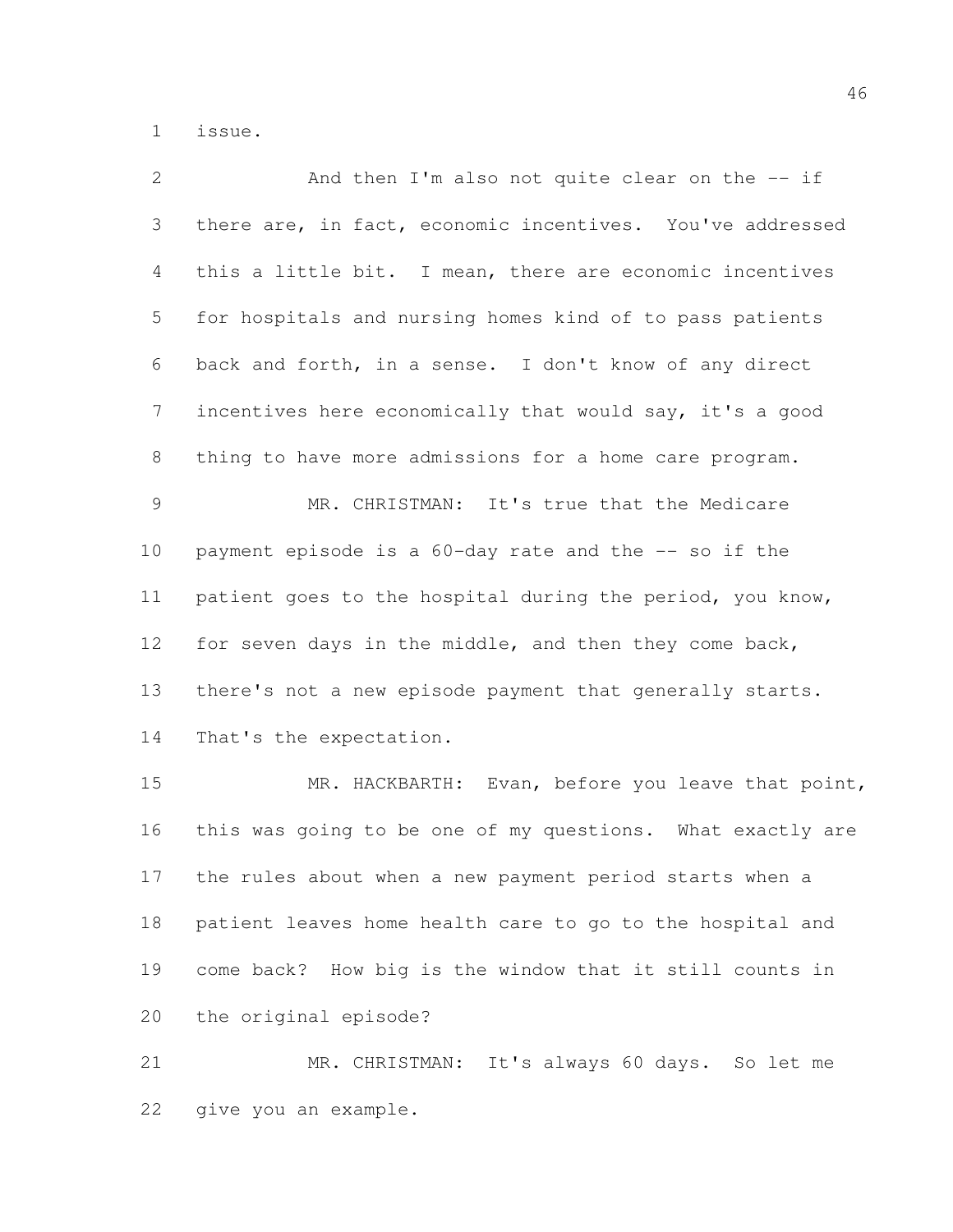issue.

And then I'm also not quite clear on the -- if there are, in fact, economic incentives. You've addressed this a little bit. I mean, there are economic incentives for hospitals and nursing homes kind of to pass patients back and forth, in a sense. I don't know of any direct incentives here economically that would say, it's a good thing to have more admissions for a home care program.

MR. CHRISTMAN: It's true that the Medicare payment episode is a 60-day rate and the -- so if the patient goes to the hospital during the period, you know, for seven days in the middle, and then they come back, there's not a new episode payment that generally starts. That's the expectation.

MR. HACKBARTH: Evan, before you leave that point, this was going to be one of my questions. What exactly are the rules about when a new payment period starts when a patient leaves home health care to go to the hospital and come back? How big is the window that it still counts in the original episode?

MR. CHRISTMAN: It's always 60 days. So let me give you an example.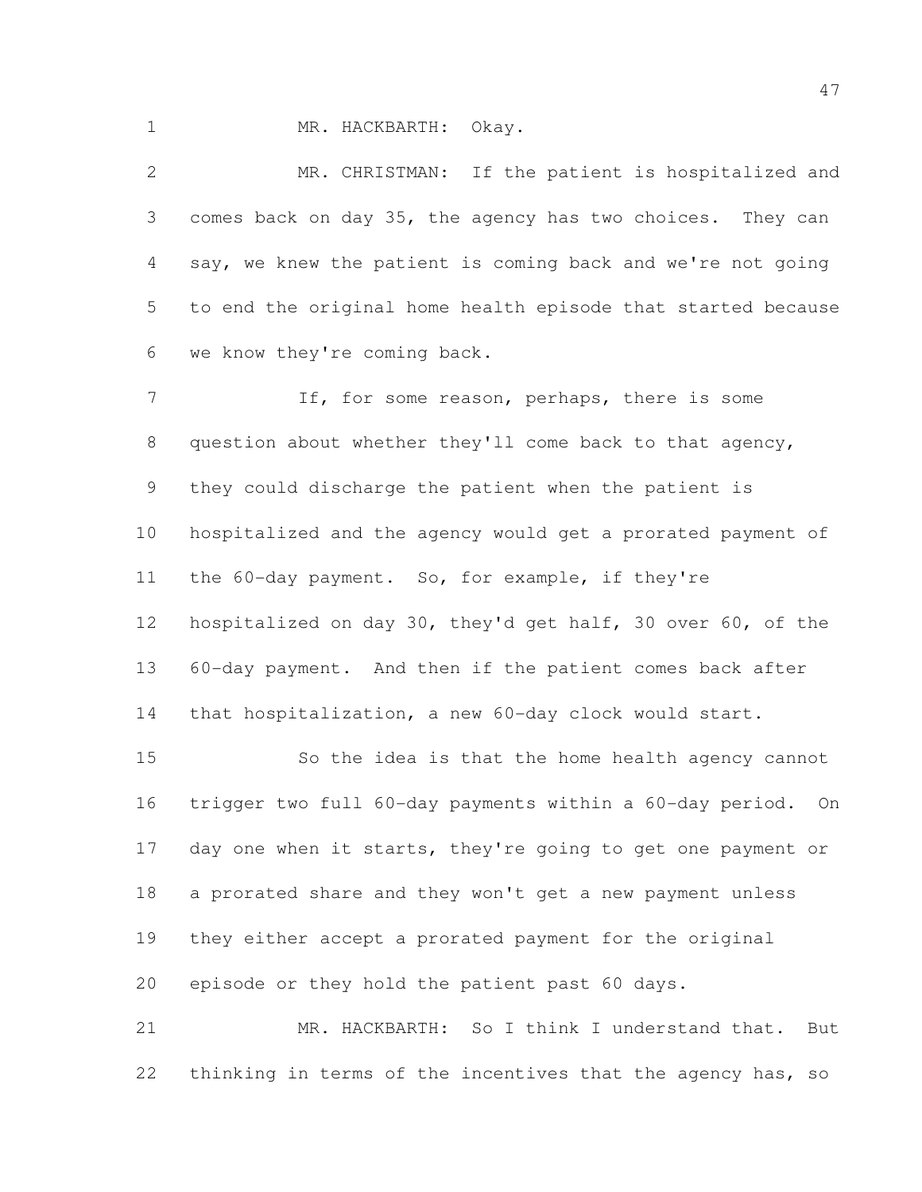MR. HACKBARTH: Okay.

MR. CHRISTMAN: If the patient is hospitalized and comes back on day 35, the agency has two choices. They can say, we knew the patient is coming back and we're not going to end the original home health episode that started because we know they're coming back.

If, for some reason, perhaps, there is some question about whether they'll come back to that agency, they could discharge the patient when the patient is hospitalized and the agency would get a prorated payment of the 60-day payment. So, for example, if they're hospitalized on day 30, they'd get half, 30 over 60, of the 60-day payment. And then if the patient comes back after that hospitalization, a new 60-day clock would start.

So the idea is that the home health agency cannot trigger two full 60-day payments within a 60-day period. On day one when it starts, they're going to get one payment or a prorated share and they won't get a new payment unless they either accept a prorated payment for the original episode or they hold the patient past 60 days.

MR. HACKBARTH: So I think I understand that. But thinking in terms of the incentives that the agency has, so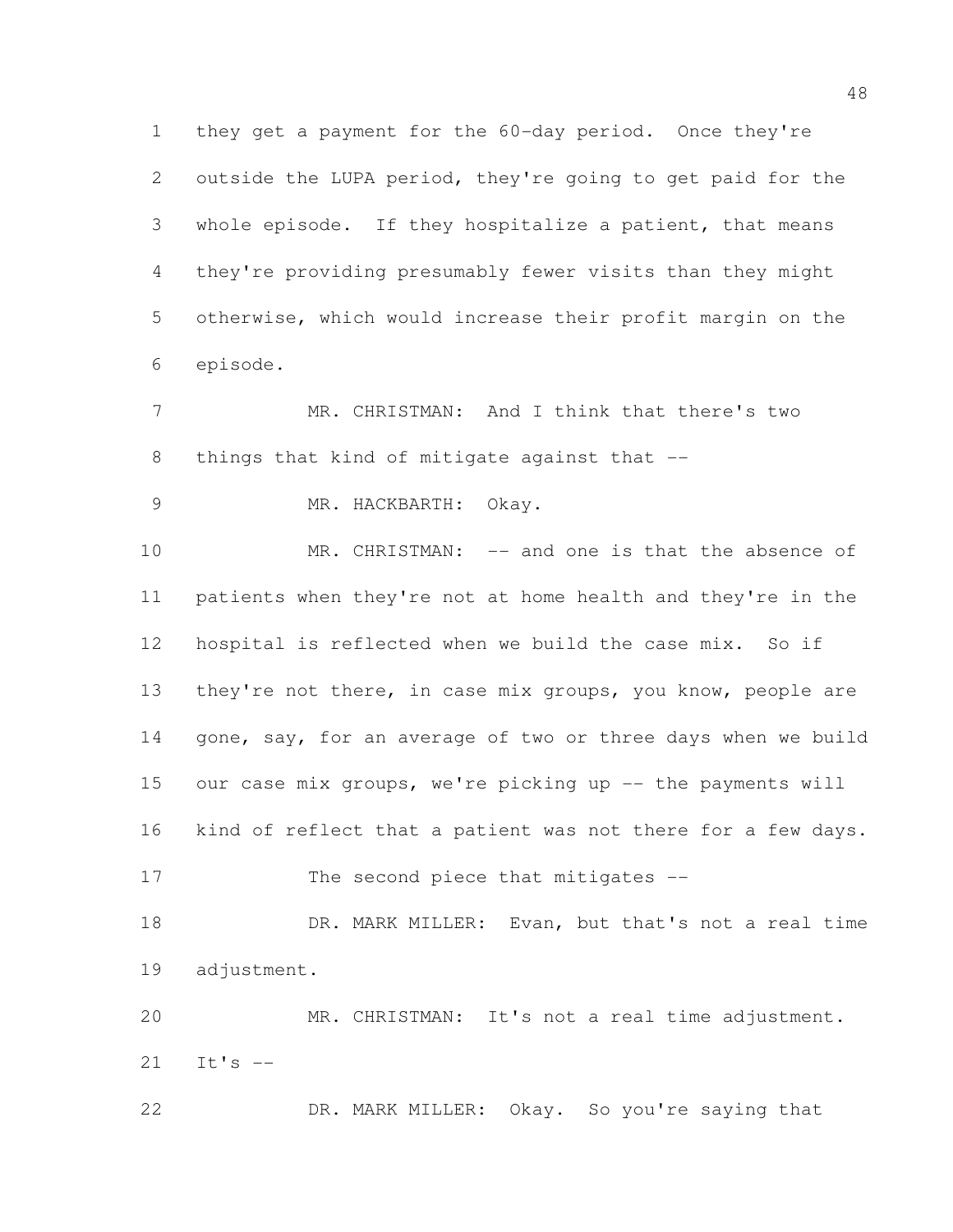they get a payment for the 60-day period. Once they're outside the LUPA period, they're going to get paid for the whole episode. If they hospitalize a patient, that means they're providing presumably fewer visits than they might otherwise, which would increase their profit margin on the episode.

MR. CHRISTMAN: And I think that there's two things that kind of mitigate against that --

MR. HACKBARTH: Okay.

MR. CHRISTMAN: -- and one is that the absence of patients when they're not at home health and they're in the hospital is reflected when we build the case mix. So if they're not there, in case mix groups, you know, people are gone, say, for an average of two or three days when we build our case mix groups, we're picking up -- the payments will kind of reflect that a patient was not there for a few days.

The second piece that mitigates --

DR. MARK MILLER: Evan, but that's not a real time adjustment.

MR. CHRISTMAN: It's not a real time adjustment. It's --

DR. MARK MILLER: Okay. So you're saying that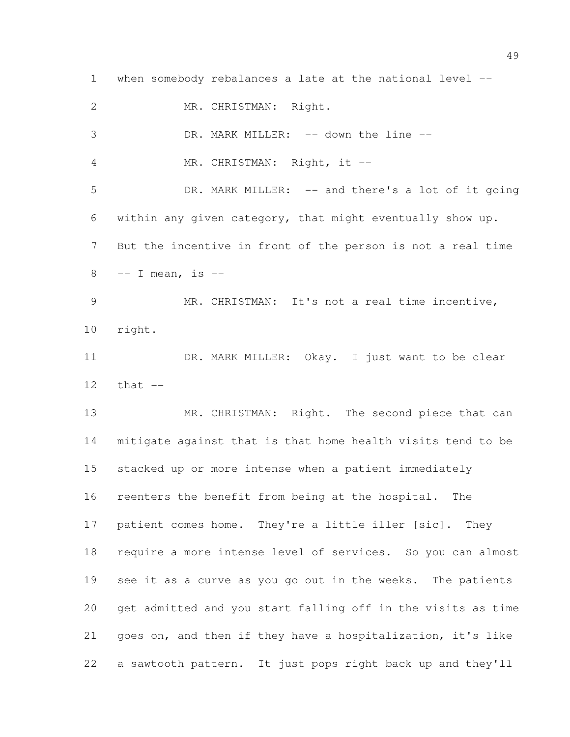when somebody rebalances a late at the national level --

MR. CHRISTMAN: Right.

DR. MARK MILLER: -- down the line --

MR. CHRISTMAN: Right, it --

DR. MARK MILLER: -- and there's a lot of it going within any given category, that might eventually show up. But the incentive in front of the person is not a real time -- I mean, is --

MR. CHRISTMAN: It's not a real time incentive, right.

DR. MARK MILLER: Okay. I just want to be clear that --

MR. CHRISTMAN: Right. The second piece that can mitigate against that is that home health visits tend to be stacked up or more intense when a patient immediately reenters the benefit from being at the hospital. The patient comes home. They're a little iller [sic]. They require a more intense level of services. So you can almost see it as a curve as you go out in the weeks. The patients get admitted and you start falling off in the visits as time goes on, and then if they have a hospitalization, it's like a sawtooth pattern. It just pops right back up and they'll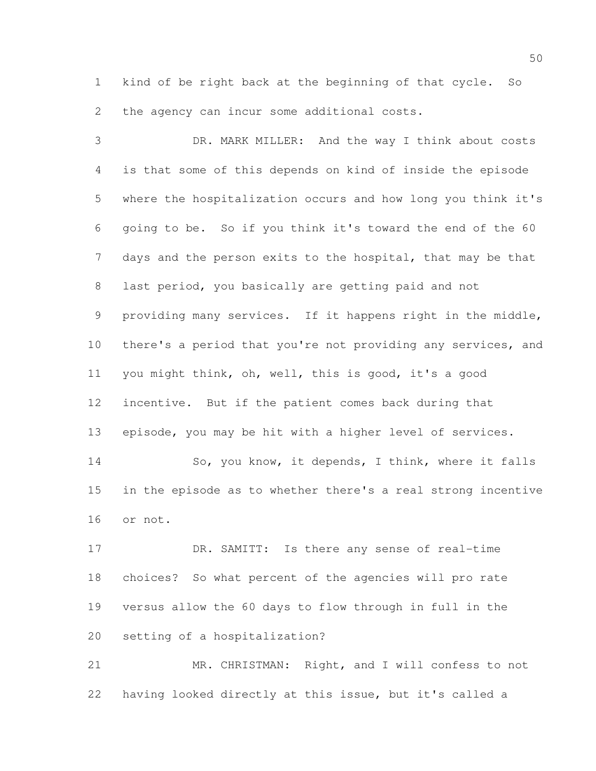kind of be right back at the beginning of that cycle. So the agency can incur some additional costs.

DR. MARK MILLER: And the way I think about costs is that some of this depends on kind of inside the episode where the hospitalization occurs and how long you think it's going to be. So if you think it's toward the end of the 60 days and the person exits to the hospital, that may be that last period, you basically are getting paid and not providing many services. If it happens right in the middle, there's a period that you're not providing any services, and you might think, oh, well, this is good, it's a good incentive. But if the patient comes back during that episode, you may be hit with a higher level of services.

So, you know, it depends, I think, where it falls in the episode as to whether there's a real strong incentive or not.

DR. SAMITT: Is there any sense of real-time choices? So what percent of the agencies will pro rate versus allow the 60 days to flow through in full in the setting of a hospitalization?

MR. CHRISTMAN: Right, and I will confess to not having looked directly at this issue, but it's called a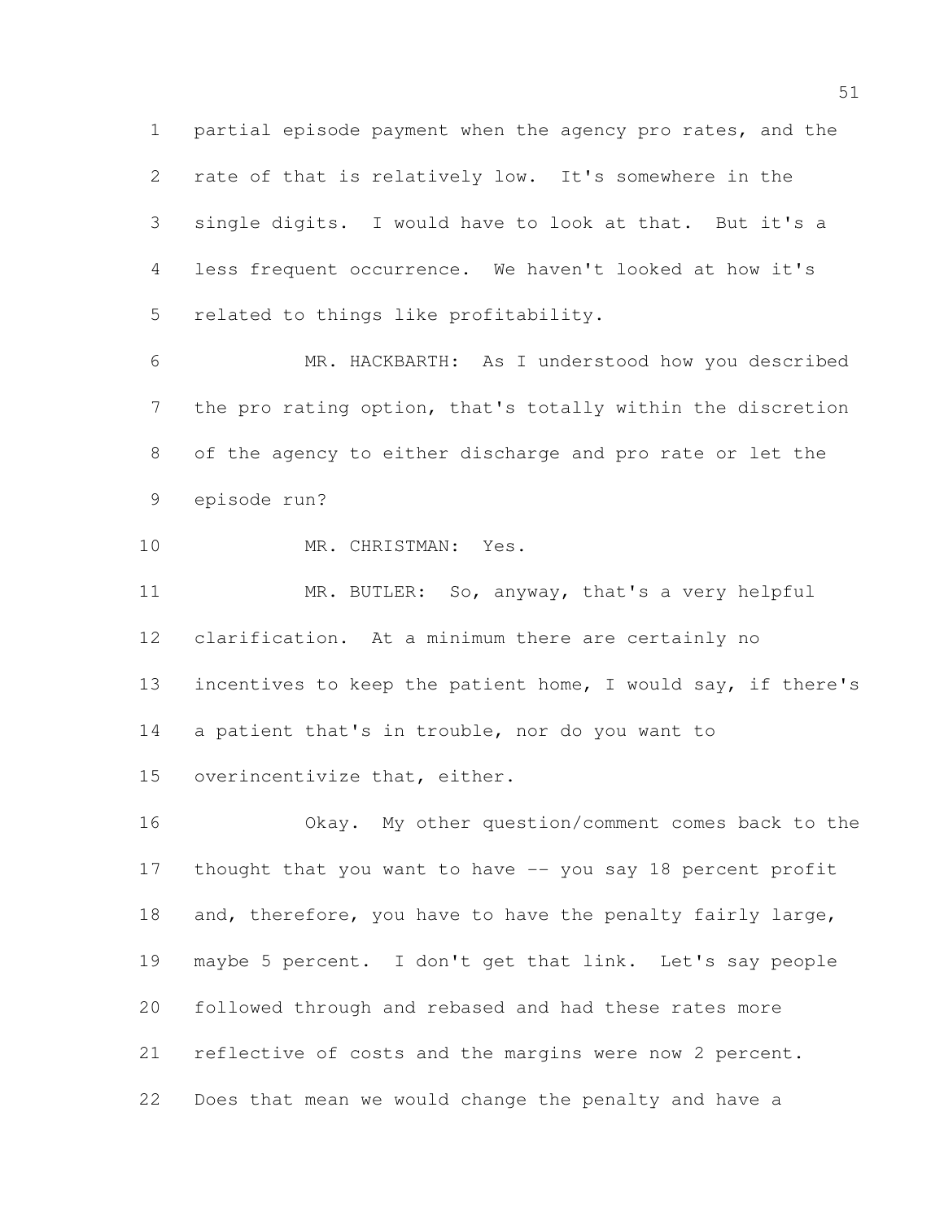partial episode payment when the agency pro rates, and the rate of that is relatively low. It's somewhere in the single digits. I would have to look at that. But it's a less frequent occurrence. We haven't looked at how it's related to things like profitability.

MR. HACKBARTH: As I understood how you described the pro rating option, that's totally within the discretion of the agency to either discharge and pro rate or let the episode run?

MR. CHRISTMAN: Yes.

MR. BUTLER: So, anyway, that's a very helpful clarification. At a minimum there are certainly no incentives to keep the patient home, I would say, if there's a patient that's in trouble, nor do you want to overincentivize that, either.

Okay. My other question/comment comes back to the thought that you want to have -- you say 18 percent profit and, therefore, you have to have the penalty fairly large, maybe 5 percent. I don't get that link. Let's say people followed through and rebased and had these rates more reflective of costs and the margins were now 2 percent. Does that mean we would change the penalty and have a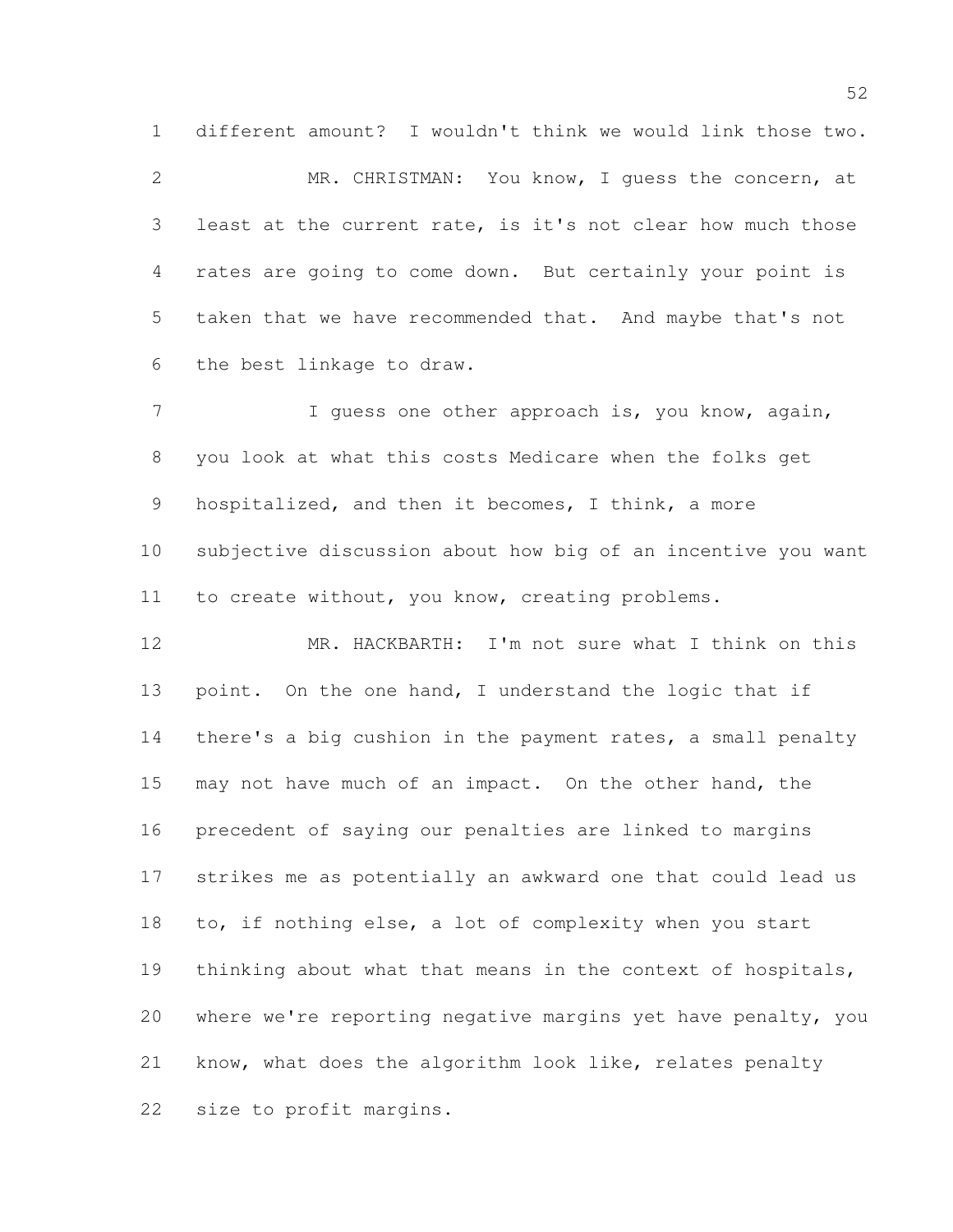different amount? I wouldn't think we would link those two.

MR. CHRISTMAN: You know, I guess the concern, at least at the current rate, is it's not clear how much those rates are going to come down. But certainly your point is taken that we have recommended that. And maybe that's not the best linkage to draw.

I guess one other approach is, you know, again, you look at what this costs Medicare when the folks get hospitalized, and then it becomes, I think, a more subjective discussion about how big of an incentive you want to create without, you know, creating problems.

MR. HACKBARTH: I'm not sure what I think on this point. On the one hand, I understand the logic that if there's a big cushion in the payment rates, a small penalty may not have much of an impact. On the other hand, the precedent of saying our penalties are linked to margins strikes me as potentially an awkward one that could lead us to, if nothing else, a lot of complexity when you start thinking about what that means in the context of hospitals, where we're reporting negative margins yet have penalty, you know, what does the algorithm look like, relates penalty size to profit margins.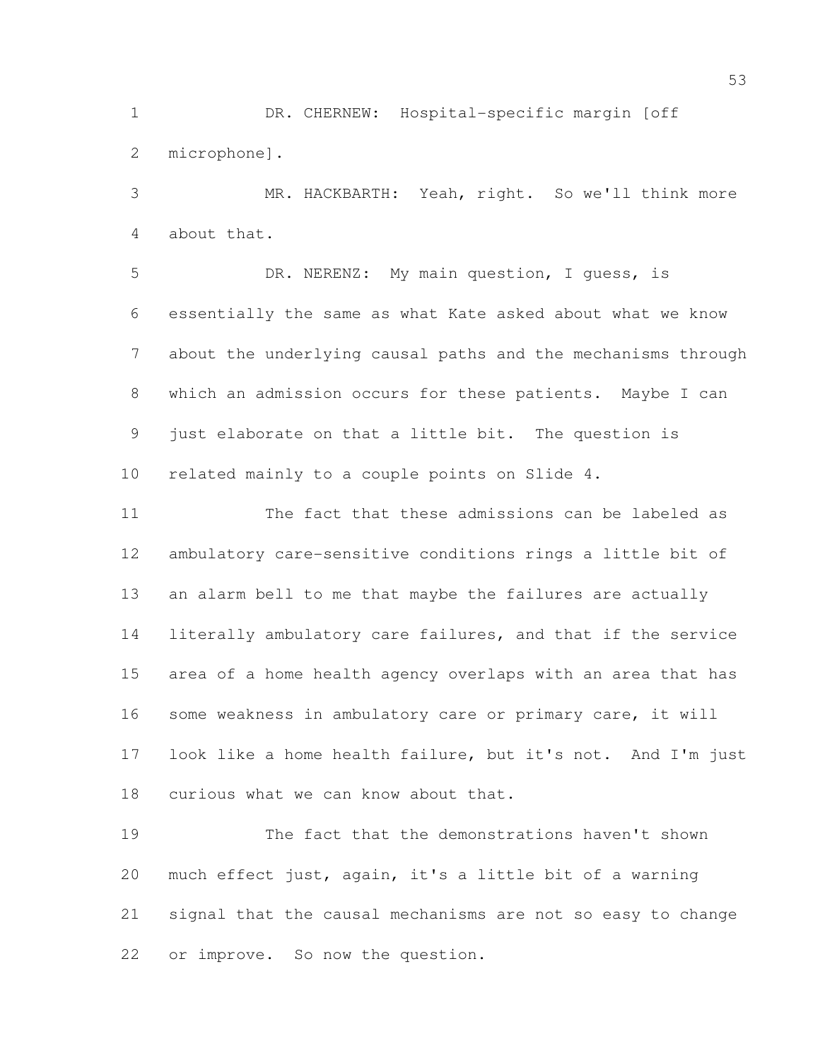DR. CHERNEW: Hospital-specific margin [off microphone].

MR. HACKBARTH: Yeah, right. So we'll think more about that.

DR. NERENZ: My main question, I guess, is essentially the same as what Kate asked about what we know about the underlying causal paths and the mechanisms through which an admission occurs for these patients. Maybe I can just elaborate on that a little bit. The question is related mainly to a couple points on Slide 4.

The fact that these admissions can be labeled as ambulatory care-sensitive conditions rings a little bit of an alarm bell to me that maybe the failures are actually literally ambulatory care failures, and that if the service area of a home health agency overlaps with an area that has some weakness in ambulatory care or primary care, it will look like a home health failure, but it's not. And I'm just curious what we can know about that.

The fact that the demonstrations haven't shown much effect just, again, it's a little bit of a warning signal that the causal mechanisms are not so easy to change or improve. So now the question.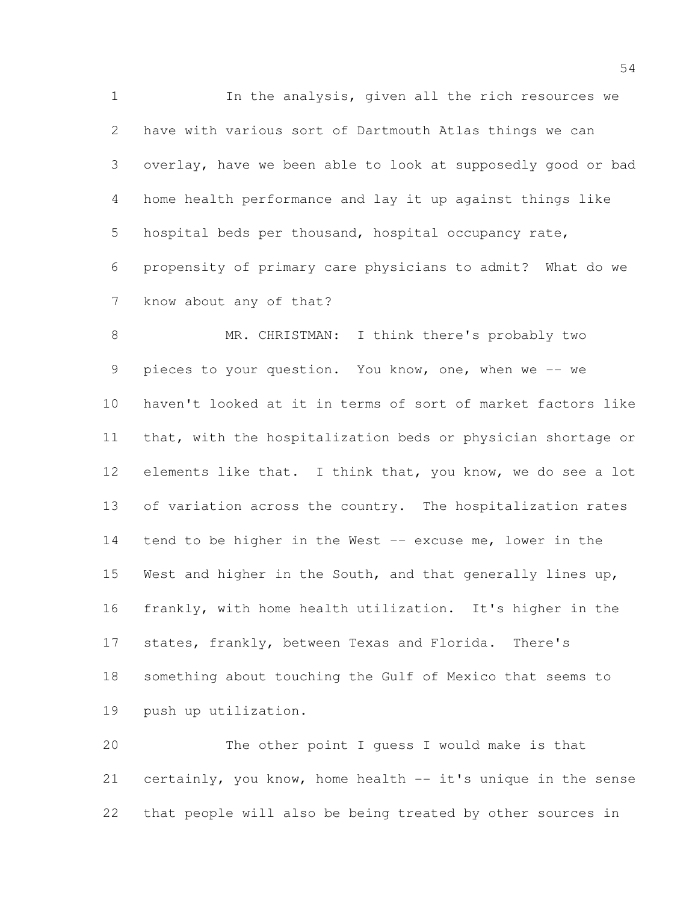In the analysis, given all the rich resources we have with various sort of Dartmouth Atlas things we can overlay, have we been able to look at supposedly good or bad home health performance and lay it up against things like hospital beds per thousand, hospital occupancy rate, propensity of primary care physicians to admit? What do we know about any of that?

MR. CHRISTMAN: I think there's probably two pieces to your question. You know, one, when we -- we haven't looked at it in terms of sort of market factors like that, with the hospitalization beds or physician shortage or elements like that. I think that, you know, we do see a lot of variation across the country. The hospitalization rates tend to be higher in the West -- excuse me, lower in the West and higher in the South, and that generally lines up, frankly, with home health utilization. It's higher in the states, frankly, between Texas and Florida. There's something about touching the Gulf of Mexico that seems to push up utilization.

The other point I guess I would make is that certainly, you know, home health -- it's unique in the sense that people will also be being treated by other sources in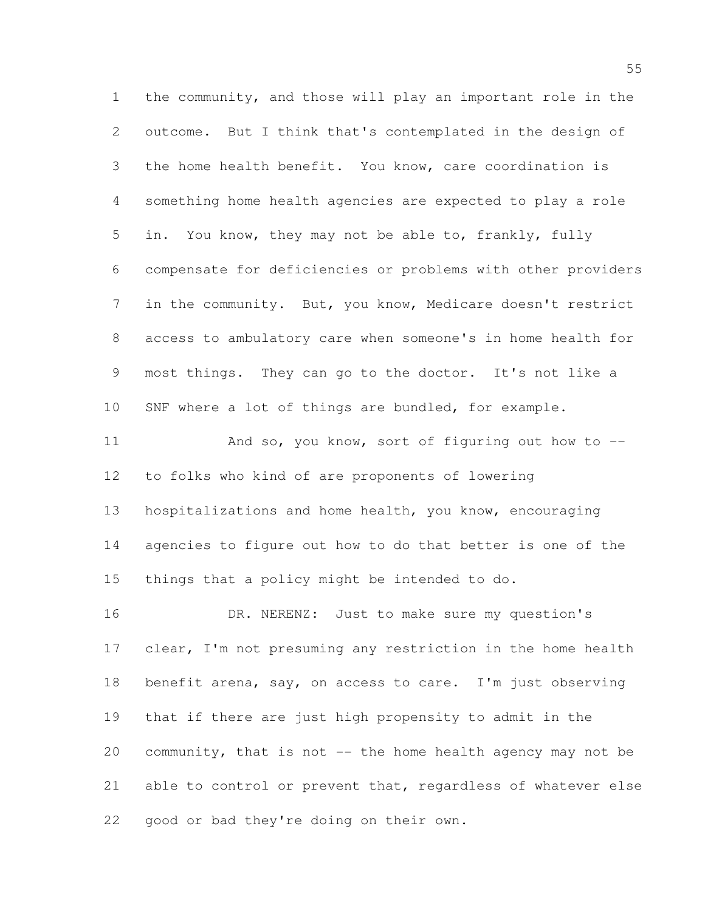the community, and those will play an important role in the outcome. But I think that's contemplated in the design of the home health benefit. You know, care coordination is something home health agencies are expected to play a role in. You know, they may not be able to, frankly, fully compensate for deficiencies or problems with other providers in the community. But, you know, Medicare doesn't restrict access to ambulatory care when someone's in home health for most things. They can go to the doctor. It's not like a SNF where a lot of things are bundled, for example.

And so, you know, sort of figuring out how to -- to folks who kind of are proponents of lowering hospitalizations and home health, you know, encouraging agencies to figure out how to do that better is one of the things that a policy might be intended to do.

DR. NERENZ: Just to make sure my question's clear, I'm not presuming any restriction in the home health benefit arena, say, on access to care. I'm just observing that if there are just high propensity to admit in the community, that is not -- the home health agency may not be able to control or prevent that, regardless of whatever else good or bad they're doing on their own.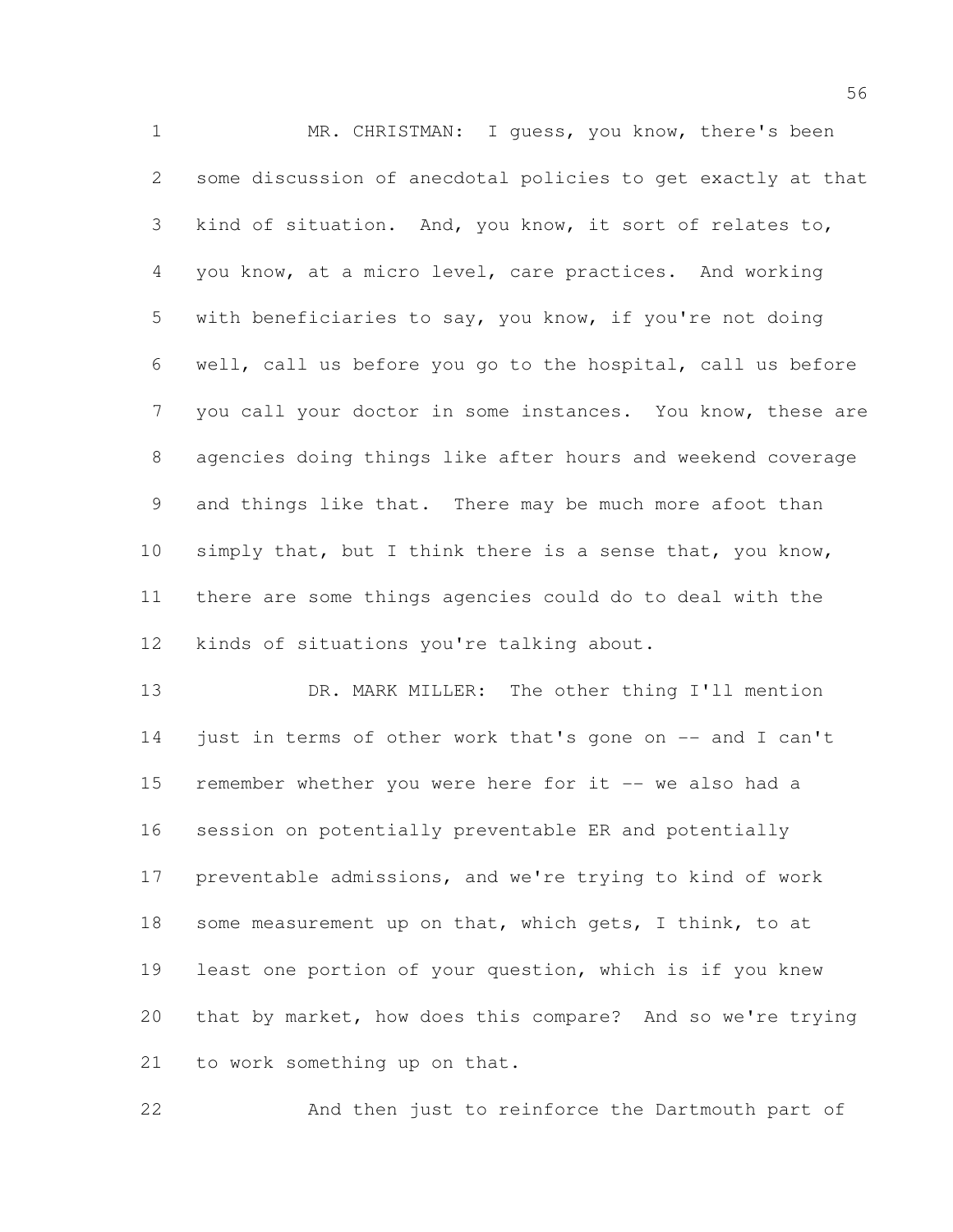MR. CHRISTMAN: I guess, you know, there's been some discussion of anecdotal policies to get exactly at that kind of situation. And, you know, it sort of relates to, you know, at a micro level, care practices. And working with beneficiaries to say, you know, if you're not doing well, call us before you go to the hospital, call us before you call your doctor in some instances. You know, these are agencies doing things like after hours and weekend coverage and things like that. There may be much more afoot than simply that, but I think there is a sense that, you know, there are some things agencies could do to deal with the kinds of situations you're talking about.

DR. MARK MILLER: The other thing I'll mention just in terms of other work that's gone on -- and I can't remember whether you were here for it -- we also had a session on potentially preventable ER and potentially preventable admissions, and we're trying to kind of work some measurement up on that, which gets, I think, to at least one portion of your question, which is if you knew that by market, how does this compare? And so we're trying to work something up on that.

And then just to reinforce the Dartmouth part of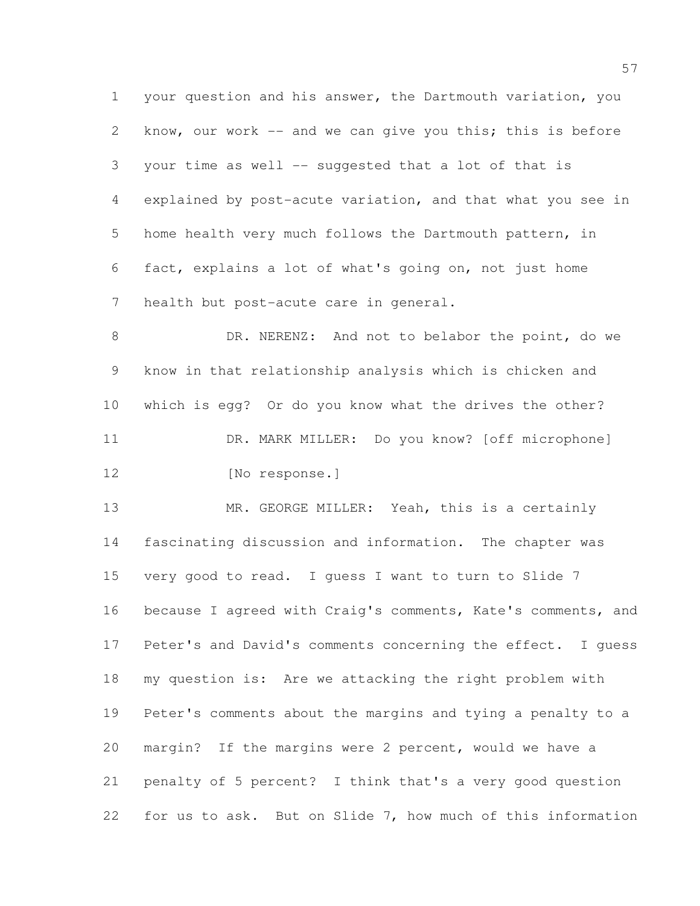your question and his answer, the Dartmouth variation, you know, our work -- and we can give you this; this is before your time as well -- suggested that a lot of that is explained by post-acute variation, and that what you see in home health very much follows the Dartmouth pattern, in fact, explains a lot of what's going on, not just home health but post-acute care in general.

DR. NERENZ: And not to belabor the point, do we know in that relationship analysis which is chicken and which is egg? Or do you know what the drives the other?

DR. MARK MILLER: Do you know? [off microphone]

[No response.]

MR. GEORGE MILLER: Yeah, this is a certainly fascinating discussion and information. The chapter was very good to read. I guess I want to turn to Slide 7 because I agreed with Craig's comments, Kate's comments, and Peter's and David's comments concerning the effect. I guess my question is: Are we attacking the right problem with Peter's comments about the margins and tying a penalty to a margin? If the margins were 2 percent, would we have a penalty of 5 percent? I think that's a very good question for us to ask. But on Slide 7, how much of this information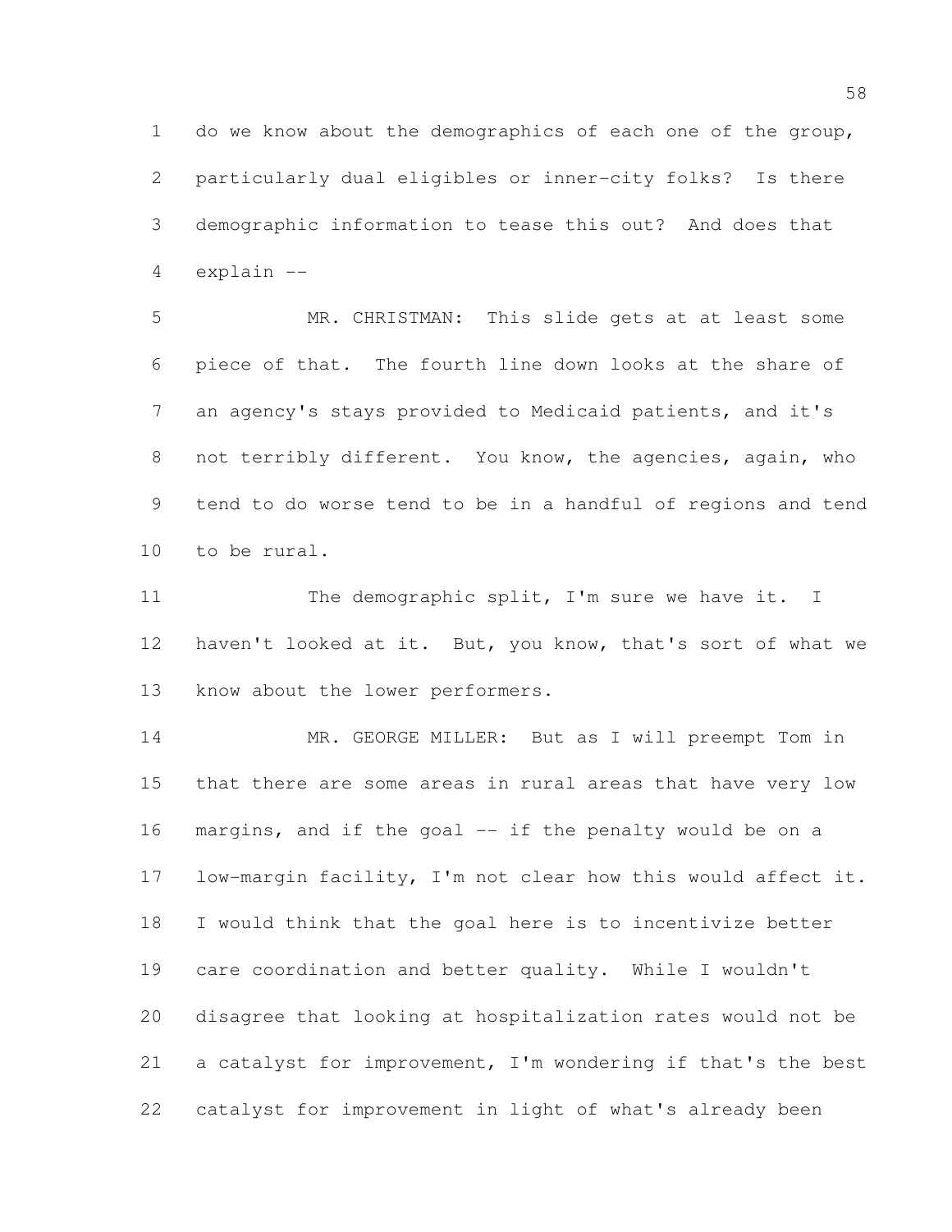do we know about the demographics of each one of the group, particularly dual eligibles or inner-city folks? Is there demographic information to tease this out? And does that explain --

MR. CHRISTMAN: This slide gets at at least some piece of that. The fourth line down looks at the share of an agency's stays provided to Medicaid patients, and it's not terribly different. You know, the agencies, again, who tend to do worse tend to be in a handful of regions and tend to be rural.

The demographic split, I'm sure we have it. I haven't looked at it. But, you know, that's sort of what we know about the lower performers.

MR. GEORGE MILLER: But as I will preempt Tom in that there are some areas in rural areas that have very low margins, and if the goal -- if the penalty would be on a low-margin facility, I'm not clear how this would affect it. I would think that the goal here is to incentivize better care coordination and better quality. While I wouldn't disagree that looking at hospitalization rates would not be a catalyst for improvement, I'm wondering if that's the best catalyst for improvement in light of what's already been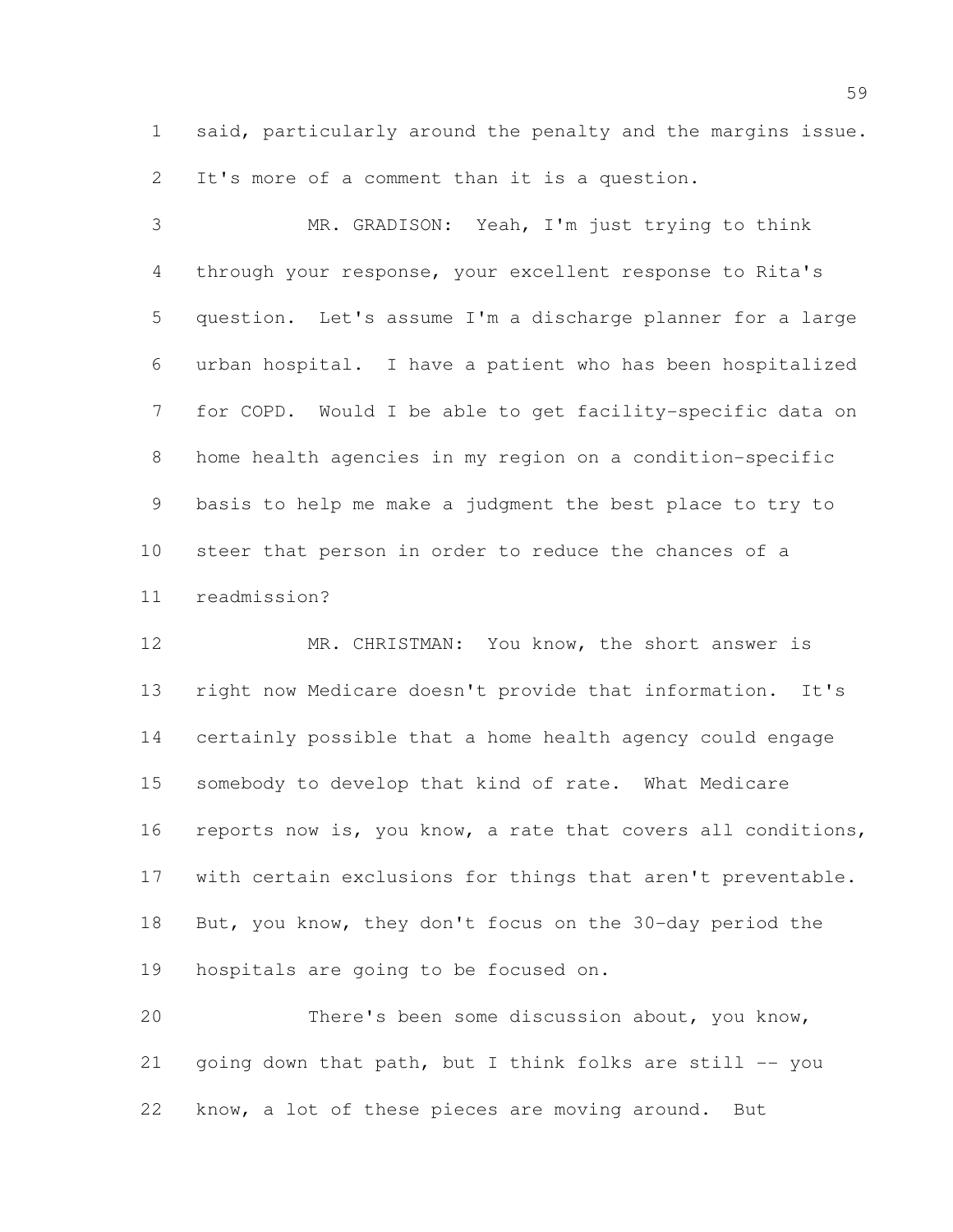said, particularly around the penalty and the margins issue. It's more of a comment than it is a question.

MR. GRADISON: Yeah, I'm just trying to think through your response, your excellent response to Rita's question. Let's assume I'm a discharge planner for a large urban hospital. I have a patient who has been hospitalized for COPD. Would I be able to get facility-specific data on home health agencies in my region on a condition-specific basis to help me make a judgment the best place to try to steer that person in order to reduce the chances of a readmission?

MR. CHRISTMAN: You know, the short answer is right now Medicare doesn't provide that information. It's certainly possible that a home health agency could engage somebody to develop that kind of rate. What Medicare reports now is, you know, a rate that covers all conditions, with certain exclusions for things that aren't preventable. But, you know, they don't focus on the 30-day period the hospitals are going to be focused on.

There's been some discussion about, you know, going down that path, but I think folks are still -- you know, a lot of these pieces are moving around. But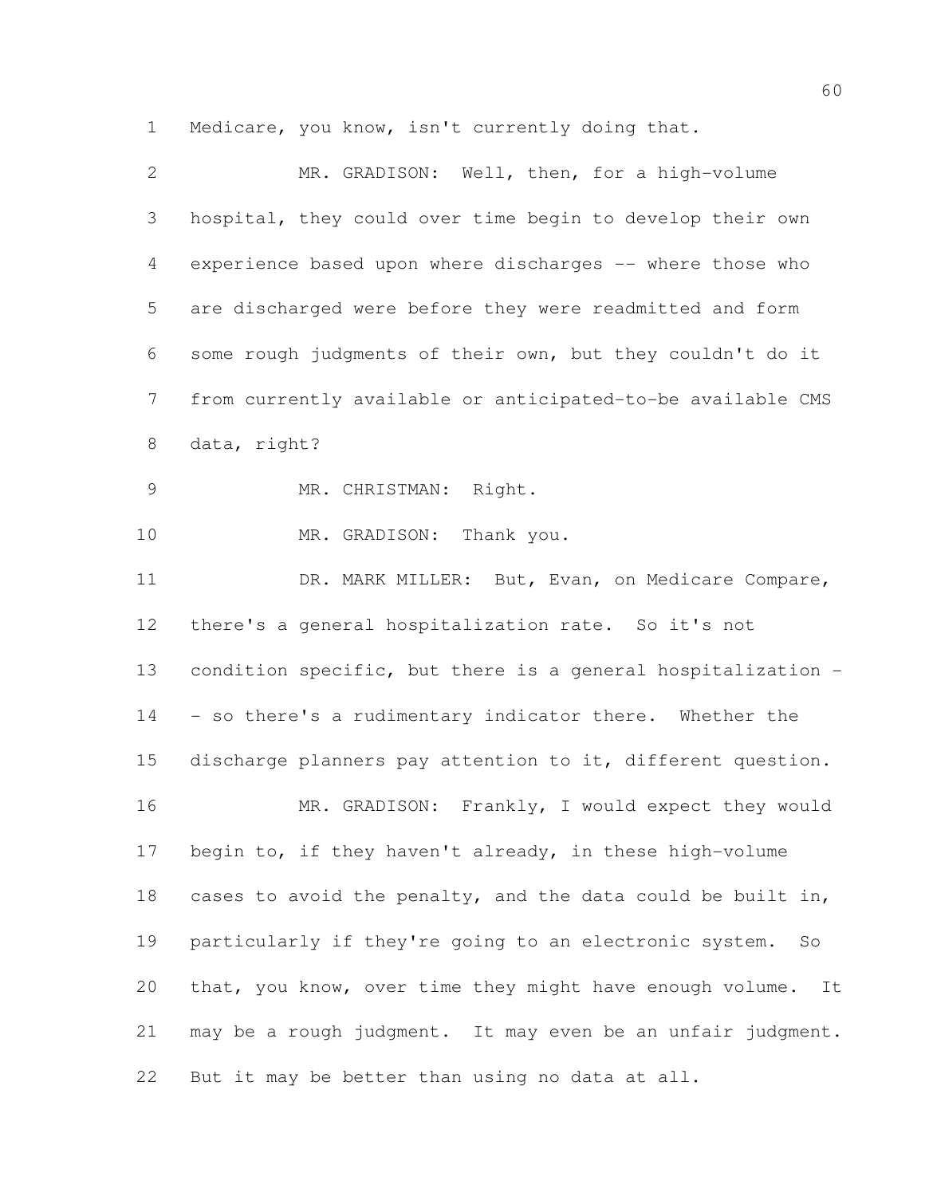Medicare, you know, isn't currently doing that.

MR. GRADISON: Well, then, for a high-volume hospital, they could over time begin to develop their own experience based upon where discharges -- where those who are discharged were before they were readmitted and form some rough judgments of their own, but they couldn't do it from currently available or anticipated-to-be available CMS data, right?

MR. CHRISTMAN: Right.

MR. GRADISON: Thank you.

DR. MARK MILLER: But, Evan, on Medicare Compare, there's a general hospitalization rate. So it's not condition specific, but there is a general hospitalization -- so there's a rudimentary indicator there. Whether the discharge planners pay attention to it, different question.

MR. GRADISON: Frankly, I would expect they would begin to, if they haven't already, in these high-volume cases to avoid the penalty, and the data could be built in, particularly if they're going to an electronic system. So that, you know, over time they might have enough volume. It may be a rough judgment. It may even be an unfair judgment. But it may be better than using no data at all.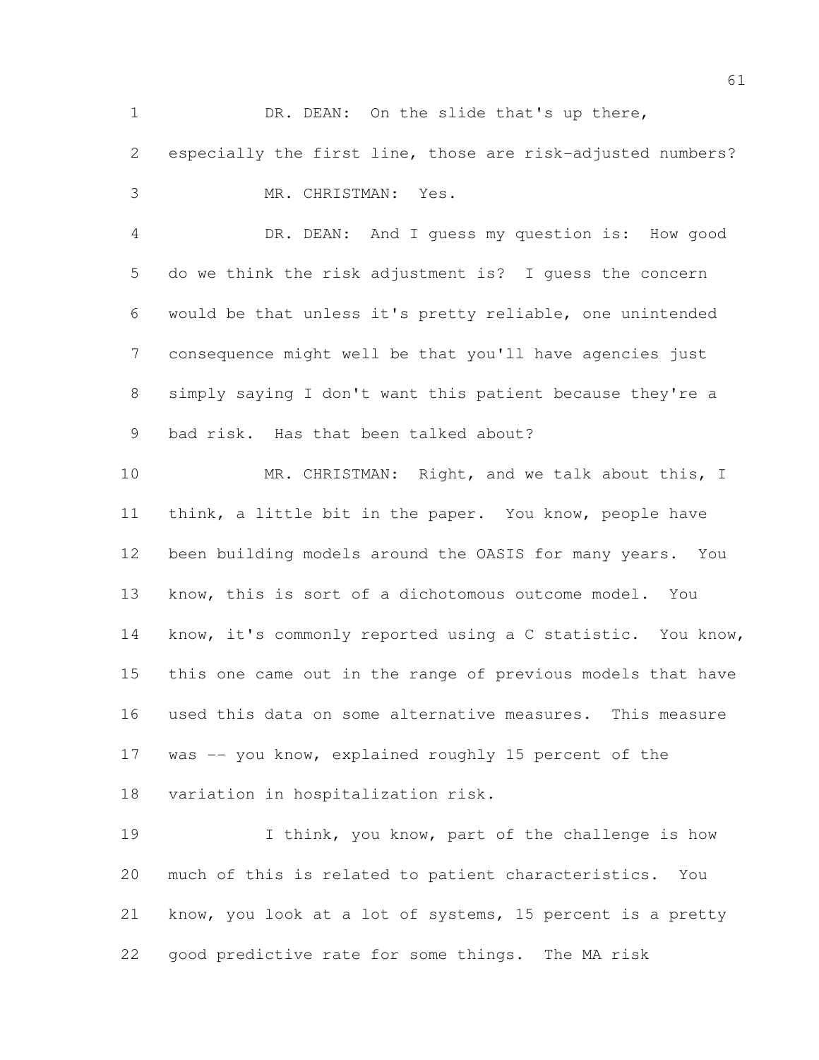DR. DEAN: On the slide that's up there, especially the first line, those are risk-adjusted numbers?

MR. CHRISTMAN: Yes.

DR. DEAN: And I guess my question is: How good do we think the risk adjustment is? I guess the concern would be that unless it's pretty reliable, one unintended consequence might well be that you'll have agencies just simply saying I don't want this patient because they're a bad risk. Has that been talked about?

MR. CHRISTMAN: Right, and we talk about this, I think, a little bit in the paper. You know, people have been building models around the OASIS for many years. You know, this is sort of a dichotomous outcome model. You know, it's commonly reported using a C statistic. You know, this one came out in the range of previous models that have used this data on some alternative measures. This measure was -- you know, explained roughly 15 percent of the variation in hospitalization risk.

I think, you know, part of the challenge is how much of this is related to patient characteristics. You know, you look at a lot of systems, 15 percent is a pretty good predictive rate for some things. The MA risk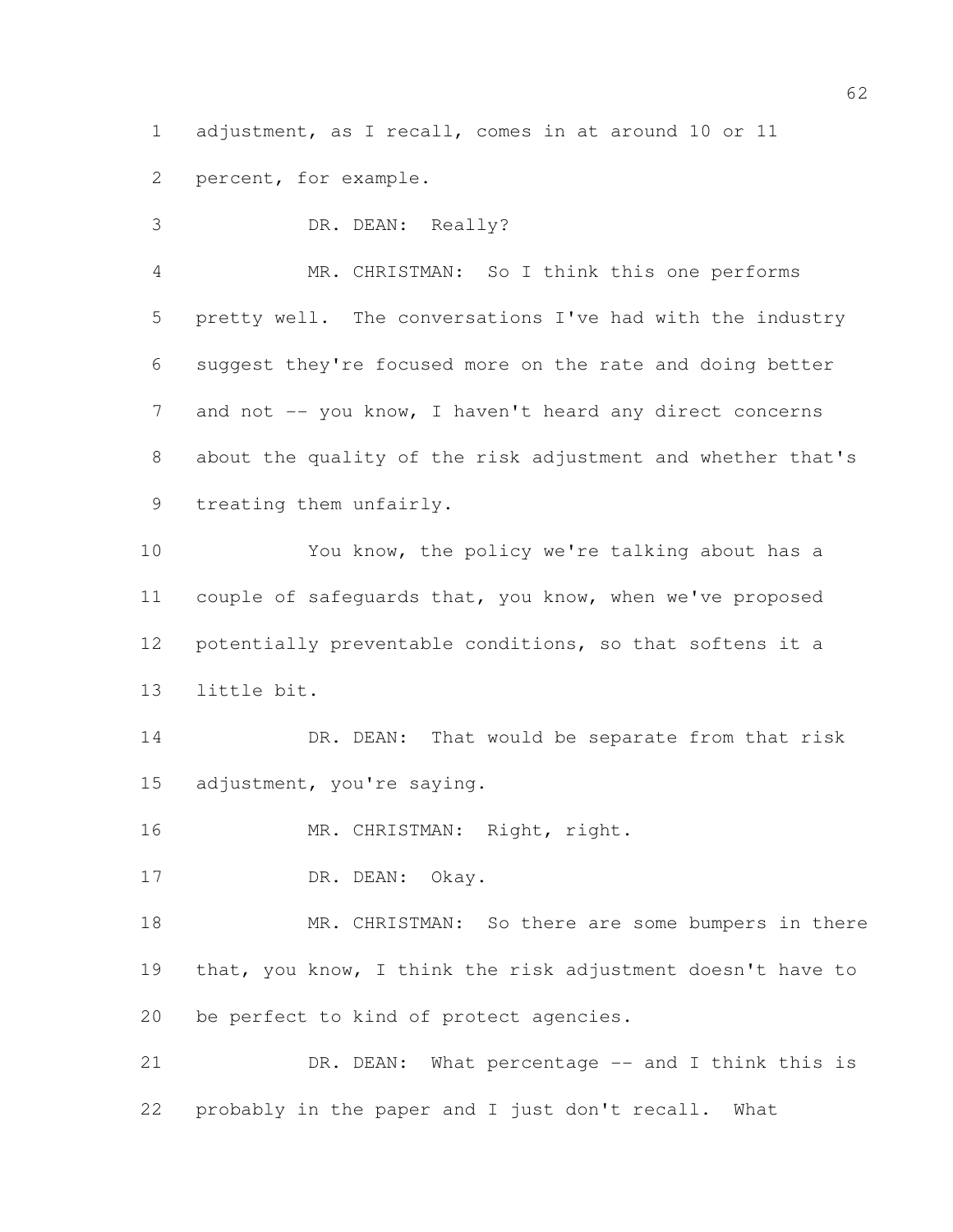adjustment, as I recall, comes in at around 10 or 11 percent, for example.

DR. DEAN: Really?

MR. CHRISTMAN: So I think this one performs pretty well. The conversations I've had with the industry suggest they're focused more on the rate and doing better and not -- you know, I haven't heard any direct concerns about the quality of the risk adjustment and whether that's treating them unfairly.

You know, the policy we're talking about has a couple of safeguards that, you know, when we've proposed potentially preventable conditions, so that softens it a little bit.

DR. DEAN: That would be separate from that risk adjustment, you're saying.

MR. CHRISTMAN: Right, right.

DR. DEAN: Okay.

MR. CHRISTMAN: So there are some bumpers in there that, you know, I think the risk adjustment doesn't have to be perfect to kind of protect agencies.

DR. DEAN: What percentage -- and I think this is probably in the paper and I just don't recall. What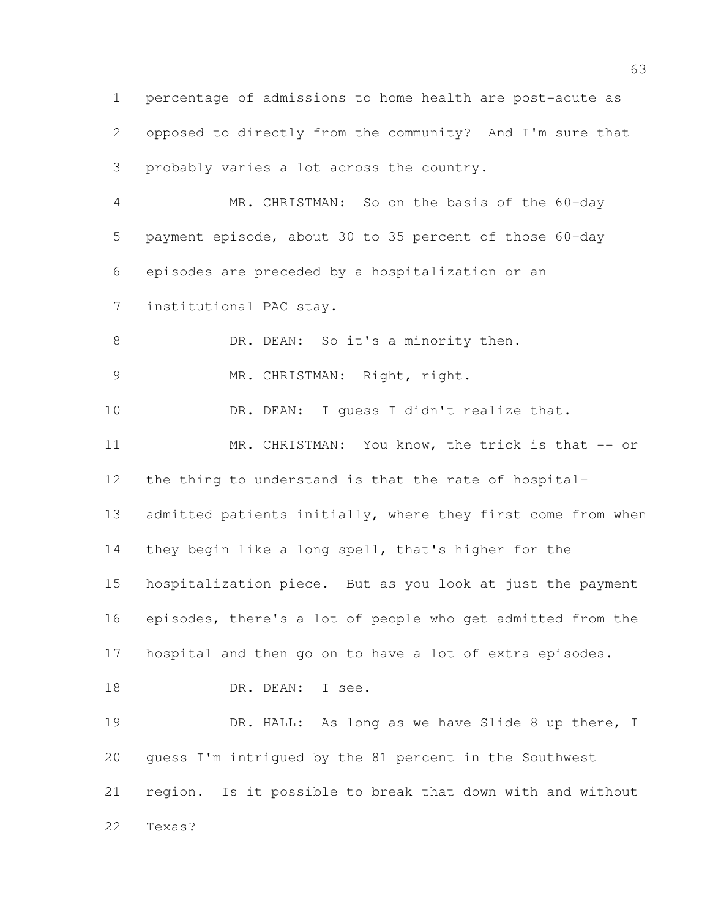percentage of admissions to home health are post-acute as opposed to directly from the community? And I'm sure that probably varies a lot across the country.

MR. CHRISTMAN: So on the basis of the 60-day payment episode, about 30 to 35 percent of those 60-day episodes are preceded by a hospitalization or an institutional PAC stay.

DR. DEAN: So it's a minority then.

MR. CHRISTMAN: Right, right.

DR. DEAN: I guess I didn't realize that.

MR. CHRISTMAN: You know, the trick is that -- or the thing to understand is that the rate of hospital-admitted patients initially, where they first come from when they begin like a long spell, that's higher for the hospitalization piece. But as you look at just the payment episodes, there's a lot of people who get admitted from the hospital and then go on to have a lot of extra episodes.

DR. DEAN: I see.

DR. HALL: As long as we have Slide 8 up there, I guess I'm intrigued by the 81 percent in the Southwest region. Is it possible to break that down with and without Texas?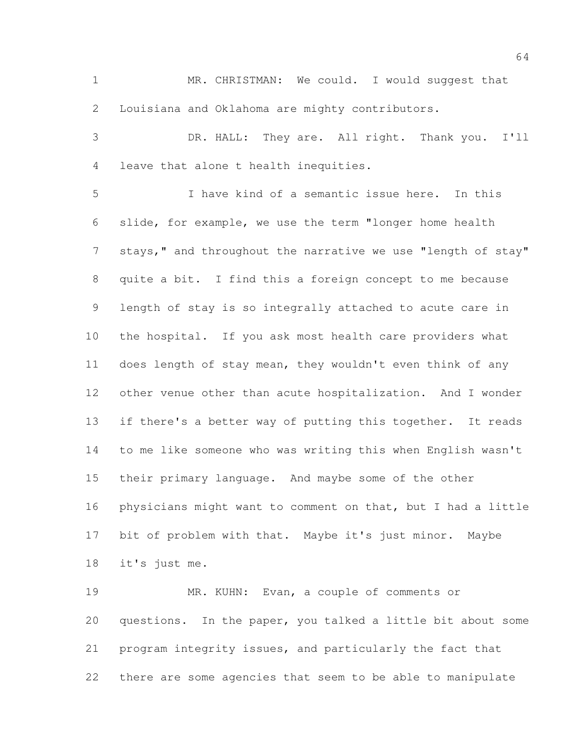MR. CHRISTMAN: We could. I would suggest that Louisiana and Oklahoma are mighty contributors.

DR. HALL: They are. All right. Thank you. I'll leave that alone t health inequities.

I have kind of a semantic issue here. In this slide, for example, we use the term "longer home health stays," and throughout the narrative we use "length of stay" quite a bit. I find this a foreign concept to me because length of stay is so integrally attached to acute care in the hospital. If you ask most health care providers what does length of stay mean, they wouldn't even think of any other venue other than acute hospitalization. And I wonder if there's a better way of putting this together. It reads to me like someone who was writing this when English wasn't their primary language. And maybe some of the other physicians might want to comment on that, but I had a little bit of problem with that. Maybe it's just minor. Maybe it's just me.

MR. KUHN: Evan, a couple of comments or questions. In the paper, you talked a little bit about some program integrity issues, and particularly the fact that there are some agencies that seem to be able to manipulate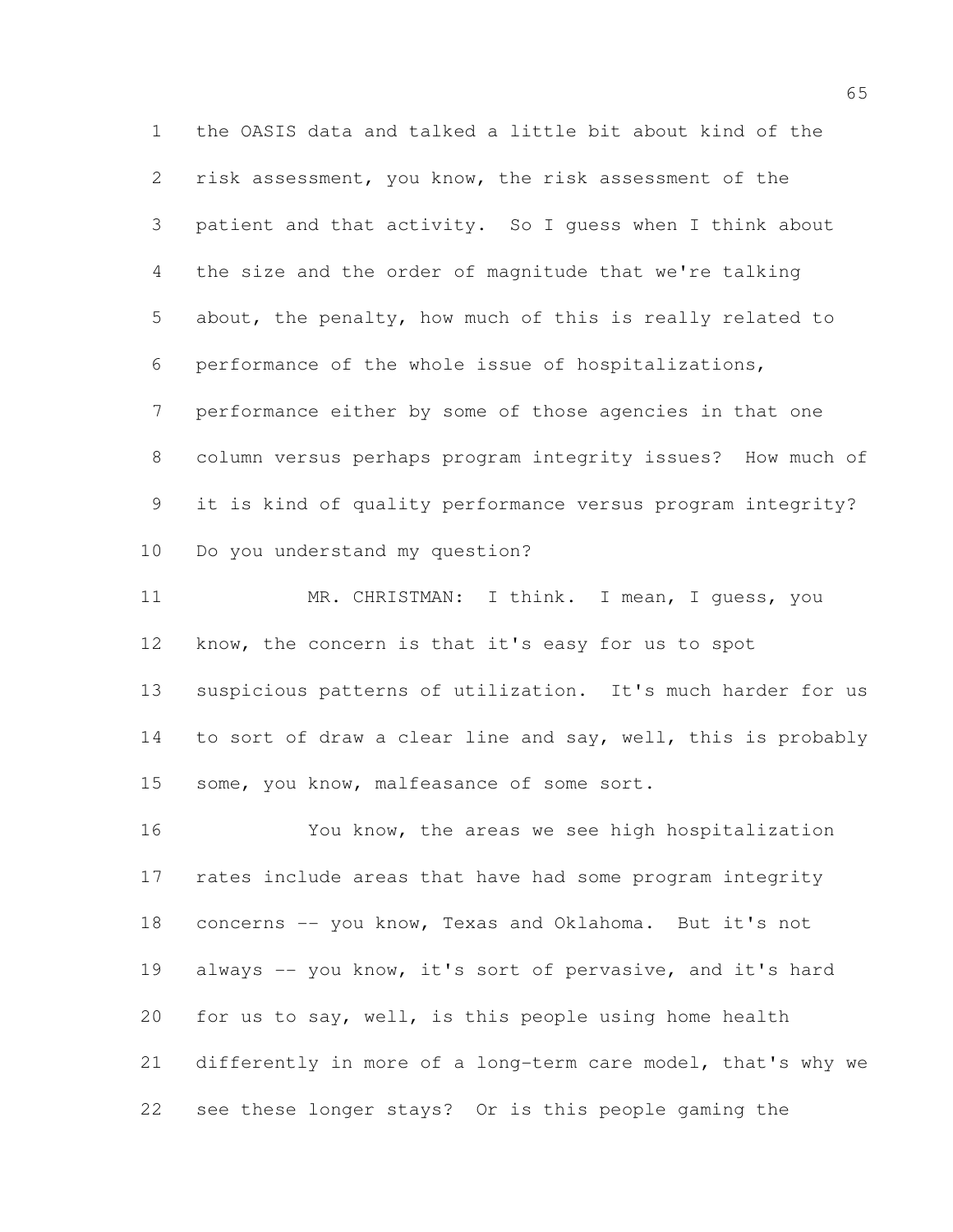the OASIS data and talked a little bit about kind of the risk assessment, you know, the risk assessment of the patient and that activity. So I guess when I think about the size and the order of magnitude that we're talking about, the penalty, how much of this is really related to performance of the whole issue of hospitalizations, performance either by some of those agencies in that one column versus perhaps program integrity issues? How much of it is kind of quality performance versus program integrity? Do you understand my question?

MR. CHRISTMAN: I think. I mean, I guess, you know, the concern is that it's easy for us to spot suspicious patterns of utilization. It's much harder for us to sort of draw a clear line and say, well, this is probably some, you know, malfeasance of some sort.

You know, the areas we see high hospitalization rates include areas that have had some program integrity concerns -- you know, Texas and Oklahoma. But it's not always -- you know, it's sort of pervasive, and it's hard for us to say, well, is this people using home health differently in more of a long-term care model, that's why we see these longer stays? Or is this people gaming the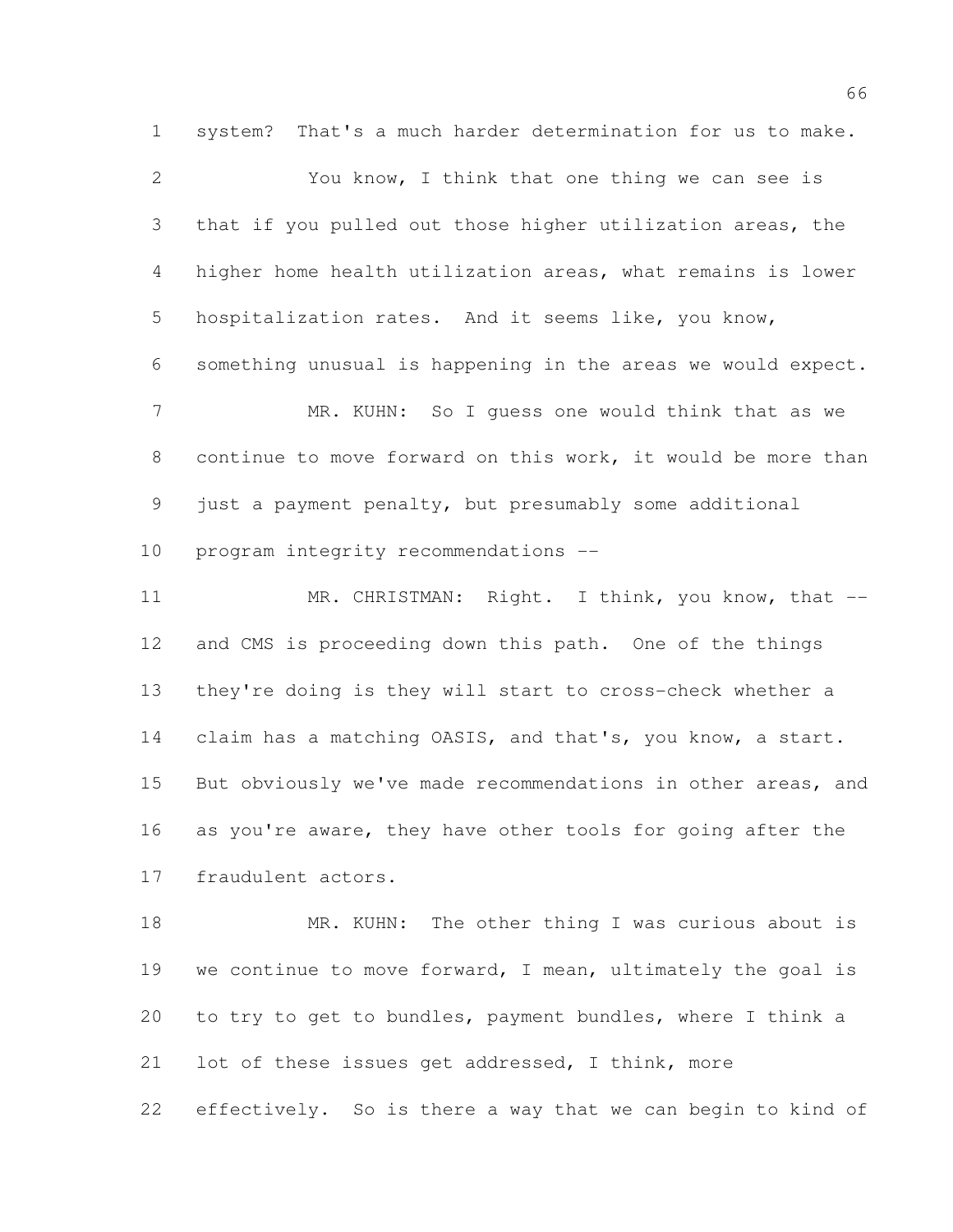system? That's a much harder determination for us to make.

You know, I think that one thing we can see is that if you pulled out those higher utilization areas, the higher home health utilization areas, what remains is lower hospitalization rates. And it seems like, you know, something unusual is happening in the areas we would expect.

MR. KUHN: So I guess one would think that as we continue to move forward on this work, it would be more than just a payment penalty, but presumably some additional program integrity recommendations --

MR. CHRISTMAN: Right. I think, you know, that -- and CMS is proceeding down this path. One of the things they're doing is they will start to cross-check whether a claim has a matching OASIS, and that's, you know, a start. But obviously we've made recommendations in other areas, and as you're aware, they have other tools for going after the fraudulent actors.

MR. KUHN: The other thing I was curious about is we continue to move forward, I mean, ultimately the goal is to try to get to bundles, payment bundles, where I think a lot of these issues get addressed, I think, more effectively. So is there a way that we can begin to kind of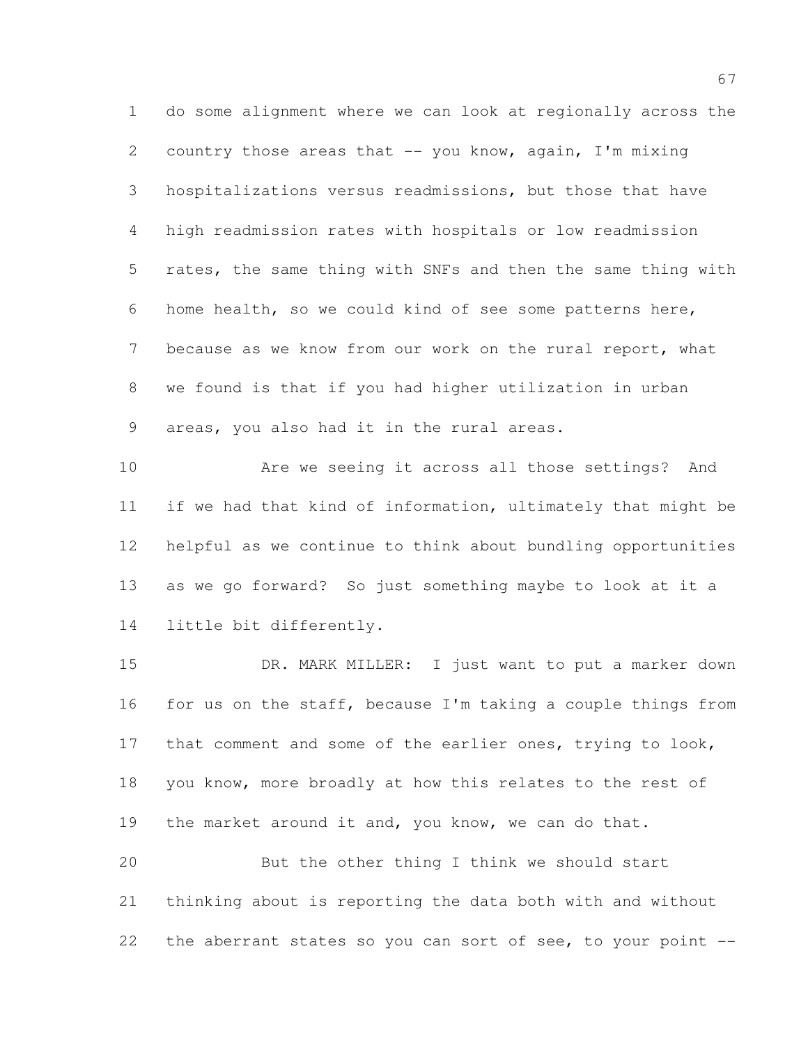do some alignment where we can look at regionally across the country those areas that -- you know, again, I'm mixing hospitalizations versus readmissions, but those that have high readmission rates with hospitals or low readmission rates, the same thing with SNFs and then the same thing with home health, so we could kind of see some patterns here, because as we know from our work on the rural report, what we found is that if you had higher utilization in urban areas, you also had it in the rural areas.

Are we seeing it across all those settings? And if we had that kind of information, ultimately that might be helpful as we continue to think about bundling opportunities as we go forward? So just something maybe to look at it a little bit differently.

DR. MARK MILLER: I just want to put a marker down for us on the staff, because I'm taking a couple things from that comment and some of the earlier ones, trying to look, you know, more broadly at how this relates to the rest of the market around it and, you know, we can do that.

But the other thing I think we should start thinking about is reporting the data both with and without the aberrant states so you can sort of see, to your point --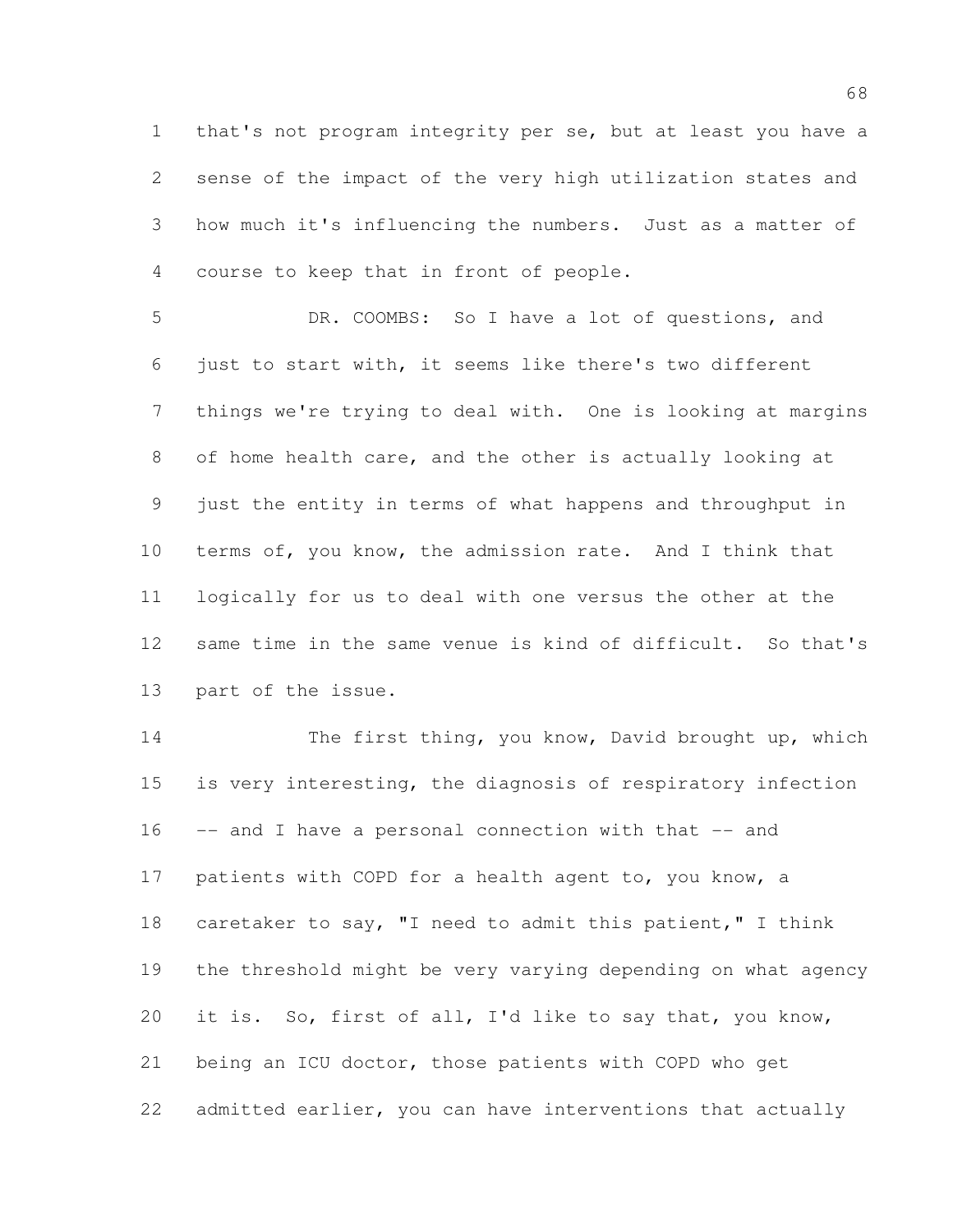that's not program integrity per se, but at least you have a sense of the impact of the very high utilization states and how much it's influencing the numbers. Just as a matter of course to keep that in front of people.

DR. COOMBS: So I have a lot of questions, and just to start with, it seems like there's two different things we're trying to deal with. One is looking at margins of home health care, and the other is actually looking at just the entity in terms of what happens and throughput in terms of, you know, the admission rate. And I think that logically for us to deal with one versus the other at the same time in the same venue is kind of difficult. So that's part of the issue.

The first thing, you know, David brought up, which is very interesting, the diagnosis of respiratory infection -- and I have a personal connection with that -- and patients with COPD for a health agent to, you know, a caretaker to say, "I need to admit this patient," I think the threshold might be very varying depending on what agency it is. So, first of all, I'd like to say that, you know, being an ICU doctor, those patients with COPD who get admitted earlier, you can have interventions that actually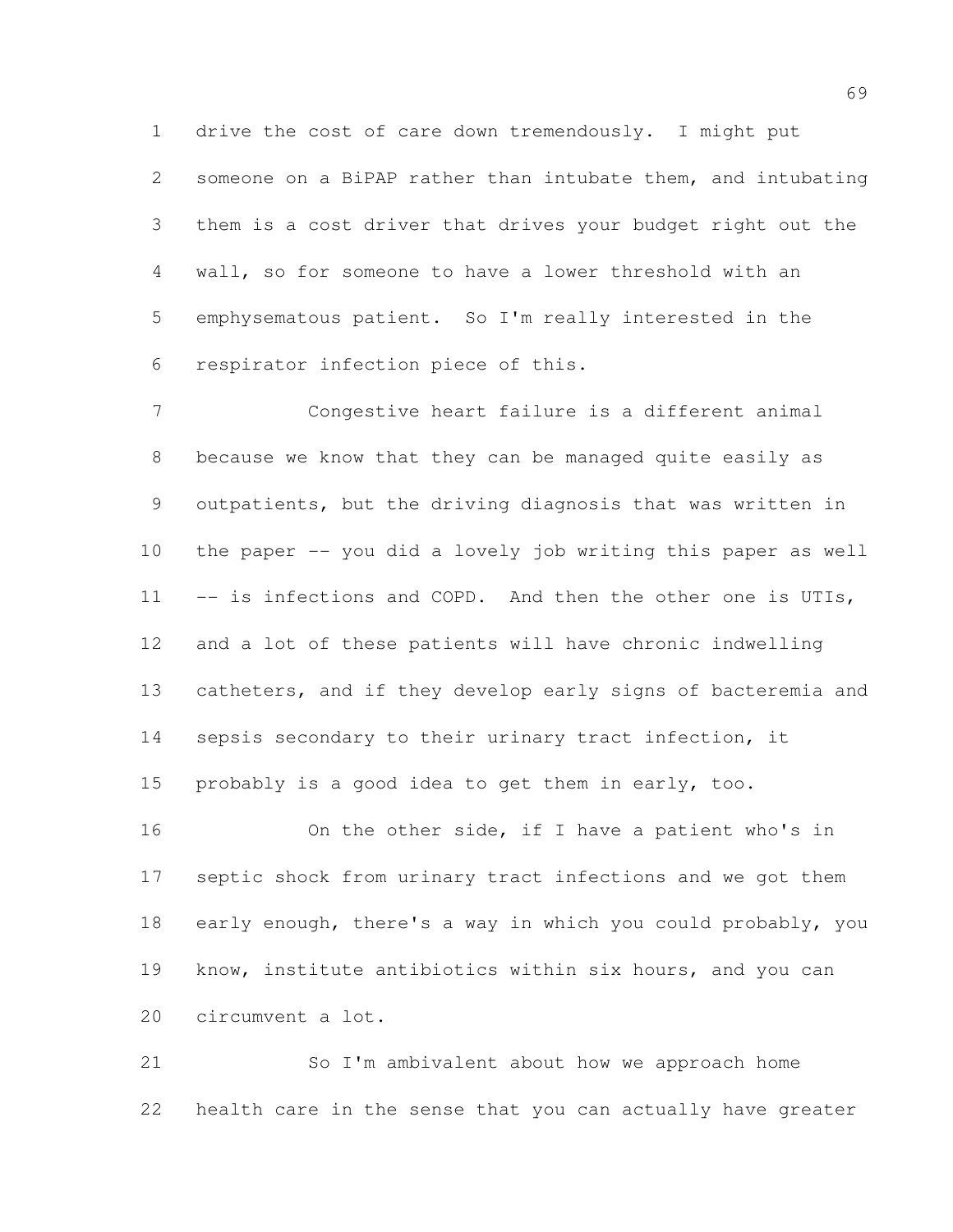drive the cost of care down tremendously. I might put someone on a BiPAP rather than intubate them, and intubating them is a cost driver that drives your budget right out the wall, so for someone to have a lower threshold with an emphysematous patient. So I'm really interested in the respirator infection piece of this.

Congestive heart failure is a different animal because we know that they can be managed quite easily as outpatients, but the driving diagnosis that was written in the paper -- you did a lovely job writing this paper as well -- is infections and COPD. And then the other one is UTIs, and a lot of these patients will have chronic indwelling catheters, and if they develop early signs of bacteremia and sepsis secondary to their urinary tract infection, it probably is a good idea to get them in early, too.

On the other side, if I have a patient who's in septic shock from urinary tract infections and we got them early enough, there's a way in which you could probably, you know, institute antibiotics within six hours, and you can circumvent a lot.

So I'm ambivalent about how we approach home health care in the sense that you can actually have greater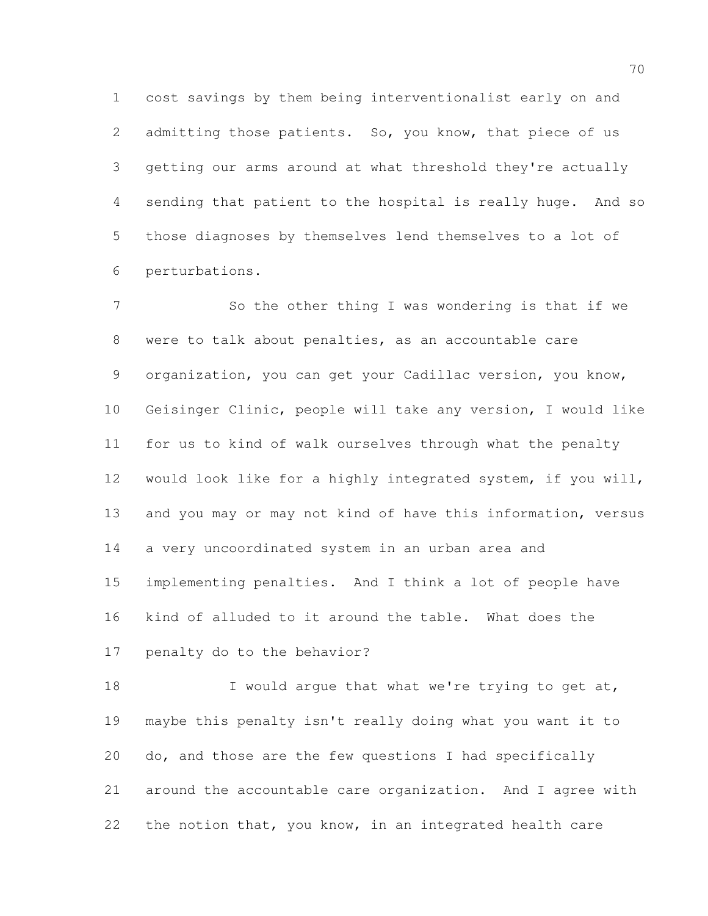cost savings by them being interventionalist early on and admitting those patients. So, you know, that piece of us getting our arms around at what threshold they're actually sending that patient to the hospital is really huge. And so those diagnoses by themselves lend themselves to a lot of perturbations.

So the other thing I was wondering is that if we were to talk about penalties, as an accountable care organization, you can get your Cadillac version, you know, Geisinger Clinic, people will take any version, I would like for us to kind of walk ourselves through what the penalty would look like for a highly integrated system, if you will, and you may or may not kind of have this information, versus a very uncoordinated system in an urban area and implementing penalties. And I think a lot of people have kind of alluded to it around the table. What does the penalty do to the behavior?

I would argue that what we're trying to get at, maybe this penalty isn't really doing what you want it to do, and those are the few questions I had specifically around the accountable care organization. And I agree with the notion that, you know, in an integrated health care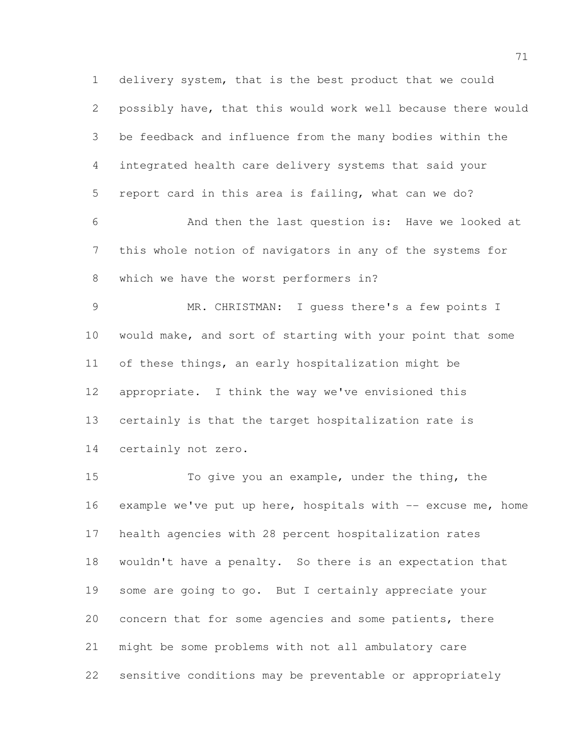delivery system, that is the best product that we could possibly have, that this would work well because there would be feedback and influence from the many bodies within the integrated health care delivery systems that said your report card in this area is failing, what can we do?

And then the last question is: Have we looked at this whole notion of navigators in any of the systems for which we have the worst performers in?

MR. CHRISTMAN: I guess there's a few points I would make, and sort of starting with your point that some of these things, an early hospitalization might be appropriate. I think the way we've envisioned this certainly is that the target hospitalization rate is certainly not zero.

To give you an example, under the thing, the example we've put up here, hospitals with -- excuse me, home health agencies with 28 percent hospitalization rates wouldn't have a penalty. So there is an expectation that some are going to go. But I certainly appreciate your concern that for some agencies and some patients, there might be some problems with not all ambulatory care sensitive conditions may be preventable or appropriately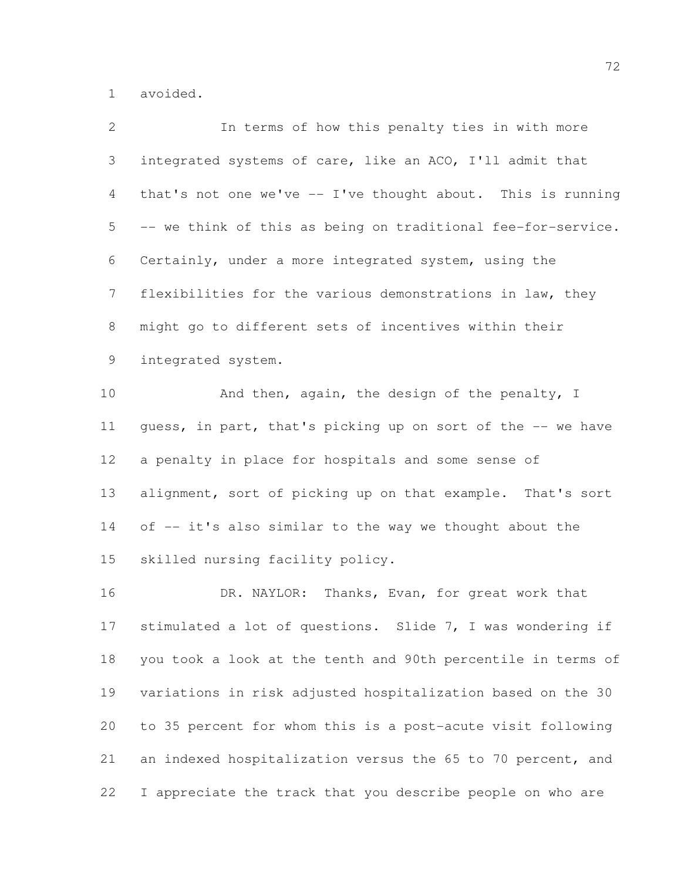avoided.

In terms of how this penalty ties in with more integrated systems of care, like an ACO, I'll admit that that's not one we've -- I've thought about. This is running -- we think of this as being on traditional fee-for-service. Certainly, under a more integrated system, using the flexibilities for the various demonstrations in law, they might go to different sets of incentives within their integrated system.

And then, again, the design of the penalty, I guess, in part, that's picking up on sort of the -- we have a penalty in place for hospitals and some sense of alignment, sort of picking up on that example. That's sort of -- it's also similar to the way we thought about the skilled nursing facility policy.

DR. NAYLOR: Thanks, Evan, for great work that stimulated a lot of questions. Slide 7, I was wondering if you took a look at the tenth and 90th percentile in terms of variations in risk adjusted hospitalization based on the 30 to 35 percent for whom this is a post-acute visit following an indexed hospitalization versus the 65 to 70 percent, and I appreciate the track that you describe people on who are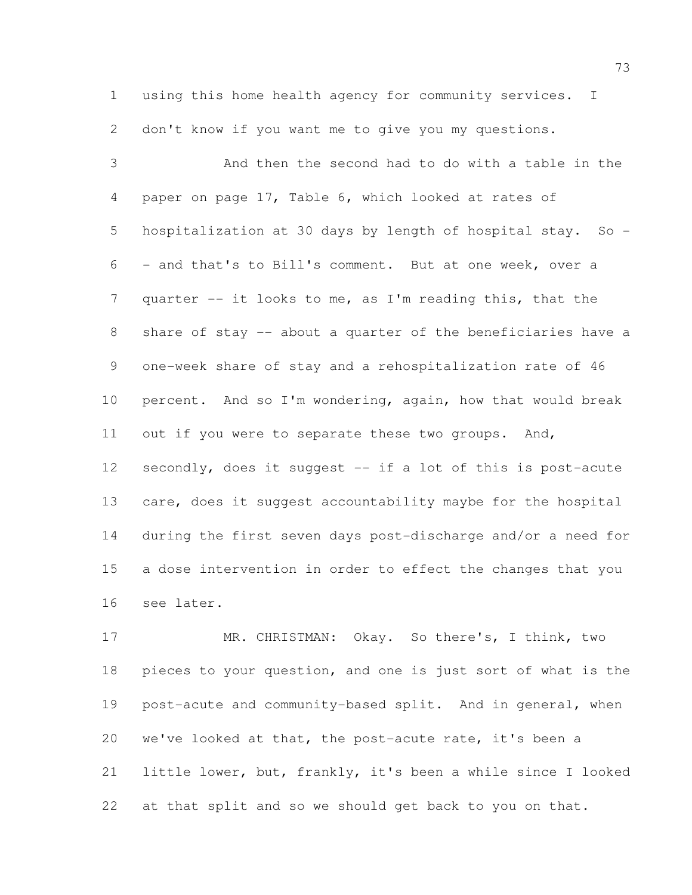using this home health agency for community services. I don't know if you want me to give you my questions.

And then the second had to do with a table in the paper on page 17, Table 6, which looked at rates of hospitalization at 30 days by length of hospital stay. So -- and that's to Bill's comment. But at one week, over a quarter -- it looks to me, as I'm reading this, that the share of stay -- about a quarter of the beneficiaries have a one-week share of stay and a rehospitalization rate of 46 percent. And so I'm wondering, again, how that would break out if you were to separate these two groups. And, secondly, does it suggest -- if a lot of this is post-acute care, does it suggest accountability maybe for the hospital during the first seven days post-discharge and/or a need for a dose intervention in order to effect the changes that you see later.

MR. CHRISTMAN: Okay. So there's, I think, two pieces to your question, and one is just sort of what is the post-acute and community-based split. And in general, when we've looked at that, the post-acute rate, it's been a little lower, but, frankly, it's been a while since I looked at that split and so we should get back to you on that.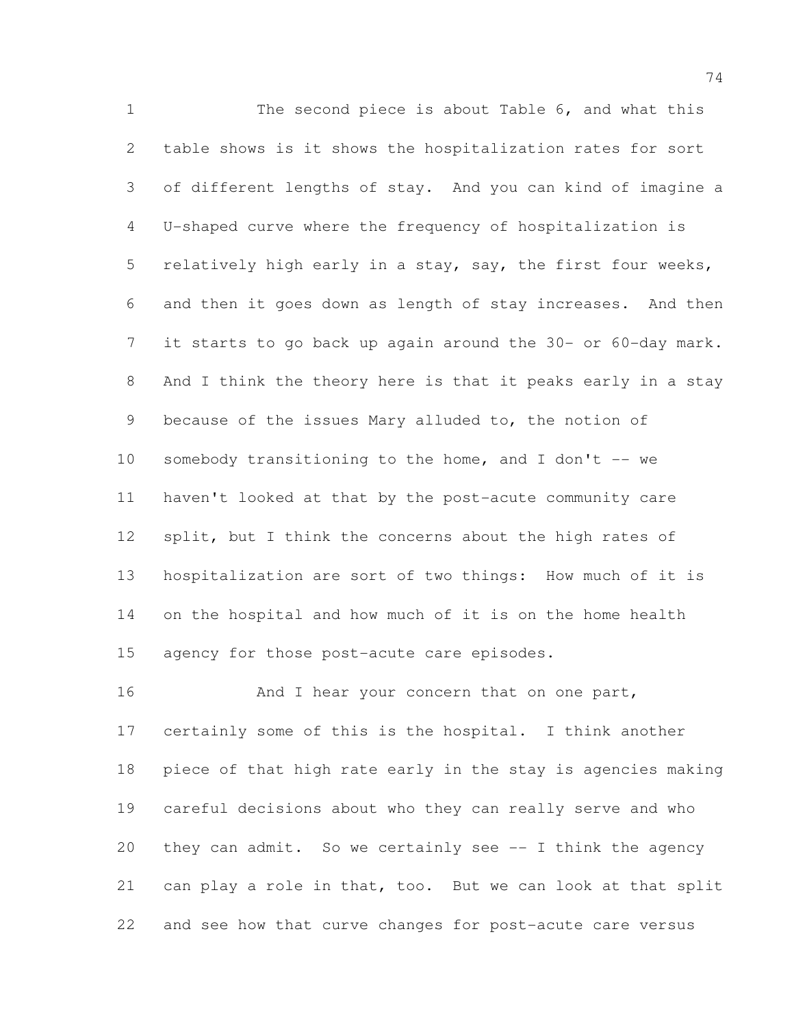The second piece is about Table 6, and what this table shows is it shows the hospitalization rates for sort of different lengths of stay. And you can kind of imagine a U-shaped curve where the frequency of hospitalization is relatively high early in a stay, say, the first four weeks, and then it goes down as length of stay increases. And then it starts to go back up again around the 30- or 60-day mark. And I think the theory here is that it peaks early in a stay because of the issues Mary alluded to, the notion of somebody transitioning to the home, and I don't -- we haven't looked at that by the post-acute community care split, but I think the concerns about the high rates of hospitalization are sort of two things: How much of it is on the hospital and how much of it is on the home health agency for those post-acute care episodes.

And I hear your concern that on one part, certainly some of this is the hospital. I think another piece of that high rate early in the stay is agencies making careful decisions about who they can really serve and who they can admit. So we certainly see -- I think the agency can play a role in that, too. But we can look at that split and see how that curve changes for post-acute care versus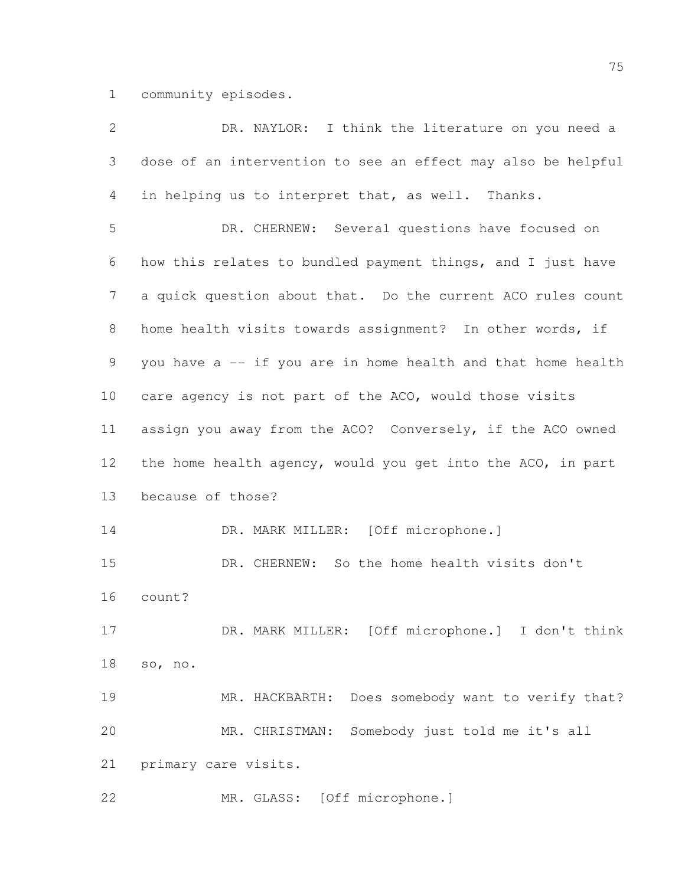community episodes.

DR. NAYLOR: I think the literature on you need a dose of an intervention to see an effect may also be helpful in helping us to interpret that, as well. Thanks.

DR. CHERNEW: Several questions have focused on how this relates to bundled payment things, and I just have a quick question about that. Do the current ACO rules count home health visits towards assignment? In other words, if you have a -- if you are in home health and that home health care agency is not part of the ACO, would those visits assign you away from the ACO? Conversely, if the ACO owned the home health agency, would you get into the ACO, in part because of those?

DR. MARK MILLER: [Off microphone.]

DR. CHERNEW: So the home health visits don't count?

DR. MARK MILLER: [Off microphone.] I don't think so, no.

MR. HACKBARTH: Does somebody want to verify that?

MR. CHRISTMAN: Somebody just told me it's all primary care visits.

MR. GLASS: [Off microphone.]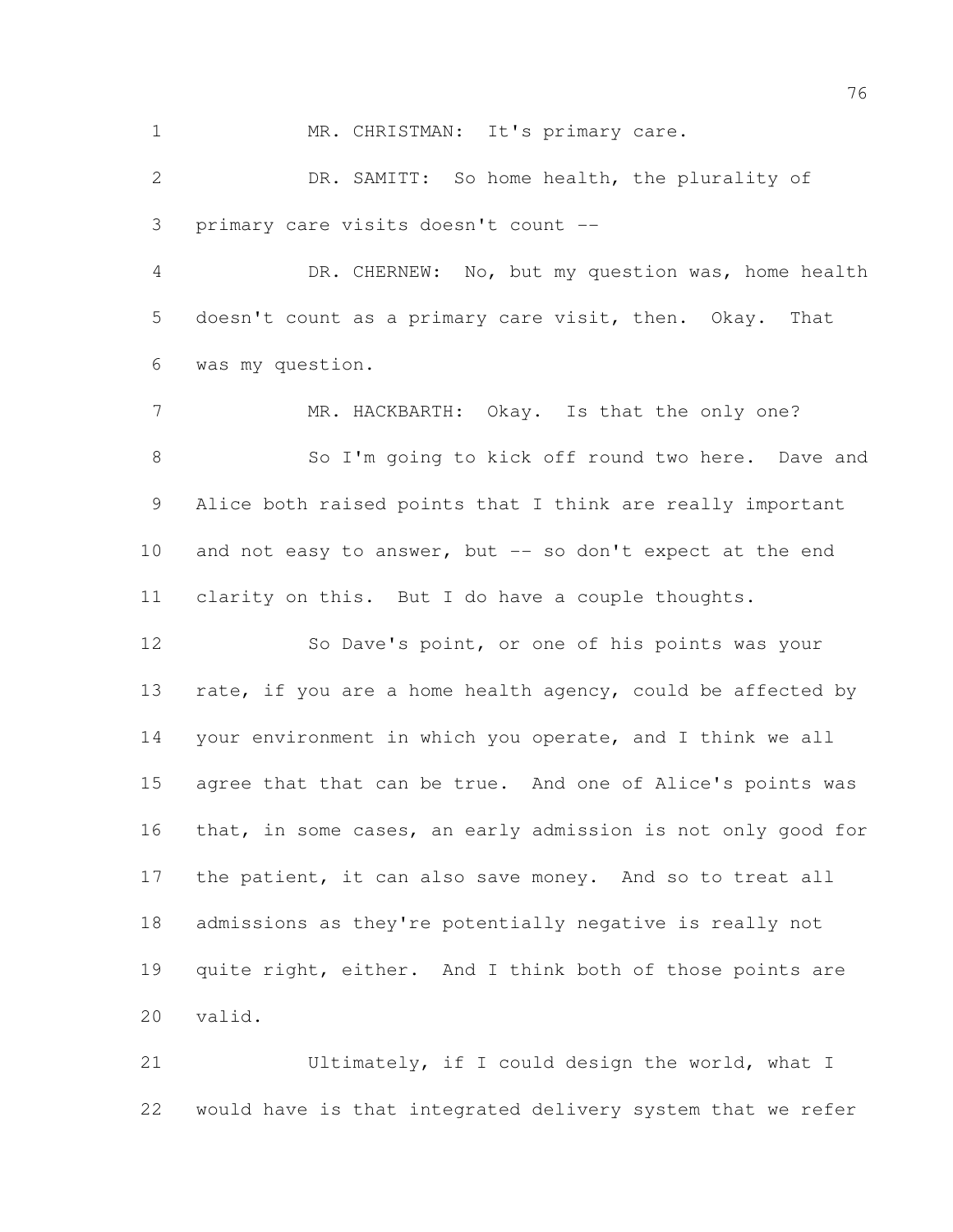MR. CHRISTMAN: It's primary care.

DR. SAMITT: So home health, the plurality of primary care visits doesn't count --

DR. CHERNEW: No, but my question was, home health doesn't count as a primary care visit, then. Okay. That was my question.

MR. HACKBARTH: Okay. Is that the only one?

So I'm going to kick off round two here. Dave and Alice both raised points that I think are really important and not easy to answer, but -- so don't expect at the end clarity on this. But I do have a couple thoughts.

So Dave's point, or one of his points was your rate, if you are a home health agency, could be affected by your environment in which you operate, and I think we all agree that that can be true. And one of Alice's points was that, in some cases, an early admission is not only good for the patient, it can also save money. And so to treat all admissions as they're potentially negative is really not quite right, either. And I think both of those points are valid.

Ultimately, if I could design the world, what I would have is that integrated delivery system that we refer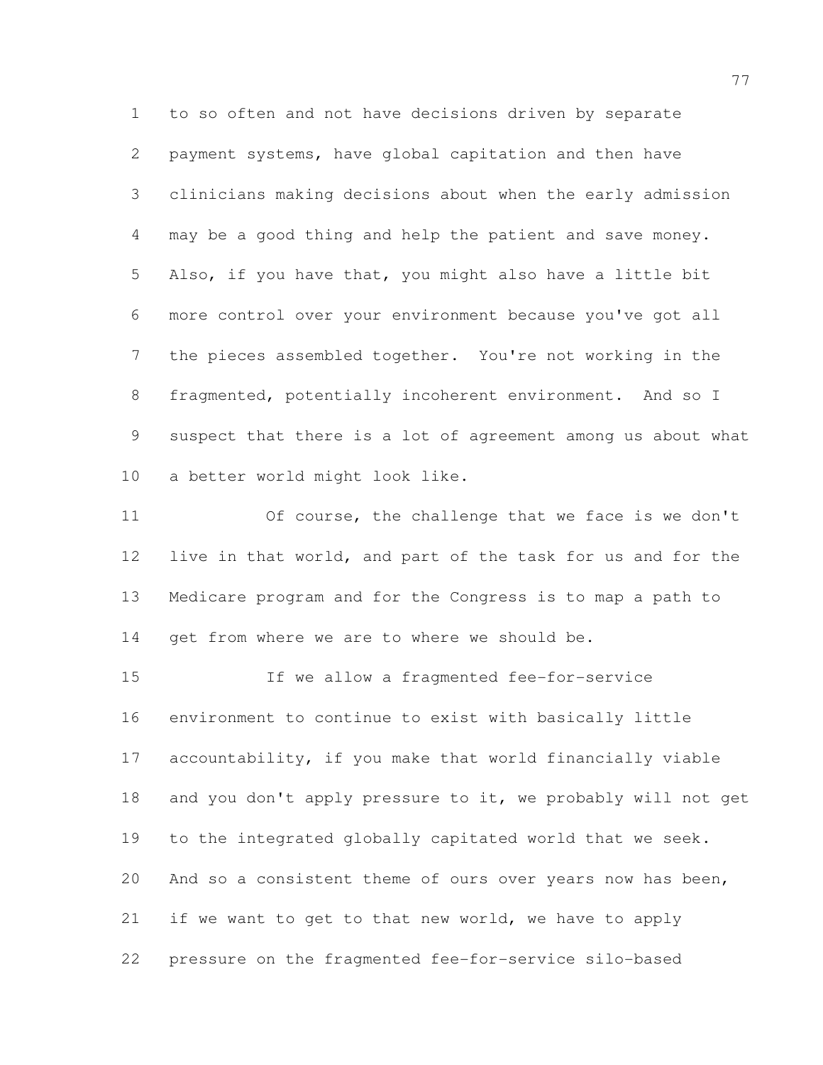to so often and not have decisions driven by separate payment systems, have global capitation and then have clinicians making decisions about when the early admission may be a good thing and help the patient and save money. Also, if you have that, you might also have a little bit more control over your environment because you've got all the pieces assembled together. You're not working in the fragmented, potentially incoherent environment. And so I suspect that there is a lot of agreement among us about what a better world might look like.

Of course, the challenge that we face is we don't live in that world, and part of the task for us and for the Medicare program and for the Congress is to map a path to get from where we are to where we should be.

If we allow a fragmented fee-for-service environment to continue to exist with basically little accountability, if you make that world financially viable and you don't apply pressure to it, we probably will not get to the integrated globally capitated world that we seek. And so a consistent theme of ours over years now has been, if we want to get to that new world, we have to apply pressure on the fragmented fee-for-service silo-based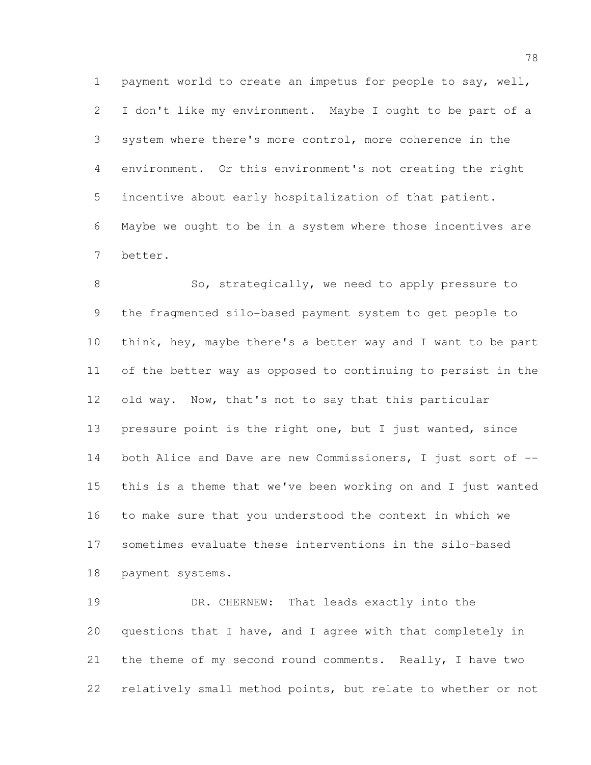payment world to create an impetus for people to say, well, I don't like my environment. Maybe I ought to be part of a system where there's more control, more coherence in the environment. Or this environment's not creating the right incentive about early hospitalization of that patient. Maybe we ought to be in a system where those incentives are better.

So, strategically, we need to apply pressure to the fragmented silo-based payment system to get people to think, hey, maybe there's a better way and I want to be part of the better way as opposed to continuing to persist in the old way. Now, that's not to say that this particular pressure point is the right one, but I just wanted, since both Alice and Dave are new Commissioners, I just sort of -- this is a theme that we've been working on and I just wanted to make sure that you understood the context in which we sometimes evaluate these interventions in the silo-based payment systems.

DR. CHERNEW: That leads exactly into the questions that I have, and I agree with that completely in the theme of my second round comments. Really, I have two relatively small method points, but relate to whether or not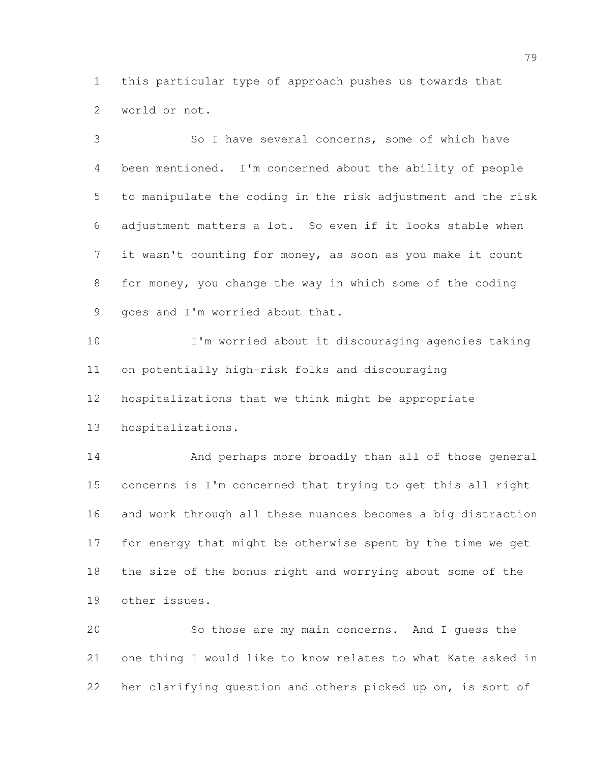this particular type of approach pushes us towards that world or not.

So I have several concerns, some of which have been mentioned. I'm concerned about the ability of people to manipulate the coding in the risk adjustment and the risk adjustment matters a lot. So even if it looks stable when it wasn't counting for money, as soon as you make it count for money, you change the way in which some of the coding goes and I'm worried about that.

I'm worried about it discouraging agencies taking on potentially high-risk folks and discouraging hospitalizations that we think might be appropriate hospitalizations.

And perhaps more broadly than all of those general concerns is I'm concerned that trying to get this all right and work through all these nuances becomes a big distraction for energy that might be otherwise spent by the time we get the size of the bonus right and worrying about some of the other issues.

So those are my main concerns. And I guess the one thing I would like to know relates to what Kate asked in her clarifying question and others picked up on, is sort of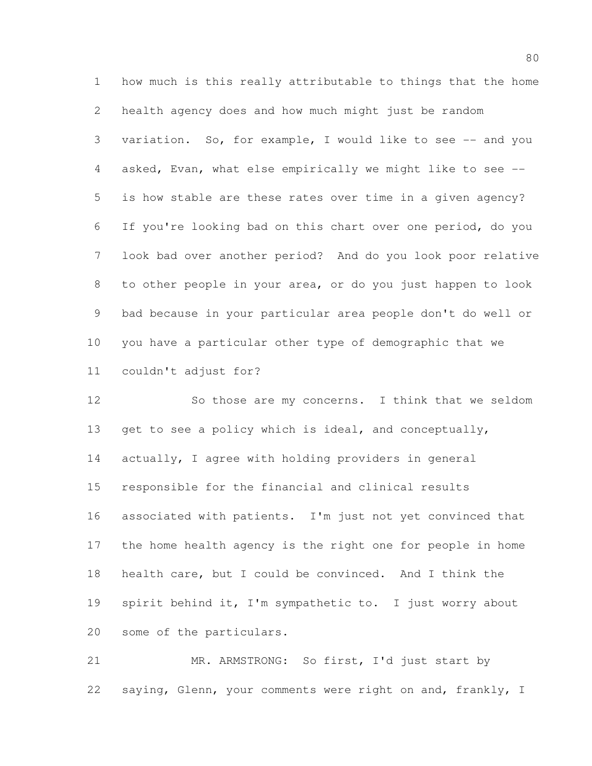how much is this really attributable to things that the home health agency does and how much might just be random variation. So, for example, I would like to see -- and you asked, Evan, what else empirically we might like to see -- is how stable are these rates over time in a given agency? If you're looking bad on this chart over one period, do you look bad over another period? And do you look poor relative to other people in your area, or do you just happen to look bad because in your particular area people don't do well or you have a particular other type of demographic that we couldn't adjust for?

So those are my concerns. I think that we seldom get to see a policy which is ideal, and conceptually, actually, I agree with holding providers in general responsible for the financial and clinical results associated with patients. I'm just not yet convinced that the home health agency is the right one for people in home health care, but I could be convinced. And I think the spirit behind it, I'm sympathetic to. I just worry about some of the particulars.

MR. ARMSTRONG: So first, I'd just start by saying, Glenn, your comments were right on and, frankly, I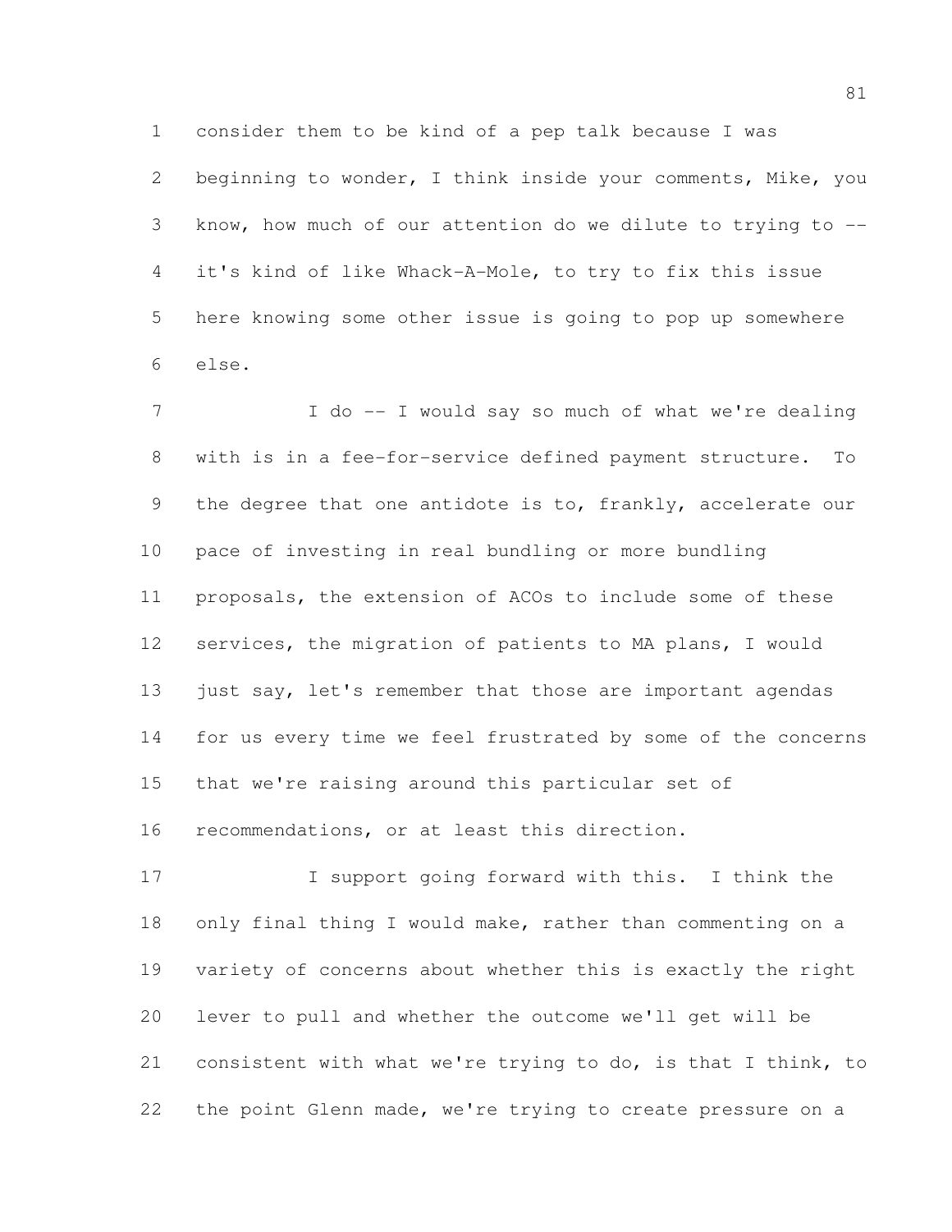consider them to be kind of a pep talk because I was beginning to wonder, I think inside your comments, Mike, you know, how much of our attention do we dilute to trying to -- it's kind of like Whack-A-Mole, to try to fix this issue here knowing some other issue is going to pop up somewhere else.

I do -- I would say so much of what we're dealing with is in a fee-for-service defined payment structure. To the degree that one antidote is to, frankly, accelerate our pace of investing in real bundling or more bundling proposals, the extension of ACOs to include some of these services, the migration of patients to MA plans, I would just say, let's remember that those are important agendas for us every time we feel frustrated by some of the concerns that we're raising around this particular set of recommendations, or at least this direction.

I support going forward with this. I think the only final thing I would make, rather than commenting on a variety of concerns about whether this is exactly the right lever to pull and whether the outcome we'll get will be consistent with what we're trying to do, is that I think, to the point Glenn made, we're trying to create pressure on a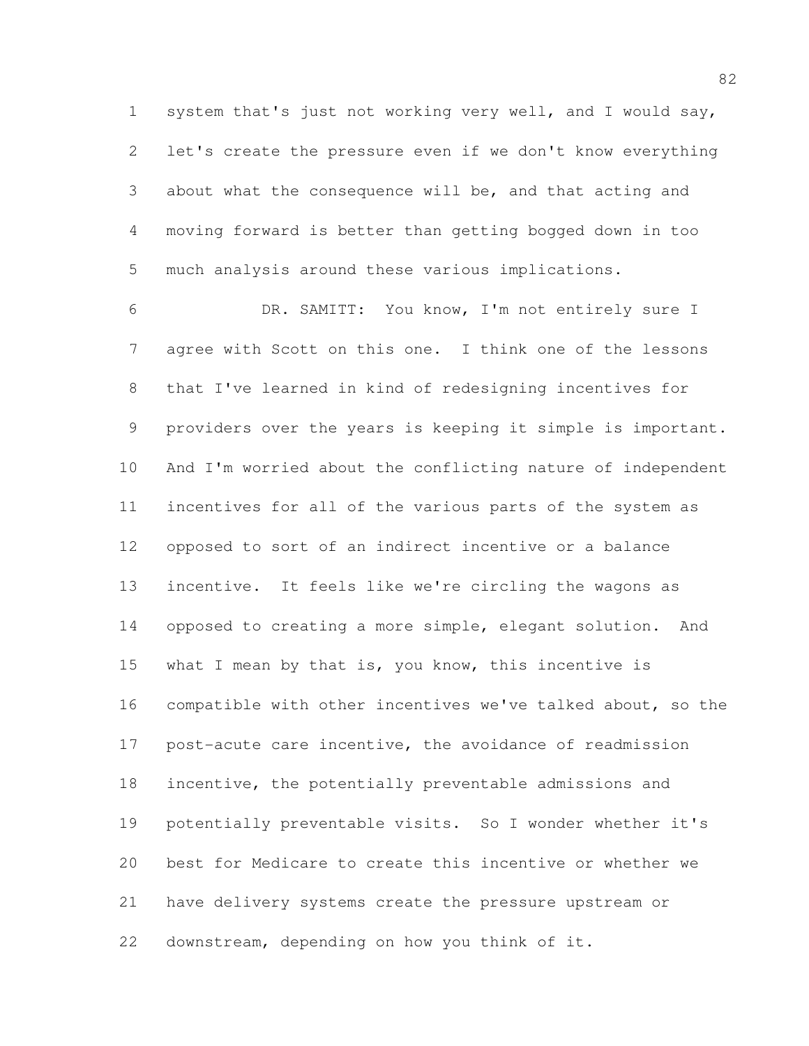system that's just not working very well, and I would say, let's create the pressure even if we don't know everything about what the consequence will be, and that acting and moving forward is better than getting bogged down in too much analysis around these various implications.

DR. SAMITT: You know, I'm not entirely sure I agree with Scott on this one. I think one of the lessons that I've learned in kind of redesigning incentives for providers over the years is keeping it simple is important. And I'm worried about the conflicting nature of independent incentives for all of the various parts of the system as opposed to sort of an indirect incentive or a balance incentive. It feels like we're circling the wagons as opposed to creating a more simple, elegant solution. And what I mean by that is, you know, this incentive is compatible with other incentives we've talked about, so the post-acute care incentive, the avoidance of readmission incentive, the potentially preventable admissions and potentially preventable visits. So I wonder whether it's best for Medicare to create this incentive or whether we have delivery systems create the pressure upstream or downstream, depending on how you think of it.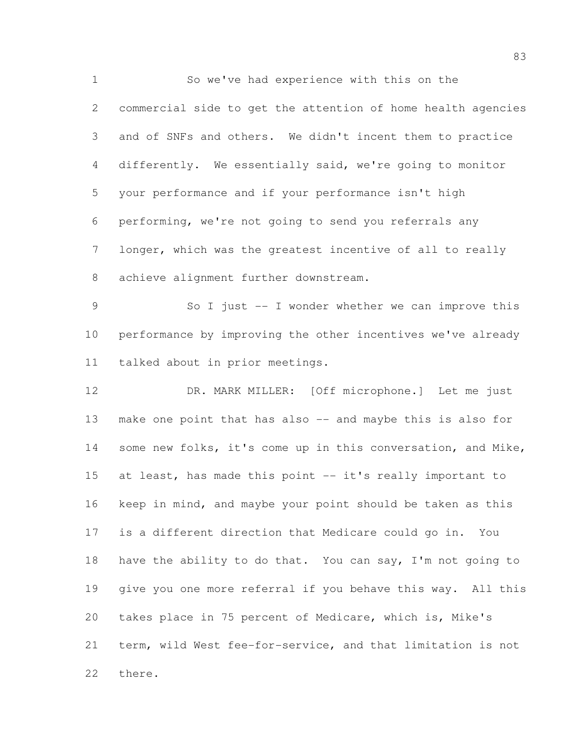So we've had experience with this on the commercial side to get the attention of home health agencies and of SNFs and others. We didn't incent them to practice differently. We essentially said, we're going to monitor your performance and if your performance isn't high performing, we're not going to send you referrals any longer, which was the greatest incentive of all to really achieve alignment further downstream.

So I just -- I wonder whether we can improve this performance by improving the other incentives we've already talked about in prior meetings.

DR. MARK MILLER: [Off microphone.] Let me just make one point that has also -- and maybe this is also for some new folks, it's come up in this conversation, and Mike, at least, has made this point -- it's really important to keep in mind, and maybe your point should be taken as this is a different direction that Medicare could go in. You have the ability to do that. You can say, I'm not going to give you one more referral if you behave this way. All this takes place in 75 percent of Medicare, which is, Mike's term, wild West fee-for-service, and that limitation is not there.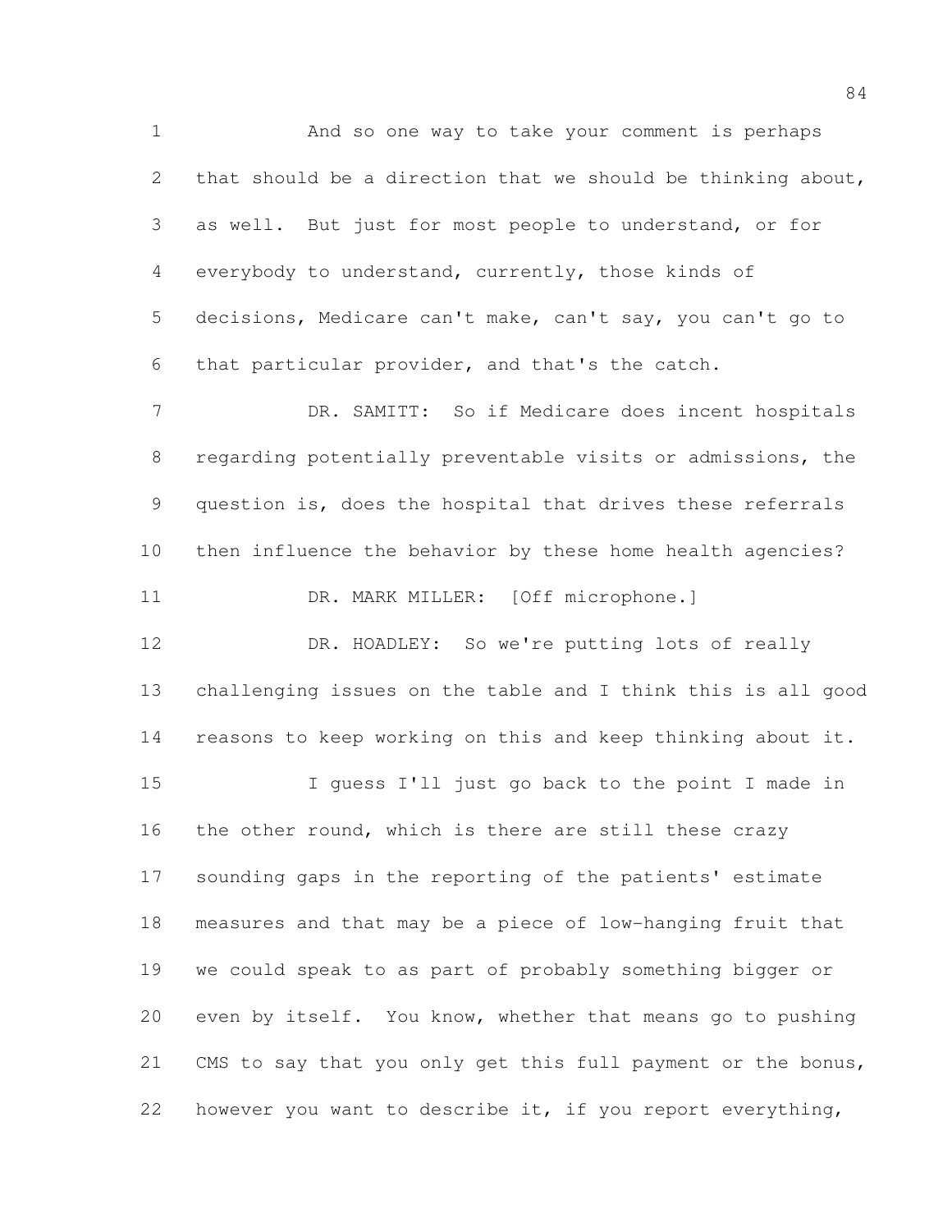And so one way to take your comment is perhaps that should be a direction that we should be thinking about, as well. But just for most people to understand, or for everybody to understand, currently, those kinds of decisions, Medicare can't make, can't say, you can't go to that particular provider, and that's the catch.

DR. SAMITT: So if Medicare does incent hospitals regarding potentially preventable visits or admissions, the question is, does the hospital that drives these referrals then influence the behavior by these home health agencies?

DR. MARK MILLER: [Off microphone.]

DR. HOADLEY: So we're putting lots of really challenging issues on the table and I think this is all good reasons to keep working on this and keep thinking about it.

I guess I'll just go back to the point I made in the other round, which is there are still these crazy sounding gaps in the reporting of the patients' estimate measures and that may be a piece of low-hanging fruit that we could speak to as part of probably something bigger or even by itself. You know, whether that means go to pushing CMS to say that you only get this full payment or the bonus, however you want to describe it, if you report everything,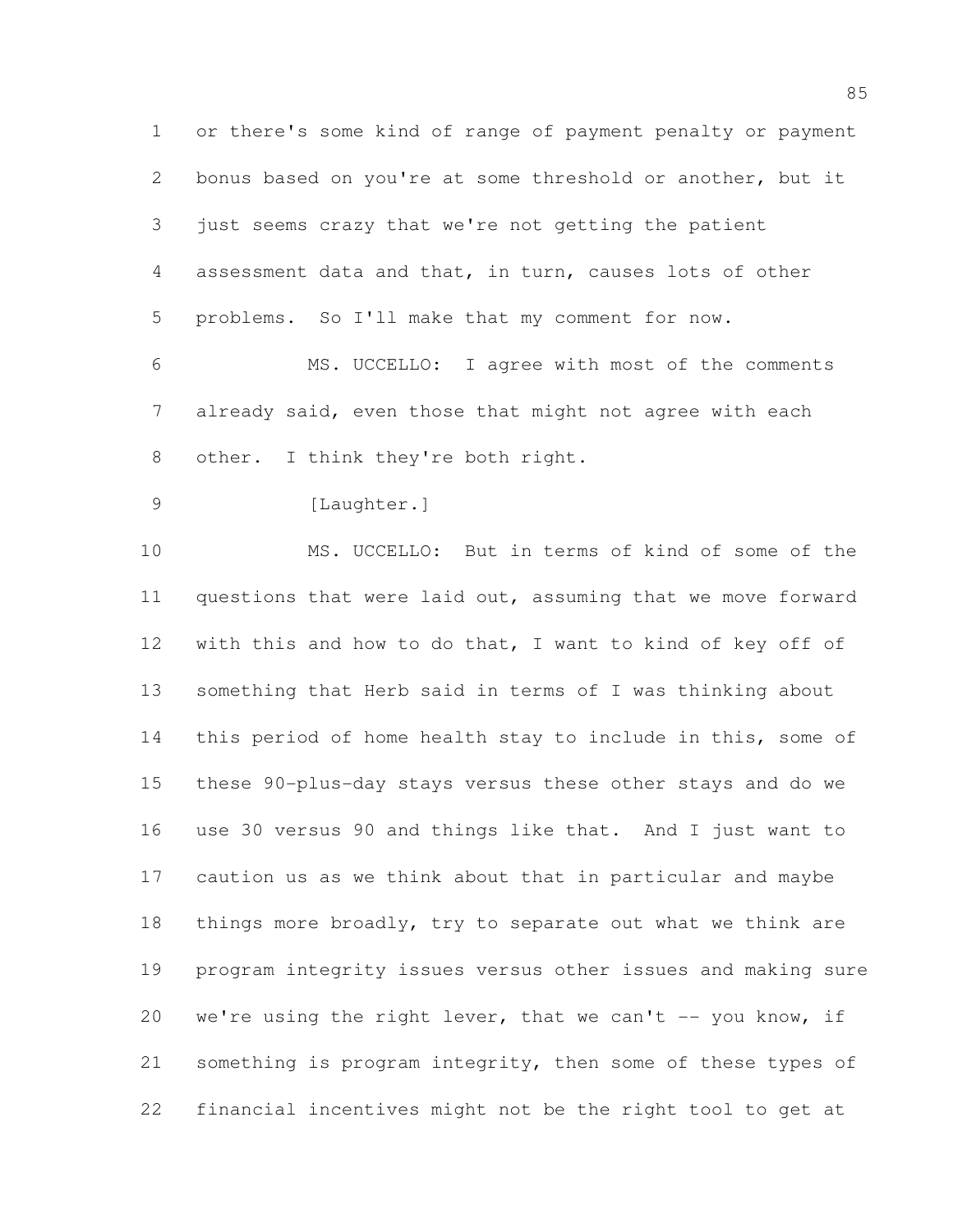or there's some kind of range of payment penalty or payment bonus based on you're at some threshold or another, but it just seems crazy that we're not getting the patient assessment data and that, in turn, causes lots of other problems. So I'll make that my comment for now.

MS. UCCELLO: I agree with most of the comments already said, even those that might not agree with each other. I think they're both right.

[Laughter.]

MS. UCCELLO: But in terms of kind of some of the questions that were laid out, assuming that we move forward with this and how to do that, I want to kind of key off of something that Herb said in terms of I was thinking about this period of home health stay to include in this, some of these 90-plus-day stays versus these other stays and do we use 30 versus 90 and things like that. And I just want to caution us as we think about that in particular and maybe things more broadly, try to separate out what we think are program integrity issues versus other issues and making sure we're using the right lever, that we can't -- you know, if something is program integrity, then some of these types of financial incentives might not be the right tool to get at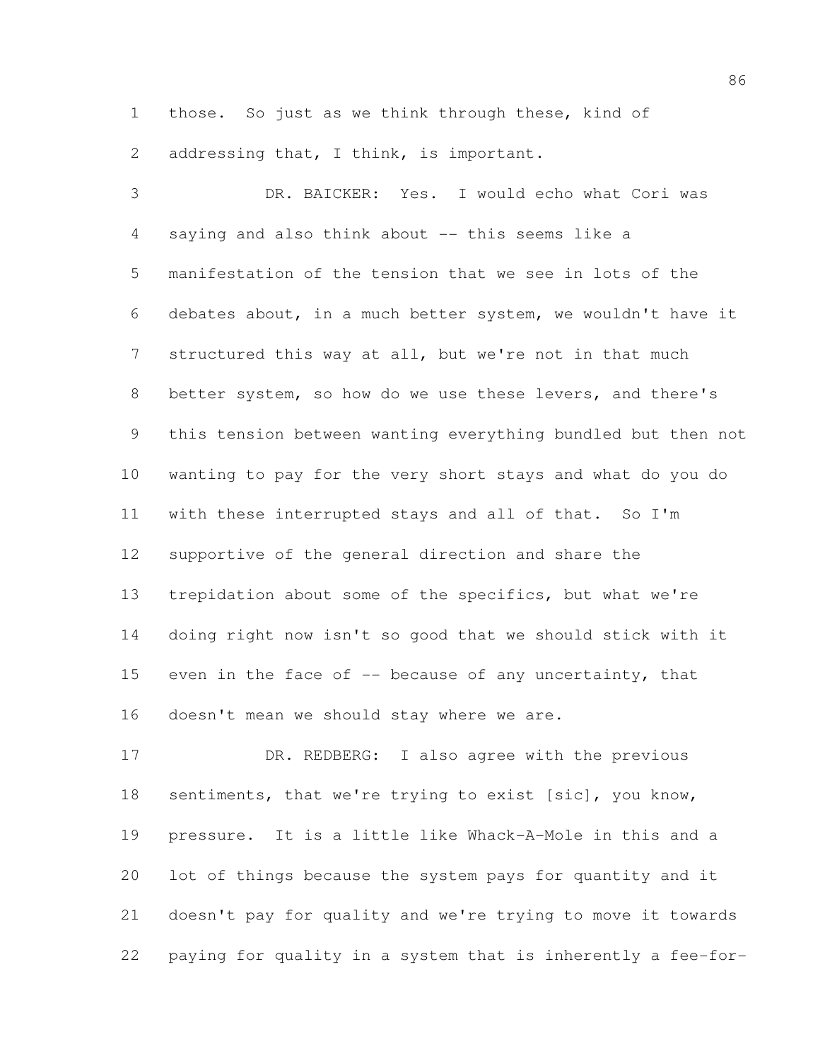those. So just as we think through these, kind of addressing that, I think, is important.

DR. BAICKER: Yes. I would echo what Cori was saying and also think about -- this seems like a manifestation of the tension that we see in lots of the debates about, in a much better system, we wouldn't have it structured this way at all, but we're not in that much better system, so how do we use these levers, and there's this tension between wanting everything bundled but then not wanting to pay for the very short stays and what do you do with these interrupted stays and all of that. So I'm supportive of the general direction and share the trepidation about some of the specifics, but what we're doing right now isn't so good that we should stick with it even in the face of -- because of any uncertainty, that doesn't mean we should stay where we are.

DR. REDBERG: I also agree with the previous sentiments, that we're trying to exist [sic], you know, pressure. It is a little like Whack-A-Mole in this and a lot of things because the system pays for quantity and it doesn't pay for quality and we're trying to move it towards paying for quality in a system that is inherently a fee-for-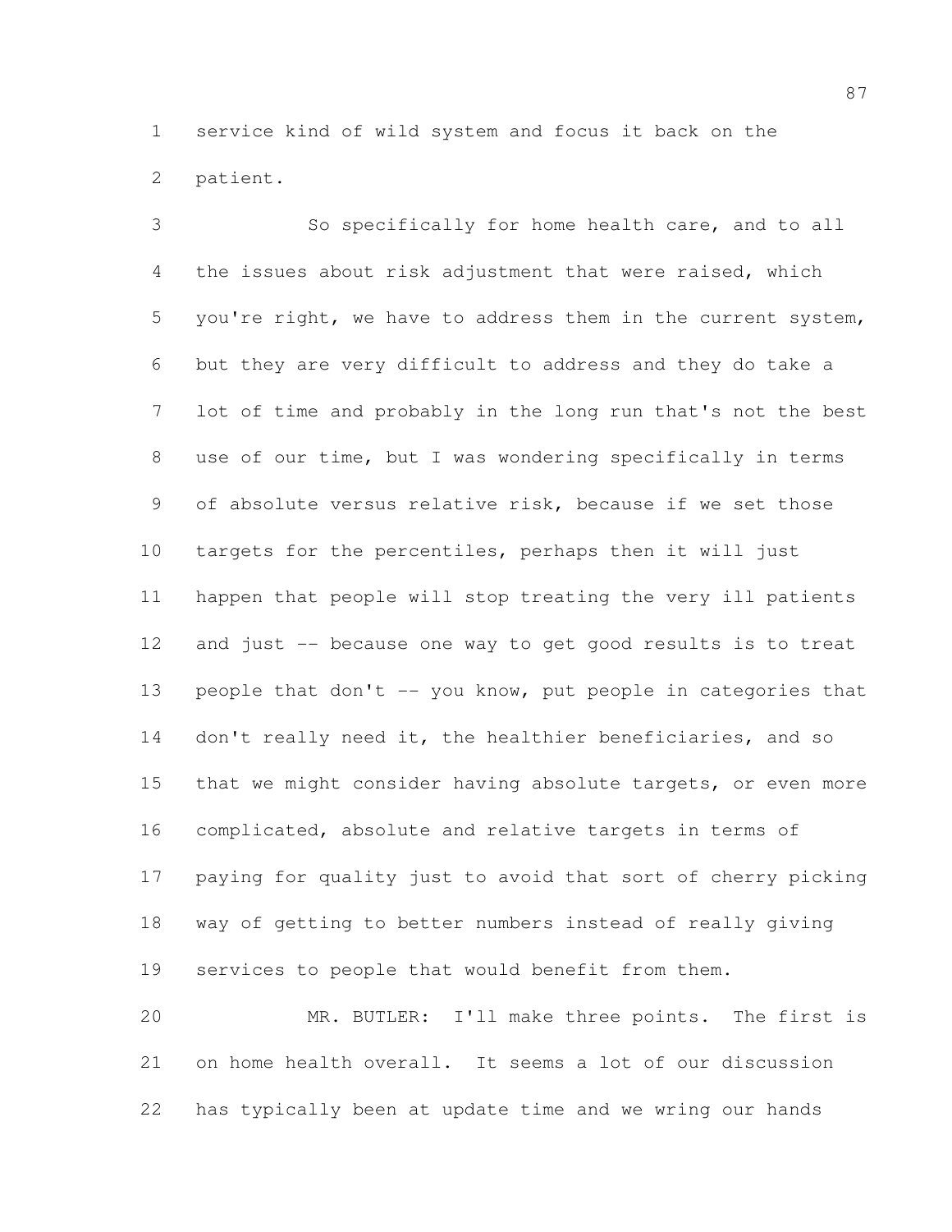service kind of wild system and focus it back on the patient.

So specifically for home health care, and to all the issues about risk adjustment that were raised, which you're right, we have to address them in the current system, but they are very difficult to address and they do take a lot of time and probably in the long run that's not the best use of our time, but I was wondering specifically in terms of absolute versus relative risk, because if we set those targets for the percentiles, perhaps then it will just happen that people will stop treating the very ill patients and just -- because one way to get good results is to treat people that don't -- you know, put people in categories that don't really need it, the healthier beneficiaries, and so that we might consider having absolute targets, or even more complicated, absolute and relative targets in terms of paying for quality just to avoid that sort of cherry picking way of getting to better numbers instead of really giving services to people that would benefit from them.

MR. BUTLER: I'll make three points. The first is on home health overall. It seems a lot of our discussion has typically been at update time and we wring our hands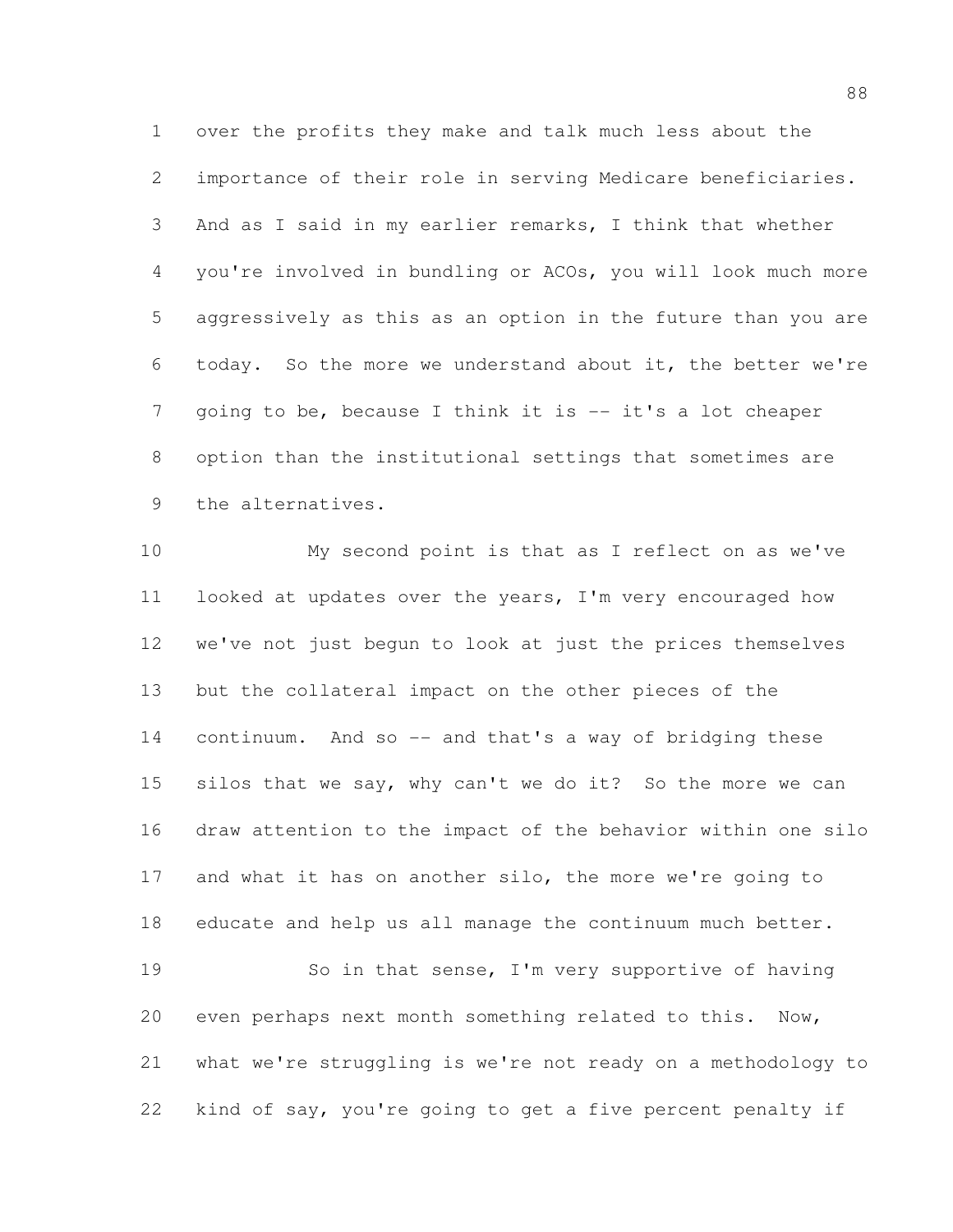over the profits they make and talk much less about the importance of their role in serving Medicare beneficiaries. And as I said in my earlier remarks, I think that whether you're involved in bundling or ACOs, you will look much more aggressively as this as an option in the future than you are today. So the more we understand about it, the better we're going to be, because I think it is -- it's a lot cheaper option than the institutional settings that sometimes are the alternatives.

My second point is that as I reflect on as we've looked at updates over the years, I'm very encouraged how we've not just begun to look at just the prices themselves but the collateral impact on the other pieces of the continuum. And so -- and that's a way of bridging these silos that we say, why can't we do it? So the more we can draw attention to the impact of the behavior within one silo and what it has on another silo, the more we're going to educate and help us all manage the continuum much better.

So in that sense, I'm very supportive of having even perhaps next month something related to this. Now, what we're struggling is we're not ready on a methodology to kind of say, you're going to get a five percent penalty if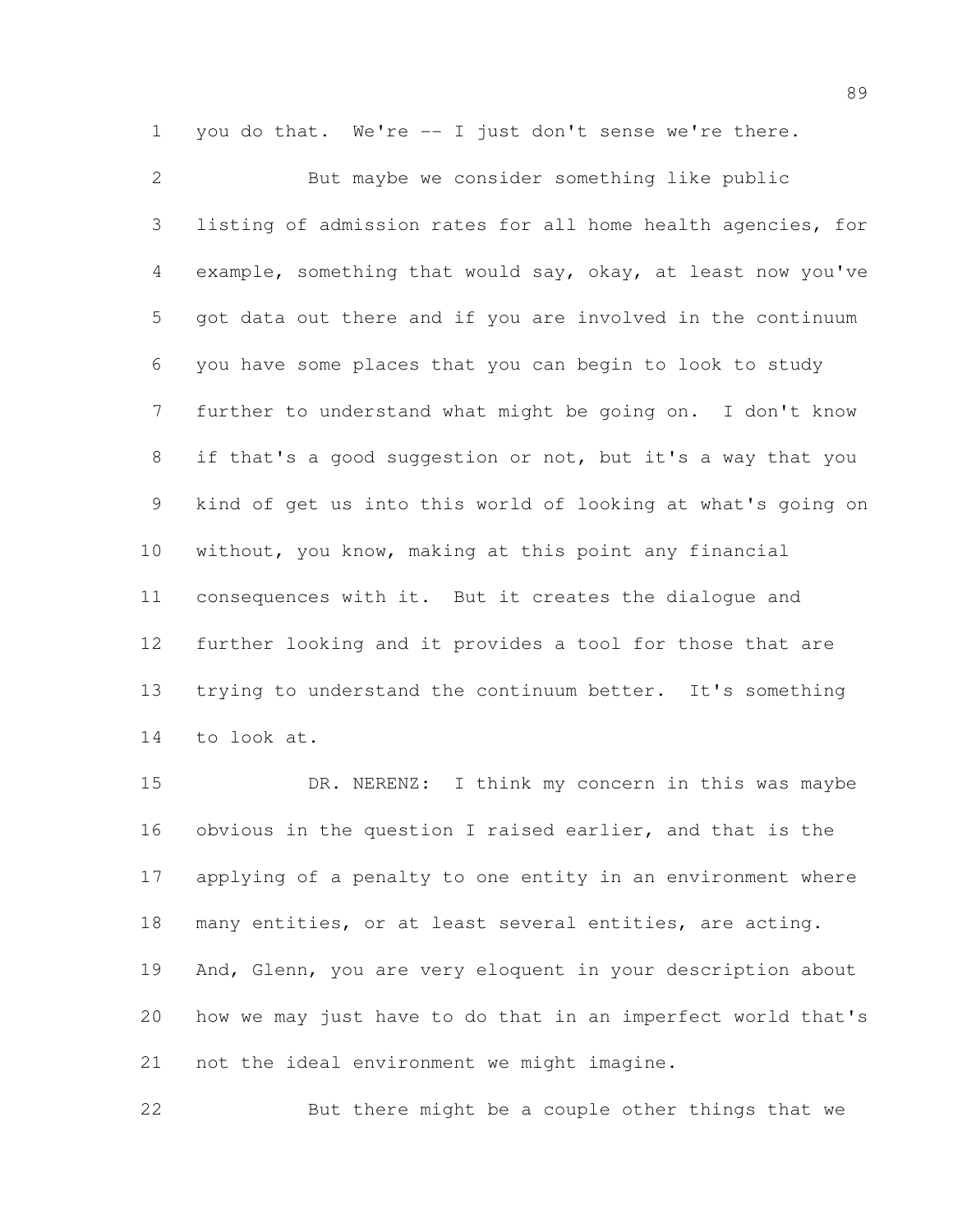you do that. We're -- I just don't sense we're there.

But maybe we consider something like public listing of admission rates for all home health agencies, for example, something that would say, okay, at least now you've got data out there and if you are involved in the continuum you have some places that you can begin to look to study further to understand what might be going on. I don't know if that's a good suggestion or not, but it's a way that you kind of get us into this world of looking at what's going on without, you know, making at this point any financial consequences with it. But it creates the dialogue and further looking and it provides a tool for those that are trying to understand the continuum better. It's something to look at.

DR. NERENZ: I think my concern in this was maybe obvious in the question I raised earlier, and that is the applying of a penalty to one entity in an environment where many entities, or at least several entities, are acting. And, Glenn, you are very eloquent in your description about how we may just have to do that in an imperfect world that's not the ideal environment we might imagine.

But there might be a couple other things that we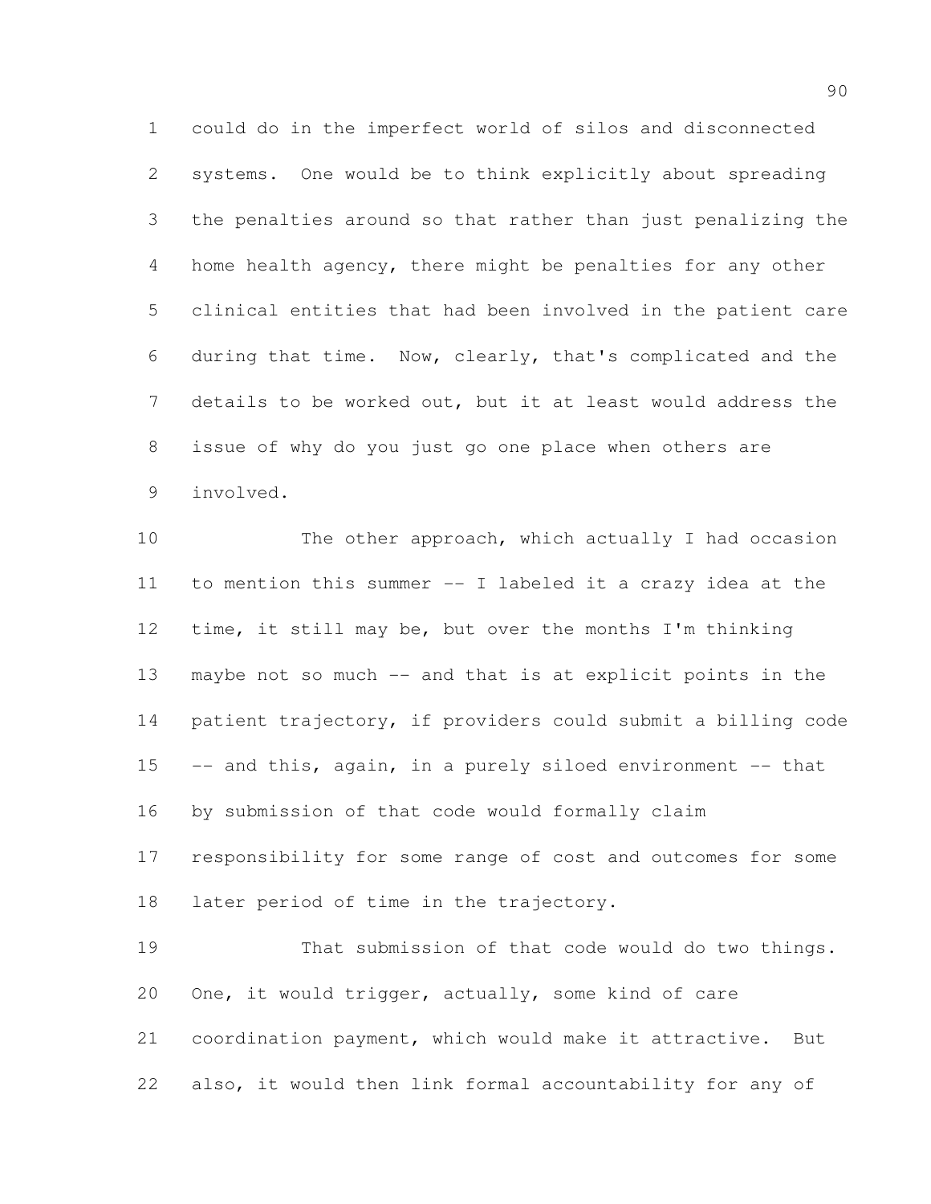could do in the imperfect world of silos and disconnected systems. One would be to think explicitly about spreading the penalties around so that rather than just penalizing the home health agency, there might be penalties for any other clinical entities that had been involved in the patient care during that time. Now, clearly, that's complicated and the details to be worked out, but it at least would address the issue of why do you just go one place when others are involved.

The other approach, which actually I had occasion to mention this summer -- I labeled it a crazy idea at the time, it still may be, but over the months I'm thinking maybe not so much -- and that is at explicit points in the patient trajectory, if providers could submit a billing code -- and this, again, in a purely siloed environment -- that by submission of that code would formally claim responsibility for some range of cost and outcomes for some later period of time in the trajectory.

That submission of that code would do two things. One, it would trigger, actually, some kind of care coordination payment, which would make it attractive. But also, it would then link formal accountability for any of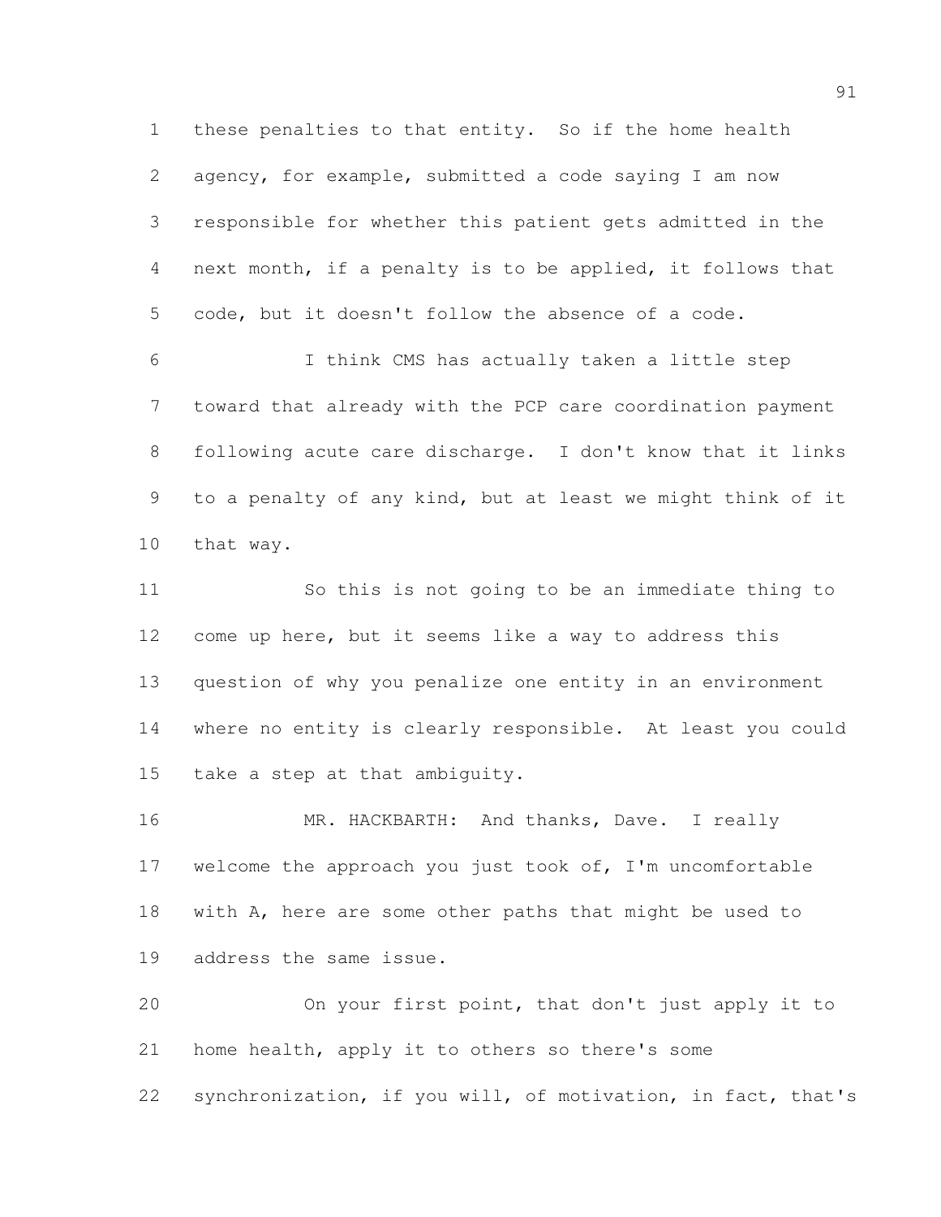these penalties to that entity. So if the home health agency, for example, submitted a code saying I am now responsible for whether this patient gets admitted in the next month, if a penalty is to be applied, it follows that code, but it doesn't follow the absence of a code.

I think CMS has actually taken a little step toward that already with the PCP care coordination payment following acute care discharge. I don't know that it links to a penalty of any kind, but at least we might think of it that way.

So this is not going to be an immediate thing to come up here, but it seems like a way to address this question of why you penalize one entity in an environment where no entity is clearly responsible. At least you could take a step at that ambiguity.

MR. HACKBARTH: And thanks, Dave. I really welcome the approach you just took of, I'm uncomfortable with A, here are some other paths that might be used to address the same issue.

On your first point, that don't just apply it to home health, apply it to others so there's some synchronization, if you will, of motivation, in fact, that's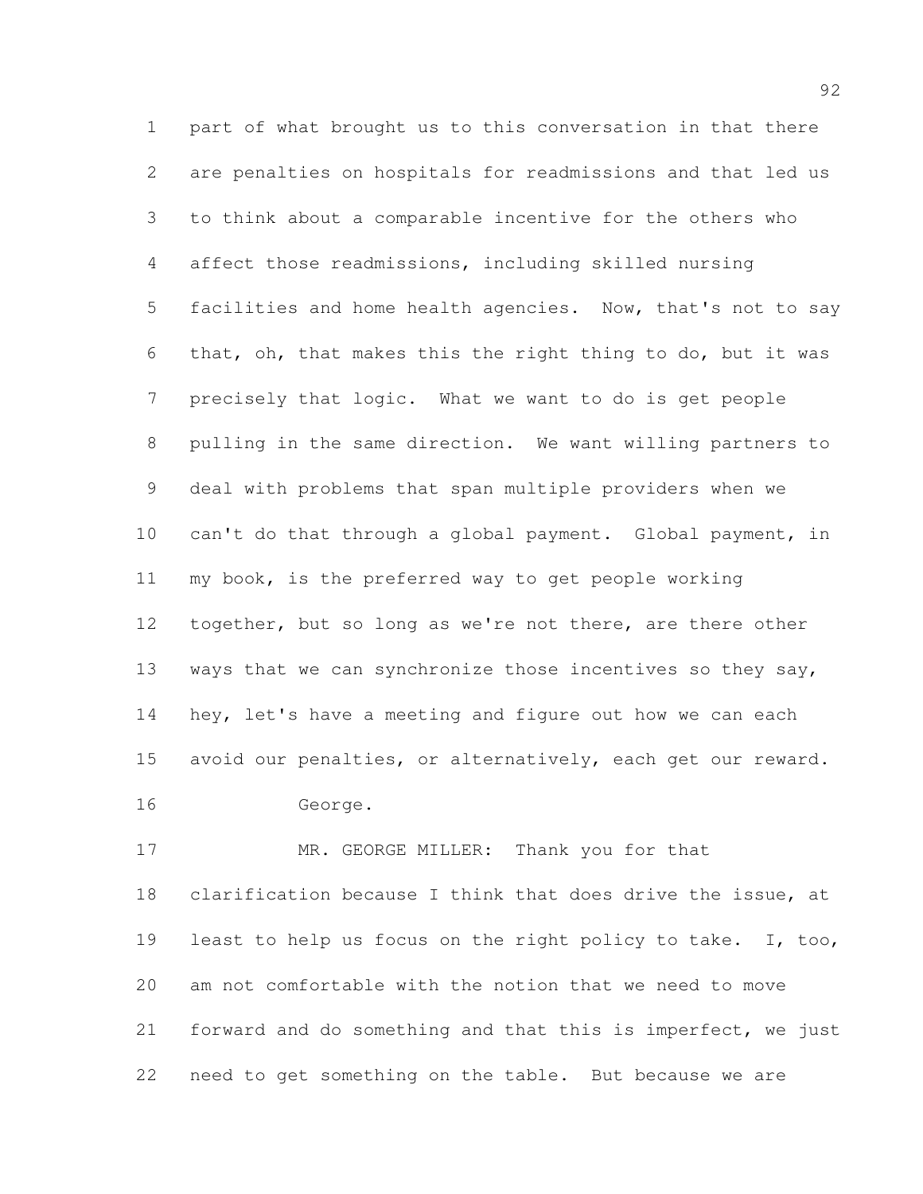part of what brought us to this conversation in that there are penalties on hospitals for readmissions and that led us to think about a comparable incentive for the others who affect those readmissions, including skilled nursing facilities and home health agencies. Now, that's not to say that, oh, that makes this the right thing to do, but it was precisely that logic. What we want to do is get people pulling in the same direction. We want willing partners to deal with problems that span multiple providers when we can't do that through a global payment. Global payment, in my book, is the preferred way to get people working together, but so long as we're not there, are there other ways that we can synchronize those incentives so they say, hey, let's have a meeting and figure out how we can each avoid our penalties, or alternatively, each get our reward.

George.

MR. GEORGE MILLER: Thank you for that clarification because I think that does drive the issue, at least to help us focus on the right policy to take. I, too, am not comfortable with the notion that we need to move forward and do something and that this is imperfect, we just need to get something on the table. But because we are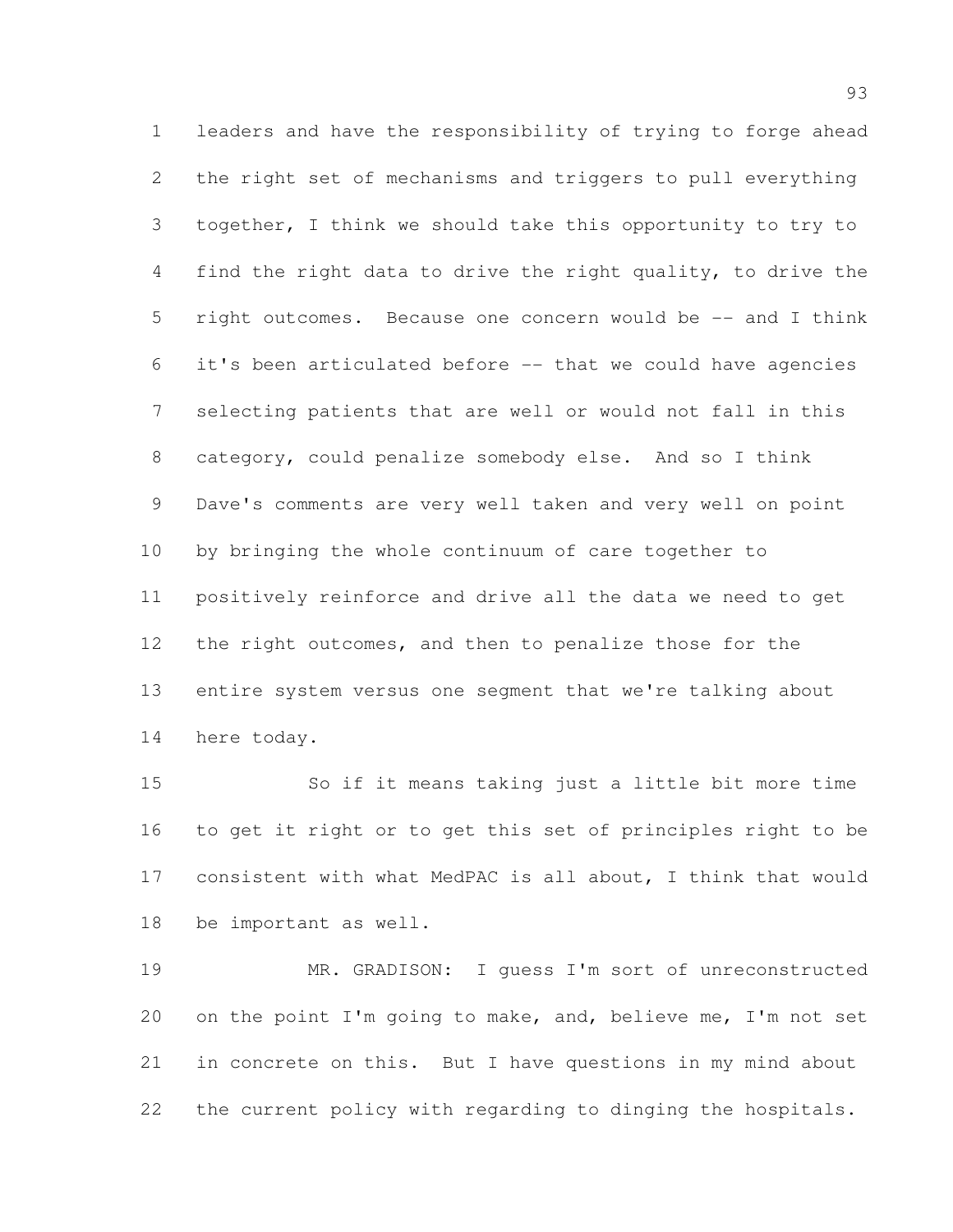leaders and have the responsibility of trying to forge ahead the right set of mechanisms and triggers to pull everything together, I think we should take this opportunity to try to find the right data to drive the right quality, to drive the right outcomes. Because one concern would be -- and I think it's been articulated before -- that we could have agencies selecting patients that are well or would not fall in this category, could penalize somebody else. And so I think Dave's comments are very well taken and very well on point by bringing the whole continuum of care together to positively reinforce and drive all the data we need to get the right outcomes, and then to penalize those for the entire system versus one segment that we're talking about here today.

So if it means taking just a little bit more time to get it right or to get this set of principles right to be consistent with what MedPAC is all about, I think that would be important as well.

MR. GRADISON: I guess I'm sort of unreconstructed on the point I'm going to make, and, believe me, I'm not set in concrete on this. But I have questions in my mind about the current policy with regarding to dinging the hospitals.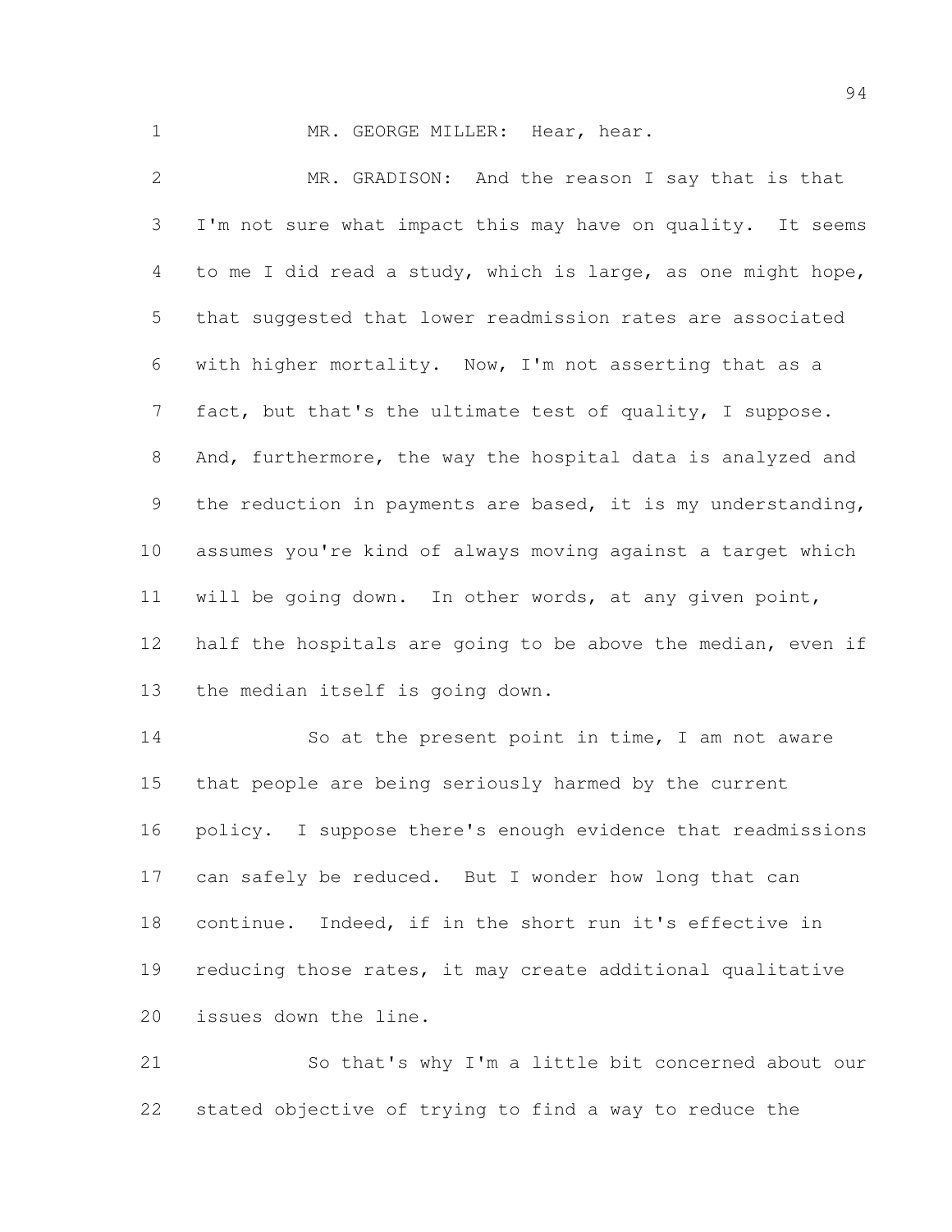MR. GEORGE MILLER: Hear, hear.

MR. GRADISON: And the reason I say that is that I'm not sure what impact this may have on quality. It seems to me I did read a study, which is large, as one might hope, that suggested that lower readmission rates are associated with higher mortality. Now, I'm not asserting that as a fact, but that's the ultimate test of quality, I suppose. And, furthermore, the way the hospital data is analyzed and the reduction in payments are based, it is my understanding, assumes you're kind of always moving against a target which will be going down. In other words, at any given point, half the hospitals are going to be above the median, even if the median itself is going down.

So at the present point in time, I am not aware that people are being seriously harmed by the current policy. I suppose there's enough evidence that readmissions can safely be reduced. But I wonder how long that can continue. Indeed, if in the short run it's effective in reducing those rates, it may create additional qualitative issues down the line.

So that's why I'm a little bit concerned about our stated objective of trying to find a way to reduce the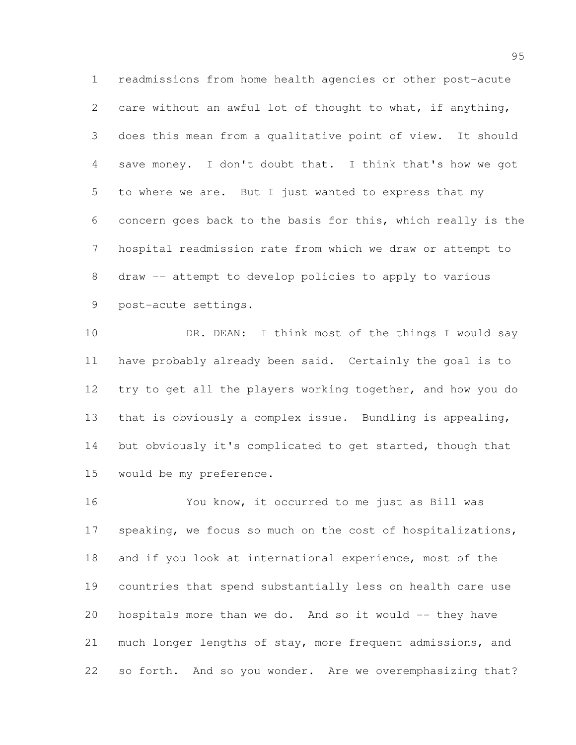readmissions from home health agencies or other post-acute care without an awful lot of thought to what, if anything, does this mean from a qualitative point of view. It should save money. I don't doubt that. I think that's how we got to where we are. But I just wanted to express that my concern goes back to the basis for this, which really is the hospital readmission rate from which we draw or attempt to draw -- attempt to develop policies to apply to various post-acute settings.

DR. DEAN: I think most of the things I would say have probably already been said. Certainly the goal is to try to get all the players working together, and how you do that is obviously a complex issue. Bundling is appealing, but obviously it's complicated to get started, though that would be my preference.

You know, it occurred to me just as Bill was speaking, we focus so much on the cost of hospitalizations, and if you look at international experience, most of the countries that spend substantially less on health care use hospitals more than we do. And so it would -- they have much longer lengths of stay, more frequent admissions, and so forth. And so you wonder. Are we overemphasizing that?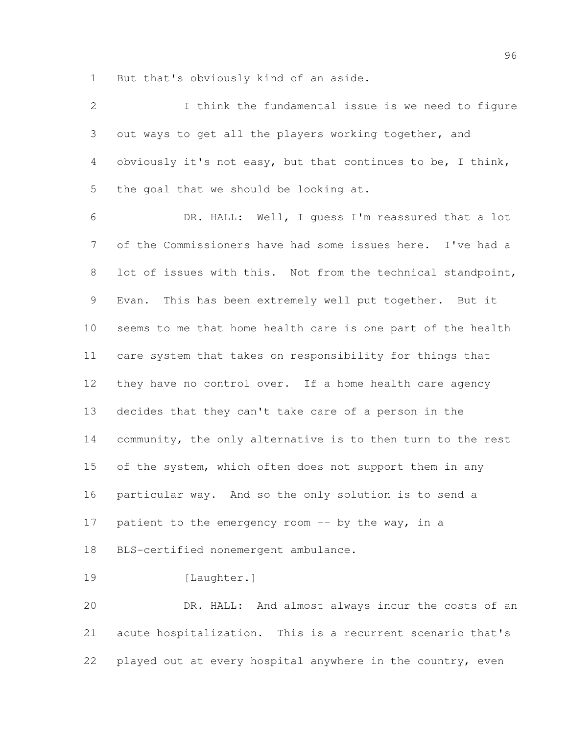But that's obviously kind of an aside.

I think the fundamental issue is we need to figure out ways to get all the players working together, and obviously it's not easy, but that continues to be, I think, the goal that we should be looking at.

DR. HALL: Well, I guess I'm reassured that a lot of the Commissioners have had some issues here. I've had a lot of issues with this. Not from the technical standpoint, Evan. This has been extremely well put together. But it seems to me that home health care is one part of the health care system that takes on responsibility for things that they have no control over. If a home health care agency decides that they can't take care of a person in the community, the only alternative is to then turn to the rest of the system, which often does not support them in any particular way. And so the only solution is to send a patient to the emergency room -- by the way, in a BLS-certified nonemergent ambulance.

[Laughter.]

DR. HALL: And almost always incur the costs of an acute hospitalization. This is a recurrent scenario that's played out at every hospital anywhere in the country, even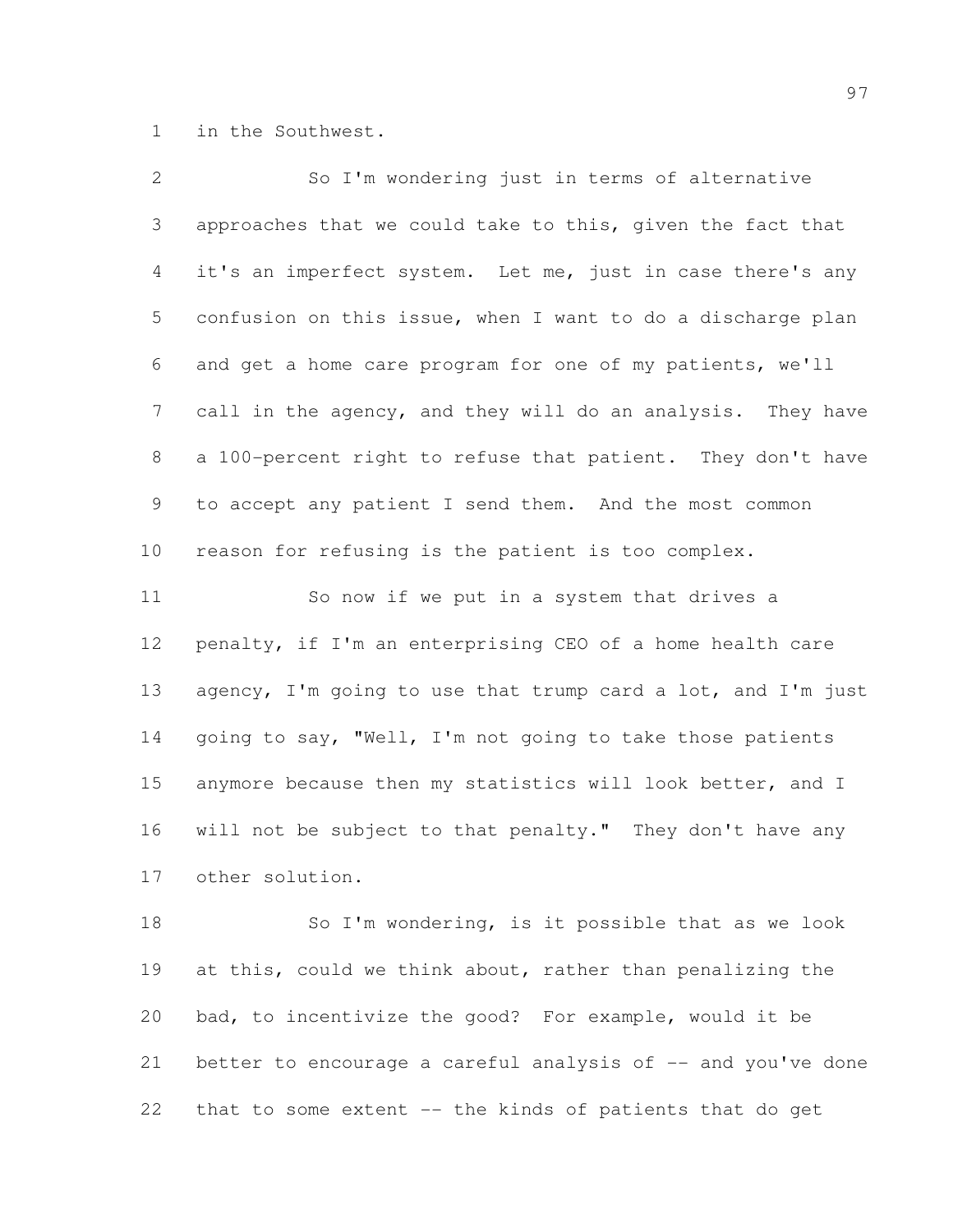in the Southwest.

So I'm wondering just in terms of alternative approaches that we could take to this, given the fact that it's an imperfect system. Let me, just in case there's any confusion on this issue, when I want to do a discharge plan and get a home care program for one of my patients, we'll call in the agency, and they will do an analysis. They have a 100-percent right to refuse that patient. They don't have to accept any patient I send them. And the most common reason for refusing is the patient is too complex.

So now if we put in a system that drives a penalty, if I'm an enterprising CEO of a home health care agency, I'm going to use that trump card a lot, and I'm just going to say, "Well, I'm not going to take those patients anymore because then my statistics will look better, and I will not be subject to that penalty." They don't have any other solution.

So I'm wondering, is it possible that as we look at this, could we think about, rather than penalizing the bad, to incentivize the good? For example, would it be better to encourage a careful analysis of -- and you've done that to some extent -- the kinds of patients that do get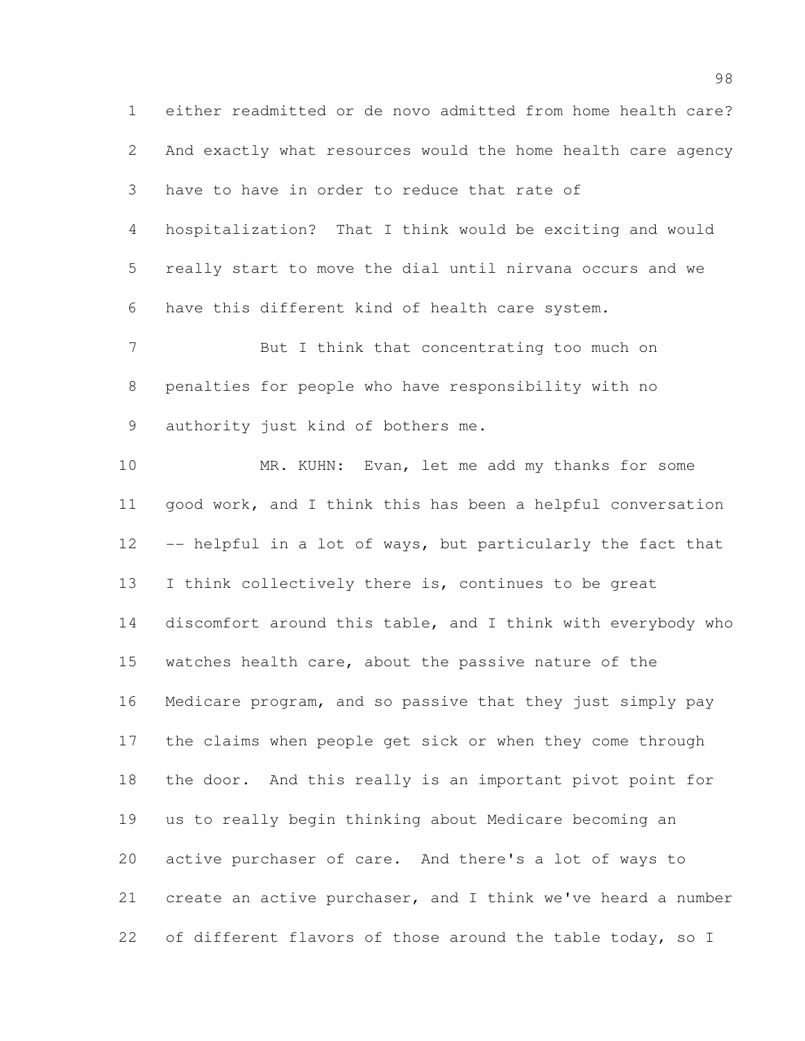either readmitted or de novo admitted from home health care? And exactly what resources would the home health care agency have to have in order to reduce that rate of hospitalization? That I think would be exciting and would really start to move the dial until nirvana occurs and we have this different kind of health care system.

But I think that concentrating too much on penalties for people who have responsibility with no authority just kind of bothers me.

MR. KUHN: Evan, let me add my thanks for some good work, and I think this has been a helpful conversation -- helpful in a lot of ways, but particularly the fact that I think collectively there is, continues to be great discomfort around this table, and I think with everybody who watches health care, about the passive nature of the Medicare program, and so passive that they just simply pay the claims when people get sick or when they come through the door. And this really is an important pivot point for us to really begin thinking about Medicare becoming an active purchaser of care. And there's a lot of ways to create an active purchaser, and I think we've heard a number of different flavors of those around the table today, so I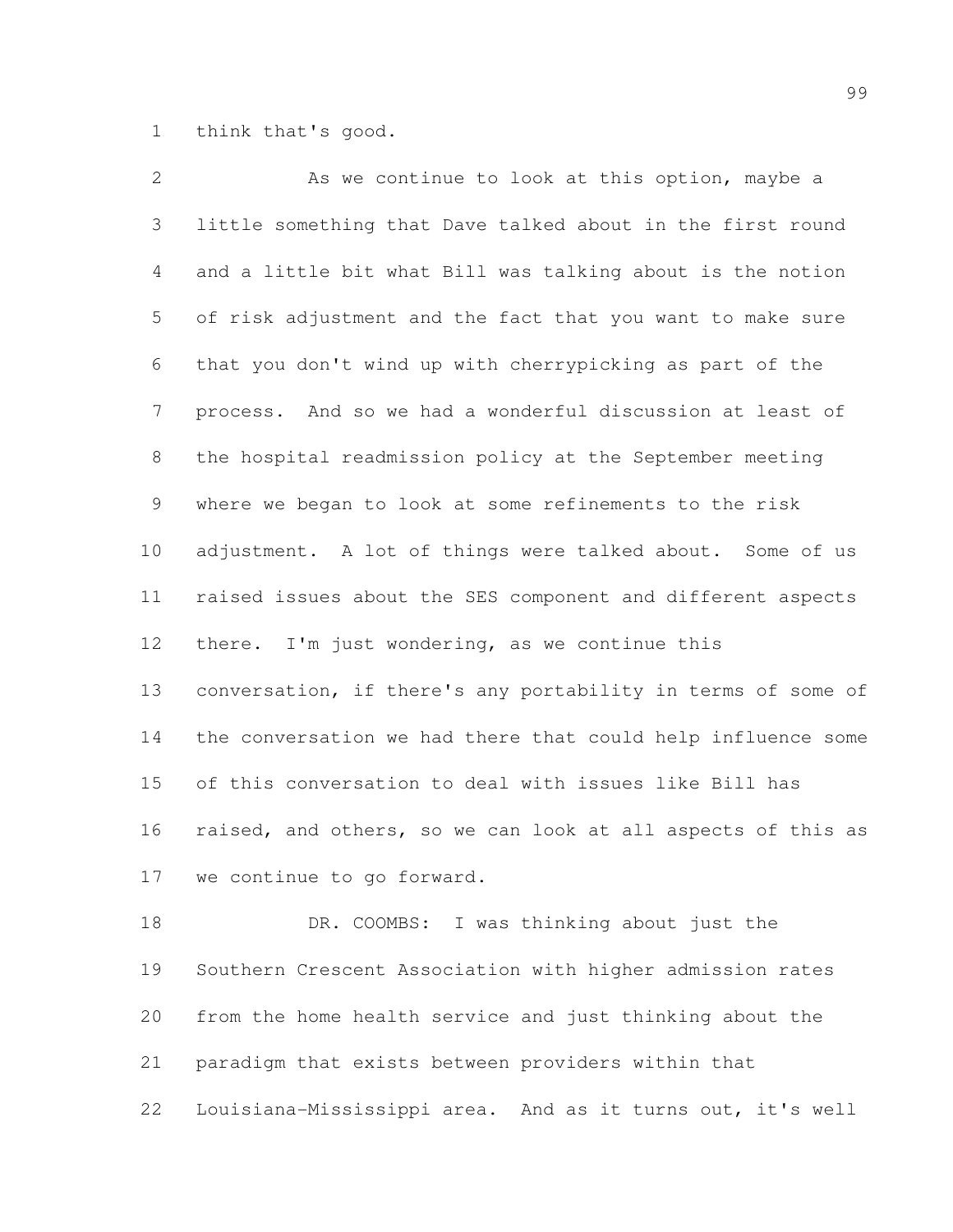think that's good.

As we continue to look at this option, maybe a little something that Dave talked about in the first round and a little bit what Bill was talking about is the notion of risk adjustment and the fact that you want to make sure that you don't wind up with cherrypicking as part of the process. And so we had a wonderful discussion at least of the hospital readmission policy at the September meeting where we began to look at some refinements to the risk adjustment. A lot of things were talked about. Some of us raised issues about the SES component and different aspects there. I'm just wondering, as we continue this conversation, if there's any portability in terms of some of the conversation we had there that could help influence some of this conversation to deal with issues like Bill has raised, and others, so we can look at all aspects of this as we continue to go forward.

DR. COOMBS: I was thinking about just the Southern Crescent Association with higher admission rates from the home health service and just thinking about the paradigm that exists between providers within that Louisiana-Mississippi area. And as it turns out, it's well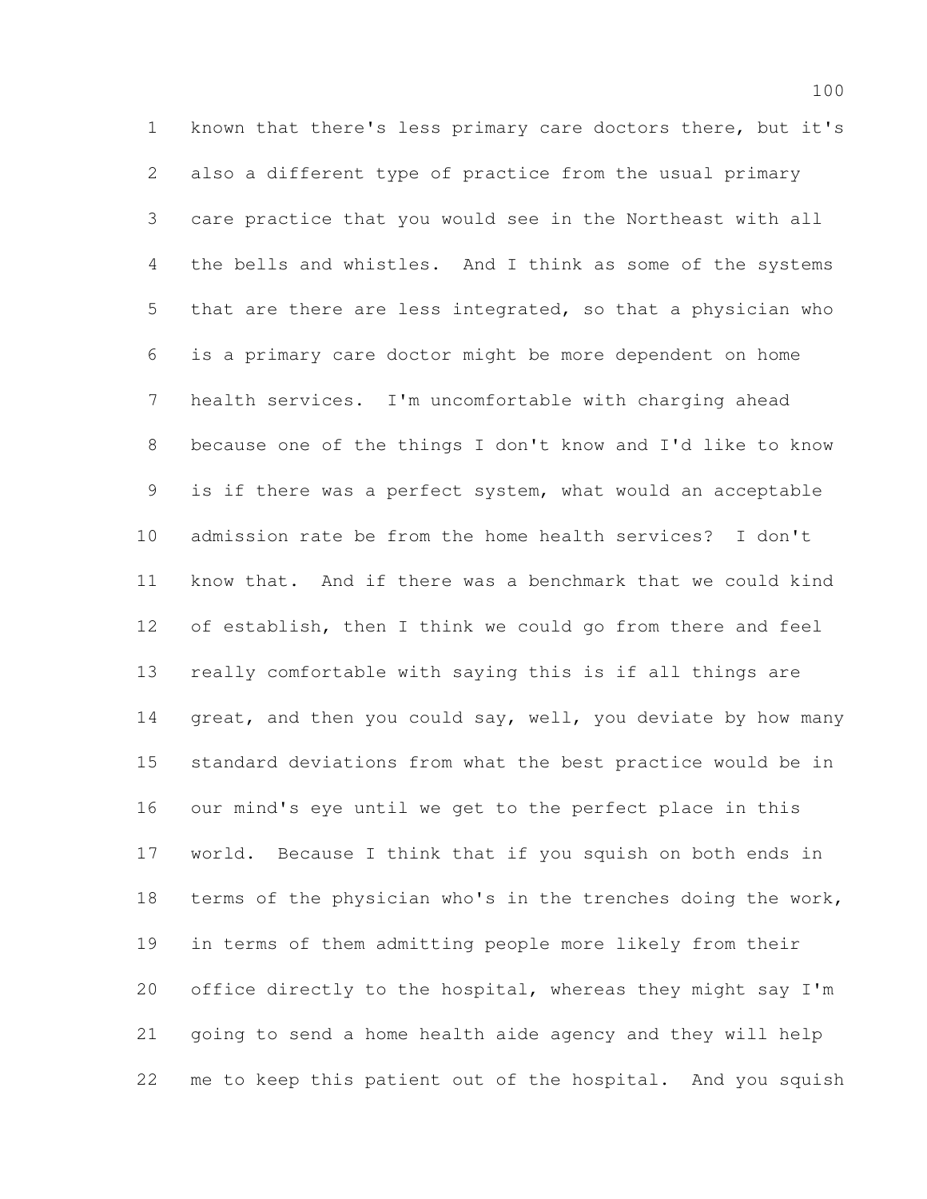known that there's less primary care doctors there, but it's also a different type of practice from the usual primary care practice that you would see in the Northeast with all the bells and whistles. And I think as some of the systems that are there are less integrated, so that a physician who is a primary care doctor might be more dependent on home health services. I'm uncomfortable with charging ahead because one of the things I don't know and I'd like to know is if there was a perfect system, what would an acceptable admission rate be from the home health services? I don't know that. And if there was a benchmark that we could kind of establish, then I think we could go from there and feel really comfortable with saying this is if all things are great, and then you could say, well, you deviate by how many standard deviations from what the best practice would be in our mind's eye until we get to the perfect place in this world. Because I think that if you squish on both ends in terms of the physician who's in the trenches doing the work, in terms of them admitting people more likely from their office directly to the hospital, whereas they might say I'm going to send a home health aide agency and they will help me to keep this patient out of the hospital. And you squish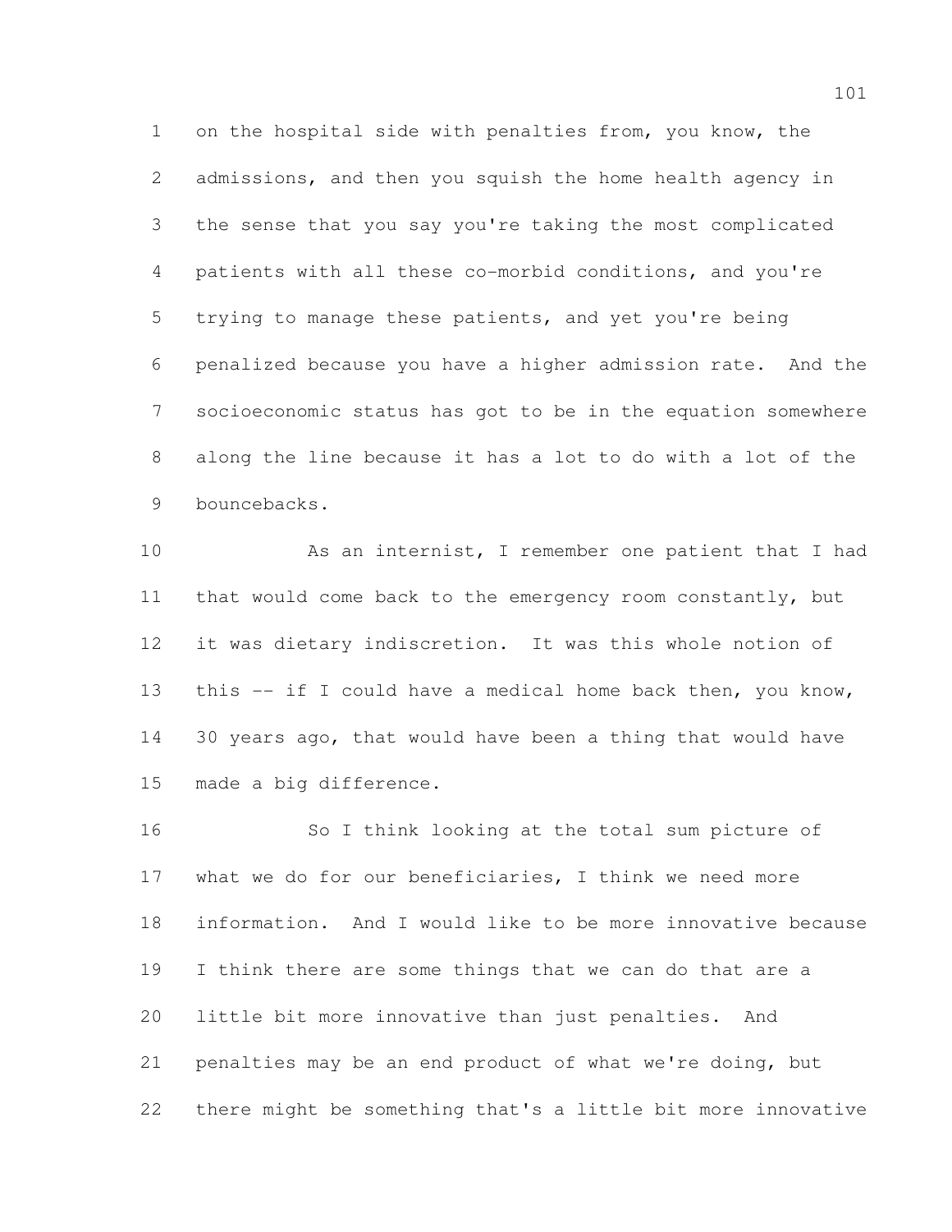on the hospital side with penalties from, you know, the admissions, and then you squish the home health agency in the sense that you say you're taking the most complicated patients with all these co-morbid conditions, and you're trying to manage these patients, and yet you're being penalized because you have a higher admission rate. And the socioeconomic status has got to be in the equation somewhere along the line because it has a lot to do with a lot of the bouncebacks.

As an internist, I remember one patient that I had that would come back to the emergency room constantly, but it was dietary indiscretion. It was this whole notion of this -- if I could have a medical home back then, you know, 30 years ago, that would have been a thing that would have made a big difference.

So I think looking at the total sum picture of what we do for our beneficiaries, I think we need more information. And I would like to be more innovative because I think there are some things that we can do that are a little bit more innovative than just penalties. And penalties may be an end product of what we're doing, but there might be something that's a little bit more innovative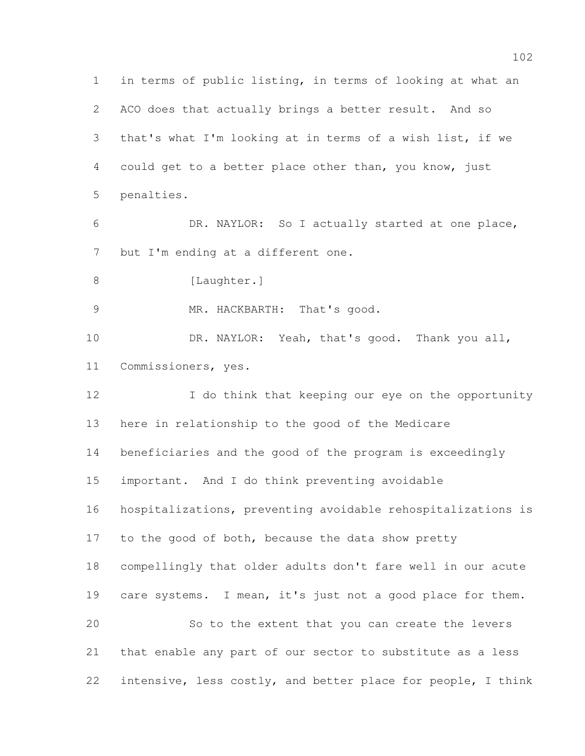in terms of public listing, in terms of looking at what an ACO does that actually brings a better result. And so that's what I'm looking at in terms of a wish list, if we could get to a better place other than, you know, just penalties.

DR. NAYLOR: So I actually started at one place, but I'm ending at a different one.

[Laughter.]

MR. HACKBARTH: That's good.

DR. NAYLOR: Yeah, that's good. Thank you all, Commissioners, yes.

I do think that keeping our eye on the opportunity here in relationship to the good of the Medicare beneficiaries and the good of the program is exceedingly important. And I do think preventing avoidable hospitalizations, preventing avoidable rehospitalizations is to the good of both, because the data show pretty compellingly that older adults don't fare well in our acute care systems. I mean, it's just not a good place for them.

So to the extent that you can create the levers that enable any part of our sector to substitute as a less intensive, less costly, and better place for people, I think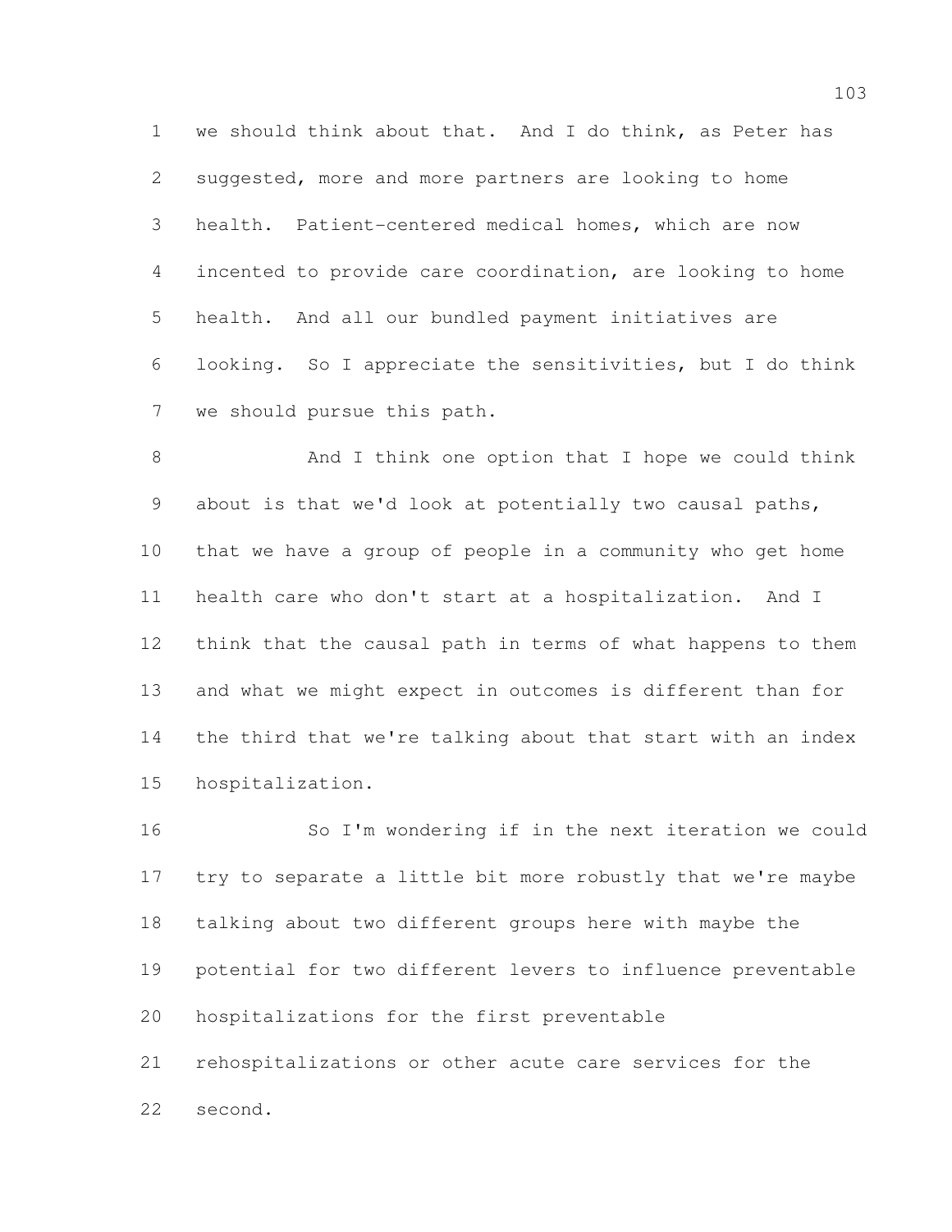we should think about that. And I do think, as Peter has suggested, more and more partners are looking to home health. Patient-centered medical homes, which are now incented to provide care coordination, are looking to home health. And all our bundled payment initiatives are looking. So I appreciate the sensitivities, but I do think we should pursue this path.

And I think one option that I hope we could think about is that we'd look at potentially two causal paths, that we have a group of people in a community who get home health care who don't start at a hospitalization. And I think that the causal path in terms of what happens to them and what we might expect in outcomes is different than for the third that we're talking about that start with an index hospitalization.

So I'm wondering if in the next iteration we could try to separate a little bit more robustly that we're maybe talking about two different groups here with maybe the potential for two different levers to influence preventable hospitalizations for the first preventable rehospitalizations or other acute care services for the second.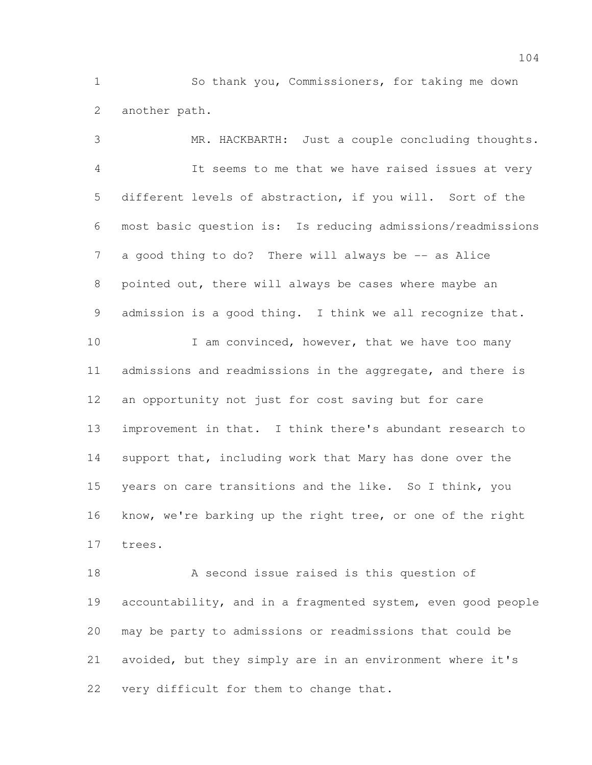So thank you, Commissioners, for taking me down another path.

MR. HACKBARTH: Just a couple concluding thoughts.

It seems to me that we have raised issues at very different levels of abstraction, if you will. Sort of the most basic question is: Is reducing admissions/readmissions a good thing to do? There will always be -- as Alice pointed out, there will always be cases where maybe an admission is a good thing. I think we all recognize that.

I am convinced, however, that we have too many admissions and readmissions in the aggregate, and there is an opportunity not just for cost saving but for care improvement in that. I think there's abundant research to support that, including work that Mary has done over the years on care transitions and the like. So I think, you know, we're barking up the right tree, or one of the right trees.

A second issue raised is this question of accountability, and in a fragmented system, even good people may be party to admissions or readmissions that could be avoided, but they simply are in an environment where it's very difficult for them to change that.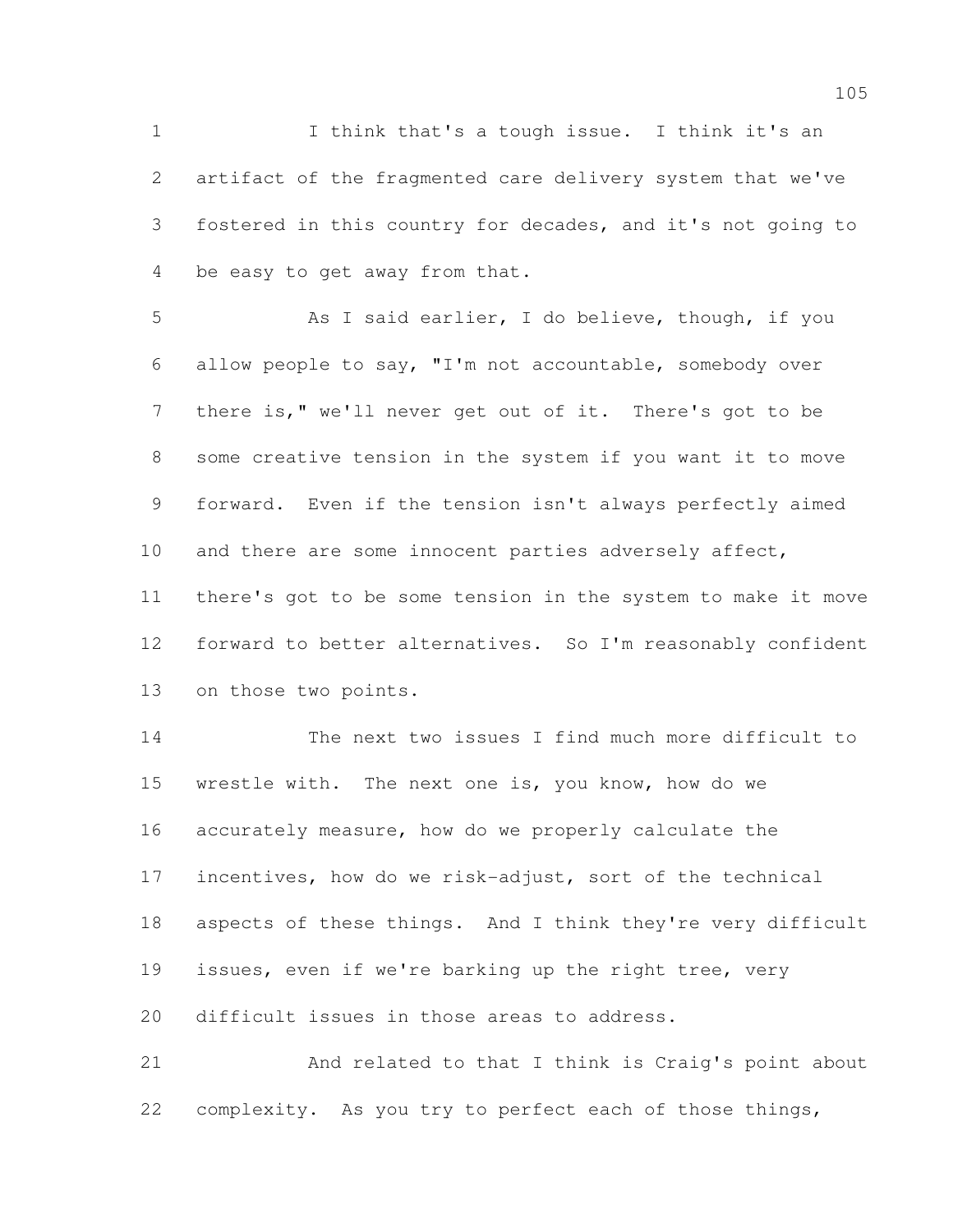I think that's a tough issue. I think it's an artifact of the fragmented care delivery system that we've fostered in this country for decades, and it's not going to be easy to get away from that.

As I said earlier, I do believe, though, if you allow people to say, "I'm not accountable, somebody over there is," we'll never get out of it. There's got to be some creative tension in the system if you want it to move forward. Even if the tension isn't always perfectly aimed and there are some innocent parties adversely affect, there's got to be some tension in the system to make it move forward to better alternatives. So I'm reasonably confident on those two points.

The next two issues I find much more difficult to wrestle with. The next one is, you know, how do we accurately measure, how do we properly calculate the incentives, how do we risk-adjust, sort of the technical aspects of these things. And I think they're very difficult issues, even if we're barking up the right tree, very difficult issues in those areas to address.

And related to that I think is Craig's point about complexity. As you try to perfect each of those things,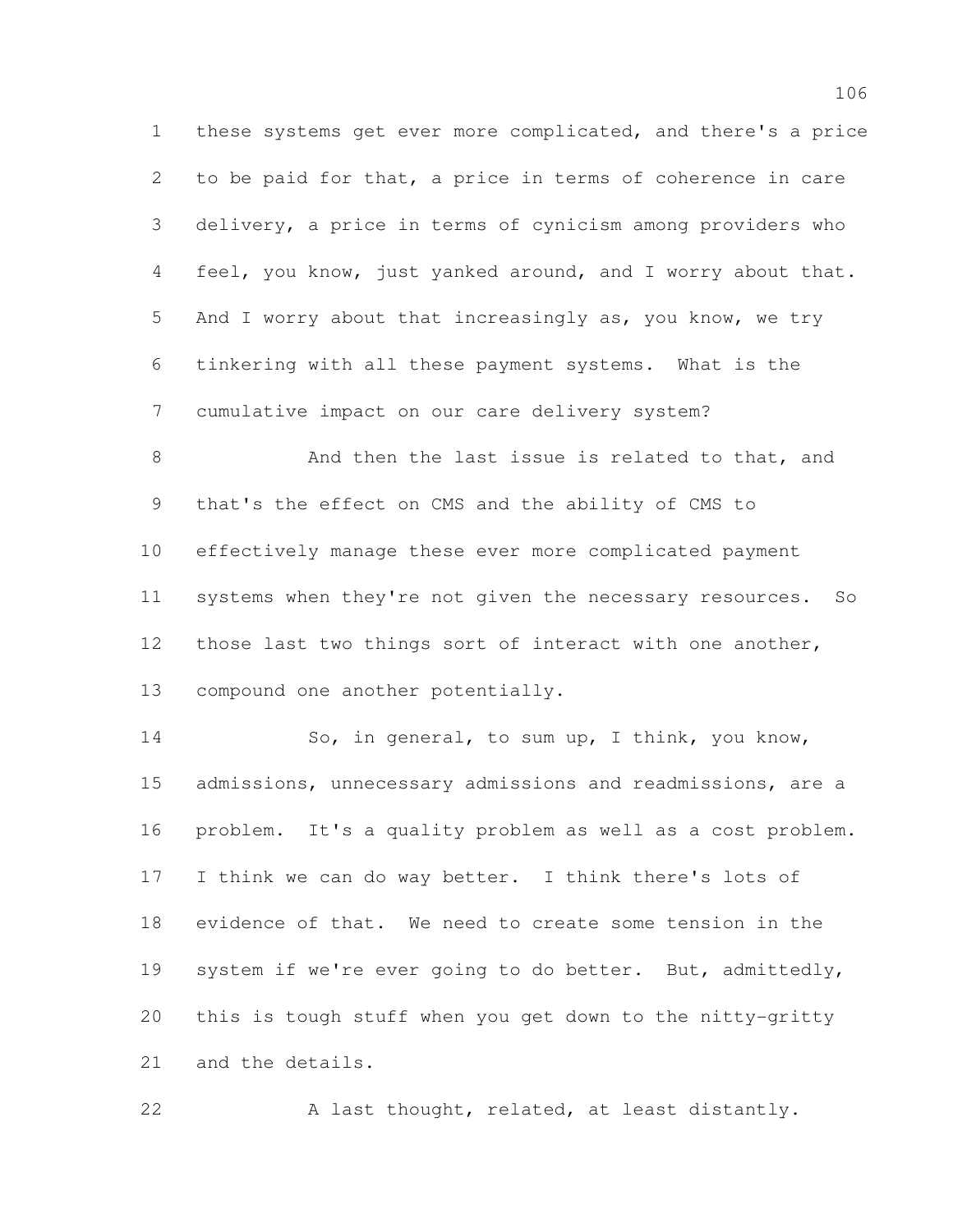these systems get ever more complicated, and there's a price to be paid for that, a price in terms of coherence in care delivery, a price in terms of cynicism among providers who feel, you know, just yanked around, and I worry about that. And I worry about that increasingly as, you know, we try tinkering with all these payment systems. What is the cumulative impact on our care delivery system?

And then the last issue is related to that, and that's the effect on CMS and the ability of CMS to effectively manage these ever more complicated payment systems when they're not given the necessary resources. So those last two things sort of interact with one another, compound one another potentially.

So, in general, to sum up, I think, you know, admissions, unnecessary admissions and readmissions, are a problem. It's a quality problem as well as a cost problem. I think we can do way better. I think there's lots of evidence of that. We need to create some tension in the system if we're ever going to do better. But, admittedly, this is tough stuff when you get down to the nitty-gritty and the details.

A last thought, related, at least distantly.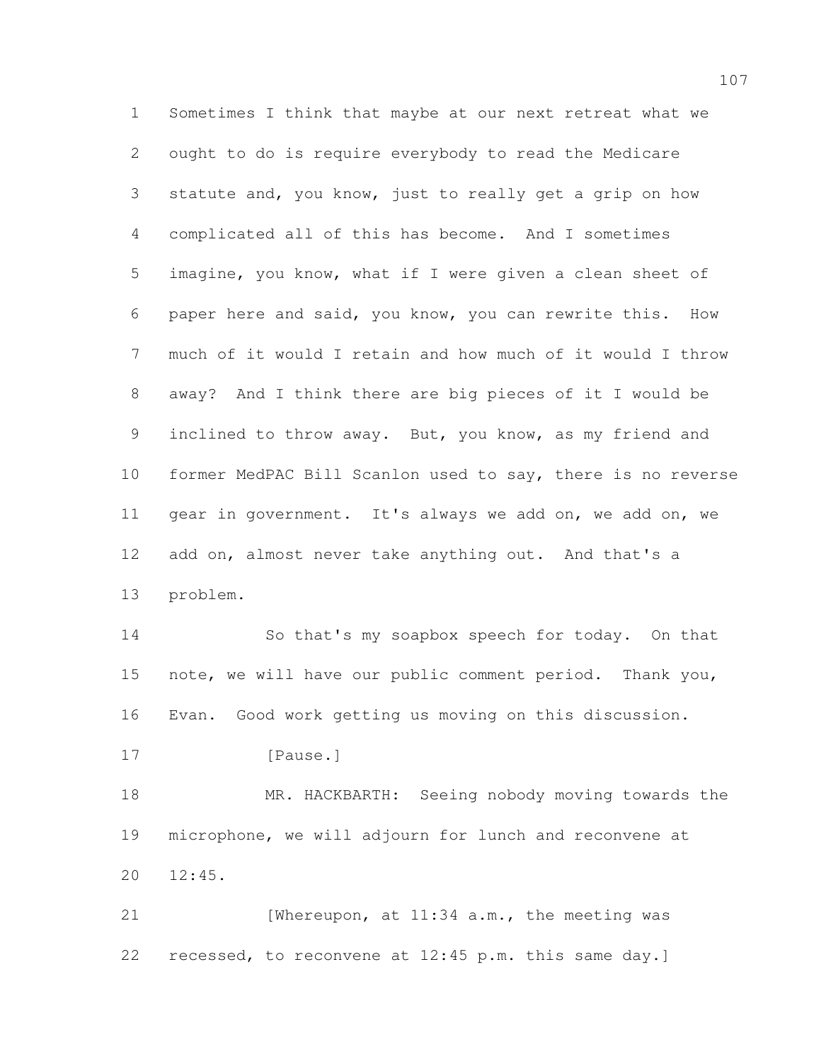Sometimes I think that maybe at our next retreat what we ought to do is require everybody to read the Medicare statute and, you know, just to really get a grip on how complicated all of this has become. And I sometimes imagine, you know, what if I were given a clean sheet of paper here and said, you know, you can rewrite this. How much of it would I retain and how much of it would I throw away? And I think there are big pieces of it I would be inclined to throw away. But, you know, as my friend and former MedPAC Bill Scanlon used to say, there is no reverse gear in government. It's always we add on, we add on, we add on, almost never take anything out. And that's a problem.

So that's my soapbox speech for today. On that note, we will have our public comment period. Thank you, Evan. Good work getting us moving on this discussion.

[Pause.]

MR. HACKBARTH: Seeing nobody moving towards the microphone, we will adjourn for lunch and reconvene at 12:45.

[Whereupon, at 11:34 a.m., the meeting was recessed, to reconvene at 12:45 p.m. this same day.]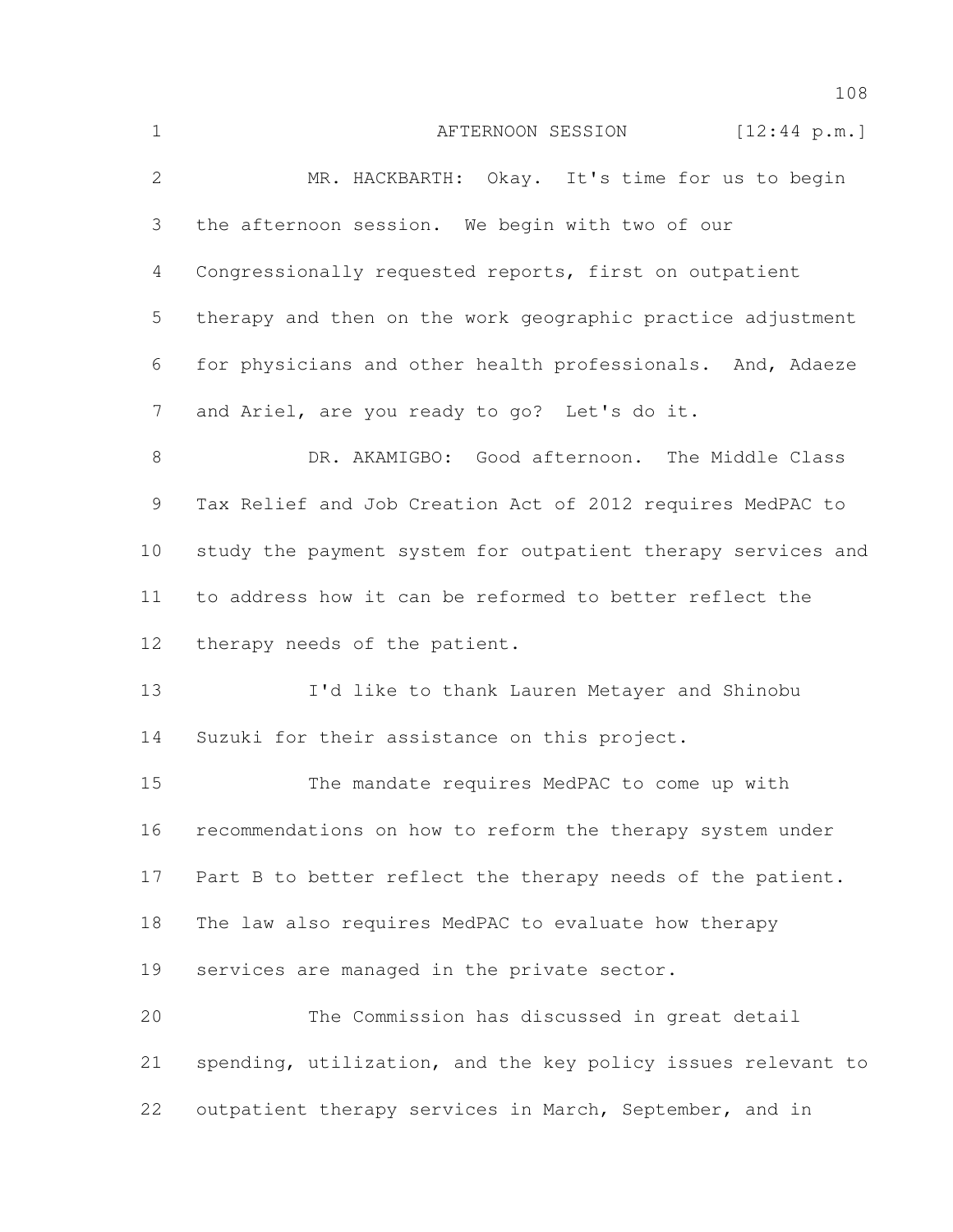AFTERNOON SESSION [12:44 p.m.]

MR. HACKBARTH: Okay. It's time for us to begin the afternoon session. We begin with two of our Congressionally requested reports, first on outpatient therapy and then on the work geographic practice adjustment for physicians and other health professionals. And, Adaeze and Ariel, are you ready to go? Let's do it.

DR. AKAMIGBO: Good afternoon. The Middle Class Tax Relief and Job Creation Act of 2012 requires MedPAC to study the payment system for outpatient therapy services and to address how it can be reformed to better reflect the therapy needs of the patient.

I'd like to thank Lauren Metayer and Shinobu Suzuki for their assistance on this project.

The mandate requires MedPAC to come up with recommendations on how to reform the therapy system under Part B to better reflect the therapy needs of the patient. The law also requires MedPAC to evaluate how therapy services are managed in the private sector.

The Commission has discussed in great detail spending, utilization, and the key policy issues relevant to outpatient therapy services in March, September, and in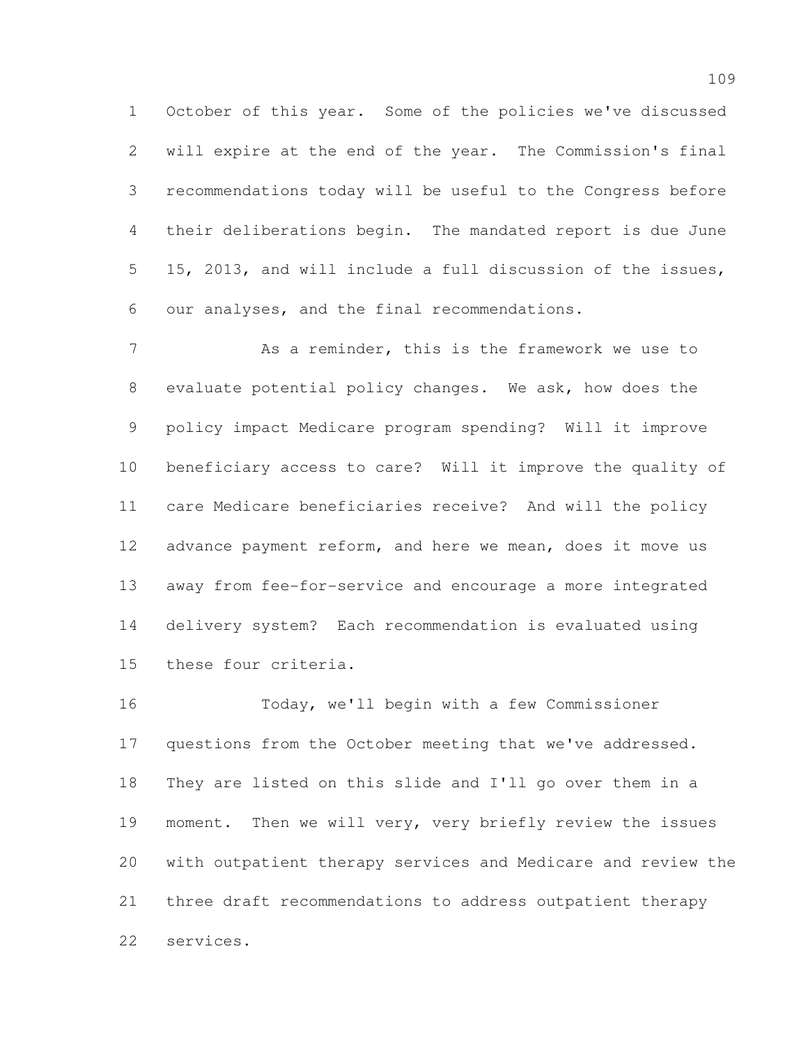October of this year. Some of the policies we've discussed will expire at the end of the year. The Commission's final recommendations today will be useful to the Congress before their deliberations begin. The mandated report is due June 15, 2013, and will include a full discussion of the issues, our analyses, and the final recommendations.

As a reminder, this is the framework we use to evaluate potential policy changes. We ask, how does the policy impact Medicare program spending? Will it improve beneficiary access to care? Will it improve the quality of care Medicare beneficiaries receive? And will the policy advance payment reform, and here we mean, does it move us away from fee-for-service and encourage a more integrated delivery system? Each recommendation is evaluated using these four criteria.

Today, we'll begin with a few Commissioner questions from the October meeting that we've addressed. They are listed on this slide and I'll go over them in a moment. Then we will very, very briefly review the issues with outpatient therapy services and Medicare and review the three draft recommendations to address outpatient therapy services.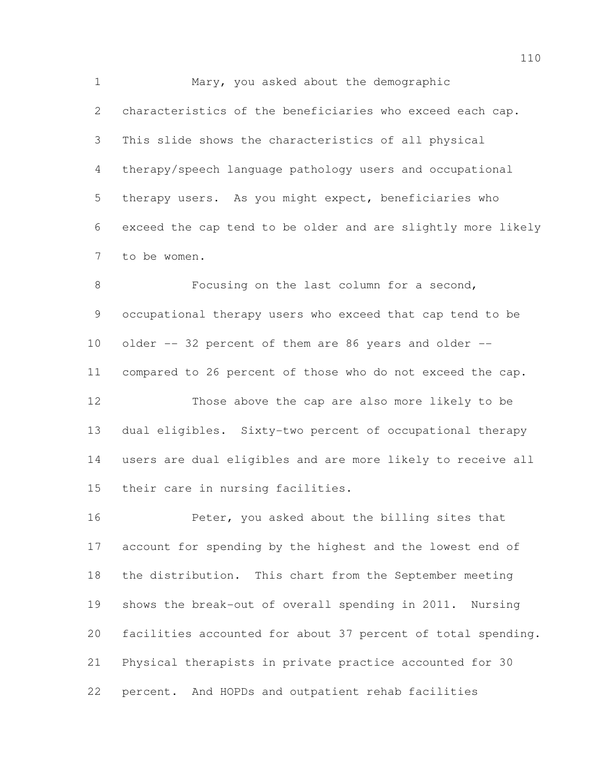Mary, you asked about the demographic characteristics of the beneficiaries who exceed each cap. This slide shows the characteristics of all physical therapy/speech language pathology users and occupational therapy users. As you might expect, beneficiaries who exceed the cap tend to be older and are slightly more likely to be women.

Focusing on the last column for a second, occupational therapy users who exceed that cap tend to be older -- 32 percent of them are 86 years and older -- compared to 26 percent of those who do not exceed the cap.

Those above the cap are also more likely to be dual eligibles. Sixty-two percent of occupational therapy users are dual eligibles and are more likely to receive all their care in nursing facilities.

Peter, you asked about the billing sites that account for spending by the highest and the lowest end of the distribution. This chart from the September meeting shows the break-out of overall spending in 2011. Nursing facilities accounted for about 37 percent of total spending. Physical therapists in private practice accounted for 30 percent. And HOPDs and outpatient rehab facilities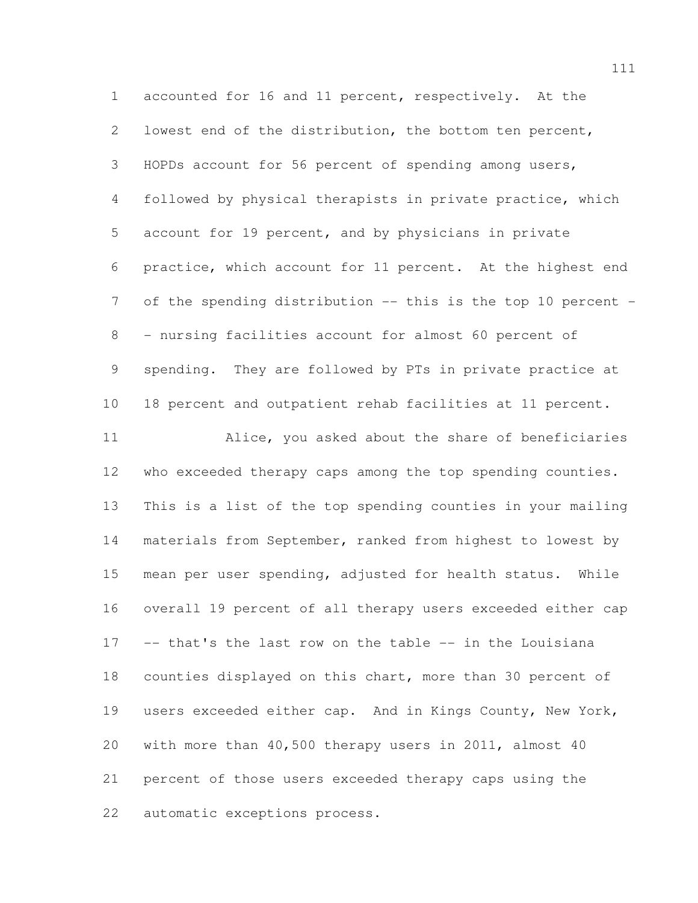accounted for 16 and 11 percent, respectively. At the lowest end of the distribution, the bottom ten percent, HOPDs account for 56 percent of spending among users, followed by physical therapists in private practice, which account for 19 percent, and by physicians in private practice, which account for 11 percent. At the highest end of the spending distribution -- this is the top 10 percent -- nursing facilities account for almost 60 percent of spending. They are followed by PTs in private practice at 18 percent and outpatient rehab facilities at 11 percent.

Alice, you asked about the share of beneficiaries who exceeded therapy caps among the top spending counties. This is a list of the top spending counties in your mailing materials from September, ranked from highest to lowest by mean per user spending, adjusted for health status. While overall 19 percent of all therapy users exceeded either cap -- that's the last row on the table -- in the Louisiana counties displayed on this chart, more than 30 percent of users exceeded either cap. And in Kings County, New York, with more than 40,500 therapy users in 2011, almost 40 percent of those users exceeded therapy caps using the automatic exceptions process.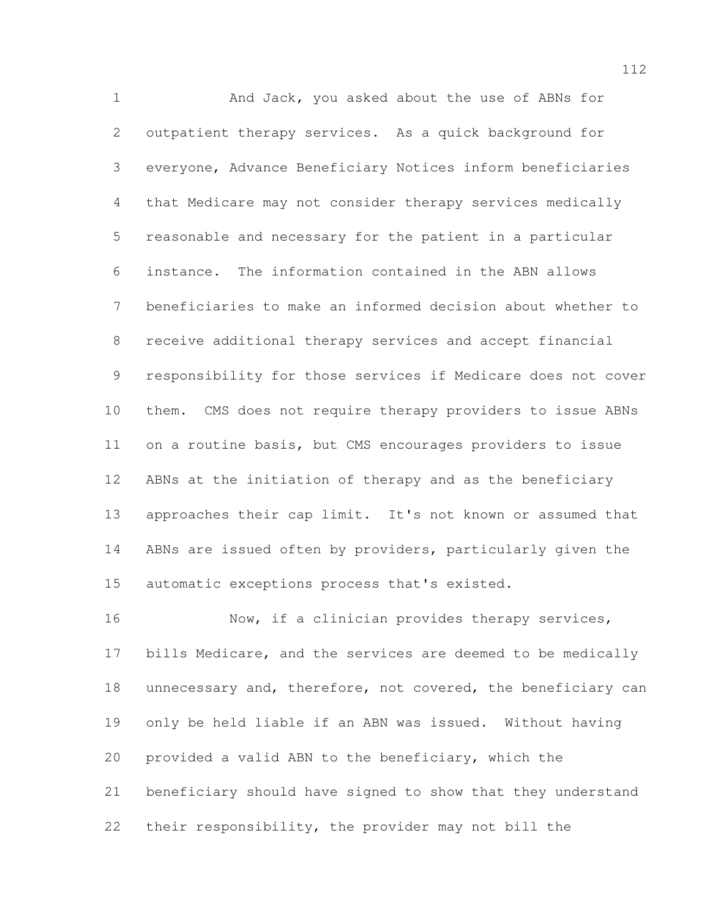And Jack, you asked about the use of ABNs for outpatient therapy services. As a quick background for everyone, Advance Beneficiary Notices inform beneficiaries that Medicare may not consider therapy services medically reasonable and necessary for the patient in a particular instance. The information contained in the ABN allows beneficiaries to make an informed decision about whether to receive additional therapy services and accept financial responsibility for those services if Medicare does not cover them. CMS does not require therapy providers to issue ABNs on a routine basis, but CMS encourages providers to issue ABNs at the initiation of therapy and as the beneficiary approaches their cap limit. It's not known or assumed that ABNs are issued often by providers, particularly given the automatic exceptions process that's existed.

Now, if a clinician provides therapy services, bills Medicare, and the services are deemed to be medically unnecessary and, therefore, not covered, the beneficiary can only be held liable if an ABN was issued. Without having provided a valid ABN to the beneficiary, which the beneficiary should have signed to show that they understand their responsibility, the provider may not bill the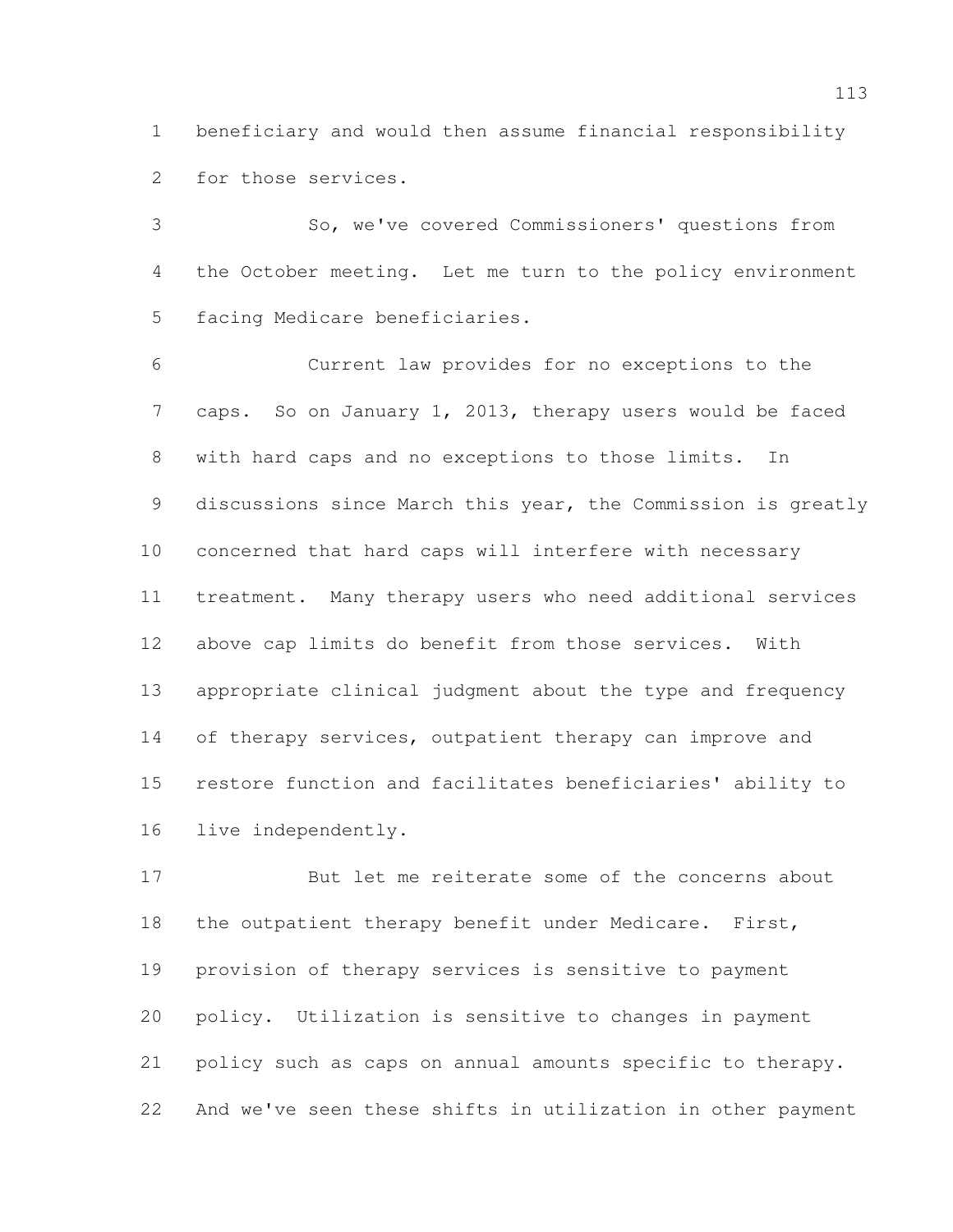beneficiary and would then assume financial responsibility for those services.

So, we've covered Commissioners' questions from the October meeting. Let me turn to the policy environment facing Medicare beneficiaries.

Current law provides for no exceptions to the caps. So on January 1, 2013, therapy users would be faced with hard caps and no exceptions to those limits. In discussions since March this year, the Commission is greatly concerned that hard caps will interfere with necessary treatment. Many therapy users who need additional services above cap limits do benefit from those services. With appropriate clinical judgment about the type and frequency of therapy services, outpatient therapy can improve and restore function and facilitates beneficiaries' ability to live independently.

But let me reiterate some of the concerns about the outpatient therapy benefit under Medicare. First, provision of therapy services is sensitive to payment policy. Utilization is sensitive to changes in payment policy such as caps on annual amounts specific to therapy. And we've seen these shifts in utilization in other payment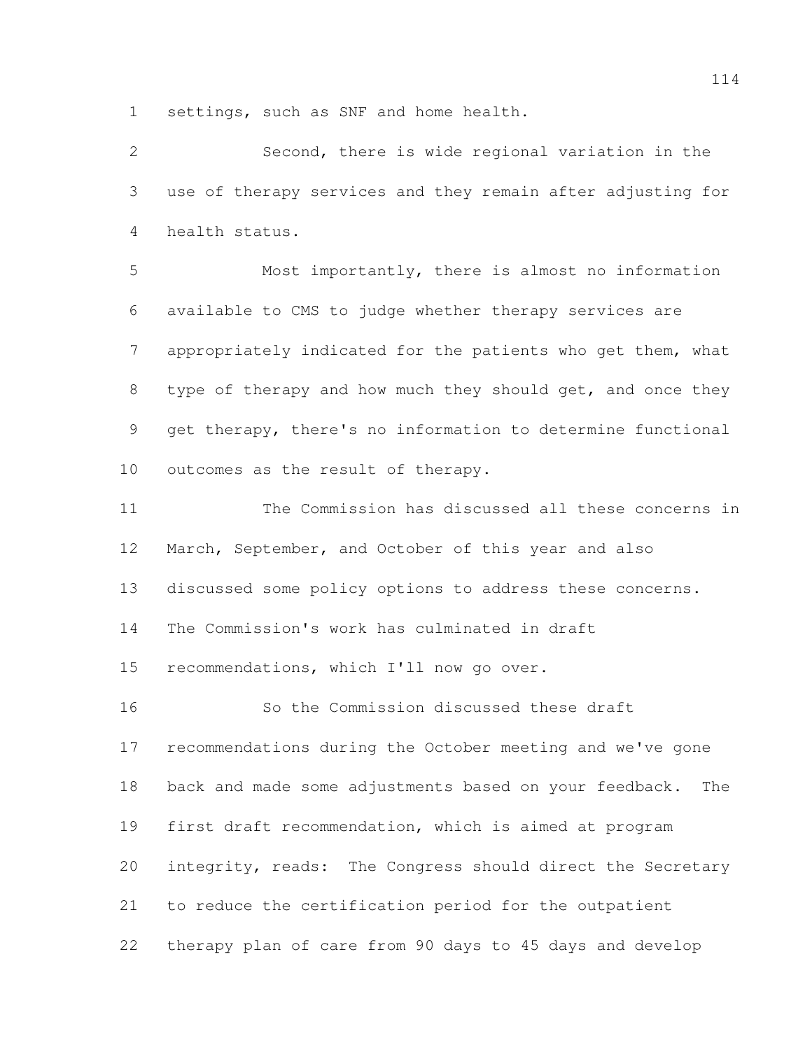settings, such as SNF and home health.

Second, there is wide regional variation in the use of therapy services and they remain after adjusting for health status.

Most importantly, there is almost no information available to CMS to judge whether therapy services are appropriately indicated for the patients who get them, what type of therapy and how much they should get, and once they get therapy, there's no information to determine functional outcomes as the result of therapy.

The Commission has discussed all these concerns in March, September, and October of this year and also discussed some policy options to address these concerns. The Commission's work has culminated in draft recommendations, which I'll now go over.

So the Commission discussed these draft recommendations during the October meeting and we've gone back and made some adjustments based on your feedback. The first draft recommendation, which is aimed at program integrity, reads: The Congress should direct the Secretary to reduce the certification period for the outpatient therapy plan of care from 90 days to 45 days and develop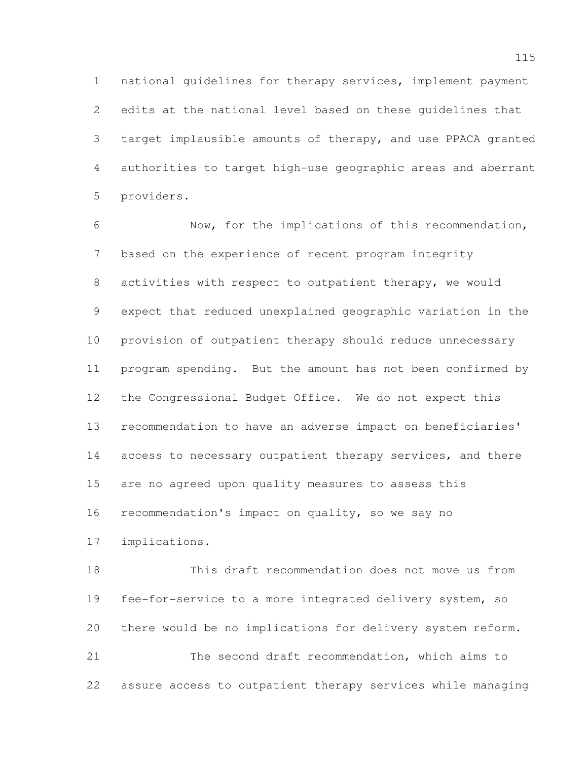national guidelines for therapy services, implement payment edits at the national level based on these guidelines that target implausible amounts of therapy, and use PPACA granted authorities to target high-use geographic areas and aberrant providers.

Now, for the implications of this recommendation, based on the experience of recent program integrity activities with respect to outpatient therapy, we would expect that reduced unexplained geographic variation in the provision of outpatient therapy should reduce unnecessary program spending. But the amount has not been confirmed by the Congressional Budget Office. We do not expect this recommendation to have an adverse impact on beneficiaries' access to necessary outpatient therapy services, and there are no agreed upon quality measures to assess this recommendation's impact on quality, so we say no implications.

This draft recommendation does not move us from fee-for-service to a more integrated delivery system, so there would be no implications for delivery system reform.

The second draft recommendation, which aims to assure access to outpatient therapy services while managing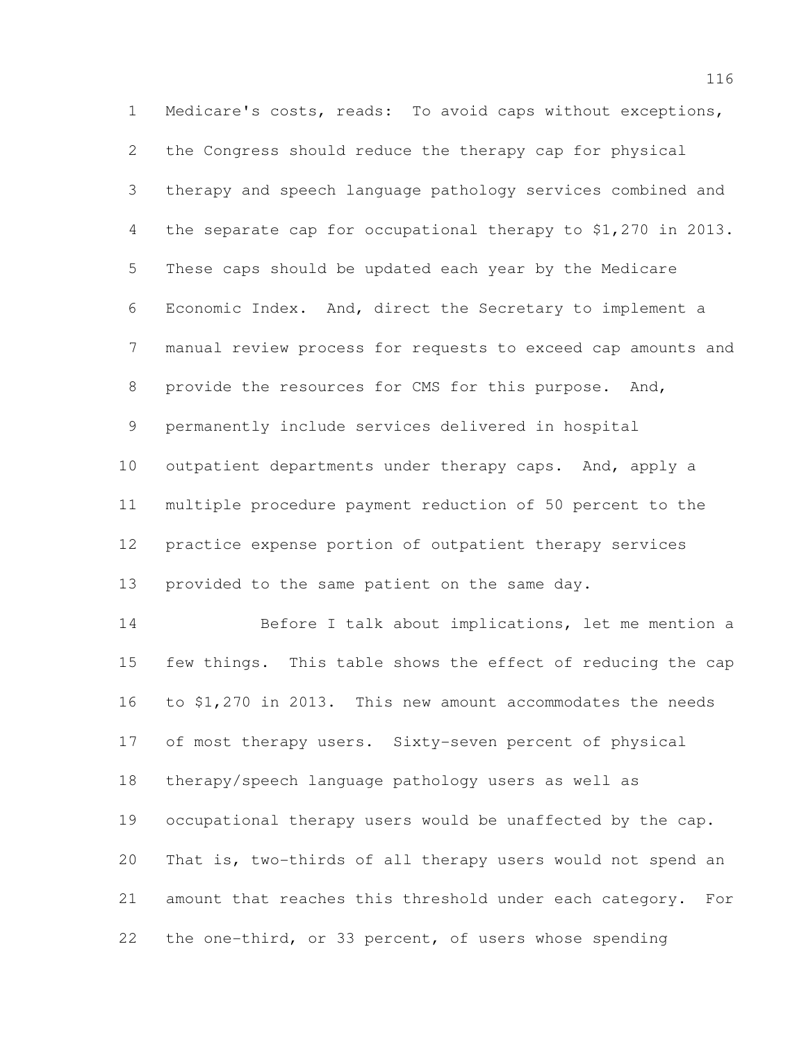Medicare's costs, reads: To avoid caps without exceptions, the Congress should reduce the therapy cap for physical therapy and speech language pathology services combined and the separate cap for occupational therapy to $1,270 in 2013. These caps should be updated each year by the Medicare Economic Index. And, direct the Secretary to implement a manual review process for requests to exceed cap amounts and provide the resources for CMS for this purpose. And, permanently include services delivered in hospital outpatient departments under therapy caps. And, apply a multiple procedure payment reduction of 50 percent to the practice expense portion of outpatient therapy services provided to the same patient on the same day.

Before I talk about implications, let me mention a few things. This table shows the effect of reducing the cap to $1,270 in 2013. This new amount accommodates the needs of most therapy users. Sixty-seven percent of physical therapy/speech language pathology users as well as occupational therapy users would be unaffected by the cap. That is, two-thirds of all therapy users would not spend an amount that reaches this threshold under each category. For the one-third, or 33 percent, of users whose spending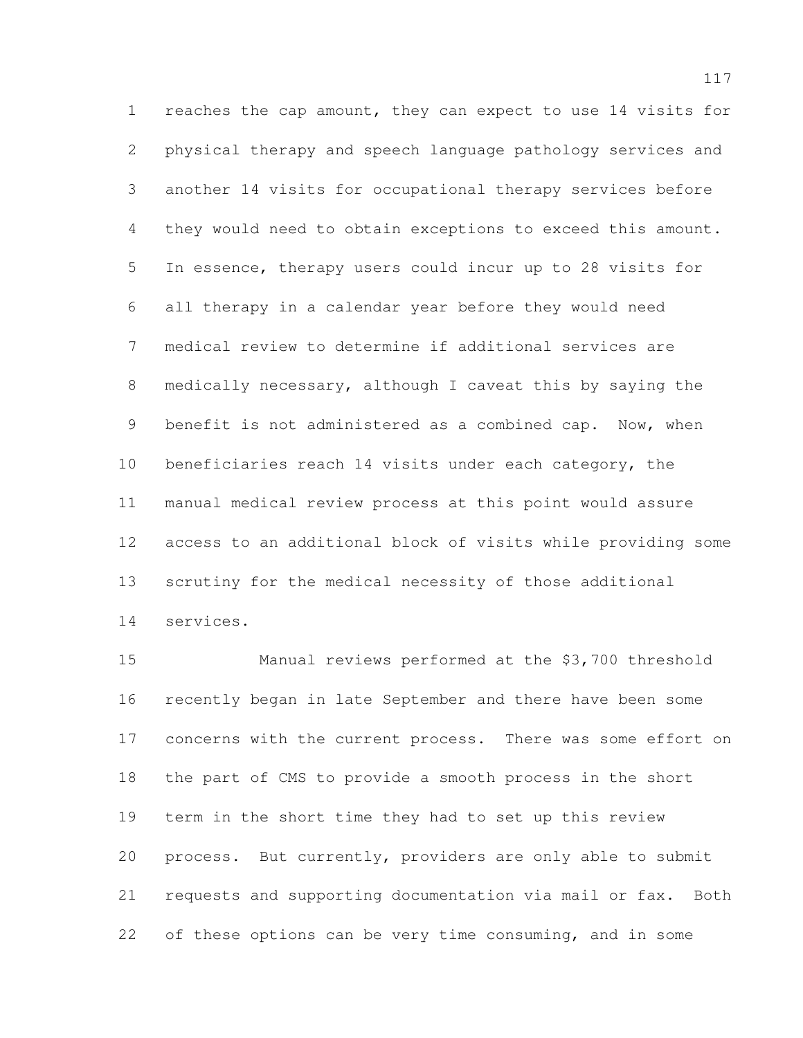reaches the cap amount, they can expect to use 14 visits for physical therapy and speech language pathology services and another 14 visits for occupational therapy services before they would need to obtain exceptions to exceed this amount. In essence, therapy users could incur up to 28 visits for all therapy in a calendar year before they would need medical review to determine if additional services are medically necessary, although I caveat this by saying the benefit is not administered as a combined cap. Now, when beneficiaries reach 14 visits under each category, the manual medical review process at this point would assure access to an additional block of visits while providing some scrutiny for the medical necessity of those additional services.

Manual reviews performed at the $3,700 threshold recently began in late September and there have been some concerns with the current process. There was some effort on the part of CMS to provide a smooth process in the short term in the short time they had to set up this review process. But currently, providers are only able to submit requests and supporting documentation via mail or fax. Both of these options can be very time consuming, and in some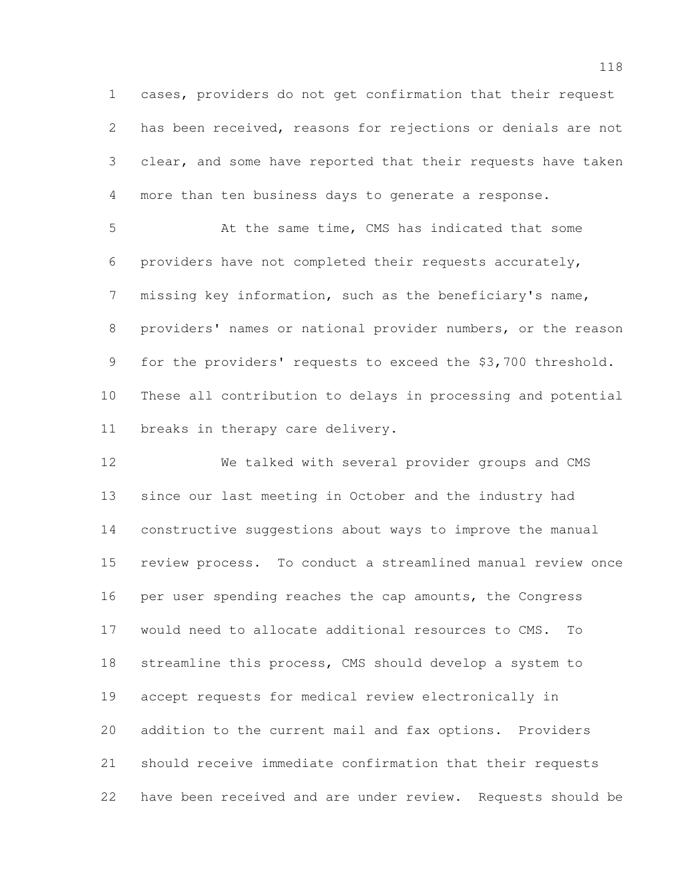cases, providers do not get confirmation that their request has been received, reasons for rejections or denials are not clear, and some have reported that their requests have taken more than ten business days to generate a response.

At the same time, CMS has indicated that some providers have not completed their requests accurately, missing key information, such as the beneficiary's name, providers' names or national provider numbers, or the reason for the providers' requests to exceed the $3,700 threshold. These all contribution to delays in processing and potential breaks in therapy care delivery.

We talked with several provider groups and CMS since our last meeting in October and the industry had constructive suggestions about ways to improve the manual review process. To conduct a streamlined manual review once per user spending reaches the cap amounts, the Congress would need to allocate additional resources to CMS. To streamline this process, CMS should develop a system to accept requests for medical review electronically in addition to the current mail and fax options. Providers should receive immediate confirmation that their requests have been received and are under review. Requests should be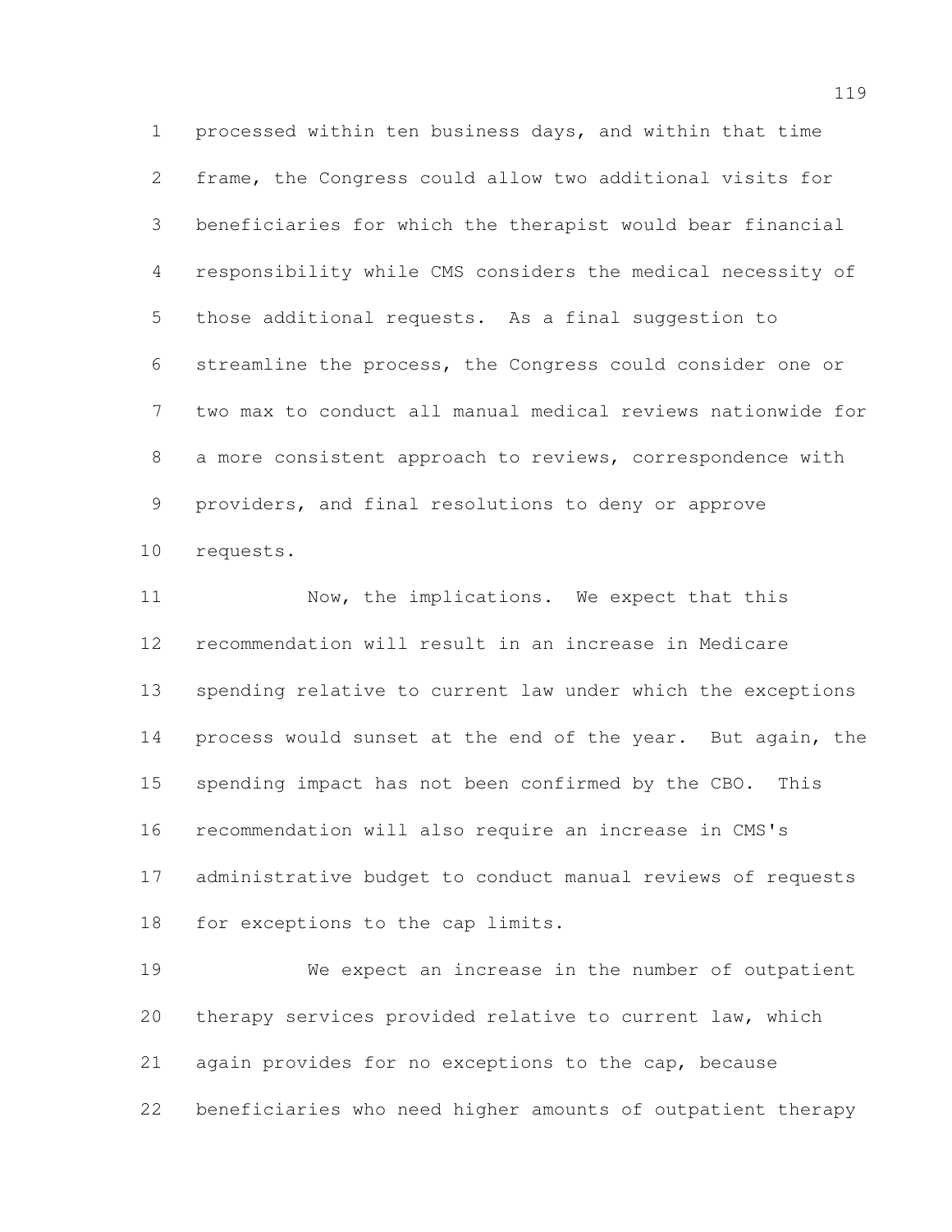processed within ten business days, and within that time frame, the Congress could allow two additional visits for beneficiaries for which the therapist would bear financial responsibility while CMS considers the medical necessity of those additional requests. As a final suggestion to streamline the process, the Congress could consider one or two max to conduct all manual medical reviews nationwide for a more consistent approach to reviews, correspondence with providers, and final resolutions to deny or approve requests.

Now, the implications. We expect that this recommendation will result in an increase in Medicare spending relative to current law under which the exceptions process would sunset at the end of the year. But again, the spending impact has not been confirmed by the CBO. This recommendation will also require an increase in CMS's administrative budget to conduct manual reviews of requests for exceptions to the cap limits.

We expect an increase in the number of outpatient therapy services provided relative to current law, which again provides for no exceptions to the cap, because beneficiaries who need higher amounts of outpatient therapy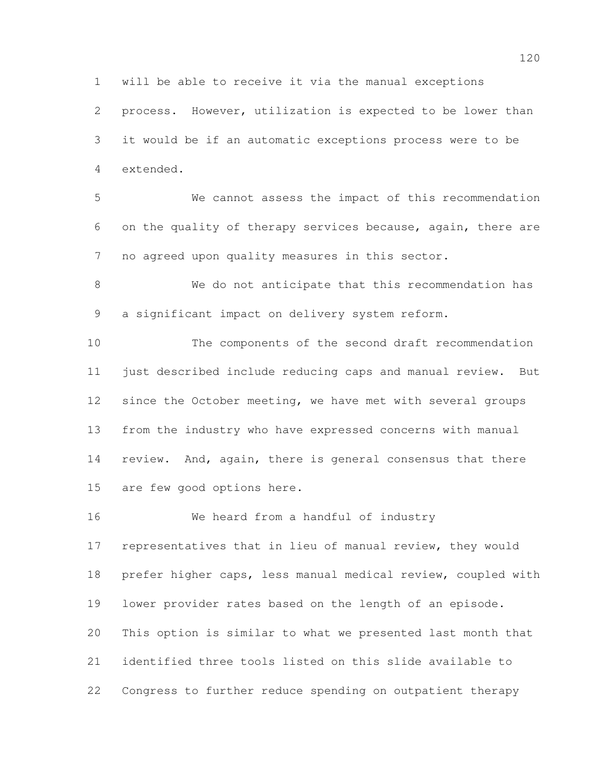will be able to receive it via the manual exceptions process. However, utilization is expected to be lower than it would be if an automatic exceptions process were to be extended.

We cannot assess the impact of this recommendation on the quality of therapy services because, again, there are no agreed upon quality measures in this sector.

We do not anticipate that this recommendation has a significant impact on delivery system reform.

The components of the second draft recommendation just described include reducing caps and manual review. But since the October meeting, we have met with several groups from the industry who have expressed concerns with manual review. And, again, there is general consensus that there are few good options here.

We heard from a handful of industry representatives that in lieu of manual review, they would prefer higher caps, less manual medical review, coupled with lower provider rates based on the length of an episode. This option is similar to what we presented last month that identified three tools listed on this slide available to Congress to further reduce spending on outpatient therapy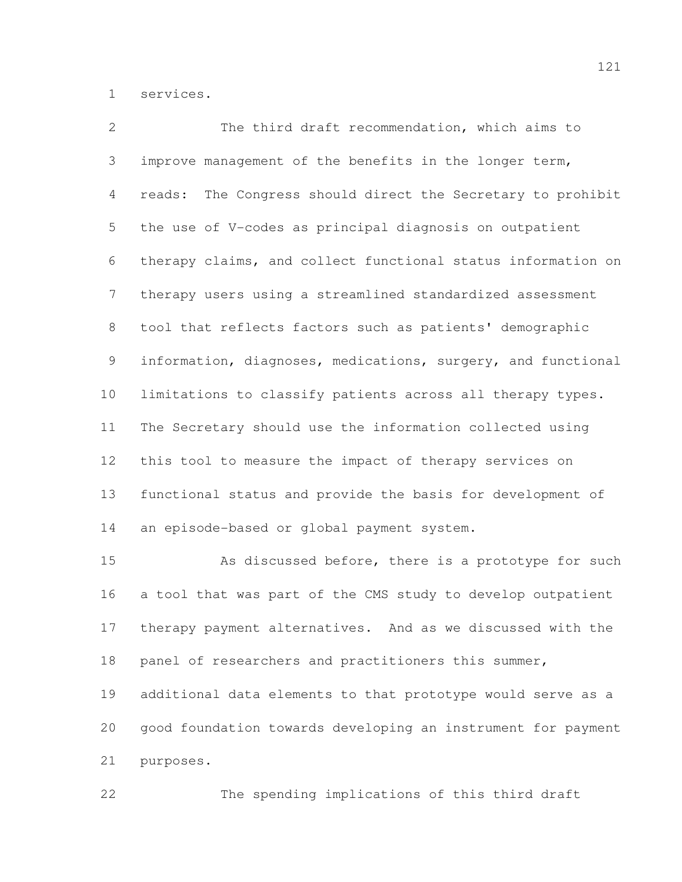services.

The third draft recommendation, which aims to improve management of the benefits in the longer term, reads: The Congress should direct the Secretary to prohibit the use of V-codes as principal diagnosis on outpatient therapy claims, and collect functional status information on therapy users using a streamlined standardized assessment tool that reflects factors such as patients' demographic information, diagnoses, medications, surgery, and functional limitations to classify patients across all therapy types. The Secretary should use the information collected using this tool to measure the impact of therapy services on functional status and provide the basis for development of an episode-based or global payment system.

As discussed before, there is a prototype for such a tool that was part of the CMS study to develop outpatient therapy payment alternatives. And as we discussed with the panel of researchers and practitioners this summer, additional data elements to that prototype would serve as a good foundation towards developing an instrument for payment purposes.

The spending implications of this third draft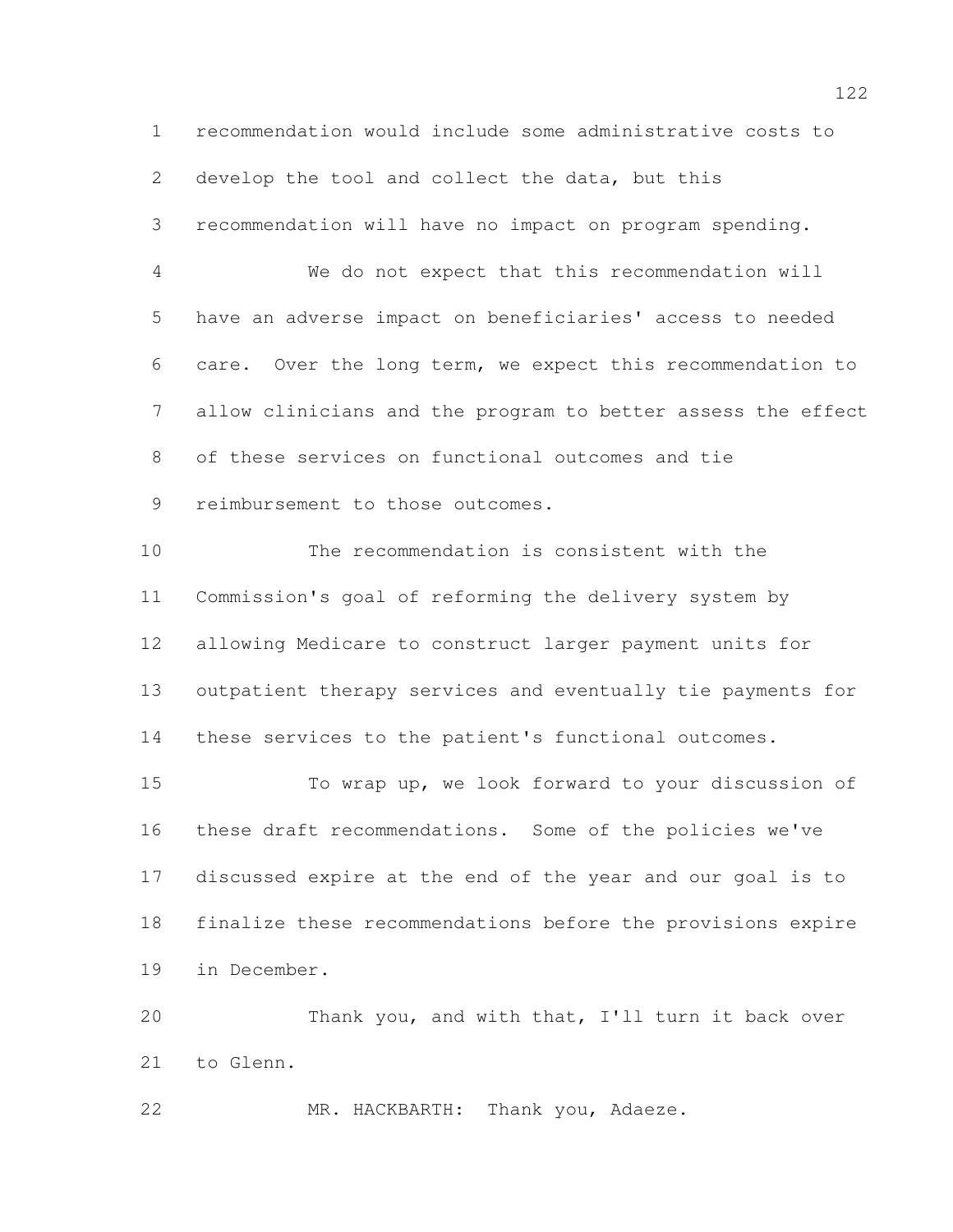recommendation would include some administrative costs to develop the tool and collect the data, but this recommendation will have no impact on program spending.

We do not expect that this recommendation will have an adverse impact on beneficiaries' access to needed care. Over the long term, we expect this recommendation to allow clinicians and the program to better assess the effect of these services on functional outcomes and tie reimbursement to those outcomes.

The recommendation is consistent with the Commission's goal of reforming the delivery system by allowing Medicare to construct larger payment units for outpatient therapy services and eventually tie payments for these services to the patient's functional outcomes.

To wrap up, we look forward to your discussion of these draft recommendations. Some of the policies we've discussed expire at the end of the year and our goal is to finalize these recommendations before the provisions expire in December.

Thank you, and with that, I'll turn it back over to Glenn.

MR. HACKBARTH: Thank you, Adaeze.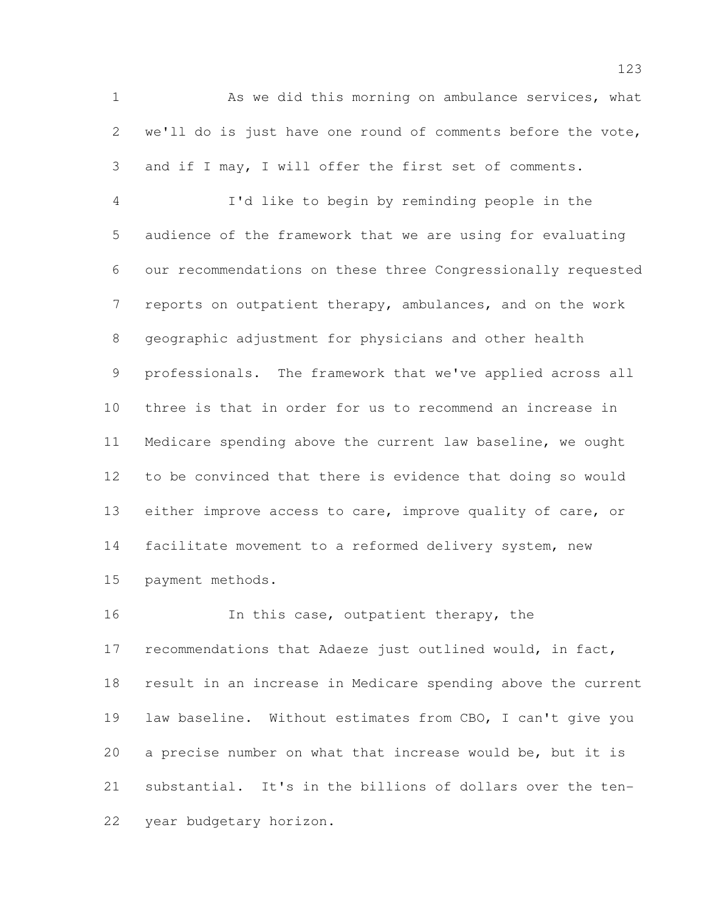As we did this morning on ambulance services, what we'll do is just have one round of comments before the vote, and if I may, I will offer the first set of comments.

I'd like to begin by reminding people in the audience of the framework that we are using for evaluating our recommendations on these three Congressionally requested reports on outpatient therapy, ambulances, and on the work geographic adjustment for physicians and other health professionals. The framework that we've applied across all three is that in order for us to recommend an increase in Medicare spending above the current law baseline, we ought to be convinced that there is evidence that doing so would either improve access to care, improve quality of care, or facilitate movement to a reformed delivery system, new payment methods.

In this case, outpatient therapy, the recommendations that Adaeze just outlined would, in fact, result in an increase in Medicare spending above the current law baseline. Without estimates from CBO, I can't give you a precise number on what that increase would be, but it is substantial. It's in the billions of dollars over the ten-year budgetary horizon.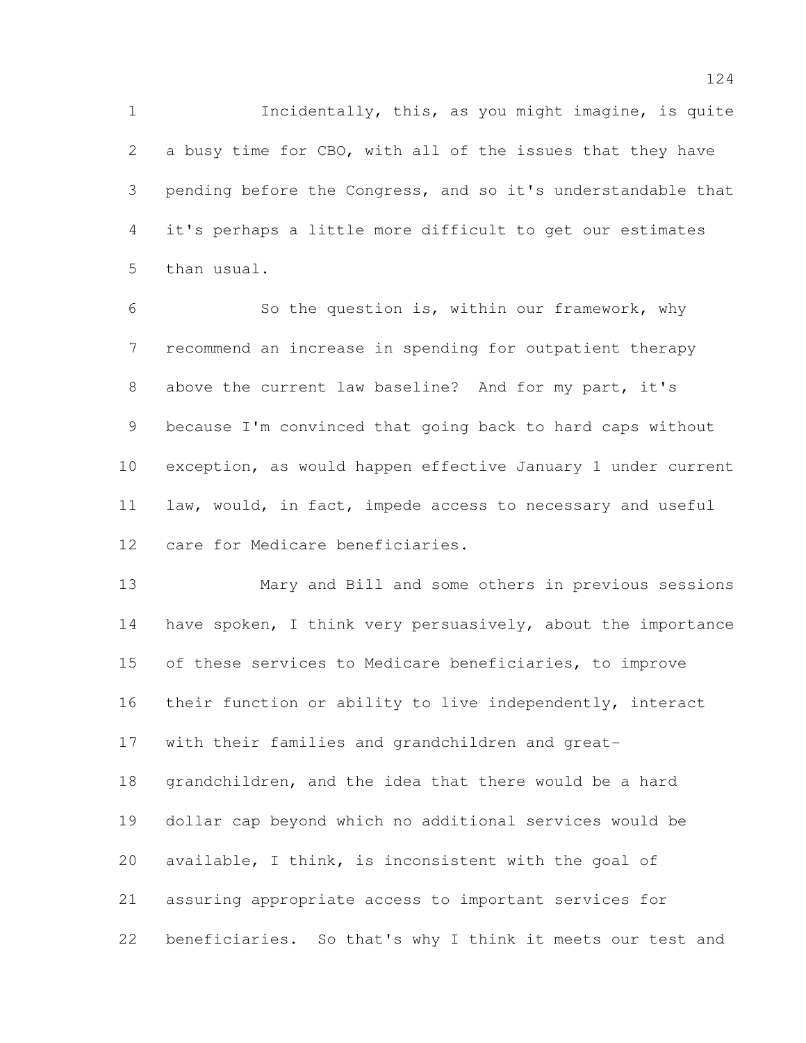Incidentally, this, as you might imagine, is quite a busy time for CBO, with all of the issues that they have pending before the Congress, and so it's understandable that it's perhaps a little more difficult to get our estimates than usual.

So the question is, within our framework, why recommend an increase in spending for outpatient therapy above the current law baseline? And for my part, it's because I'm convinced that going back to hard caps without exception, as would happen effective January 1 under current law, would, in fact, impede access to necessary and useful care for Medicare beneficiaries.

Mary and Bill and some others in previous sessions have spoken, I think very persuasively, about the importance of these services to Medicare beneficiaries, to improve their function or ability to live independently, interact with their families and grandchildren and great-grandchildren, and the idea that there would be a hard dollar cap beyond which no additional services would be available, I think, is inconsistent with the goal of assuring appropriate access to important services for beneficiaries. So that's why I think it meets our test and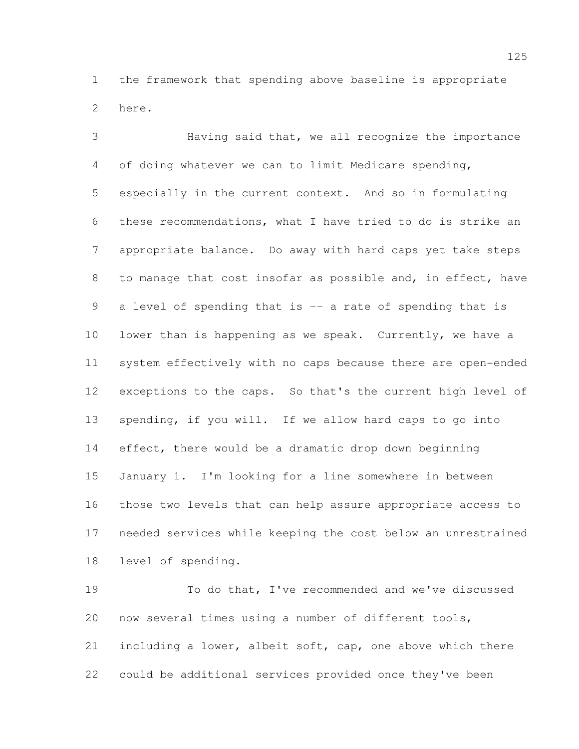the framework that spending above baseline is appropriate here.

Having said that, we all recognize the importance of doing whatever we can to limit Medicare spending, especially in the current context. And so in formulating these recommendations, what I have tried to do is strike an appropriate balance. Do away with hard caps yet take steps to manage that cost insofar as possible and, in effect, have a level of spending that is -- a rate of spending that is lower than is happening as we speak. Currently, we have a system effectively with no caps because there are open-ended exceptions to the caps. So that's the current high level of spending, if you will. If we allow hard caps to go into effect, there would be a dramatic drop down beginning January 1. I'm looking for a line somewhere in between those two levels that can help assure appropriate access to needed services while keeping the cost below an unrestrained level of spending.

To do that, I've recommended and we've discussed now several times using a number of different tools, including a lower, albeit soft, cap, one above which there could be additional services provided once they've been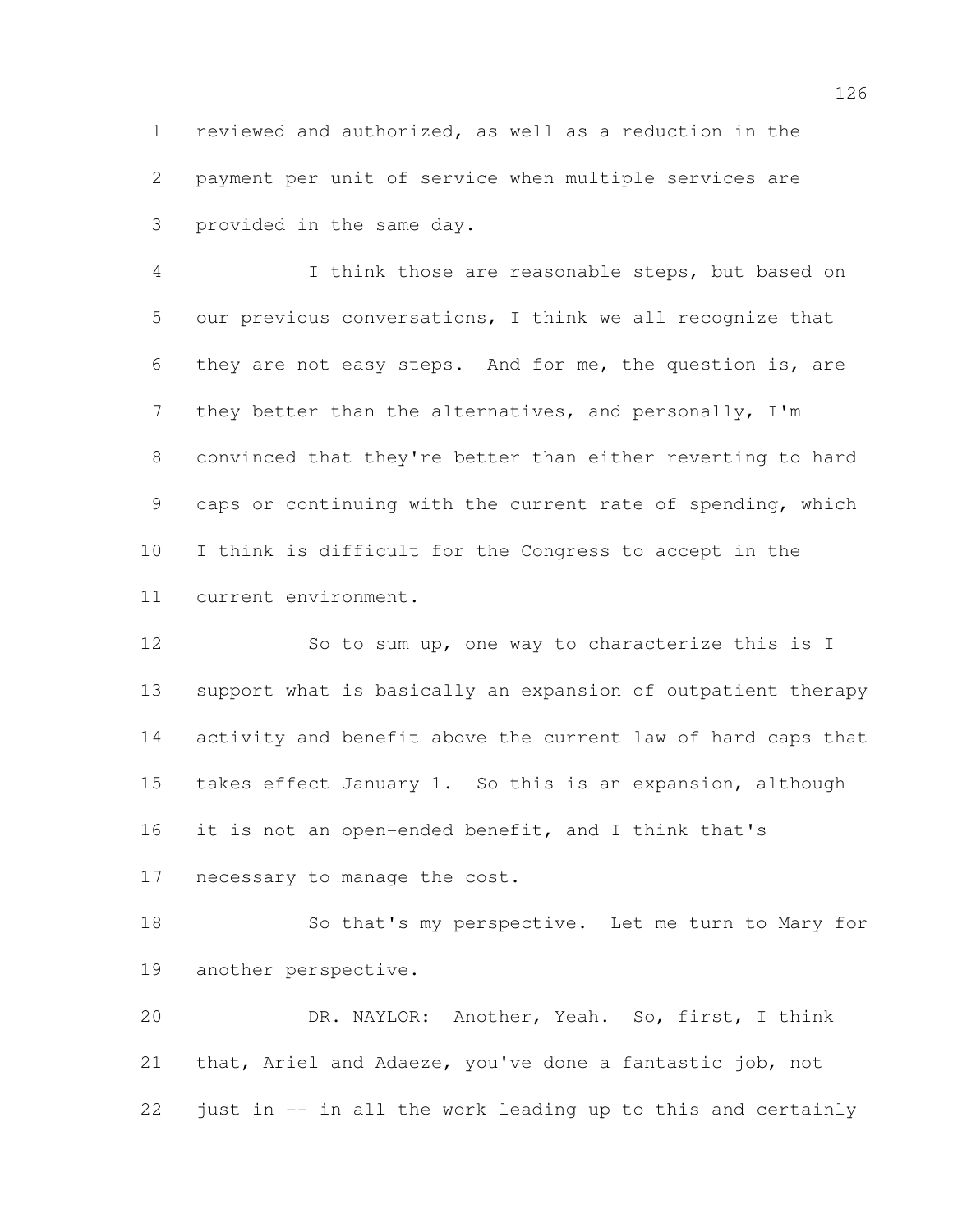reviewed and authorized, as well as a reduction in the payment per unit of service when multiple services are provided in the same day.

I think those are reasonable steps, but based on our previous conversations, I think we all recognize that they are not easy steps. And for me, the question is, are they better than the alternatives, and personally, I'm convinced that they're better than either reverting to hard caps or continuing with the current rate of spending, which I think is difficult for the Congress to accept in the current environment.

So to sum up, one way to characterize this is I support what is basically an expansion of outpatient therapy activity and benefit above the current law of hard caps that takes effect January 1. So this is an expansion, although it is not an open-ended benefit, and I think that's necessary to manage the cost.

So that's my perspective. Let me turn to Mary for another perspective.

DR. NAYLOR: Another, Yeah. So, first, I think that, Ariel and Adaeze, you've done a fantastic job, not just in -- in all the work leading up to this and certainly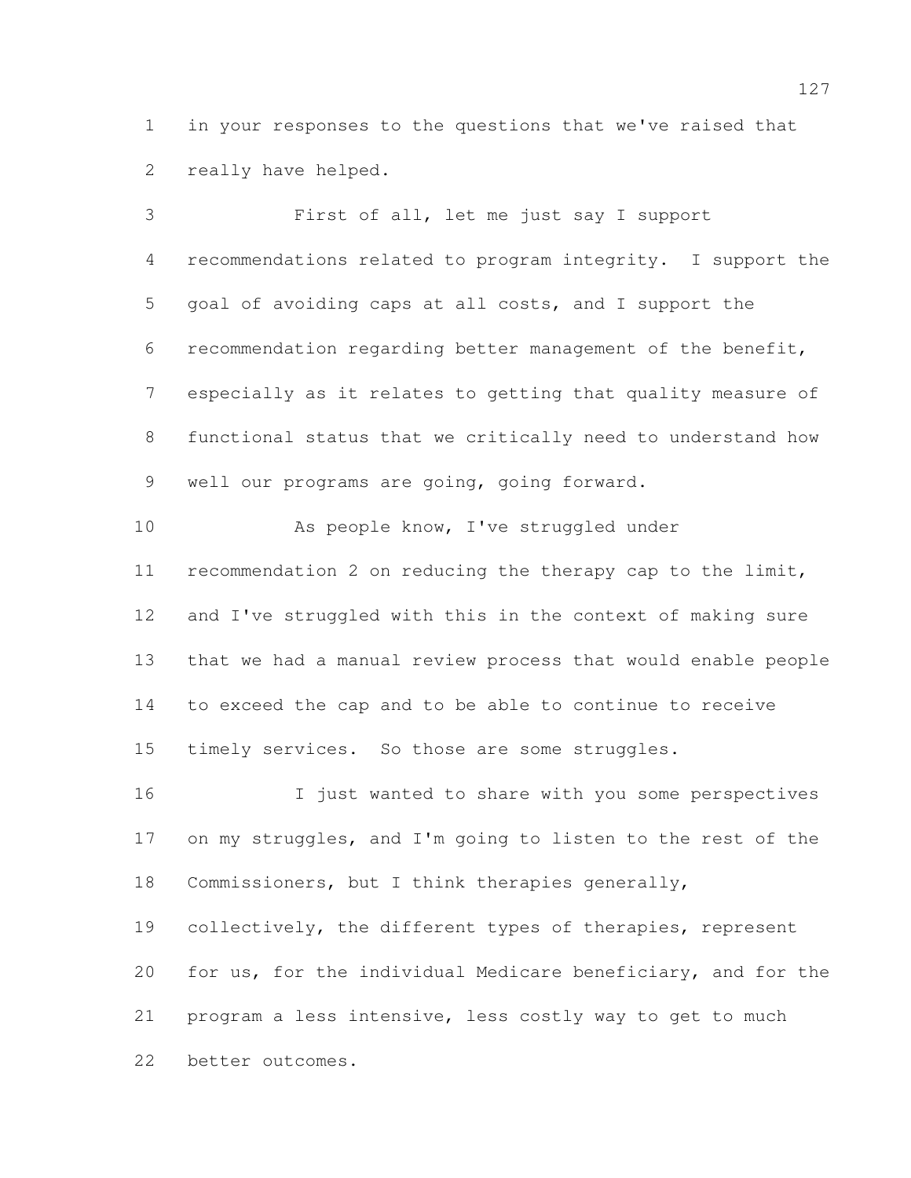in your responses to the questions that we've raised that really have helped.

First of all, let me just say I support recommendations related to program integrity. I support the goal of avoiding caps at all costs, and I support the recommendation regarding better management of the benefit, especially as it relates to getting that quality measure of functional status that we critically need to understand how well our programs are going, going forward.

As people know, I've struggled under recommendation 2 on reducing the therapy cap to the limit, and I've struggled with this in the context of making sure that we had a manual review process that would enable people to exceed the cap and to be able to continue to receive timely services. So those are some struggles.

I just wanted to share with you some perspectives on my struggles, and I'm going to listen to the rest of the Commissioners, but I think therapies generally, collectively, the different types of therapies, represent for us, for the individual Medicare beneficiary, and for the program a less intensive, less costly way to get to much better outcomes.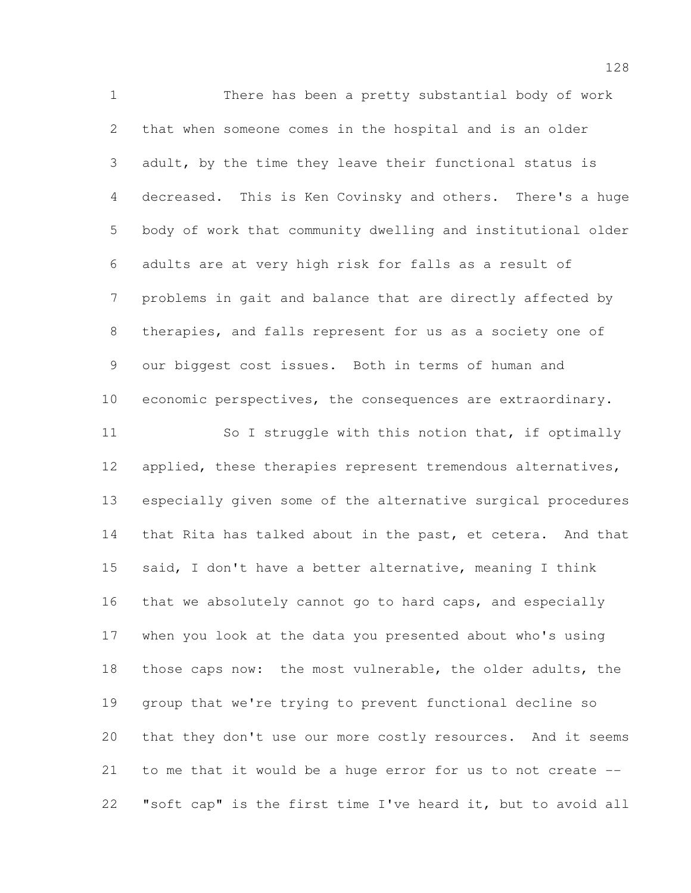There has been a pretty substantial body of work that when someone comes in the hospital and is an older adult, by the time they leave their functional status is decreased. This is Ken Covinsky and others. There's a huge body of work that community dwelling and institutional older adults are at very high risk for falls as a result of problems in gait and balance that are directly affected by therapies, and falls represent for us as a society one of our biggest cost issues. Both in terms of human and economic perspectives, the consequences are extraordinary.

So I struggle with this notion that, if optimally applied, these therapies represent tremendous alternatives, especially given some of the alternative surgical procedures that Rita has talked about in the past, et cetera. And that said, I don't have a better alternative, meaning I think that we absolutely cannot go to hard caps, and especially when you look at the data you presented about who's using those caps now: the most vulnerable, the older adults, the group that we're trying to prevent functional decline so that they don't use our more costly resources. And it seems to me that it would be a huge error for us to not create -- "soft cap" is the first time I've heard it, but to avoid all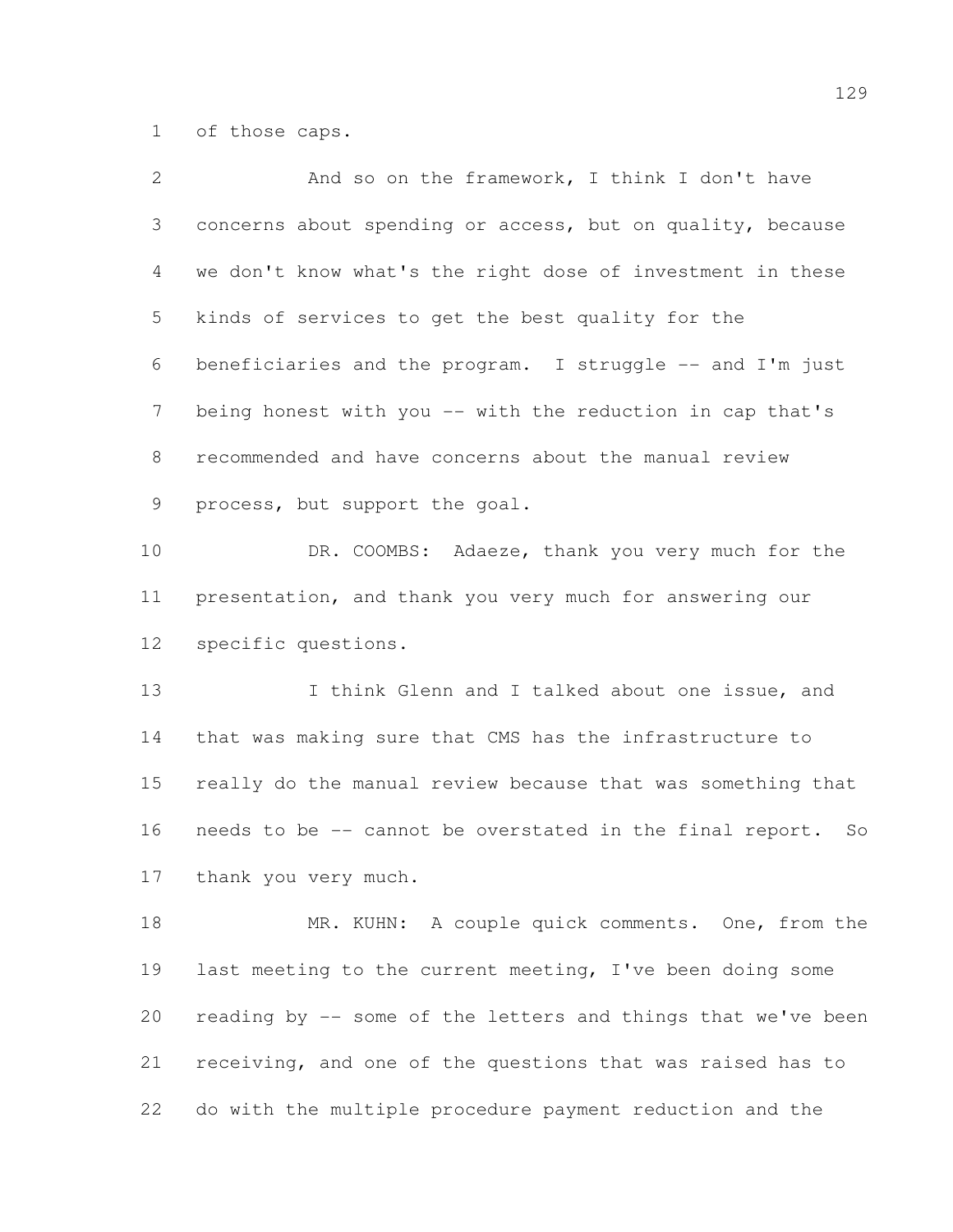of those caps.

And so on the framework, I think I don't have concerns about spending or access, but on quality, because we don't know what's the right dose of investment in these kinds of services to get the best quality for the beneficiaries and the program. I struggle -- and I'm just being honest with you -- with the reduction in cap that's recommended and have concerns about the manual review process, but support the goal.

DR. COOMBS: Adaeze, thank you very much for the presentation, and thank you very much for answering our specific questions.

I think Glenn and I talked about one issue, and that was making sure that CMS has the infrastructure to really do the manual review because that was something that needs to be -- cannot be overstated in the final report. So thank you very much.

MR. KUHN: A couple quick comments. One, from the last meeting to the current meeting, I've been doing some reading by -- some of the letters and things that we've been receiving, and one of the questions that was raised has to do with the multiple procedure payment reduction and the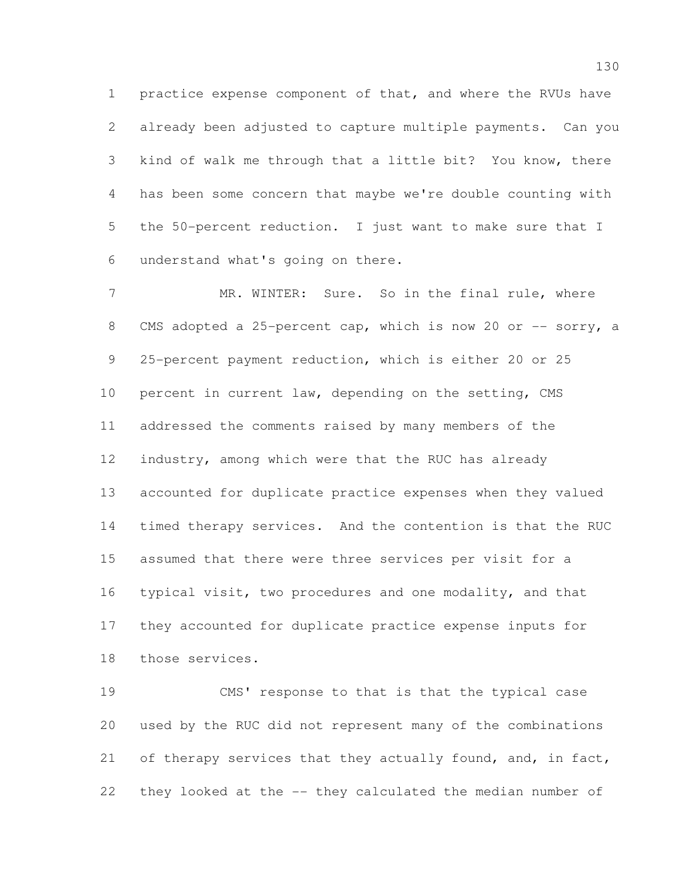practice expense component of that, and where the RVUs have already been adjusted to capture multiple payments. Can you kind of walk me through that a little bit? You know, there has been some concern that maybe we're double counting with the 50-percent reduction. I just want to make sure that I understand what's going on there.

MR. WINTER: Sure. So in the final rule, where CMS adopted a 25-percent cap, which is now 20 or -- sorry, a 25-percent payment reduction, which is either 20 or 25 percent in current law, depending on the setting, CMS addressed the comments raised by many members of the industry, among which were that the RUC has already accounted for duplicate practice expenses when they valued timed therapy services. And the contention is that the RUC assumed that there were three services per visit for a typical visit, two procedures and one modality, and that they accounted for duplicate practice expense inputs for those services.

CMS' response to that is that the typical case used by the RUC did not represent many of the combinations of therapy services that they actually found, and, in fact, they looked at the -- they calculated the median number of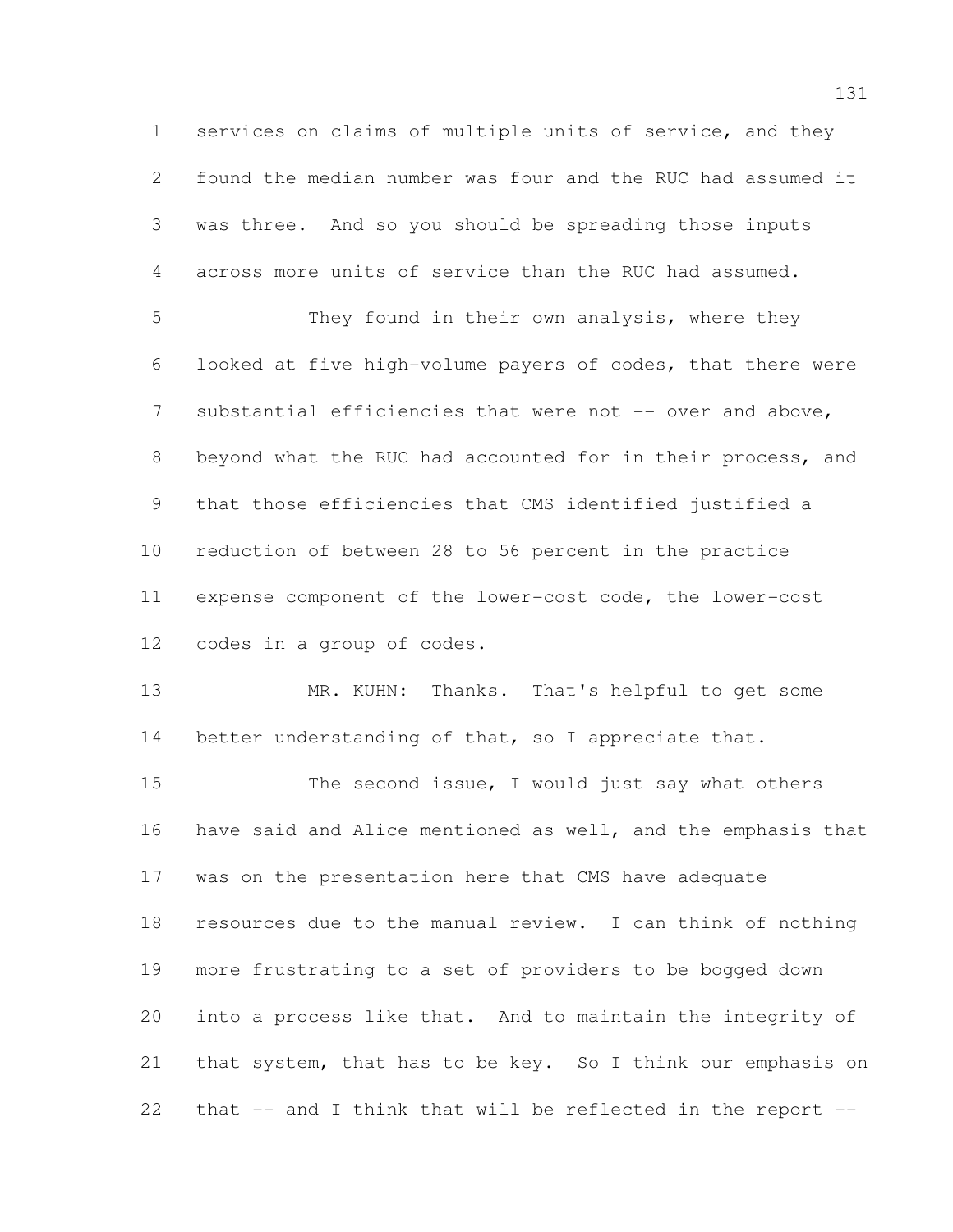services on claims of multiple units of service, and they found the median number was four and the RUC had assumed it was three. And so you should be spreading those inputs across more units of service than the RUC had assumed.

They found in their own analysis, where they looked at five high-volume payers of codes, that there were substantial efficiencies that were not -- over and above, beyond what the RUC had accounted for in their process, and that those efficiencies that CMS identified justified a reduction of between 28 to 56 percent in the practice expense component of the lower-cost code, the lower-cost codes in a group of codes.

MR. KUHN: Thanks. That's helpful to get some better understanding of that, so I appreciate that.

The second issue, I would just say what others have said and Alice mentioned as well, and the emphasis that was on the presentation here that CMS have adequate resources due to the manual review. I can think of nothing more frustrating to a set of providers to be bogged down into a process like that. And to maintain the integrity of that system, that has to be key. So I think our emphasis on that -- and I think that will be reflected in the report --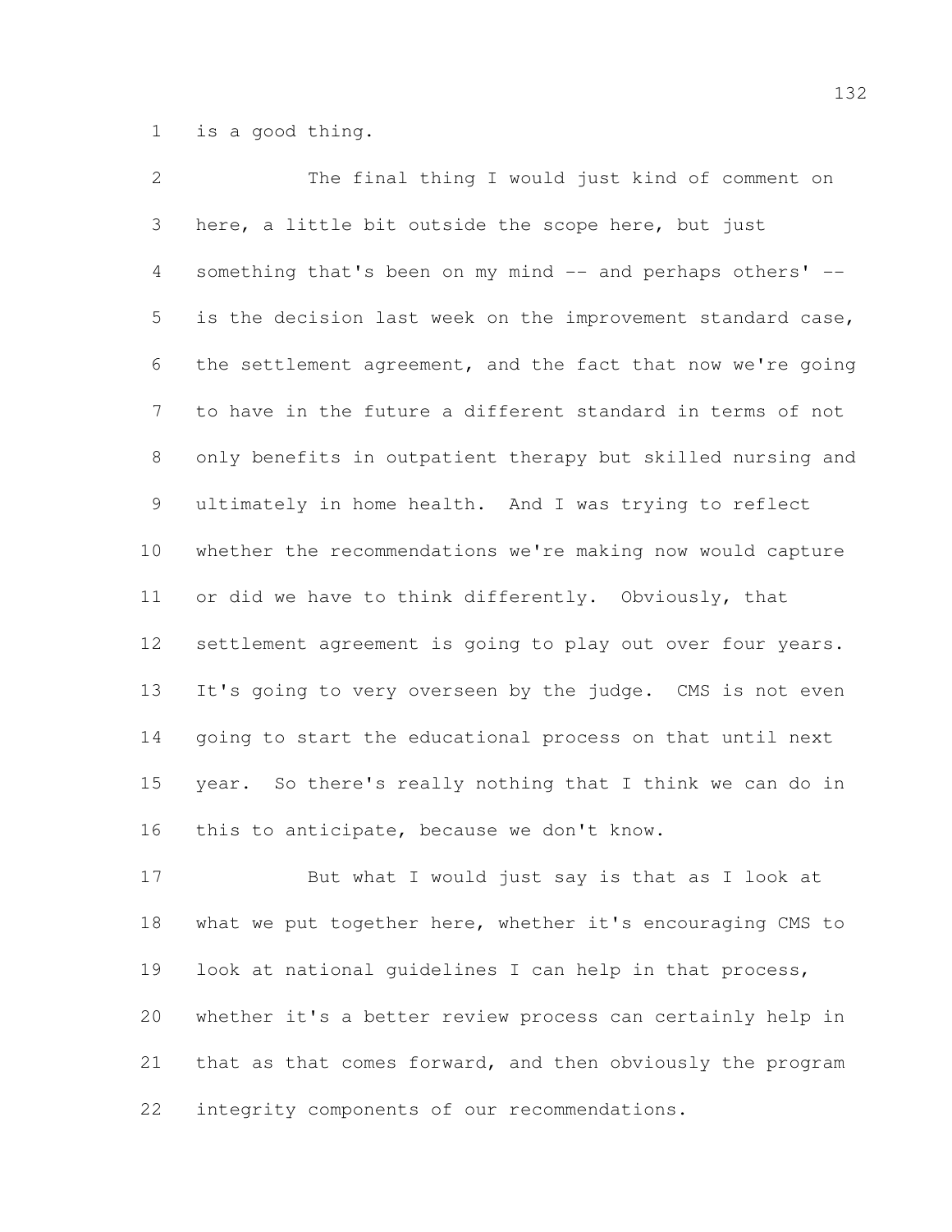is a good thing.

The final thing I would just kind of comment on here, a little bit outside the scope here, but just something that's been on my mind -- and perhaps others' -- is the decision last week on the improvement standard case, the settlement agreement, and the fact that now we're going to have in the future a different standard in terms of not only benefits in outpatient therapy but skilled nursing and ultimately in home health. And I was trying to reflect whether the recommendations we're making now would capture or did we have to think differently. Obviously, that settlement agreement is going to play out over four years. It's going to very overseen by the judge. CMS is not even going to start the educational process on that until next year. So there's really nothing that I think we can do in this to anticipate, because we don't know.

But what I would just say is that as I look at what we put together here, whether it's encouraging CMS to look at national guidelines I can help in that process, whether it's a better review process can certainly help in that as that comes forward, and then obviously the program integrity components of our recommendations.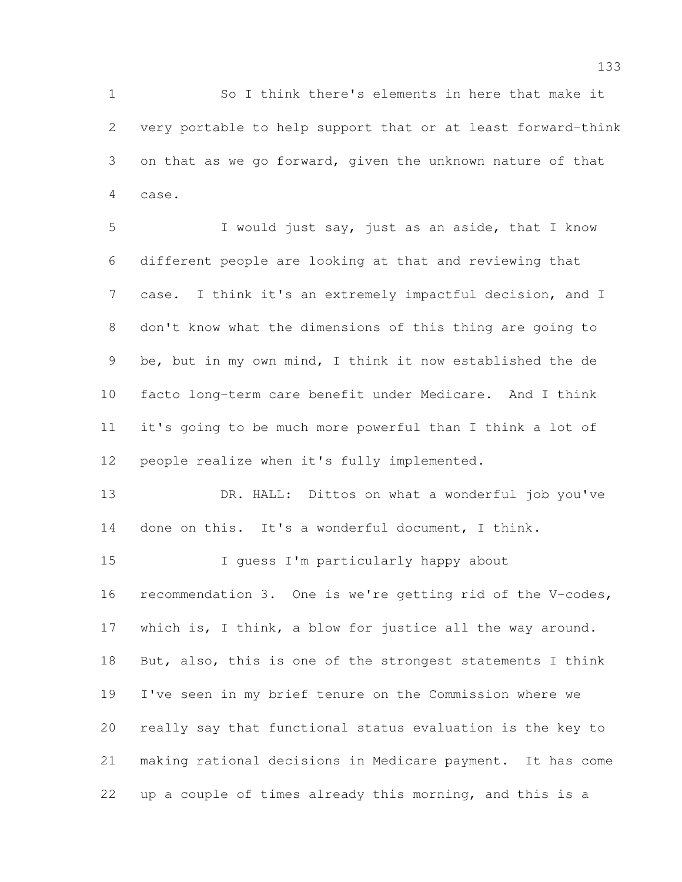So I think there's elements in here that make it very portable to help support that or at least forward-think on that as we go forward, given the unknown nature of that case.

I would just say, just as an aside, that I know different people are looking at that and reviewing that case. I think it's an extremely impactful decision, and I don't know what the dimensions of this thing are going to be, but in my own mind, I think it now established the de facto long-term care benefit under Medicare. And I think it's going to be much more powerful than I think a lot of people realize when it's fully implemented.

DR. HALL: Dittos on what a wonderful job you've done on this. It's a wonderful document, I think.

I guess I'm particularly happy about recommendation 3. One is we're getting rid of the V-codes, which is, I think, a blow for justice all the way around. But, also, this is one of the strongest statements I think I've seen in my brief tenure on the Commission where we really say that functional status evaluation is the key to making rational decisions in Medicare payment. It has come up a couple of times already this morning, and this is a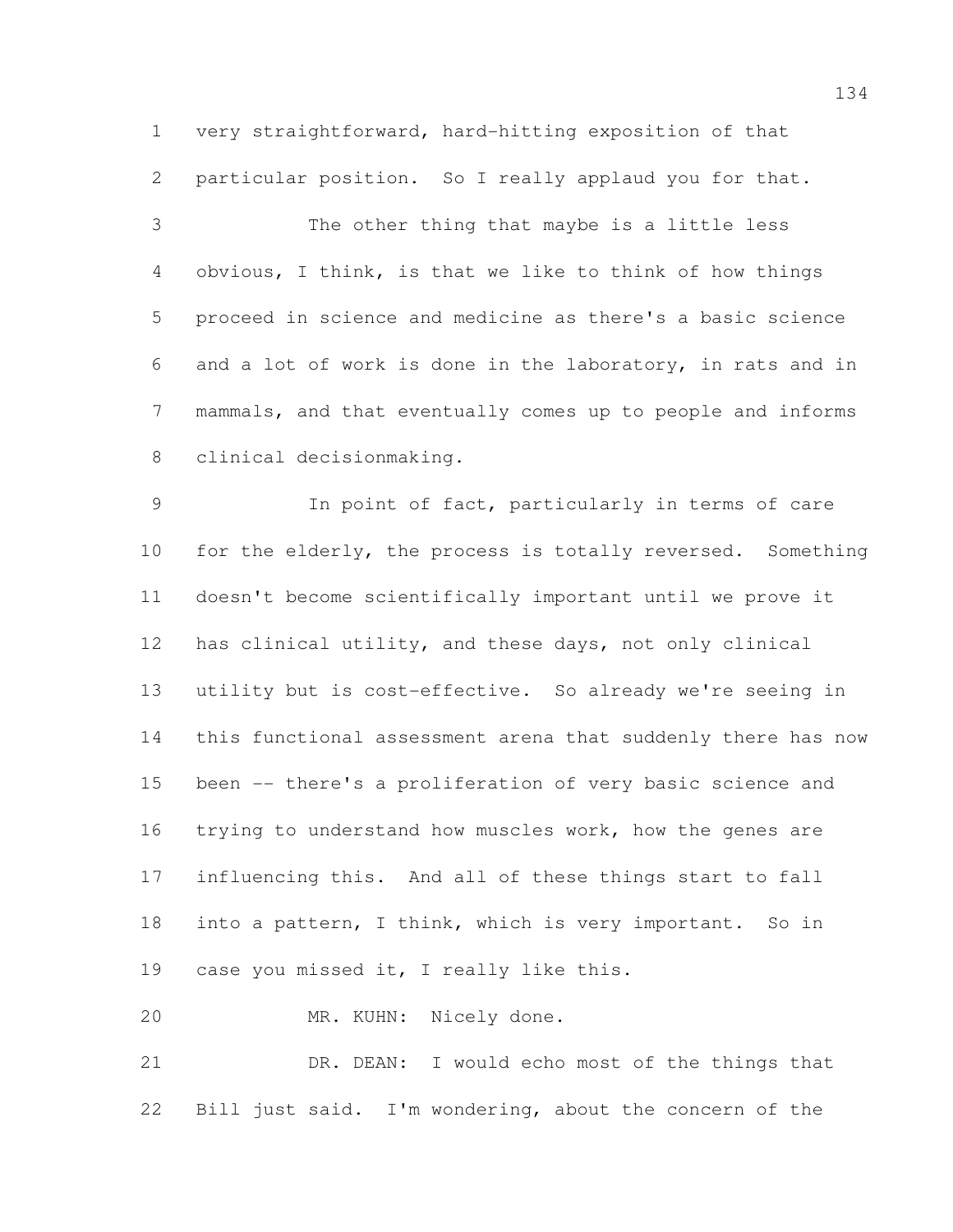very straightforward, hard-hitting exposition of that particular position. So I really applaud you for that.

The other thing that maybe is a little less obvious, I think, is that we like to think of how things proceed in science and medicine as there's a basic science and a lot of work is done in the laboratory, in rats and in mammals, and that eventually comes up to people and informs clinical decisionmaking.

In point of fact, particularly in terms of care for the elderly, the process is totally reversed. Something doesn't become scientifically important until we prove it has clinical utility, and these days, not only clinical utility but is cost-effective. So already we're seeing in this functional assessment arena that suddenly there has now been -- there's a proliferation of very basic science and trying to understand how muscles work, how the genes are influencing this. And all of these things start to fall into a pattern, I think, which is very important. So in case you missed it, I really like this.

MR. KUHN: Nicely done.

DR. DEAN: I would echo most of the things that Bill just said. I'm wondering, about the concern of the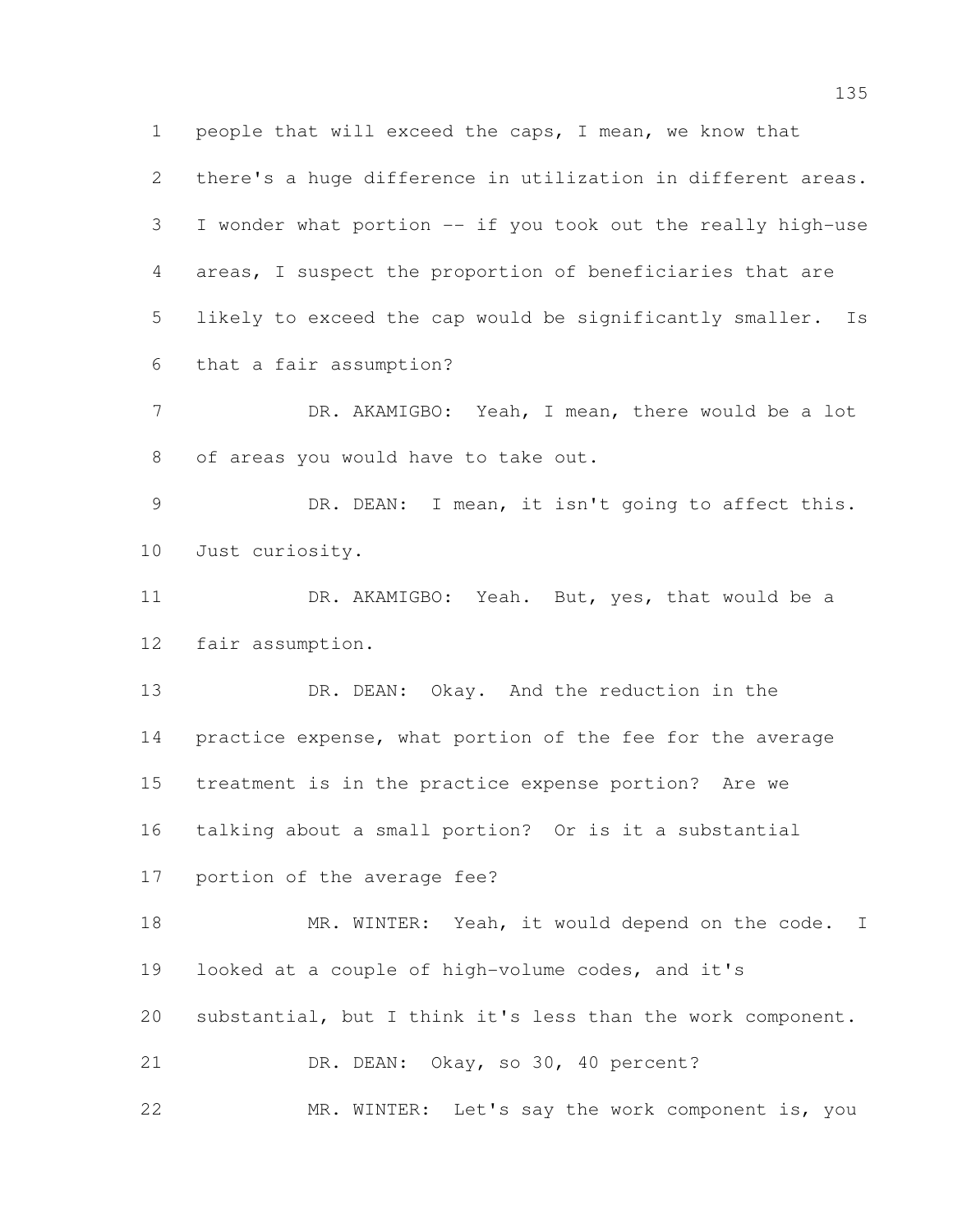people that will exceed the caps, I mean, we know that there's a huge difference in utilization in different areas. I wonder what portion -- if you took out the really high-use areas, I suspect the proportion of beneficiaries that are likely to exceed the cap would be significantly smaller. Is that a fair assumption?

DR. AKAMIGBO: Yeah, I mean, there would be a lot of areas you would have to take out.

DR. DEAN: I mean, it isn't going to affect this. Just curiosity.

DR. AKAMIGBO: Yeah. But, yes, that would be a fair assumption.

DR. DEAN: Okay. And the reduction in the practice expense, what portion of the fee for the average treatment is in the practice expense portion? Are we talking about a small portion? Or is it a substantial portion of the average fee?

MR. WINTER: Yeah, it would depend on the code. I looked at a couple of high-volume codes, and it's substantial, but I think it's less than the work component.

DR. DEAN: Okay, so 30, 40 percent?

MR. WINTER: Let's say the work component is, you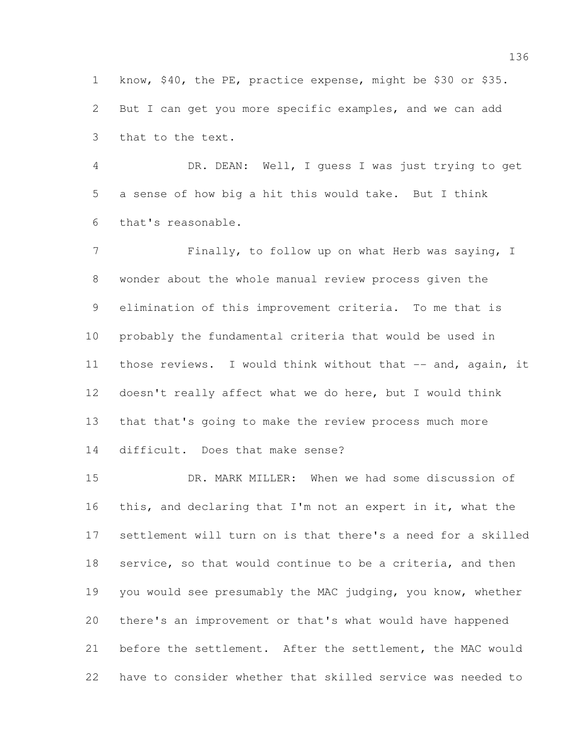know, $40, the PE, practice expense, might be $30 or $35. But I can get you more specific examples, and we can add that to the text.

DR. DEAN: Well, I guess I was just trying to get a sense of how big a hit this would take. But I think that's reasonable.

Finally, to follow up on what Herb was saying, I wonder about the whole manual review process given the elimination of this improvement criteria. To me that is probably the fundamental criteria that would be used in those reviews. I would think without that -- and, again, it doesn't really affect what we do here, but I would think that that's going to make the review process much more difficult. Does that make sense?

DR. MARK MILLER: When we had some discussion of this, and declaring that I'm not an expert in it, what the settlement will turn on is that there's a need for a skilled service, so that would continue to be a criteria, and then you would see presumably the MAC judging, you know, whether there's an improvement or that's what would have happened before the settlement. After the settlement, the MAC would have to consider whether that skilled service was needed to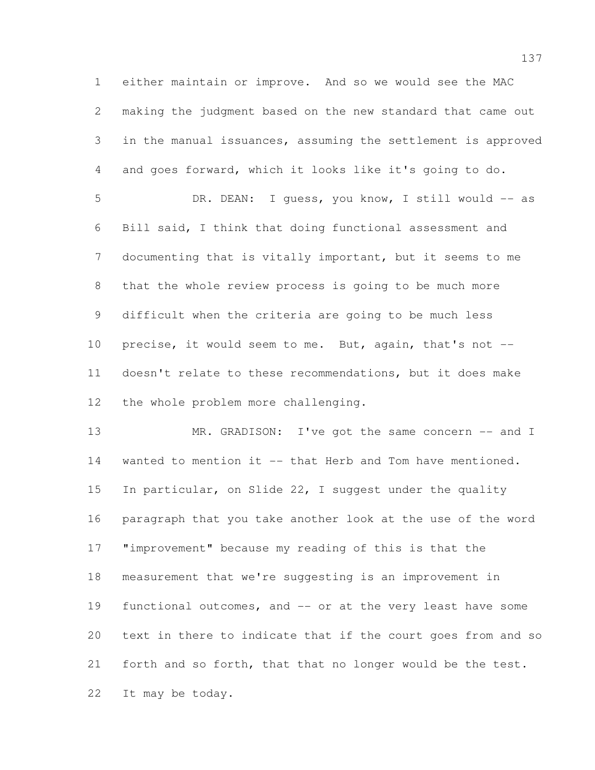either maintain or improve. And so we would see the MAC making the judgment based on the new standard that came out in the manual issuances, assuming the settlement is approved and goes forward, which it looks like it's going to do.

DR. DEAN: I guess, you know, I still would -- as Bill said, I think that doing functional assessment and documenting that is vitally important, but it seems to me that the whole review process is going to be much more difficult when the criteria are going to be much less precise, it would seem to me. But, again, that's not -- doesn't relate to these recommendations, but it does make the whole problem more challenging.

MR. GRADISON: I've got the same concern -- and I wanted to mention it -- that Herb and Tom have mentioned. In particular, on Slide 22, I suggest under the quality paragraph that you take another look at the use of the word "improvement" because my reading of this is that the measurement that we're suggesting is an improvement in functional outcomes, and -- or at the very least have some text in there to indicate that if the court goes from and so forth and so forth, that that no longer would be the test. It may be today.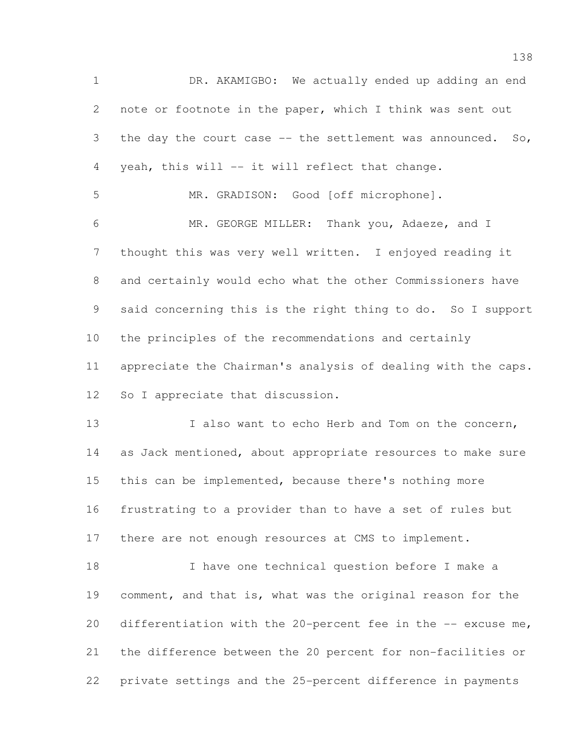DR. AKAMIGBO: We actually ended up adding an end note or footnote in the paper, which I think was sent out the day the court case -- the settlement was announced. So, yeah, this will -- it will reflect that change.

MR. GRADISON: Good [off microphone].

MR. GEORGE MILLER: Thank you, Adaeze, and I thought this was very well written. I enjoyed reading it and certainly would echo what the other Commissioners have said concerning this is the right thing to do. So I support the principles of the recommendations and certainly appreciate the Chairman's analysis of dealing with the caps. So I appreciate that discussion.

I also want to echo Herb and Tom on the concern, as Jack mentioned, about appropriate resources to make sure this can be implemented, because there's nothing more frustrating to a provider than to have a set of rules but there are not enough resources at CMS to implement.

I have one technical question before I make a comment, and that is, what was the original reason for the differentiation with the 20-percent fee in the -- excuse me, the difference between the 20 percent for non-facilities or private settings and the 25-percent difference in payments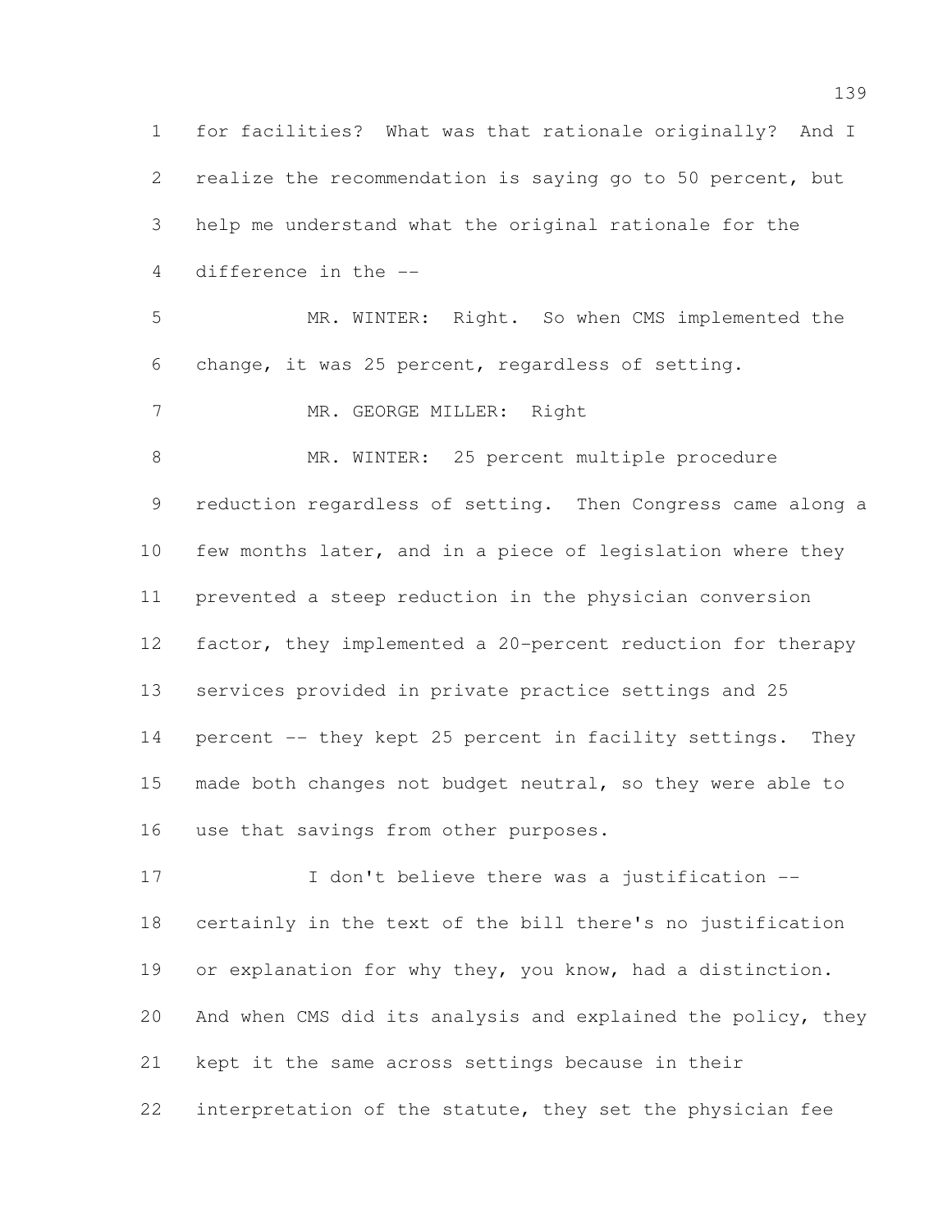for facilities? What was that rationale originally? And I realize the recommendation is saying go to 50 percent, but help me understand what the original rationale for the difference in the --

MR. WINTER: Right. So when CMS implemented the change, it was 25 percent, regardless of setting.

MR. GEORGE MILLER: Right

MR. WINTER: 25 percent multiple procedure reduction regardless of setting. Then Congress came along a few months later, and in a piece of legislation where they prevented a steep reduction in the physician conversion factor, they implemented a 20-percent reduction for therapy services provided in private practice settings and 25 percent -- they kept 25 percent in facility settings. They made both changes not budget neutral, so they were able to use that savings from other purposes.

I don't believe there was a justification -- certainly in the text of the bill there's no justification or explanation for why they, you know, had a distinction. And when CMS did its analysis and explained the policy, they kept it the same across settings because in their interpretation of the statute, they set the physician fee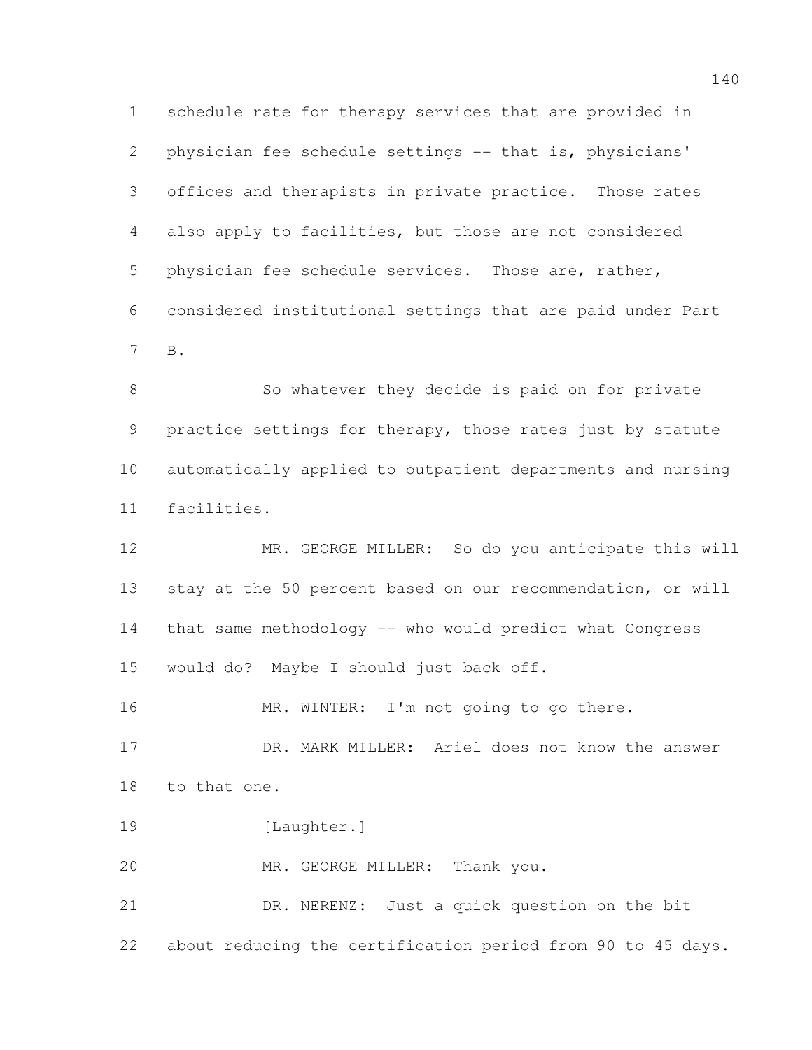schedule rate for therapy services that are provided in physician fee schedule settings -- that is, physicians' offices and therapists in private practice. Those rates also apply to facilities, but those are not considered physician fee schedule services. Those are, rather, considered institutional settings that are paid under Part B.

So whatever they decide is paid on for private practice settings for therapy, those rates just by statute automatically applied to outpatient departments and nursing facilities.

MR. GEORGE MILLER: So do you anticipate this will stay at the 50 percent based on our recommendation, or will that same methodology -- who would predict what Congress would do? Maybe I should just back off.

MR. WINTER: I'm not going to go there.

DR. MARK MILLER: Ariel does not know the answer to that one.

[Laughter.]

MR. GEORGE MILLER: Thank you.

DR. NERENZ: Just a quick question on the bit about reducing the certification period from 90 to 45 days.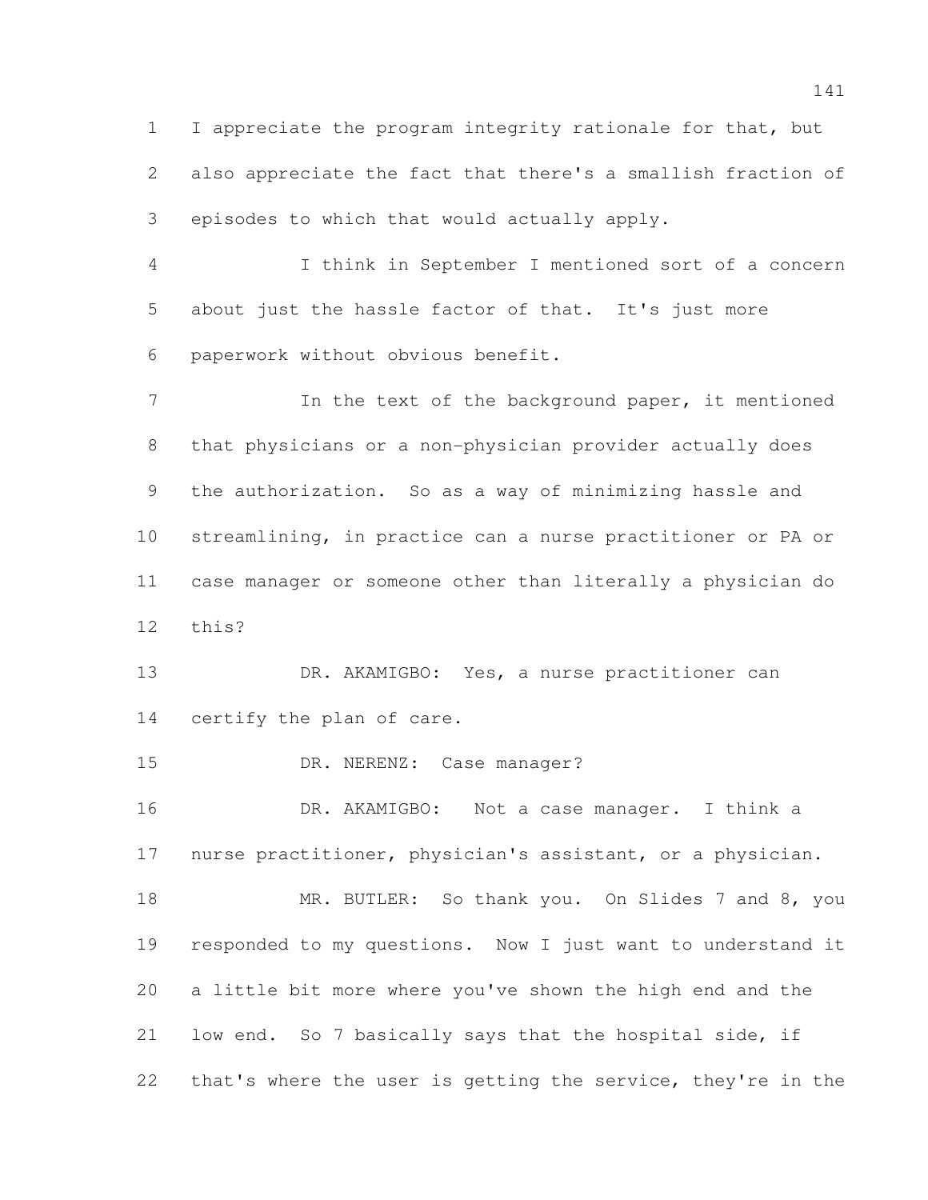I appreciate the program integrity rationale for that, but also appreciate the fact that there's a smallish fraction of episodes to which that would actually apply.

I think in September I mentioned sort of a concern about just the hassle factor of that. It's just more paperwork without obvious benefit.

In the text of the background paper, it mentioned that physicians or a non-physician provider actually does the authorization. So as a way of minimizing hassle and streamlining, in practice can a nurse practitioner or PA or case manager or someone other than literally a physician do this?

DR. AKAMIGBO: Yes, a nurse practitioner can certify the plan of care.

DR. NERENZ: Case manager?

DR. AKAMIGBO: Not a case manager. I think a nurse practitioner, physician's assistant, or a physician.

MR. BUTLER: So thank you. On Slides 7 and 8, you responded to my questions. Now I just want to understand it a little bit more where you've shown the high end and the low end. So 7 basically says that the hospital side, if that's where the user is getting the service, they're in the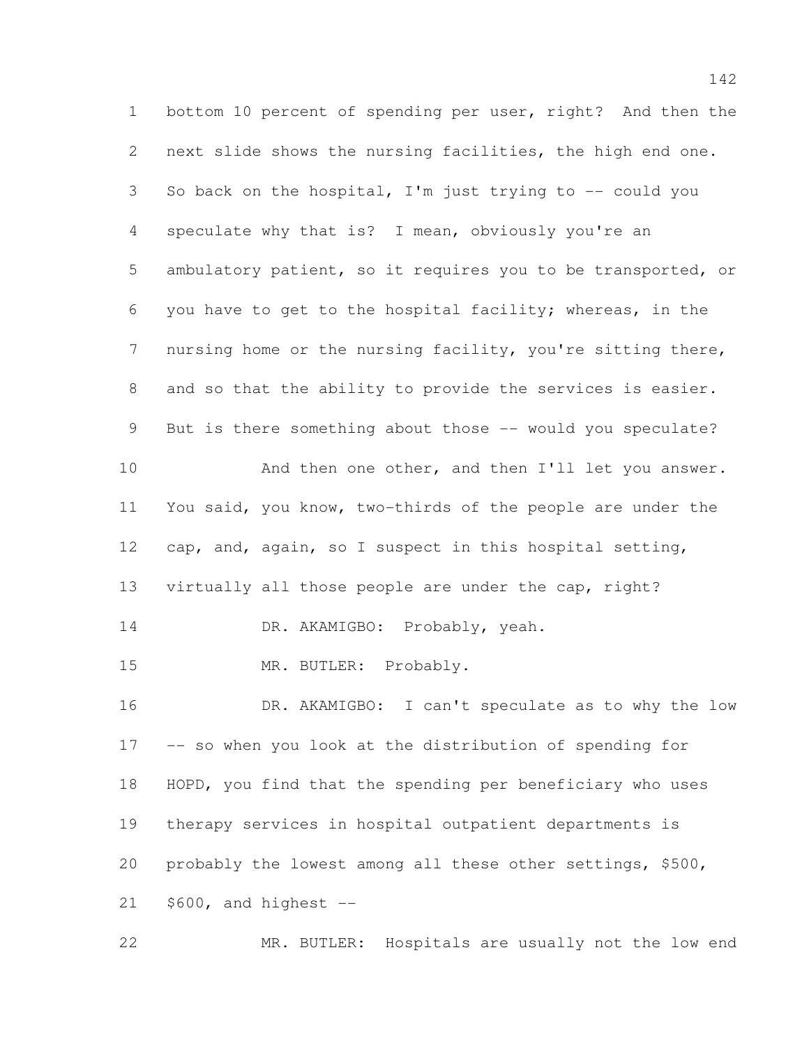bottom 10 percent of spending per user, right? And then the next slide shows the nursing facilities, the high end one. So back on the hospital, I'm just trying to -- could you speculate why that is? I mean, obviously you're an ambulatory patient, so it requires you to be transported, or you have to get to the hospital facility; whereas, in the nursing home or the nursing facility, you're sitting there, and so that the ability to provide the services is easier. But is there something about those -- would you speculate?

And then one other, and then I'll let you answer. You said, you know, two-thirds of the people are under the cap, and, again, so I suspect in this hospital setting, virtually all those people are under the cap, right?

DR. AKAMIGBO: Probably, yeah.

MR. BUTLER: Probably.

DR. AKAMIGBO: I can't speculate as to why the low -- so when you look at the distribution of spending for HOPD, you find that the spending per beneficiary who uses therapy services in hospital outpatient departments is probably the lowest among all these other settings, $500, $600, and highest --

MR. BUTLER: Hospitals are usually not the low end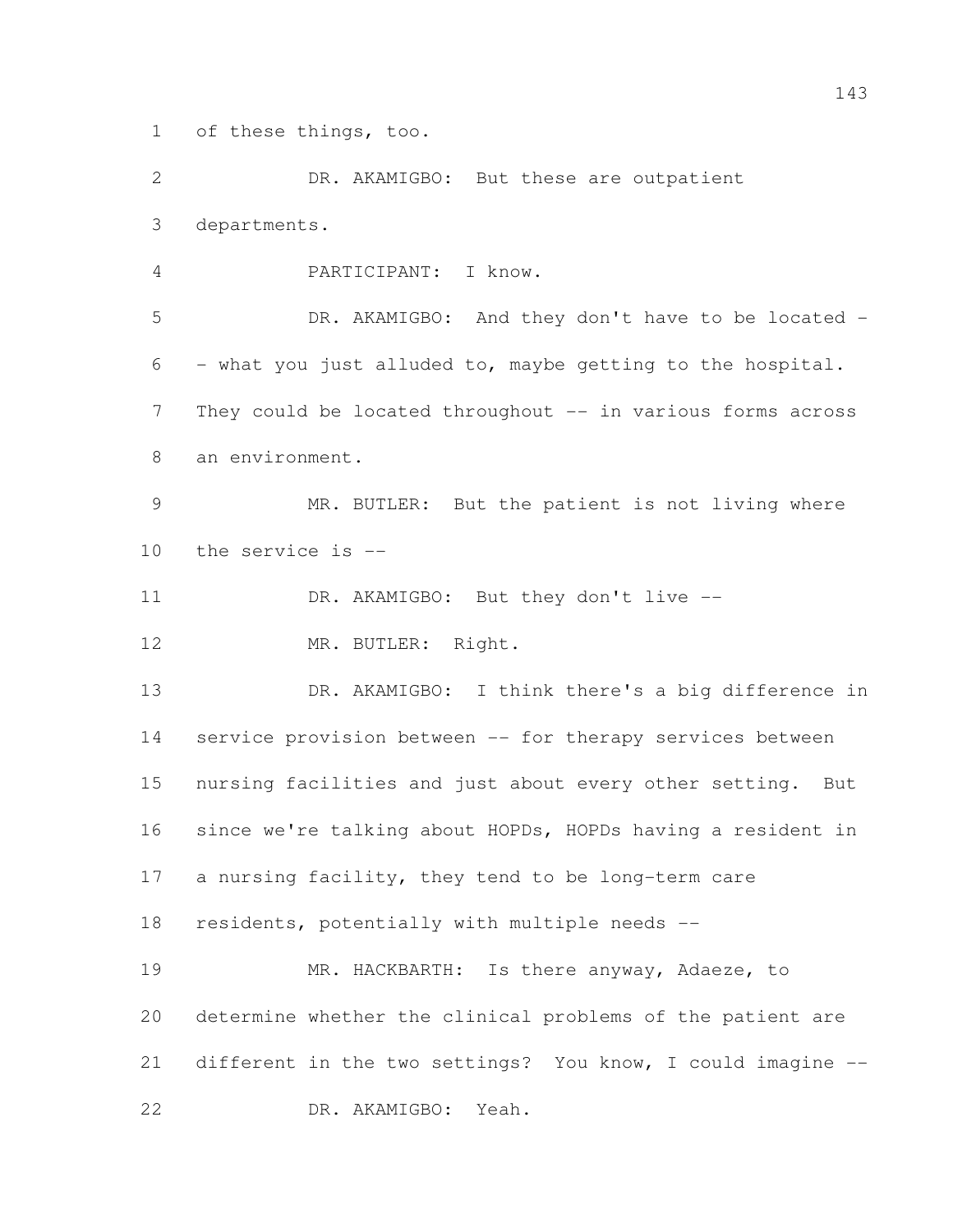of these things, too.

DR. AKAMIGBO: But these are outpatient departments.

PARTICIPANT: I know.

DR. AKAMIGBO: And they don't have to be located -- what you just alluded to, maybe getting to the hospital. They could be located throughout -- in various forms across an environment.

MR. BUTLER: But the patient is not living where the service is --

DR. AKAMIGBO: But they don't live --

MR. BUTLER: Right.

DR. AKAMIGBO: I think there's a big difference in service provision between -- for therapy services between nursing facilities and just about every other setting. But since we're talking about HOPDs, HOPDs having a resident in a nursing facility, they tend to be long-term care residents, potentially with multiple needs --

MR. HACKBARTH: Is there anyway, Adaeze, to determine whether the clinical problems of the patient are different in the two settings? You know, I could imagine --

DR. AKAMIGBO: Yeah.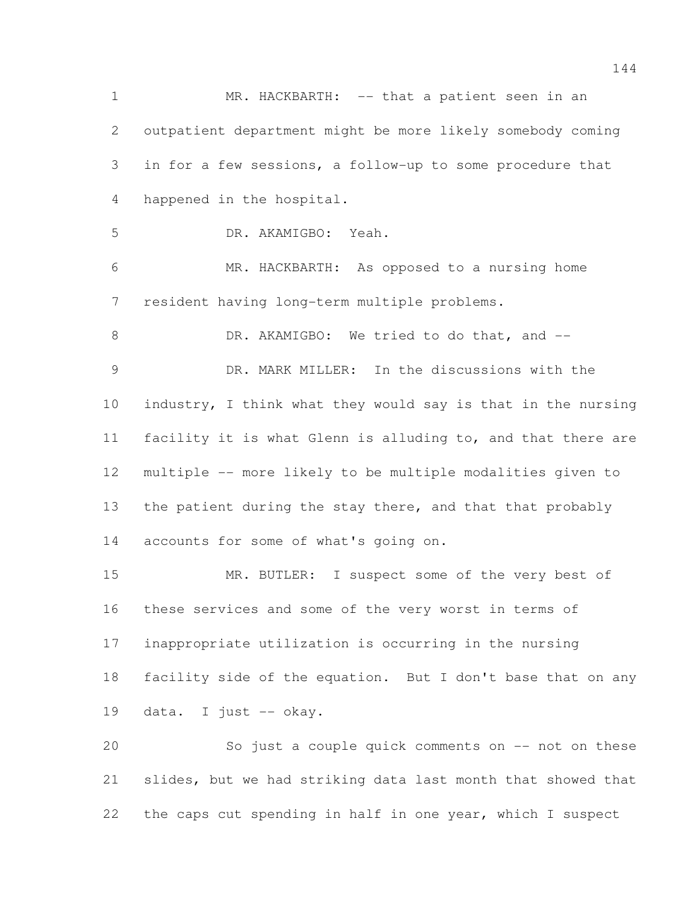MR. HACKBARTH: -- that a patient seen in an outpatient department might be more likely somebody coming in for a few sessions, a follow-up to some procedure that happened in the hospital.

DR. AKAMIGBO: Yeah.

MR. HACKBARTH: As opposed to a nursing home resident having long-term multiple problems.

DR. AKAMIGBO: We tried to do that, and --

DR. MARK MILLER: In the discussions with the industry, I think what they would say is that in the nursing facility it is what Glenn is alluding to, and that there are multiple -- more likely to be multiple modalities given to the patient during the stay there, and that that probably accounts for some of what's going on.

MR. BUTLER: I suspect some of the very best of these services and some of the very worst in terms of inappropriate utilization is occurring in the nursing facility side of the equation. But I don't base that on any data. I just -- okay.

So just a couple quick comments on -- not on these slides, but we had striking data last month that showed that the caps cut spending in half in one year, which I suspect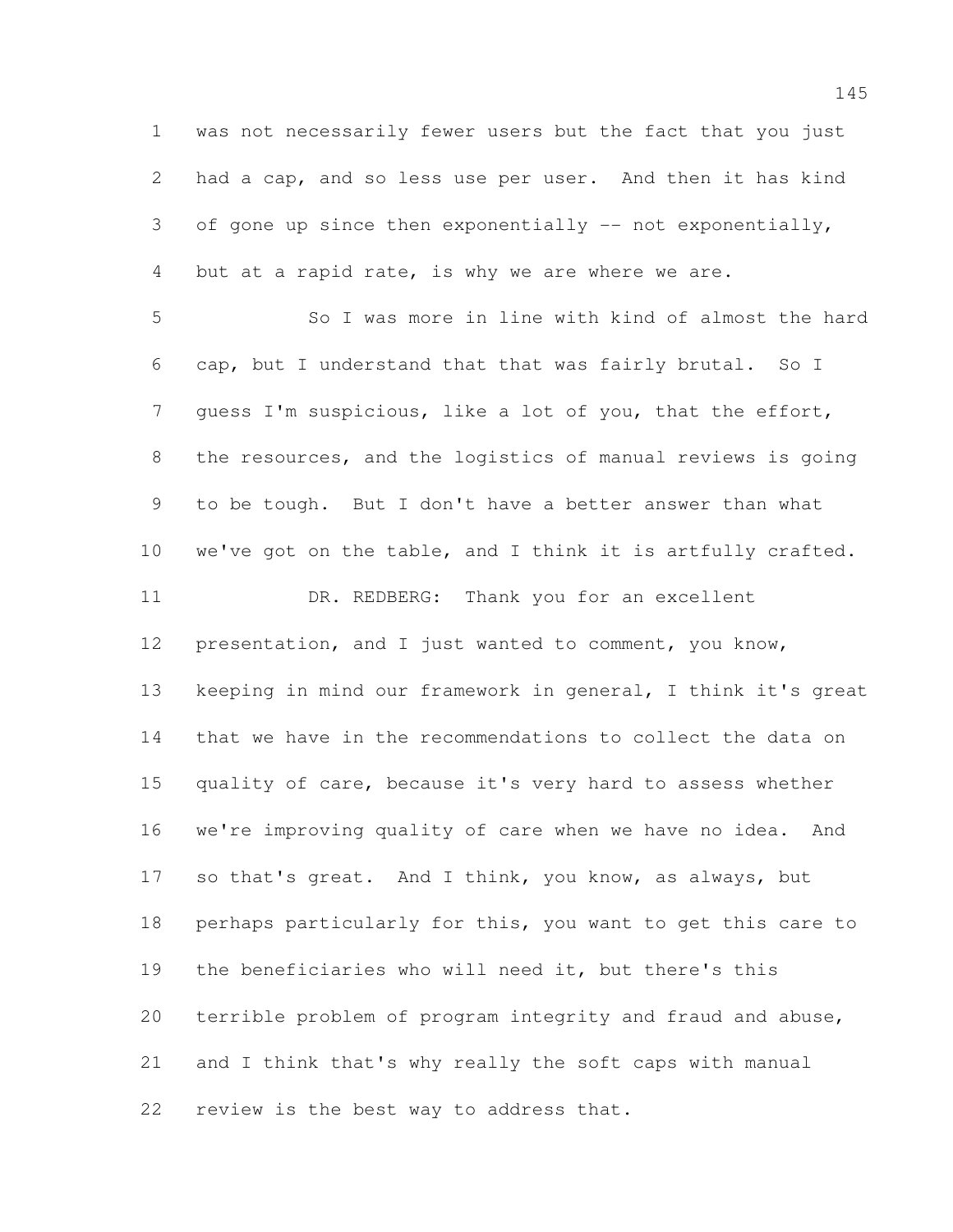was not necessarily fewer users but the fact that you just had a cap, and so less use per user. And then it has kind of gone up since then exponentially -- not exponentially, but at a rapid rate, is why we are where we are.

So I was more in line with kind of almost the hard cap, but I understand that that was fairly brutal. So I guess I'm suspicious, like a lot of you, that the effort, the resources, and the logistics of manual reviews is going to be tough. But I don't have a better answer than what we've got on the table, and I think it is artfully crafted.

DR. REDBERG: Thank you for an excellent presentation, and I just wanted to comment, you know, keeping in mind our framework in general, I think it's great that we have in the recommendations to collect the data on quality of care, because it's very hard to assess whether we're improving quality of care when we have no idea. And so that's great. And I think, you know, as always, but perhaps particularly for this, you want to get this care to the beneficiaries who will need it, but there's this terrible problem of program integrity and fraud and abuse, and I think that's why really the soft caps with manual review is the best way to address that.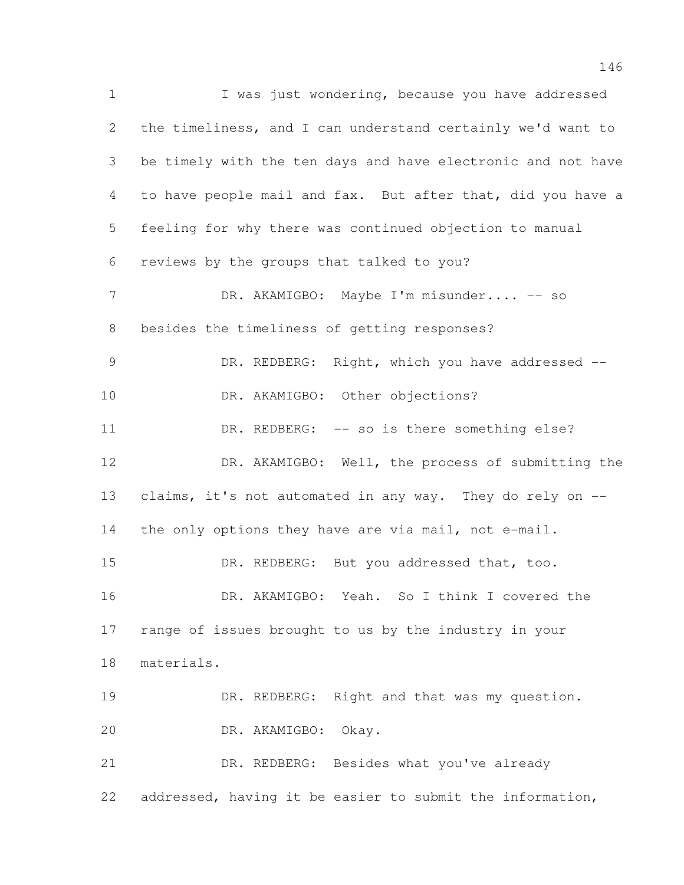I was just wondering, because you have addressed the timeliness, and I can understand certainly we'd want to be timely with the ten days and have electronic and not have to have people mail and fax. But after that, did you have a feeling for why there was continued objection to manual reviews by the groups that talked to you?

DR. AKAMIGBO: Maybe I'm misunder.... -- so besides the timeliness of getting responses?

DR. REDBERG: Right, which you have addressed --

DR. AKAMIGBO: Other objections?

DR. REDBERG: -- so is there something else?

DR. AKAMIGBO: Well, the process of submitting the claims, it's not automated in any way. They do rely on -- the only options they have are via mail, not e-mail.

DR. REDBERG: But you addressed that, too.

DR. AKAMIGBO: Yeah. So I think I covered the range of issues brought to us by the industry in your materials.

DR. REDBERG: Right and that was my question.

DR. AKAMIGBO: Okay.

DR. REDBERG: Besides what you've already addressed, having it be easier to submit the information,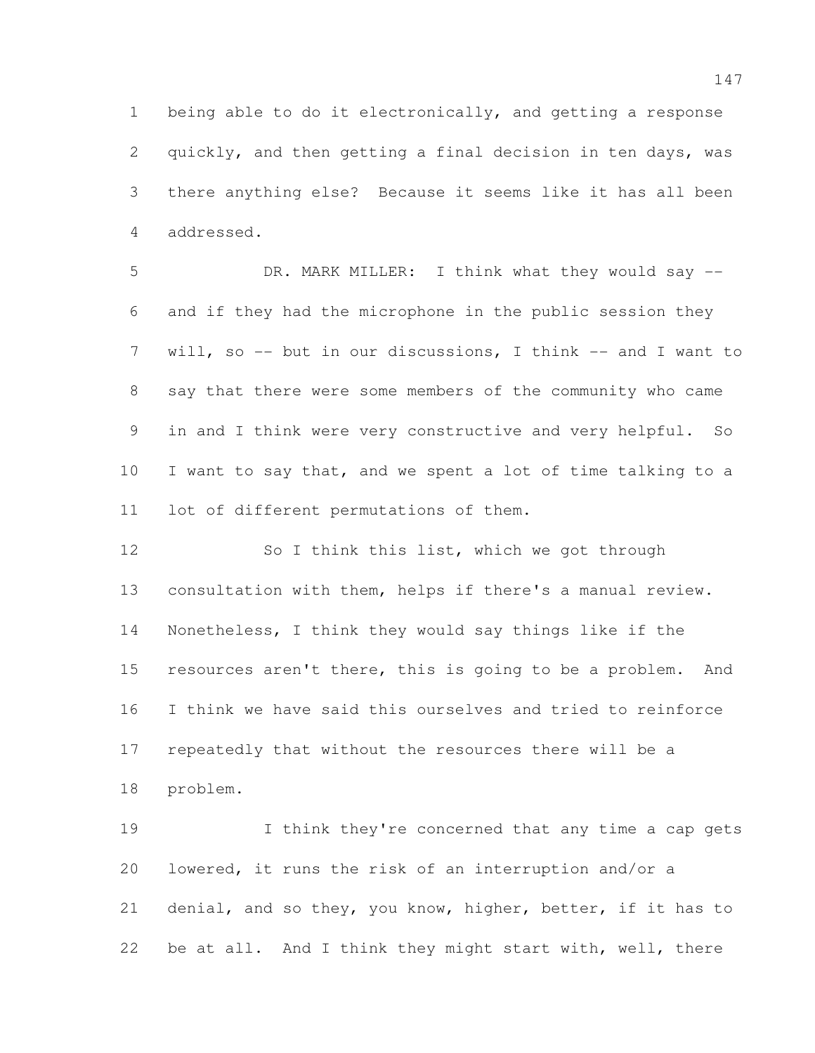being able to do it electronically, and getting a response quickly, and then getting a final decision in ten days, was there anything else? Because it seems like it has all been addressed.

DR. MARK MILLER: I think what they would say -- and if they had the microphone in the public session they will, so -- but in our discussions, I think -- and I want to say that there were some members of the community who came in and I think were very constructive and very helpful. So I want to say that, and we spent a lot of time talking to a lot of different permutations of them.

So I think this list, which we got through consultation with them, helps if there's a manual review. Nonetheless, I think they would say things like if the resources aren't there, this is going to be a problem. And I think we have said this ourselves and tried to reinforce repeatedly that without the resources there will be a problem.

I think they're concerned that any time a cap gets lowered, it runs the risk of an interruption and/or a denial, and so they, you know, higher, better, if it has to be at all. And I think they might start with, well, there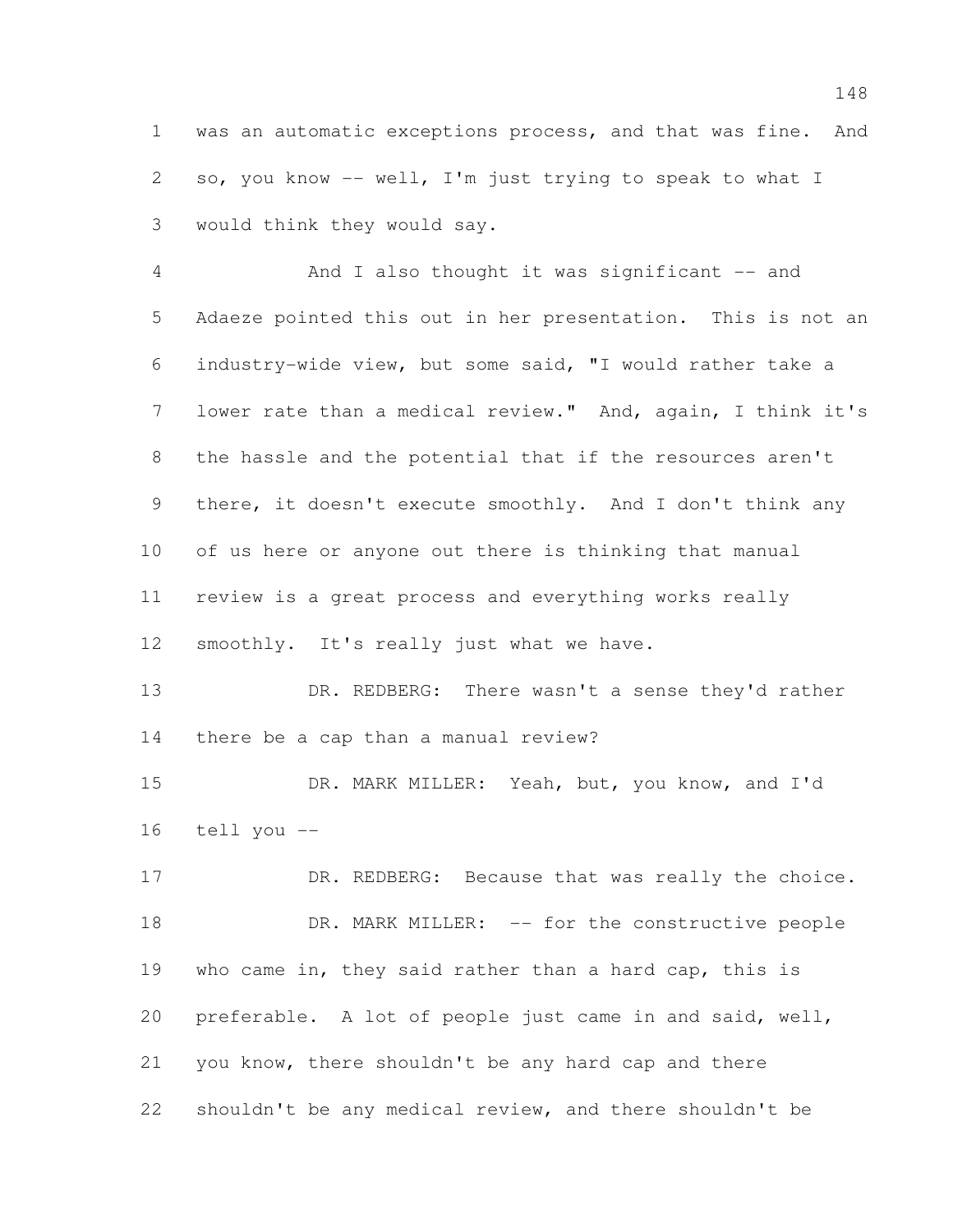was an automatic exceptions process, and that was fine. And so, you know -- well, I'm just trying to speak to what I would think they would say.

And I also thought it was significant -- and Adaeze pointed this out in her presentation. This is not an industry-wide view, but some said, "I would rather take a lower rate than a medical review." And, again, I think it's the hassle and the potential that if the resources aren't there, it doesn't execute smoothly. And I don't think any of us here or anyone out there is thinking that manual review is a great process and everything works really smoothly. It's really just what we have.

DR. REDBERG: There wasn't a sense they'd rather there be a cap than a manual review?

DR. MARK MILLER: Yeah, but, you know, and I'd tell you --

DR. REDBERG: Because that was really the choice.

DR. MARK MILLER: -- for the constructive people who came in, they said rather than a hard cap, this is preferable. A lot of people just came in and said, well, you know, there shouldn't be any hard cap and there shouldn't be any medical review, and there shouldn't be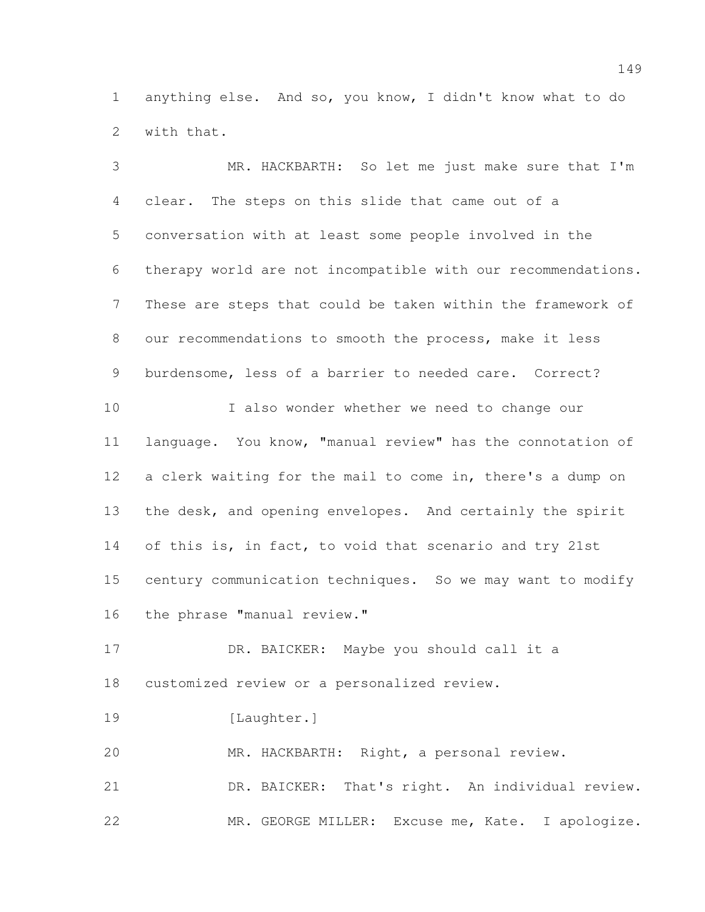anything else. And so, you know, I didn't know what to do with that.

MR. HACKBARTH: So let me just make sure that I'm clear. The steps on this slide that came out of a conversation with at least some people involved in the therapy world are not incompatible with our recommendations. These are steps that could be taken within the framework of our recommendations to smooth the process, make it less burdensome, less of a barrier to needed care. Correct?

I also wonder whether we need to change our language. You know, "manual review" has the connotation of a clerk waiting for the mail to come in, there's a dump on the desk, and opening envelopes. And certainly the spirit of this is, in fact, to void that scenario and try 21st century communication techniques. So we may want to modify the phrase "manual review."

DR. BAICKER: Maybe you should call it a customized review or a personalized review.

[Laughter.]

MR. HACKBARTH: Right, a personal review.

DR. BAICKER: That's right. An individual review.

MR. GEORGE MILLER: Excuse me, Kate. I apologize.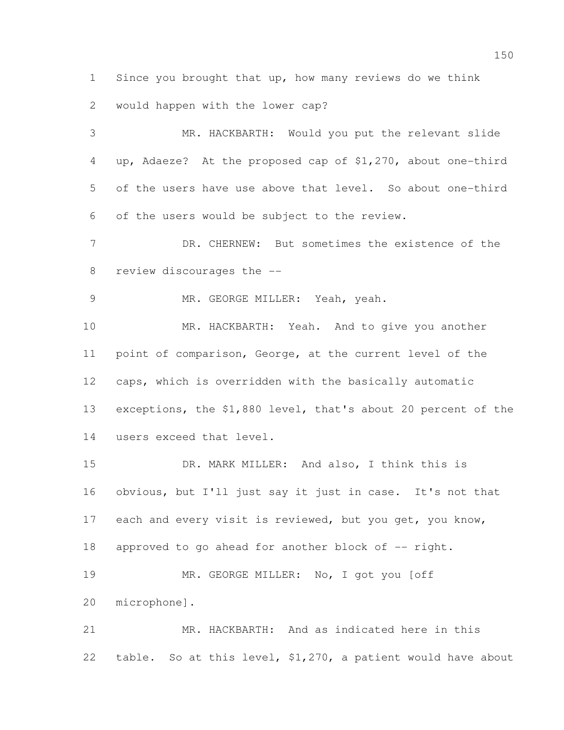Since you brought that up, how many reviews do we think would happen with the lower cap?

MR. HACKBARTH: Would you put the relevant slide up, Adaeze? At the proposed cap of $1,270, about one-third of the users have use above that level. So about one-third of the users would be subject to the review.

DR. CHERNEW: But sometimes the existence of the review discourages the --

MR. GEORGE MILLER: Yeah, yeah.

MR. HACKBARTH: Yeah. And to give you another point of comparison, George, at the current level of the caps, which is overridden with the basically automatic exceptions, the $1,880 level, that's about 20 percent of the users exceed that level.

DR. MARK MILLER: And also, I think this is obvious, but I'll just say it just in case. It's not that each and every visit is reviewed, but you get, you know, approved to go ahead for another block of -- right.

MR. GEORGE MILLER: No, I got you [off microphone].

MR. HACKBARTH: And as indicated here in this table. So at this level, $1,270, a patient would have about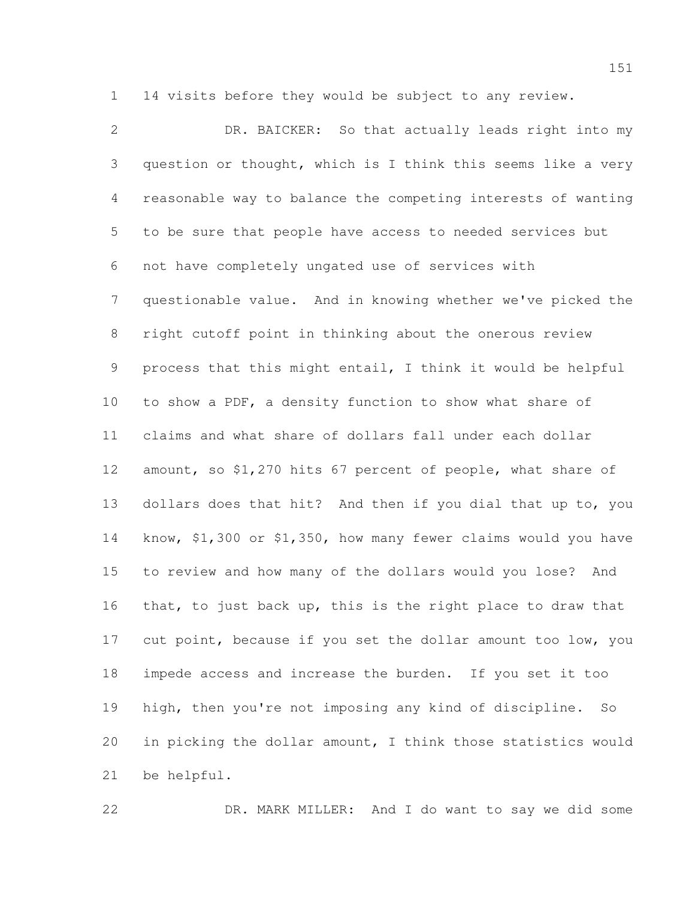14 visits before they would be subject to any review.

DR. BAICKER: So that actually leads right into my question or thought, which is I think this seems like a very reasonable way to balance the competing interests of wanting to be sure that people have access to needed services but not have completely ungated use of services with questionable value. And in knowing whether we've picked the right cutoff point in thinking about the onerous review process that this might entail, I think it would be helpful to show a PDF, a density function to show what share of claims and what share of dollars fall under each dollar amount, so $1,270 hits 67 percent of people, what share of dollars does that hit? And then if you dial that up to, you know, $1,300 or $1,350, how many fewer claims would you have to review and how many of the dollars would you lose? And that, to just back up, this is the right place to draw that cut point, because if you set the dollar amount too low, you impede access and increase the burden. If you set it too high, then you're not imposing any kind of discipline. So in picking the dollar amount, I think those statistics would be helpful.

DR. MARK MILLER: And I do want to say we did some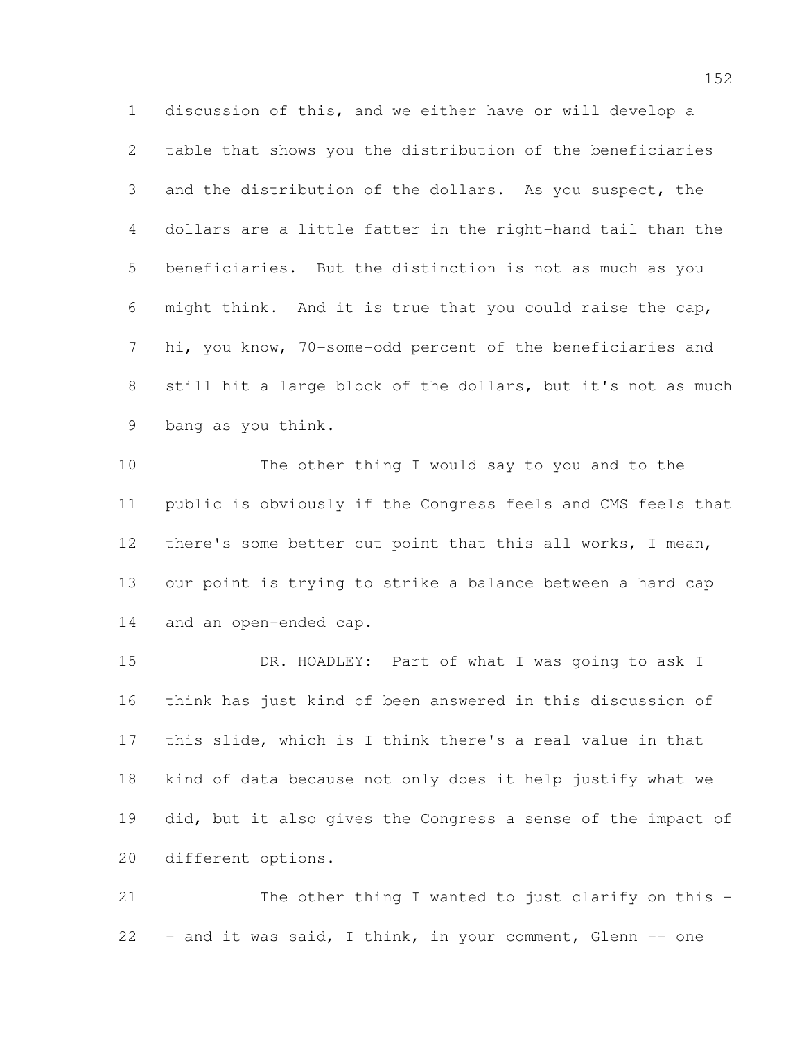discussion of this, and we either have or will develop a table that shows you the distribution of the beneficiaries and the distribution of the dollars. As you suspect, the dollars are a little fatter in the right-hand tail than the beneficiaries. But the distinction is not as much as you might think. And it is true that you could raise the cap, hi, you know, 70-some-odd percent of the beneficiaries and still hit a large block of the dollars, but it's not as much bang as you think.

The other thing I would say to you and to the public is obviously if the Congress feels and CMS feels that there's some better cut point that this all works, I mean, our point is trying to strike a balance between a hard cap and an open-ended cap.

DR. HOADLEY: Part of what I was going to ask I think has just kind of been answered in this discussion of this slide, which is I think there's a real value in that kind of data because not only does it help justify what we did, but it also gives the Congress a sense of the impact of different options.

The other thing I wanted to just clarify on this -- and it was said, I think, in your comment, Glenn -- one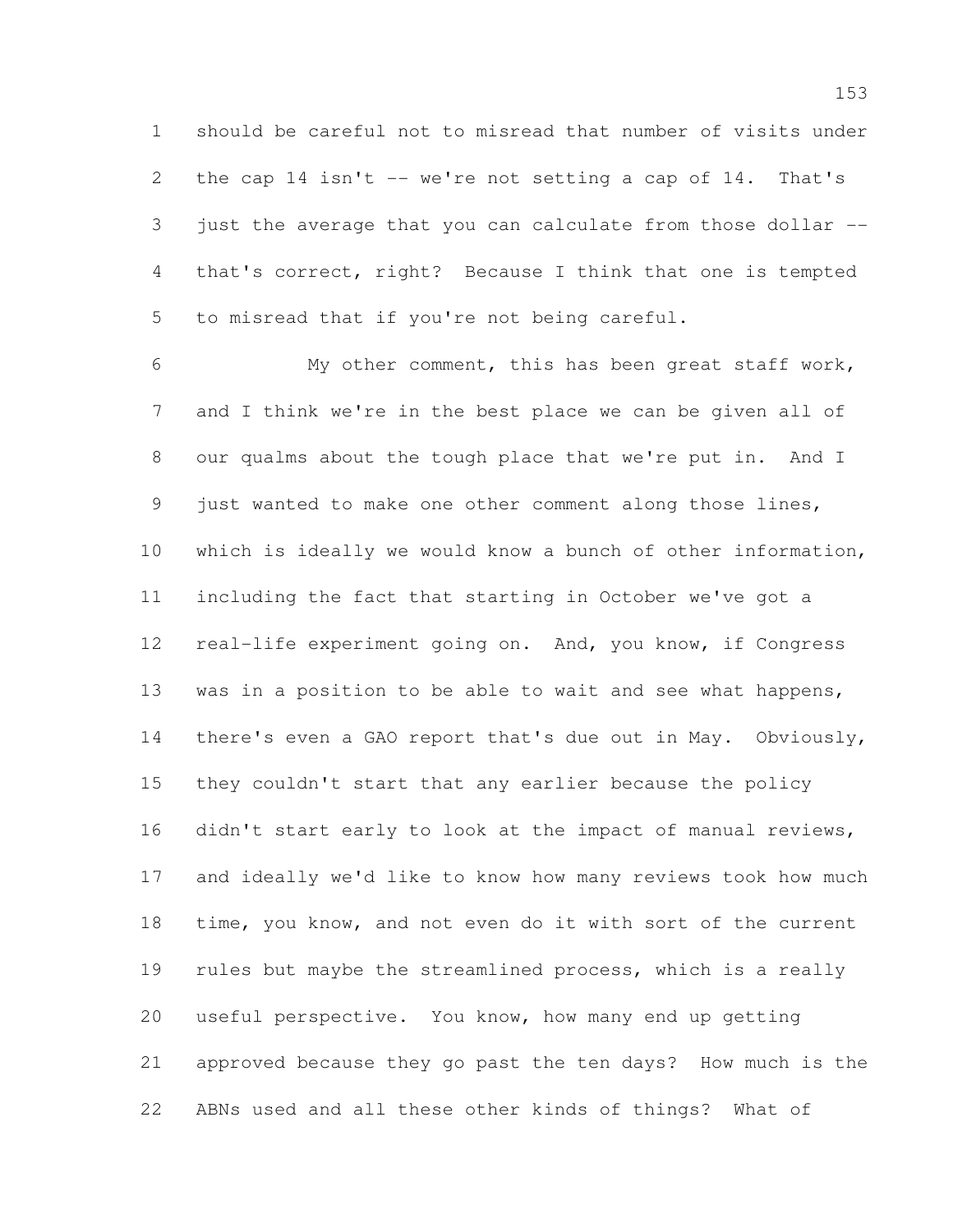should be careful not to misread that number of visits under the cap 14 isn't -- we're not setting a cap of 14. That's just the average that you can calculate from those dollar -- that's correct, right? Because I think that one is tempted to misread that if you're not being careful.

My other comment, this has been great staff work, and I think we're in the best place we can be given all of our qualms about the tough place that we're put in. And I just wanted to make one other comment along those lines, which is ideally we would know a bunch of other information, including the fact that starting in October we've got a real-life experiment going on. And, you know, if Congress was in a position to be able to wait and see what happens, there's even a GAO report that's due out in May. Obviously, they couldn't start that any earlier because the policy didn't start early to look at the impact of manual reviews, and ideally we'd like to know how many reviews took how much time, you know, and not even do it with sort of the current rules but maybe the streamlined process, which is a really useful perspective. You know, how many end up getting approved because they go past the ten days? How much is the ABNs used and all these other kinds of things? What of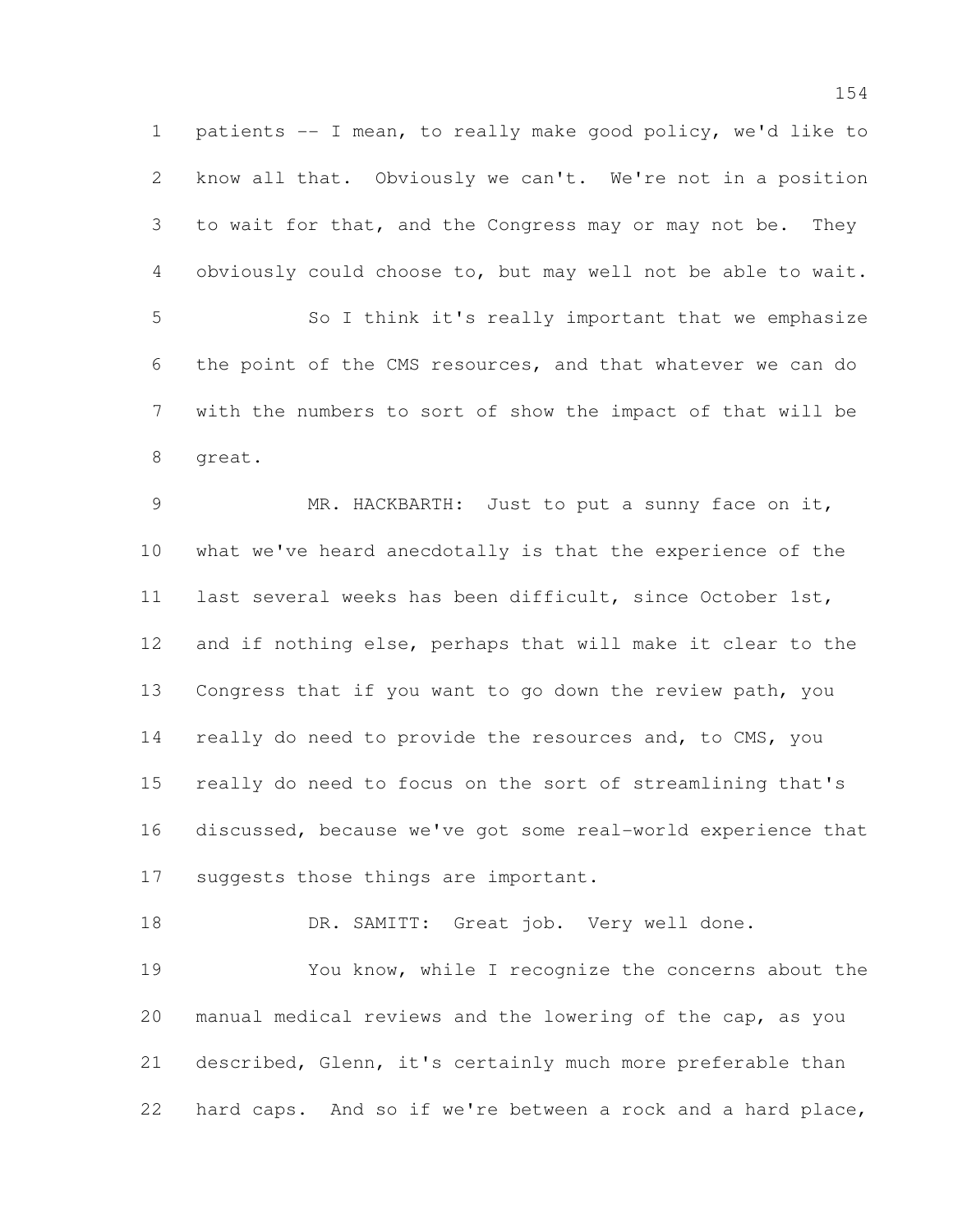patients -- I mean, to really make good policy, we'd like to know all that. Obviously we can't. We're not in a position to wait for that, and the Congress may or may not be. They obviously could choose to, but may well not be able to wait.

So I think it's really important that we emphasize the point of the CMS resources, and that whatever we can do with the numbers to sort of show the impact of that will be great.

MR. HACKBARTH: Just to put a sunny face on it, what we've heard anecdotally is that the experience of the last several weeks has been difficult, since October 1st, and if nothing else, perhaps that will make it clear to the Congress that if you want to go down the review path, you really do need to provide the resources and, to CMS, you really do need to focus on the sort of streamlining that's discussed, because we've got some real-world experience that suggests those things are important.

DR. SAMITT: Great job. Very well done.

You know, while I recognize the concerns about the manual medical reviews and the lowering of the cap, as you described, Glenn, it's certainly much more preferable than hard caps. And so if we're between a rock and a hard place,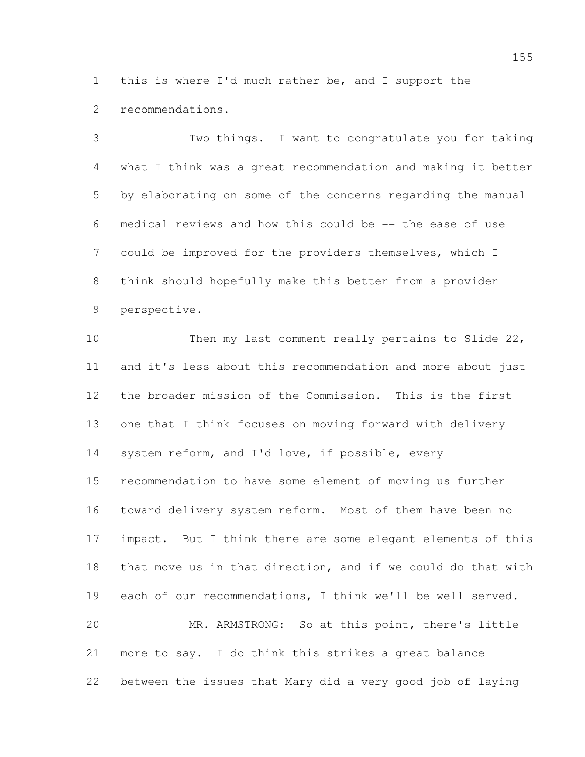this is where I'd much rather be, and I support the recommendations.

Two things. I want to congratulate you for taking what I think was a great recommendation and making it better by elaborating on some of the concerns regarding the manual medical reviews and how this could be -- the ease of use could be improved for the providers themselves, which I think should hopefully make this better from a provider perspective.

Then my last comment really pertains to Slide 22, and it's less about this recommendation and more about just the broader mission of the Commission. This is the first one that I think focuses on moving forward with delivery system reform, and I'd love, if possible, every recommendation to have some element of moving us further toward delivery system reform. Most of them have been no impact. But I think there are some elegant elements of this that move us in that direction, and if we could do that with each of our recommendations, I think we'll be well served.

MR. ARMSTRONG: So at this point, there's little more to say. I do think this strikes a great balance between the issues that Mary did a very good job of laying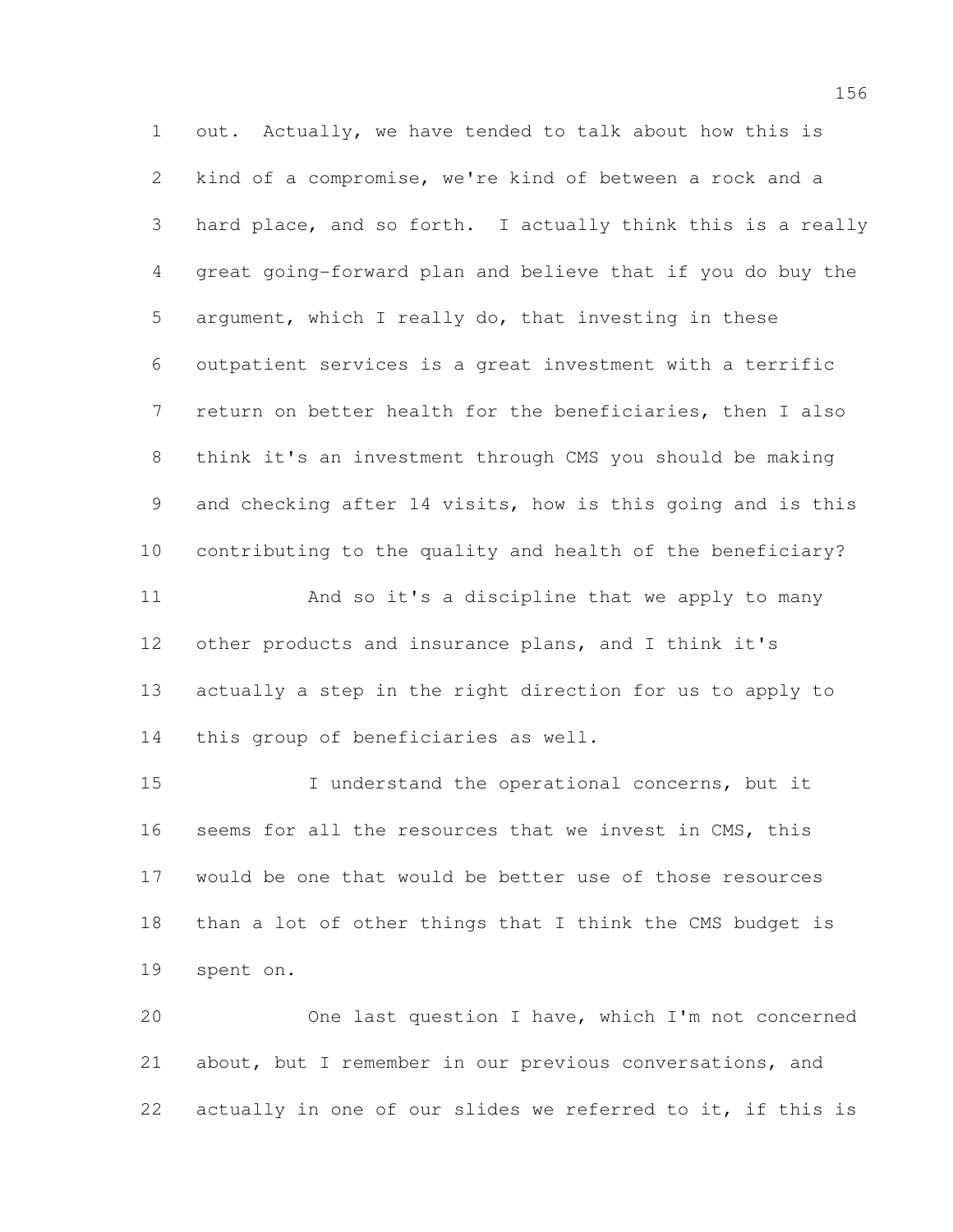out. Actually, we have tended to talk about how this is kind of a compromise, we're kind of between a rock and a hard place, and so forth. I actually think this is a really great going-forward plan and believe that if you do buy the argument, which I really do, that investing in these outpatient services is a great investment with a terrific return on better health for the beneficiaries, then I also think it's an investment through CMS you should be making and checking after 14 visits, how is this going and is this contributing to the quality and health of the beneficiary?

And so it's a discipline that we apply to many other products and insurance plans, and I think it's actually a step in the right direction for us to apply to this group of beneficiaries as well.

I understand the operational concerns, but it seems for all the resources that we invest in CMS, this would be one that would be better use of those resources than a lot of other things that I think the CMS budget is spent on.

One last question I have, which I'm not concerned about, but I remember in our previous conversations, and actually in one of our slides we referred to it, if this is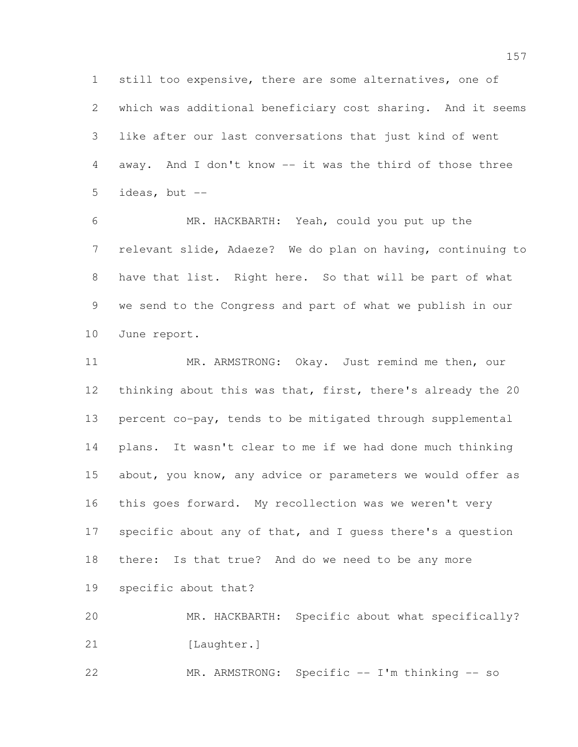still too expensive, there are some alternatives, one of which was additional beneficiary cost sharing. And it seems like after our last conversations that just kind of went away. And I don't know -- it was the third of those three ideas, but --

MR. HACKBARTH: Yeah, could you put up the relevant slide, Adaeze? We do plan on having, continuing to have that list. Right here. So that will be part of what we send to the Congress and part of what we publish in our June report.

MR. ARMSTRONG: Okay. Just remind me then, our thinking about this was that, first, there's already the 20 percent co-pay, tends to be mitigated through supplemental plans. It wasn't clear to me if we had done much thinking about, you know, any advice or parameters we would offer as this goes forward. My recollection was we weren't very specific about any of that, and I guess there's a question there: Is that true? And do we need to be any more specific about that?

MR. HACKBARTH: Specific about what specifically?

[Laughter.]

MR. ARMSTRONG: Specific -- I'm thinking -- so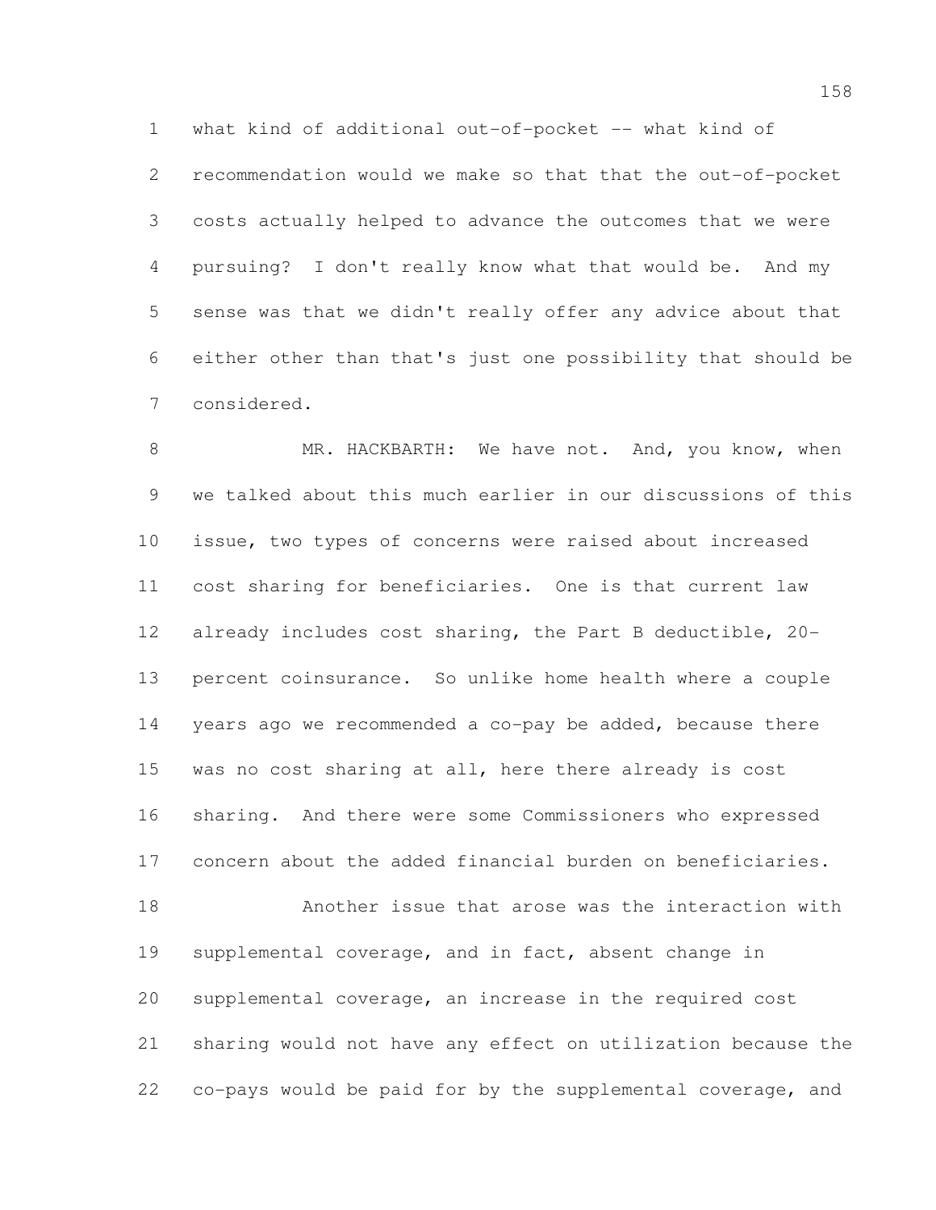what kind of additional out-of-pocket -- what kind of recommendation would we make so that that the out-of-pocket costs actually helped to advance the outcomes that we were pursuing? I don't really know what that would be. And my sense was that we didn't really offer any advice about that either other than that's just one possibility that should be considered.

MR. HACKBARTH: We have not. And, you know, when we talked about this much earlier in our discussions of this issue, two types of concerns were raised about increased cost sharing for beneficiaries. One is that current law already includes cost sharing, the Part B deductible, 20-percent coinsurance. So unlike home health where a couple years ago we recommended a co-pay be added, because there was no cost sharing at all, here there already is cost sharing. And there were some Commissioners who expressed concern about the added financial burden on beneficiaries.

Another issue that arose was the interaction with supplemental coverage, and in fact, absent change in supplemental coverage, an increase in the required cost sharing would not have any effect on utilization because the co-pays would be paid for by the supplemental coverage, and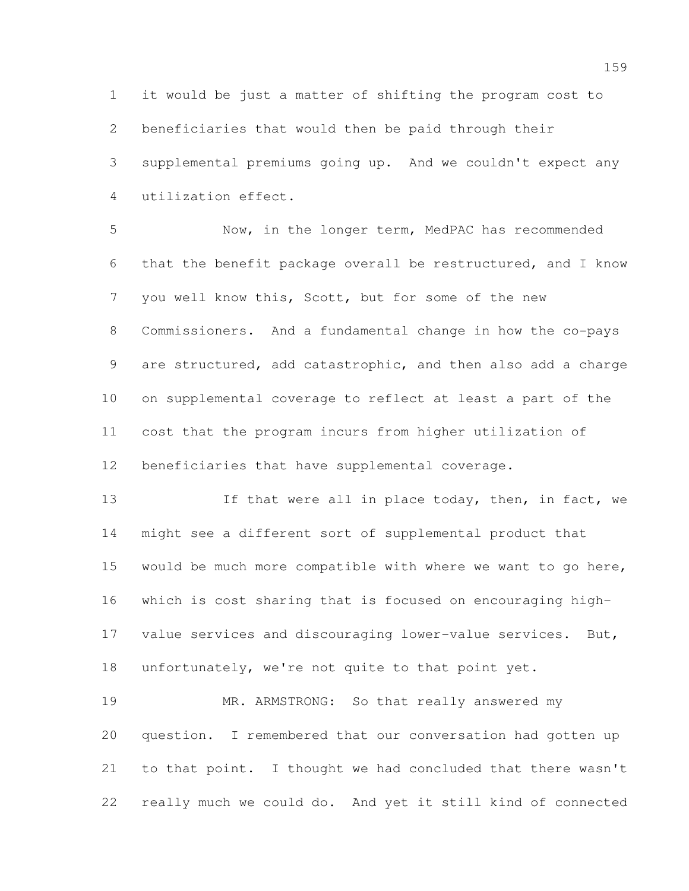it would be just a matter of shifting the program cost to beneficiaries that would then be paid through their supplemental premiums going up. And we couldn't expect any utilization effect.

Now, in the longer term, MedPAC has recommended that the benefit package overall be restructured, and I know you well know this, Scott, but for some of the new Commissioners. And a fundamental change in how the co-pays are structured, add catastrophic, and then also add a charge on supplemental coverage to reflect at least a part of the cost that the program incurs from higher utilization of beneficiaries that have supplemental coverage.

If that were all in place today, then, in fact, we might see a different sort of supplemental product that would be much more compatible with where we want to go here, which is cost sharing that is focused on encouraging high-value services and discouraging lower-value services. But, unfortunately, we're not quite to that point yet.

MR. ARMSTRONG: So that really answered my question. I remembered that our conversation had gotten up to that point. I thought we had concluded that there wasn't really much we could do. And yet it still kind of connected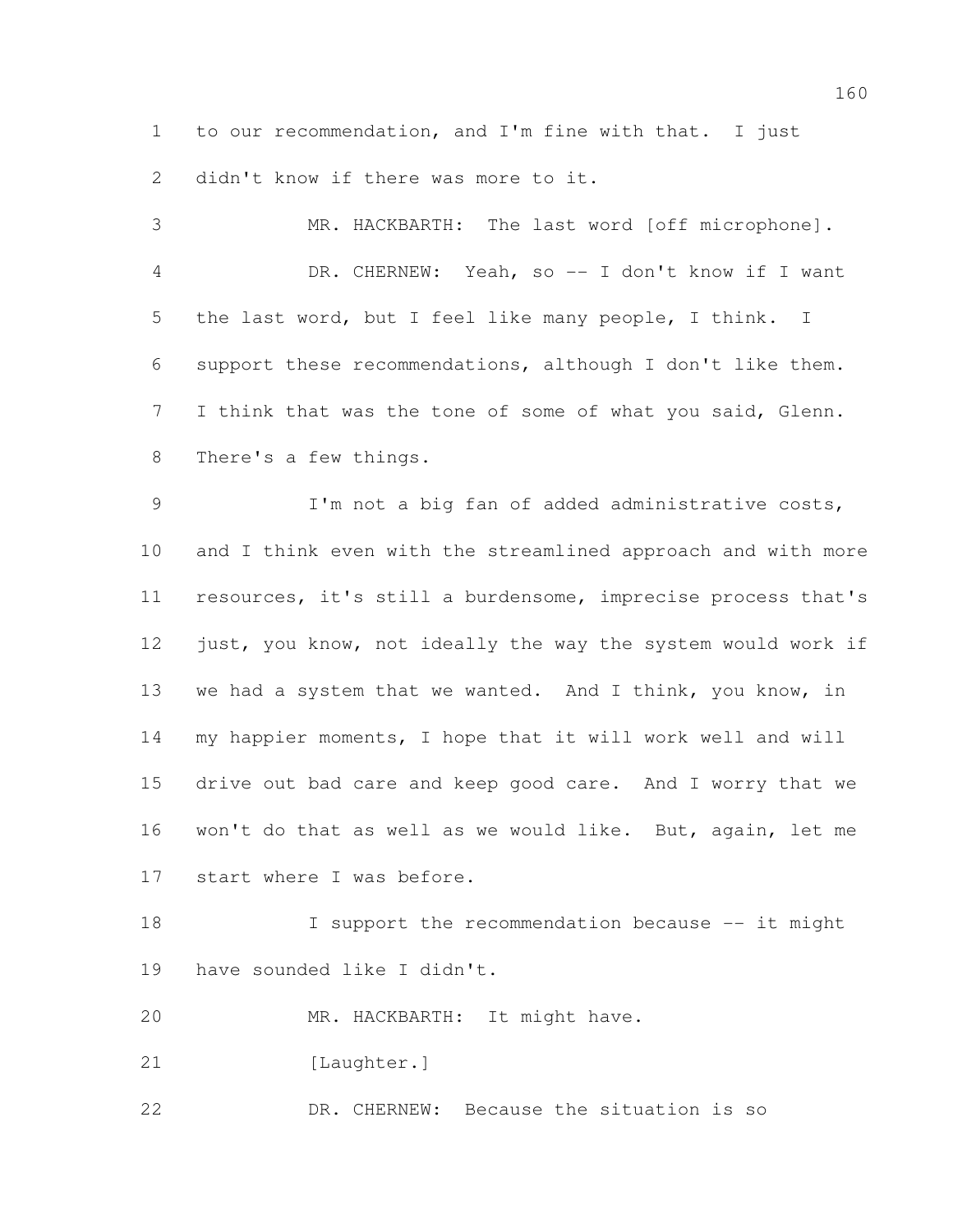to our recommendation, and I'm fine with that. I just didn't know if there was more to it.

MR. HACKBARTH: The last word [off microphone].

DR. CHERNEW: Yeah, so -- I don't know if I want the last word, but I feel like many people, I think. I support these recommendations, although I don't like them. I think that was the tone of some of what you said, Glenn. There's a few things.

I'm not a big fan of added administrative costs, and I think even with the streamlined approach and with more resources, it's still a burdensome, imprecise process that's just, you know, not ideally the way the system would work if we had a system that we wanted. And I think, you know, in my happier moments, I hope that it will work well and will drive out bad care and keep good care. And I worry that we won't do that as well as we would like. But, again, let me start where I was before.

I support the recommendation because -- it might have sounded like I didn't.

MR. HACKBARTH: It might have.

[Laughter.]

DR. CHERNEW: Because the situation is so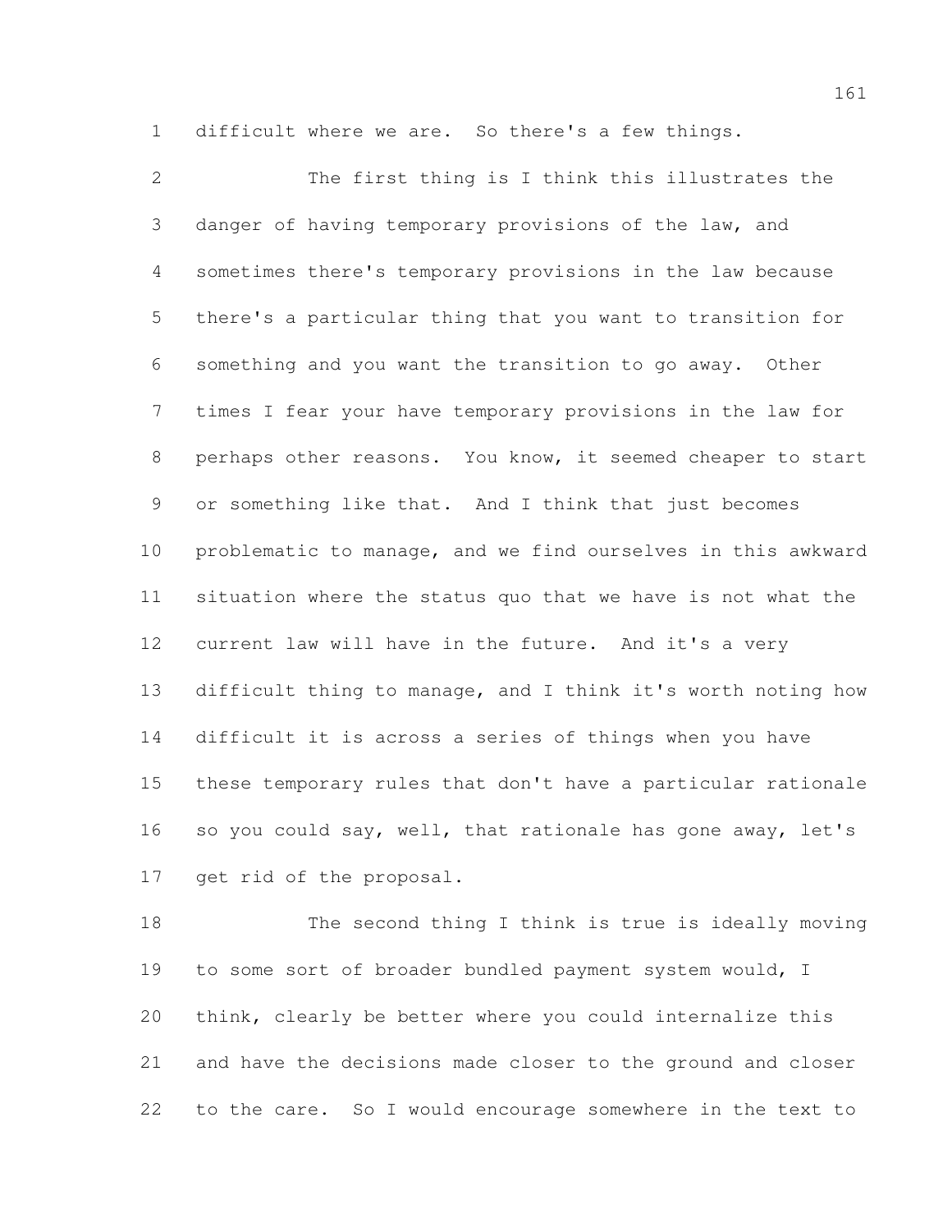difficult where we are. So there's a few things.

The first thing is I think this illustrates the danger of having temporary provisions of the law, and sometimes there's temporary provisions in the law because there's a particular thing that you want to transition for something and you want the transition to go away. Other times I fear your have temporary provisions in the law for perhaps other reasons. You know, it seemed cheaper to start or something like that. And I think that just becomes problematic to manage, and we find ourselves in this awkward situation where the status quo that we have is not what the current law will have in the future. And it's a very difficult thing to manage, and I think it's worth noting how difficult it is across a series of things when you have these temporary rules that don't have a particular rationale so you could say, well, that rationale has gone away, let's get rid of the proposal.

The second thing I think is true is ideally moving to some sort of broader bundled payment system would, I think, clearly be better where you could internalize this and have the decisions made closer to the ground and closer to the care. So I would encourage somewhere in the text to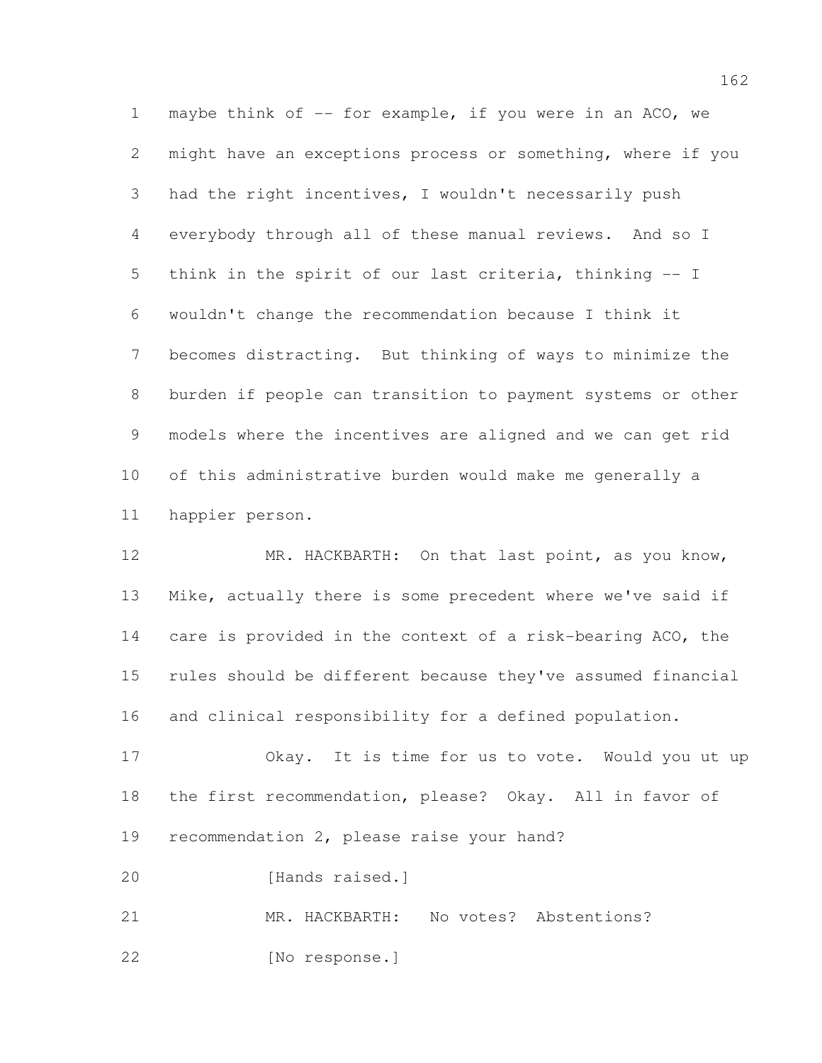maybe think of -- for example, if you were in an ACO, we might have an exceptions process or something, where if you had the right incentives, I wouldn't necessarily push everybody through all of these manual reviews. And so I think in the spirit of our last criteria, thinking -- I wouldn't change the recommendation because I think it becomes distracting. But thinking of ways to minimize the burden if people can transition to payment systems or other models where the incentives are aligned and we can get rid of this administrative burden would make me generally a happier person.

MR. HACKBARTH: On that last point, as you know, Mike, actually there is some precedent where we've said if care is provided in the context of a risk-bearing ACO, the rules should be different because they've assumed financial and clinical responsibility for a defined population.

Okay. It is time for us to vote. Would you ut up the first recommendation, please? Okay. All in favor of recommendation 2, please raise your hand?

[Hands raised.]

MR. HACKBARTH: No votes? Abstentions?

[No response.]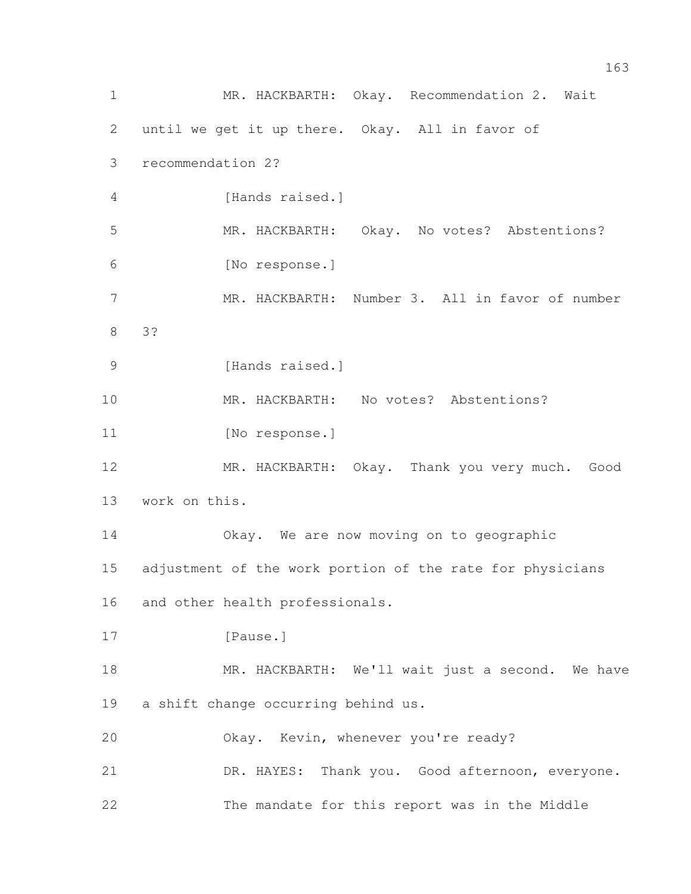MR. HACKBARTH: Okay. Recommendation 2. Wait until we get it up there. Okay. All in favor of recommendation 2?

[Hands raised.]

MR. HACKBARTH: Okay. No votes? Abstentions?

[No response.]

MR. HACKBARTH: Number 3. All in favor of number 3?

[Hands raised.]

MR. HACKBARTH: No votes? Abstentions?

[No response.]

MR. HACKBARTH: Okay. Thank you very much. Good work on this.

Okay. We are now moving on to geographic adjustment of the work portion of the rate for physicians and other health professionals.

[Pause.]

MR. HACKBARTH: We'll wait just a second. We have a shift change occurring behind us.

Okay. Kevin, whenever you're ready?

DR. HAYES: Thank you. Good afternoon, everyone.

The mandate for this report was in the Middle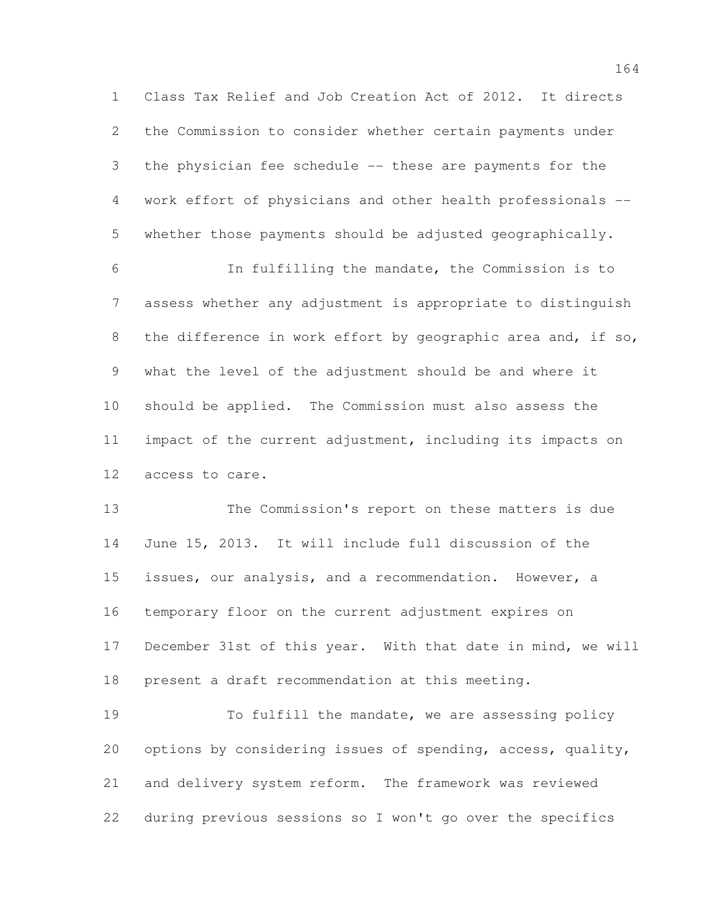Class Tax Relief and Job Creation Act of 2012. It directs the Commission to consider whether certain payments under the physician fee schedule -- these are payments for the work effort of physicians and other health professionals -- whether those payments should be adjusted geographically.

In fulfilling the mandate, the Commission is to assess whether any adjustment is appropriate to distinguish the difference in work effort by geographic area and, if so, what the level of the adjustment should be and where it should be applied. The Commission must also assess the impact of the current adjustment, including its impacts on access to care.

The Commission's report on these matters is due June 15, 2013. It will include full discussion of the issues, our analysis, and a recommendation. However, a temporary floor on the current adjustment expires on December 31st of this year. With that date in mind, we will present a draft recommendation at this meeting.

To fulfill the mandate, we are assessing policy options by considering issues of spending, access, quality, and delivery system reform. The framework was reviewed during previous sessions so I won't go over the specifics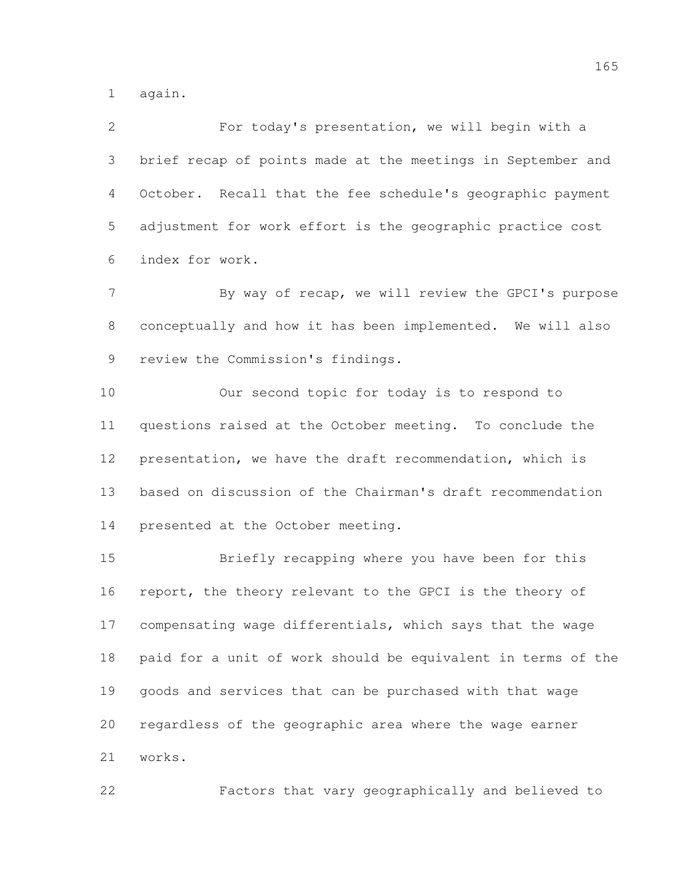again.

For today's presentation, we will begin with a brief recap of points made at the meetings in September and October. Recall that the fee schedule's geographic payment adjustment for work effort is the geographic practice cost index for work.

By way of recap, we will review the GPCI's purpose conceptually and how it has been implemented. We will also review the Commission's findings.

Our second topic for today is to respond to questions raised at the October meeting. To conclude the presentation, we have the draft recommendation, which is based on discussion of the Chairman's draft recommendation presented at the October meeting.

Briefly recapping where you have been for this report, the theory relevant to the GPCI is the theory of compensating wage differentials, which says that the wage paid for a unit of work should be equivalent in terms of the goods and services that can be purchased with that wage regardless of the geographic area where the wage earner works.

Factors that vary geographically and believed to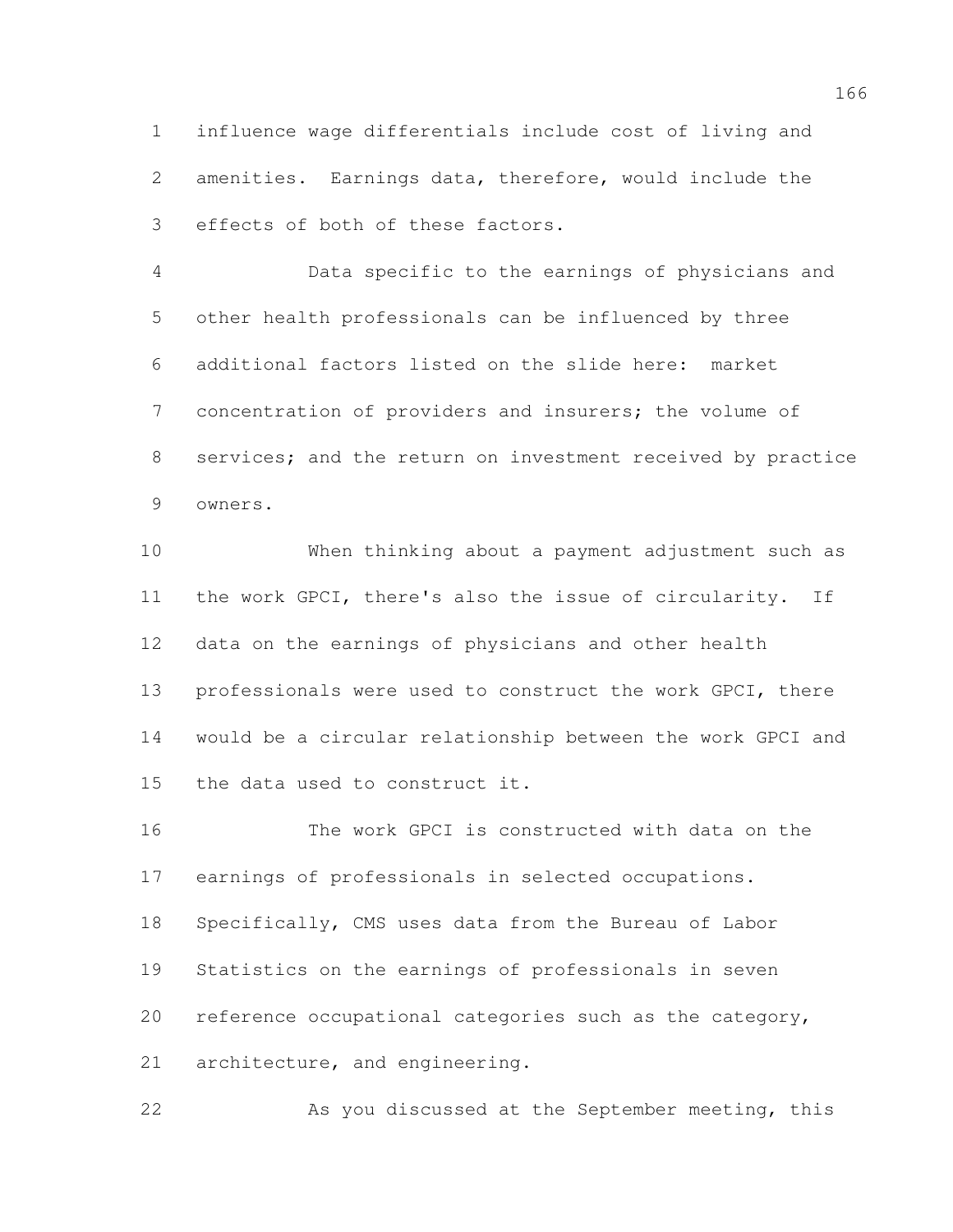influence wage differentials include cost of living and amenities. Earnings data, therefore, would include the effects of both of these factors.

Data specific to the earnings of physicians and other health professionals can be influenced by three additional factors listed on the slide here: market concentration of providers and insurers; the volume of services; and the return on investment received by practice owners.

When thinking about a payment adjustment such as the work GPCI, there's also the issue of circularity. If data on the earnings of physicians and other health professionals were used to construct the work GPCI, there would be a circular relationship between the work GPCI and the data used to construct it.

The work GPCI is constructed with data on the earnings of professionals in selected occupations. Specifically, CMS uses data from the Bureau of Labor Statistics on the earnings of professionals in seven reference occupational categories such as the category, architecture, and engineering.

As you discussed at the September meeting, this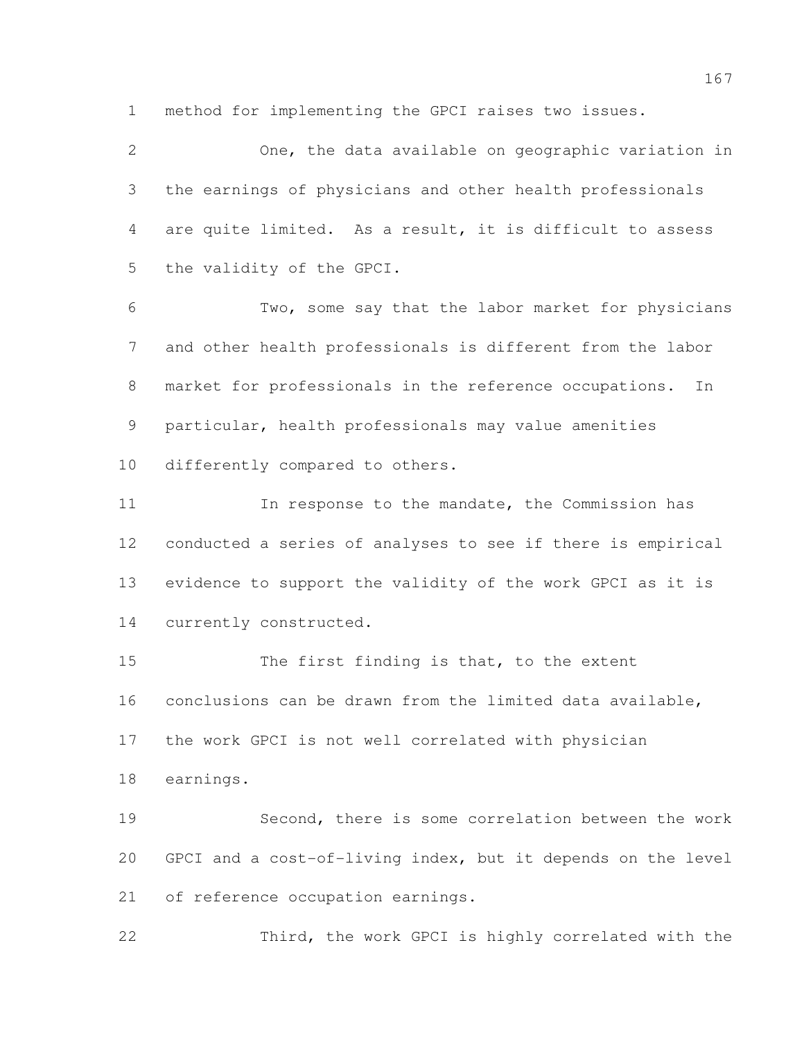method for implementing the GPCI raises two issues.

One, the data available on geographic variation in the earnings of physicians and other health professionals are quite limited. As a result, it is difficult to assess the validity of the GPCI.

Two, some say that the labor market for physicians and other health professionals is different from the labor market for professionals in the reference occupations. In particular, health professionals may value amenities differently compared to others.

In response to the mandate, the Commission has conducted a series of analyses to see if there is empirical evidence to support the validity of the work GPCI as it is currently constructed.

The first finding is that, to the extent conclusions can be drawn from the limited data available, the work GPCI is not well correlated with physician earnings.

Second, there is some correlation between the work GPCI and a cost-of-living index, but it depends on the level of reference occupation earnings.

Third, the work GPCI is highly correlated with the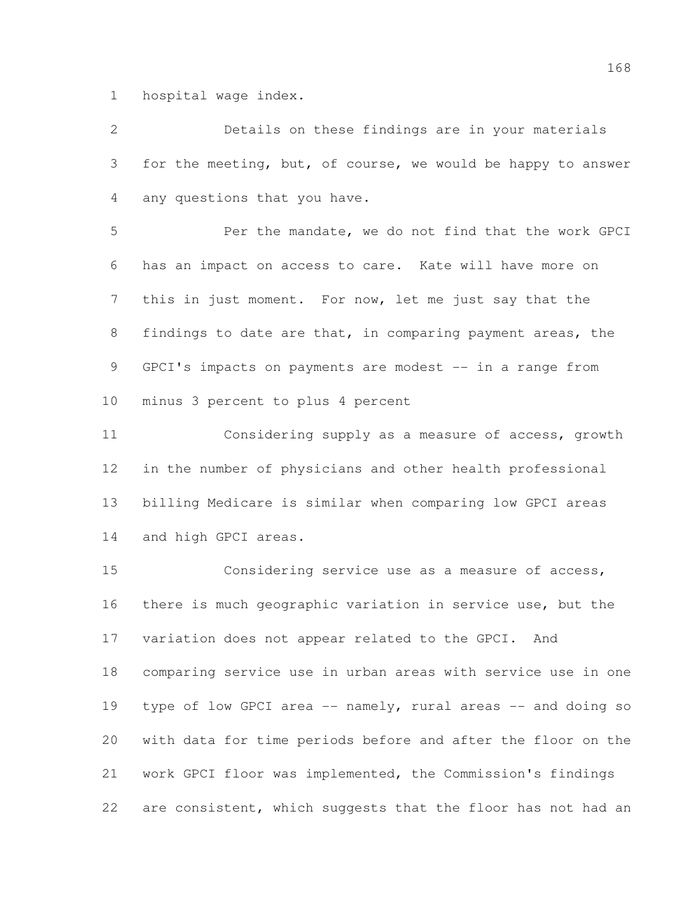hospital wage index.

Details on these findings are in your materials for the meeting, but, of course, we would be happy to answer any questions that you have.

Per the mandate, we do not find that the work GPCI has an impact on access to care. Kate will have more on this in just moment. For now, let me just say that the findings to date are that, in comparing payment areas, the GPCI's impacts on payments are modest -- in a range from minus 3 percent to plus 4 percent

Considering supply as a measure of access, growth in the number of physicians and other health professional billing Medicare is similar when comparing low GPCI areas and high GPCI areas.

Considering service use as a measure of access, there is much geographic variation in service use, but the variation does not appear related to the GPCI. And comparing service use in urban areas with service use in one type of low GPCI area -- namely, rural areas -- and doing so with data for time periods before and after the floor on the work GPCI floor was implemented, the Commission's findings are consistent, which suggests that the floor has not had an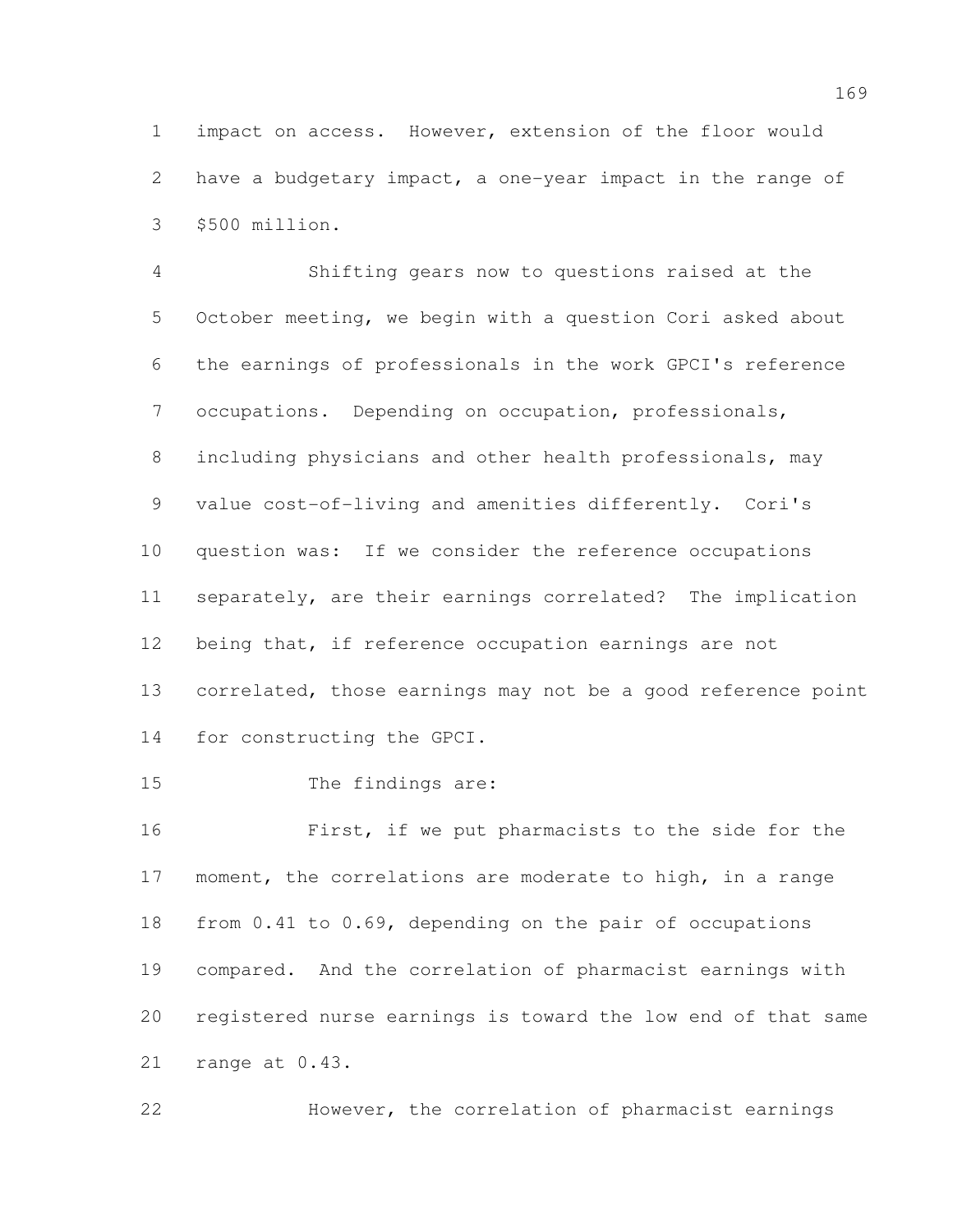impact on access. However, extension of the floor would have a budgetary impact, a one-year impact in the range of $500 million.

Shifting gears now to questions raised at the October meeting, we begin with a question Cori asked about the earnings of professionals in the work GPCI's reference occupations. Depending on occupation, professionals, including physicians and other health professionals, may value cost-of-living and amenities differently. Cori's question was: If we consider the reference occupations separately, are their earnings correlated? The implication being that, if reference occupation earnings are not correlated, those earnings may not be a good reference point for constructing the GPCI.

The findings are:

First, if we put pharmacists to the side for the moment, the correlations are moderate to high, in a range from 0.41 to 0.69, depending on the pair of occupations compared. And the correlation of pharmacist earnings with registered nurse earnings is toward the low end of that same range at 0.43.

However, the correlation of pharmacist earnings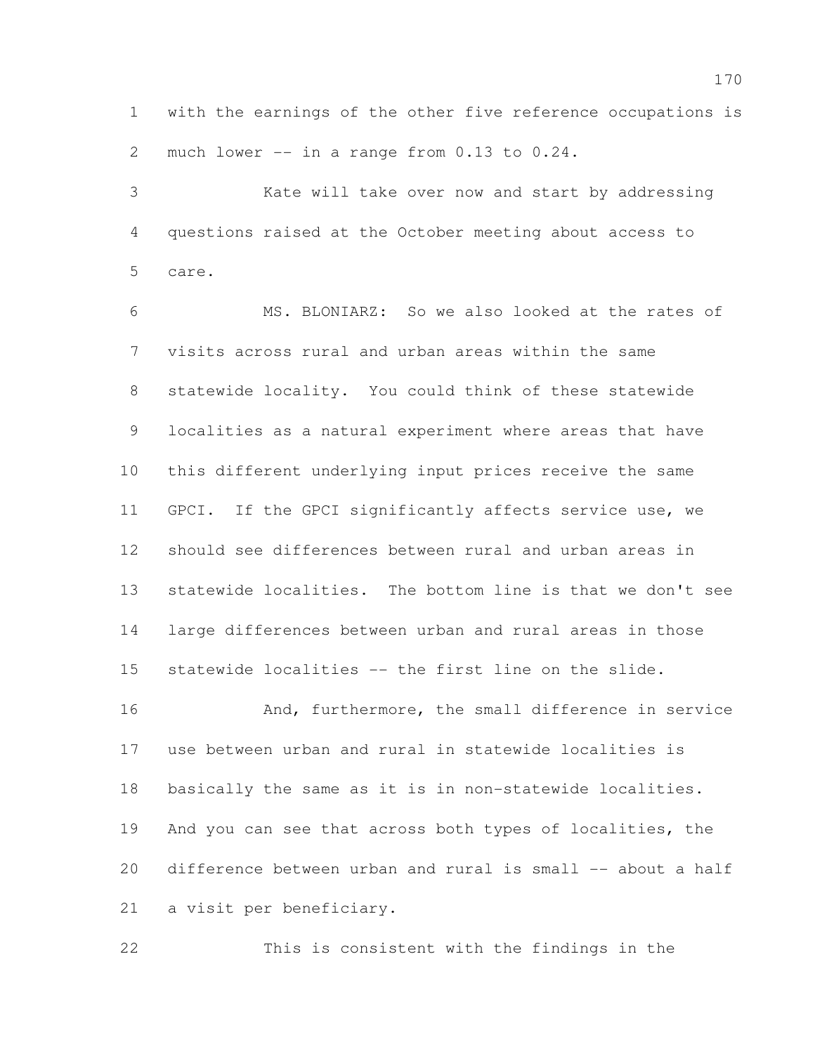with the earnings of the other five reference occupations is much lower -- in a range from 0.13 to 0.24.

Kate will take over now and start by addressing questions raised at the October meeting about access to care.

MS. BLONIARZ: So we also looked at the rates of visits across rural and urban areas within the same statewide locality. You could think of these statewide localities as a natural experiment where areas that have this different underlying input prices receive the same GPCI. If the GPCI significantly affects service use, we should see differences between rural and urban areas in statewide localities. The bottom line is that we don't see large differences between urban and rural areas in those statewide localities -- the first line on the slide.

And, furthermore, the small difference in service use between urban and rural in statewide localities is basically the same as it is in non-statewide localities. And you can see that across both types of localities, the difference between urban and rural is small -- about a half a visit per beneficiary.

This is consistent with the findings in the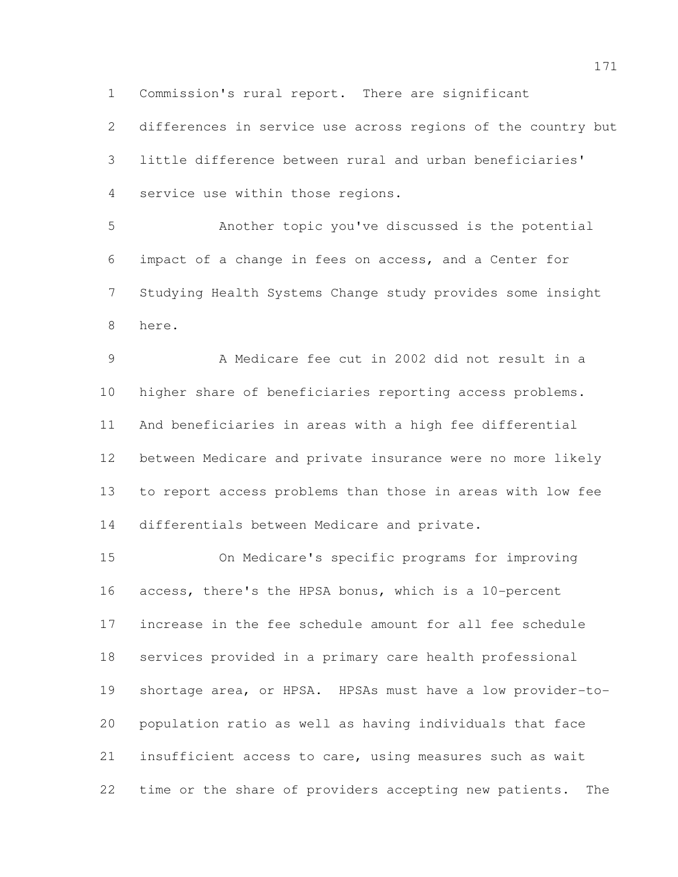Commission's rural report. There are significant differences in service use across regions of the country but little difference between rural and urban beneficiaries' service use within those regions.

Another topic you've discussed is the potential impact of a change in fees on access, and a Center for Studying Health Systems Change study provides some insight here.

A Medicare fee cut in 2002 did not result in a higher share of beneficiaries reporting access problems. And beneficiaries in areas with a high fee differential between Medicare and private insurance were no more likely to report access problems than those in areas with low fee differentials between Medicare and private.

On Medicare's specific programs for improving access, there's the HPSA bonus, which is a 10-percent increase in the fee schedule amount for all fee schedule services provided in a primary care health professional shortage area, or HPSA. HPSAs must have a low provider-to-population ratio as well as having individuals that face insufficient access to care, using measures such as wait time or the share of providers accepting new patients. The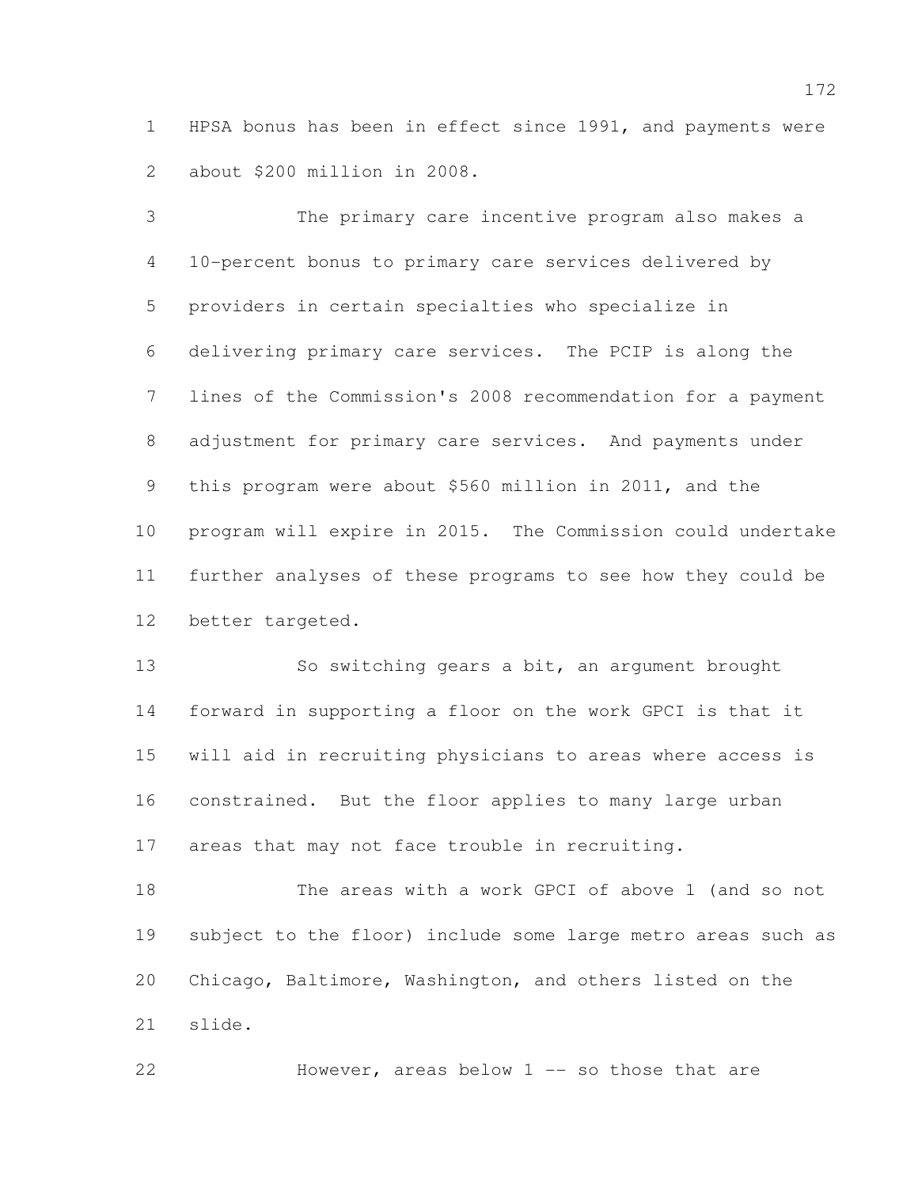HPSA bonus has been in effect since 1991, and payments were about $200 million in 2008.

The primary care incentive program also makes a 10-percent bonus to primary care services delivered by providers in certain specialties who specialize in delivering primary care services. The PCIP is along the lines of the Commission's 2008 recommendation for a payment adjustment for primary care services. And payments under this program were about $560 million in 2011, and the program will expire in 2015. The Commission could undertake further analyses of these programs to see how they could be better targeted.

So switching gears a bit, an argument brought forward in supporting a floor on the work GPCI is that it will aid in recruiting physicians to areas where access is constrained. But the floor applies to many large urban areas that may not face trouble in recruiting.

The areas with a work GPCI of above 1 (and so not subject to the floor) include some large metro areas such as Chicago, Baltimore, Washington, and others listed on the slide.

However, areas below 1 -- so those that are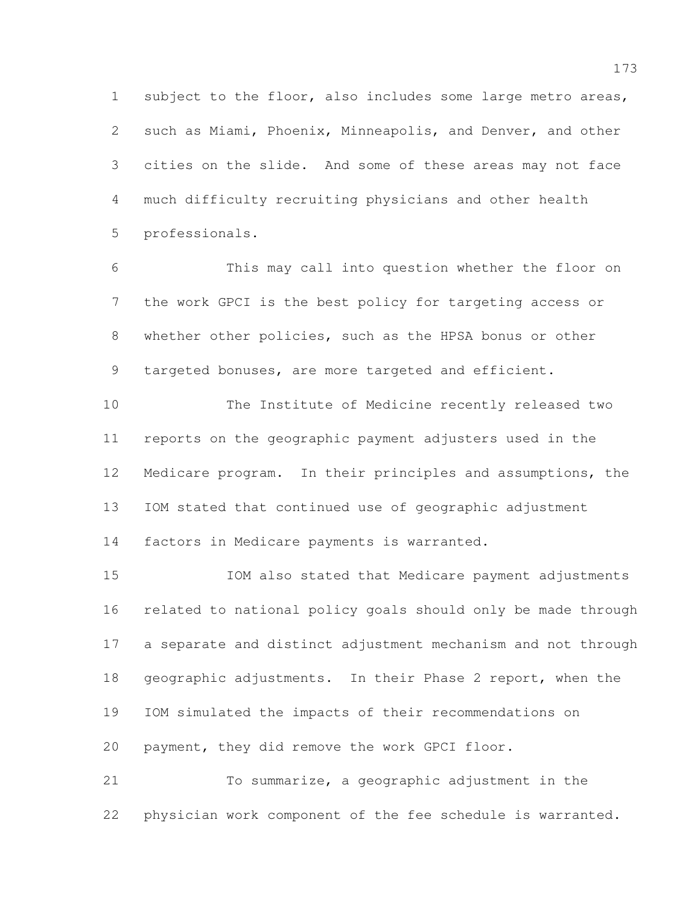subject to the floor, also includes some large metro areas, such as Miami, Phoenix, Minneapolis, and Denver, and other cities on the slide. And some of these areas may not face much difficulty recruiting physicians and other health professionals.

This may call into question whether the floor on the work GPCI is the best policy for targeting access or whether other policies, such as the HPSA bonus or other targeted bonuses, are more targeted and efficient.

The Institute of Medicine recently released two reports on the geographic payment adjusters used in the Medicare program. In their principles and assumptions, the IOM stated that continued use of geographic adjustment factors in Medicare payments is warranted.

IOM also stated that Medicare payment adjustments related to national policy goals should only be made through a separate and distinct adjustment mechanism and not through geographic adjustments. In their Phase 2 report, when the IOM simulated the impacts of their recommendations on payment, they did remove the work GPCI floor.

To summarize, a geographic adjustment in the physician work component of the fee schedule is warranted.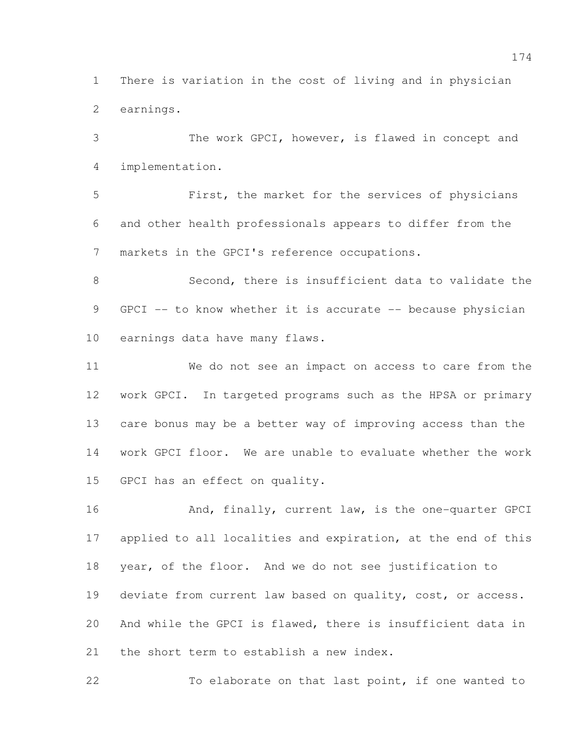There is variation in the cost of living and in physician earnings.

The work GPCI, however, is flawed in concept and implementation.

First, the market for the services of physicians and other health professionals appears to differ from the markets in the GPCI's reference occupations.

Second, there is insufficient data to validate the GPCI -- to know whether it is accurate -- because physician earnings data have many flaws.

We do not see an impact on access to care from the work GPCI. In targeted programs such as the HPSA or primary care bonus may be a better way of improving access than the work GPCI floor. We are unable to evaluate whether the work GPCI has an effect on quality.

And, finally, current law, is the one-quarter GPCI applied to all localities and expiration, at the end of this year, of the floor. And we do not see justification to deviate from current law based on quality, cost, or access. And while the GPCI is flawed, there is insufficient data in the short term to establish a new index.

To elaborate on that last point, if one wanted to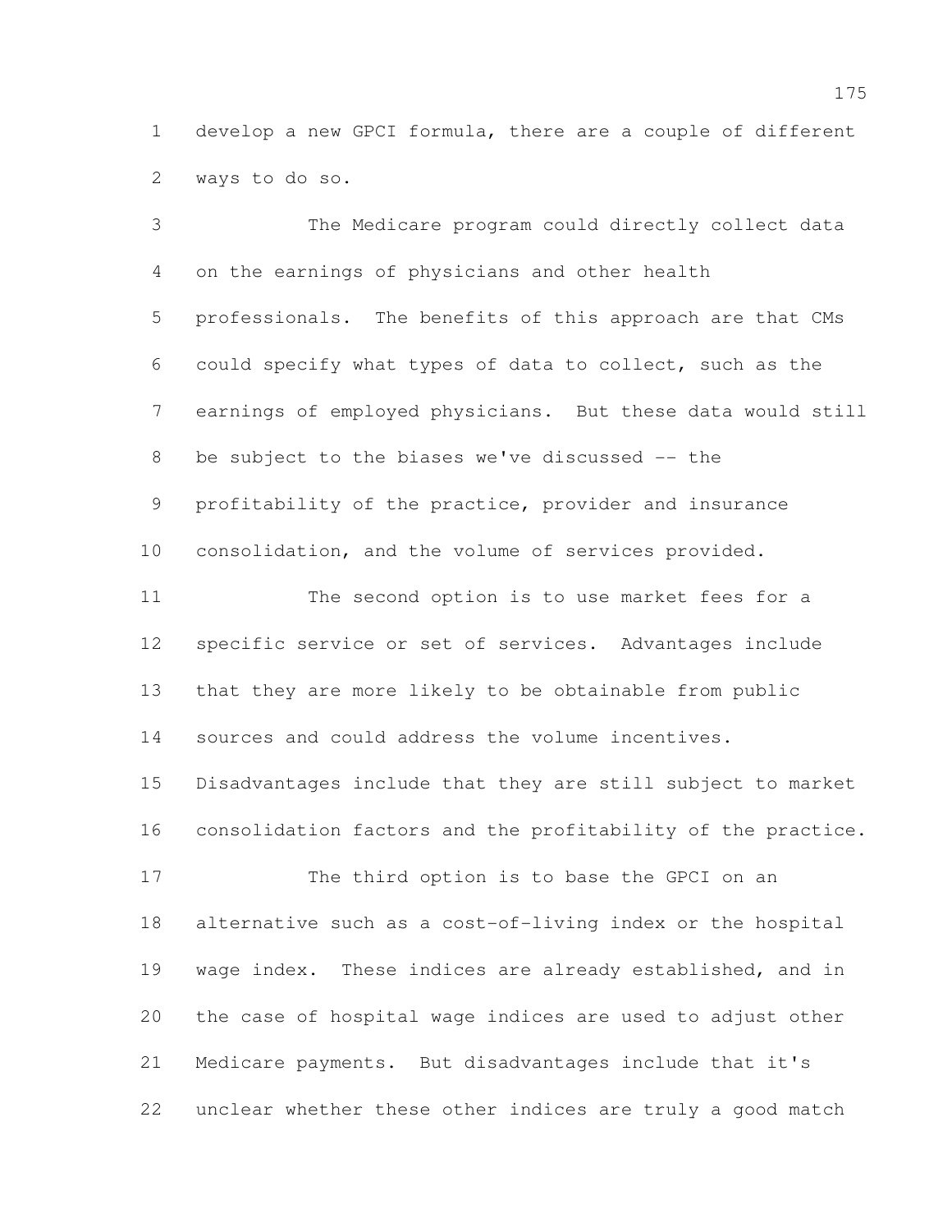develop a new GPCI formula, there are a couple of different ways to do so.

The Medicare program could directly collect data on the earnings of physicians and other health professionals. The benefits of this approach are that CMs could specify what types of data to collect, such as the earnings of employed physicians. But these data would still be subject to the biases we've discussed -- the profitability of the practice, provider and insurance consolidation, and the volume of services provided.

The second option is to use market fees for a specific service or set of services. Advantages include that they are more likely to be obtainable from public sources and could address the volume incentives. Disadvantages include that they are still subject to market consolidation factors and the profitability of the practice.

The third option is to base the GPCI on an alternative such as a cost-of-living index or the hospital wage index. These indices are already established, and in the case of hospital wage indices are used to adjust other Medicare payments. But disadvantages include that it's unclear whether these other indices are truly a good match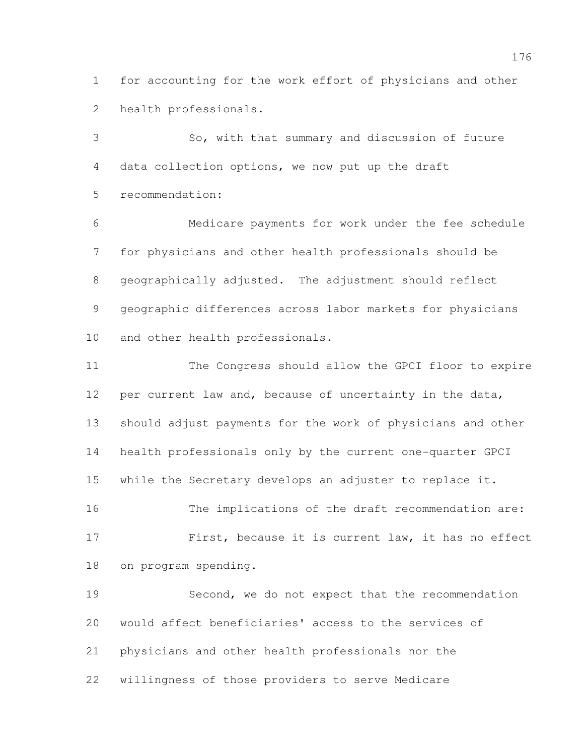for accounting for the work effort of physicians and other health professionals.

So, with that summary and discussion of future data collection options, we now put up the draft recommendation:

Medicare payments for work under the fee schedule for physicians and other health professionals should be geographically adjusted. The adjustment should reflect geographic differences across labor markets for physicians and other health professionals.

The Congress should allow the GPCI floor to expire per current law and, because of uncertainty in the data, should adjust payments for the work of physicians and other health professionals only by the current one-quarter GPCI while the Secretary develops an adjuster to replace it.

The implications of the draft recommendation are:

First, because it is current law, it has no effect on program spending.

Second, we do not expect that the recommendation would affect beneficiaries' access to the services of physicians and other health professionals nor the willingness of those providers to serve Medicare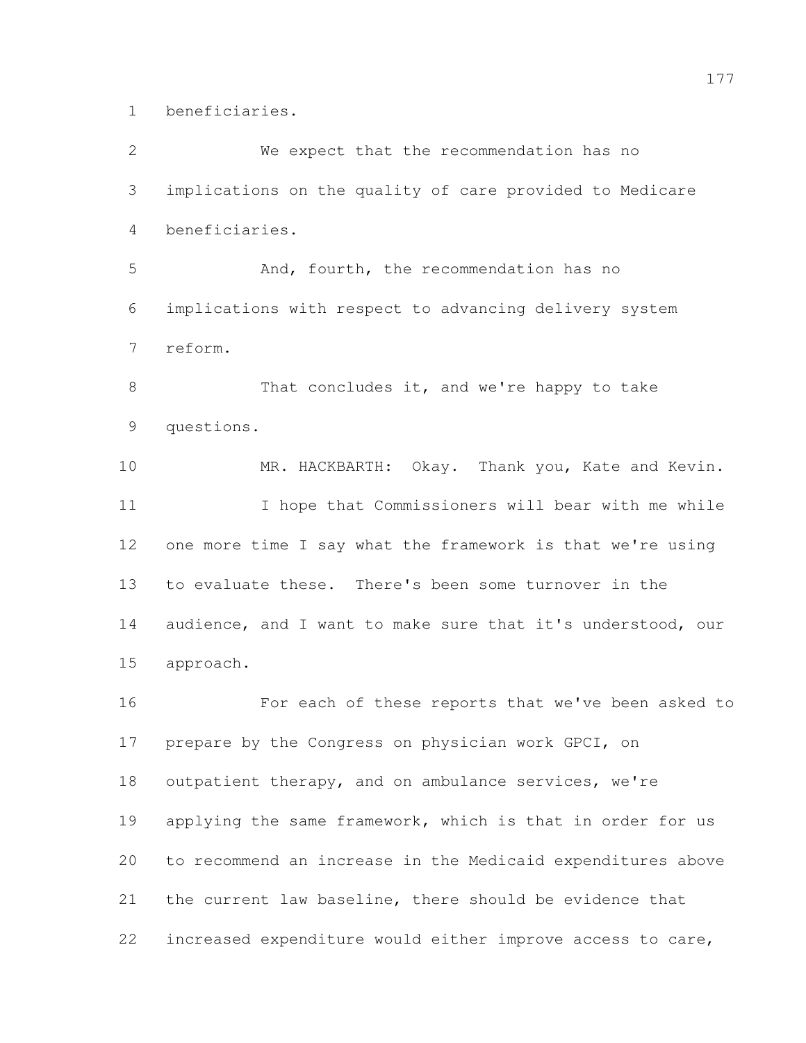beneficiaries.

We expect that the recommendation has no implications on the quality of care provided to Medicare beneficiaries.

And, fourth, the recommendation has no implications with respect to advancing delivery system reform.

That concludes it, and we're happy to take questions.

MR. HACKBARTH: Okay. Thank you, Kate and Kevin.

I hope that Commissioners will bear with me while one more time I say what the framework is that we're using to evaluate these. There's been some turnover in the audience, and I want to make sure that it's understood, our approach.

For each of these reports that we've been asked to prepare by the Congress on physician work GPCI, on outpatient therapy, and on ambulance services, we're applying the same framework, which is that in order for us to recommend an increase in the Medicaid expenditures above the current law baseline, there should be evidence that increased expenditure would either improve access to care,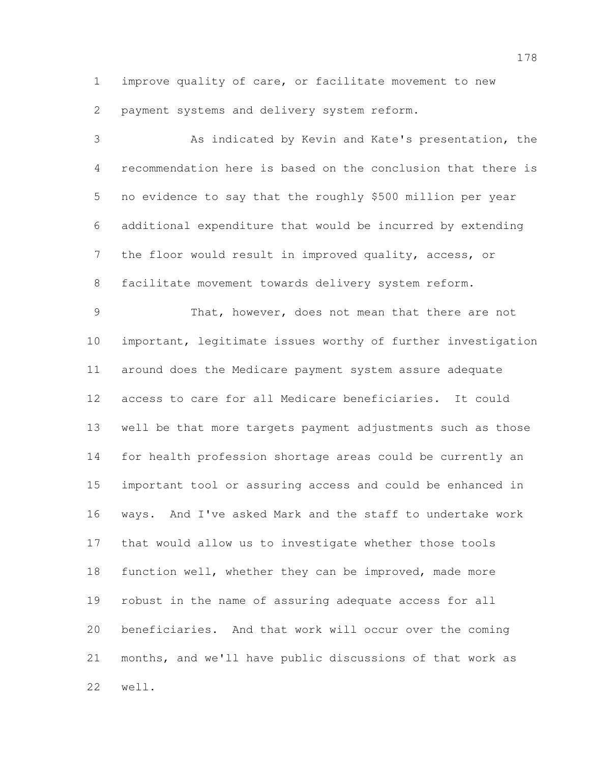improve quality of care, or facilitate movement to new payment systems and delivery system reform.

As indicated by Kevin and Kate's presentation, the recommendation here is based on the conclusion that there is no evidence to say that the roughly $500 million per year additional expenditure that would be incurred by extending the floor would result in improved quality, access, or facilitate movement towards delivery system reform.

That, however, does not mean that there are not important, legitimate issues worthy of further investigation around does the Medicare payment system assure adequate access to care for all Medicare beneficiaries. It could well be that more targets payment adjustments such as those for health profession shortage areas could be currently an important tool or assuring access and could be enhanced in ways. And I've asked Mark and the staff to undertake work that would allow us to investigate whether those tools function well, whether they can be improved, made more robust in the name of assuring adequate access for all beneficiaries. And that work will occur over the coming months, and we'll have public discussions of that work as well.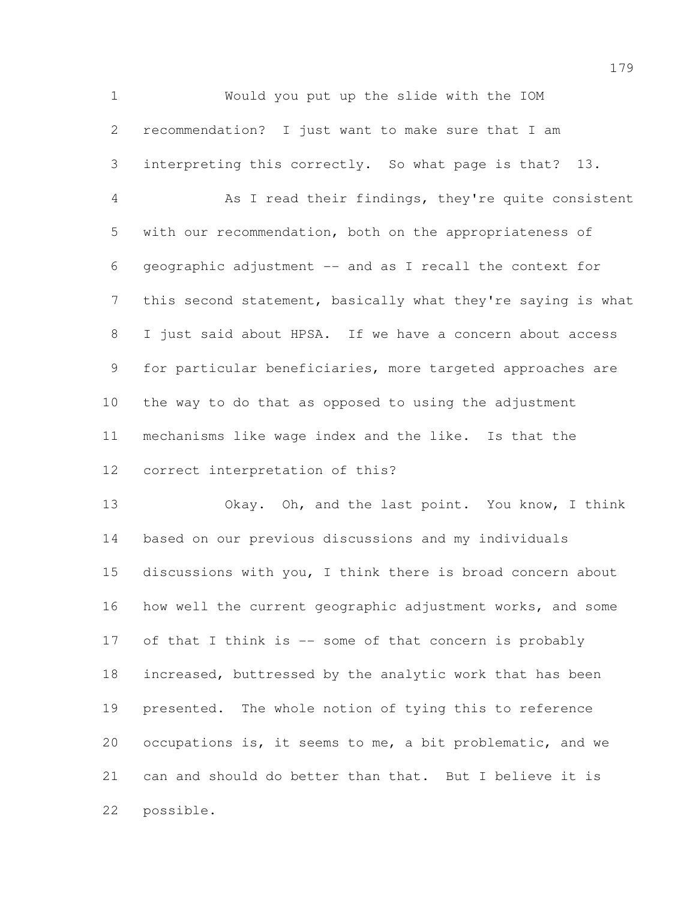Would you put up the slide with the IOM recommendation? I just want to make sure that I am interpreting this correctly. So what page is that? 13.

As I read their findings, they're quite consistent with our recommendation, both on the appropriateness of geographic adjustment -- and as I recall the context for this second statement, basically what they're saying is what I just said about HPSA. If we have a concern about access for particular beneficiaries, more targeted approaches are the way to do that as opposed to using the adjustment mechanisms like wage index and the like. Is that the correct interpretation of this?

Okay. Oh, and the last point. You know, I think based on our previous discussions and my individuals discussions with you, I think there is broad concern about how well the current geographic adjustment works, and some of that I think is -- some of that concern is probably increased, buttressed by the analytic work that has been presented. The whole notion of tying this to reference occupations is, it seems to me, a bit problematic, and we can and should do better than that. But I believe it is possible.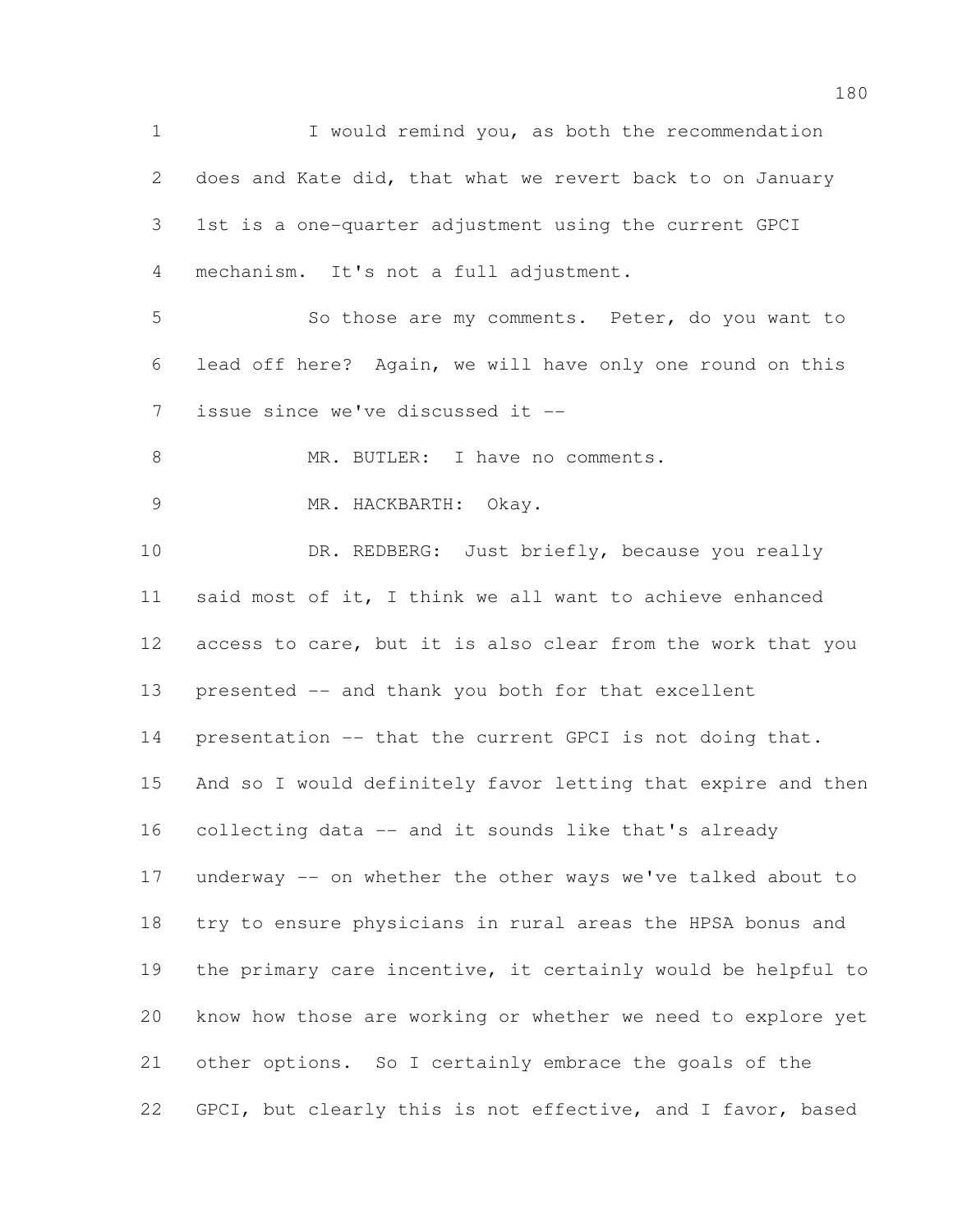I would remind you, as both the recommendation does and Kate did, that what we revert back to on January 1st is a one-quarter adjustment using the current GPCI mechanism. It's not a full adjustment.

So those are my comments. Peter, do you want to lead off here? Again, we will have only one round on this issue since we've discussed it --

MR. BUTLER: I have no comments.

MR. HACKBARTH: Okay.

DR. REDBERG: Just briefly, because you really said most of it, I think we all want to achieve enhanced access to care, but it is also clear from the work that you presented -- and thank you both for that excellent presentation -- that the current GPCI is not doing that. And so I would definitely favor letting that expire and then collecting data -- and it sounds like that's already underway -- on whether the other ways we've talked about to try to ensure physicians in rural areas the HPSA bonus and the primary care incentive, it certainly would be helpful to know how those are working or whether we need to explore yet other options. So I certainly embrace the goals of the GPCI, but clearly this is not effective, and I favor, based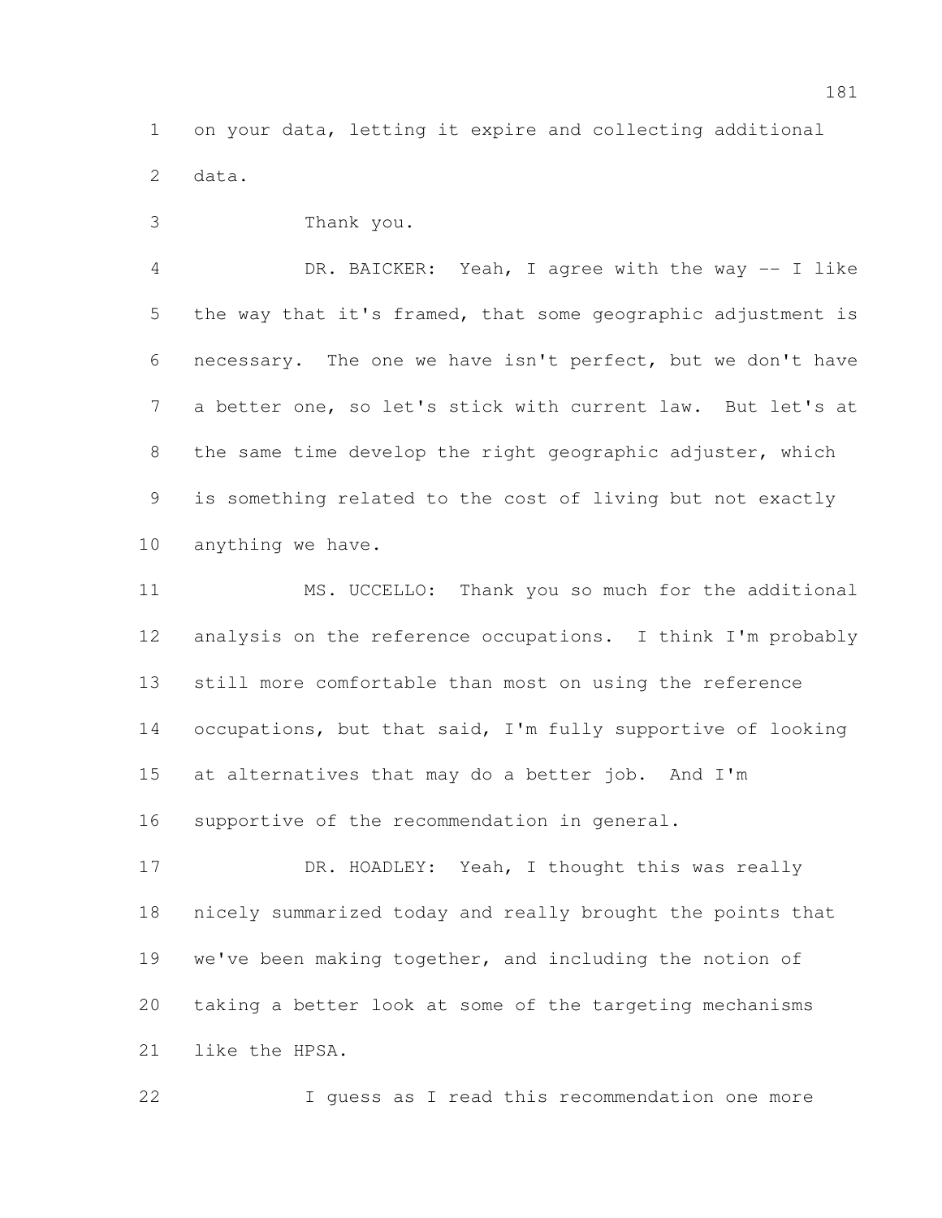on your data, letting it expire and collecting additional data.

Thank you.

DR. BAICKER: Yeah, I agree with the way -- I like the way that it's framed, that some geographic adjustment is necessary. The one we have isn't perfect, but we don't have a better one, so let's stick with current law. But let's at the same time develop the right geographic adjuster, which is something related to the cost of living but not exactly anything we have.

MS. UCCELLO: Thank you so much for the additional analysis on the reference occupations. I think I'm probably still more comfortable than most on using the reference occupations, but that said, I'm fully supportive of looking at alternatives that may do a better job. And I'm supportive of the recommendation in general.

DR. HOADLEY: Yeah, I thought this was really nicely summarized today and really brought the points that we've been making together, and including the notion of taking a better look at some of the targeting mechanisms like the HPSA.

I guess as I read this recommendation one more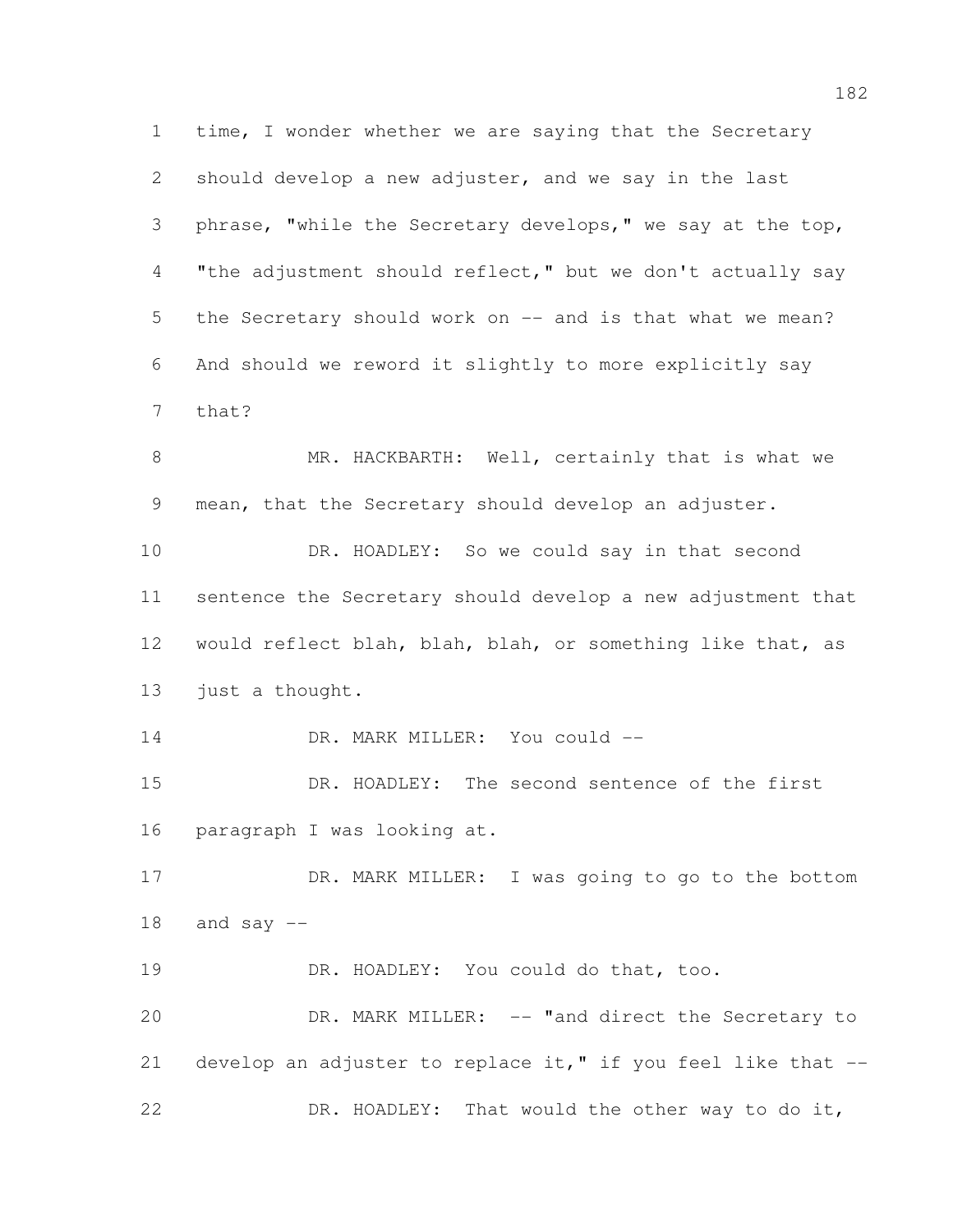time, I wonder whether we are saying that the Secretary should develop a new adjuster, and we say in the last phrase, "while the Secretary develops," we say at the top, "the adjustment should reflect," but we don't actually say the Secretary should work on -- and is that what we mean? And should we reword it slightly to more explicitly say that?

MR. HACKBARTH: Well, certainly that is what we mean, that the Secretary should develop an adjuster.

DR. HOADLEY: So we could say in that second sentence the Secretary should develop a new adjustment that would reflect blah, blah, blah, or something like that, as just a thought.

DR. MARK MILLER: You could --

DR. HOADLEY: The second sentence of the first paragraph I was looking at.

DR. MARK MILLER: I was going to go to the bottom and say --

DR. HOADLEY: You could do that, too.

DR. MARK MILLER: -- "and direct the Secretary to develop an adjuster to replace it," if you feel like that --

DR. HOADLEY: That would the other way to do it,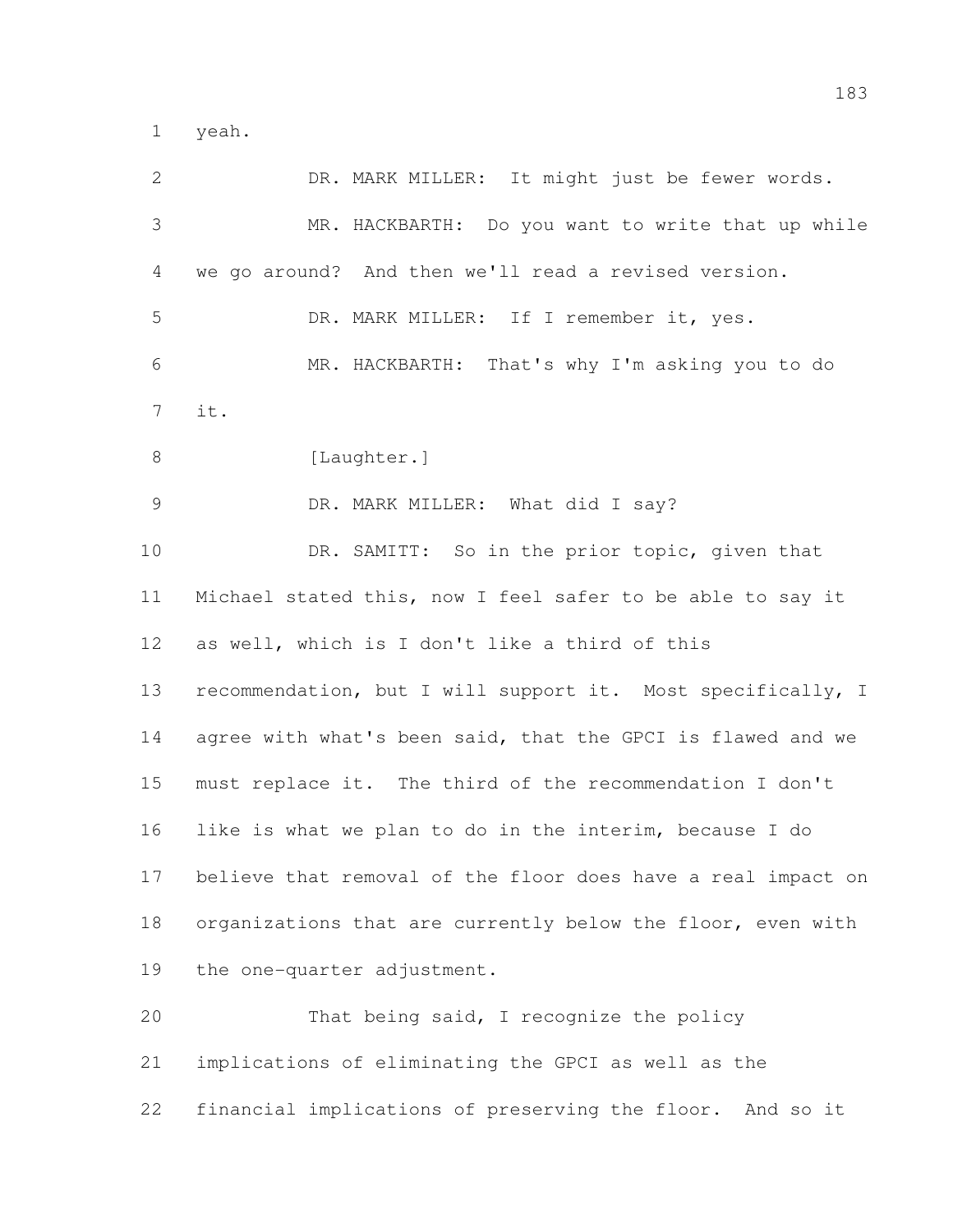yeah.

DR. MARK MILLER: It might just be fewer words.

MR. HACKBARTH: Do you want to write that up while we go around? And then we'll read a revised version.

DR. MARK MILLER: If I remember it, yes.

MR. HACKBARTH: That's why I'm asking you to do it.

[Laughter.]

DR. MARK MILLER: What did I say?

DR. SAMITT: So in the prior topic, given that Michael stated this, now I feel safer to be able to say it as well, which is I don't like a third of this recommendation, but I will support it. Most specifically, I agree with what's been said, that the GPCI is flawed and we must replace it. The third of the recommendation I don't like is what we plan to do in the interim, because I do believe that removal of the floor does have a real impact on organizations that are currently below the floor, even with the one-quarter adjustment.

That being said, I recognize the policy implications of eliminating the GPCI as well as the financial implications of preserving the floor. And so it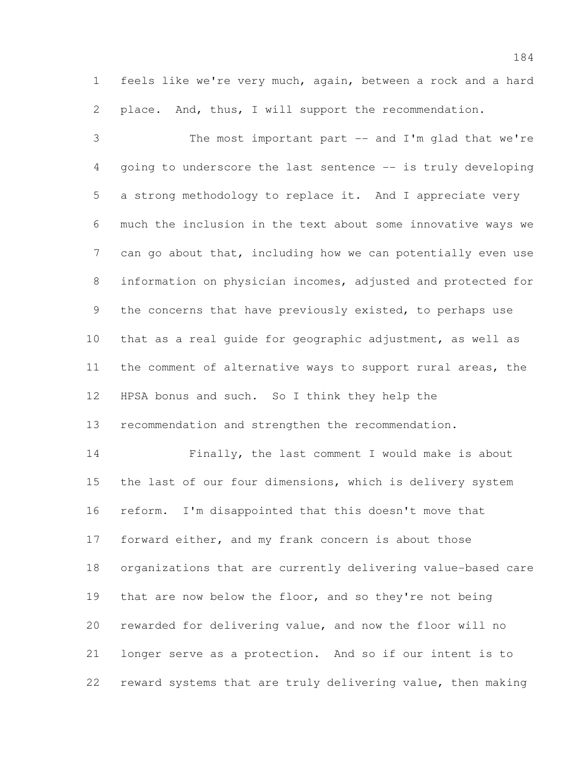feels like we're very much, again, between a rock and a hard place. And, thus, I will support the recommendation.

The most important part -- and I'm glad that we're going to underscore the last sentence -- is truly developing a strong methodology to replace it. And I appreciate very much the inclusion in the text about some innovative ways we can go about that, including how we can potentially even use information on physician incomes, adjusted and protected for the concerns that have previously existed, to perhaps use that as a real guide for geographic adjustment, as well as the comment of alternative ways to support rural areas, the HPSA bonus and such. So I think they help the recommendation and strengthen the recommendation.

Finally, the last comment I would make is about the last of our four dimensions, which is delivery system reform. I'm disappointed that this doesn't move that forward either, and my frank concern is about those organizations that are currently delivering value-based care that are now below the floor, and so they're not being rewarded for delivering value, and now the floor will no longer serve as a protection. And so if our intent is to reward systems that are truly delivering value, then making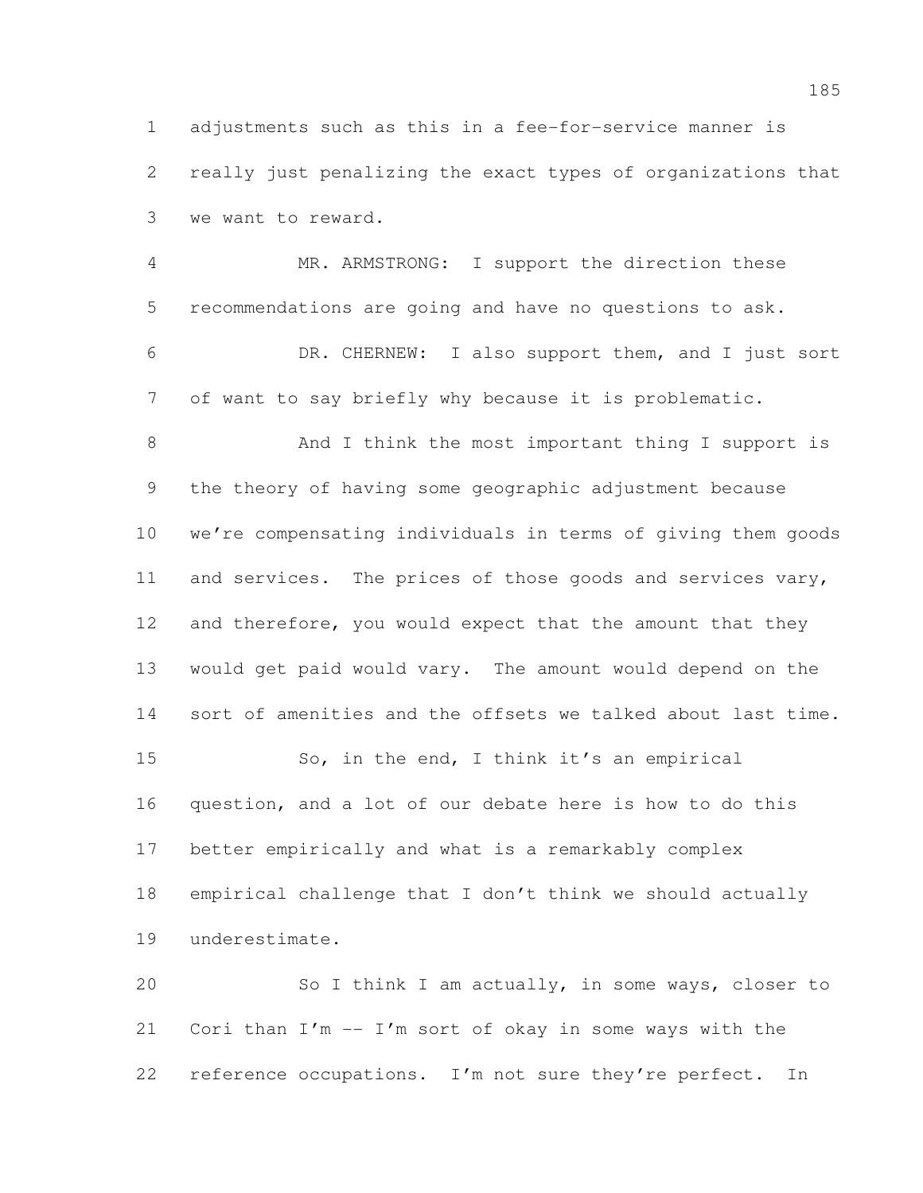adjustments such as this in a fee-for-service manner is really just penalizing the exact types of organizations that we want to reward.

MR. ARMSTRONG: I support the direction these recommendations are going and have no questions to ask.

DR. CHERNEW: I also support them, and I just sort of want to say briefly why because it is problematic.

And I think the most important thing I support is the theory of having some geographic adjustment because we're compensating individuals in terms of giving them goods and services. The prices of those goods and services vary, and therefore, you would expect that the amount that they would get paid would vary. The amount would depend on the sort of amenities and the offsets we talked about last time.

So, in the end, I think it's an empirical question, and a lot of our debate here is how to do this better empirically and what is a remarkably complex empirical challenge that I don't think we should actually underestimate.

So I think I am actually, in some ways, closer to Cori than I'm -- I'm sort of okay in some ways with the reference occupations. I'm not sure they're perfect. In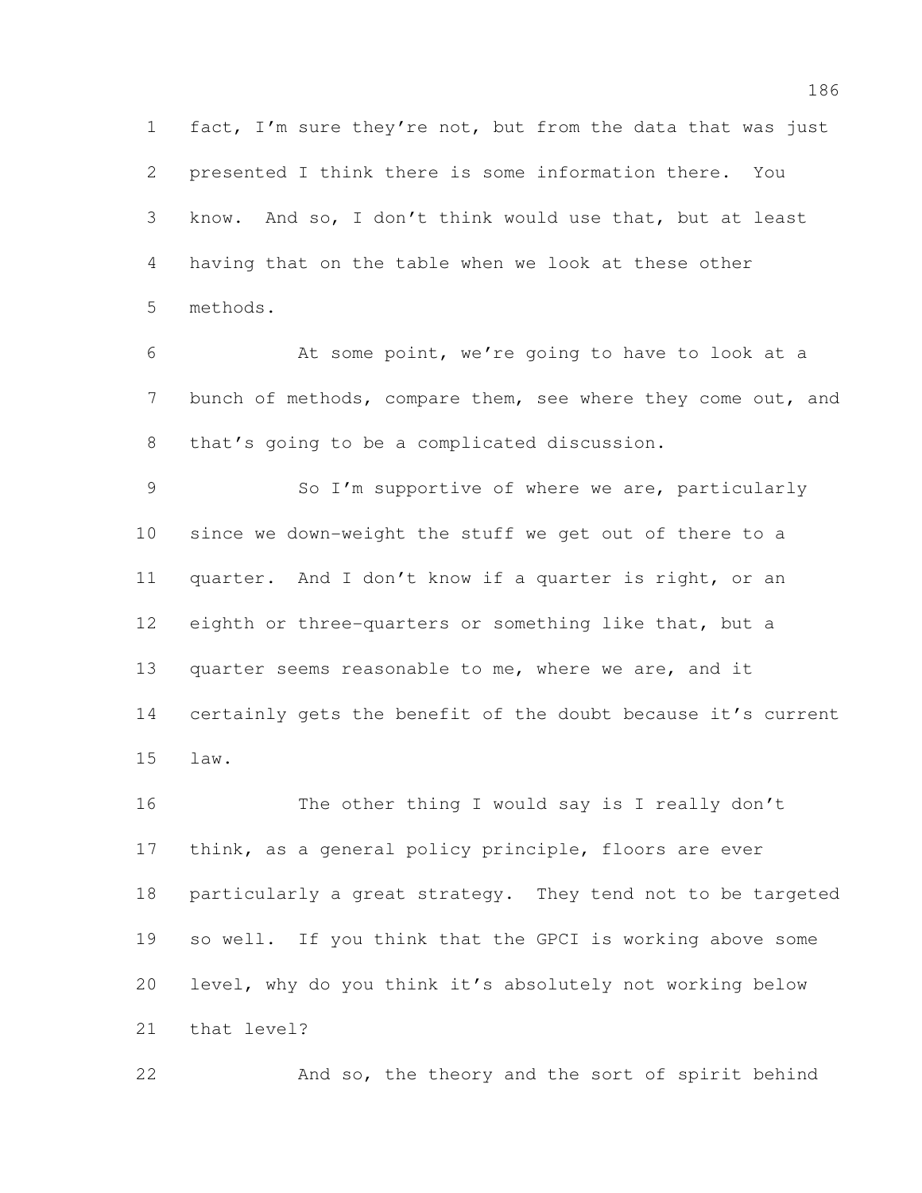fact, I'm sure they're not, but from the data that was just presented I think there is some information there. You know. And so, I don't think would use that, but at least having that on the table when we look at these other methods.

At some point, we're going to have to look at a bunch of methods, compare them, see where they come out, and that's going to be a complicated discussion.

So I'm supportive of where we are, particularly since we down-weight the stuff we get out of there to a quarter. And I don't know if a quarter is right, or an eighth or three-quarters or something like that, but a quarter seems reasonable to me, where we are, and it certainly gets the benefit of the doubt because it's current law.

The other thing I would say is I really don't think, as a general policy principle, floors are ever particularly a great strategy. They tend not to be targeted so well. If you think that the GPCI is working above some level, why do you think it's absolutely not working below that level?

And so, the theory and the sort of spirit behind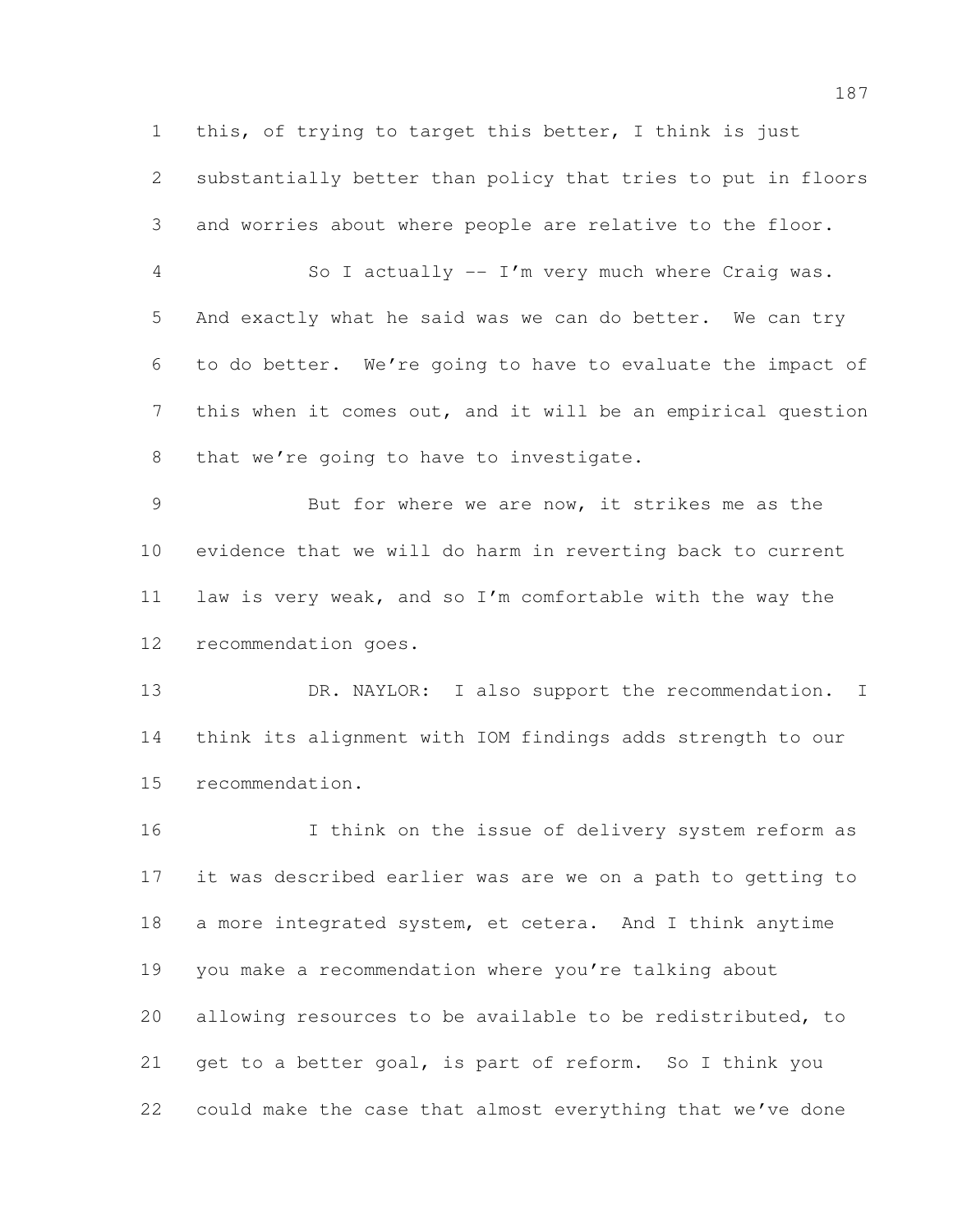this, of trying to target this better, I think is just substantially better than policy that tries to put in floors and worries about where people are relative to the floor.

So I actually -- I'm very much where Craig was. And exactly what he said was we can do better. We can try to do better. We're going to have to evaluate the impact of this when it comes out, and it will be an empirical question that we're going to have to investigate.

But for where we are now, it strikes me as the evidence that we will do harm in reverting back to current law is very weak, and so I'm comfortable with the way the recommendation goes.

DR. NAYLOR: I also support the recommendation. I think its alignment with IOM findings adds strength to our recommendation.

I think on the issue of delivery system reform as it was described earlier was are we on a path to getting to a more integrated system, et cetera. And I think anytime you make a recommendation where you're talking about allowing resources to be available to be redistributed, to get to a better goal, is part of reform. So I think you could make the case that almost everything that we've done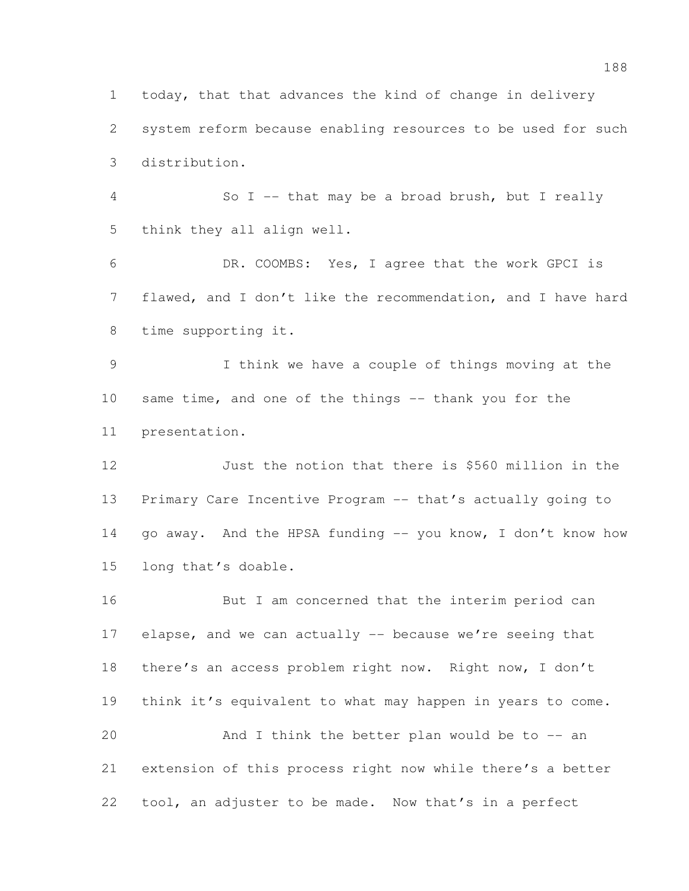today, that that advances the kind of change in delivery system reform because enabling resources to be used for such distribution.

So I -- that may be a broad brush, but I really think they all align well.

DR. COOMBS: Yes, I agree that the work GPCI is flawed, and I don't like the recommendation, and I have hard time supporting it.

I think we have a couple of things moving at the same time, and one of the things -- thank you for the presentation.

Just the notion that there is $560 million in the Primary Care Incentive Program -- that's actually going to go away. And the HPSA funding -- you know, I don't know how long that's doable.

But I am concerned that the interim period can elapse, and we can actually -- because we're seeing that there's an access problem right now. Right now, I don't think it's equivalent to what may happen in years to come.

And I think the better plan would be to -- an extension of this process right now while there's a better tool, an adjuster to be made. Now that's in a perfect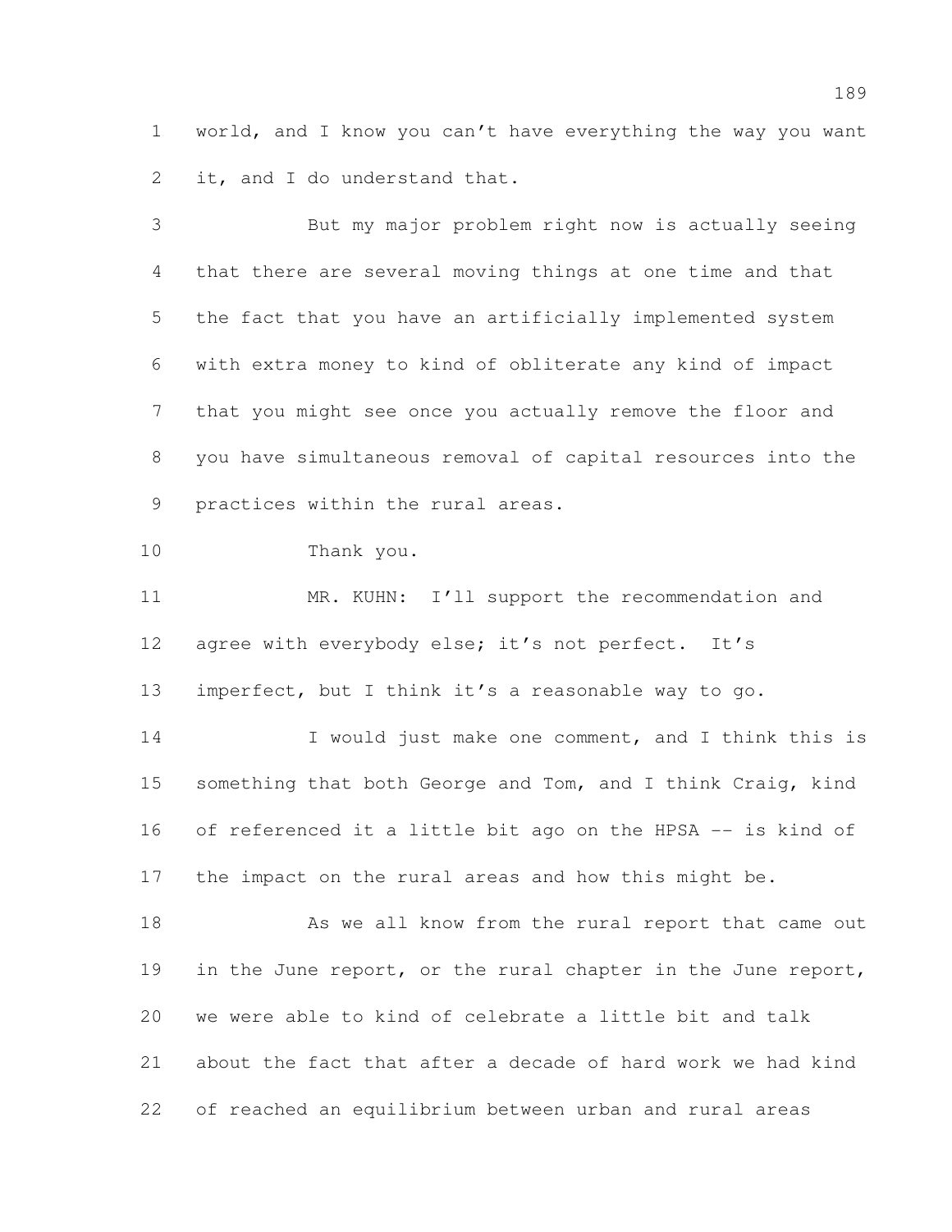world, and I know you can't have everything the way you want it, and I do understand that.

But my major problem right now is actually seeing that there are several moving things at one time and that the fact that you have an artificially implemented system with extra money to kind of obliterate any kind of impact that you might see once you actually remove the floor and you have simultaneous removal of capital resources into the practices within the rural areas.

Thank you.

MR. KUHN: I'll support the recommendation and agree with everybody else; it's not perfect. It's imperfect, but I think it's a reasonable way to go.

I would just make one comment, and I think this is something that both George and Tom, and I think Craig, kind of referenced it a little bit ago on the HPSA -- is kind of the impact on the rural areas and how this might be.

As we all know from the rural report that came out in the June report, or the rural chapter in the June report, we were able to kind of celebrate a little bit and talk about the fact that after a decade of hard work we had kind of reached an equilibrium between urban and rural areas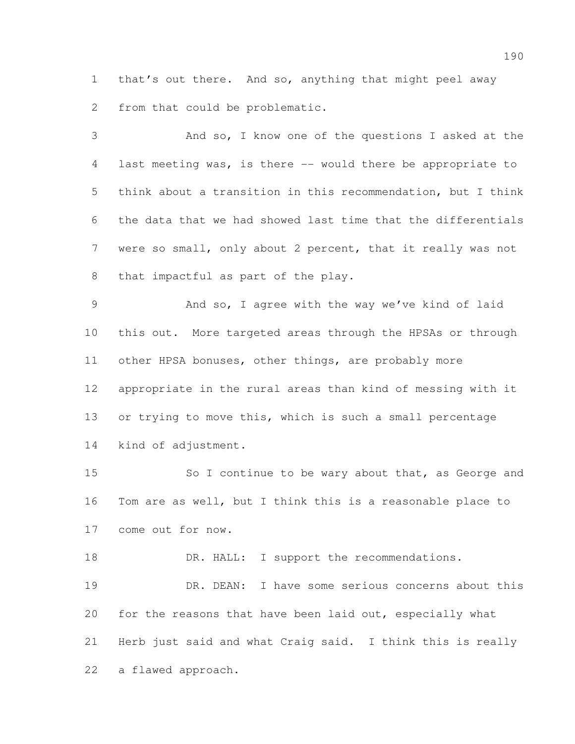that's out there. And so, anything that might peel away from that could be problematic.

And so, I know one of the questions I asked at the last meeting was, is there -- would there be appropriate to think about a transition in this recommendation, but I think the data that we had showed last time that the differentials were so small, only about 2 percent, that it really was not that impactful as part of the play.

And so, I agree with the way we've kind of laid this out. More targeted areas through the HPSAs or through other HPSA bonuses, other things, are probably more appropriate in the rural areas than kind of messing with it or trying to move this, which is such a small percentage kind of adjustment.

So I continue to be wary about that, as George and Tom are as well, but I think this is a reasonable place to come out for now.

DR. HALL: I support the recommendations.

DR. DEAN: I have some serious concerns about this for the reasons that have been laid out, especially what Herb just said and what Craig said. I think this is really a flawed approach.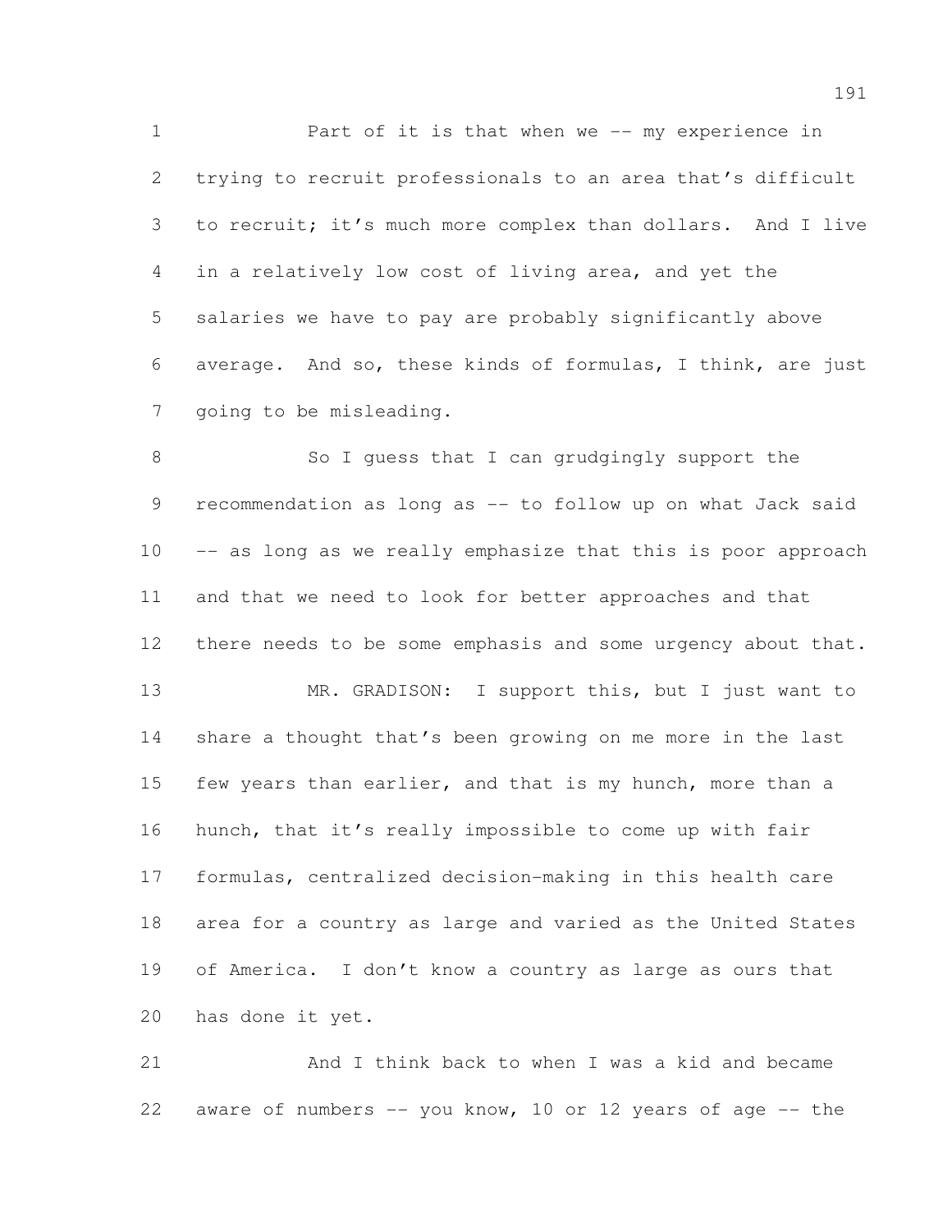Part of it is that when we -- my experience in trying to recruit professionals to an area that's difficult to recruit; it's much more complex than dollars. And I live in a relatively low cost of living area, and yet the salaries we have to pay are probably significantly above average. And so, these kinds of formulas, I think, are just going to be misleading.

So I guess that I can grudgingly support the recommendation as long as -- to follow up on what Jack said -- as long as we really emphasize that this is poor approach and that we need to look for better approaches and that there needs to be some emphasis and some urgency about that.

MR. GRADISON: I support this, but I just want to share a thought that's been growing on me more in the last few years than earlier, and that is my hunch, more than a hunch, that it's really impossible to come up with fair formulas, centralized decision-making in this health care area for a country as large and varied as the United States of America. I don't know a country as large as ours that has done it yet.

And I think back to when I was a kid and became aware of numbers -- you know, 10 or 12 years of age -- the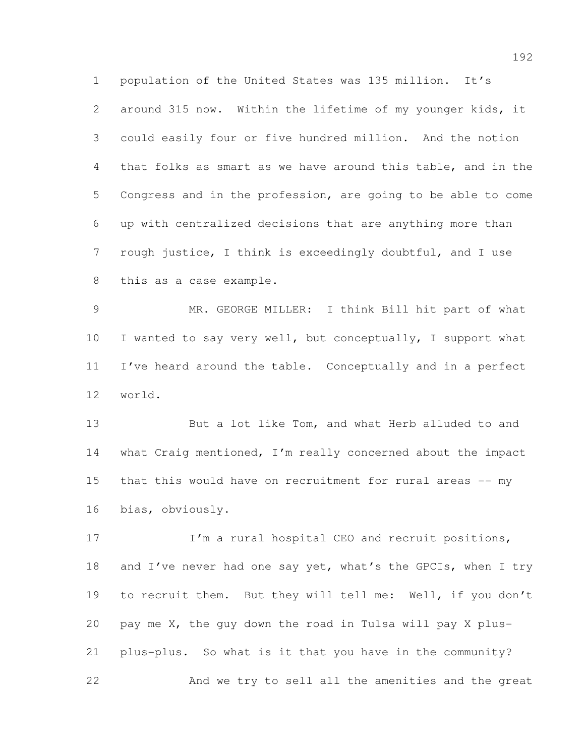population of the United States was 135 million. It's around 315 now. Within the lifetime of my younger kids, it could easily four or five hundred million. And the notion that folks as smart as we have around this table, and in the Congress and in the profession, are going to be able to come up with centralized decisions that are anything more than rough justice, I think is exceedingly doubtful, and I use this as a case example.

MR. GEORGE MILLER: I think Bill hit part of what I wanted to say very well, but conceptually, I support what I've heard around the table. Conceptually and in a perfect world.

But a lot like Tom, and what Herb alluded to and what Craig mentioned, I'm really concerned about the impact that this would have on recruitment for rural areas -- my bias, obviously.

I'm a rural hospital CEO and recruit positions, and I've never had one say yet, what's the GPCIs, when I try to recruit them. But they will tell me: Well, if you don't pay me X, the guy down the road in Tulsa will pay X plus-plus-plus. So what is it that you have in the community?

And we try to sell all the amenities and the great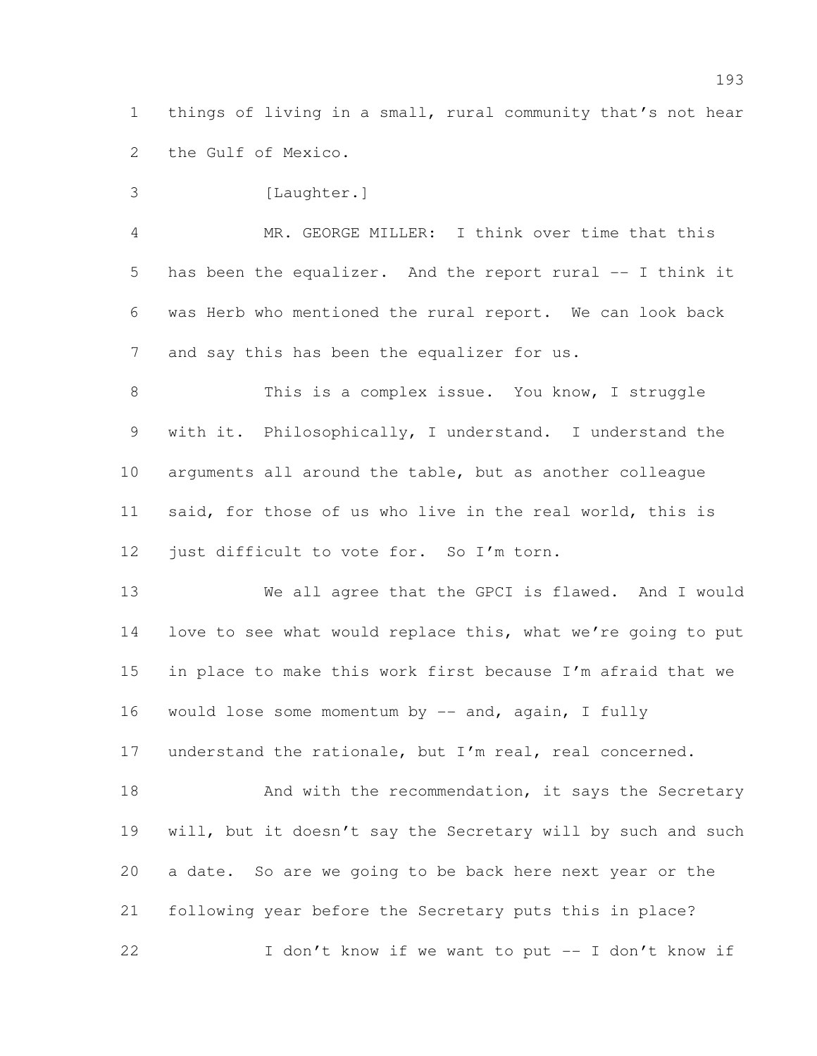things of living in a small, rural community that's not hear the Gulf of Mexico.

[Laughter.]

MR. GEORGE MILLER: I think over time that this has been the equalizer. And the report rural -- I think it was Herb who mentioned the rural report. We can look back and say this has been the equalizer for us.

This is a complex issue. You know, I struggle with it. Philosophically, I understand. I understand the arguments all around the table, but as another colleague said, for those of us who live in the real world, this is just difficult to vote for. So I'm torn.

We all agree that the GPCI is flawed. And I would love to see what would replace this, what we're going to put in place to make this work first because I'm afraid that we would lose some momentum by -- and, again, I fully understand the rationale, but I'm real, real concerned.

And with the recommendation, it says the Secretary will, but it doesn't say the Secretary will by such and such a date. So are we going to be back here next year or the following year before the Secretary puts this in place?

I don't know if we want to put -- I don't know if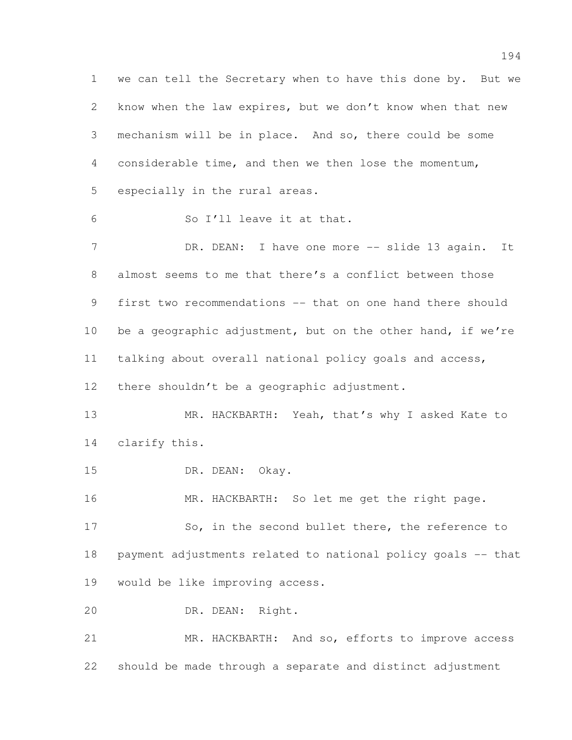we can tell the Secretary when to have this done by. But we know when the law expires, but we don't know when that new mechanism will be in place. And so, there could be some considerable time, and then we then lose the momentum, especially in the rural areas.

So I'll leave it at that.

DR. DEAN: I have one more -- slide 13 again. It almost seems to me that there's a conflict between those first two recommendations -- that on one hand there should be a geographic adjustment, but on the other hand, if we're talking about overall national policy goals and access, there shouldn't be a geographic adjustment.

MR. HACKBARTH: Yeah, that's why I asked Kate to clarify this.

DR. DEAN: Okay.

MR. HACKBARTH: So let me get the right page.

So, in the second bullet there, the reference to payment adjustments related to national policy goals -- that would be like improving access.

DR. DEAN: Right.

MR. HACKBARTH: And so, efforts to improve access should be made through a separate and distinct adjustment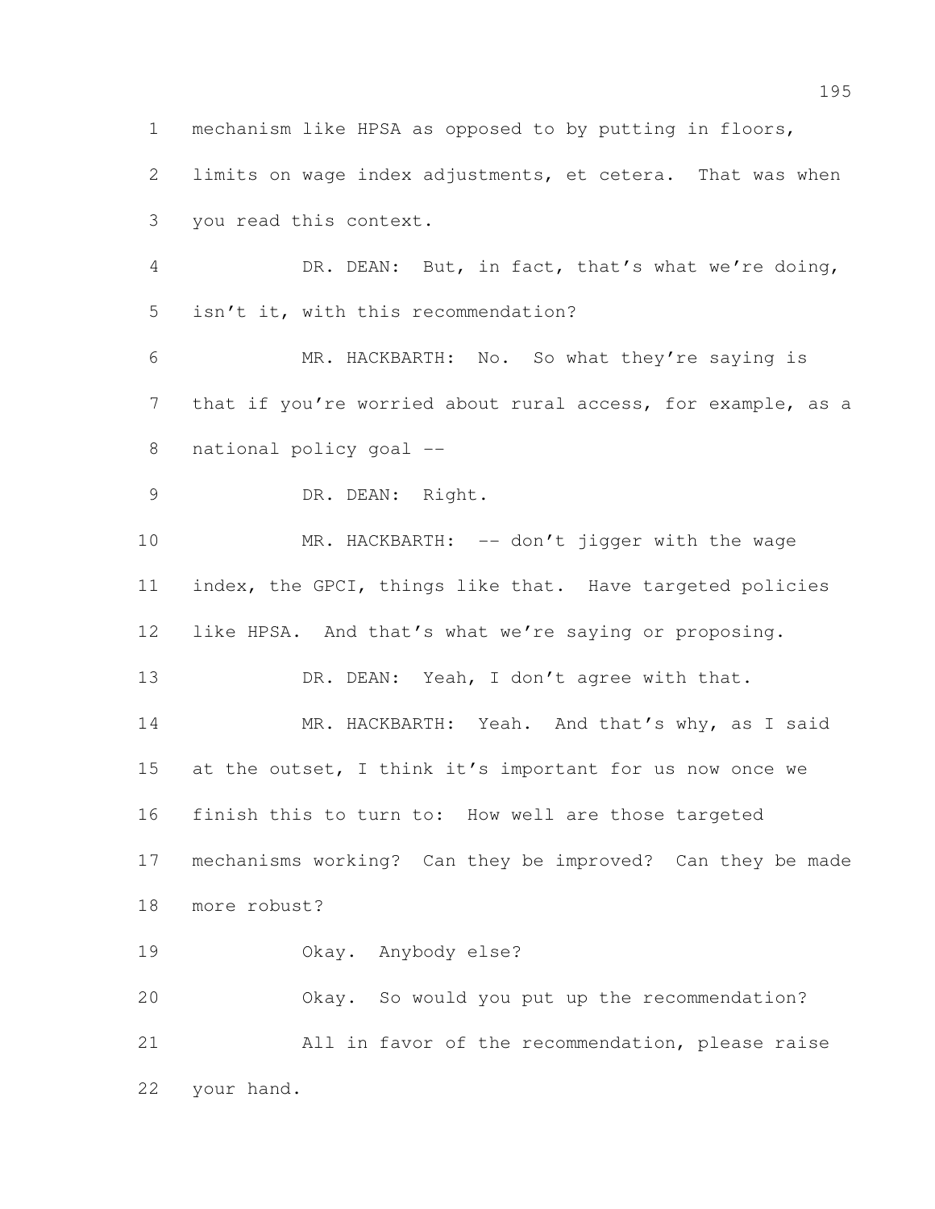mechanism like HPSA as opposed to by putting in floors, limits on wage index adjustments, et cetera. That was when you read this context.

DR. DEAN: But, in fact, that's what we're doing, isn't it, with this recommendation?

MR. HACKBARTH: No. So what they're saying is that if you're worried about rural access, for example, as a national policy goal --

DR. DEAN: Right.

MR. HACKBARTH: -- don't jigger with the wage index, the GPCI, things like that. Have targeted policies like HPSA. And that's what we're saying or proposing.

DR. DEAN: Yeah, I don't agree with that.

MR. HACKBARTH: Yeah. And that's why, as I said at the outset, I think it's important for us now once we finish this to turn to: How well are those targeted mechanisms working? Can they be improved? Can they be made more robust?

Okay. Anybody else?

Okay. So would you put up the recommendation?

All in favor of the recommendation, please raise your hand.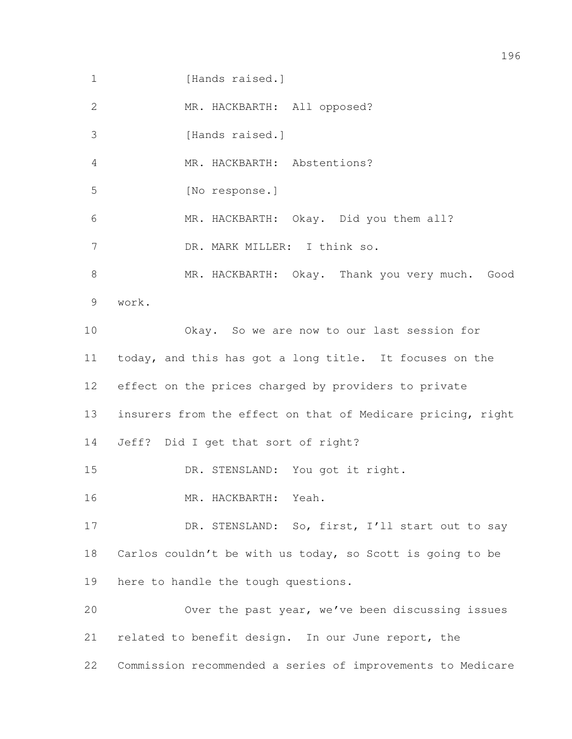[Hands raised.]

MR. HACKBARTH: All opposed?

[Hands raised.]

MR. HACKBARTH: Abstentions?

[No response.]

MR. HACKBARTH: Okay. Did you them all?

DR. MARK MILLER: I think so.

MR. HACKBARTH: Okay. Thank you very much. Good work.

Okay. So we are now to our last session for today, and this has got a long title. It focuses on the effect on the prices charged by providers to private insurers from the effect on that of Medicare pricing, right Jeff? Did I get that sort of right?

DR. STENSLAND: You got it right.

MR. HACKBARTH: Yeah.

DR. STENSLAND: So, first, I'll start out to say Carlos couldn't be with us today, so Scott is going to be here to handle the tough questions.

Over the past year, we've been discussing issues related to benefit design. In our June report, the Commission recommended a series of improvements to Medicare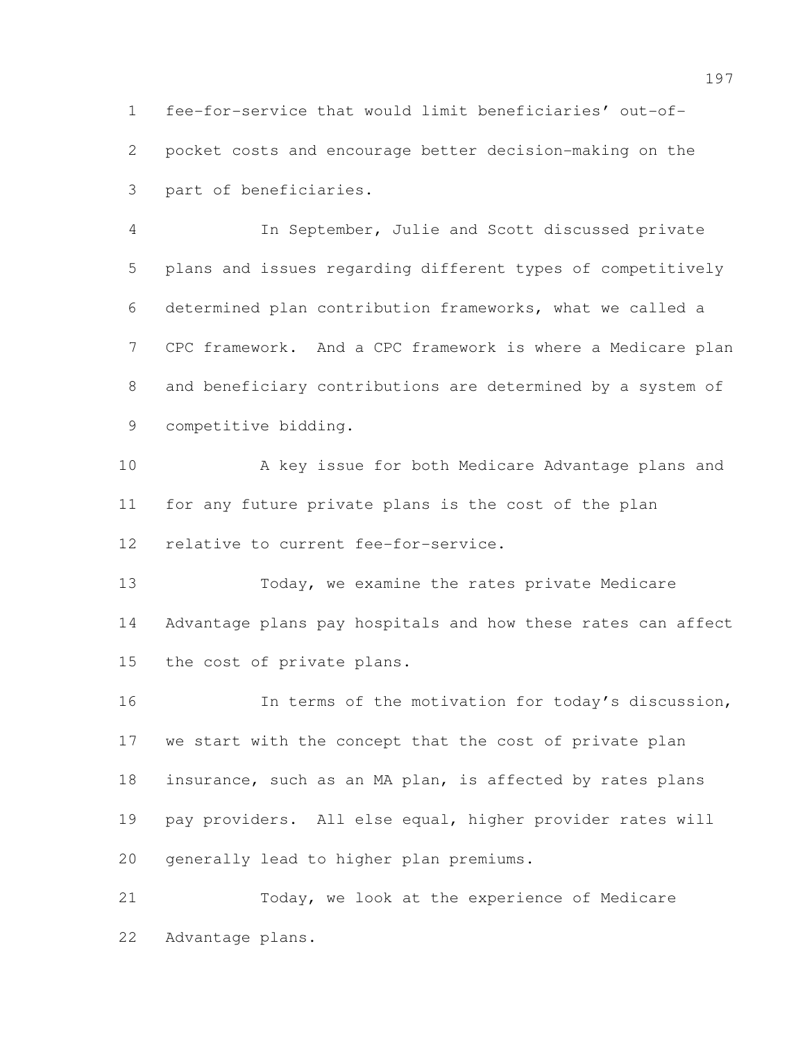fee-for-service that would limit beneficiaries' out-of-pocket costs and encourage better decision-making on the part of beneficiaries.

In September, Julie and Scott discussed private plans and issues regarding different types of competitively determined plan contribution frameworks, what we called a CPC framework. And a CPC framework is where a Medicare plan and beneficiary contributions are determined by a system of competitive bidding.

A key issue for both Medicare Advantage plans and for any future private plans is the cost of the plan relative to current fee-for-service.

Today, we examine the rates private Medicare Advantage plans pay hospitals and how these rates can affect the cost of private plans.

In terms of the motivation for today's discussion, we start with the concept that the cost of private plan insurance, such as an MA plan, is affected by rates plans pay providers. All else equal, higher provider rates will generally lead to higher plan premiums.

Today, we look at the experience of Medicare Advantage plans.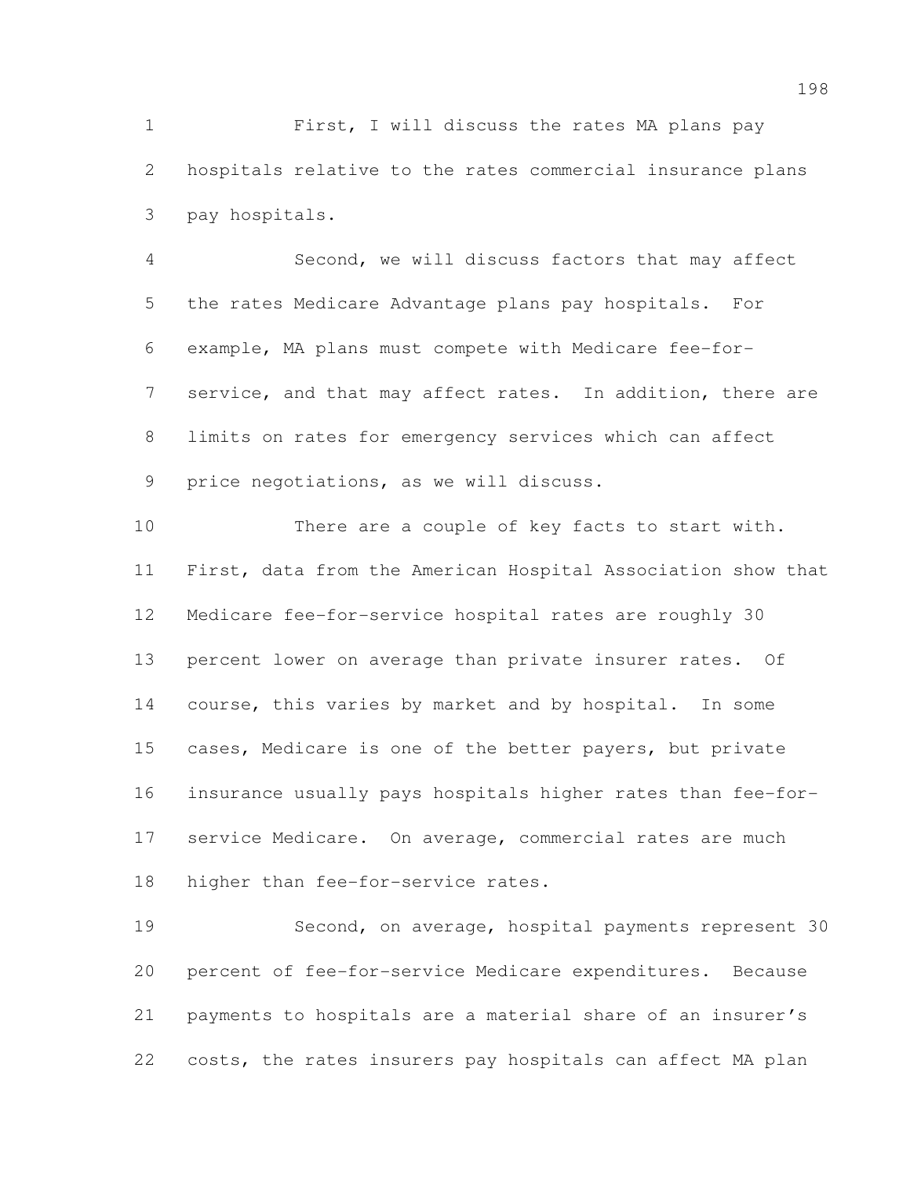First, I will discuss the rates MA plans pay hospitals relative to the rates commercial insurance plans pay hospitals.

Second, we will discuss factors that may affect the rates Medicare Advantage plans pay hospitals. For example, MA plans must compete with Medicare fee-for-service, and that may affect rates. In addition, there are limits on rates for emergency services which can affect price negotiations, as we will discuss.

There are a couple of key facts to start with. First, data from the American Hospital Association show that Medicare fee-for-service hospital rates are roughly 30 percent lower on average than private insurer rates. Of course, this varies by market and by hospital. In some cases, Medicare is one of the better payers, but private insurance usually pays hospitals higher rates than fee-for-service Medicare. On average, commercial rates are much higher than fee-for-service rates.

Second, on average, hospital payments represent 30 percent of fee-for-service Medicare expenditures. Because payments to hospitals are a material share of an insurer's costs, the rates insurers pay hospitals can affect MA plan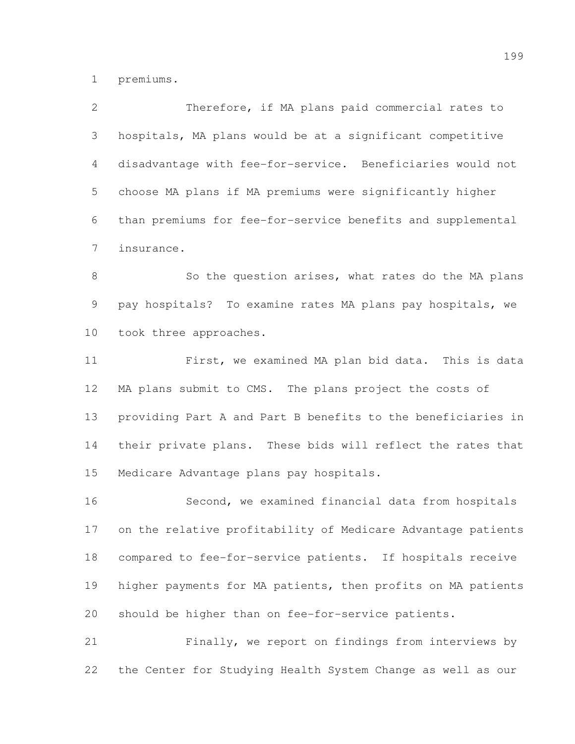premiums.

Therefore, if MA plans paid commercial rates to hospitals, MA plans would be at a significant competitive disadvantage with fee-for-service. Beneficiaries would not choose MA plans if MA premiums were significantly higher than premiums for fee-for-service benefits and supplemental insurance.

So the question arises, what rates do the MA plans pay hospitals? To examine rates MA plans pay hospitals, we took three approaches.

First, we examined MA plan bid data. This is data MA plans submit to CMS. The plans project the costs of providing Part A and Part B benefits to the beneficiaries in their private plans. These bids will reflect the rates that Medicare Advantage plans pay hospitals.

Second, we examined financial data from hospitals on the relative profitability of Medicare Advantage patients compared to fee-for-service patients. If hospitals receive higher payments for MA patients, then profits on MA patients should be higher than on fee-for-service patients.

Finally, we report on findings from interviews by the Center for Studying Health System Change as well as our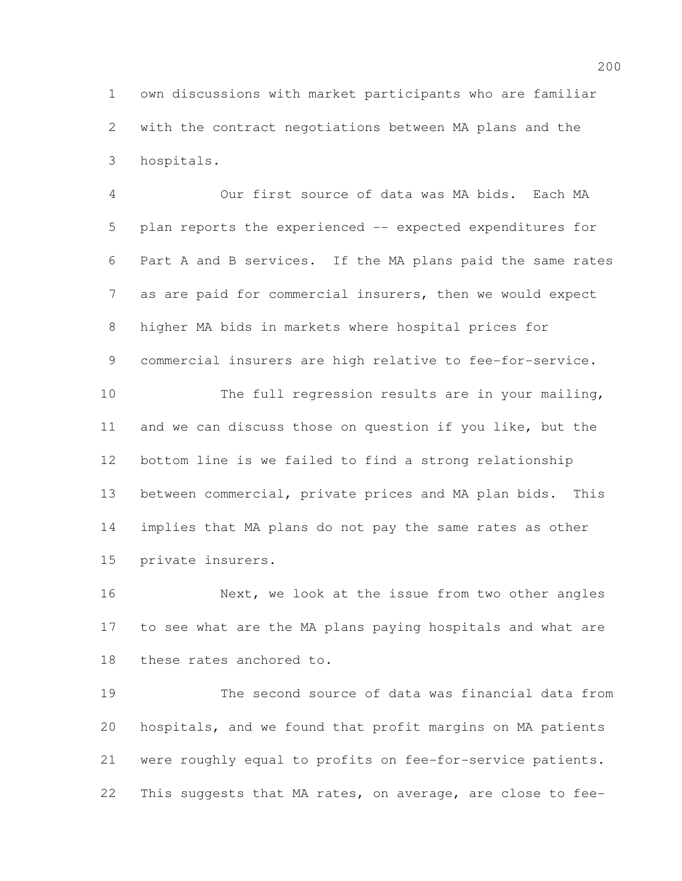own discussions with market participants who are familiar with the contract negotiations between MA plans and the hospitals.

Our first source of data was MA bids. Each MA plan reports the experienced -- expected expenditures for Part A and B services. If the MA plans paid the same rates as are paid for commercial insurers, then we would expect higher MA bids in markets where hospital prices for commercial insurers are high relative to fee-for-service.

The full regression results are in your mailing, and we can discuss those on question if you like, but the bottom line is we failed to find a strong relationship between commercial, private prices and MA plan bids. This implies that MA plans do not pay the same rates as other private insurers.

Next, we look at the issue from two other angles to see what are the MA plans paying hospitals and what are these rates anchored to.

The second source of data was financial data from hospitals, and we found that profit margins on MA patients were roughly equal to profits on fee-for-service patients. This suggests that MA rates, on average, are close to fee-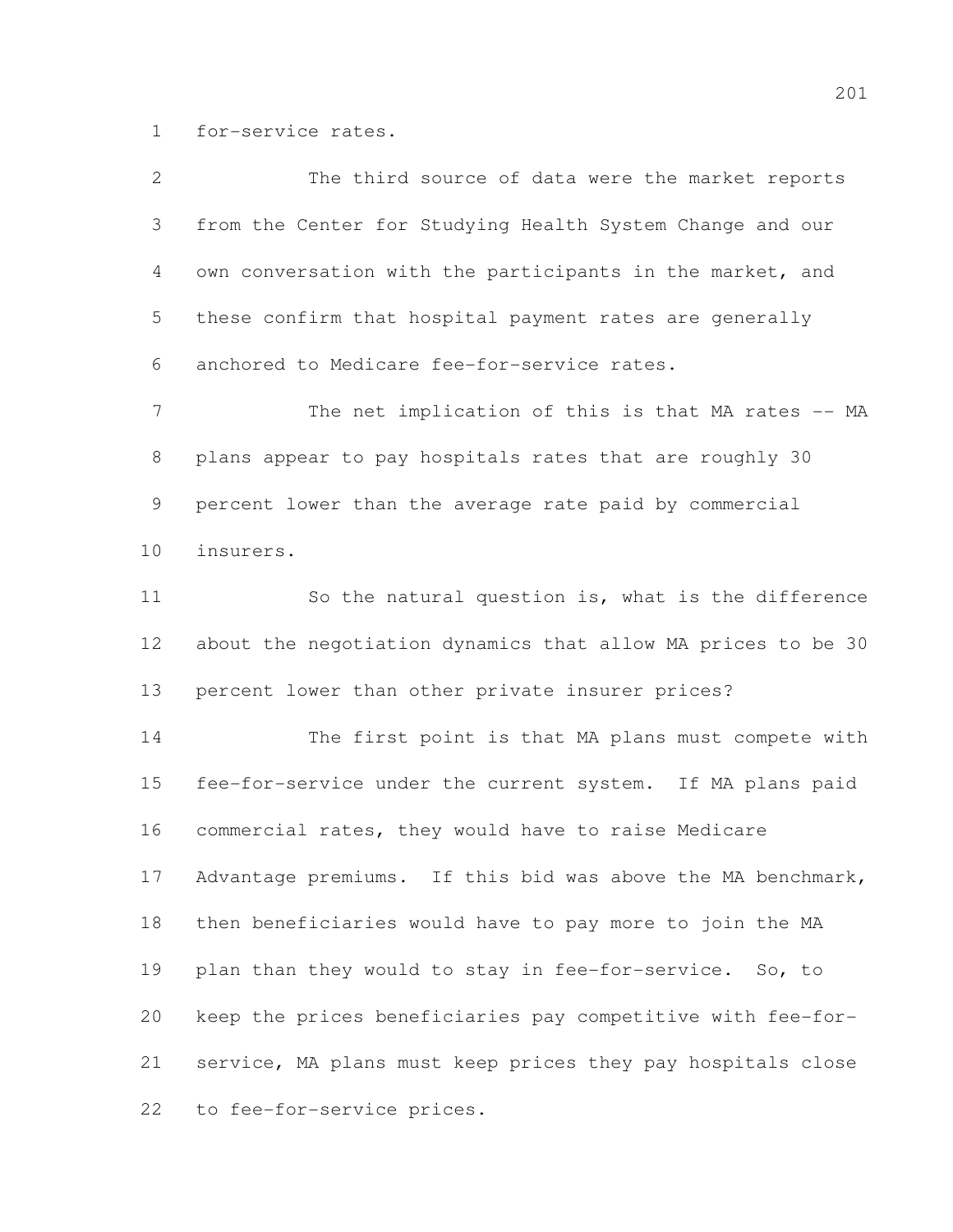for-service rates.

The third source of data were the market reports from the Center for Studying Health System Change and our own conversation with the participants in the market, and these confirm that hospital payment rates are generally anchored to Medicare fee-for-service rates.

The net implication of this is that MA rates -- MA plans appear to pay hospitals rates that are roughly 30 percent lower than the average rate paid by commercial insurers.

So the natural question is, what is the difference about the negotiation dynamics that allow MA prices to be 30 percent lower than other private insurer prices?

The first point is that MA plans must compete with fee-for-service under the current system. If MA plans paid commercial rates, they would have to raise Medicare Advantage premiums. If this bid was above the MA benchmark, then beneficiaries would have to pay more to join the MA plan than they would to stay in fee-for-service. So, to keep the prices beneficiaries pay competitive with fee-for-service, MA plans must keep prices they pay hospitals close to fee-for-service prices.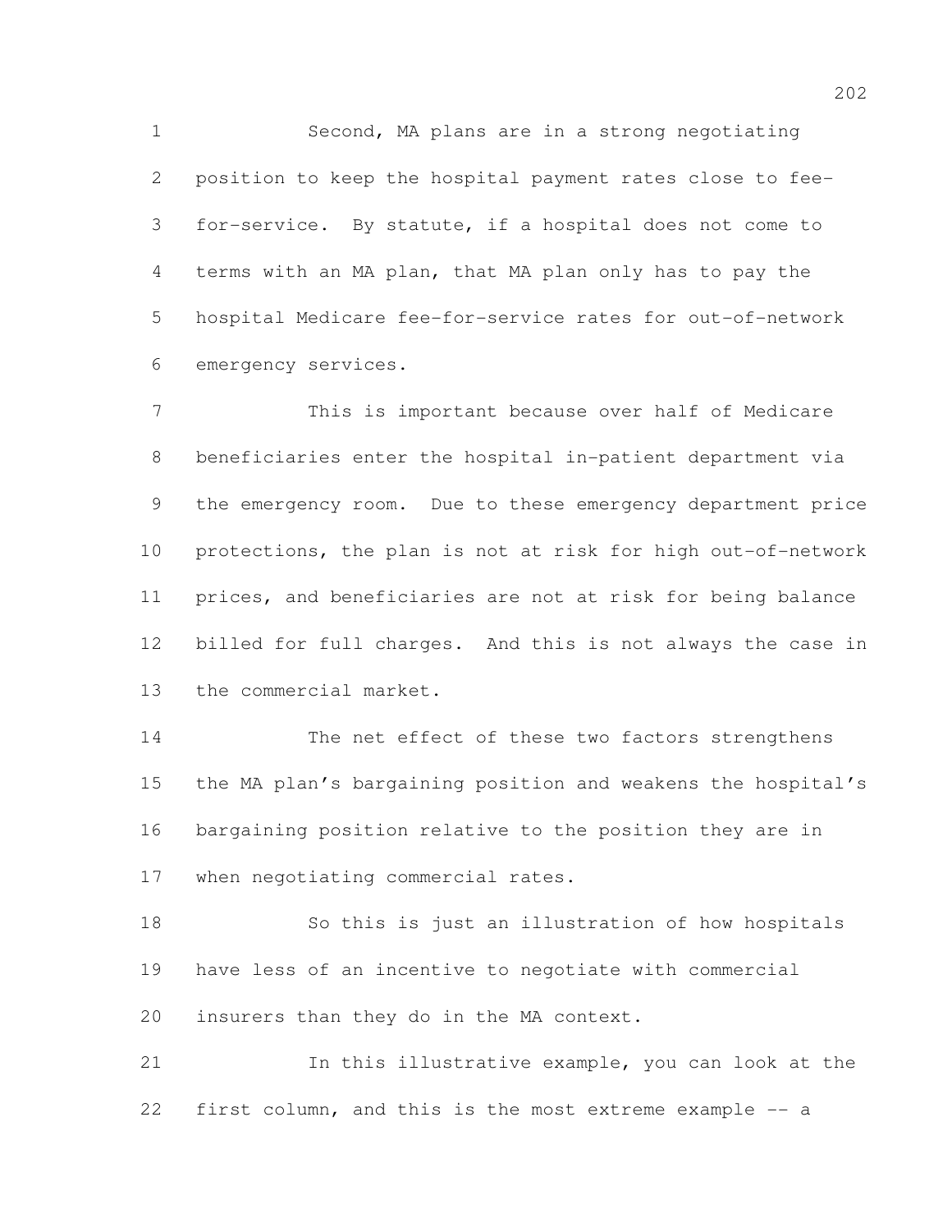Second, MA plans are in a strong negotiating position to keep the hospital payment rates close to fee-for-service. By statute, if a hospital does not come to terms with an MA plan, that MA plan only has to pay the hospital Medicare fee-for-service rates for out-of-network emergency services.

This is important because over half of Medicare beneficiaries enter the hospital in-patient department via the emergency room. Due to these emergency department price protections, the plan is not at risk for high out-of-network prices, and beneficiaries are not at risk for being balance billed for full charges. And this is not always the case in the commercial market.

The net effect of these two factors strengthens the MA plan's bargaining position and weakens the hospital's bargaining position relative to the position they are in when negotiating commercial rates.

So this is just an illustration of how hospitals have less of an incentive to negotiate with commercial insurers than they do in the MA context.

In this illustrative example, you can look at the first column, and this is the most extreme example -- a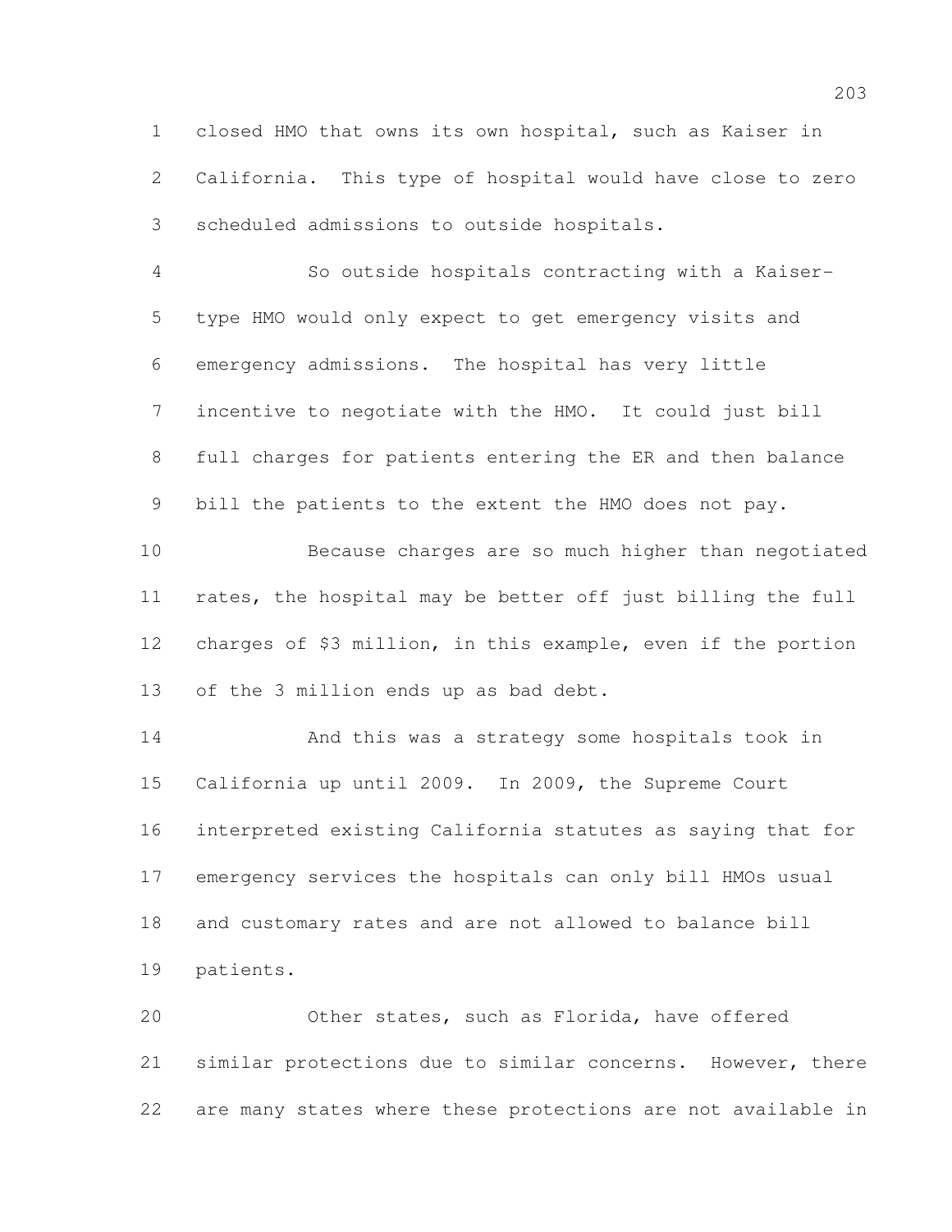closed HMO that owns its own hospital, such as Kaiser in California. This type of hospital would have close to zero scheduled admissions to outside hospitals.

So outside hospitals contracting with a Kaiser-type HMO would only expect to get emergency visits and emergency admissions. The hospital has very little incentive to negotiate with the HMO. It could just bill full charges for patients entering the ER and then balance bill the patients to the extent the HMO does not pay.

Because charges are so much higher than negotiated rates, the hospital may be better off just billing the full charges of $3 million, in this example, even if the portion of the 3 million ends up as bad debt.

And this was a strategy some hospitals took in California up until 2009. In 2009, the Supreme Court interpreted existing California statutes as saying that for emergency services the hospitals can only bill HMOs usual and customary rates and are not allowed to balance bill patients.

Other states, such as Florida, have offered similar protections due to similar concerns. However, there are many states where these protections are not available in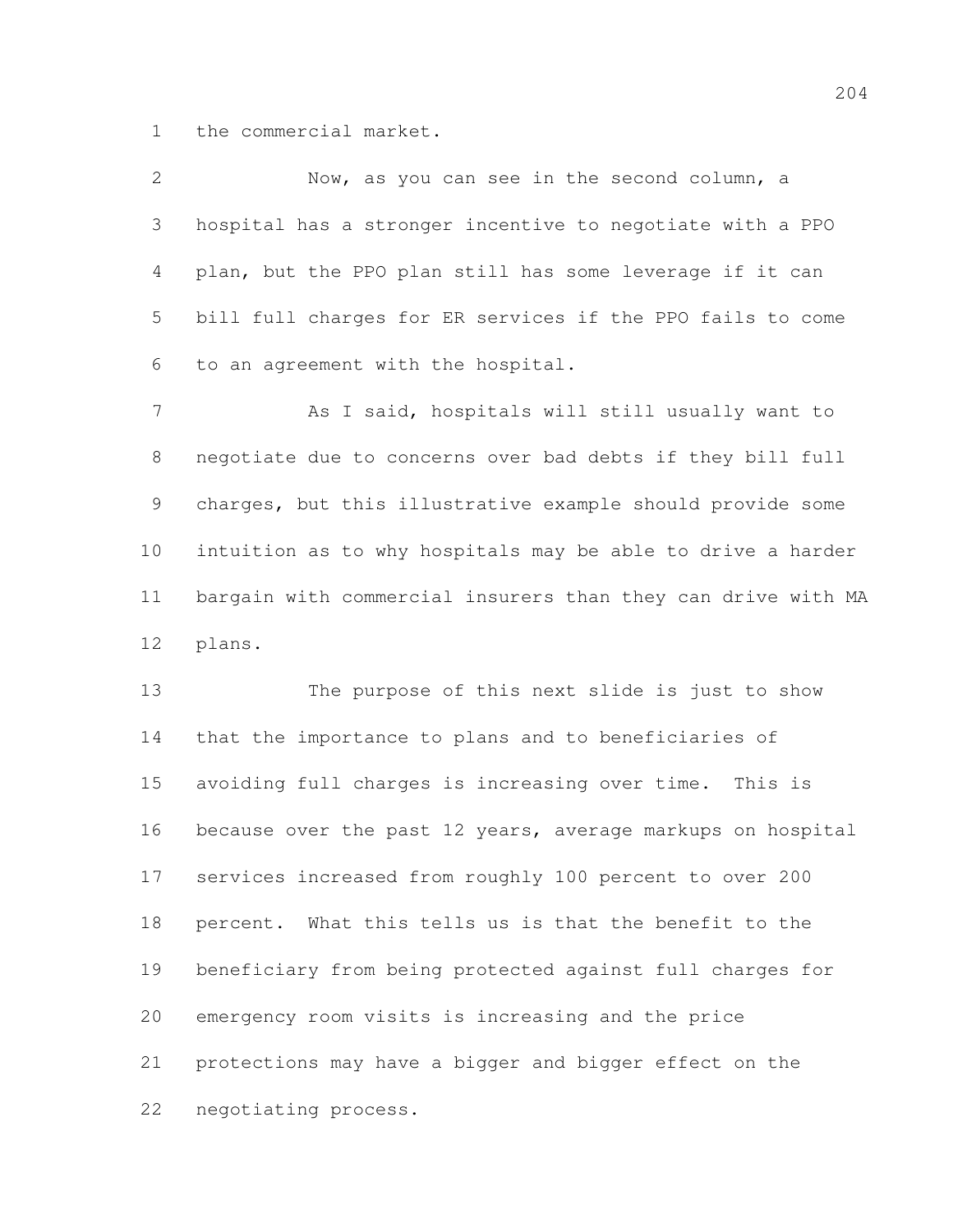the commercial market.

Now, as you can see in the second column, a hospital has a stronger incentive to negotiate with a PPO plan, but the PPO plan still has some leverage if it can bill full charges for ER services if the PPO fails to come to an agreement with the hospital.

As I said, hospitals will still usually want to negotiate due to concerns over bad debts if they bill full charges, but this illustrative example should provide some intuition as to why hospitals may be able to drive a harder bargain with commercial insurers than they can drive with MA plans.

The purpose of this next slide is just to show that the importance to plans and to beneficiaries of avoiding full charges is increasing over time. This is because over the past 12 years, average markups on hospital services increased from roughly 100 percent to over 200 percent. What this tells us is that the benefit to the beneficiary from being protected against full charges for emergency room visits is increasing and the price protections may have a bigger and bigger effect on the negotiating process.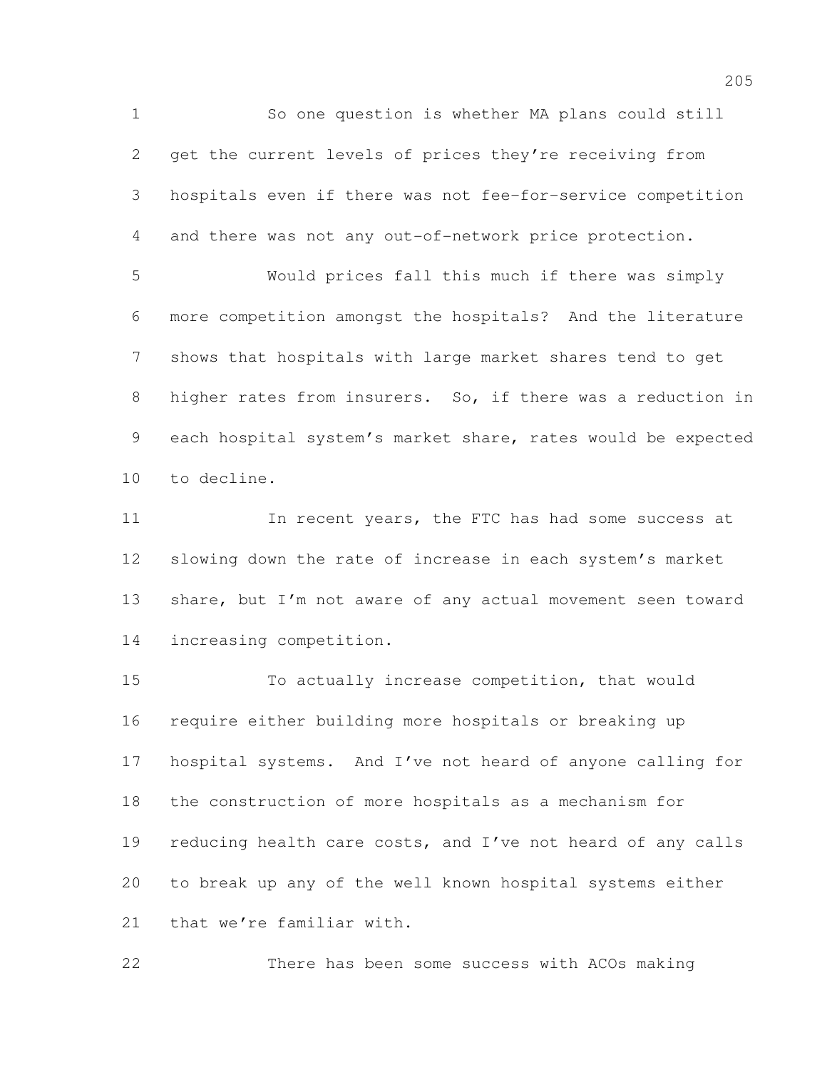So one question is whether MA plans could still get the current levels of prices they're receiving from hospitals even if there was not fee-for-service competition and there was not any out-of-network price protection.

Would prices fall this much if there was simply more competition amongst the hospitals? And the literature shows that hospitals with large market shares tend to get higher rates from insurers. So, if there was a reduction in each hospital system's market share, rates would be expected to decline.

In recent years, the FTC has had some success at slowing down the rate of increase in each system's market share, but I'm not aware of any actual movement seen toward increasing competition.

To actually increase competition, that would require either building more hospitals or breaking up hospital systems. And I've not heard of anyone calling for the construction of more hospitals as a mechanism for reducing health care costs, and I've not heard of any calls to break up any of the well known hospital systems either that we're familiar with.

There has been some success with ACOs making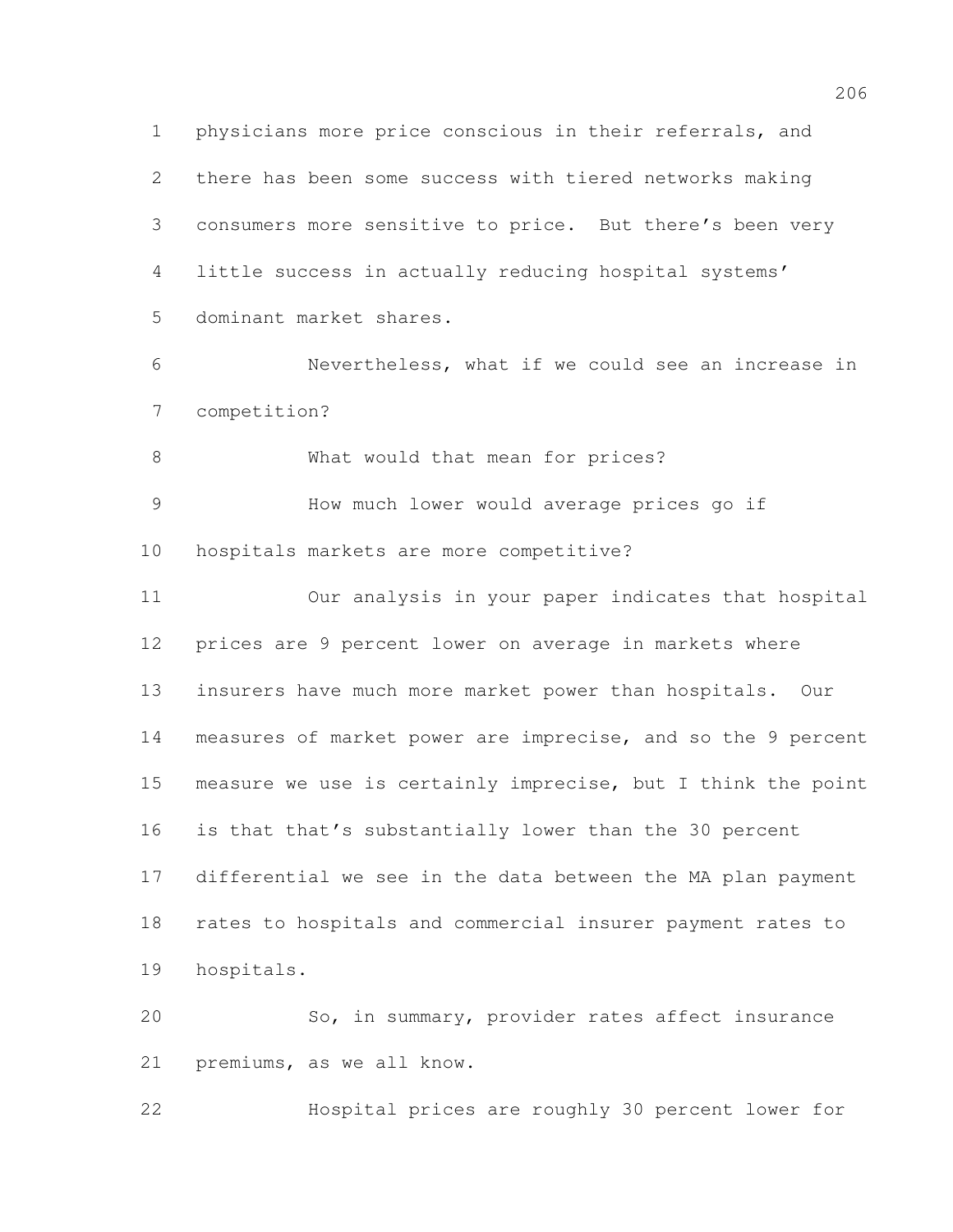physicians more price conscious in their referrals, and there has been some success with tiered networks making consumers more sensitive to price. But there's been very little success in actually reducing hospital systems' dominant market shares.

Nevertheless, what if we could see an increase in competition?

What would that mean for prices?

How much lower would average prices go if hospitals markets are more competitive?

Our analysis in your paper indicates that hospital prices are 9 percent lower on average in markets where insurers have much more market power than hospitals. Our measures of market power are imprecise, and so the 9 percent measure we use is certainly imprecise, but I think the point is that that's substantially lower than the 30 percent differential we see in the data between the MA plan payment rates to hospitals and commercial insurer payment rates to hospitals.

So, in summary, provider rates affect insurance premiums, as we all know.

Hospital prices are roughly 30 percent lower for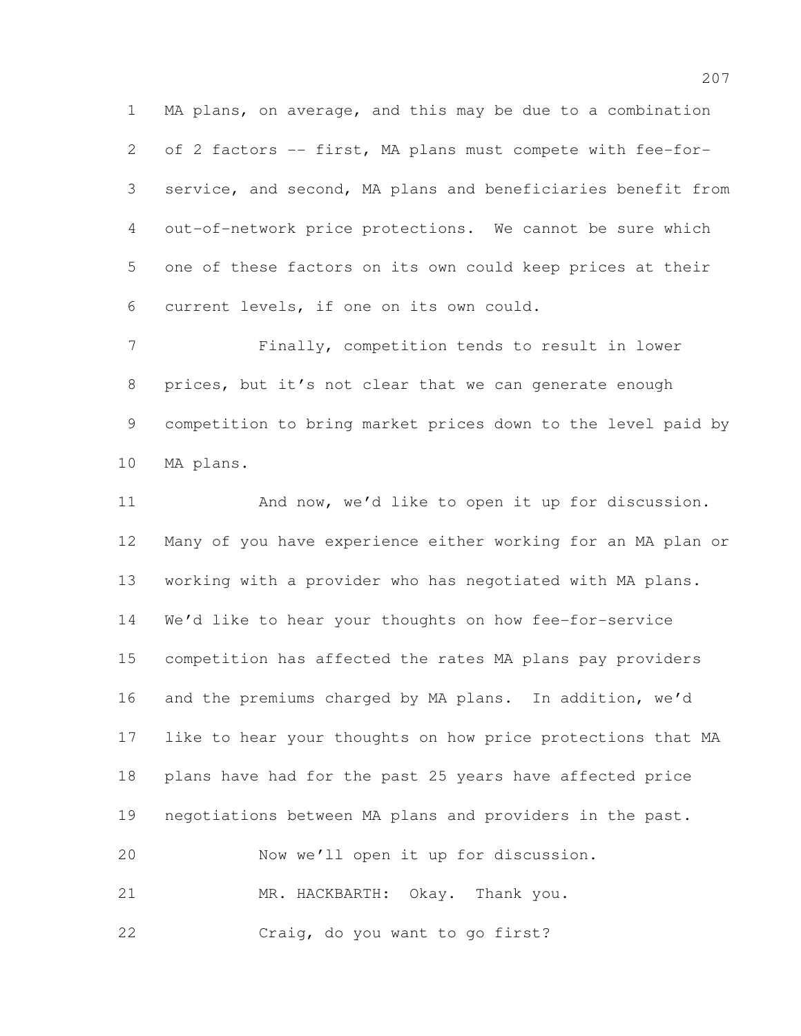MA plans, on average, and this may be due to a combination of 2 factors -- first, MA plans must compete with fee-for-service, and second, MA plans and beneficiaries benefit from out-of-network price protections. We cannot be sure which one of these factors on its own could keep prices at their current levels, if one on its own could.

Finally, competition tends to result in lower prices, but it's not clear that we can generate enough competition to bring market prices down to the level paid by MA plans.

And now, we'd like to open it up for discussion. Many of you have experience either working for an MA plan or working with a provider who has negotiated with MA plans. We'd like to hear your thoughts on how fee-for-service competition has affected the rates MA plans pay providers and the premiums charged by MA plans. In addition, we'd like to hear your thoughts on how price protections that MA plans have had for the past 25 years have affected price negotiations between MA plans and providers in the past.

Now we'll open it up for discussion.

MR. HACKBARTH: Okay. Thank you.

Craig, do you want to go first?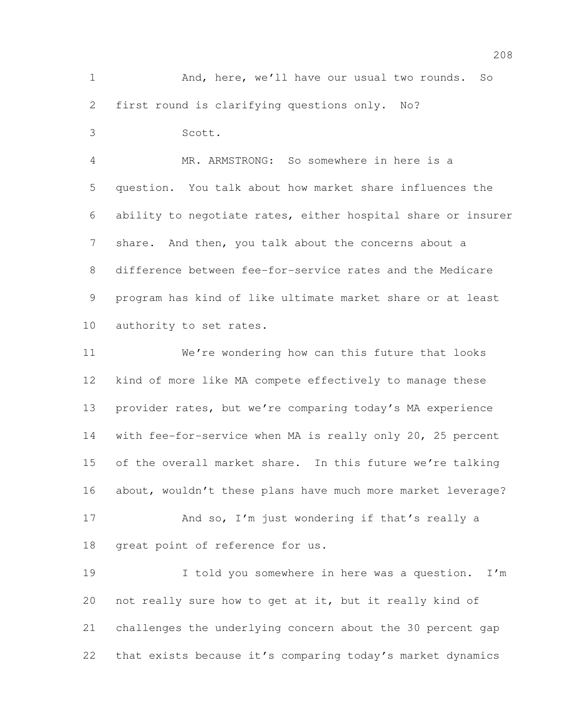And, here, we'll have our usual two rounds. So first round is clarifying questions only. No?

Scott.

MR. ARMSTRONG: So somewhere in here is a question. You talk about how market share influences the ability to negotiate rates, either hospital share or insurer share. And then, you talk about the concerns about a difference between fee-for-service rates and the Medicare program has kind of like ultimate market share or at least authority to set rates.

We're wondering how can this future that looks kind of more like MA compete effectively to manage these provider rates, but we're comparing today's MA experience with fee-for-service when MA is really only 20, 25 percent of the overall market share. In this future we're talking about, wouldn't these plans have much more market leverage?

And so, I'm just wondering if that's really a great point of reference for us.

I told you somewhere in here was a question. I'm not really sure how to get at it, but it really kind of challenges the underlying concern about the 30 percent gap that exists because it's comparing today's market dynamics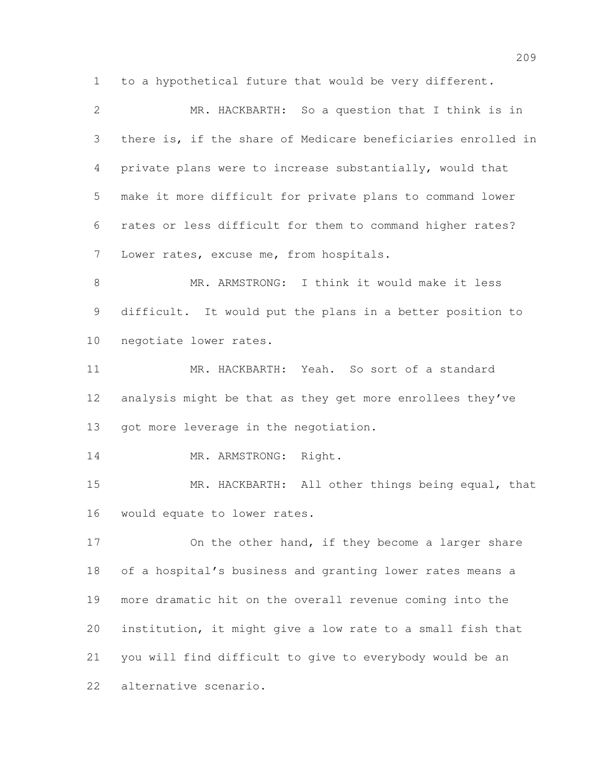to a hypothetical future that would be very different.

MR. HACKBARTH: So a question that I think is in there is, if the share of Medicare beneficiaries enrolled in private plans were to increase substantially, would that make it more difficult for private plans to command lower rates or less difficult for them to command higher rates? Lower rates, excuse me, from hospitals.

MR. ARMSTRONG: I think it would make it less difficult. It would put the plans in a better position to negotiate lower rates.

MR. HACKBARTH: Yeah. So sort of a standard analysis might be that as they get more enrollees they've got more leverage in the negotiation.

MR. ARMSTRONG: Right.

MR. HACKBARTH: All other things being equal, that would equate to lower rates.

On the other hand, if they become a larger share of a hospital's business and granting lower rates means a more dramatic hit on the overall revenue coming into the institution, it might give a low rate to a small fish that you will find difficult to give to everybody would be an alternative scenario.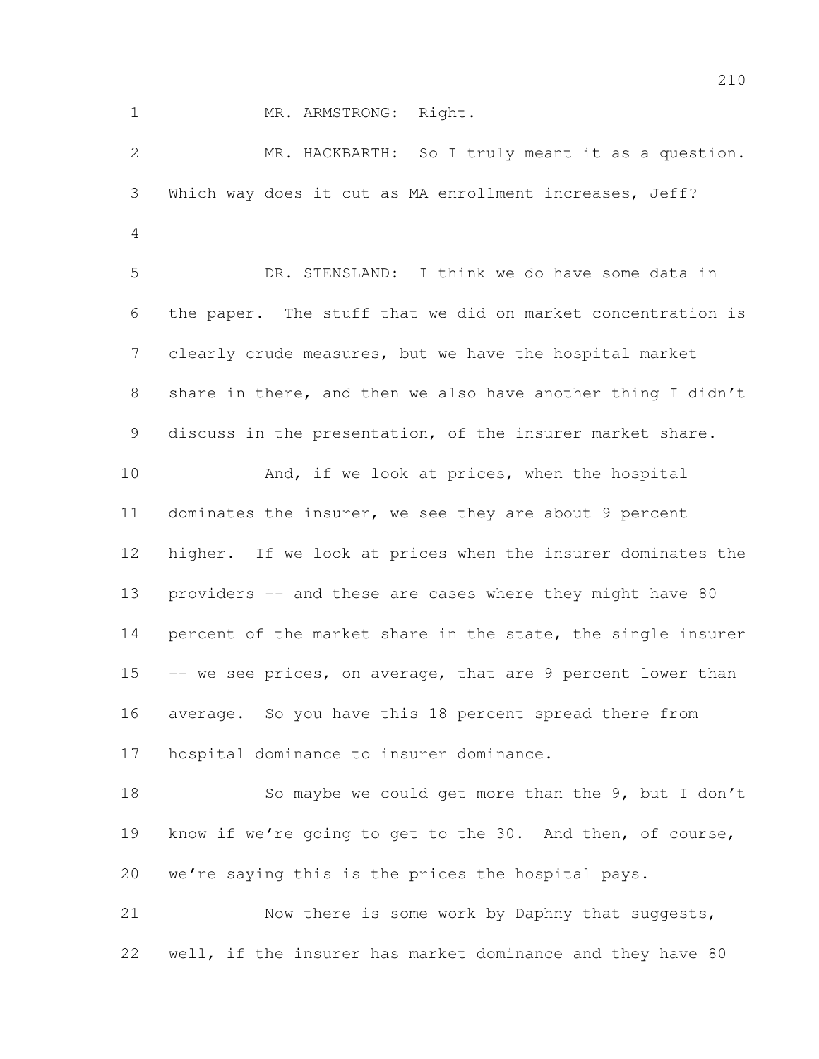MR. ARMSTRONG: Right.

MR. HACKBARTH: So I truly meant it as a question. Which way does it cut as MA enrollment increases, Jeff?

DR. STENSLAND: I think we do have some data in the paper. The stuff that we did on market concentration is clearly crude measures, but we have the hospital market share in there, and then we also have another thing I didn't discuss in the presentation, of the insurer market share.

And, if we look at prices, when the hospital dominates the insurer, we see they are about 9 percent higher. If we look at prices when the insurer dominates the providers -- and these are cases where they might have 80 percent of the market share in the state, the single insurer -- we see prices, on average, that are 9 percent lower than average. So you have this 18 percent spread there from hospital dominance to insurer dominance.

So maybe we could get more than the 9, but I don't know if we're going to get to the 30. And then, of course, we're saying this is the prices the hospital pays.

Now there is some work by Daphny that suggests, well, if the insurer has market dominance and they have 80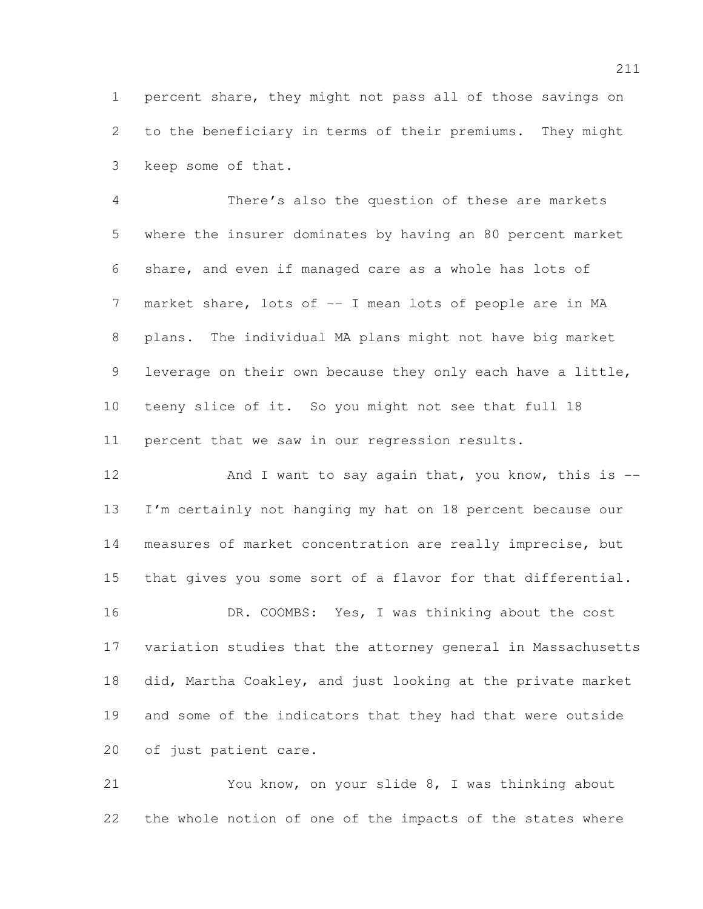percent share, they might not pass all of those savings on to the beneficiary in terms of their premiums. They might keep some of that.

There's also the question of these are markets where the insurer dominates by having an 80 percent market share, and even if managed care as a whole has lots of market share, lots of -- I mean lots of people are in MA plans. The individual MA plans might not have big market leverage on their own because they only each have a little, teeny slice of it. So you might not see that full 18 percent that we saw in our regression results.

And I want to say again that, you know, this is -- I'm certainly not hanging my hat on 18 percent because our measures of market concentration are really imprecise, but that gives you some sort of a flavor for that differential.

DR. COOMBS: Yes, I was thinking about the cost variation studies that the attorney general in Massachusetts did, Martha Coakley, and just looking at the private market and some of the indicators that they had that were outside of just patient care.

You know, on your slide 8, I was thinking about the whole notion of one of the impacts of the states where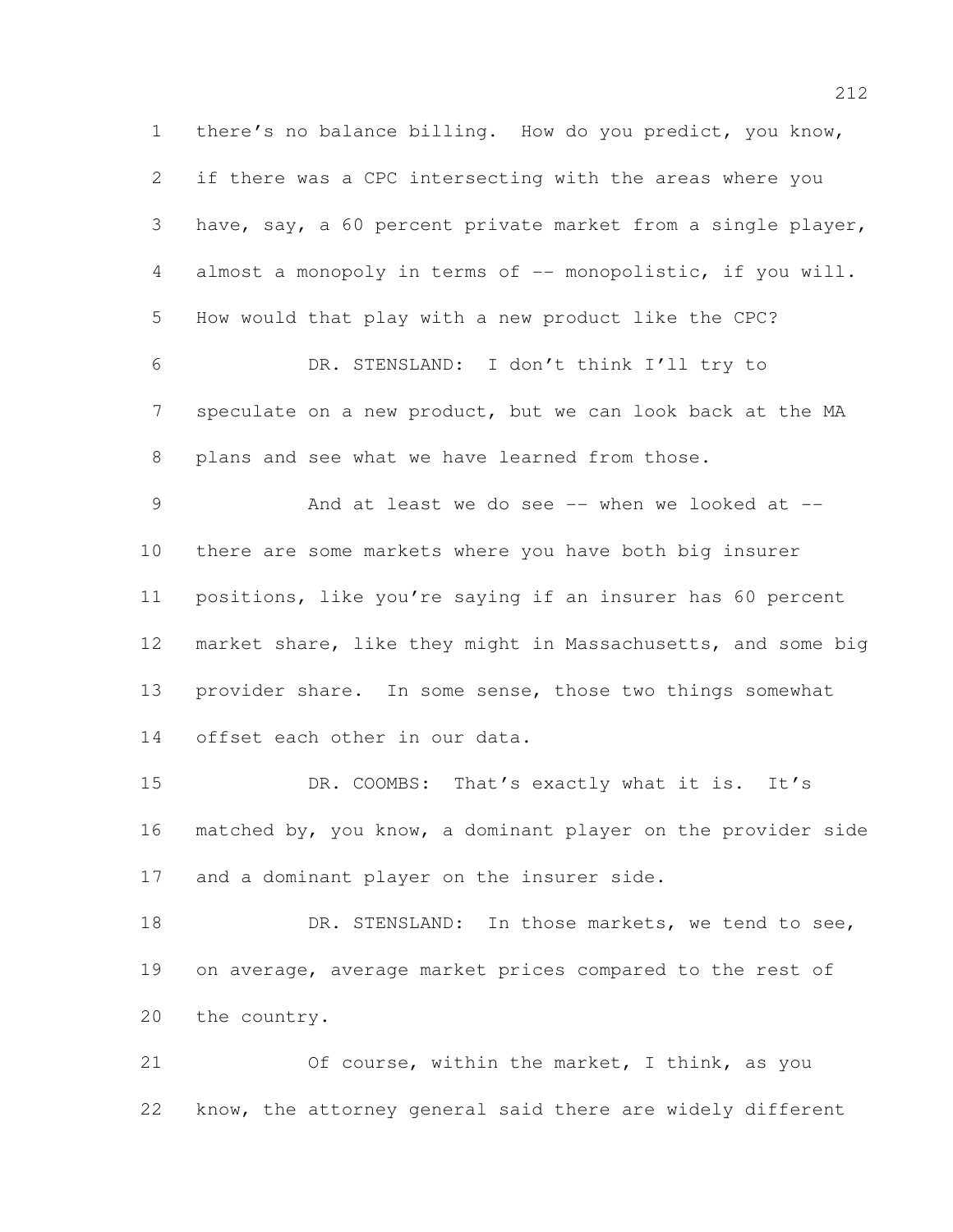there's no balance billing. How do you predict, you know, if there was a CPC intersecting with the areas where you have, say, a 60 percent private market from a single player, almost a monopoly in terms of -- monopolistic, if you will. How would that play with a new product like the CPC?

DR. STENSLAND: I don't think I'll try to speculate on a new product, but we can look back at the MA plans and see what we have learned from those.

And at least we do see -- when we looked at -- there are some markets where you have both big insurer positions, like you're saying if an insurer has 60 percent market share, like they might in Massachusetts, and some big provider share. In some sense, those two things somewhat offset each other in our data.

DR. COOMBS: That's exactly what it is. It's matched by, you know, a dominant player on the provider side and a dominant player on the insurer side.

DR. STENSLAND: In those markets, we tend to see, on average, average market prices compared to the rest of the country.

Of course, within the market, I think, as you know, the attorney general said there are widely different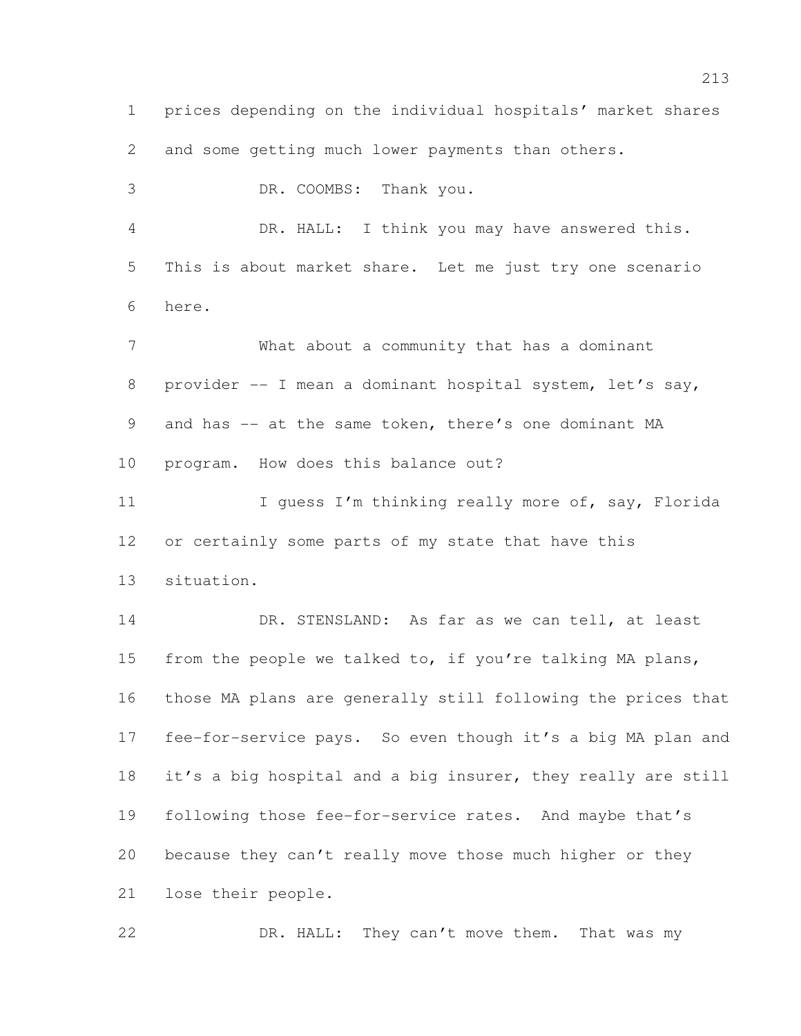prices depending on the individual hospitals' market shares and some getting much lower payments than others.

DR. COOMBS: Thank you.

DR. HALL: I think you may have answered this. This is about market share. Let me just try one scenario here.

What about a community that has a dominant provider -- I mean a dominant hospital system, let's say, and has -- at the same token, there's one dominant MA program. How does this balance out?

I guess I'm thinking really more of, say, Florida or certainly some parts of my state that have this situation.

DR. STENSLAND: As far as we can tell, at least from the people we talked to, if you're talking MA plans, those MA plans are generally still following the prices that fee-for-service pays. So even though it's a big MA plan and it's a big hospital and a big insurer, they really are still following those fee-for-service rates. And maybe that's because they can't really move those much higher or they lose their people.

DR. HALL: They can't move them. That was my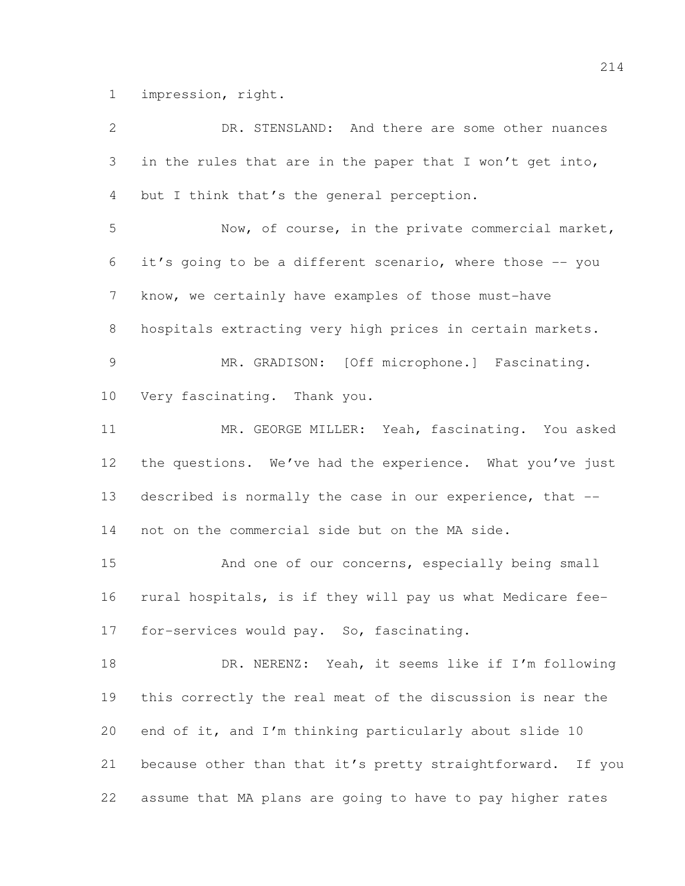impression, right.

DR. STENSLAND: And there are some other nuances in the rules that are in the paper that I won't get into, but I think that's the general perception.

Now, of course, in the private commercial market, it's going to be a different scenario, where those -- you know, we certainly have examples of those must-have hospitals extracting very high prices in certain markets.

MR. GRADISON: [Off microphone.] Fascinating. Very fascinating. Thank you.

MR. GEORGE MILLER: Yeah, fascinating. You asked the questions. We've had the experience. What you've just described is normally the case in our experience, that -- not on the commercial side but on the MA side.

And one of our concerns, especially being small rural hospitals, is if they will pay us what Medicare fee-for-services would pay. So, fascinating.

DR. NERENZ: Yeah, it seems like if I'm following this correctly the real meat of the discussion is near the end of it, and I'm thinking particularly about slide 10 because other than that it's pretty straightforward. If you assume that MA plans are going to have to pay higher rates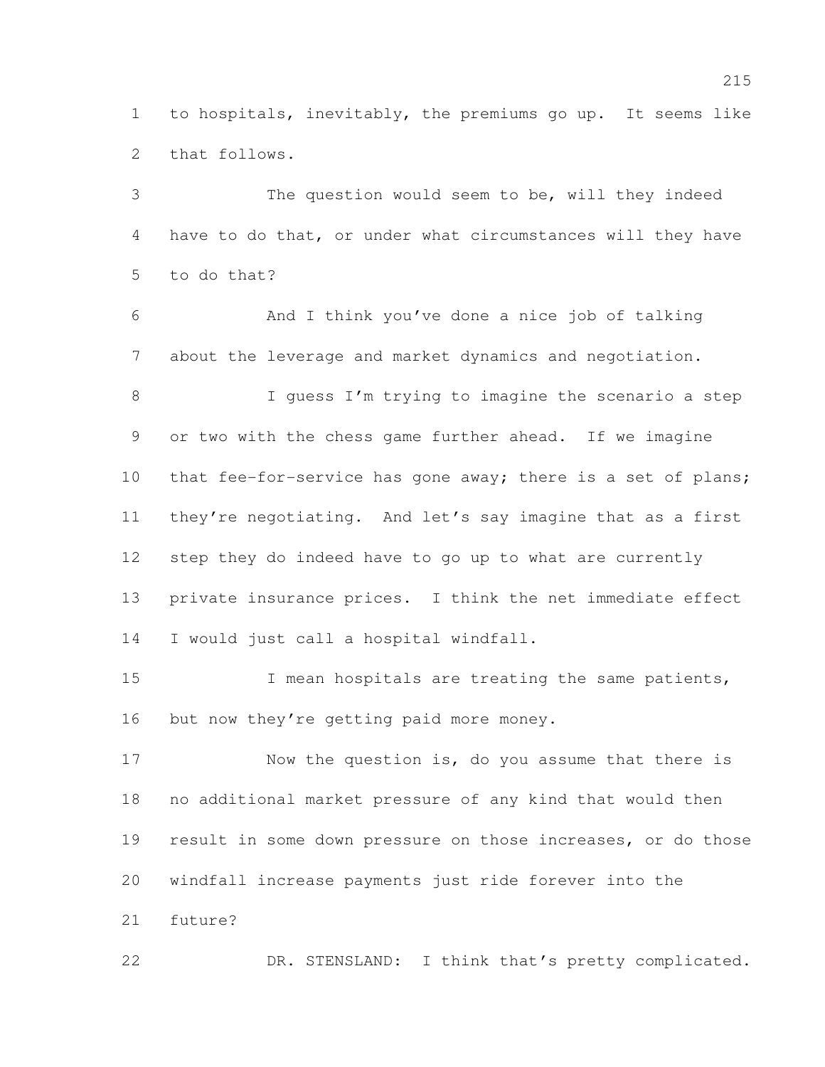to hospitals, inevitably, the premiums go up. It seems like that follows.

The question would seem to be, will they indeed have to do that, or under what circumstances will they have to do that?

And I think you've done a nice job of talking about the leverage and market dynamics and negotiation.

I guess I'm trying to imagine the scenario a step or two with the chess game further ahead. If we imagine that fee-for-service has gone away; there is a set of plans; they're negotiating. And let's say imagine that as a first step they do indeed have to go up to what are currently private insurance prices. I think the net immediate effect I would just call a hospital windfall.

I mean hospitals are treating the same patients, but now they're getting paid more money.

Now the question is, do you assume that there is no additional market pressure of any kind that would then result in some down pressure on those increases, or do those windfall increase payments just ride forever into the future?

DR. STENSLAND: I think that's pretty complicated.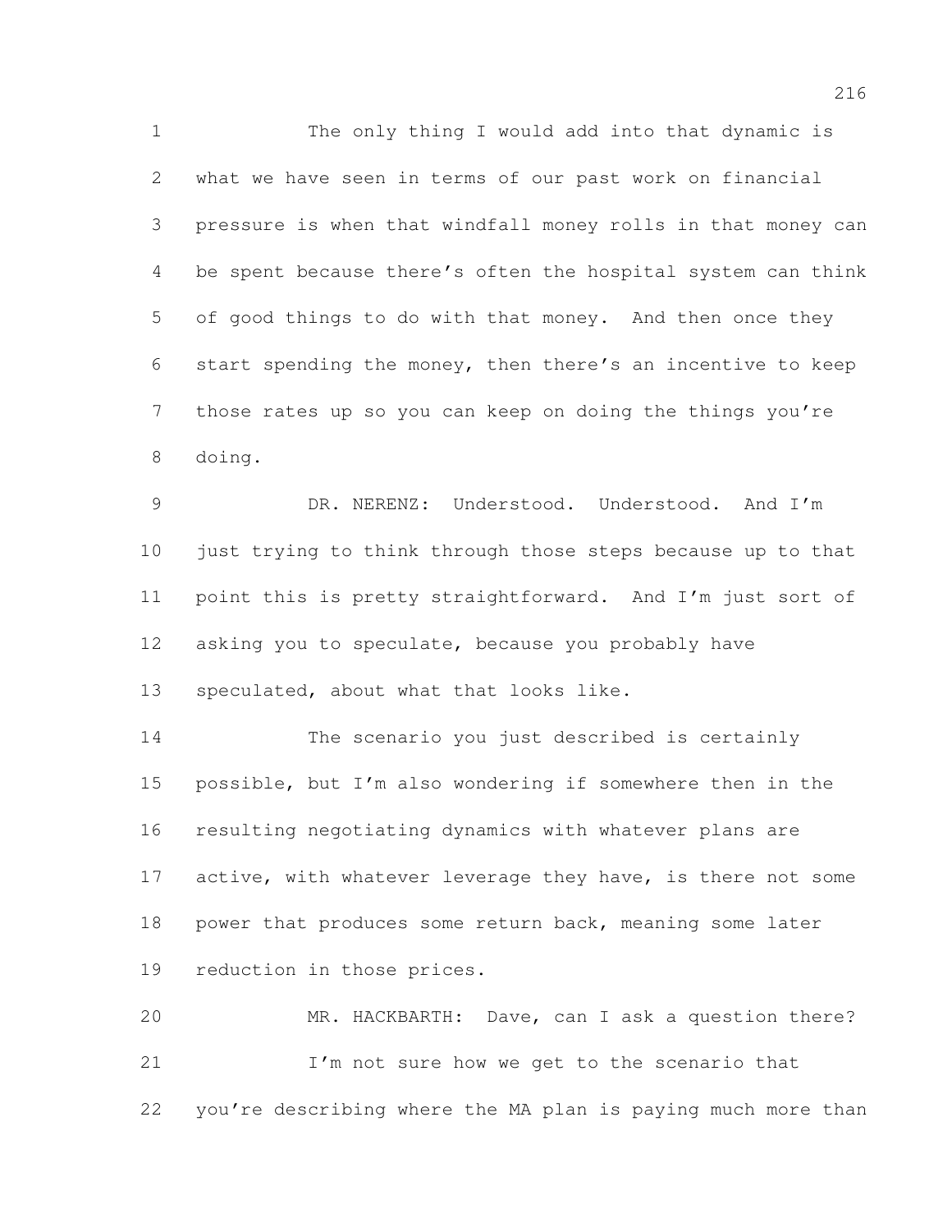The only thing I would add into that dynamic is what we have seen in terms of our past work on financial pressure is when that windfall money rolls in that money can be spent because there's often the hospital system can think of good things to do with that money. And then once they start spending the money, then there's an incentive to keep those rates up so you can keep on doing the things you're doing.

DR. NERENZ: Understood. Understood. And I'm just trying to think through those steps because up to that point this is pretty straightforward. And I'm just sort of asking you to speculate, because you probably have speculated, about what that looks like.

The scenario you just described is certainly possible, but I'm also wondering if somewhere then in the resulting negotiating dynamics with whatever plans are active, with whatever leverage they have, is there not some power that produces some return back, meaning some later reduction in those prices.

MR. HACKBARTH: Dave, can I ask a question there?

I'm not sure how we get to the scenario that you're describing where the MA plan is paying much more than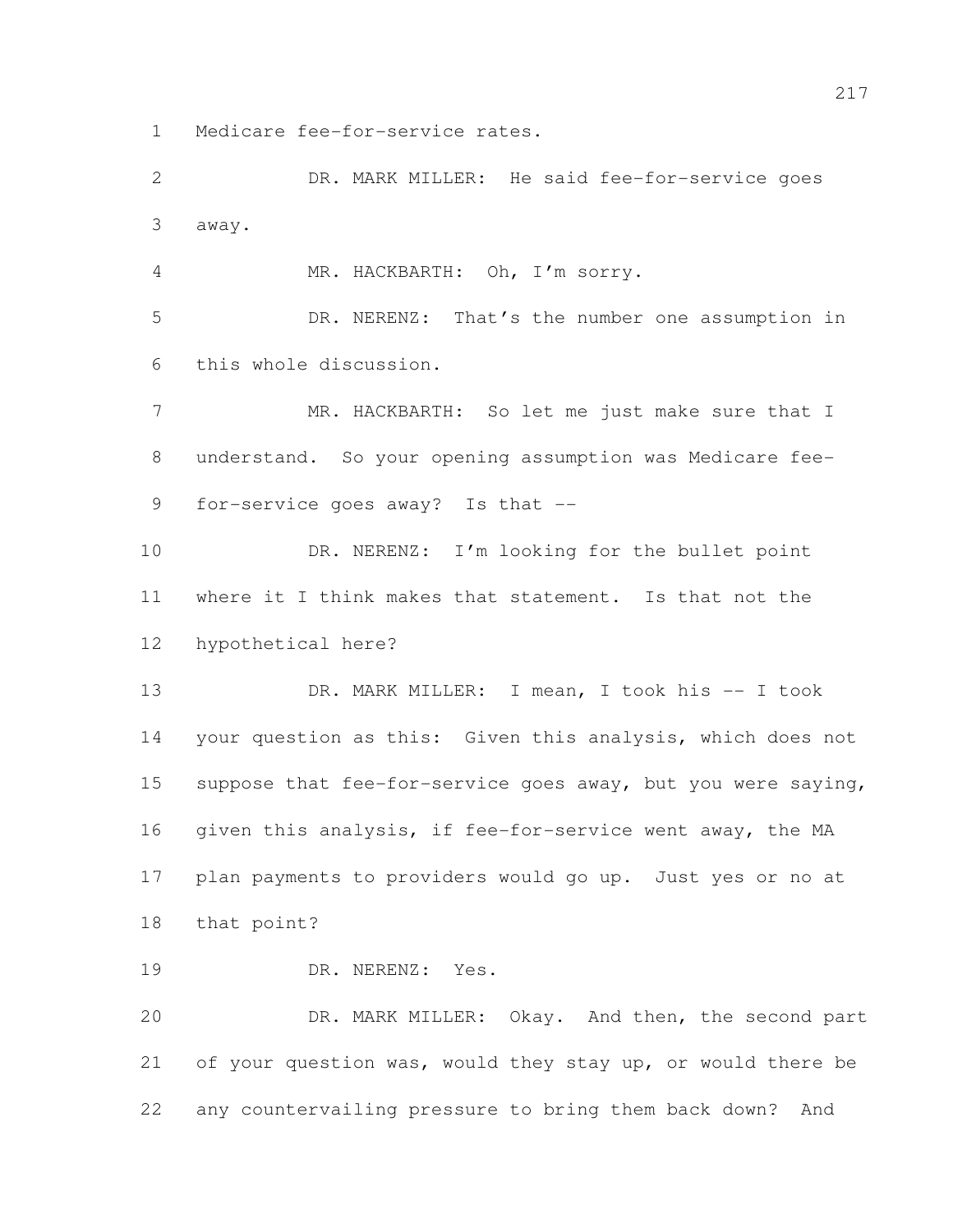Medicare fee-for-service rates.

DR. MARK MILLER: He said fee-for-service goes away.

MR. HACKBARTH: Oh, I'm sorry.

DR. NERENZ: That's the number one assumption in this whole discussion.

MR. HACKBARTH: So let me just make sure that I understand. So your opening assumption was Medicare fee-for-service goes away? Is that --

DR. NERENZ: I'm looking for the bullet point where it I think makes that statement. Is that not the hypothetical here?

DR. MARK MILLER: I mean, I took his -- I took your question as this: Given this analysis, which does not suppose that fee-for-service goes away, but you were saying, given this analysis, if fee-for-service went away, the MA plan payments to providers would go up. Just yes or no at that point?

DR. NERENZ: Yes.

DR. MARK MILLER: Okay. And then, the second part of your question was, would they stay up, or would there be any countervailing pressure to bring them back down? And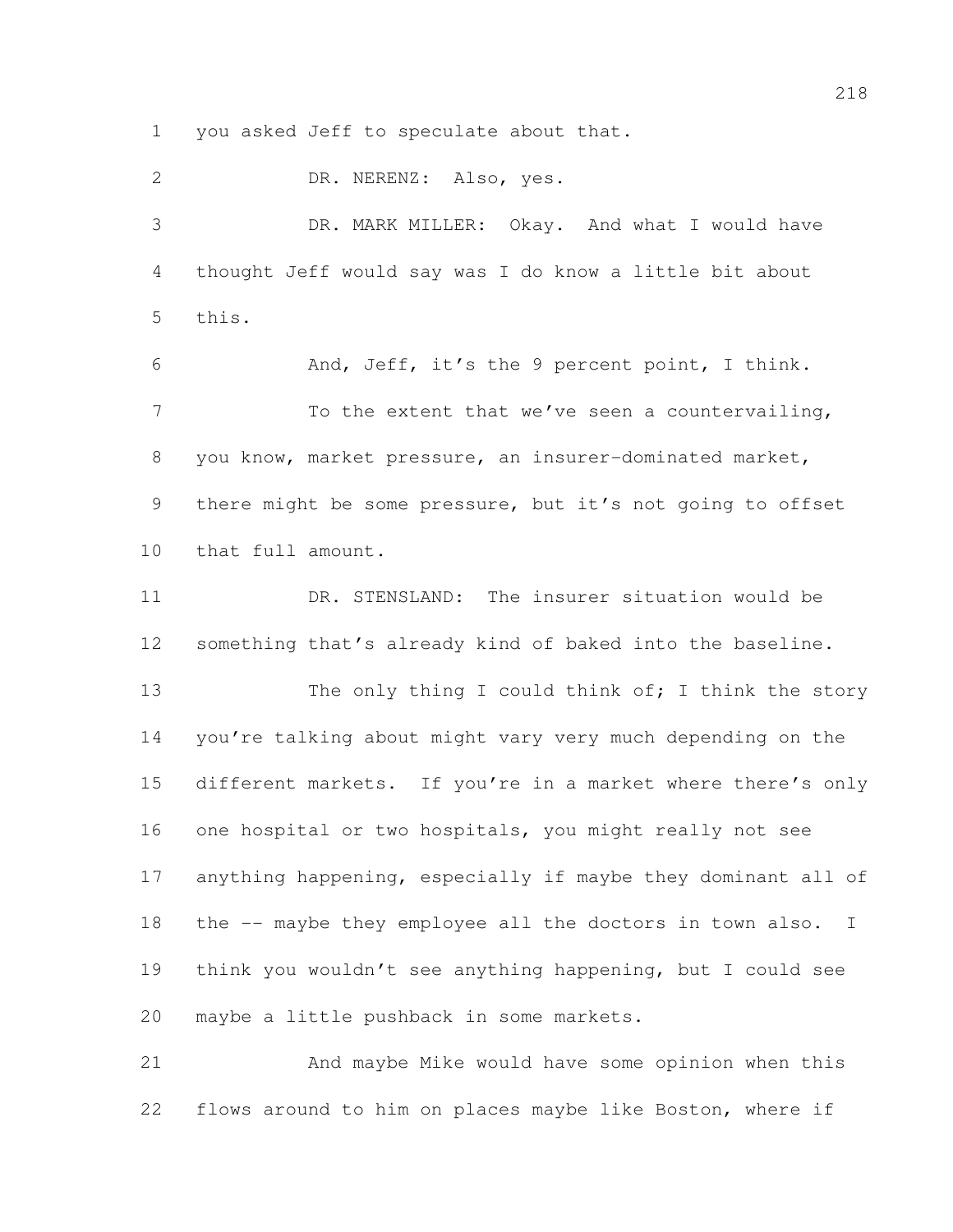you asked Jeff to speculate about that.

DR. NERENZ: Also, yes.

DR. MARK MILLER: Okay. And what I would have thought Jeff would say was I do know a little bit about this.

And, Jeff, it's the 9 percent point, I think.

To the extent that we've seen a countervailing, you know, market pressure, an insurer-dominated market, there might be some pressure, but it's not going to offset that full amount.

DR. STENSLAND: The insurer situation would be something that's already kind of baked into the baseline.

The only thing I could think of; I think the story you're talking about might vary very much depending on the different markets. If you're in a market where there's only one hospital or two hospitals, you might really not see anything happening, especially if maybe they dominant all of the -- maybe they employee all the doctors in town also. I think you wouldn't see anything happening, but I could see maybe a little pushback in some markets.

And maybe Mike would have some opinion when this flows around to him on places maybe like Boston, where if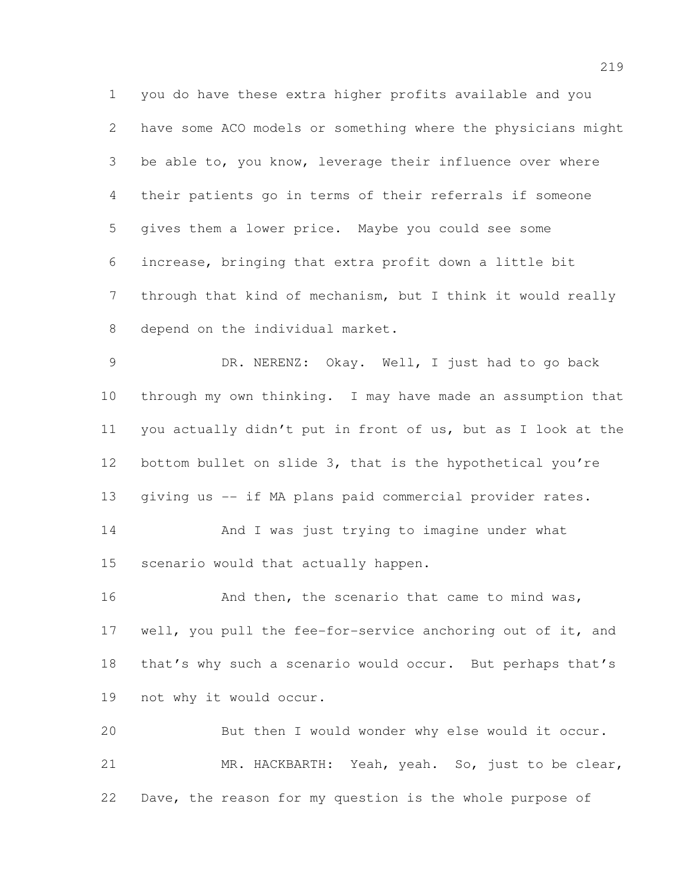you do have these extra higher profits available and you have some ACO models or something where the physicians might be able to, you know, leverage their influence over where their patients go in terms of their referrals if someone gives them a lower price. Maybe you could see some increase, bringing that extra profit down a little bit through that kind of mechanism, but I think it would really depend on the individual market.

DR. NERENZ: Okay. Well, I just had to go back through my own thinking. I may have made an assumption that you actually didn't put in front of us, but as I look at the bottom bullet on slide 3, that is the hypothetical you're giving us -- if MA plans paid commercial provider rates.

And I was just trying to imagine under what scenario would that actually happen.

And then, the scenario that came to mind was, well, you pull the fee-for-service anchoring out of it, and that's why such a scenario would occur. But perhaps that's not why it would occur.

But then I would wonder why else would it occur.

MR. HACKBARTH: Yeah, yeah. So, just to be clear, Dave, the reason for my question is the whole purpose of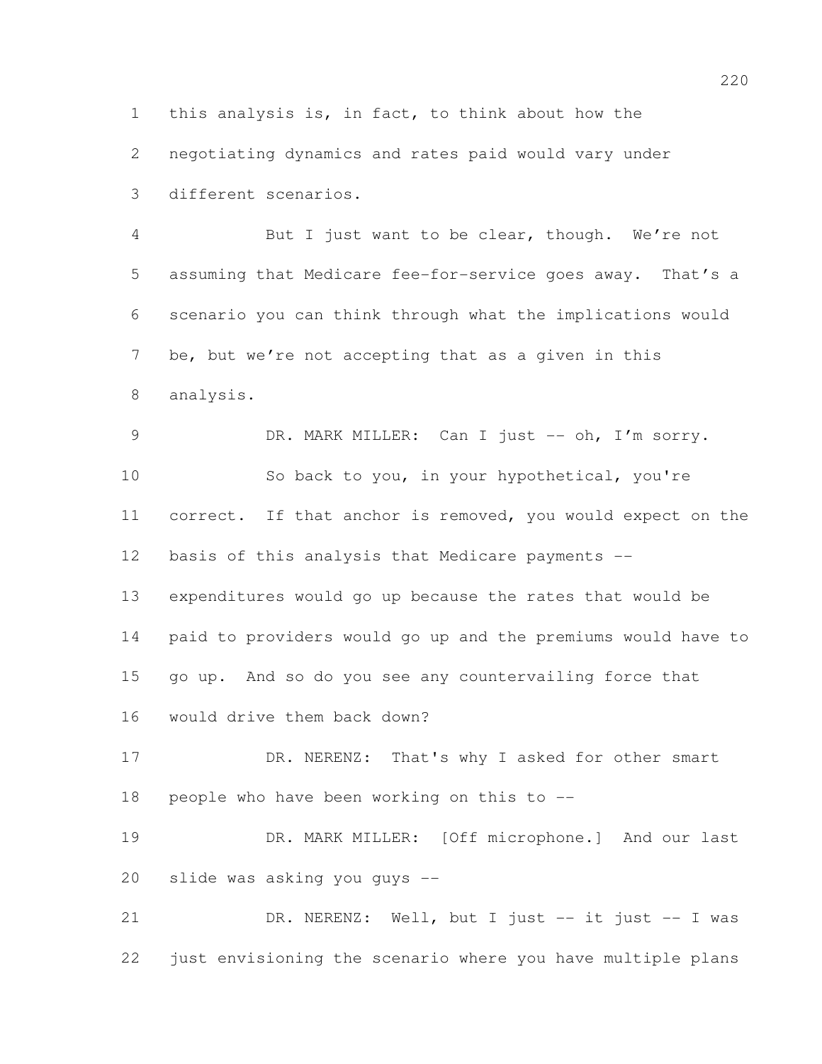this analysis is, in fact, to think about how the negotiating dynamics and rates paid would vary under different scenarios.

But I just want to be clear, though. We're not assuming that Medicare fee-for-service goes away. That's a scenario you can think through what the implications would be, but we're not accepting that as a given in this analysis.

DR. MARK MILLER: Can I just -- oh, I'm sorry.

So back to you, in your hypothetical, you're correct. If that anchor is removed, you would expect on the basis of this analysis that Medicare payments -- expenditures would go up because the rates that would be paid to providers would go up and the premiums would have to go up. And so do you see any countervailing force that would drive them back down?

DR. NERENZ: That's why I asked for other smart people who have been working on this to --

DR. MARK MILLER: [Off microphone.] And our last slide was asking you guys --

DR. NERENZ: Well, but I just -- it just -- I was just envisioning the scenario where you have multiple plans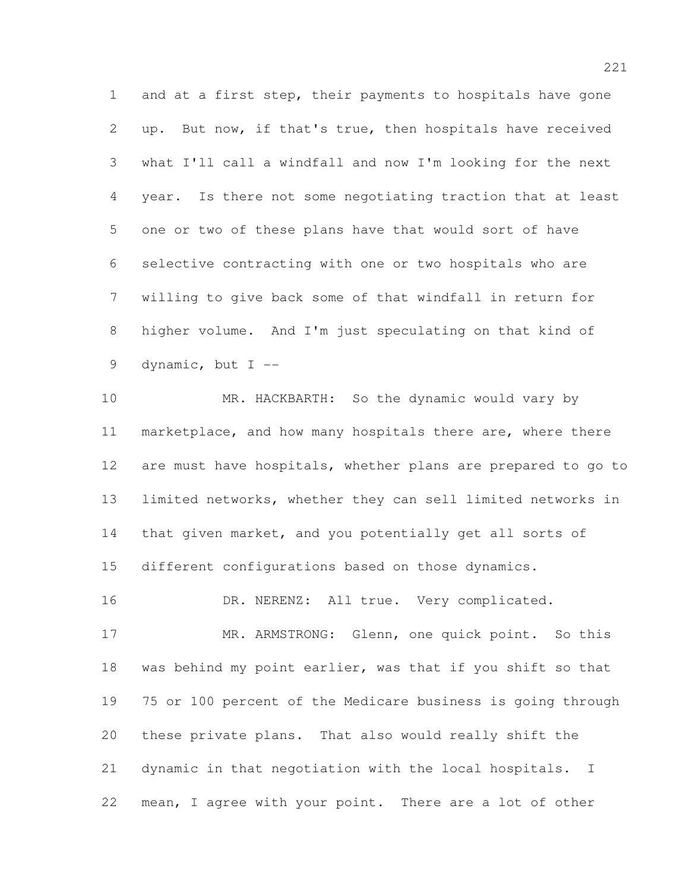and at a first step, their payments to hospitals have gone up. But now, if that's true, then hospitals have received what I'll call a windfall and now I'm looking for the next year. Is there not some negotiating traction that at least one or two of these plans have that would sort of have selective contracting with one or two hospitals who are willing to give back some of that windfall in return for higher volume. And I'm just speculating on that kind of dynamic, but I --

MR. HACKBARTH: So the dynamic would vary by marketplace, and how many hospitals there are, where there are must have hospitals, whether plans are prepared to go to limited networks, whether they can sell limited networks in that given market, and you potentially get all sorts of different configurations based on those dynamics.

DR. NERENZ: All true. Very complicated.

MR. ARMSTRONG: Glenn, one quick point. So this was behind my point earlier, was that if you shift so that 75 or 100 percent of the Medicare business is going through these private plans. That also would really shift the dynamic in that negotiation with the local hospitals. I mean, I agree with your point. There are a lot of other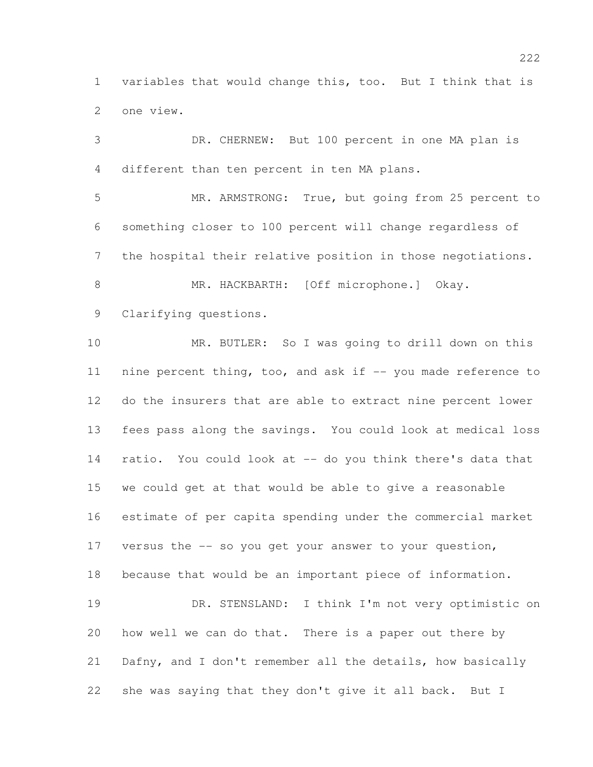variables that would change this, too. But I think that is one view.

DR. CHERNEW: But 100 percent in one MA plan is different than ten percent in ten MA plans.

MR. ARMSTRONG: True, but going from 25 percent to something closer to 100 percent will change regardless of the hospital their relative position in those negotiations.

MR. HACKBARTH: [Off microphone.] Okay. Clarifying questions.

MR. BUTLER: So I was going to drill down on this nine percent thing, too, and ask if -- you made reference to do the insurers that are able to extract nine percent lower fees pass along the savings. You could look at medical loss ratio. You could look at -- do you think there's data that we could get at that would be able to give a reasonable estimate of per capita spending under the commercial market versus the -- so you get your answer to your question, because that would be an important piece of information.

DR. STENSLAND: I think I'm not very optimistic on how well we can do that. There is a paper out there by Dafny, and I don't remember all the details, how basically she was saying that they don't give it all back. But I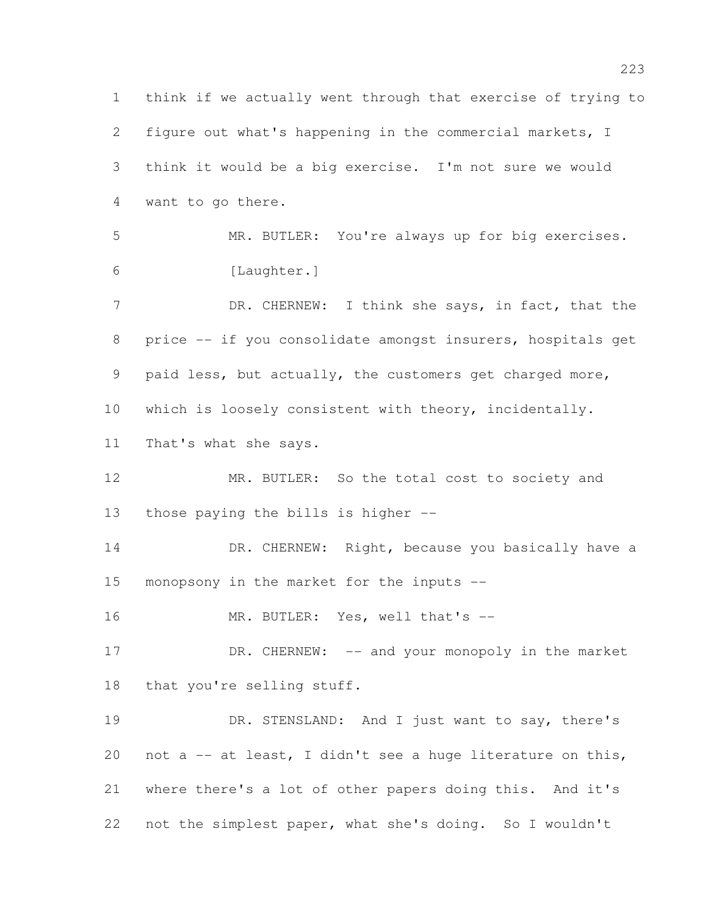think if we actually went through that exercise of trying to figure out what's happening in the commercial markets, I think it would be a big exercise. I'm not sure we would want to go there.

MR. BUTLER: You're always up for big exercises.

[Laughter.]

DR. CHERNEW: I think she says, in fact, that the price -- if you consolidate amongst insurers, hospitals get paid less, but actually, the customers get charged more, which is loosely consistent with theory, incidentally. That's what she says.

MR. BUTLER: So the total cost to society and those paying the bills is higher --

DR. CHERNEW: Right, because you basically have a monopsony in the market for the inputs --

MR. BUTLER: Yes, well that's --

DR. CHERNEW: -- and your monopoly in the market that you're selling stuff.

DR. STENSLAND: And I just want to say, there's not a -- at least, I didn't see a huge literature on this, where there's a lot of other papers doing this. And it's not the simplest paper, what she's doing. So I wouldn't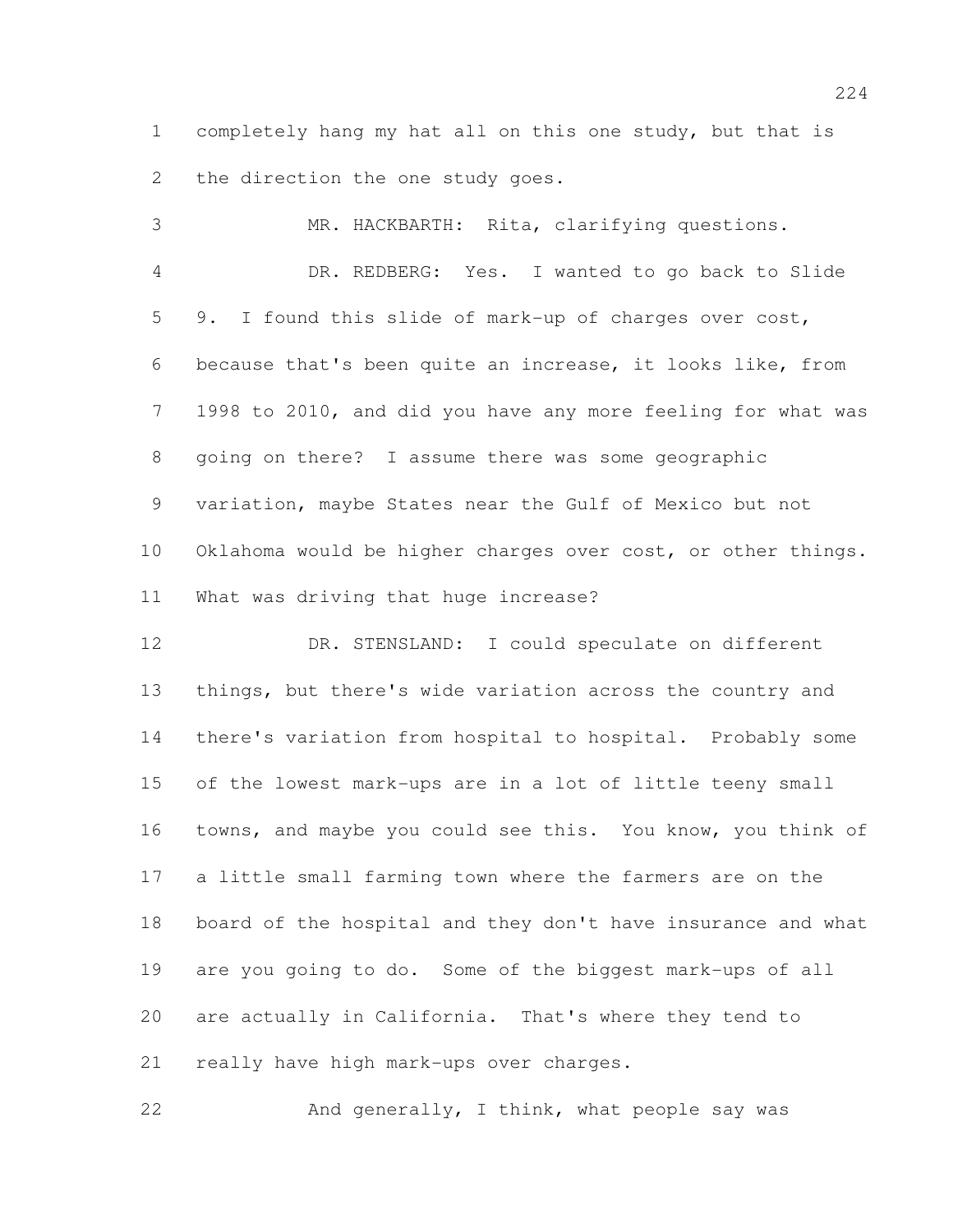completely hang my hat all on this one study, but that is the direction the one study goes.

MR. HACKBARTH: Rita, clarifying questions.

DR. REDBERG: Yes. I wanted to go back to Slide 9. I found this slide of mark-up of charges over cost, because that's been quite an increase, it looks like, from 1998 to 2010, and did you have any more feeling for what was going on there? I assume there was some geographic variation, maybe States near the Gulf of Mexico but not Oklahoma would be higher charges over cost, or other things. What was driving that huge increase?

DR. STENSLAND: I could speculate on different things, but there's wide variation across the country and there's variation from hospital to hospital. Probably some of the lowest mark-ups are in a lot of little teeny small towns, and maybe you could see this. You know, you think of a little small farming town where the farmers are on the board of the hospital and they don't have insurance and what are you going to do. Some of the biggest mark-ups of all are actually in California. That's where they tend to really have high mark-ups over charges.

And generally, I think, what people say was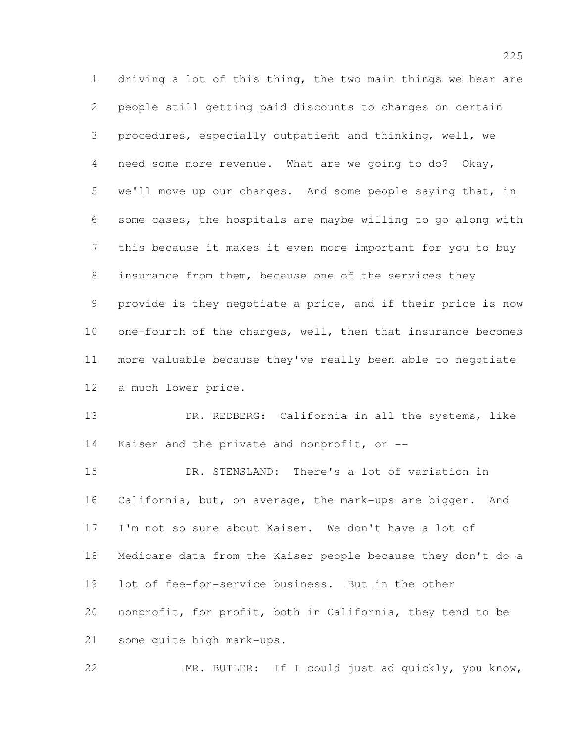driving a lot of this thing, the two main things we hear are people still getting paid discounts to charges on certain procedures, especially outpatient and thinking, well, we need some more revenue. What are we going to do? Okay, we'll move up our charges. And some people saying that, in some cases, the hospitals are maybe willing to go along with this because it makes it even more important for you to buy insurance from them, because one of the services they provide is they negotiate a price, and if their price is now one-fourth of the charges, well, then that insurance becomes more valuable because they've really been able to negotiate a much lower price.

DR. REDBERG: California in all the systems, like Kaiser and the private and nonprofit, or --

DR. STENSLAND: There's a lot of variation in California, but, on average, the mark-ups are bigger. And I'm not so sure about Kaiser. We don't have a lot of Medicare data from the Kaiser people because they don't do a lot of fee-for-service business. But in the other nonprofit, for profit, both in California, they tend to be some quite high mark-ups.

MR. BUTLER: If I could just ad quickly, you know,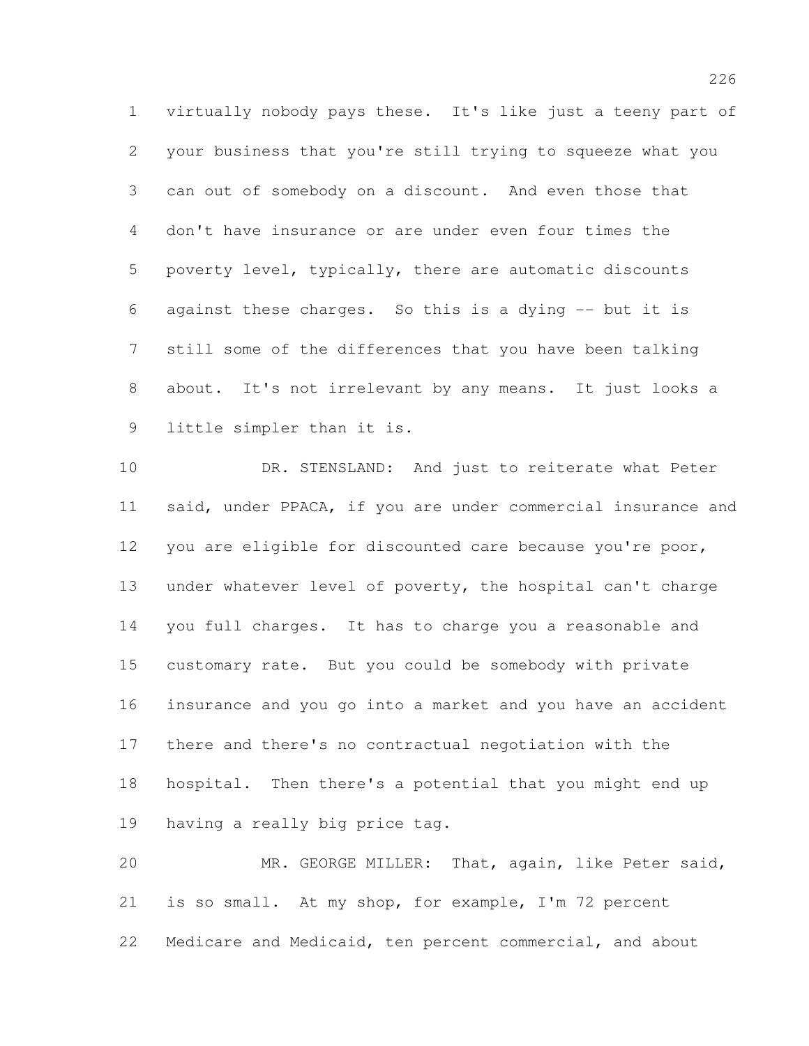virtually nobody pays these. It's like just a teeny part of your business that you're still trying to squeeze what you can out of somebody on a discount. And even those that don't have insurance or are under even four times the poverty level, typically, there are automatic discounts against these charges. So this is a dying -- but it is still some of the differences that you have been talking about. It's not irrelevant by any means. It just looks a little simpler than it is.

DR. STENSLAND: And just to reiterate what Peter said, under PPACA, if you are under commercial insurance and you are eligible for discounted care because you're poor, under whatever level of poverty, the hospital can't charge you full charges. It has to charge you a reasonable and customary rate. But you could be somebody with private insurance and you go into a market and you have an accident there and there's no contractual negotiation with the hospital. Then there's a potential that you might end up having a really big price tag.

MR. GEORGE MILLER: That, again, like Peter said, is so small. At my shop, for example, I'm 72 percent Medicare and Medicaid, ten percent commercial, and about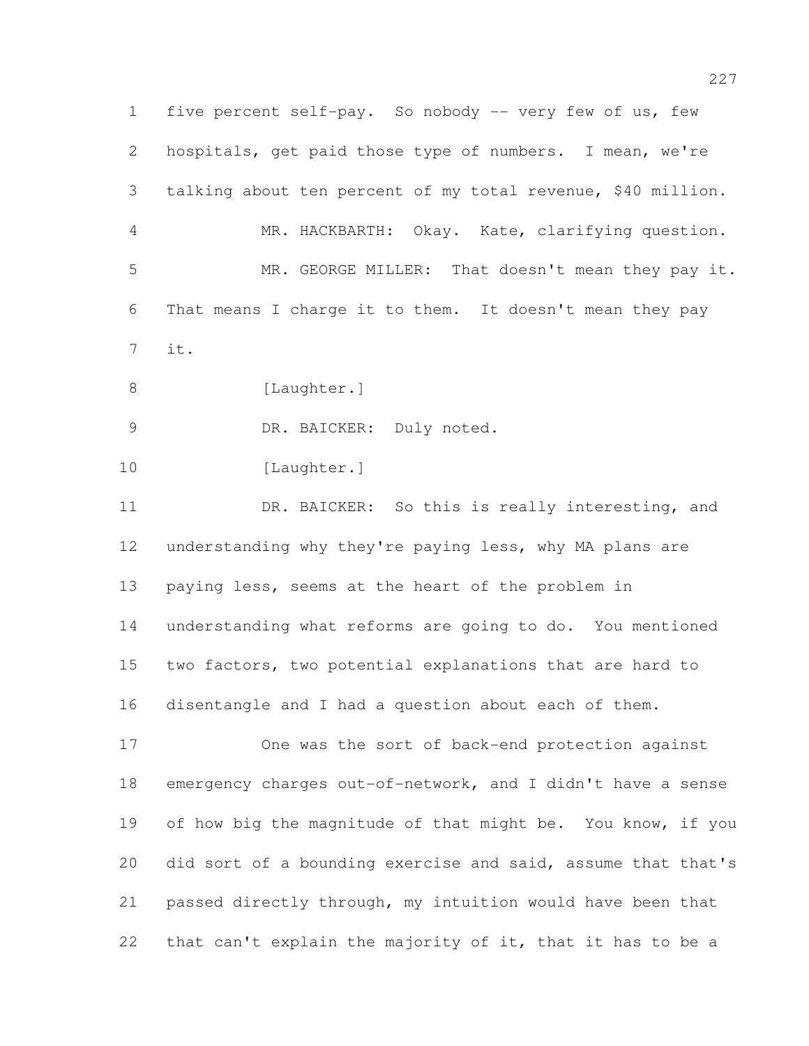five percent self-pay. So nobody -- very few of us, few hospitals, get paid those type of numbers. I mean, we're talking about ten percent of my total revenue, $40 million.

MR. HACKBARTH: Okay. Kate, clarifying question.

MR. GEORGE MILLER: That doesn't mean they pay it. That means I charge it to them. It doesn't mean they pay it.

[Laughter.]

DR. BAICKER: Duly noted.

[Laughter.]

DR. BAICKER: So this is really interesting, and understanding why they're paying less, why MA plans are paying less, seems at the heart of the problem in understanding what reforms are going to do. You mentioned two factors, two potential explanations that are hard to disentangle and I had a question about each of them.

One was the sort of back-end protection against emergency charges out-of-network, and I didn't have a sense of how big the magnitude of that might be. You know, if you did sort of a bounding exercise and said, assume that that's passed directly through, my intuition would have been that that can't explain the majority of it, that it has to be a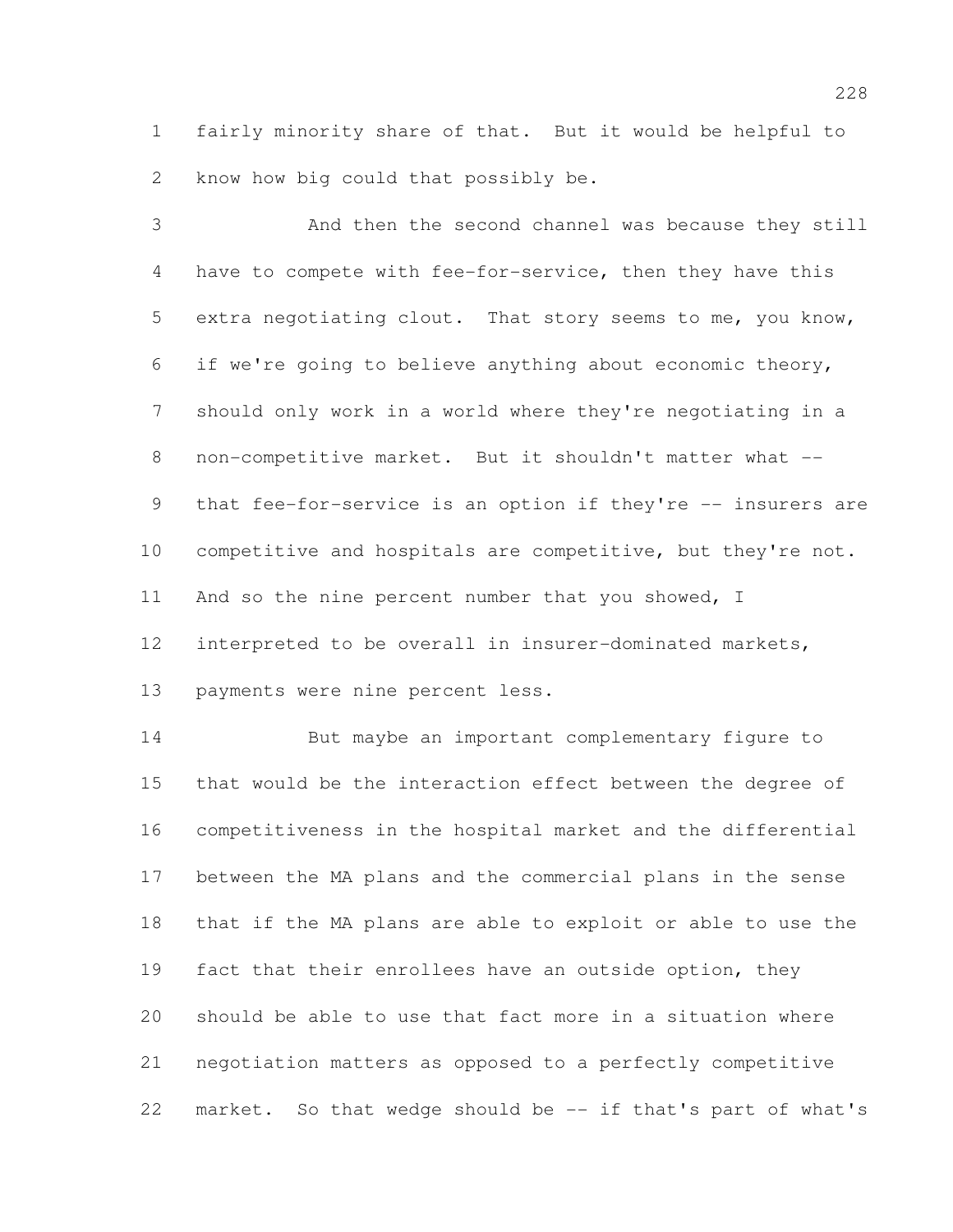fairly minority share of that. But it would be helpful to know how big could that possibly be.

And then the second channel was because they still have to compete with fee-for-service, then they have this extra negotiating clout. That story seems to me, you know, if we're going to believe anything about economic theory, should only work in a world where they're negotiating in a non-competitive market. But it shouldn't matter what -- that fee-for-service is an option if they're -- insurers are competitive and hospitals are competitive, but they're not. And so the nine percent number that you showed, I interpreted to be overall in insurer-dominated markets, payments were nine percent less.

But maybe an important complementary figure to that would be the interaction effect between the degree of competitiveness in the hospital market and the differential between the MA plans and the commercial plans in the sense that if the MA plans are able to exploit or able to use the fact that their enrollees have an outside option, they should be able to use that fact more in a situation where negotiation matters as opposed to a perfectly competitive market. So that wedge should be -- if that's part of what's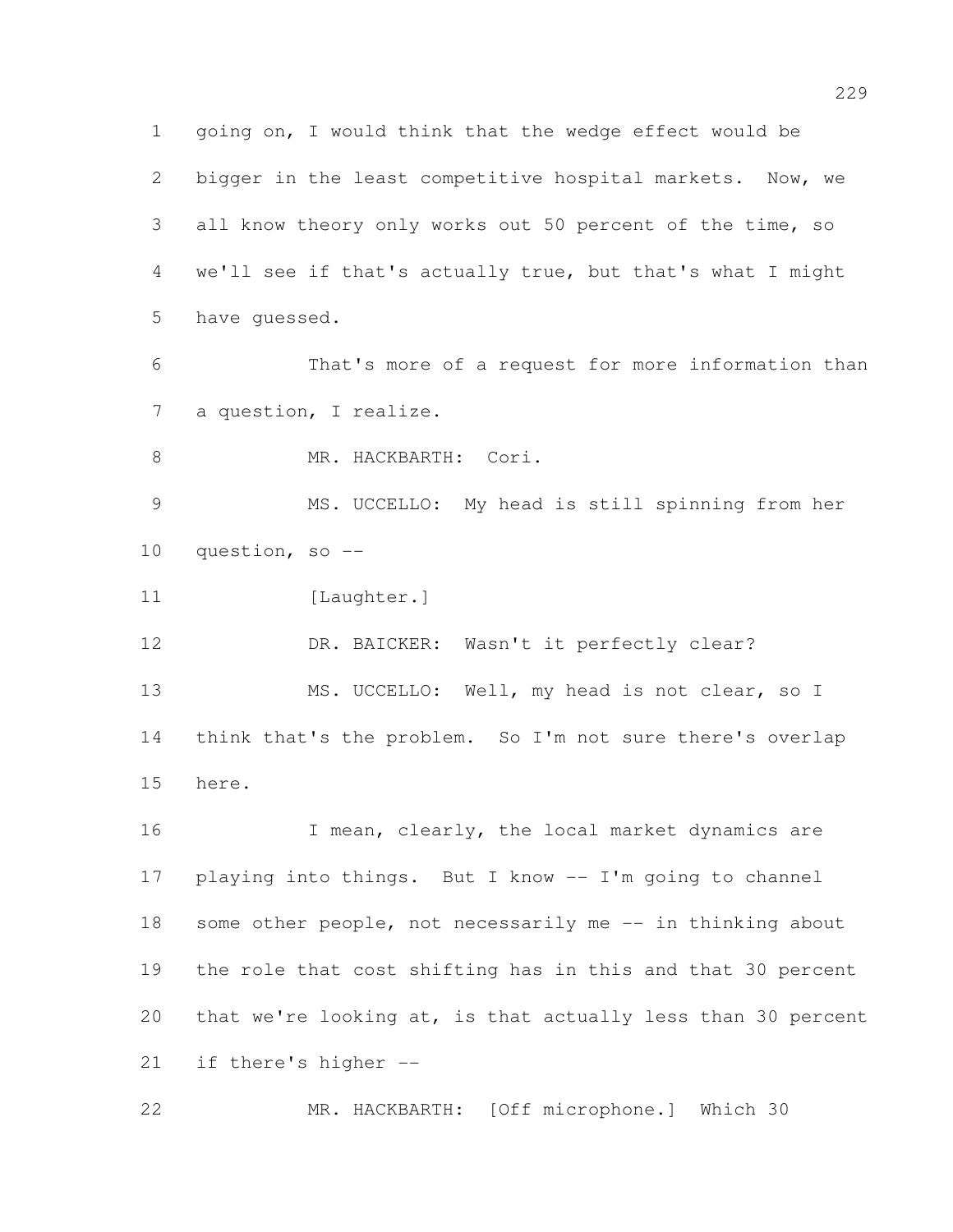going on, I would think that the wedge effect would be bigger in the least competitive hospital markets. Now, we all know theory only works out 50 percent of the time, so we'll see if that's actually true, but that's what I might have guessed.

That's more of a request for more information than a question, I realize.

MR. HACKBARTH: Cori.

MS. UCCELLO: My head is still spinning from her question, so --

[Laughter.]

DR. BAICKER: Wasn't it perfectly clear?

MS. UCCELLO: Well, my head is not clear, so I think that's the problem. So I'm not sure there's overlap here.

I mean, clearly, the local market dynamics are playing into things. But I know -- I'm going to channel some other people, not necessarily me -- in thinking about the role that cost shifting has in this and that 30 percent that we're looking at, is that actually less than 30 percent if there's higher --

MR. HACKBARTH: [Off microphone.] Which 30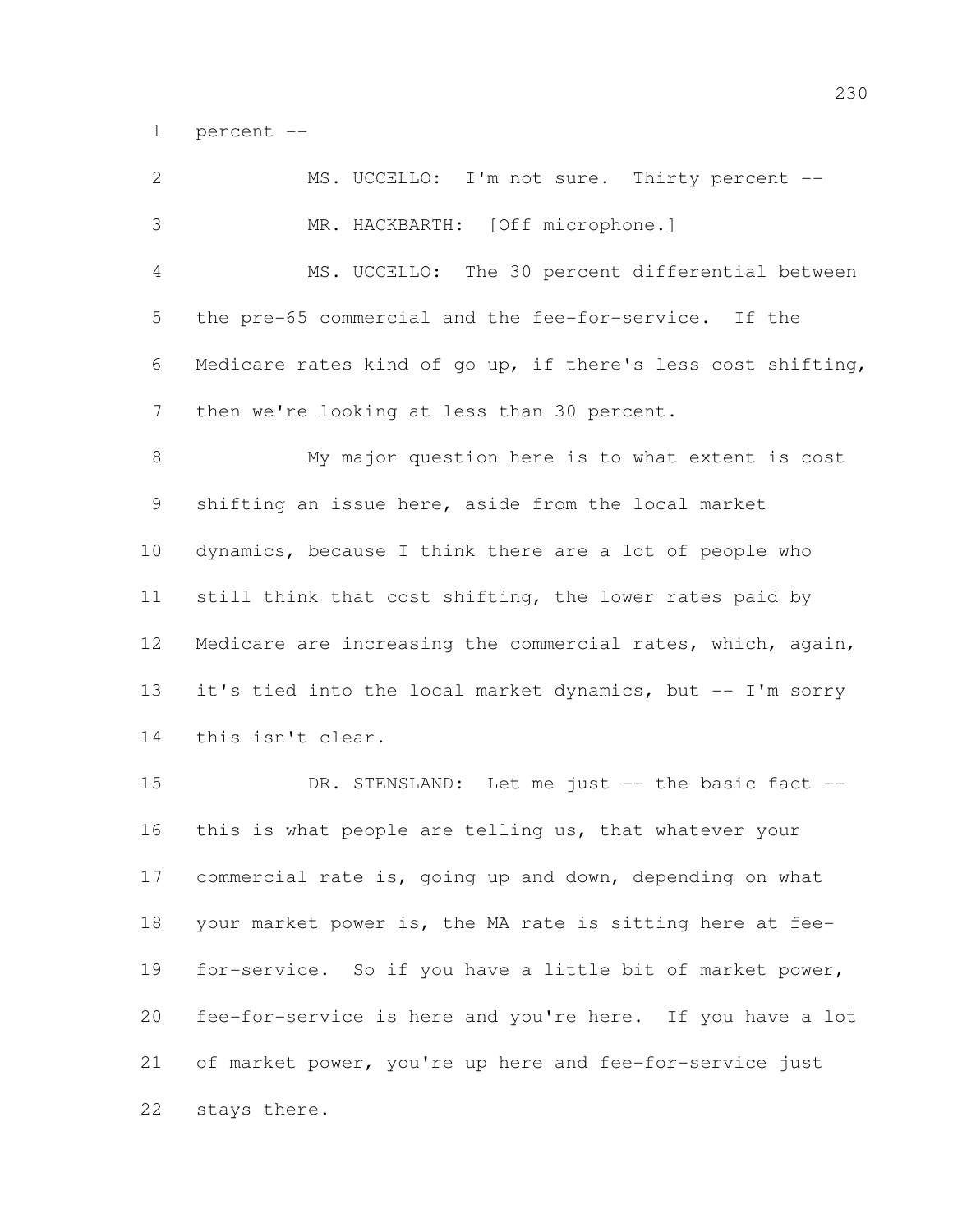percent --

MS. UCCELLO: I'm not sure. Thirty percent --

MR. HACKBARTH: [Off microphone.]

MS. UCCELLO: The 30 percent differential between the pre-65 commercial and the fee-for-service. If the Medicare rates kind of go up, if there's less cost shifting, then we're looking at less than 30 percent.

My major question here is to what extent is cost shifting an issue here, aside from the local market dynamics, because I think there are a lot of people who still think that cost shifting, the lower rates paid by Medicare are increasing the commercial rates, which, again, it's tied into the local market dynamics, but -- I'm sorry this isn't clear.

DR. STENSLAND: Let me just -- the basic fact -- this is what people are telling us, that whatever your commercial rate is, going up and down, depending on what your market power is, the MA rate is sitting here at fee-for-service. So if you have a little bit of market power, fee-for-service is here and you're here. If you have a lot of market power, you're up here and fee-for-service just stays there.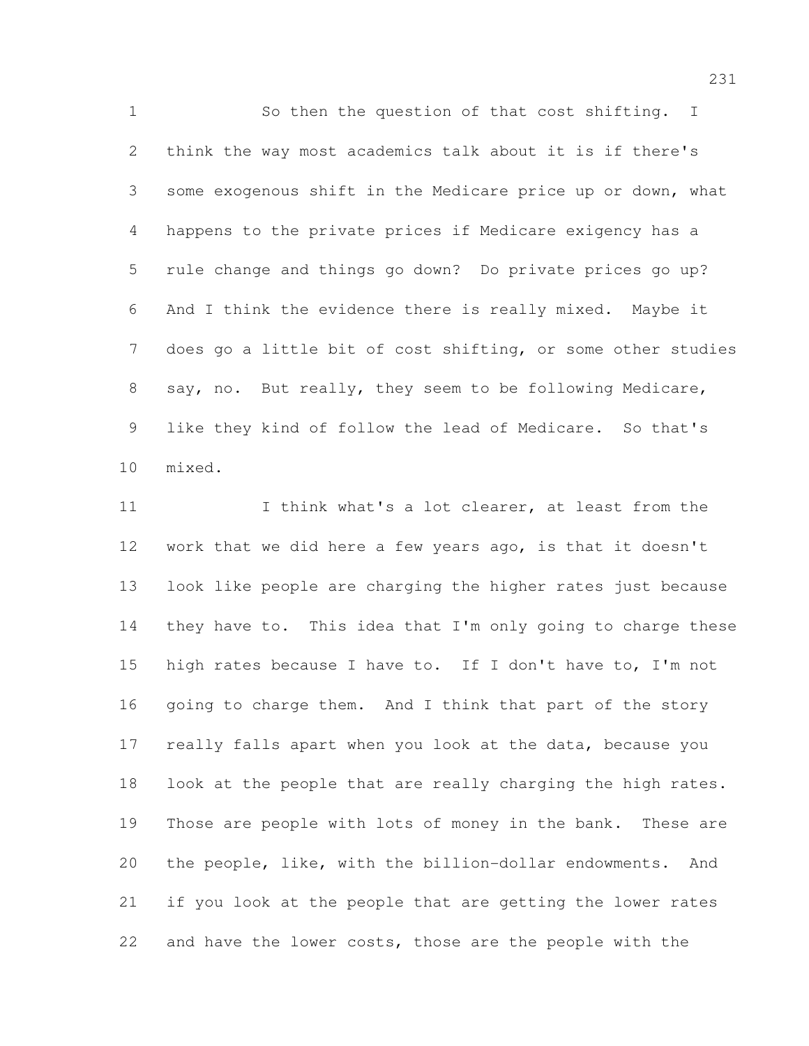So then the question of that cost shifting. I think the way most academics talk about it is if there's some exogenous shift in the Medicare price up or down, what happens to the private prices if Medicare exigency has a rule change and things go down? Do private prices go up? And I think the evidence there is really mixed. Maybe it does go a little bit of cost shifting, or some other studies say, no. But really, they seem to be following Medicare, like they kind of follow the lead of Medicare. So that's mixed.

I think what's a lot clearer, at least from the work that we did here a few years ago, is that it doesn't look like people are charging the higher rates just because they have to. This idea that I'm only going to charge these high rates because I have to. If I don't have to, I'm not going to charge them. And I think that part of the story really falls apart when you look at the data, because you look at the people that are really charging the high rates. Those are people with lots of money in the bank. These are the people, like, with the billion-dollar endowments. And if you look at the people that are getting the lower rates and have the lower costs, those are the people with the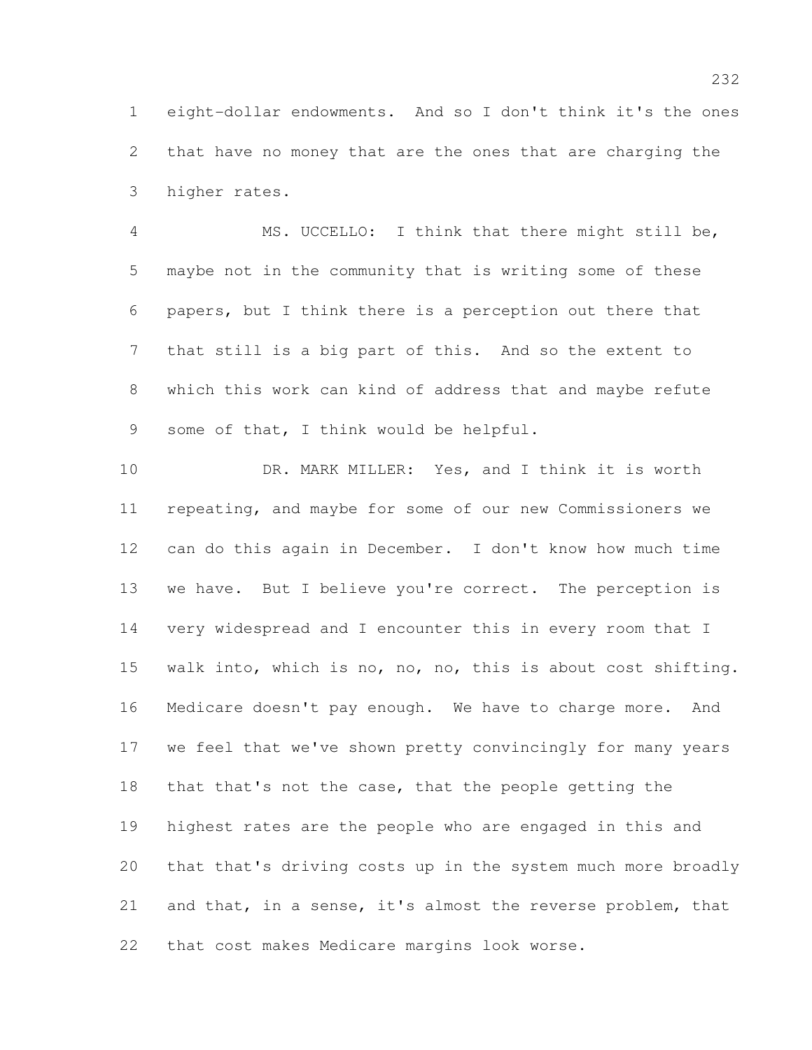eight-dollar endowments. And so I don't think it's the ones that have no money that are the ones that are charging the higher rates.

MS. UCCELLO: I think that there might still be, maybe not in the community that is writing some of these papers, but I think there is a perception out there that that still is a big part of this. And so the extent to which this work can kind of address that and maybe refute some of that, I think would be helpful.

DR. MARK MILLER: Yes, and I think it is worth repeating, and maybe for some of our new Commissioners we can do this again in December. I don't know how much time we have. But I believe you're correct. The perception is very widespread and I encounter this in every room that I walk into, which is no, no, no, this is about cost shifting. Medicare doesn't pay enough. We have to charge more. And we feel that we've shown pretty convincingly for many years that that's not the case, that the people getting the highest rates are the people who are engaged in this and that that's driving costs up in the system much more broadly and that, in a sense, it's almost the reverse problem, that that cost makes Medicare margins look worse.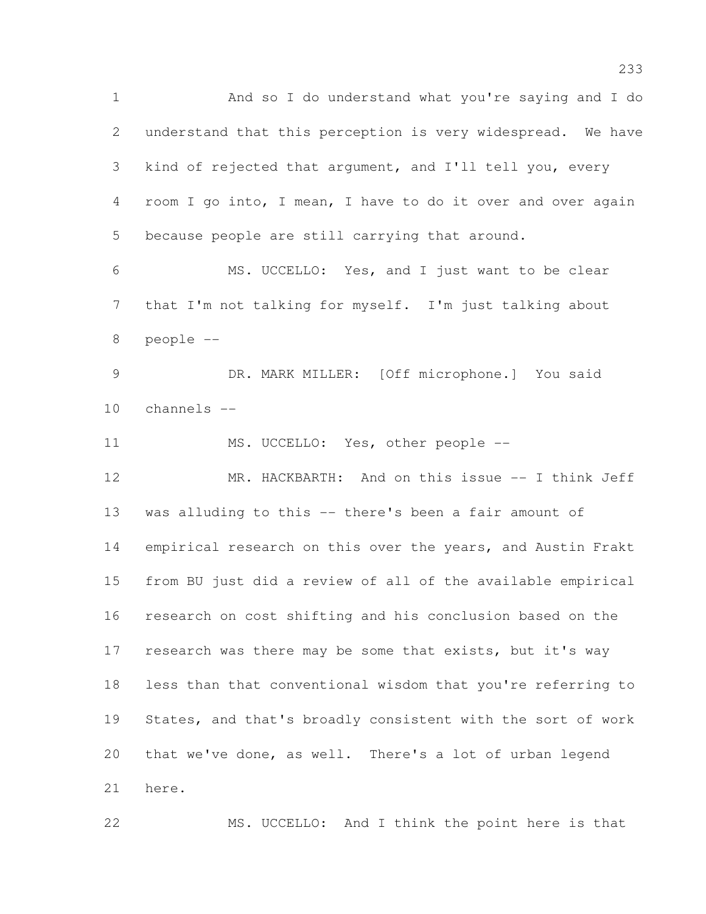And so I do understand what you're saying and I do understand that this perception is very widespread. We have kind of rejected that argument, and I'll tell you, every room I go into, I mean, I have to do it over and over again because people are still carrying that around.

MS. UCCELLO: Yes, and I just want to be clear that I'm not talking for myself. I'm just talking about people --

DR. MARK MILLER: [Off microphone.] You said channels --

MS. UCCELLO: Yes, other people --

MR. HACKBARTH: And on this issue -- I think Jeff was alluding to this -- there's been a fair amount of empirical research on this over the years, and Austin Frakt from BU just did a review of all of the available empirical research on cost shifting and his conclusion based on the research was there may be some that exists, but it's way less than that conventional wisdom that you're referring to States, and that's broadly consistent with the sort of work that we've done, as well. There's a lot of urban legend here.

MS. UCCELLO: And I think the point here is that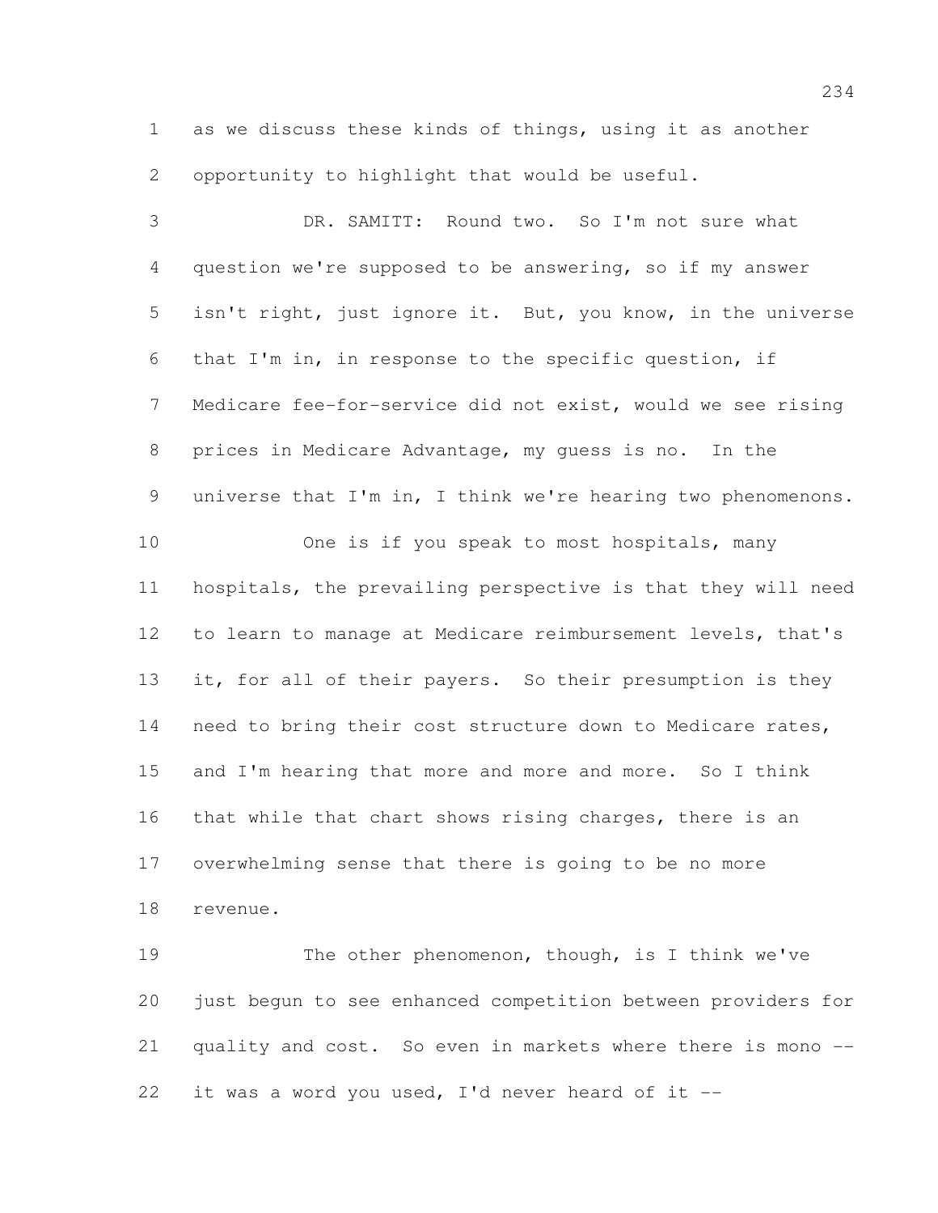as we discuss these kinds of things, using it as another opportunity to highlight that would be useful.

DR. SAMITT: Round two. So I'm not sure what question we're supposed to be answering, so if my answer isn't right, just ignore it. But, you know, in the universe that I'm in, in response to the specific question, if Medicare fee-for-service did not exist, would we see rising prices in Medicare Advantage, my guess is no. In the universe that I'm in, I think we're hearing two phenomenons.

One is if you speak to most hospitals, many hospitals, the prevailing perspective is that they will need to learn to manage at Medicare reimbursement levels, that's it, for all of their payers. So their presumption is they need to bring their cost structure down to Medicare rates, and I'm hearing that more and more and more. So I think that while that chart shows rising charges, there is an overwhelming sense that there is going to be no more revenue.

The other phenomenon, though, is I think we've just begun to see enhanced competition between providers for quality and cost. So even in markets where there is mono -- it was a word you used, I'd never heard of it --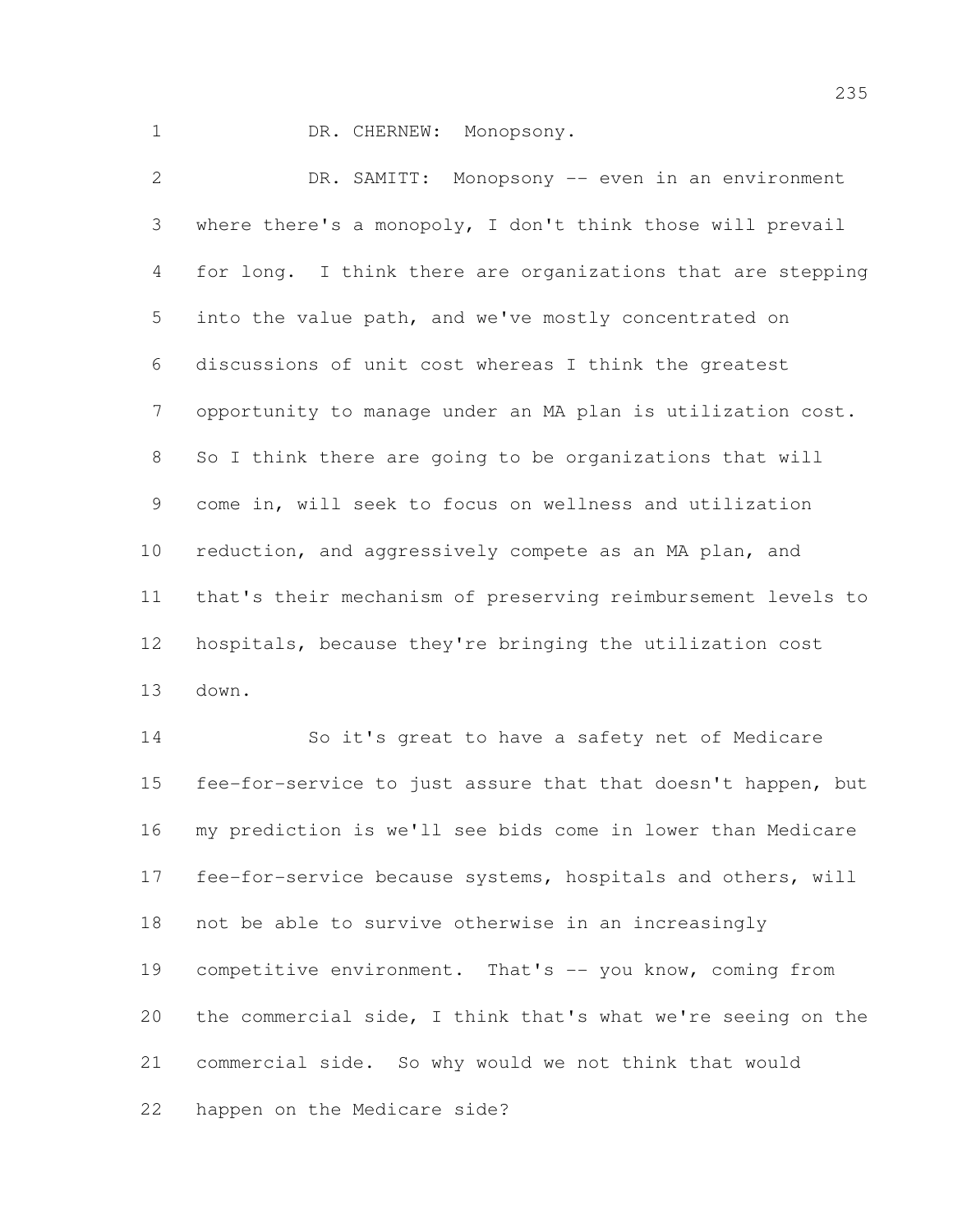DR. CHERNEW: Monopsony.

DR. SAMITT: Monopsony -- even in an environment where there's a monopoly, I don't think those will prevail for long. I think there are organizations that are stepping into the value path, and we've mostly concentrated on discussions of unit cost whereas I think the greatest opportunity to manage under an MA plan is utilization cost. So I think there are going to be organizations that will come in, will seek to focus on wellness and utilization reduction, and aggressively compete as an MA plan, and that's their mechanism of preserving reimbursement levels to hospitals, because they're bringing the utilization cost down.

So it's great to have a safety net of Medicare fee-for-service to just assure that that doesn't happen, but my prediction is we'll see bids come in lower than Medicare fee-for-service because systems, hospitals and others, will not be able to survive otherwise in an increasingly competitive environment. That's -- you know, coming from the commercial side, I think that's what we're seeing on the commercial side. So why would we not think that would happen on the Medicare side?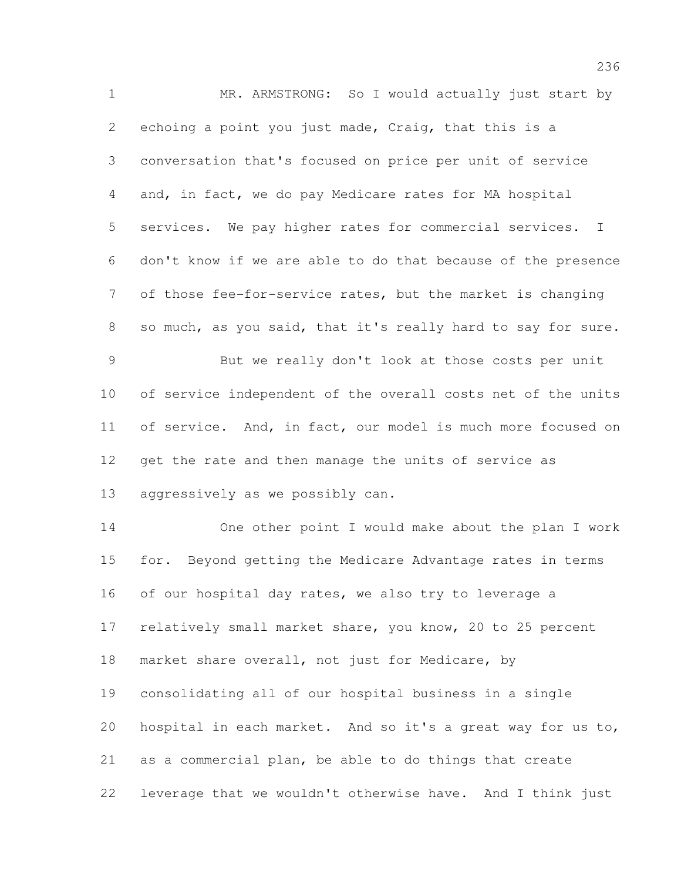MR. ARMSTRONG: So I would actually just start by echoing a point you just made, Craig, that this is a conversation that's focused on price per unit of service and, in fact, we do pay Medicare rates for MA hospital services. We pay higher rates for commercial services. I don't know if we are able to do that because of the presence of those fee-for-service rates, but the market is changing so much, as you said, that it's really hard to say for sure.

But we really don't look at those costs per unit of service independent of the overall costs net of the units of service. And, in fact, our model is much more focused on get the rate and then manage the units of service as aggressively as we possibly can.

One other point I would make about the plan I work for. Beyond getting the Medicare Advantage rates in terms of our hospital day rates, we also try to leverage a relatively small market share, you know, 20 to 25 percent market share overall, not just for Medicare, by consolidating all of our hospital business in a single hospital in each market. And so it's a great way for us to, as a commercial plan, be able to do things that create leverage that we wouldn't otherwise have. And I think just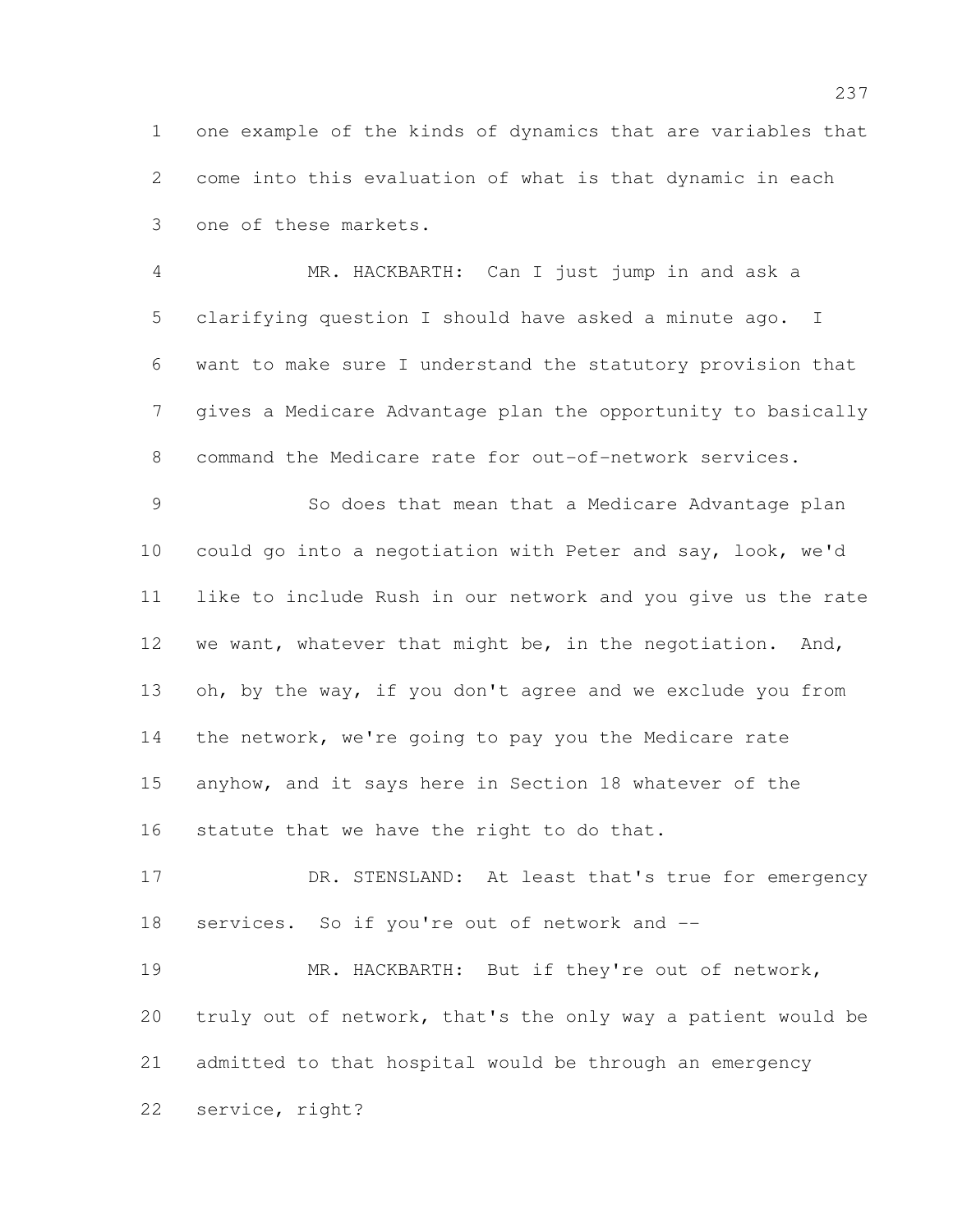one example of the kinds of dynamics that are variables that come into this evaluation of what is that dynamic in each one of these markets.

MR. HACKBARTH: Can I just jump in and ask a clarifying question I should have asked a minute ago. I want to make sure I understand the statutory provision that gives a Medicare Advantage plan the opportunity to basically command the Medicare rate for out-of-network services.

So does that mean that a Medicare Advantage plan could go into a negotiation with Peter and say, look, we'd like to include Rush in our network and you give us the rate we want, whatever that might be, in the negotiation. And, oh, by the way, if you don't agree and we exclude you from the network, we're going to pay you the Medicare rate anyhow, and it says here in Section 18 whatever of the statute that we have the right to do that.

DR. STENSLAND: At least that's true for emergency services. So if you're out of network and --

MR. HACKBARTH: But if they're out of network, truly out of network, that's the only way a patient would be admitted to that hospital would be through an emergency service, right?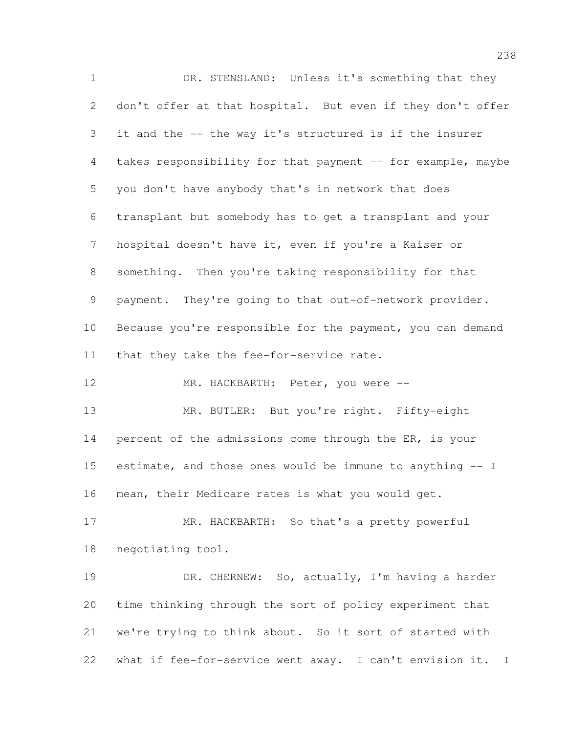DR. STENSLAND: Unless it's something that they don't offer at that hospital. But even if they don't offer it and the -- the way it's structured is if the insurer takes responsibility for that payment -- for example, maybe you don't have anybody that's in network that does transplant but somebody has to get a transplant and your hospital doesn't have it, even if you're a Kaiser or something. Then you're taking responsibility for that payment. They're going to that out-of-network provider. Because you're responsible for the payment, you can demand that they take the fee-for-service rate.

MR. HACKBARTH: Peter, you were --

MR. BUTLER: But you're right. Fifty-eight percent of the admissions come through the ER, is your estimate, and those ones would be immune to anything -- I mean, their Medicare rates is what you would get.

MR. HACKBARTH: So that's a pretty powerful negotiating tool.

DR. CHERNEW: So, actually, I'm having a harder time thinking through the sort of policy experiment that we're trying to think about. So it sort of started with what if fee-for-service went away. I can't envision it. I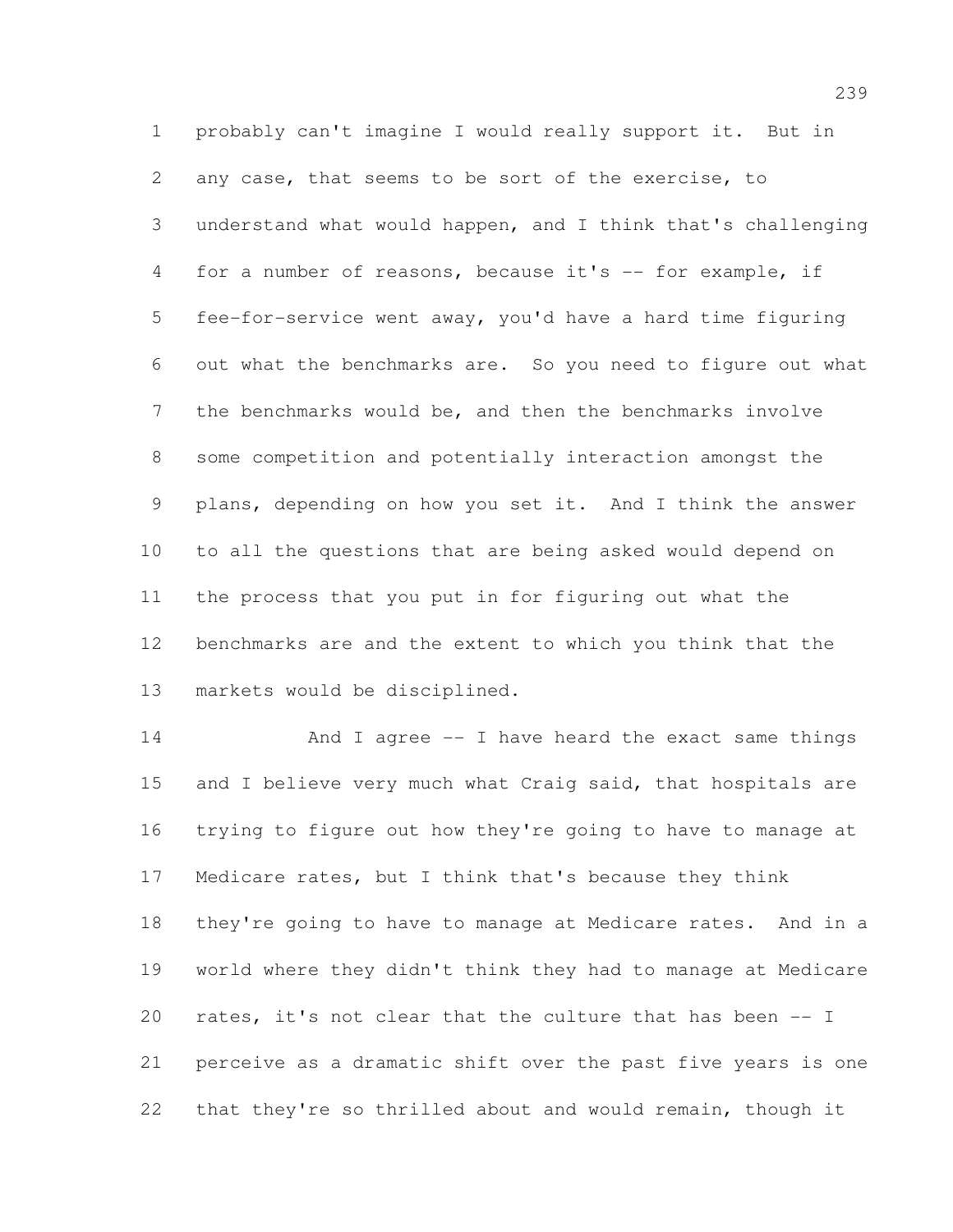probably can't imagine I would really support it. But in any case, that seems to be sort of the exercise, to understand what would happen, and I think that's challenging for a number of reasons, because it's -- for example, if fee-for-service went away, you'd have a hard time figuring out what the benchmarks are. So you need to figure out what the benchmarks would be, and then the benchmarks involve some competition and potentially interaction amongst the plans, depending on how you set it. And I think the answer to all the questions that are being asked would depend on the process that you put in for figuring out what the benchmarks are and the extent to which you think that the markets would be disciplined.

And I agree -- I have heard the exact same things and I believe very much what Craig said, that hospitals are trying to figure out how they're going to have to manage at Medicare rates, but I think that's because they think they're going to have to manage at Medicare rates. And in a world where they didn't think they had to manage at Medicare rates, it's not clear that the culture that has been -- I perceive as a dramatic shift over the past five years is one that they're so thrilled about and would remain, though it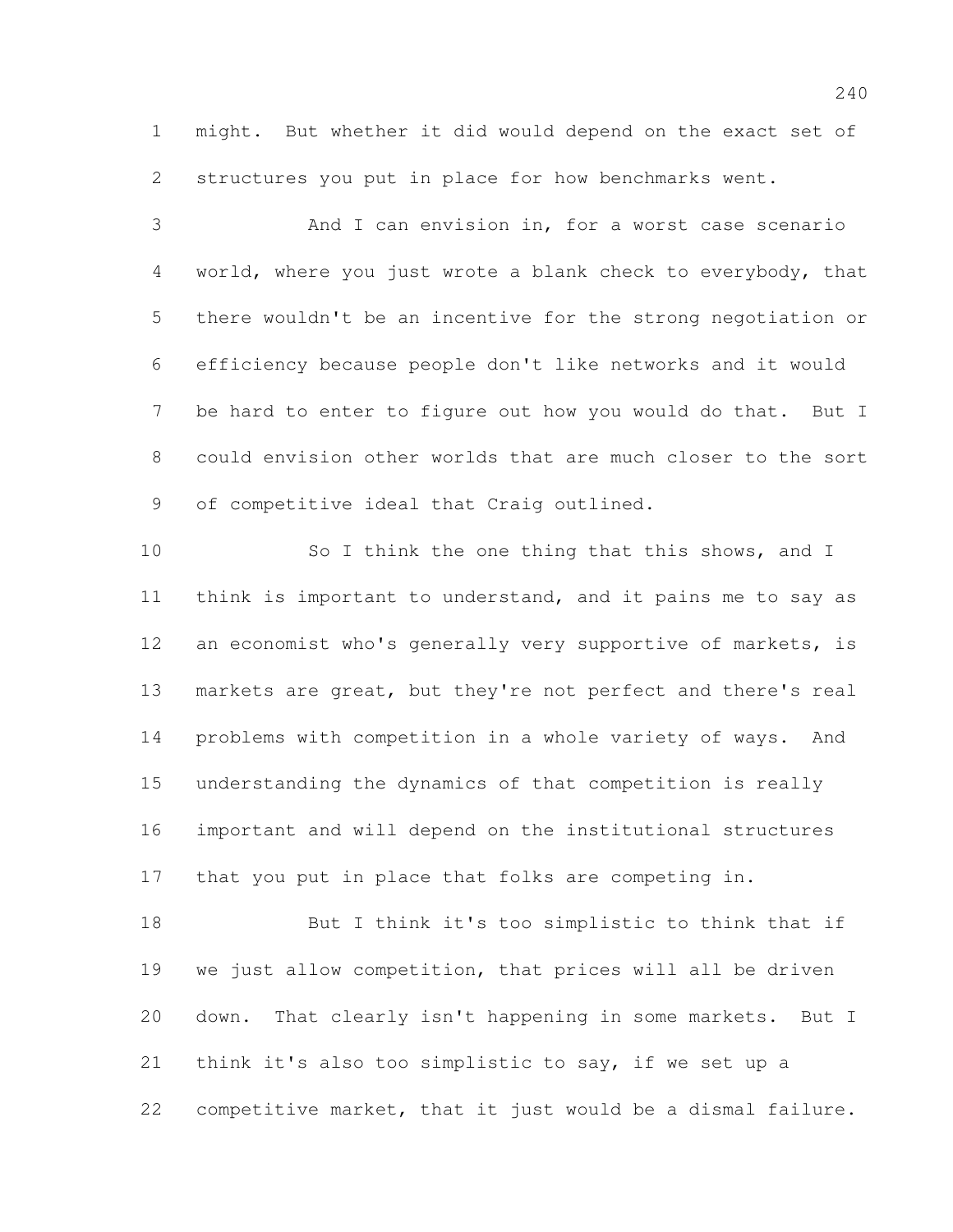might. But whether it did would depend on the exact set of structures you put in place for how benchmarks went.

And I can envision in, for a worst case scenario world, where you just wrote a blank check to everybody, that there wouldn't be an incentive for the strong negotiation or efficiency because people don't like networks and it would be hard to enter to figure out how you would do that. But I could envision other worlds that are much closer to the sort of competitive ideal that Craig outlined.

So I think the one thing that this shows, and I think is important to understand, and it pains me to say as an economist who's generally very supportive of markets, is markets are great, but they're not perfect and there's real problems with competition in a whole variety of ways. And understanding the dynamics of that competition is really important and will depend on the institutional structures that you put in place that folks are competing in.

But I think it's too simplistic to think that if we just allow competition, that prices will all be driven down. That clearly isn't happening in some markets. But I think it's also too simplistic to say, if we set up a competitive market, that it just would be a dismal failure.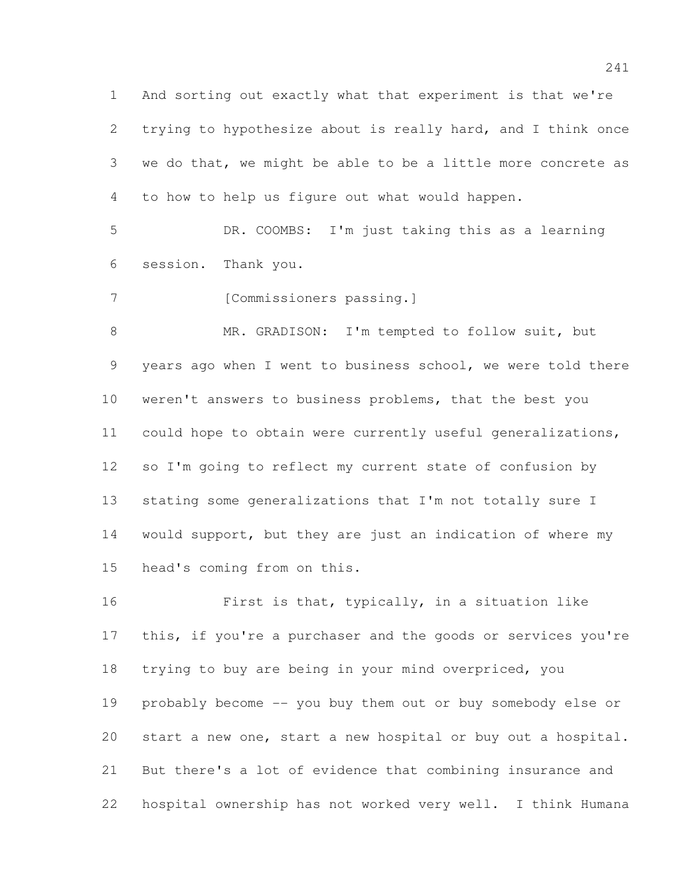And sorting out exactly what that experiment is that we're trying to hypothesize about is really hard, and I think once we do that, we might be able to be a little more concrete as to how to help us figure out what would happen.

DR. COOMBS: I'm just taking this as a learning session. Thank you.

[Commissioners passing.]

MR. GRADISON: I'm tempted to follow suit, but years ago when I went to business school, we were told there weren't answers to business problems, that the best you could hope to obtain were currently useful generalizations, so I'm going to reflect my current state of confusion by stating some generalizations that I'm not totally sure I would support, but they are just an indication of where my head's coming from on this.

First is that, typically, in a situation like this, if you're a purchaser and the goods or services you're trying to buy are being in your mind overpriced, you probably become -- you buy them out or buy somebody else or start a new one, start a new hospital or buy out a hospital. But there's a lot of evidence that combining insurance and hospital ownership has not worked very well. I think Humana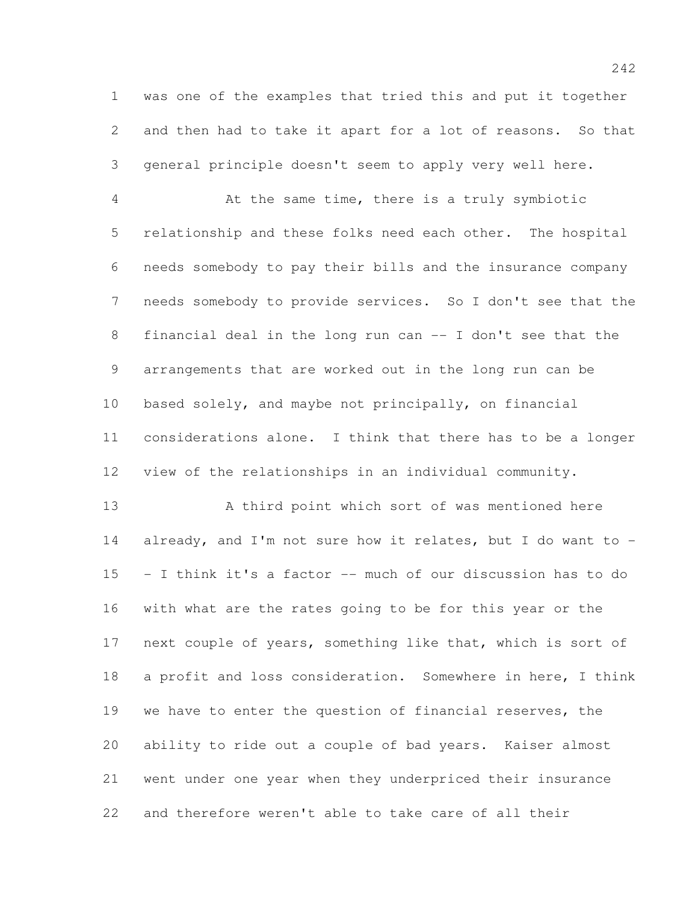was one of the examples that tried this and put it together and then had to take it apart for a lot of reasons. So that general principle doesn't seem to apply very well here.

At the same time, there is a truly symbiotic relationship and these folks need each other. The hospital needs somebody to pay their bills and the insurance company needs somebody to provide services. So I don't see that the financial deal in the long run can -- I don't see that the arrangements that are worked out in the long run can be based solely, and maybe not principally, on financial considerations alone. I think that there has to be a longer view of the relationships in an individual community.

A third point which sort of was mentioned here already, and I'm not sure how it relates, but I do want to -- I think it's a factor -- much of our discussion has to do with what are the rates going to be for this year or the next couple of years, something like that, which is sort of a profit and loss consideration. Somewhere in here, I think we have to enter the question of financial reserves, the ability to ride out a couple of bad years. Kaiser almost went under one year when they underpriced their insurance and therefore weren't able to take care of all their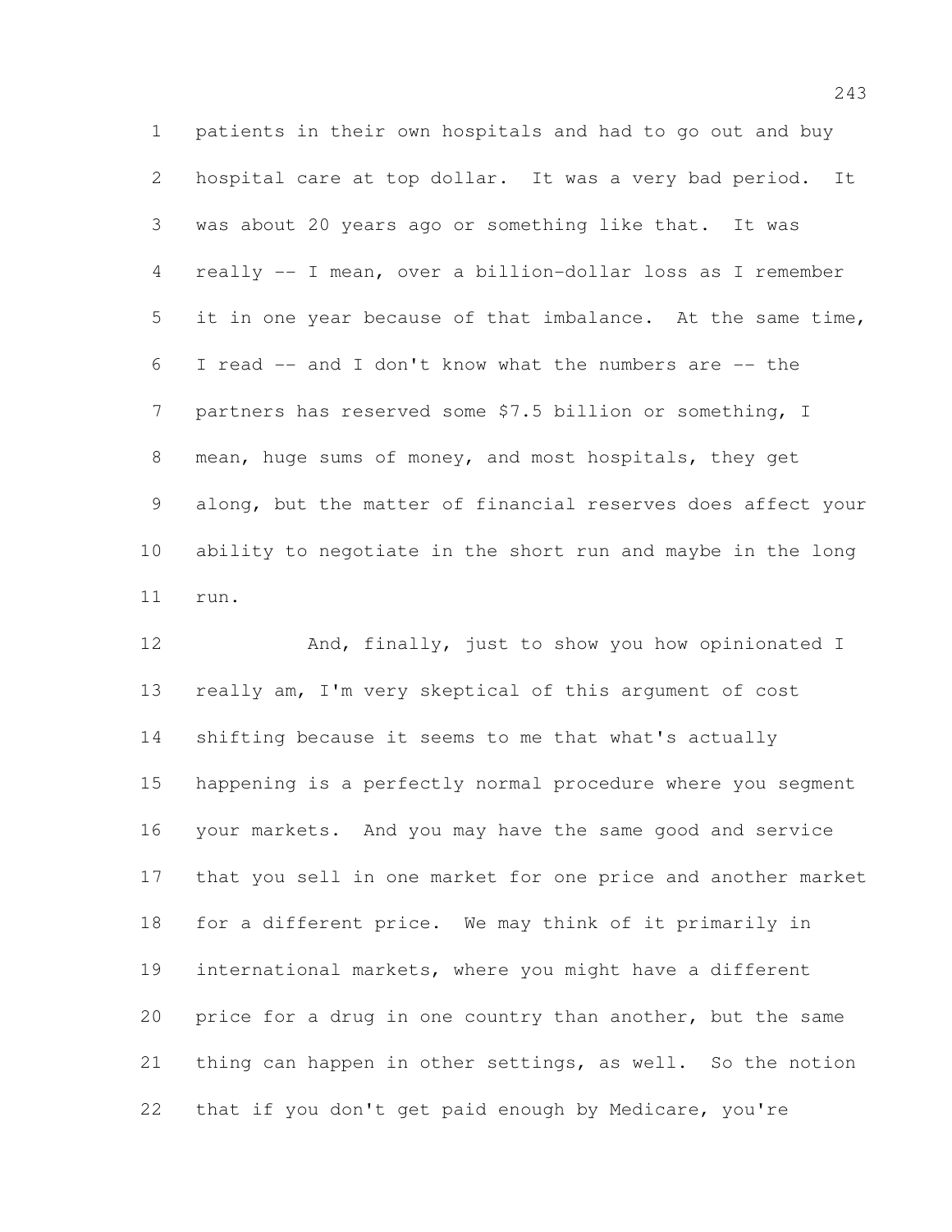patients in their own hospitals and had to go out and buy hospital care at top dollar. It was a very bad period. It was about 20 years ago or something like that. It was really -- I mean, over a billion-dollar loss as I remember it in one year because of that imbalance. At the same time, I read -- and I don't know what the numbers are -- the partners has reserved some $7.5 billion or something, I mean, huge sums of money, and most hospitals, they get along, but the matter of financial reserves does affect your ability to negotiate in the short run and maybe in the long run.

And, finally, just to show you how opinionated I really am, I'm very skeptical of this argument of cost shifting because it seems to me that what's actually happening is a perfectly normal procedure where you segment your markets. And you may have the same good and service that you sell in one market for one price and another market for a different price. We may think of it primarily in international markets, where you might have a different price for a drug in one country than another, but the same thing can happen in other settings, as well. So the notion that if you don't get paid enough by Medicare, you're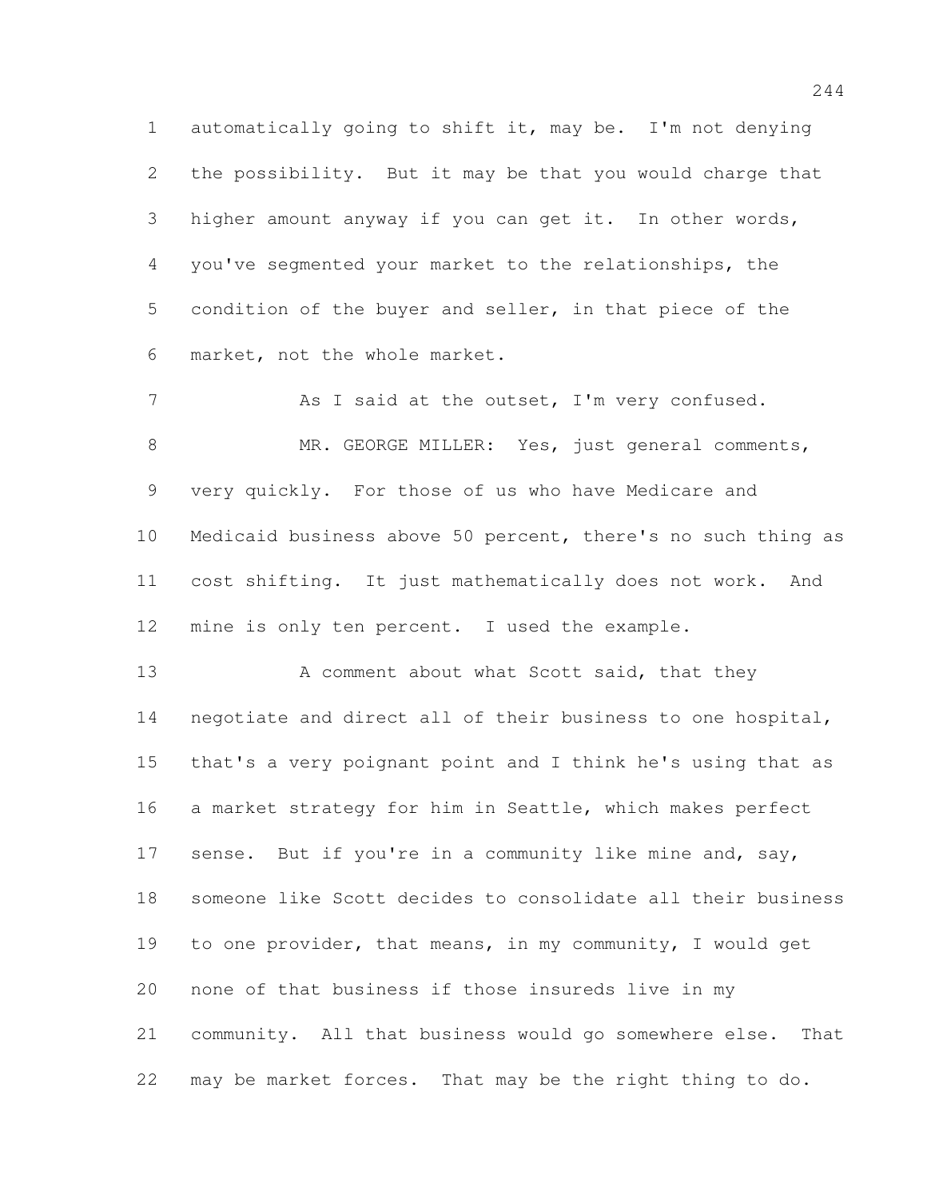automatically going to shift it, may be. I'm not denying the possibility. But it may be that you would charge that higher amount anyway if you can get it. In other words, you've segmented your market to the relationships, the condition of the buyer and seller, in that piece of the market, not the whole market.

As I said at the outset, I'm very confused.

MR. GEORGE MILLER: Yes, just general comments, very quickly. For those of us who have Medicare and Medicaid business above 50 percent, there's no such thing as cost shifting. It just mathematically does not work. And mine is only ten percent. I used the example.

A comment about what Scott said, that they negotiate and direct all of their business to one hospital, that's a very poignant point and I think he's using that as a market strategy for him in Seattle, which makes perfect sense. But if you're in a community like mine and, say, someone like Scott decides to consolidate all their business to one provider, that means, in my community, I would get none of that business if those insureds live in my community. All that business would go somewhere else. That may be market forces. That may be the right thing to do.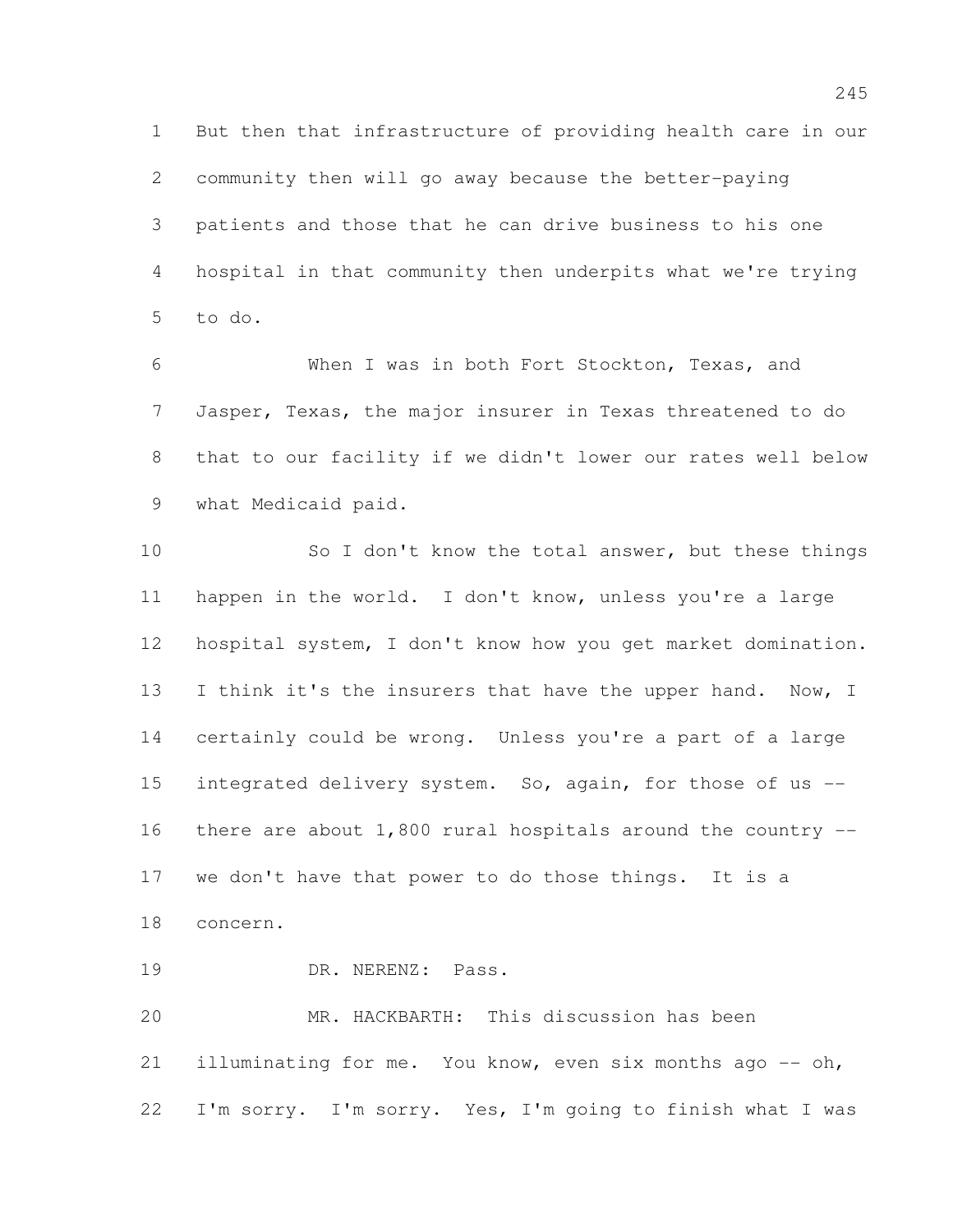But then that infrastructure of providing health care in our community then will go away because the better-paying patients and those that he can drive business to his one hospital in that community then underpits what we're trying to do.

When I was in both Fort Stockton, Texas, and Jasper, Texas, the major insurer in Texas threatened to do that to our facility if we didn't lower our rates well below what Medicaid paid.

So I don't know the total answer, but these things happen in the world. I don't know, unless you're a large hospital system, I don't know how you get market domination. I think it's the insurers that have the upper hand. Now, I certainly could be wrong. Unless you're a part of a large integrated delivery system. So, again, for those of us -- there are about 1,800 rural hospitals around the country -- we don't have that power to do those things. It is a concern.

DR. NERENZ: Pass.

MR. HACKBARTH: This discussion has been illuminating for me. You know, even six months ago -- oh, I'm sorry. I'm sorry. Yes, I'm going to finish what I was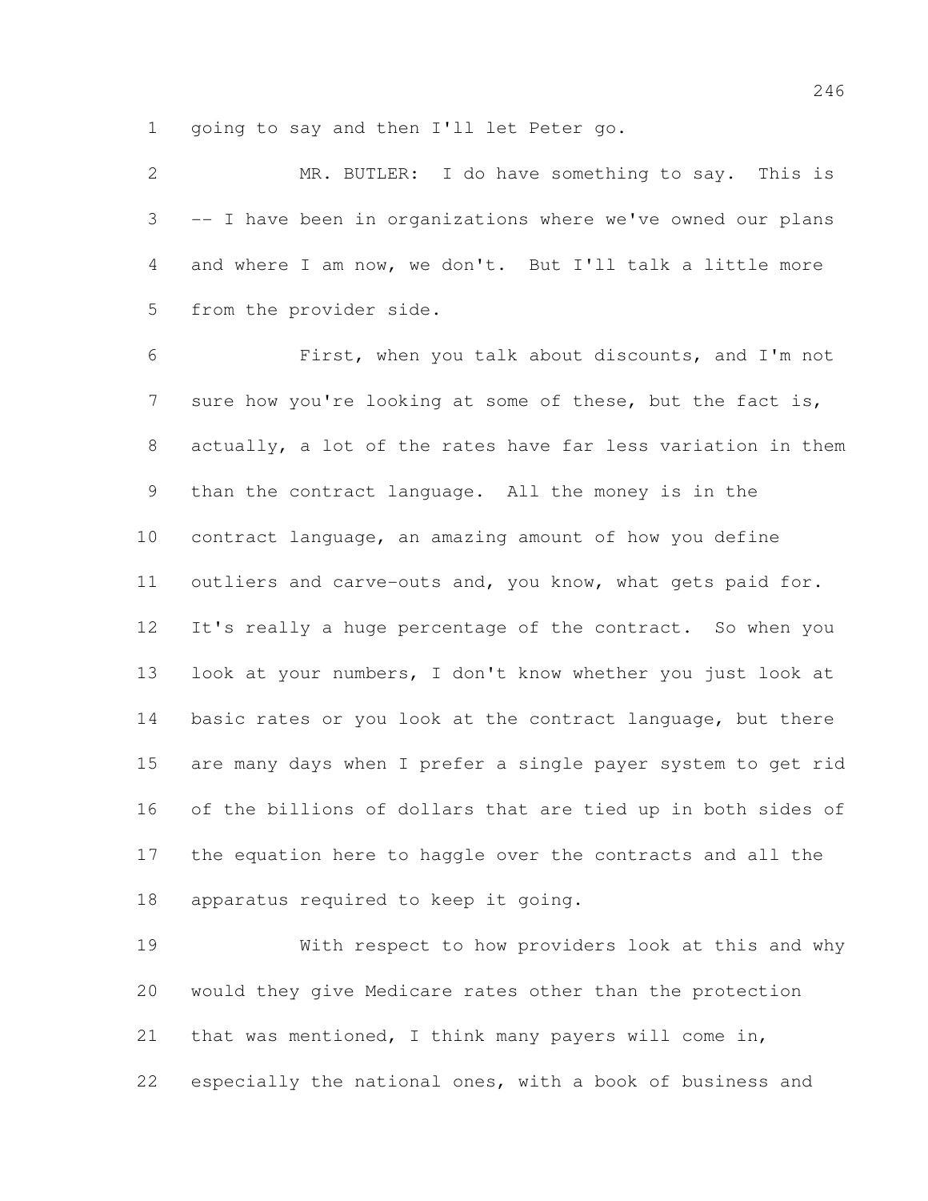going to say and then I'll let Peter go.

MR. BUTLER: I do have something to say. This is -- I have been in organizations where we've owned our plans and where I am now, we don't. But I'll talk a little more from the provider side.

First, when you talk about discounts, and I'm not sure how you're looking at some of these, but the fact is, actually, a lot of the rates have far less variation in them than the contract language. All the money is in the contract language, an amazing amount of how you define outliers and carve-outs and, you know, what gets paid for. It's really a huge percentage of the contract. So when you look at your numbers, I don't know whether you just look at basic rates or you look at the contract language, but there are many days when I prefer a single payer system to get rid of the billions of dollars that are tied up in both sides of the equation here to haggle over the contracts and all the apparatus required to keep it going.

With respect to how providers look at this and why would they give Medicare rates other than the protection that was mentioned, I think many payers will come in, especially the national ones, with a book of business and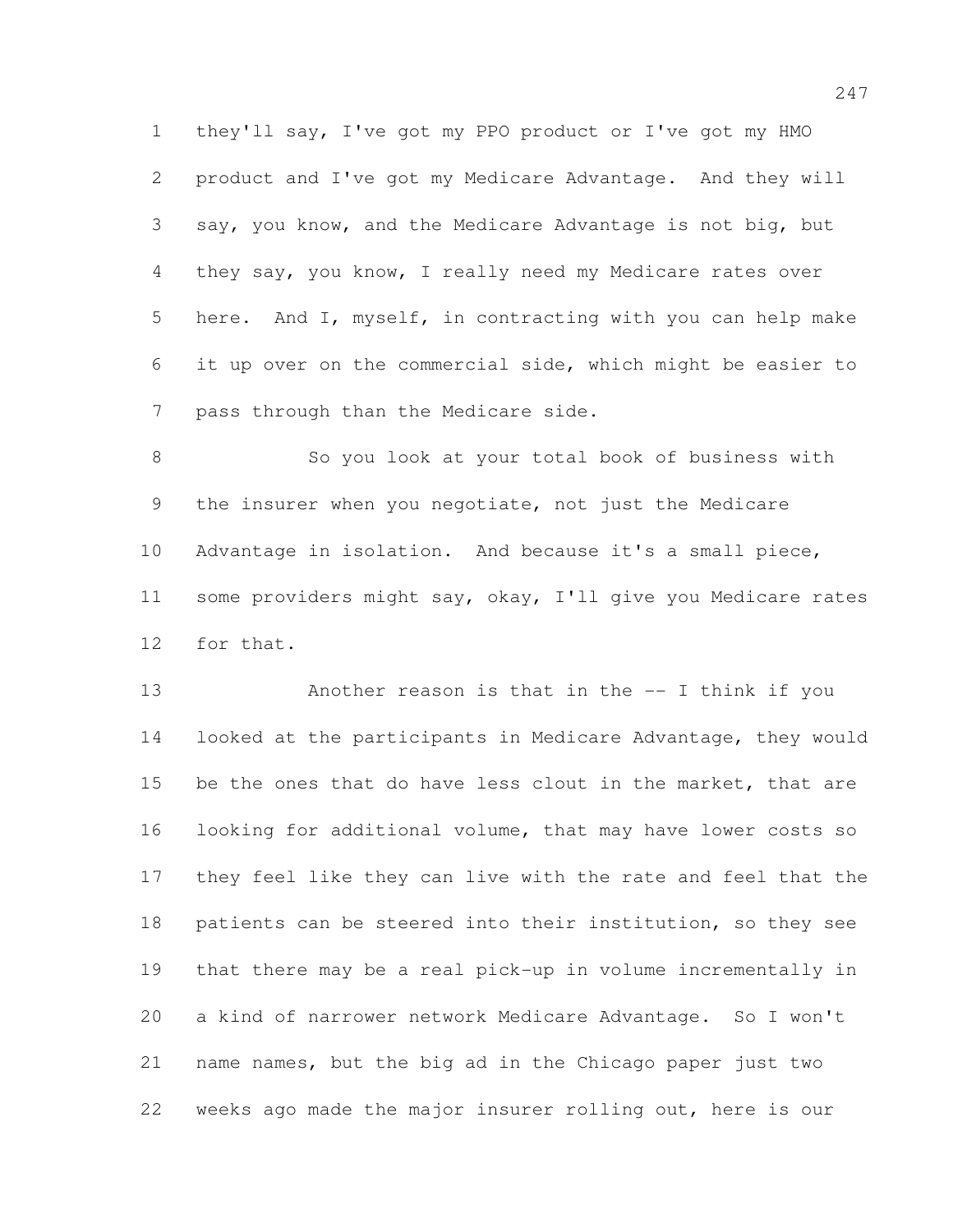they'll say, I've got my PPO product or I've got my HMO product and I've got my Medicare Advantage. And they will say, you know, and the Medicare Advantage is not big, but they say, you know, I really need my Medicare rates over here. And I, myself, in contracting with you can help make it up over on the commercial side, which might be easier to pass through than the Medicare side.

So you look at your total book of business with the insurer when you negotiate, not just the Medicare Advantage in isolation. And because it's a small piece, some providers might say, okay, I'll give you Medicare rates for that.

Another reason is that in the -- I think if you looked at the participants in Medicare Advantage, they would be the ones that do have less clout in the market, that are looking for additional volume, that may have lower costs so they feel like they can live with the rate and feel that the patients can be steered into their institution, so they see that there may be a real pick-up in volume incrementally in a kind of narrower network Medicare Advantage. So I won't name names, but the big ad in the Chicago paper just two weeks ago made the major insurer rolling out, here is our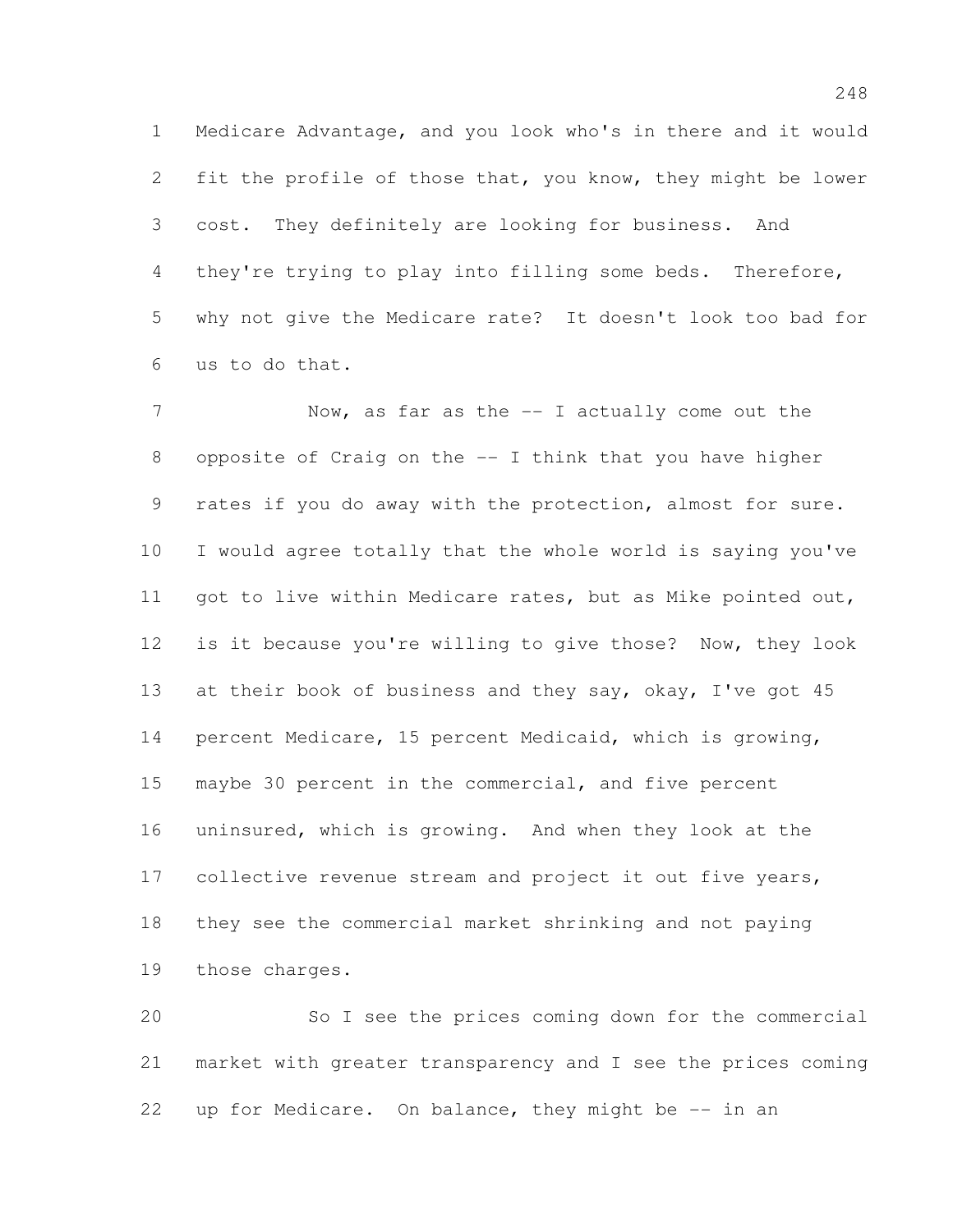Medicare Advantage, and you look who's in there and it would fit the profile of those that, you know, they might be lower cost. They definitely are looking for business. And they're trying to play into filling some beds. Therefore, why not give the Medicare rate? It doesn't look too bad for us to do that.

Now, as far as the -- I actually come out the opposite of Craig on the -- I think that you have higher rates if you do away with the protection, almost for sure. I would agree totally that the whole world is saying you've got to live within Medicare rates, but as Mike pointed out, is it because you're willing to give those? Now, they look at their book of business and they say, okay, I've got 45 percent Medicare, 15 percent Medicaid, which is growing, maybe 30 percent in the commercial, and five percent uninsured, which is growing. And when they look at the collective revenue stream and project it out five years, they see the commercial market shrinking and not paying those charges.

So I see the prices coming down for the commercial market with greater transparency and I see the prices coming up for Medicare. On balance, they might be -- in an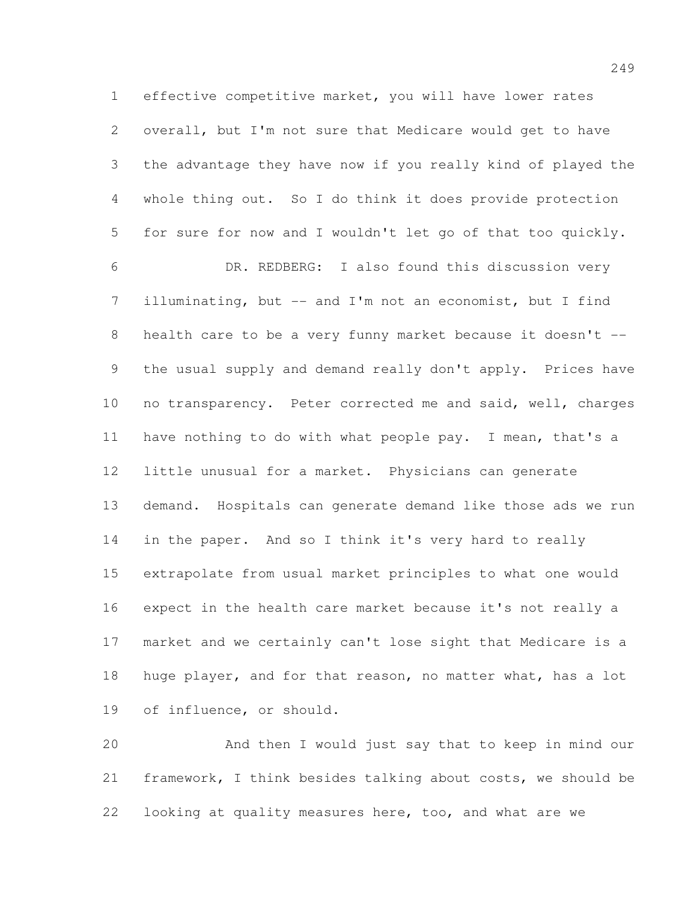effective competitive market, you will have lower rates overall, but I'm not sure that Medicare would get to have the advantage they have now if you really kind of played the whole thing out. So I do think it does provide protection for sure for now and I wouldn't let go of that too quickly.

DR. REDBERG: I also found this discussion very illuminating, but -- and I'm not an economist, but I find health care to be a very funny market because it doesn't -- the usual supply and demand really don't apply. Prices have no transparency. Peter corrected me and said, well, charges have nothing to do with what people pay. I mean, that's a little unusual for a market. Physicians can generate demand. Hospitals can generate demand like those ads we run in the paper. And so I think it's very hard to really extrapolate from usual market principles to what one would expect in the health care market because it's not really a market and we certainly can't lose sight that Medicare is a huge player, and for that reason, no matter what, has a lot of influence, or should.

And then I would just say that to keep in mind our framework, I think besides talking about costs, we should be looking at quality measures here, too, and what are we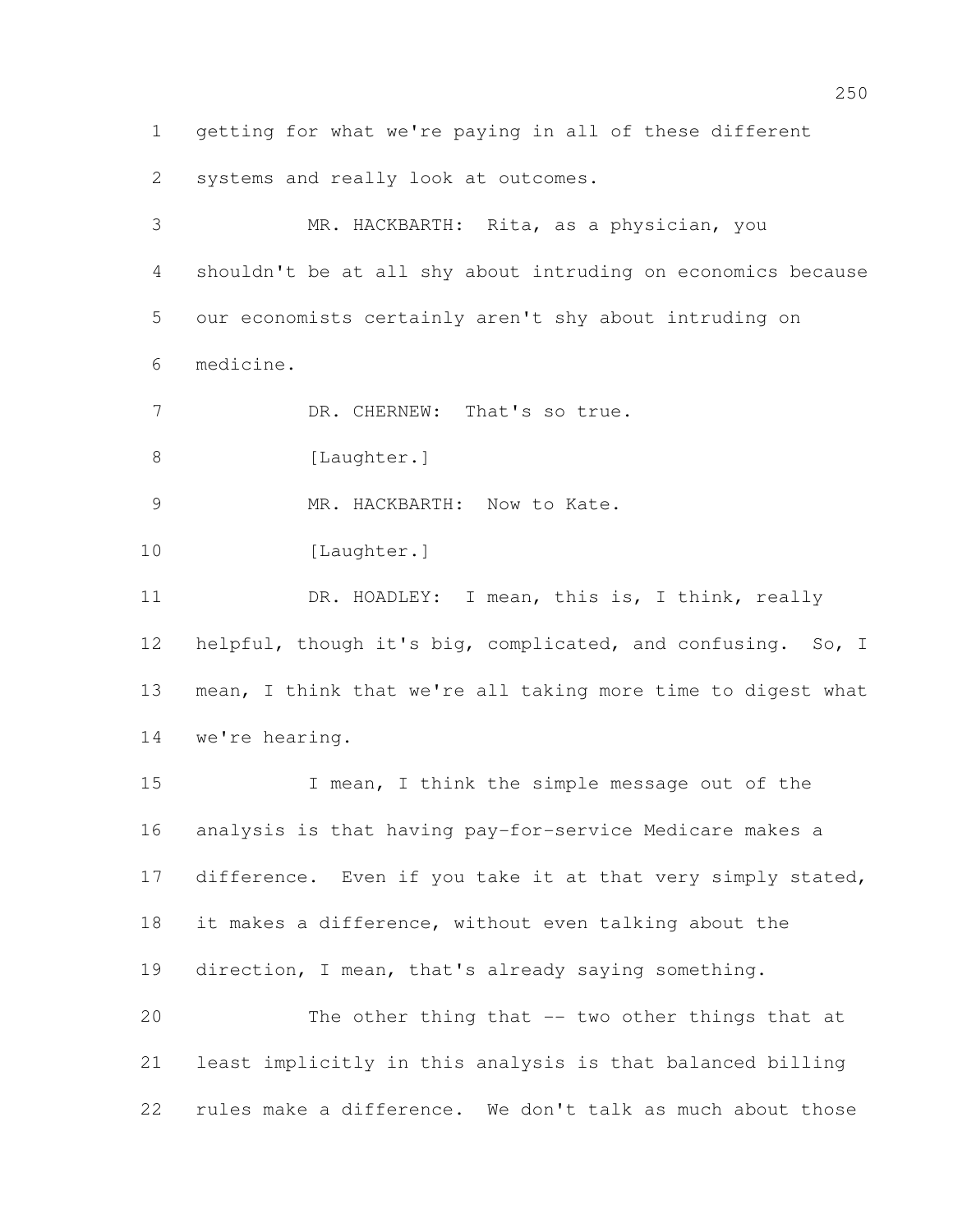getting for what we're paying in all of these different systems and really look at outcomes.

MR. HACKBARTH: Rita, as a physician, you shouldn't be at all shy about intruding on economics because our economists certainly aren't shy about intruding on medicine.

DR. CHERNEW: That's so true.

[Laughter.]

MR. HACKBARTH: Now to Kate.

[Laughter.]

DR. HOADLEY: I mean, this is, I think, really helpful, though it's big, complicated, and confusing. So, I mean, I think that we're all taking more time to digest what we're hearing.

I mean, I think the simple message out of the analysis is that having pay-for-service Medicare makes a difference. Even if you take it at that very simply stated, it makes a difference, without even talking about the direction, I mean, that's already saying something.

The other thing that -- two other things that at least implicitly in this analysis is that balanced billing rules make a difference. We don't talk as much about those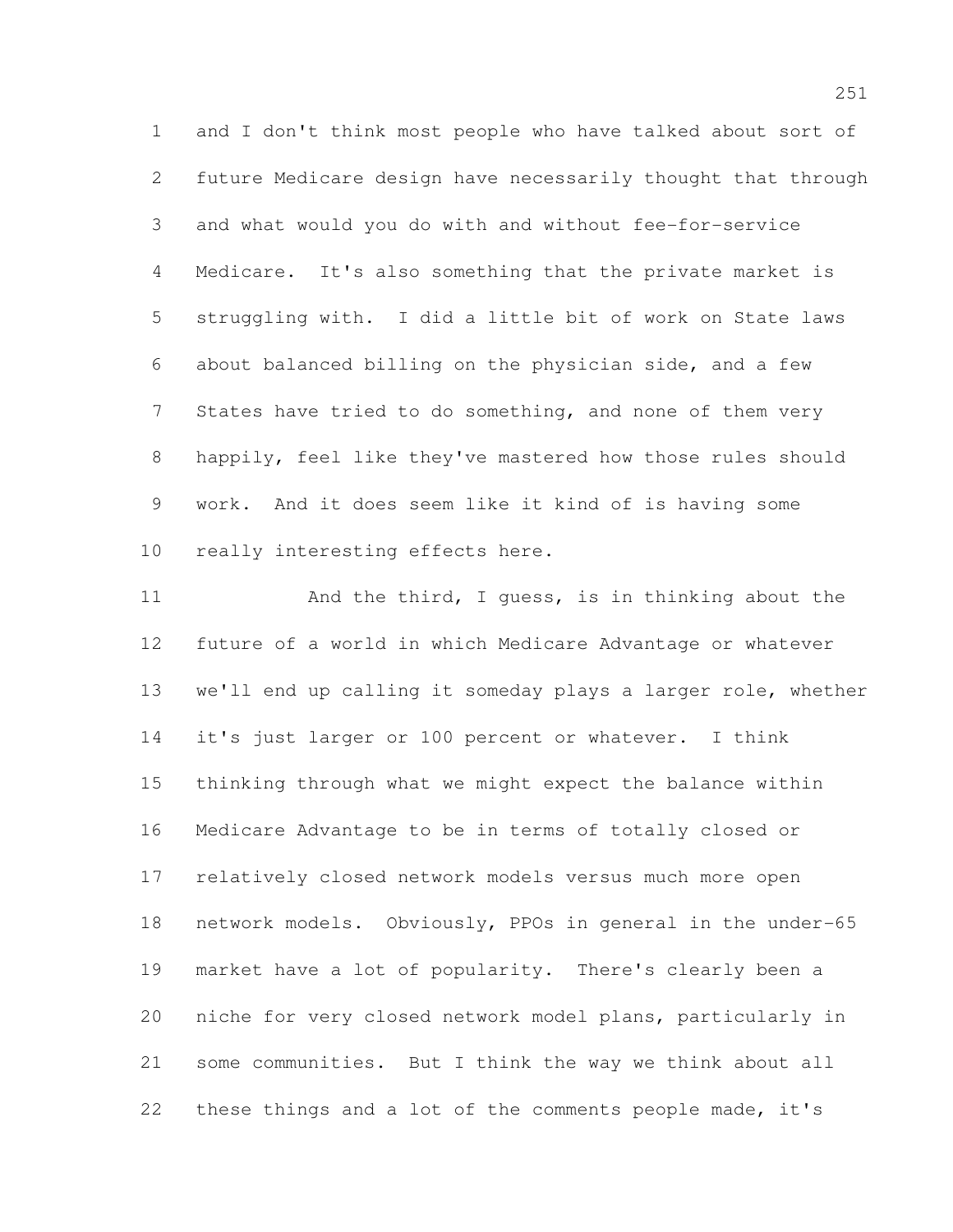and I don't think most people who have talked about sort of future Medicare design have necessarily thought that through and what would you do with and without fee-for-service Medicare. It's also something that the private market is struggling with. I did a little bit of work on State laws about balanced billing on the physician side, and a few States have tried to do something, and none of them very happily, feel like they've mastered how those rules should work. And it does seem like it kind of is having some really interesting effects here.

And the third, I guess, is in thinking about the future of a world in which Medicare Advantage or whatever we'll end up calling it someday plays a larger role, whether it's just larger or 100 percent or whatever. I think thinking through what we might expect the balance within Medicare Advantage to be in terms of totally closed or relatively closed network models versus much more open network models. Obviously, PPOs in general in the under-65 market have a lot of popularity. There's clearly been a niche for very closed network model plans, particularly in some communities. But I think the way we think about all these things and a lot of the comments people made, it's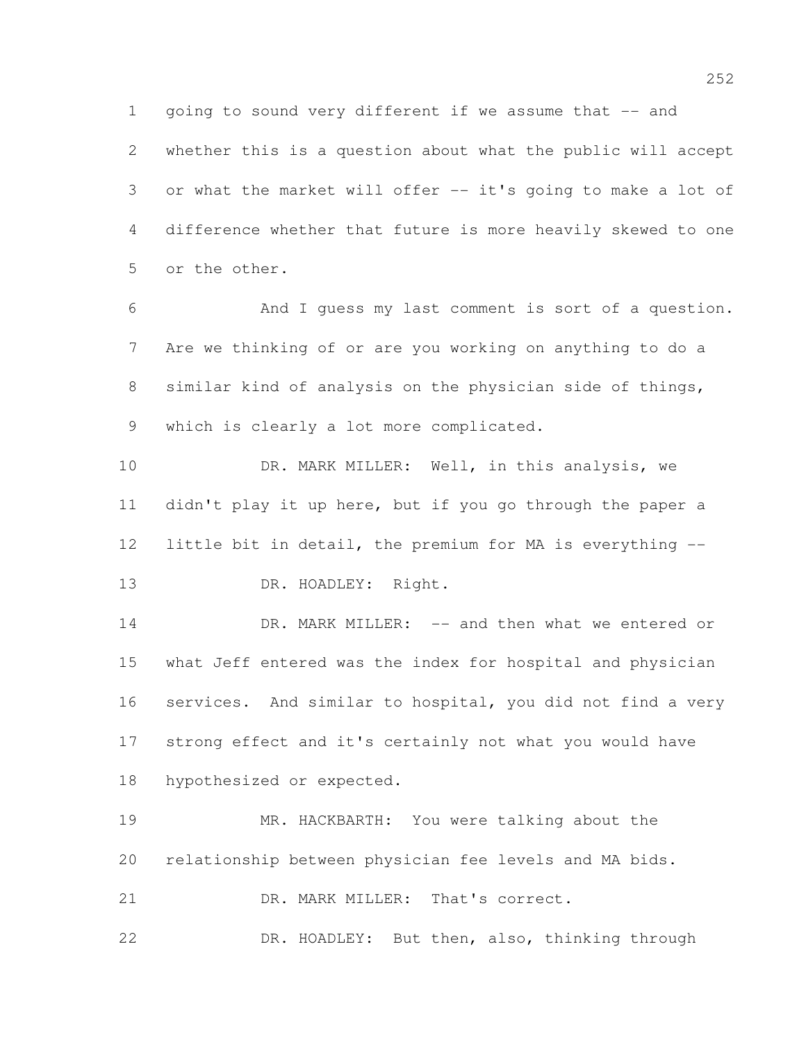going to sound very different if we assume that -- and whether this is a question about what the public will accept or what the market will offer -- it's going to make a lot of difference whether that future is more heavily skewed to one or the other.

And I guess my last comment is sort of a question. Are we thinking of or are you working on anything to do a similar kind of analysis on the physician side of things, which is clearly a lot more complicated.

DR. MARK MILLER: Well, in this analysis, we didn't play it up here, but if you go through the paper a little bit in detail, the premium for MA is everything --

DR. HOADLEY: Right.

DR. MARK MILLER: -- and then what we entered or what Jeff entered was the index for hospital and physician services. And similar to hospital, you did not find a very strong effect and it's certainly not what you would have hypothesized or expected.

MR. HACKBARTH: You were talking about the relationship between physician fee levels and MA bids.

DR. MARK MILLER: That's correct.

DR. HOADLEY: But then, also, thinking through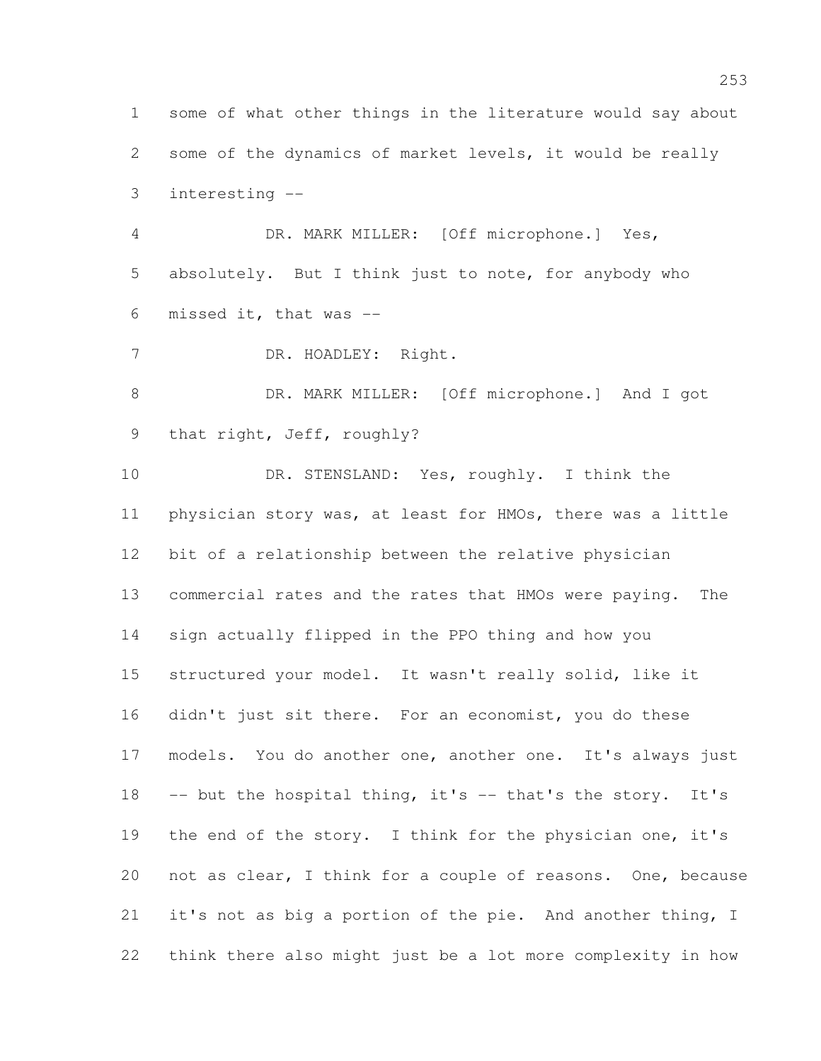some of what other things in the literature would say about some of the dynamics of market levels, it would be really interesting --

DR. MARK MILLER: [Off microphone.] Yes, absolutely. But I think just to note, for anybody who missed it, that was --

DR. HOADLEY: Right.

DR. MARK MILLER: [Off microphone.] And I got that right, Jeff, roughly?

DR. STENSLAND: Yes, roughly. I think the physician story was, at least for HMOs, there was a little bit of a relationship between the relative physician commercial rates and the rates that HMOs were paying. The sign actually flipped in the PPO thing and how you structured your model. It wasn't really solid, like it didn't just sit there. For an economist, you do these models. You do another one, another one. It's always just -- but the hospital thing, it's -- that's the story. It's the end of the story. I think for the physician one, it's not as clear, I think for a couple of reasons. One, because it's not as big a portion of the pie. And another thing, I think there also might just be a lot more complexity in how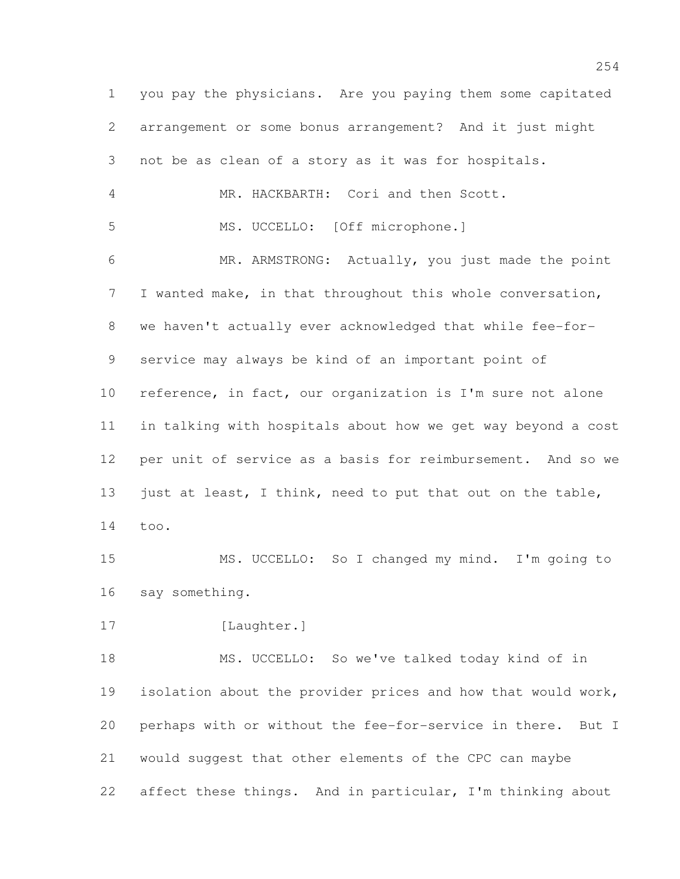you pay the physicians. Are you paying them some capitated arrangement or some bonus arrangement? And it just might not be as clean of a story as it was for hospitals.

MR. HACKBARTH: Cori and then Scott.

MS. UCCELLO: [Off microphone.]

MR. ARMSTRONG: Actually, you just made the point I wanted make, in that throughout this whole conversation, we haven't actually ever acknowledged that while fee-for-service may always be kind of an important point of reference, in fact, our organization is I'm sure not alone in talking with hospitals about how we get way beyond a cost per unit of service as a basis for reimbursement. And so we just at least, I think, need to put that out on the table, too.

MS. UCCELLO: So I changed my mind. I'm going to say something.

[Laughter.]

MS. UCCELLO: So we've talked today kind of in isolation about the provider prices and how that would work, perhaps with or without the fee-for-service in there. But I would suggest that other elements of the CPC can maybe affect these things. And in particular, I'm thinking about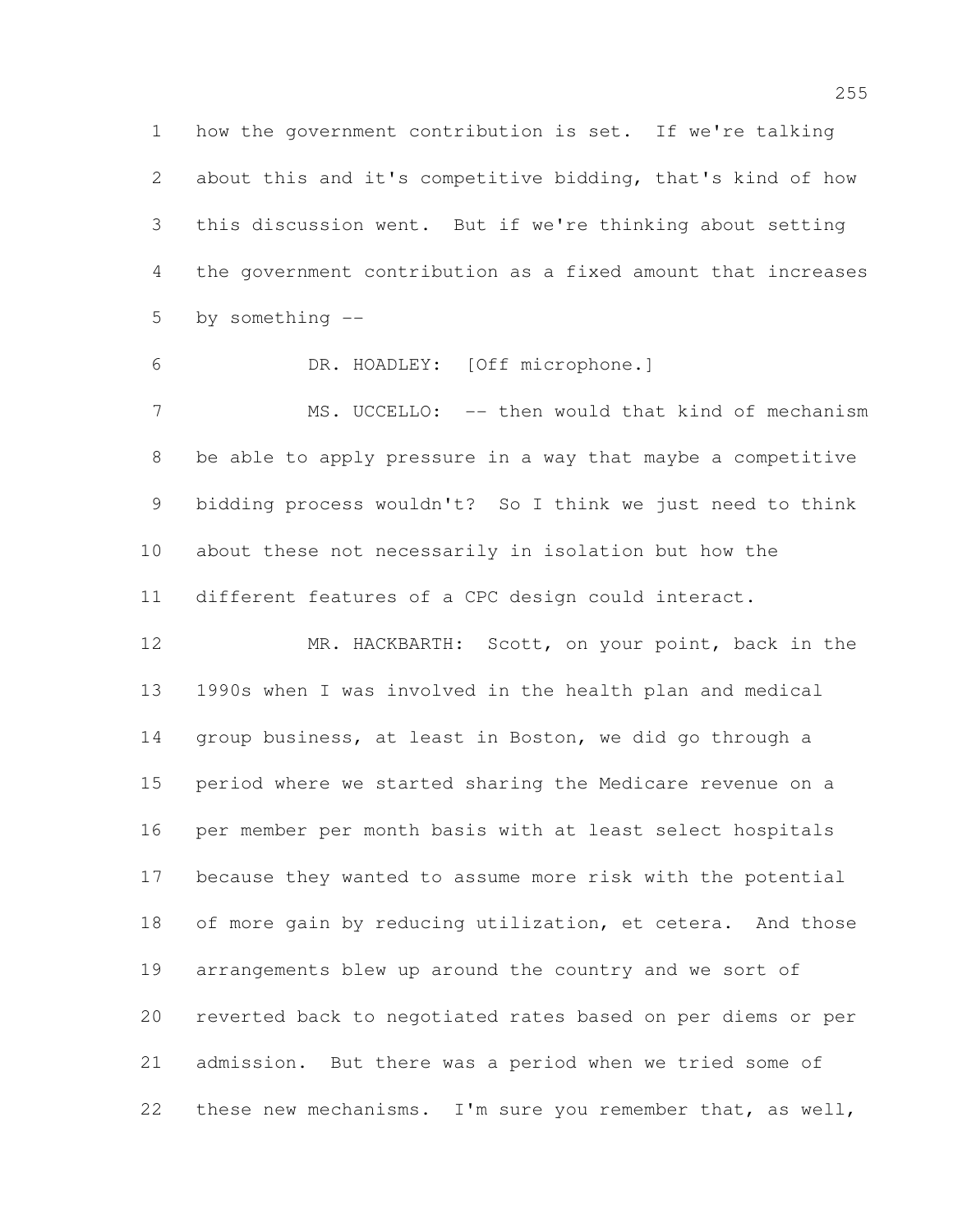how the government contribution is set. If we're talking about this and it's competitive bidding, that's kind of how this discussion went. But if we're thinking about setting the government contribution as a fixed amount that increases by something --

DR. HOADLEY: [Off microphone.]

MS. UCCELLO: -- then would that kind of mechanism be able to apply pressure in a way that maybe a competitive bidding process wouldn't? So I think we just need to think about these not necessarily in isolation but how the different features of a CPC design could interact.

MR. HACKBARTH: Scott, on your point, back in the 1990s when I was involved in the health plan and medical group business, at least in Boston, we did go through a period where we started sharing the Medicare revenue on a per member per month basis with at least select hospitals because they wanted to assume more risk with the potential of more gain by reducing utilization, et cetera. And those arrangements blew up around the country and we sort of reverted back to negotiated rates based on per diems or per admission. But there was a period when we tried some of these new mechanisms. I'm sure you remember that, as well,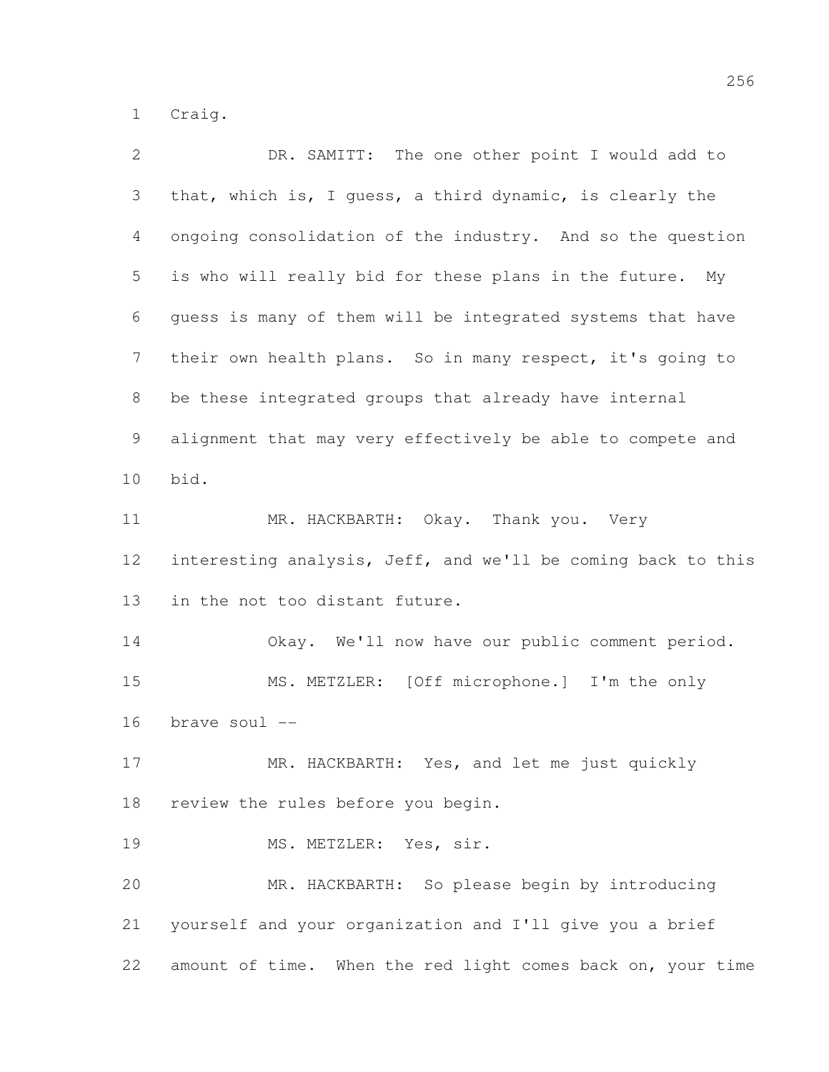Craig.

DR. SAMITT: The one other point I would add to that, which is, I guess, a third dynamic, is clearly the ongoing consolidation of the industry. And so the question is who will really bid for these plans in the future. My guess is many of them will be integrated systems that have their own health plans. So in many respect, it's going to be these integrated groups that already have internal alignment that may very effectively be able to compete and bid.

MR. HACKBARTH: Okay. Thank you. Very interesting analysis, Jeff, and we'll be coming back to this in the not too distant future.

Okay. We'll now have our public comment period.

MS. METZLER: [Off microphone.] I'm the only brave soul --

MR. HACKBARTH: Yes, and let me just quickly review the rules before you begin.

MS. METZLER: Yes, sir.

MR. HACKBARTH: So please begin by introducing yourself and your organization and I'll give you a brief amount of time. When the red light comes back on, your time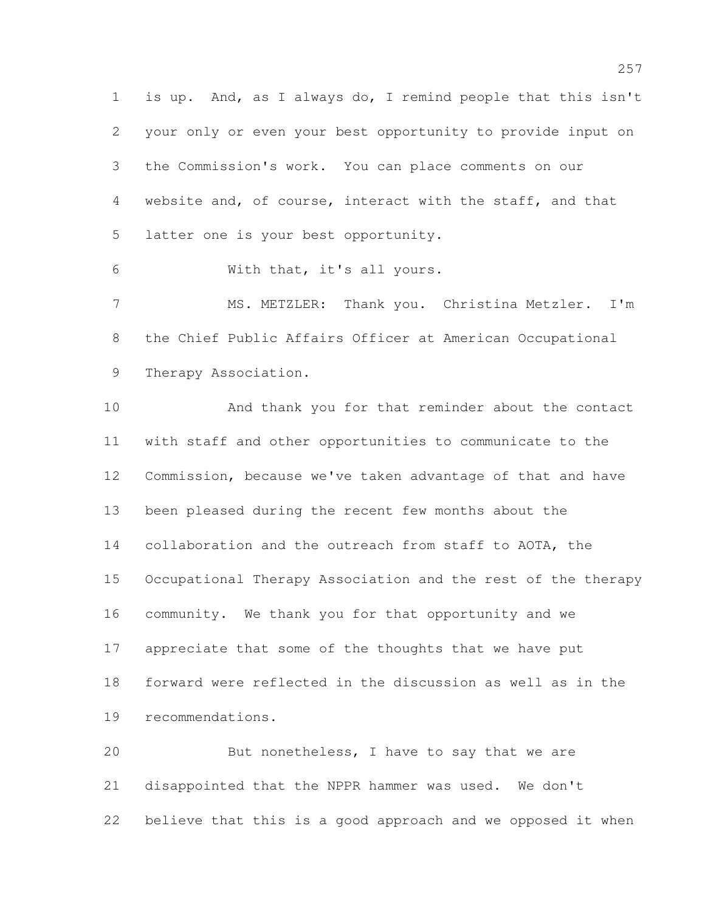is up. And, as I always do, I remind people that this isn't your only or even your best opportunity to provide input on the Commission's work. You can place comments on our website and, of course, interact with the staff, and that latter one is your best opportunity.

With that, it's all yours.

MS. METZLER: Thank you. Christina Metzler. I'm the Chief Public Affairs Officer at American Occupational Therapy Association.

And thank you for that reminder about the contact with staff and other opportunities to communicate to the Commission, because we've taken advantage of that and have been pleased during the recent few months about the collaboration and the outreach from staff to AOTA, the Occupational Therapy Association and the rest of the therapy community. We thank you for that opportunity and we appreciate that some of the thoughts that we have put forward were reflected in the discussion as well as in the recommendations.

But nonetheless, I have to say that we are disappointed that the NPPR hammer was used. We don't believe that this is a good approach and we opposed it when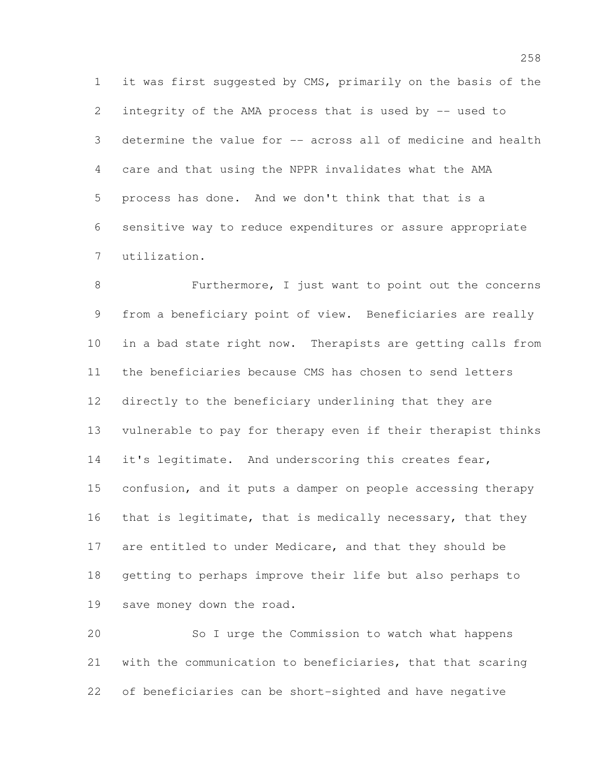it was first suggested by CMS, primarily on the basis of the integrity of the AMA process that is used by -- used to determine the value for -- across all of medicine and health care and that using the NPPR invalidates what the AMA process has done. And we don't think that that is a sensitive way to reduce expenditures or assure appropriate utilization.

Furthermore, I just want to point out the concerns from a beneficiary point of view. Beneficiaries are really in a bad state right now. Therapists are getting calls from the beneficiaries because CMS has chosen to send letters directly to the beneficiary underlining that they are vulnerable to pay for therapy even if their therapist thinks it's legitimate. And underscoring this creates fear, confusion, and it puts a damper on people accessing therapy that is legitimate, that is medically necessary, that they are entitled to under Medicare, and that they should be getting to perhaps improve their life but also perhaps to save money down the road.

So I urge the Commission to watch what happens with the communication to beneficiaries, that that scaring of beneficiaries can be short-sighted and have negative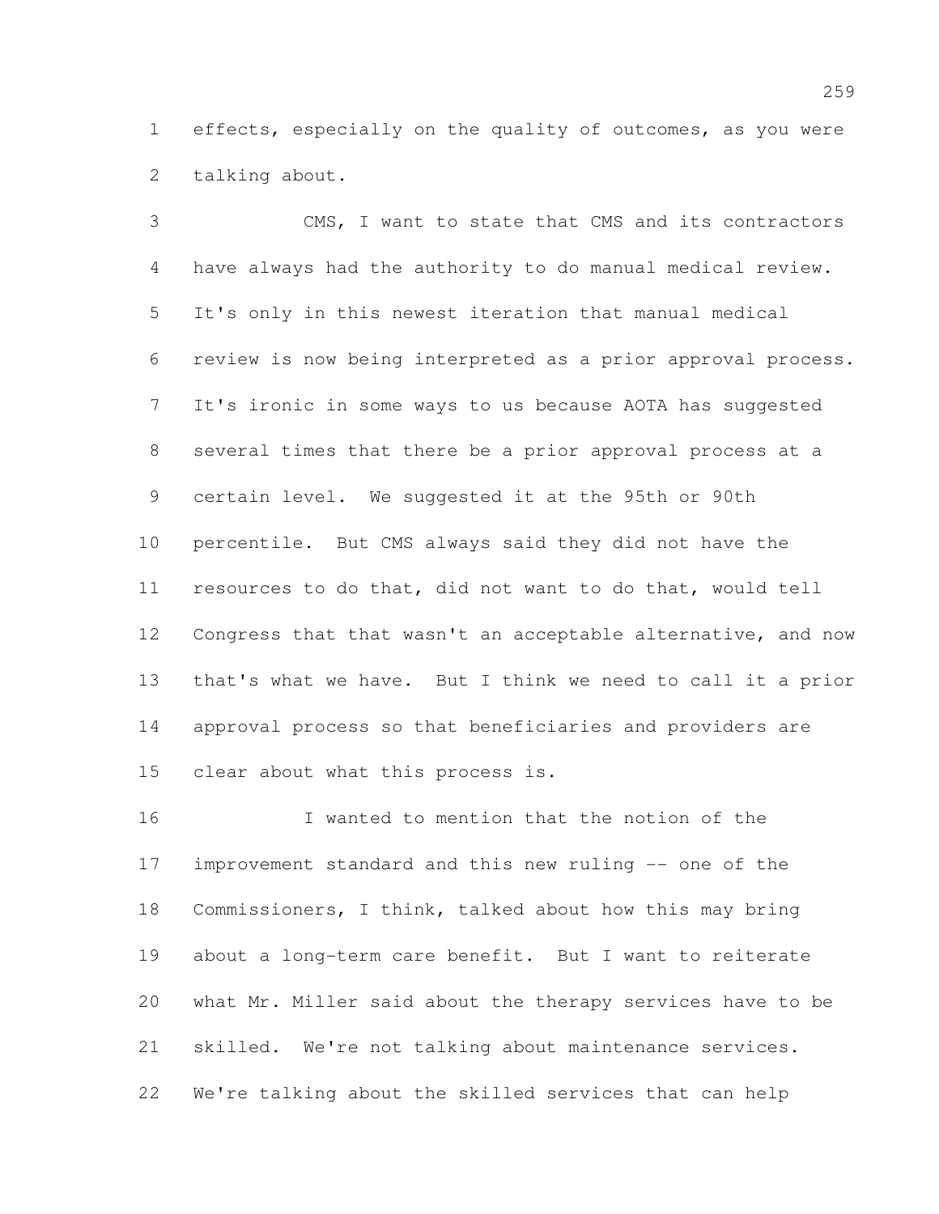effects, especially on the quality of outcomes, as you were talking about.

CMS, I want to state that CMS and its contractors have always had the authority to do manual medical review. It's only in this newest iteration that manual medical review is now being interpreted as a prior approval process. It's ironic in some ways to us because AOTA has suggested several times that there be a prior approval process at a certain level. We suggested it at the 95th or 90th percentile. But CMS always said they did not have the resources to do that, did not want to do that, would tell Congress that that wasn't an acceptable alternative, and now that's what we have. But I think we need to call it a prior approval process so that beneficiaries and providers are clear about what this process is.

I wanted to mention that the notion of the improvement standard and this new ruling -- one of the Commissioners, I think, talked about how this may bring about a long-term care benefit. But I want to reiterate what Mr. Miller said about the therapy services have to be skilled. We're not talking about maintenance services. We're talking about the skilled services that can help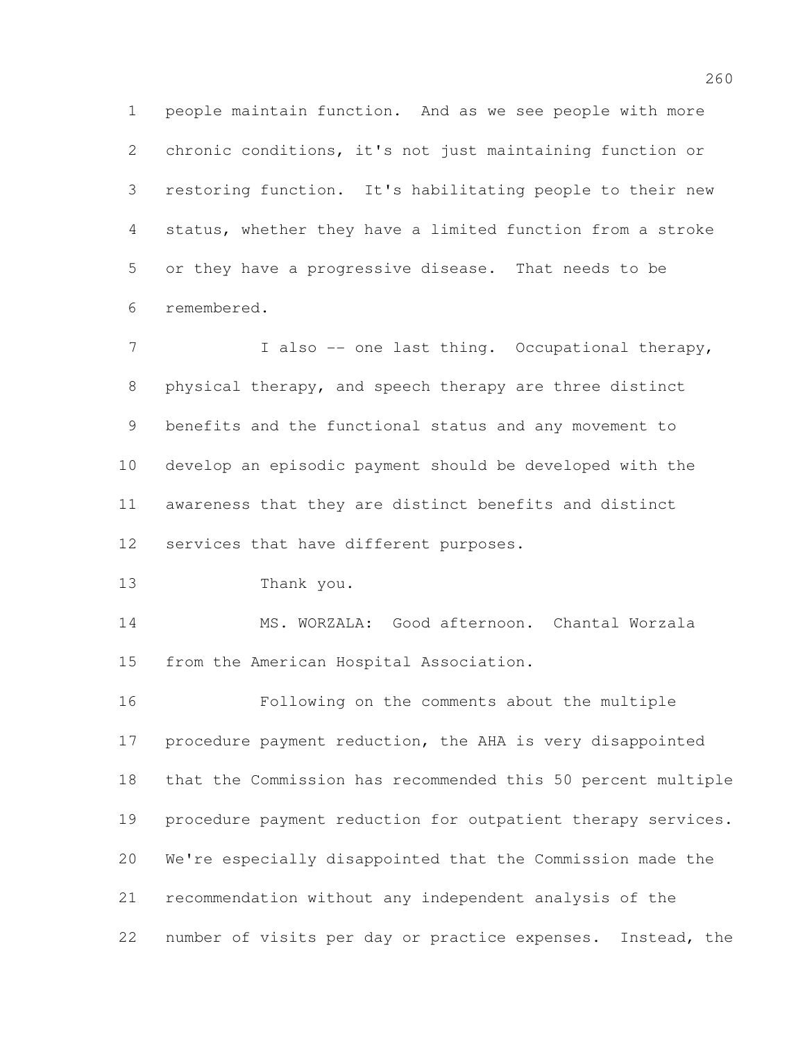people maintain function. And as we see people with more chronic conditions, it's not just maintaining function or restoring function. It's habilitating people to their new status, whether they have a limited function from a stroke or they have a progressive disease. That needs to be remembered.

I also -- one last thing. Occupational therapy, physical therapy, and speech therapy are three distinct benefits and the functional status and any movement to develop an episodic payment should be developed with the awareness that they are distinct benefits and distinct services that have different purposes.

Thank you.

MS. WORZALA: Good afternoon. Chantal Worzala from the American Hospital Association.

Following on the comments about the multiple procedure payment reduction, the AHA is very disappointed that the Commission has recommended this 50 percent multiple procedure payment reduction for outpatient therapy services. We're especially disappointed that the Commission made the recommendation without any independent analysis of the number of visits per day or practice expenses. Instead, the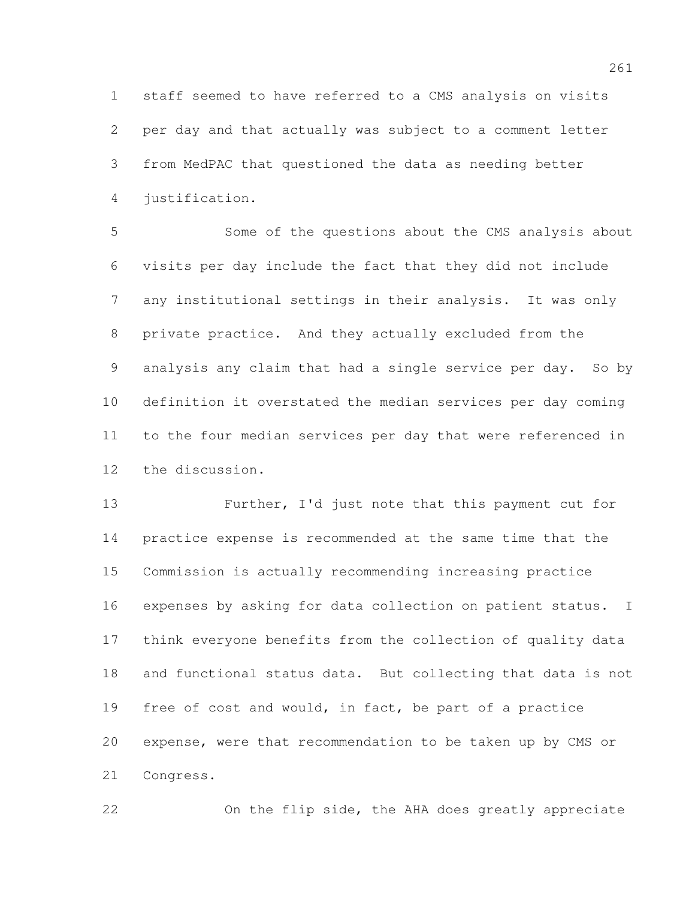staff seemed to have referred to a CMS analysis on visits per day and that actually was subject to a comment letter from MedPAC that questioned the data as needing better justification.

Some of the questions about the CMS analysis about visits per day include the fact that they did not include any institutional settings in their analysis. It was only private practice. And they actually excluded from the analysis any claim that had a single service per day. So by definition it overstated the median services per day coming to the four median services per day that were referenced in the discussion.

Further, I'd just note that this payment cut for practice expense is recommended at the same time that the Commission is actually recommending increasing practice expenses by asking for data collection on patient status. I think everyone benefits from the collection of quality data and functional status data. But collecting that data is not free of cost and would, in fact, be part of a practice expense, were that recommendation to be taken up by CMS or Congress.

On the flip side, the AHA does greatly appreciate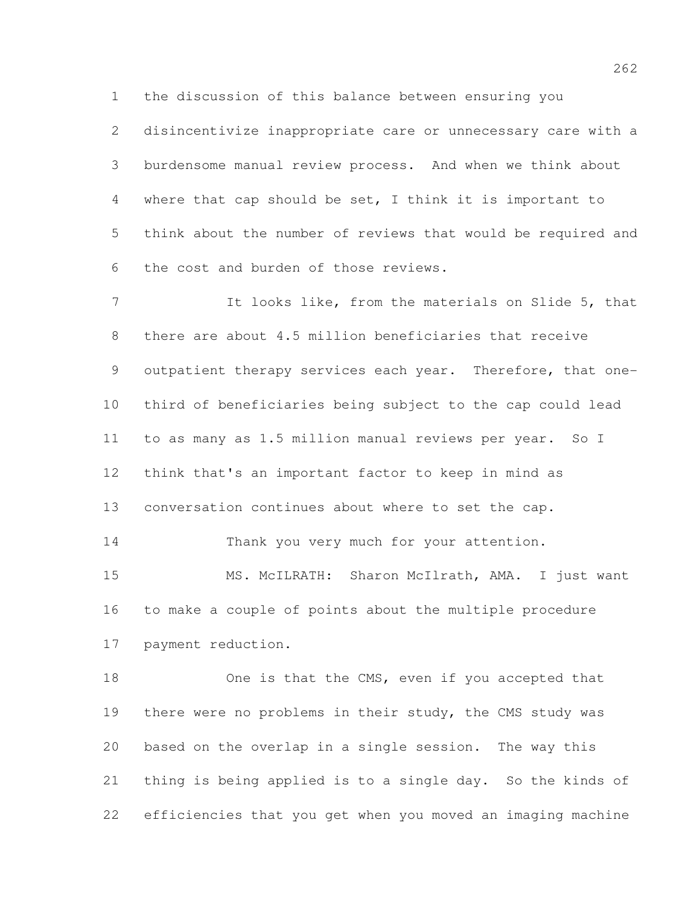the discussion of this balance between ensuring you disincentivize inappropriate care or unnecessary care with a burdensome manual review process. And when we think about where that cap should be set, I think it is important to think about the number of reviews that would be required and the cost and burden of those reviews.

It looks like, from the materials on Slide 5, that there are about 4.5 million beneficiaries that receive outpatient therapy services each year. Therefore, that one-third of beneficiaries being subject to the cap could lead to as many as 1.5 million manual reviews per year. So I think that's an important factor to keep in mind as conversation continues about where to set the cap.

Thank you very much for your attention.

MS. McILRATH: Sharon McIlrath, AMA. I just want to make a couple of points about the multiple procedure payment reduction.

One is that the CMS, even if you accepted that there were no problems in their study, the CMS study was based on the overlap in a single session. The way this thing is being applied is to a single day. So the kinds of efficiencies that you get when you moved an imaging machine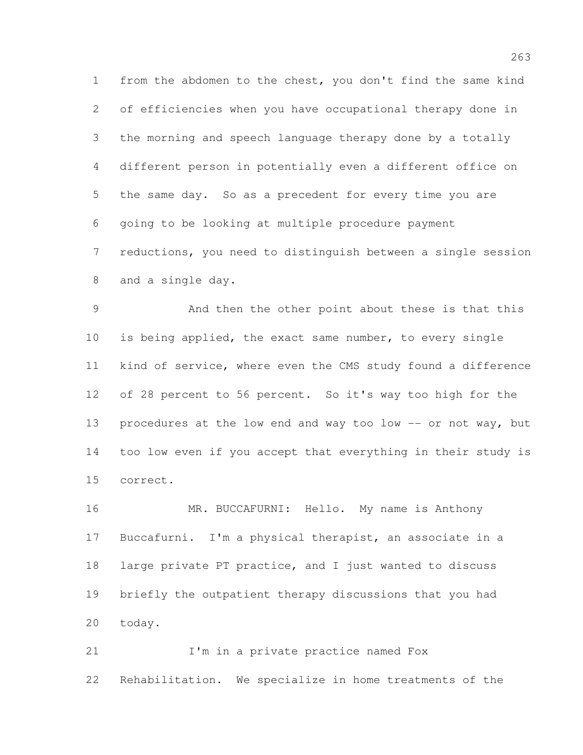from the abdomen to the chest, you don't find the same kind of efficiencies when you have occupational therapy done in the morning and speech language therapy done by a totally different person in potentially even a different office on the same day. So as a precedent for every time you are going to be looking at multiple procedure payment reductions, you need to distinguish between a single session and a single day.

And then the other point about these is that this is being applied, the exact same number, to every single kind of service, where even the CMS study found a difference of 28 percent to 56 percent. So it's way too high for the procedures at the low end and way too low -- or not way, but too low even if you accept that everything in their study is correct.

MR. BUCCAFURNI: Hello. My name is Anthony Buccafurni. I'm a physical therapist, an associate in a large private PT practice, and I just wanted to discuss briefly the outpatient therapy discussions that you had today.

I'm in a private practice named Fox Rehabilitation. We specialize in home treatments of the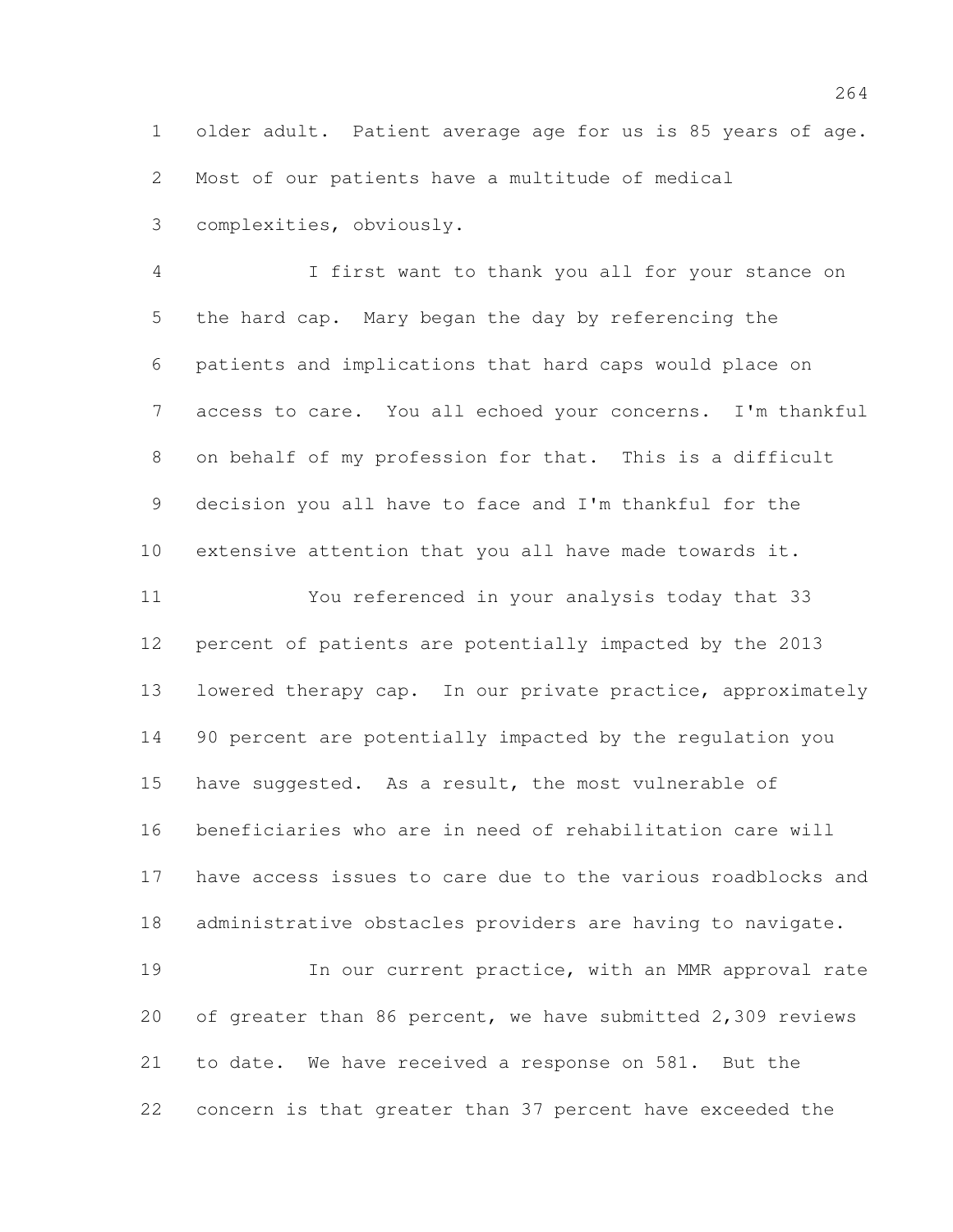older adult. Patient average age for us is 85 years of age. Most of our patients have a multitude of medical complexities, obviously.

I first want to thank you all for your stance on the hard cap. Mary began the day by referencing the patients and implications that hard caps would place on access to care. You all echoed your concerns. I'm thankful on behalf of my profession for that. This is a difficult decision you all have to face and I'm thankful for the extensive attention that you all have made towards it.

You referenced in your analysis today that 33 percent of patients are potentially impacted by the 2013 lowered therapy cap. In our private practice, approximately 90 percent are potentially impacted by the regulation you have suggested. As a result, the most vulnerable of beneficiaries who are in need of rehabilitation care will have access issues to care due to the various roadblocks and administrative obstacles providers are having to navigate.

In our current practice, with an MMR approval rate of greater than 86 percent, we have submitted 2,309 reviews to date. We have received a response on 581. But the concern is that greater than 37 percent have exceeded the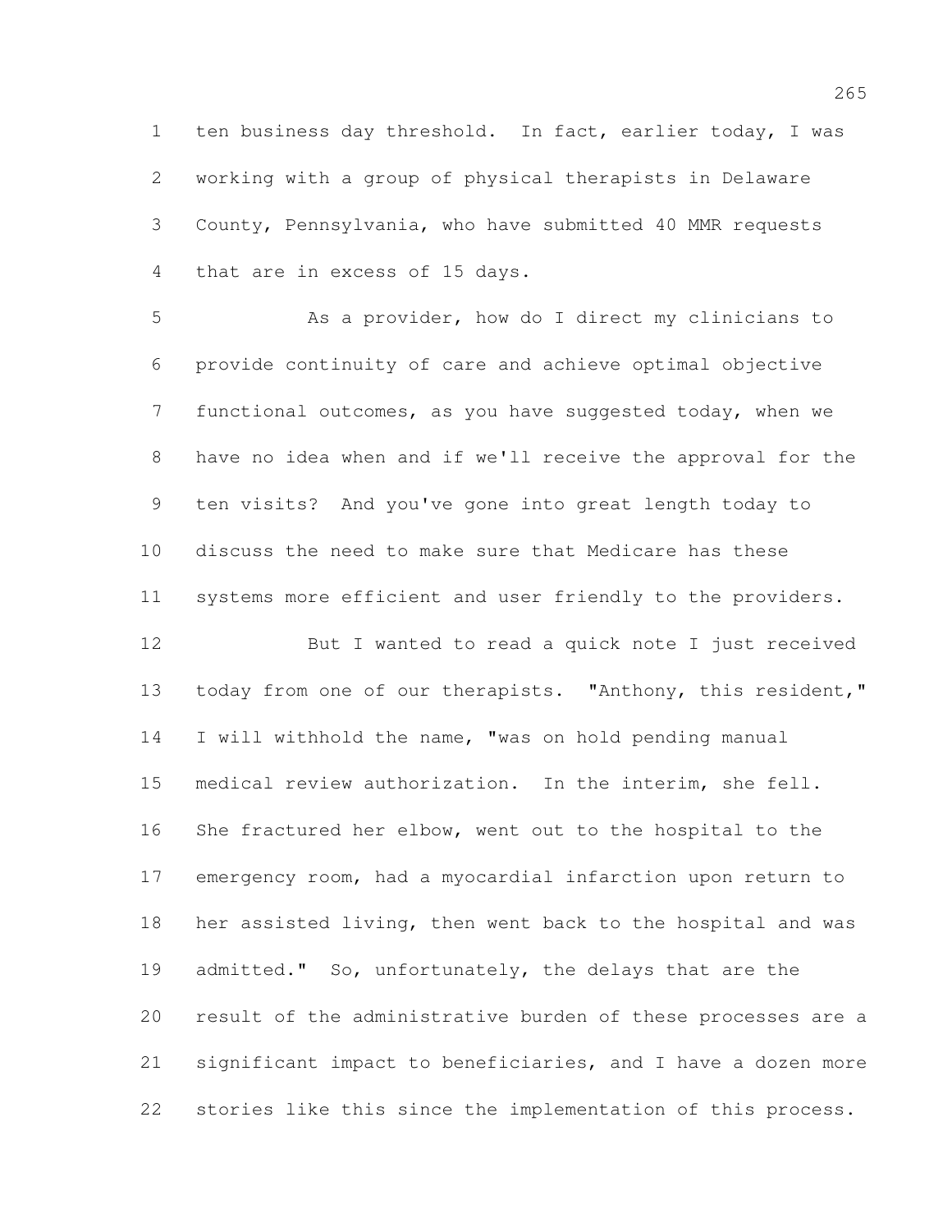ten business day threshold. In fact, earlier today, I was working with a group of physical therapists in Delaware County, Pennsylvania, who have submitted 40 MMR requests that are in excess of 15 days.

As a provider, how do I direct my clinicians to provide continuity of care and achieve optimal objective functional outcomes, as you have suggested today, when we have no idea when and if we'll receive the approval for the ten visits? And you've gone into great length today to discuss the need to make sure that Medicare has these systems more efficient and user friendly to the providers.

But I wanted to read a quick note I just received today from one of our therapists. "Anthony, this resident," I will withhold the name, "was on hold pending manual medical review authorization. In the interim, she fell. She fractured her elbow, went out to the hospital to the emergency room, had a myocardial infarction upon return to her assisted living, then went back to the hospital and was admitted." So, unfortunately, the delays that are the result of the administrative burden of these processes are a significant impact to beneficiaries, and I have a dozen more stories like this since the implementation of this process.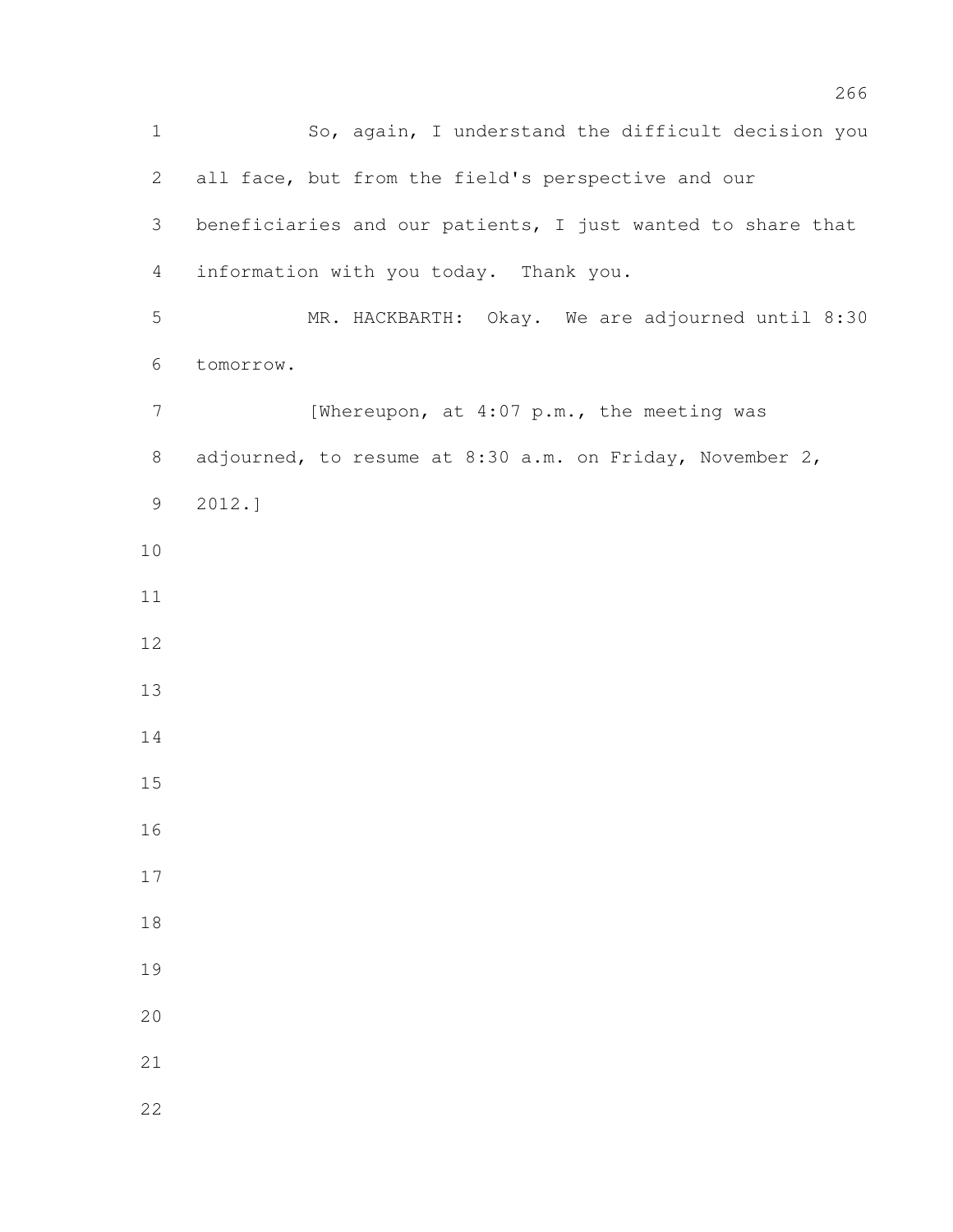So, again, I understand the difficult decision you all face, but from the field's perspective and our beneficiaries and our patients, I just wanted to share that information with you today. Thank you.

MR. HACKBARTH: Okay. We are adjourned until 8:30 tomorrow.

[Whereupon, at 4:07 p.m., the meeting was adjourned, to resume at 8:30 a.m. on Friday, November 2, 2012.]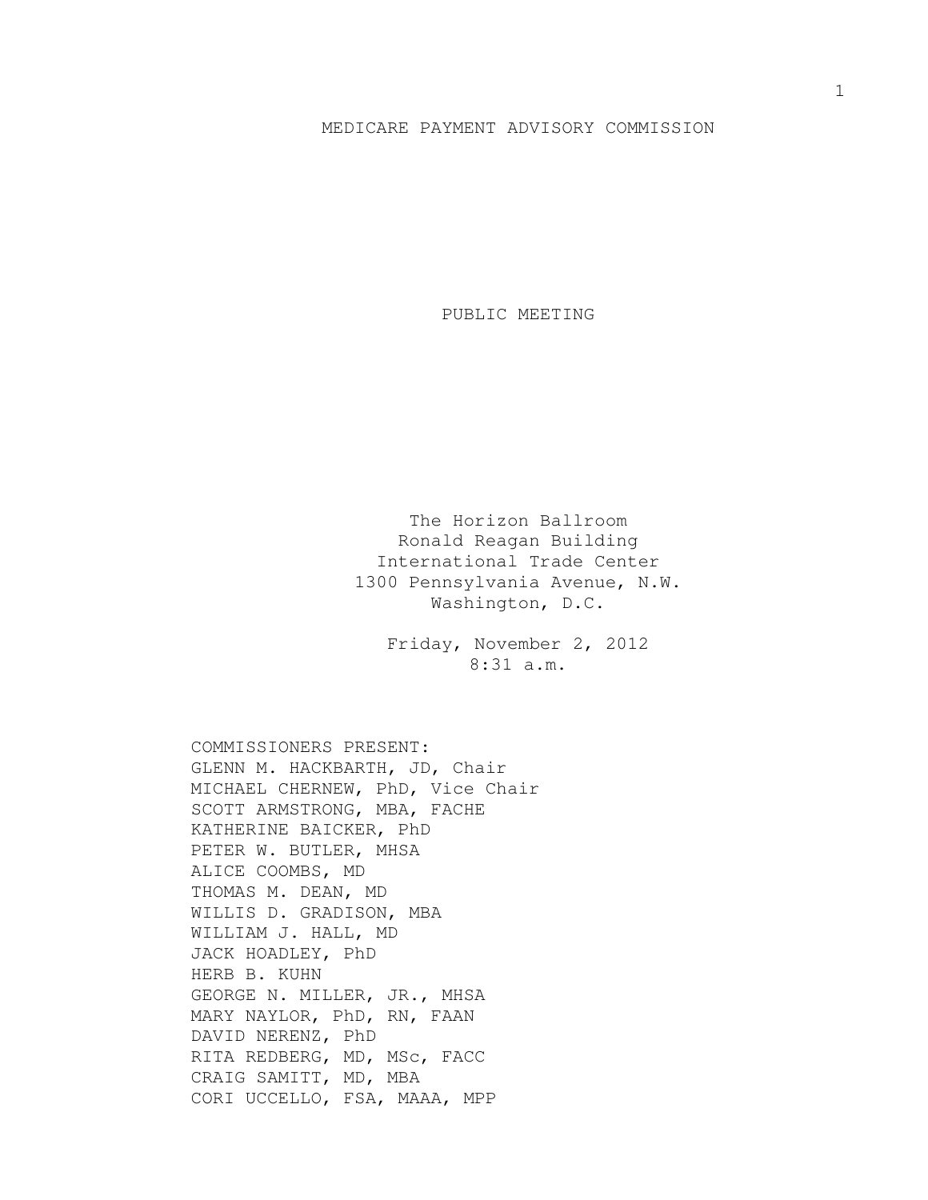MEDICARE PAYMENT ADVISORY COMMISSION

PUBLIC MEETING

The Horizon Ballroom
Ronald Reagan Building
International Trade Center
1300 Pennsylvania Avenue, N.W.
Washington, D.C.

Friday, November 2, 2012
8:31 a.m.

COMMISSIONERS PRESENT:
GLENN M. HACKBARTH, JD, Chair
MICHAEL CHERNEW, PhD, Vice Chair
SCOTT ARMSTRONG, MBA, FACHE
KATHERINE BAICKER, PhD
PETER W. BUTLER, MHSA
ALICE COOMBS, MD
THOMAS M. DEAN, MD
WILLIS D. GRADISON, MBA
WILLIAM J. HALL, MD
JACK HOADLEY, PhD
HERB B. KUHN
GEORGE N. MILLER, JR., MHSA
MARY NAYLOR, PhD, RN, FAAN
DAVID NERENZ, PhD
RITA REDBERG, MD, MSc, FACC
CRAIG SAMITT, MD, MBA
CORI UCCELLO, FSA, MAAA, MPP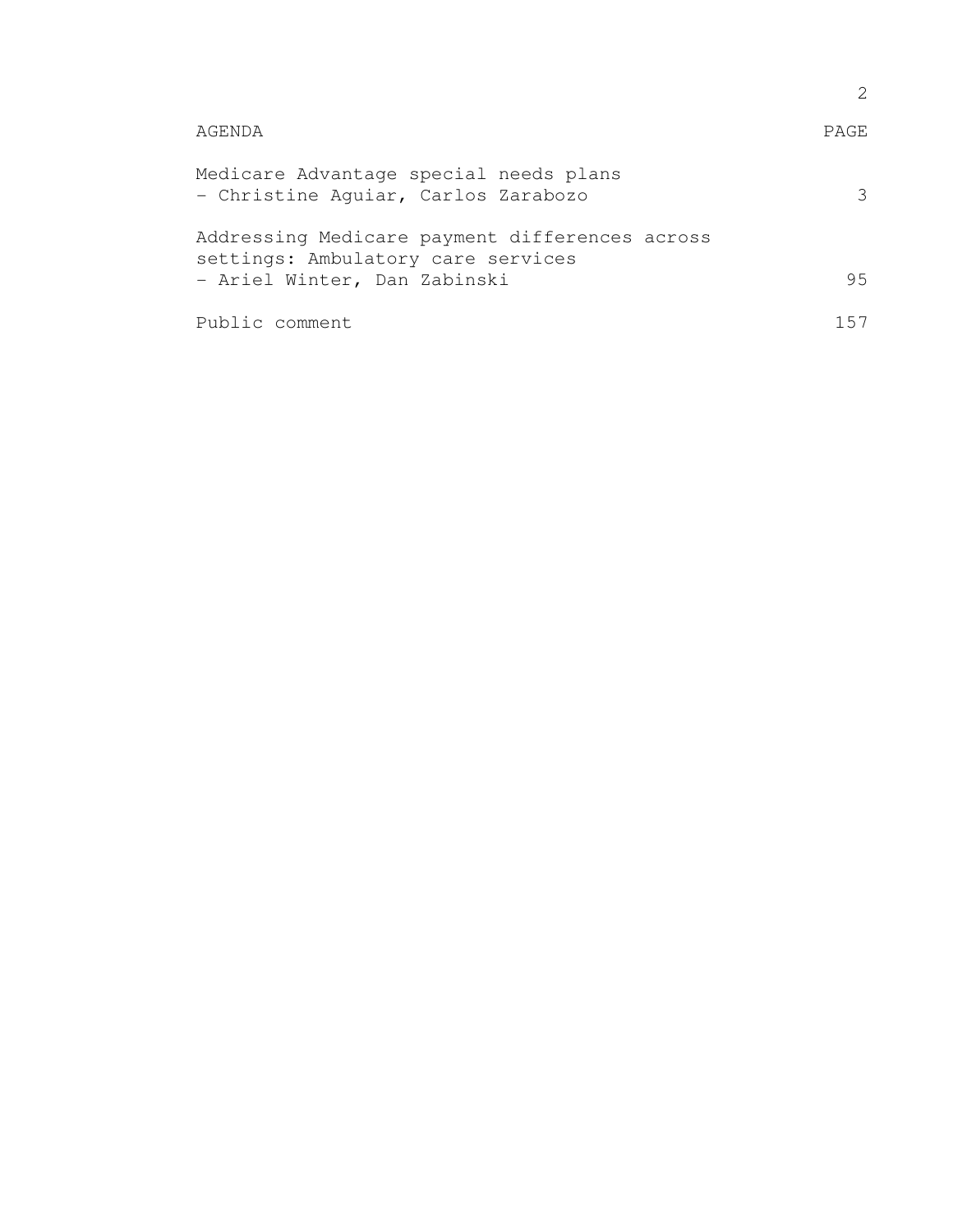| AGENDA | PAGE |
| --- | --- |
| Medicare Advantage special needs plans<br>- Christine Aguiar, Carlos Zarabozo | 3 |
| Addressing Medicare payment differences across settings: Ambulatory care services<br>- Ariel Winter, Dan Zabinski | 95 |
| Public comment | 157 |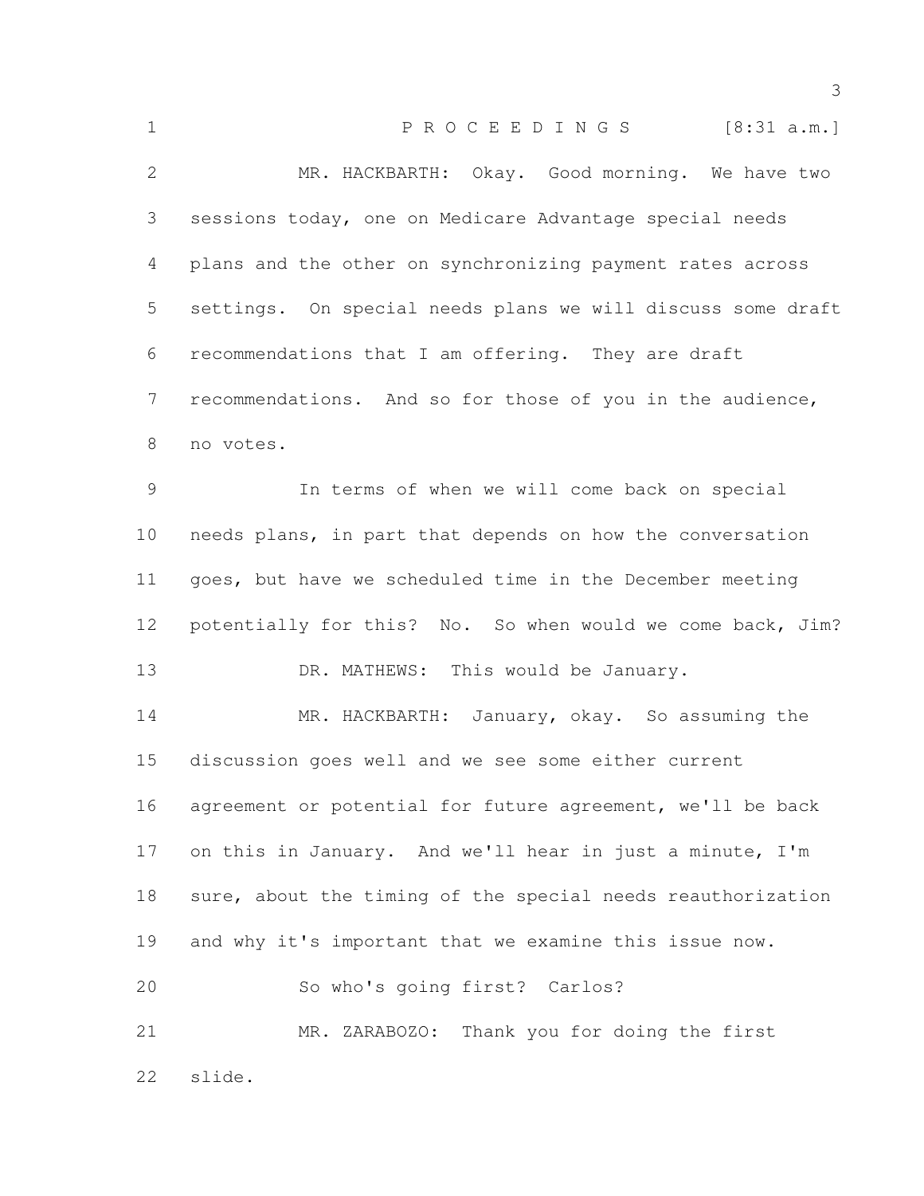P R O C E E D I N G S [8:31 a.m.]

MR. HACKBARTH: Okay. Good morning. We have two sessions today, one on Medicare Advantage special needs plans and the other on synchronizing payment rates across settings. On special needs plans we will discuss some draft recommendations that I am offering. They are draft recommendations. And so for those of you in the audience, no votes.

In terms of when we will come back on special needs plans, in part that depends on how the conversation goes, but have we scheduled time in the December meeting potentially for this? No. So when would we come back, Jim?

DR. MATHEWS: This would be January.

MR. HACKBARTH: January, okay. So assuming the discussion goes well and we see some either current agreement or potential for future agreement, we'll be back on this in January. And we'll hear in just a minute, I'm sure, about the timing of the special needs reauthorization and why it's important that we examine this issue now.

So who's going first? Carlos?

MR. ZARABOZO: Thank you for doing the first slide.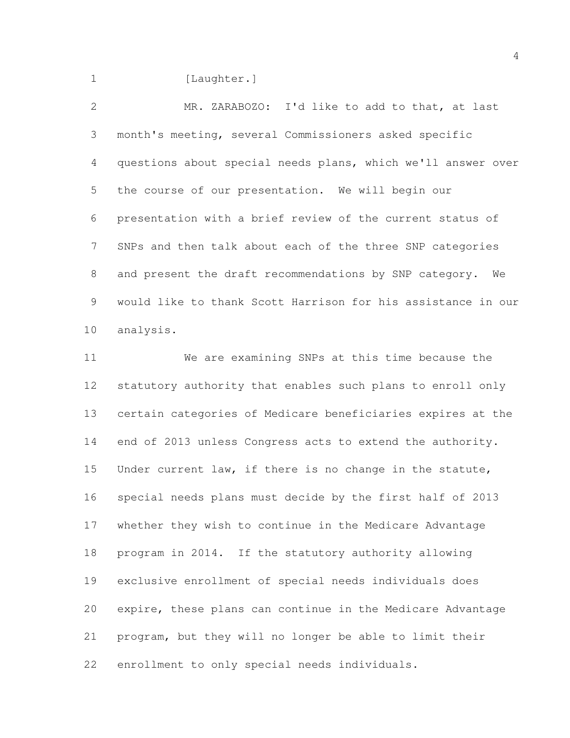[Laughter.]

MR. ZARABOZO: I'd like to add to that, at last month's meeting, several Commissioners asked specific questions about special needs plans, which we'll answer over the course of our presentation. We will begin our presentation with a brief review of the current status of SNPs and then talk about each of the three SNP categories and present the draft recommendations by SNP category. We would like to thank Scott Harrison for his assistance in our analysis.

We are examining SNPs at this time because the statutory authority that enables such plans to enroll only certain categories of Medicare beneficiaries expires at the end of 2013 unless Congress acts to extend the authority. Under current law, if there is no change in the statute, special needs plans must decide by the first half of 2013 whether they wish to continue in the Medicare Advantage program in 2014. If the statutory authority allowing exclusive enrollment of special needs individuals does expire, these plans can continue in the Medicare Advantage program, but they will no longer be able to limit their enrollment to only special needs individuals.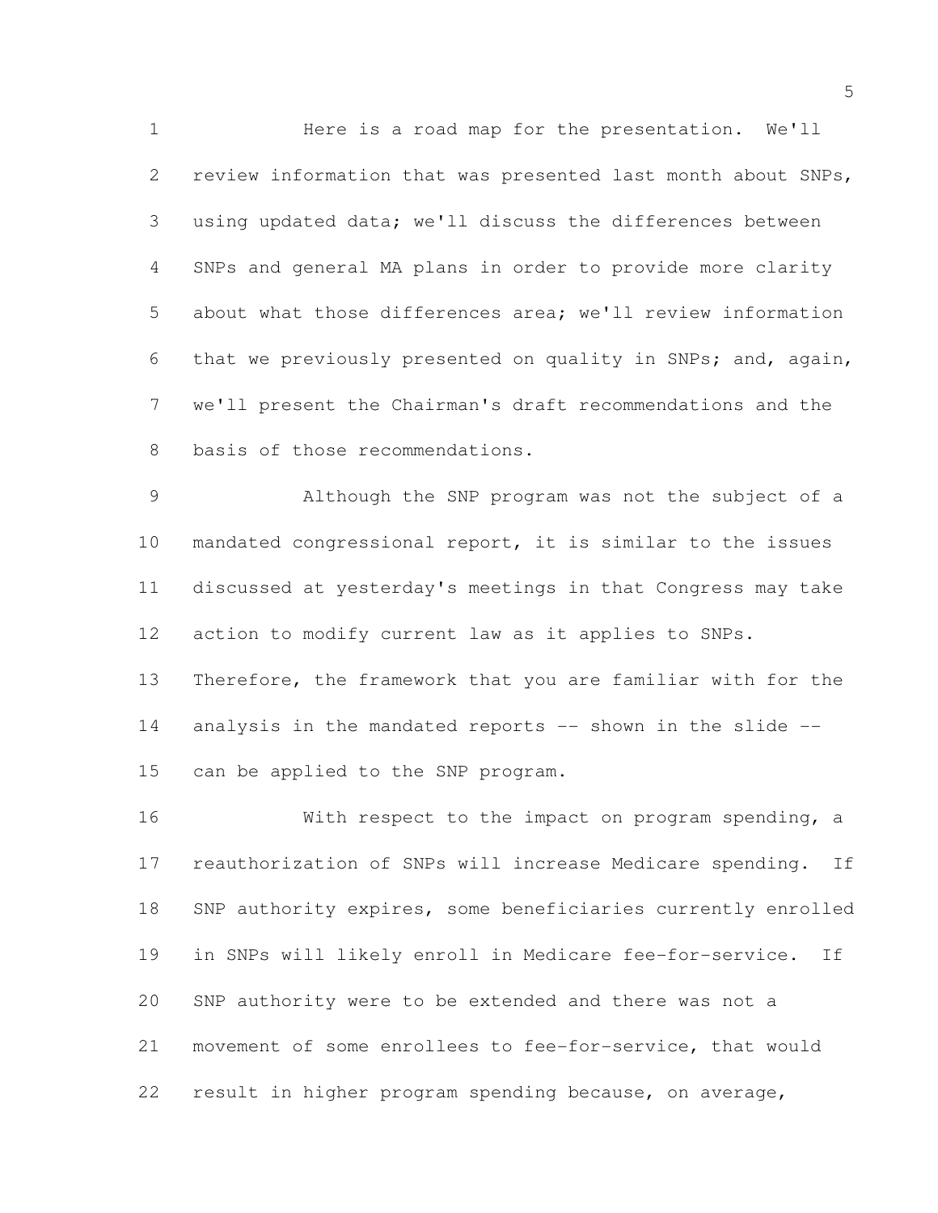Here is a road map for the presentation. We'll review information that was presented last month about SNPs, using updated data; we'll discuss the differences between SNPs and general MA plans in order to provide more clarity about what those differences area; we'll review information that we previously presented on quality in SNPs; and, again, we'll present the Chairman's draft recommendations and the basis of those recommendations.

Although the SNP program was not the subject of a mandated congressional report, it is similar to the issues discussed at yesterday's meetings in that Congress may take action to modify current law as it applies to SNPs. Therefore, the framework that you are familiar with for the analysis in the mandated reports -- shown in the slide -- can be applied to the SNP program.

With respect to the impact on program spending, a reauthorization of SNPs will increase Medicare spending. If SNP authority expires, some beneficiaries currently enrolled in SNPs will likely enroll in Medicare fee-for-service. If SNP authority were to be extended and there was not a movement of some enrollees to fee-for-service, that would result in higher program spending because, on average,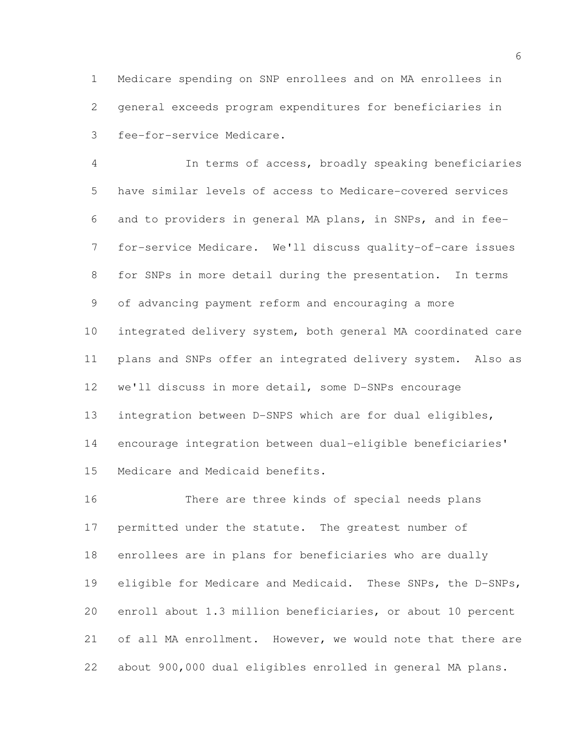Medicare spending on SNP enrollees and on MA enrollees in general exceeds program expenditures for beneficiaries in fee-for-service Medicare.

In terms of access, broadly speaking beneficiaries have similar levels of access to Medicare-covered services and to providers in general MA plans, in SNPs, and in fee-for-service Medicare. We'll discuss quality-of-care issues for SNPs in more detail during the presentation. In terms of advancing payment reform and encouraging a more integrated delivery system, both general MA coordinated care plans and SNPs offer an integrated delivery system. Also as we'll discuss in more detail, some D-SNPs encourage integration between D-SNPS which are for dual eligibles, encourage integration between dual-eligible beneficiaries' Medicare and Medicaid benefits.

There are three kinds of special needs plans permitted under the statute. The greatest number of enrollees are in plans for beneficiaries who are dually eligible for Medicare and Medicaid. These SNPs, the D-SNPs, enroll about 1.3 million beneficiaries, or about 10 percent of all MA enrollment. However, we would note that there are about 900,000 dual eligibles enrolled in general MA plans.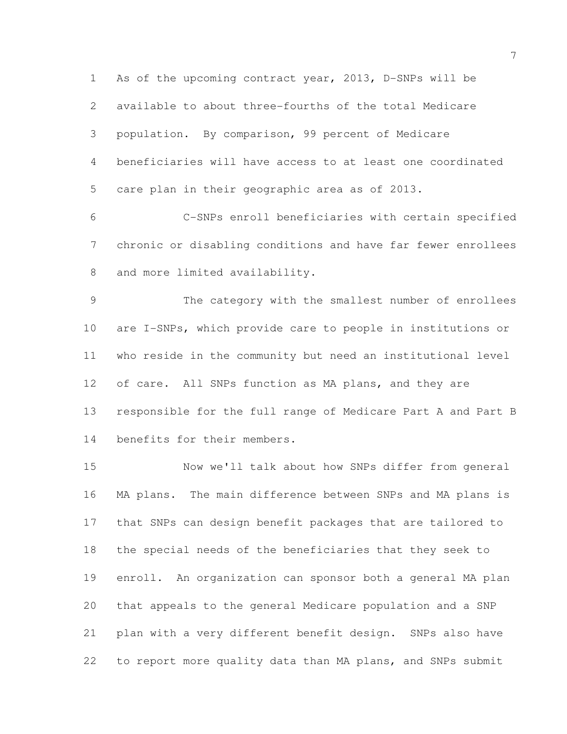As of the upcoming contract year, 2013, D-SNPs will be available to about three-fourths of the total Medicare population. By comparison, 99 percent of Medicare beneficiaries will have access to at least one coordinated care plan in their geographic area as of 2013.

C-SNPs enroll beneficiaries with certain specified chronic or disabling conditions and have far fewer enrollees and more limited availability.

The category with the smallest number of enrollees are I-SNPs, which provide care to people in institutions or who reside in the community but need an institutional level of care. All SNPs function as MA plans, and they are responsible for the full range of Medicare Part A and Part B benefits for their members.

Now we'll talk about how SNPs differ from general MA plans. The main difference between SNPs and MA plans is that SNPs can design benefit packages that are tailored to the special needs of the beneficiaries that they seek to enroll. An organization can sponsor both a general MA plan that appeals to the general Medicare population and a SNP plan with a very different benefit design. SNPs also have to report more quality data than MA plans, and SNPs submit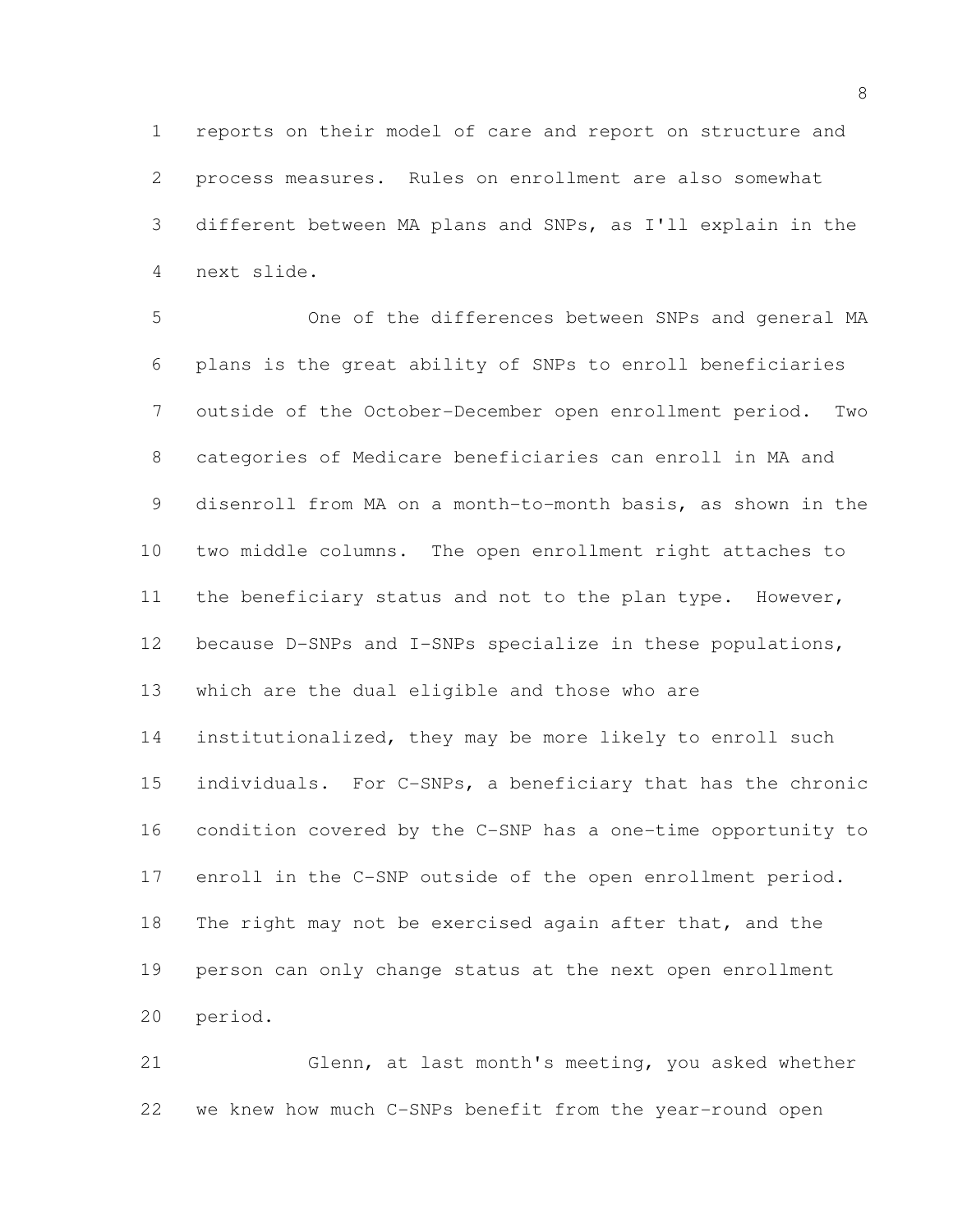reports on their model of care and report on structure and process measures. Rules on enrollment are also somewhat different between MA plans and SNPs, as I'll explain in the next slide.

One of the differences between SNPs and general MA plans is the great ability of SNPs to enroll beneficiaries outside of the October-December open enrollment period. Two categories of Medicare beneficiaries can enroll in MA and disenroll from MA on a month-to-month basis, as shown in the two middle columns. The open enrollment right attaches to the beneficiary status and not to the plan type. However, because D-SNPs and I-SNPs specialize in these populations, which are the dual eligible and those who are institutionalized, they may be more likely to enroll such individuals. For C-SNPs, a beneficiary that has the chronic condition covered by the C-SNP has a one-time opportunity to enroll in the C-SNP outside of the open enrollment period. The right may not be exercised again after that, and the person can only change status at the next open enrollment period.

Glenn, at last month's meeting, you asked whether we knew how much C-SNPs benefit from the year-round open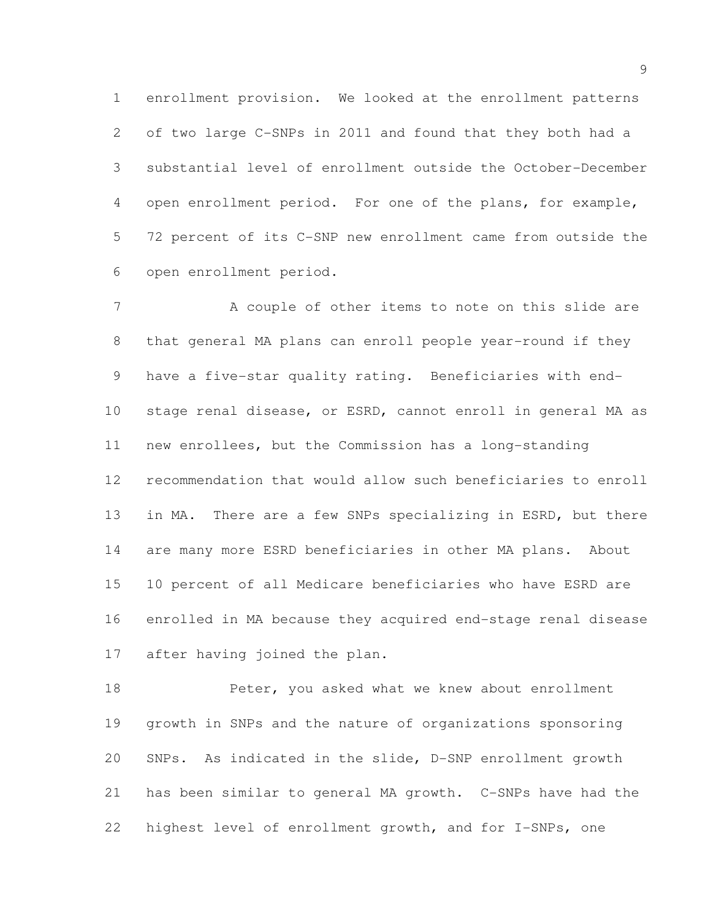enrollment provision. We looked at the enrollment patterns of two large C-SNPs in 2011 and found that they both had a substantial level of enrollment outside the October-December open enrollment period. For one of the plans, for example, 72 percent of its C-SNP new enrollment came from outside the open enrollment period.

A couple of other items to note on this slide are that general MA plans can enroll people year-round if they have a five-star quality rating. Beneficiaries with end-stage renal disease, or ESRD, cannot enroll in general MA as new enrollees, but the Commission has a long-standing recommendation that would allow such beneficiaries to enroll in MA. There are a few SNPs specializing in ESRD, but there are many more ESRD beneficiaries in other MA plans. About 10 percent of all Medicare beneficiaries who have ESRD are enrolled in MA because they acquired end-stage renal disease after having joined the plan.

Peter, you asked what we knew about enrollment growth in SNPs and the nature of organizations sponsoring SNPs. As indicated in the slide, D-SNP enrollment growth has been similar to general MA growth. C-SNPs have had the highest level of enrollment growth, and for I-SNPs, one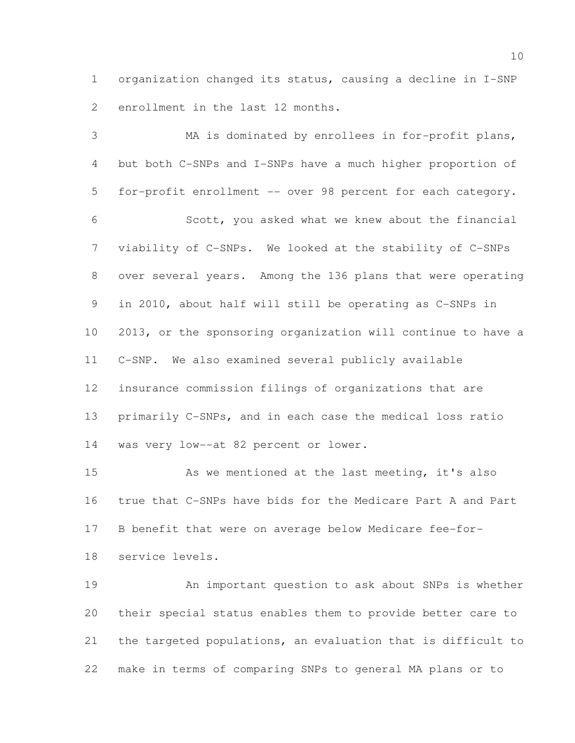organization changed its status, causing a decline in I-SNP enrollment in the last 12 months.

MA is dominated by enrollees in for-profit plans, but both C-SNPs and I-SNPs have a much higher proportion of for-profit enrollment -- over 98 percent for each category.

Scott, you asked what we knew about the financial viability of C-SNPs. We looked at the stability of C-SNPs over several years. Among the 136 plans that were operating in 2010, about half will still be operating as C-SNPs in 2013, or the sponsoring organization will continue to have a C-SNP. We also examined several publicly available insurance commission filings of organizations that are primarily C-SNPs, and in each case the medical loss ratio was very low--at 82 percent or lower.

As we mentioned at the last meeting, it's also true that C-SNPs have bids for the Medicare Part A and Part B benefit that were on average below Medicare fee-for-service levels.

An important question to ask about SNPs is whether their special status enables them to provide better care to the targeted populations, an evaluation that is difficult to make in terms of comparing SNPs to general MA plans or to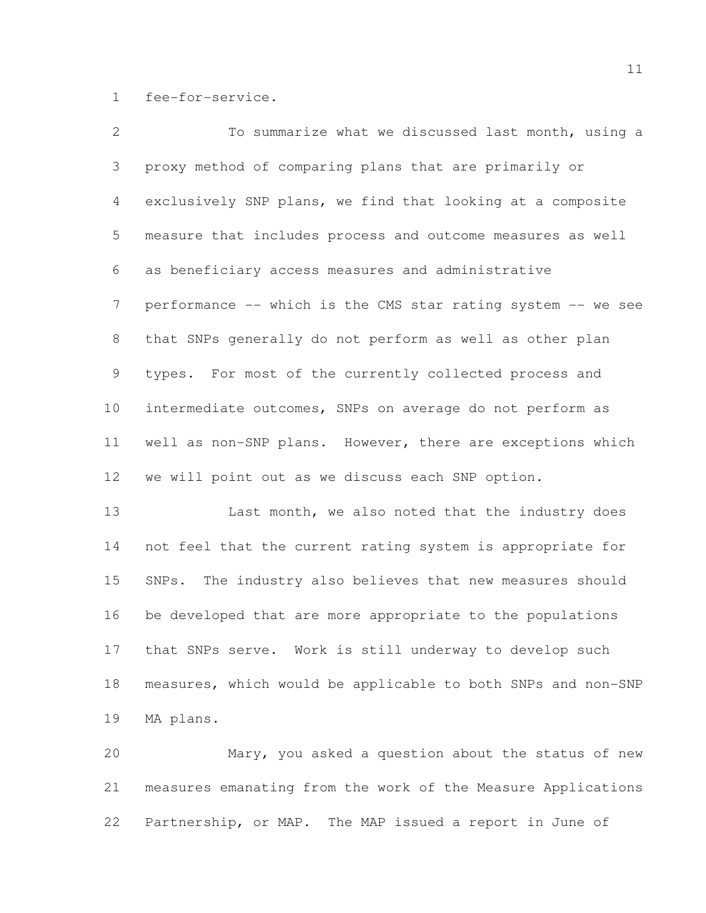fee-for-service.

To summarize what we discussed last month, using a proxy method of comparing plans that are primarily or exclusively SNP plans, we find that looking at a composite measure that includes process and outcome measures as well as beneficiary access measures and administrative performance -- which is the CMS star rating system -- we see that SNPs generally do not perform as well as other plan types. For most of the currently collected process and intermediate outcomes, SNPs on average do not perform as well as non-SNP plans. However, there are exceptions which we will point out as we discuss each SNP option.

Last month, we also noted that the industry does not feel that the current rating system is appropriate for SNPs. The industry also believes that new measures should be developed that are more appropriate to the populations that SNPs serve. Work is still underway to develop such measures, which would be applicable to both SNPs and non-SNP MA plans.

Mary, you asked a question about the status of new measures emanating from the work of the Measure Applications Partnership, or MAP. The MAP issued a report in June of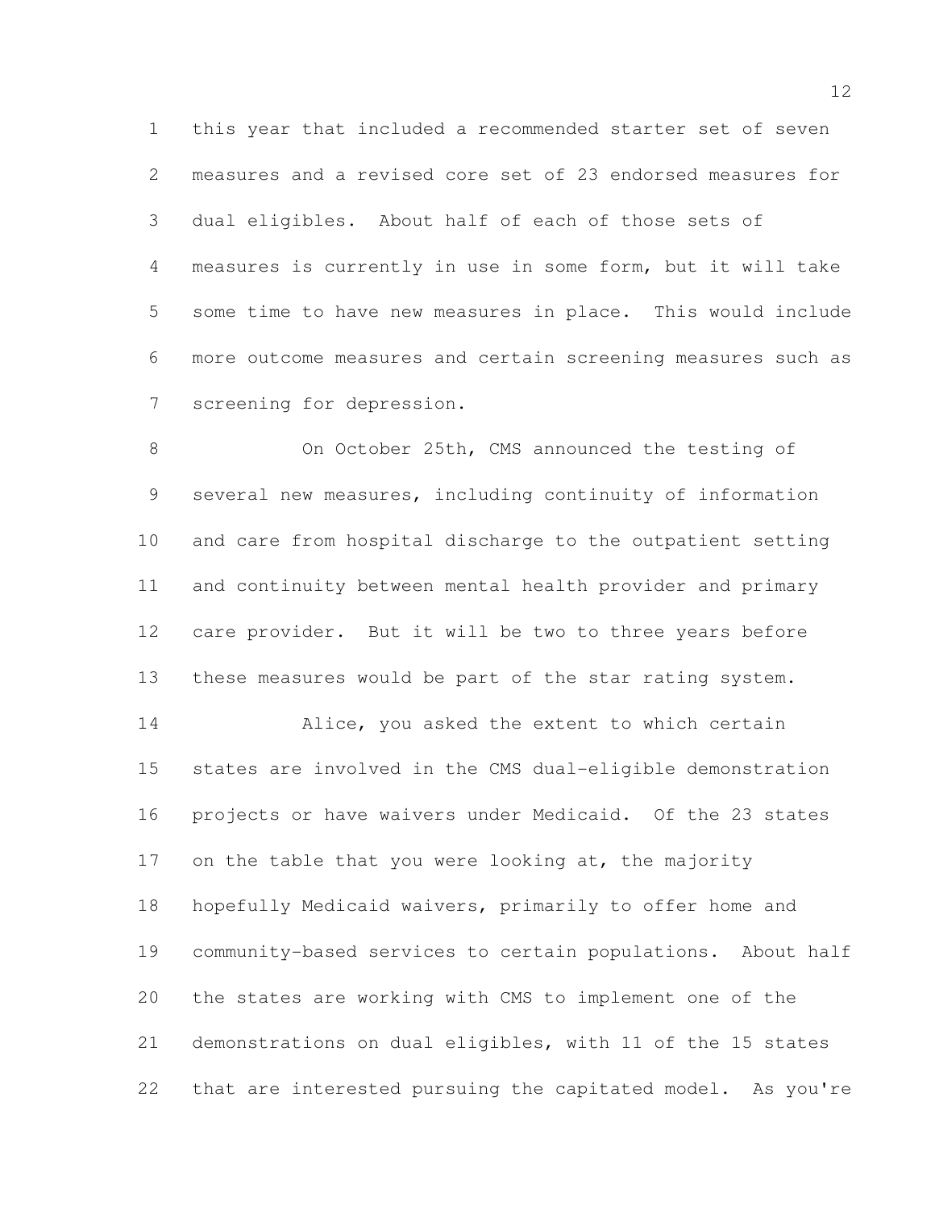this year that included a recommended starter set of seven measures and a revised core set of 23 endorsed measures for dual eligibles. About half of each of those sets of measures is currently in use in some form, but it will take some time to have new measures in place. This would include more outcome measures and certain screening measures such as screening for depression.

On October 25th, CMS announced the testing of several new measures, including continuity of information and care from hospital discharge to the outpatient setting and continuity between mental health provider and primary care provider. But it will be two to three years before these measures would be part of the star rating system.

Alice, you asked the extent to which certain states are involved in the CMS dual-eligible demonstration projects or have waivers under Medicaid. Of the 23 states on the table that you were looking at, the majority hopefully Medicaid waivers, primarily to offer home and community-based services to certain populations. About half the states are working with CMS to implement one of the demonstrations on dual eligibles, with 11 of the 15 states that are interested pursuing the capitated model. As you're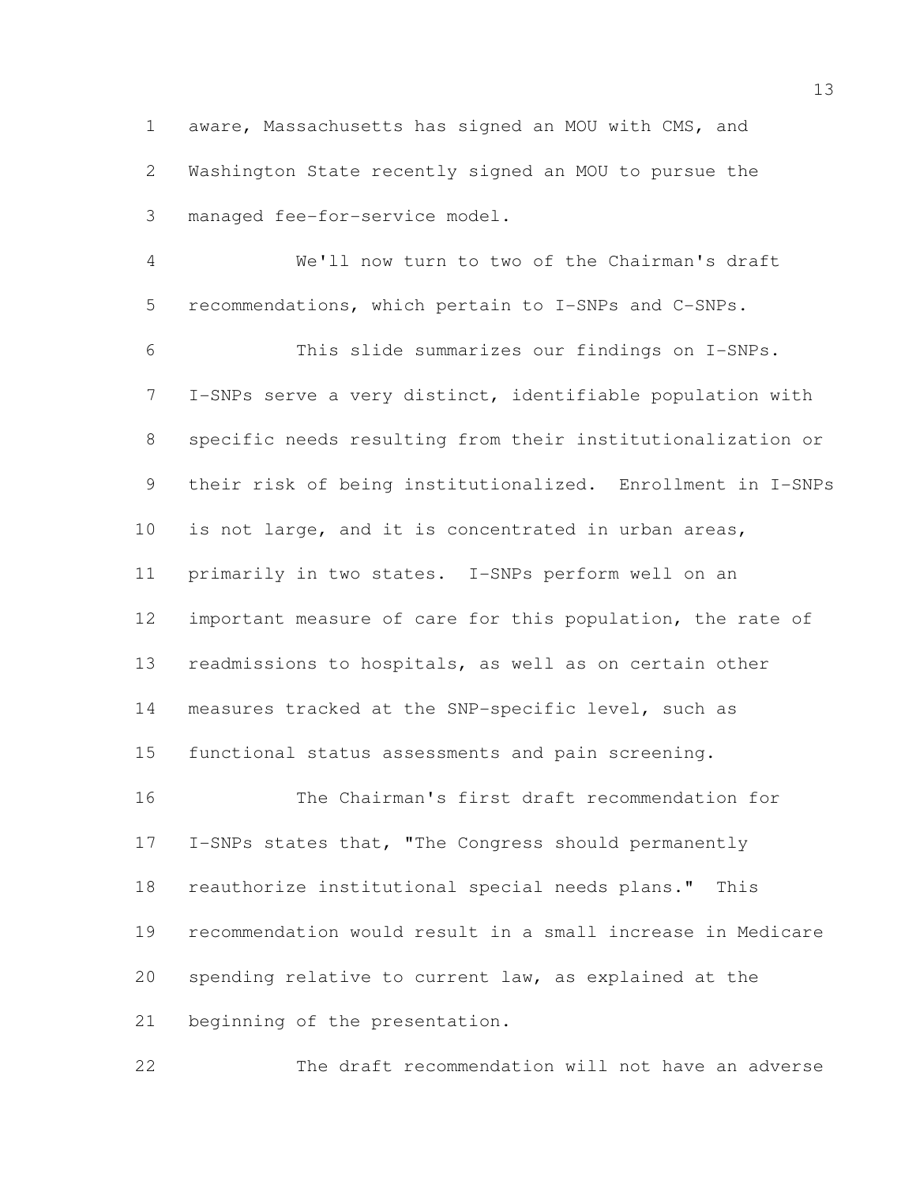aware, Massachusetts has signed an MOU with CMS, and Washington State recently signed an MOU to pursue the managed fee-for-service model.

We'll now turn to two of the Chairman's draft recommendations, which pertain to I-SNPs and C-SNPs.

This slide summarizes our findings on I-SNPs. I-SNPs serve a very distinct, identifiable population with specific needs resulting from their institutionalization or their risk of being institutionalized. Enrollment in I-SNPs is not large, and it is concentrated in urban areas, primarily in two states. I-SNPs perform well on an important measure of care for this population, the rate of readmissions to hospitals, as well as on certain other measures tracked at the SNP-specific level, such as functional status assessments and pain screening.

The Chairman's first draft recommendation for I-SNPs states that, "The Congress should permanently reauthorize institutional special needs plans." This recommendation would result in a small increase in Medicare spending relative to current law, as explained at the beginning of the presentation.

The draft recommendation will not have an adverse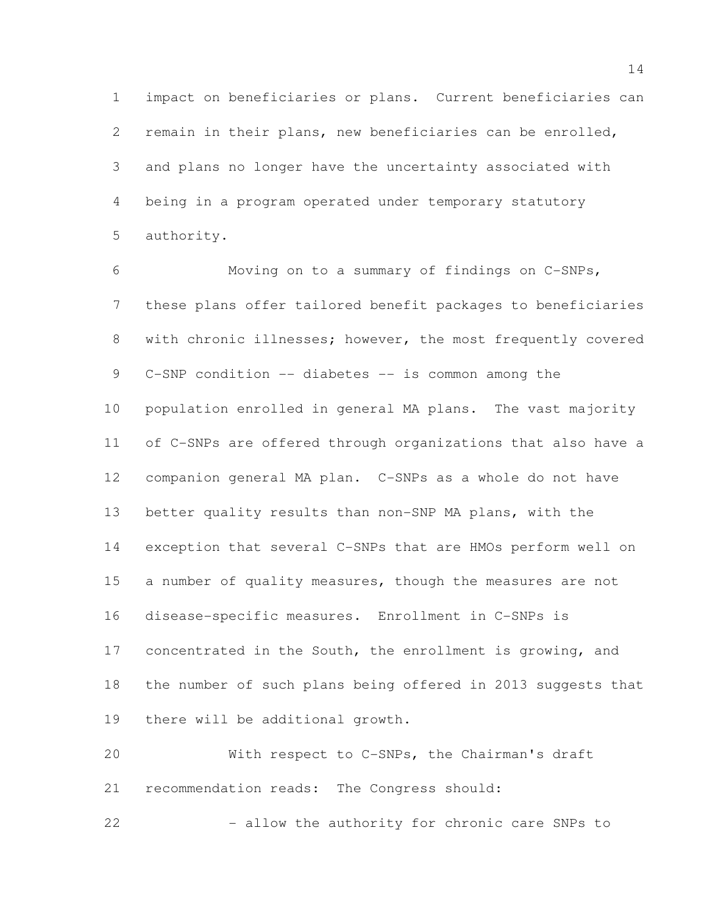impact on beneficiaries or plans. Current beneficiaries can remain in their plans, new beneficiaries can be enrolled, and plans no longer have the uncertainty associated with being in a program operated under temporary statutory authority.

Moving on to a summary of findings on C-SNPs, these plans offer tailored benefit packages to beneficiaries with chronic illnesses; however, the most frequently covered C-SNP condition -- diabetes -- is common among the population enrolled in general MA plans. The vast majority of C-SNPs are offered through organizations that also have a companion general MA plan. C-SNPs as a whole do not have better quality results than non-SNP MA plans, with the exception that several C-SNPs that are HMOs perform well on a number of quality measures, though the measures are not disease-specific measures. Enrollment in C-SNPs is concentrated in the South, the enrollment is growing, and the number of such plans being offered in 2013 suggests that there will be additional growth.

With respect to C-SNPs, the Chairman's draft recommendation reads: The Congress should:

- allow the authority for chronic care SNPs to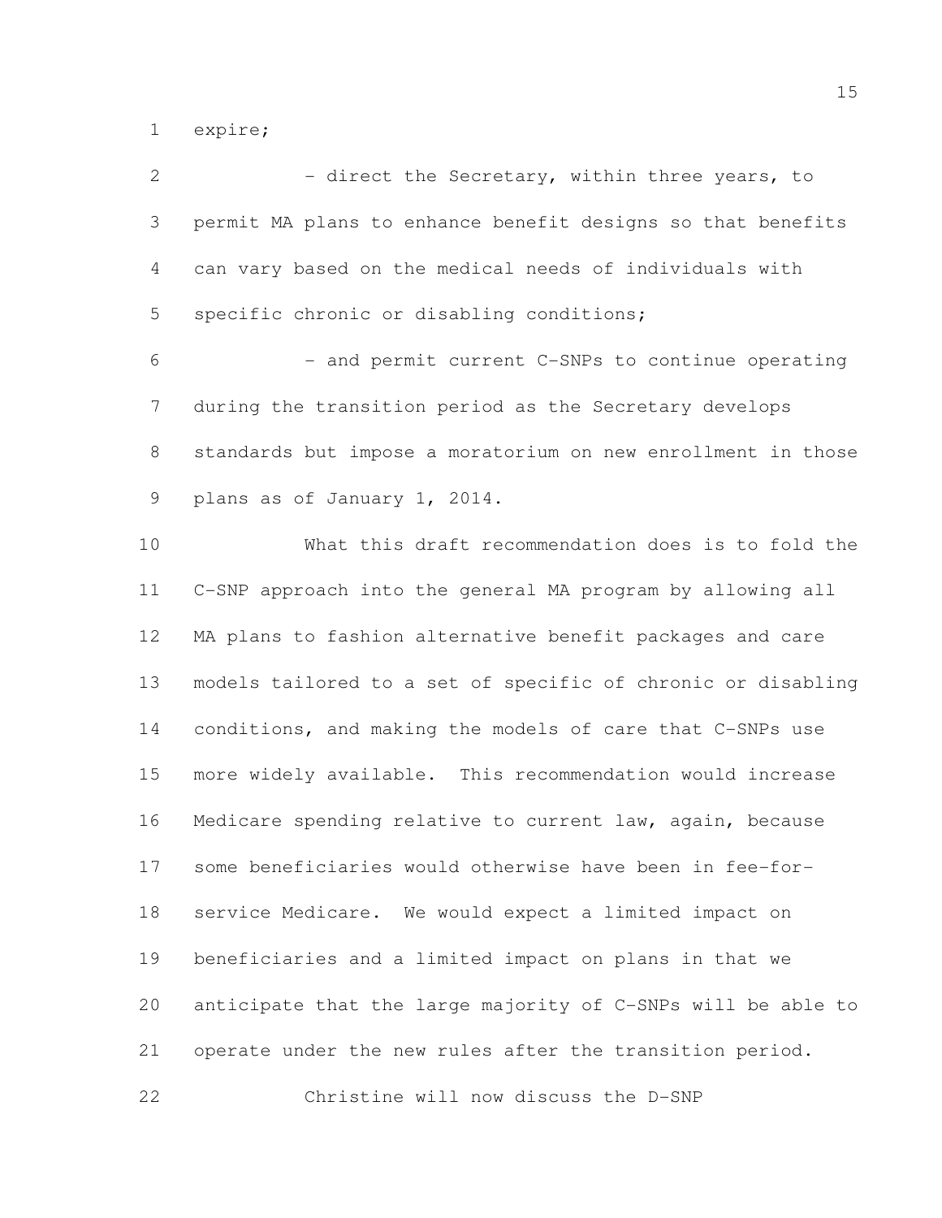expire;

- direct the Secretary, within three years, to permit MA plans to enhance benefit designs so that benefits can vary based on the medical needs of individuals with specific chronic or disabling conditions;

- and permit current C-SNPs to continue operating during the transition period as the Secretary develops standards but impose a moratorium on new enrollment in those plans as of January 1, 2014.

What this draft recommendation does is to fold the C-SNP approach into the general MA program by allowing all MA plans to fashion alternative benefit packages and care models tailored to a set of specific of chronic or disabling conditions, and making the models of care that C-SNPs use more widely available. This recommendation would increase Medicare spending relative to current law, again, because some beneficiaries would otherwise have been in fee-for-service Medicare. We would expect a limited impact on beneficiaries and a limited impact on plans in that we anticipate that the large majority of C-SNPs will be able to operate under the new rules after the transition period.

Christine will now discuss the D-SNP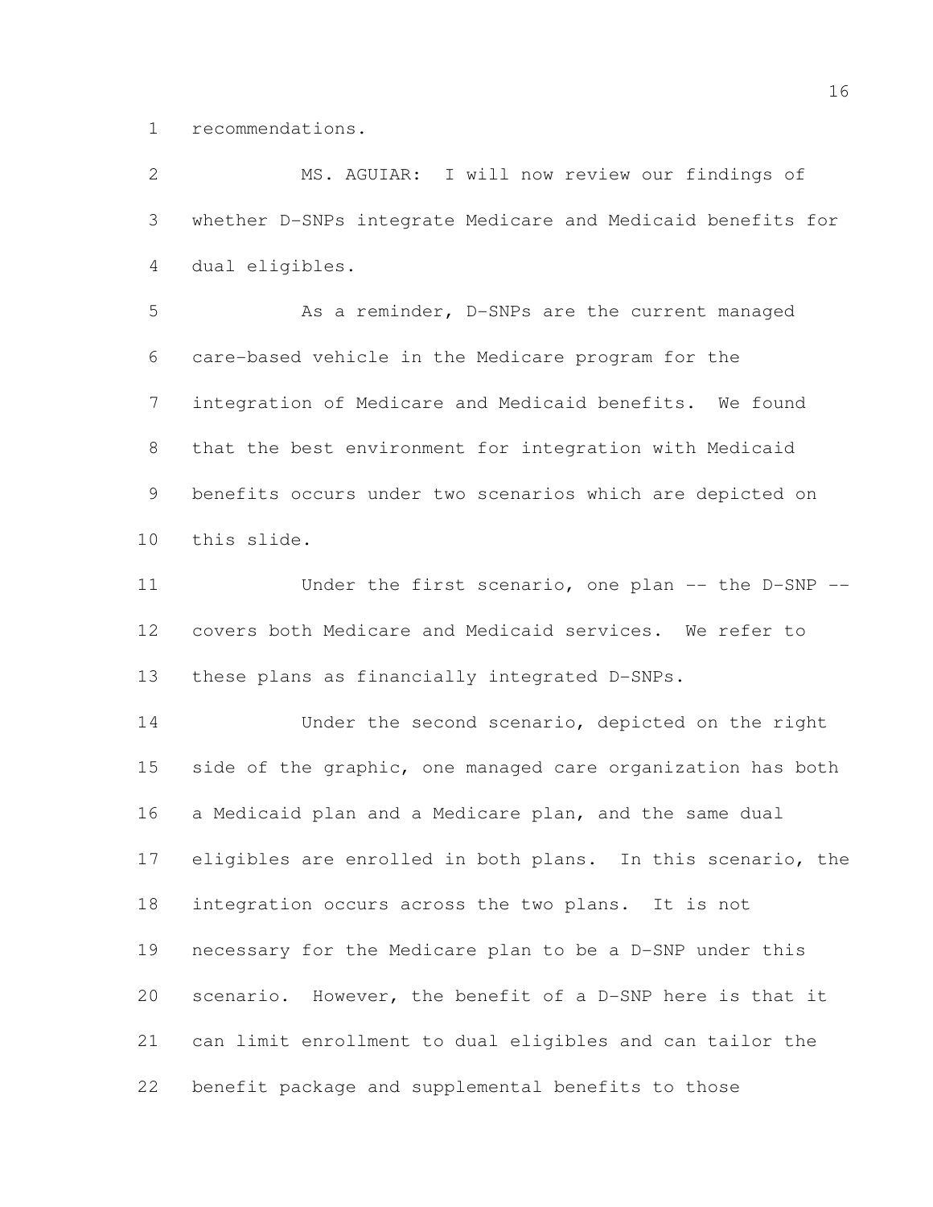recommendations.

MS. AGUIAR: I will now review our findings of whether D-SNPs integrate Medicare and Medicaid benefits for dual eligibles.

As a reminder, D-SNPs are the current managed care-based vehicle in the Medicare program for the integration of Medicare and Medicaid benefits. We found that the best environment for integration with Medicaid benefits occurs under two scenarios which are depicted on this slide.

Under the first scenario, one plan -- the D-SNP -- covers both Medicare and Medicaid services. We refer to these plans as financially integrated D-SNPs.

Under the second scenario, depicted on the right side of the graphic, one managed care organization has both a Medicaid plan and a Medicare plan, and the same dual eligibles are enrolled in both plans. In this scenario, the integration occurs across the two plans. It is not necessary for the Medicare plan to be a D-SNP under this scenario. However, the benefit of a D-SNP here is that it can limit enrollment to dual eligibles and can tailor the benefit package and supplemental benefits to those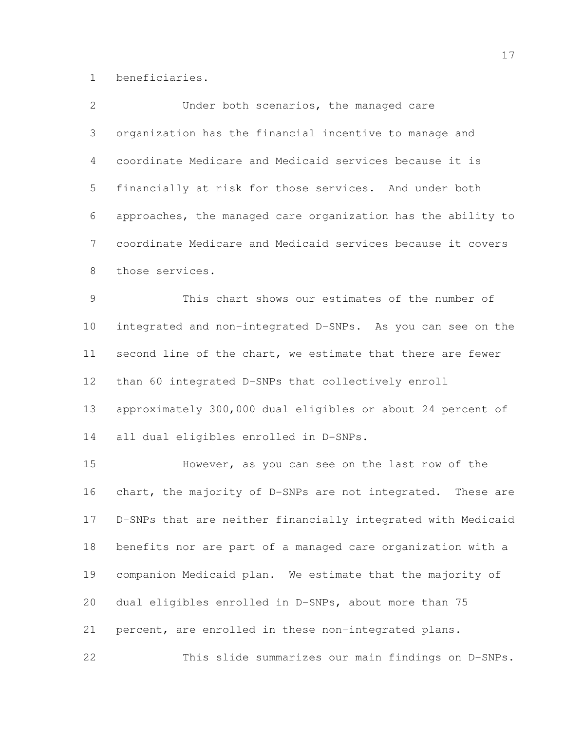beneficiaries.

Under both scenarios, the managed care organization has the financial incentive to manage and coordinate Medicare and Medicaid services because it is financially at risk for those services. And under both approaches, the managed care organization has the ability to coordinate Medicare and Medicaid services because it covers those services.

This chart shows our estimates of the number of integrated and non-integrated D-SNPs. As you can see on the second line of the chart, we estimate that there are fewer than 60 integrated D-SNPs that collectively enroll approximately 300,000 dual eligibles or about 24 percent of all dual eligibles enrolled in D-SNPs.

However, as you can see on the last row of the chart, the majority of D-SNPs are not integrated. These are D-SNPs that are neither financially integrated with Medicaid benefits nor are part of a managed care organization with a companion Medicaid plan. We estimate that the majority of dual eligibles enrolled in D-SNPs, about more than 75 percent, are enrolled in these non-integrated plans.

This slide summarizes our main findings on D-SNPs.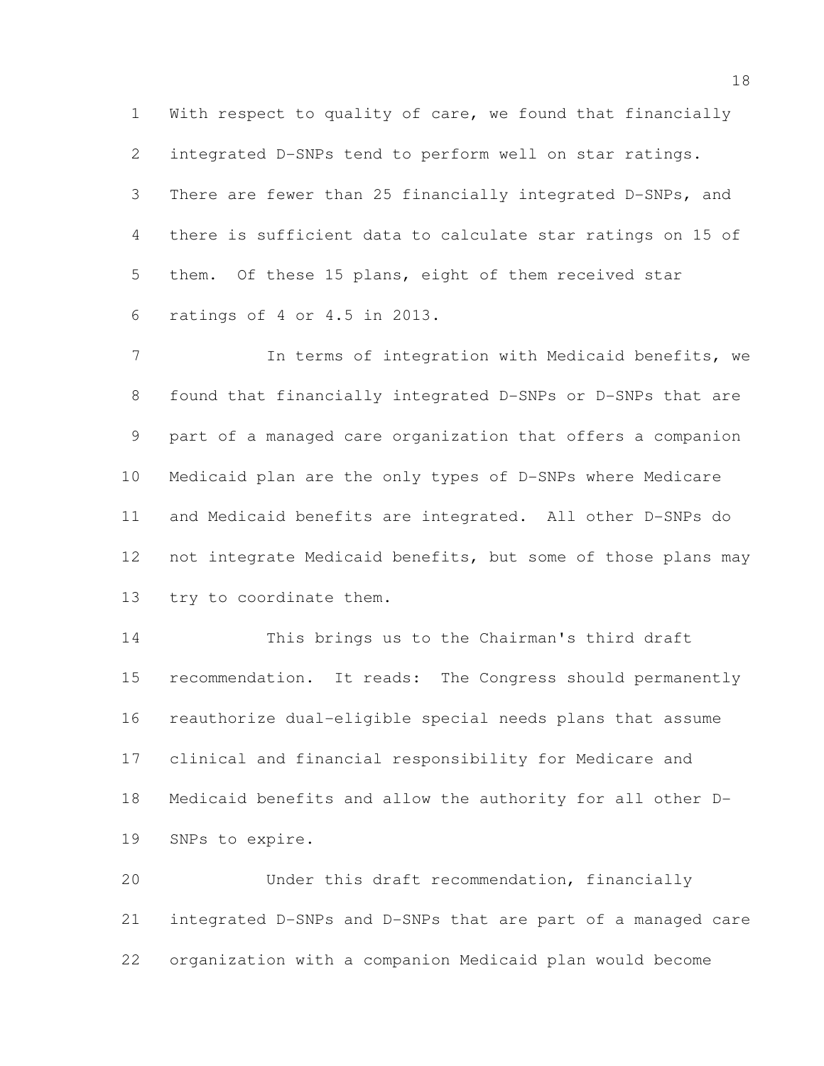With respect to quality of care, we found that financially integrated D-SNPs tend to perform well on star ratings. There are fewer than 25 financially integrated D-SNPs, and there is sufficient data to calculate star ratings on 15 of them. Of these 15 plans, eight of them received star ratings of 4 or 4.5 in 2013.

In terms of integration with Medicaid benefits, we found that financially integrated D-SNPs or D-SNPs that are part of a managed care organization that offers a companion Medicaid plan are the only types of D-SNPs where Medicare and Medicaid benefits are integrated. All other D-SNPs do not integrate Medicaid benefits, but some of those plans may try to coordinate them.

This brings us to the Chairman's third draft recommendation. It reads: The Congress should permanently reauthorize dual-eligible special needs plans that assume clinical and financial responsibility for Medicare and Medicaid benefits and allow the authority for all other D-SNPs to expire.

Under this draft recommendation, financially integrated D-SNPs and D-SNPs that are part of a managed care organization with a companion Medicaid plan would become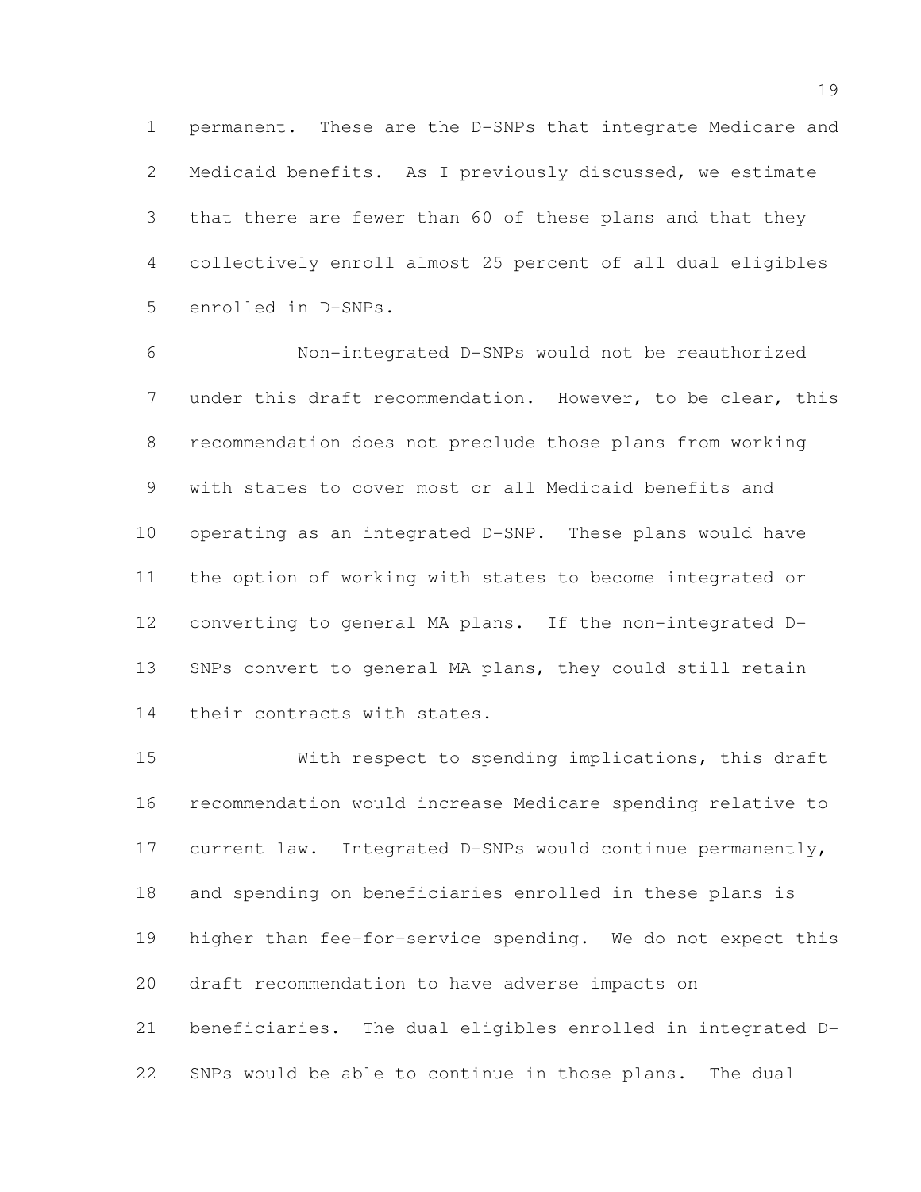permanent. These are the D-SNPs that integrate Medicare and Medicaid benefits. As I previously discussed, we estimate that there are fewer than 60 of these plans and that they collectively enroll almost 25 percent of all dual eligibles enrolled in D-SNPs.

Non-integrated D-SNPs would not be reauthorized under this draft recommendation. However, to be clear, this recommendation does not preclude those plans from working with states to cover most or all Medicaid benefits and operating as an integrated D-SNP. These plans would have the option of working with states to become integrated or converting to general MA plans. If the non-integrated D-SNPs convert to general MA plans, they could still retain their contracts with states.

With respect to spending implications, this draft recommendation would increase Medicare spending relative to current law. Integrated D-SNPs would continue permanently, and spending on beneficiaries enrolled in these plans is higher than fee-for-service spending. We do not expect this draft recommendation to have adverse impacts on beneficiaries. The dual eligibles enrolled in integrated D-SNPs would be able to continue in those plans. The dual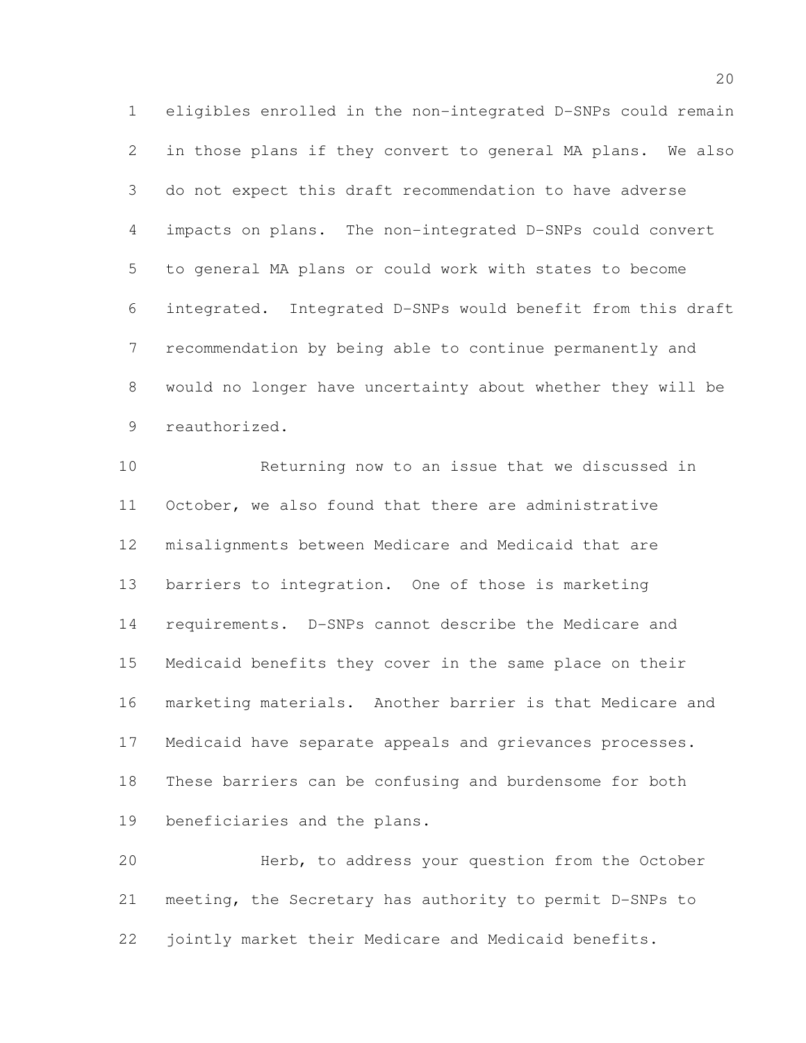eligibles enrolled in the non-integrated D-SNPs could remain in those plans if they convert to general MA plans. We also do not expect this draft recommendation to have adverse impacts on plans. The non-integrated D-SNPs could convert to general MA plans or could work with states to become integrated. Integrated D-SNPs would benefit from this draft recommendation by being able to continue permanently and would no longer have uncertainty about whether they will be reauthorized.

Returning now to an issue that we discussed in October, we also found that there are administrative misalignments between Medicare and Medicaid that are barriers to integration. One of those is marketing requirements. D-SNPs cannot describe the Medicare and Medicaid benefits they cover in the same place on their marketing materials. Another barrier is that Medicare and Medicaid have separate appeals and grievances processes. These barriers can be confusing and burdensome for both beneficiaries and the plans.

Herb, to address your question from the October meeting, the Secretary has authority to permit D-SNPs to jointly market their Medicare and Medicaid benefits.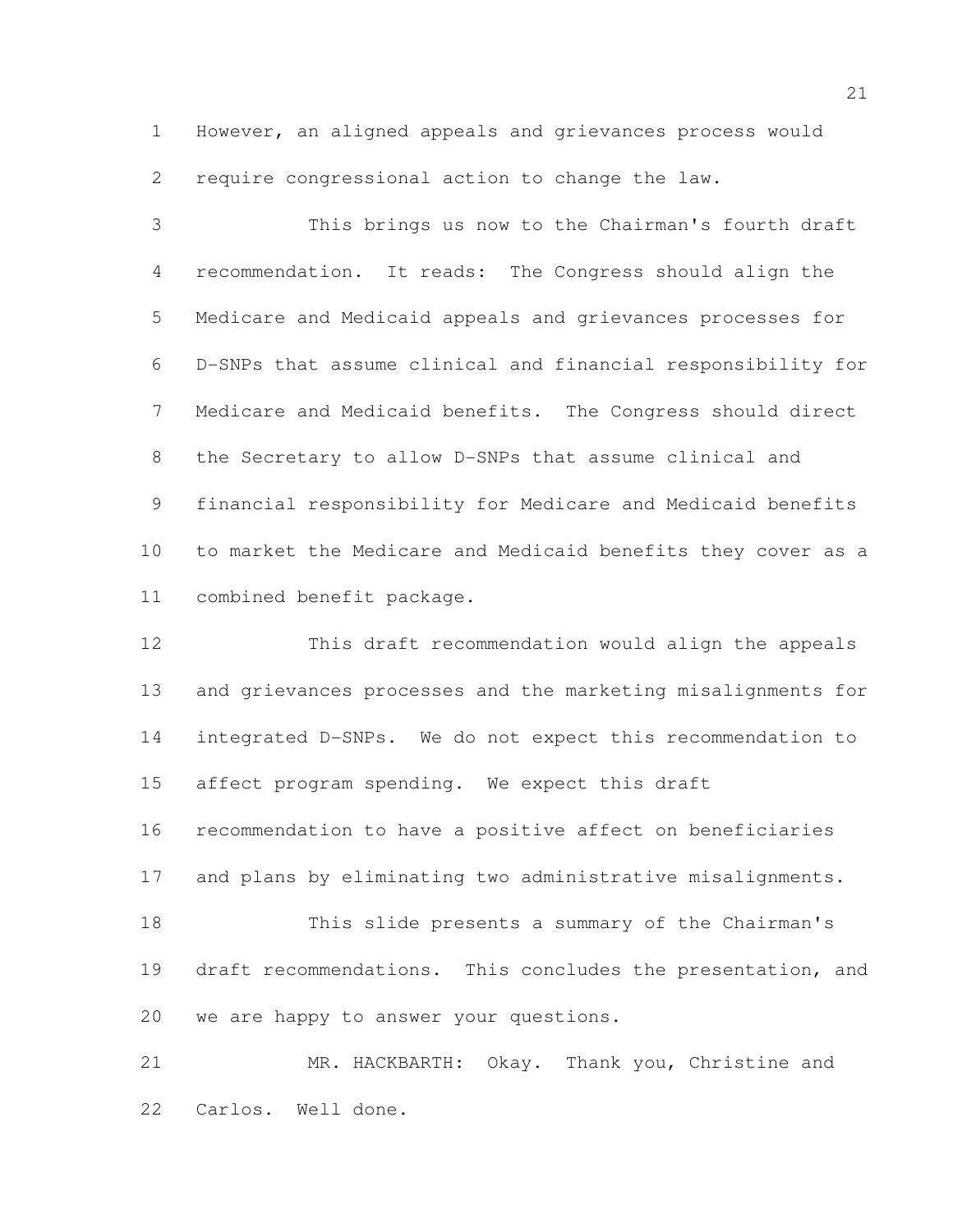However, an aligned appeals and grievances process would require congressional action to change the law.

This brings us now to the Chairman's fourth draft recommendation. It reads: The Congress should align the Medicare and Medicaid appeals and grievances processes for D-SNPs that assume clinical and financial responsibility for Medicare and Medicaid benefits. The Congress should direct the Secretary to allow D-SNPs that assume clinical and financial responsibility for Medicare and Medicaid benefits to market the Medicare and Medicaid benefits they cover as a combined benefit package.

This draft recommendation would align the appeals and grievances processes and the marketing misalignments for integrated D-SNPs. We do not expect this recommendation to affect program spending. We expect this draft recommendation to have a positive affect on beneficiaries and plans by eliminating two administrative misalignments.

This slide presents a summary of the Chairman's draft recommendations. This concludes the presentation, and we are happy to answer your questions.

MR. HACKBARTH: Okay. Thank you, Christine and Carlos. Well done.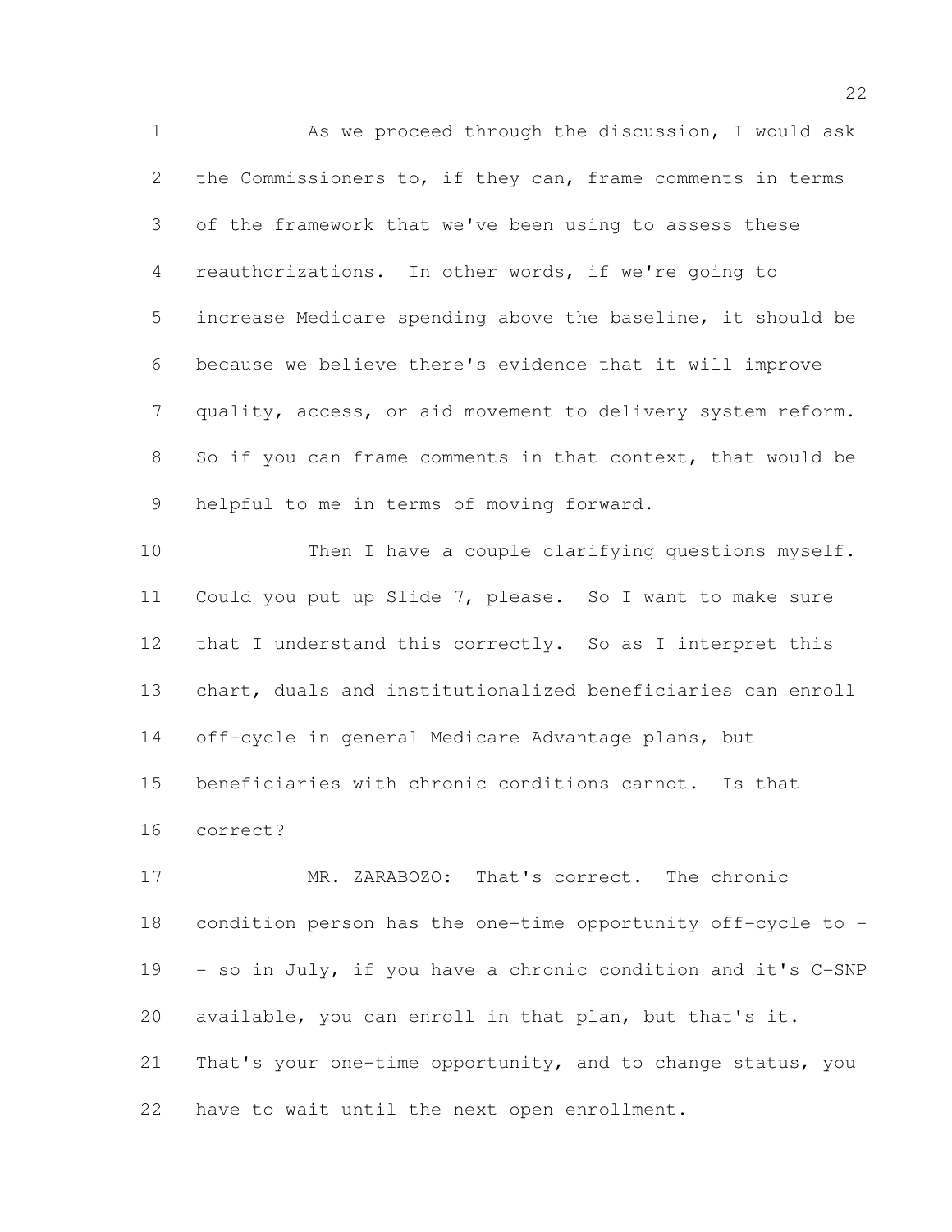As we proceed through the discussion, I would ask the Commissioners to, if they can, frame comments in terms of the framework that we've been using to assess these reauthorizations. In other words, if we're going to increase Medicare spending above the baseline, it should be because we believe there's evidence that it will improve quality, access, or aid movement to delivery system reform. So if you can frame comments in that context, that would be helpful to me in terms of moving forward.

Then I have a couple clarifying questions myself. Could you put up Slide 7, please. So I want to make sure that I understand this correctly. So as I interpret this chart, duals and institutionalized beneficiaries can enroll off-cycle in general Medicare Advantage plans, but beneficiaries with chronic conditions cannot. Is that correct?

MR. ZARABOZO: That's correct. The chronic condition person has the one-time opportunity off-cycle to -- so in July, if you have a chronic condition and it's C-SNP available, you can enroll in that plan, but that's it. That's your one-time opportunity, and to change status, you have to wait until the next open enrollment.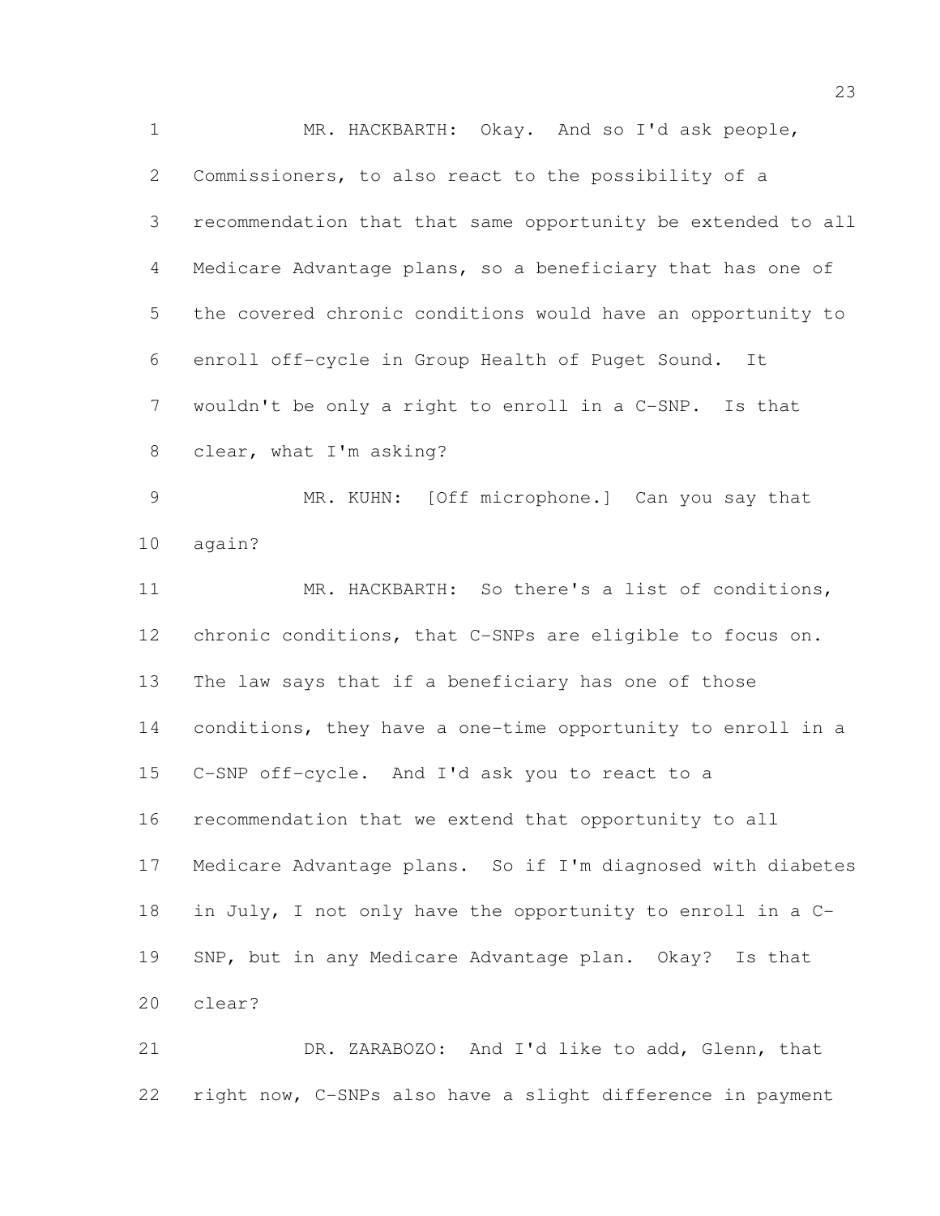MR. HACKBARTH: Okay. And so I'd ask people, Commissioners, to also react to the possibility of a recommendation that that same opportunity be extended to all Medicare Advantage plans, so a beneficiary that has one of the covered chronic conditions would have an opportunity to enroll off-cycle in Group Health of Puget Sound. It wouldn't be only a right to enroll in a C-SNP. Is that clear, what I'm asking?

MR. KUHN: [Off microphone.] Can you say that again?

MR. HACKBARTH: So there's a list of conditions, chronic conditions, that C-SNPs are eligible to focus on. The law says that if a beneficiary has one of those conditions, they have a one-time opportunity to enroll in a C-SNP off-cycle. And I'd ask you to react to a recommendation that we extend that opportunity to all Medicare Advantage plans. So if I'm diagnosed with diabetes in July, I not only have the opportunity to enroll in a C-SNP, but in any Medicare Advantage plan. Okay? Is that clear?

DR. ZARABOZO: And I'd like to add, Glenn, that right now, C-SNPs also have a slight difference in payment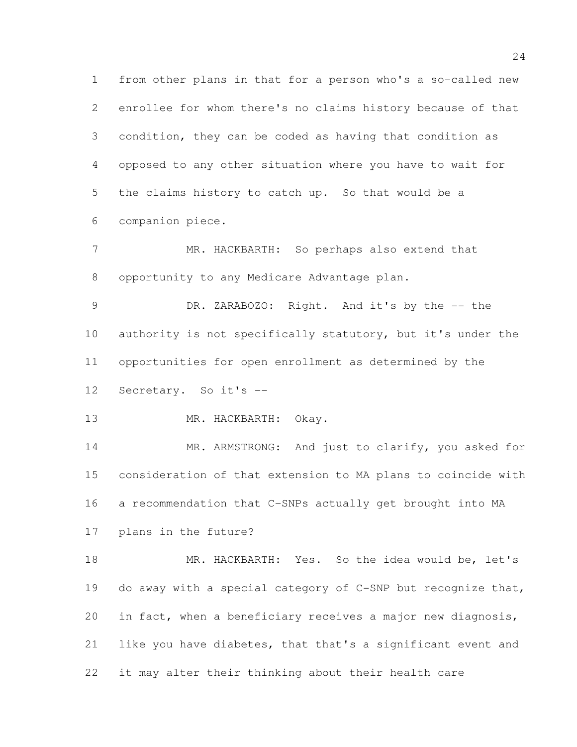from other plans in that for a person who's a so-called new enrollee for whom there's no claims history because of that condition, they can be coded as having that condition as opposed to any other situation where you have to wait for the claims history to catch up. So that would be a companion piece.

MR. HACKBARTH: So perhaps also extend that opportunity to any Medicare Advantage plan.

DR. ZARABOZO: Right. And it's by the -- the authority is not specifically statutory, but it's under the opportunities for open enrollment as determined by the Secretary. So it's --

MR. HACKBARTH: Okay.

MR. ARMSTRONG: And just to clarify, you asked for consideration of that extension to MA plans to coincide with a recommendation that C-SNPs actually get brought into MA plans in the future?

MR. HACKBARTH: Yes. So the idea would be, let's do away with a special category of C-SNP but recognize that, in fact, when a beneficiary receives a major new diagnosis, like you have diabetes, that that's a significant event and it may alter their thinking about their health care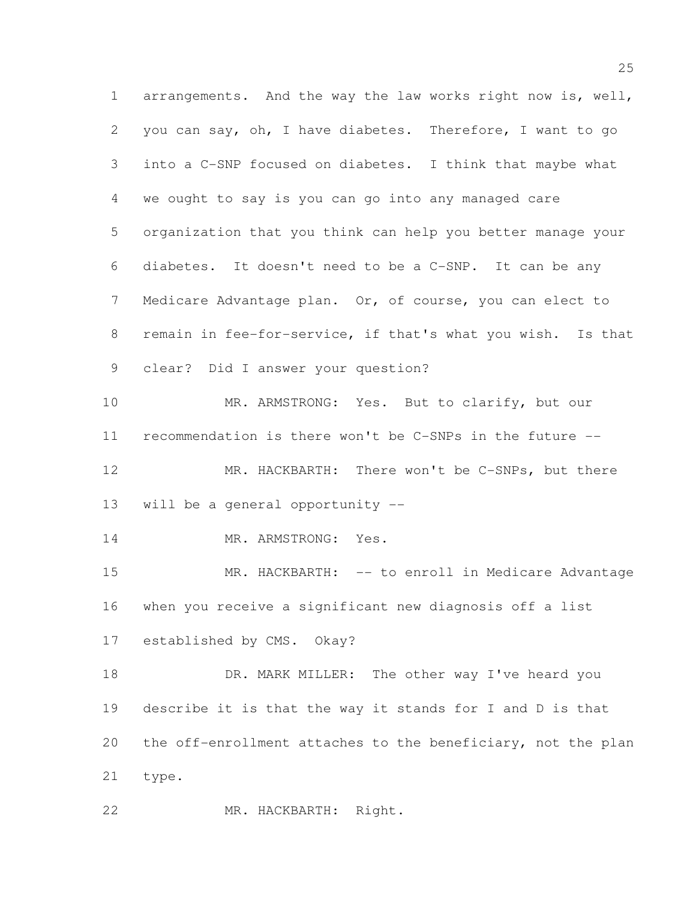arrangements. And the way the law works right now is, well, you can say, oh, I have diabetes. Therefore, I want to go into a C-SNP focused on diabetes. I think that maybe what we ought to say is you can go into any managed care organization that you think can help you better manage your diabetes. It doesn't need to be a C-SNP. It can be any Medicare Advantage plan. Or, of course, you can elect to remain in fee-for-service, if that's what you wish. Is that clear? Did I answer your question?

MR. ARMSTRONG: Yes. But to clarify, but our recommendation is there won't be C-SNPs in the future --

MR. HACKBARTH: There won't be C-SNPs, but there will be a general opportunity --

MR. ARMSTRONG: Yes.

MR. HACKBARTH: -- to enroll in Medicare Advantage when you receive a significant new diagnosis off a list established by CMS. Okay?

DR. MARK MILLER: The other way I've heard you describe it is that the way it stands for I and D is that the off-enrollment attaches to the beneficiary, not the plan type.

MR. HACKBARTH: Right.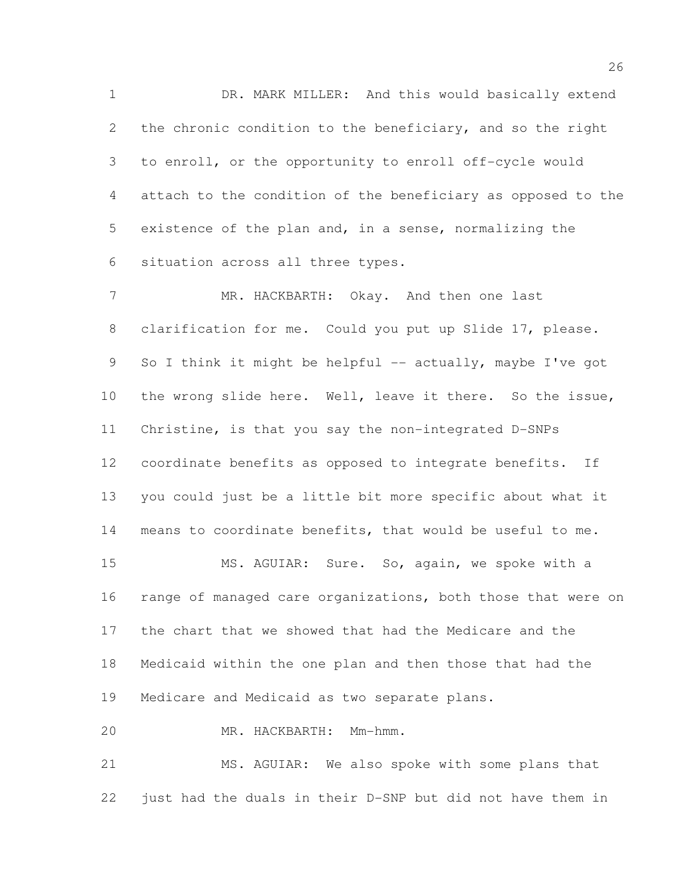DR. MARK MILLER: And this would basically extend the chronic condition to the beneficiary, and so the right to enroll, or the opportunity to enroll off-cycle would attach to the condition of the beneficiary as opposed to the existence of the plan and, in a sense, normalizing the situation across all three types.

MR. HACKBARTH: Okay. And then one last clarification for me. Could you put up Slide 17, please. So I think it might be helpful -- actually, maybe I've got the wrong slide here. Well, leave it there. So the issue, Christine, is that you say the non-integrated D-SNPs coordinate benefits as opposed to integrate benefits. If you could just be a little bit more specific about what it means to coordinate benefits, that would be useful to me.

MS. AGUIAR: Sure. So, again, we spoke with a range of managed care organizations, both those that were on the chart that we showed that had the Medicare and the Medicaid within the one plan and then those that had the Medicare and Medicaid as two separate plans.

MR. HACKBARTH: Mm-hmm.

MS. AGUIAR: We also spoke with some plans that just had the duals in their D-SNP but did not have them in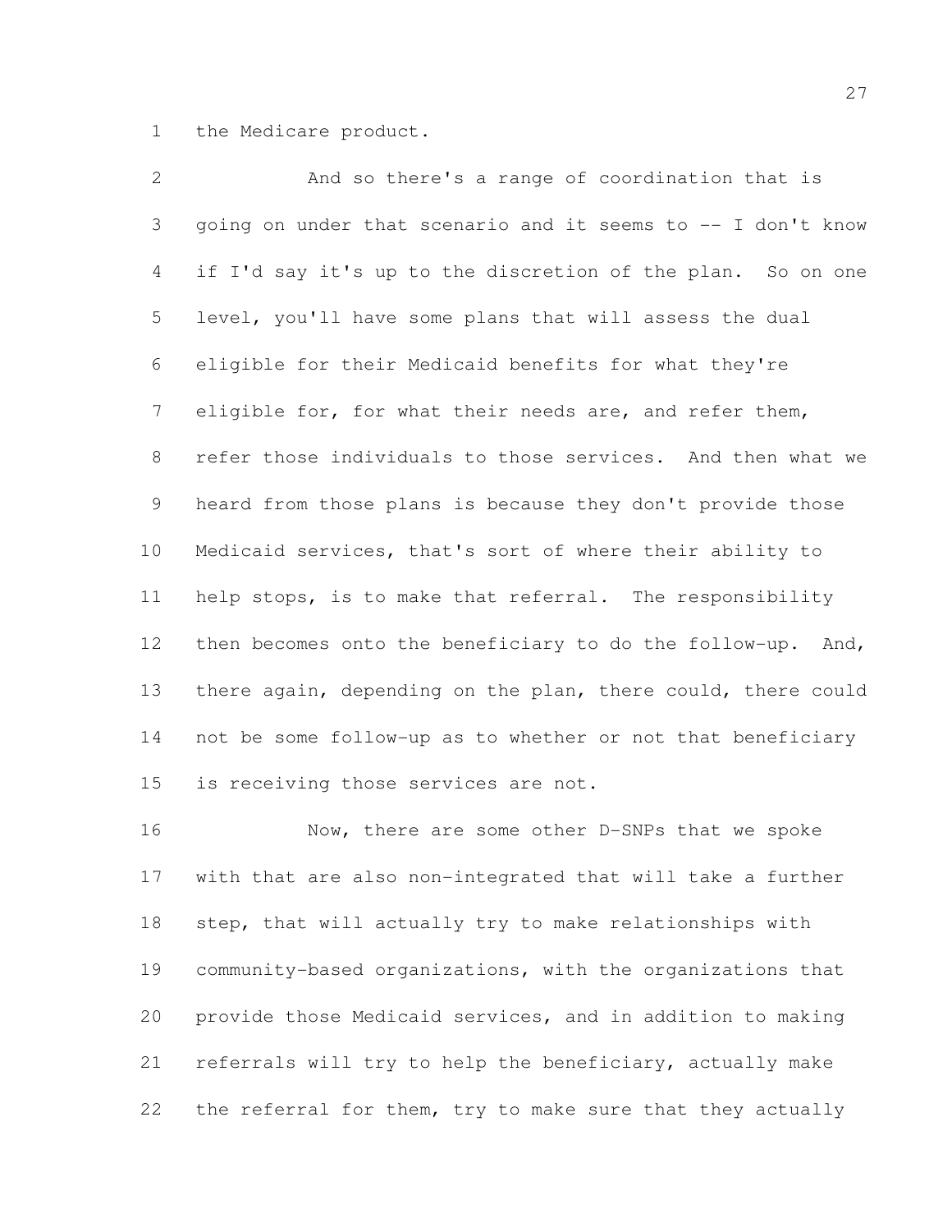the Medicare product.

And so there's a range of coordination that is going on under that scenario and it seems to -- I don't know if I'd say it's up to the discretion of the plan. So on one level, you'll have some plans that will assess the dual eligible for their Medicaid benefits for what they're eligible for, for what their needs are, and refer them, refer those individuals to those services. And then what we heard from those plans is because they don't provide those Medicaid services, that's sort of where their ability to help stops, is to make that referral. The responsibility then becomes onto the beneficiary to do the follow-up. And, there again, depending on the plan, there could, there could not be some follow-up as to whether or not that beneficiary is receiving those services are not.

Now, there are some other D-SNPs that we spoke with that are also non-integrated that will take a further step, that will actually try to make relationships with community-based organizations, with the organizations that provide those Medicaid services, and in addition to making referrals will try to help the beneficiary, actually make the referral for them, try to make sure that they actually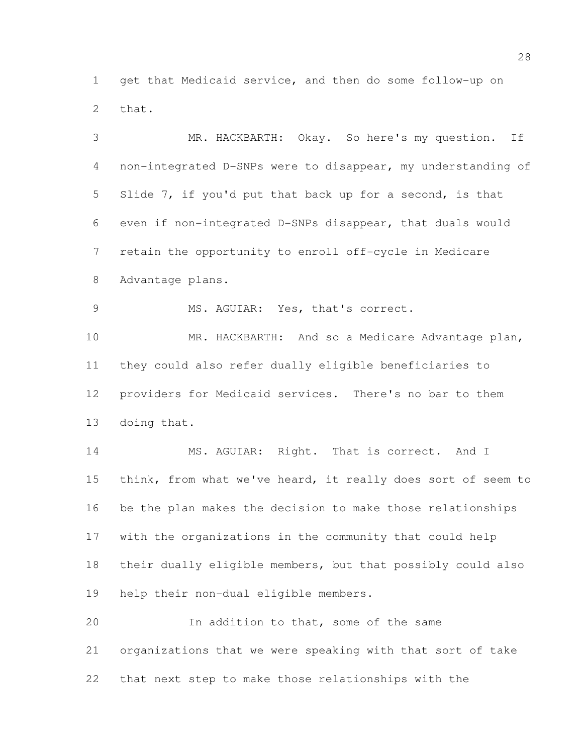get that Medicaid service, and then do some follow-up on that.

MR. HACKBARTH: Okay. So here's my question. If non-integrated D-SNPs were to disappear, my understanding of Slide 7, if you'd put that back up for a second, is that even if non-integrated D-SNPs disappear, that duals would retain the opportunity to enroll off-cycle in Medicare Advantage plans.

MS. AGUIAR: Yes, that's correct.

MR. HACKBARTH: And so a Medicare Advantage plan, they could also refer dually eligible beneficiaries to providers for Medicaid services. There's no bar to them doing that.

MS. AGUIAR: Right. That is correct. And I think, from what we've heard, it really does sort of seem to be the plan makes the decision to make those relationships with the organizations in the community that could help their dually eligible members, but that possibly could also help their non-dual eligible members.

In addition to that, some of the same organizations that we were speaking with that sort of take that next step to make those relationships with the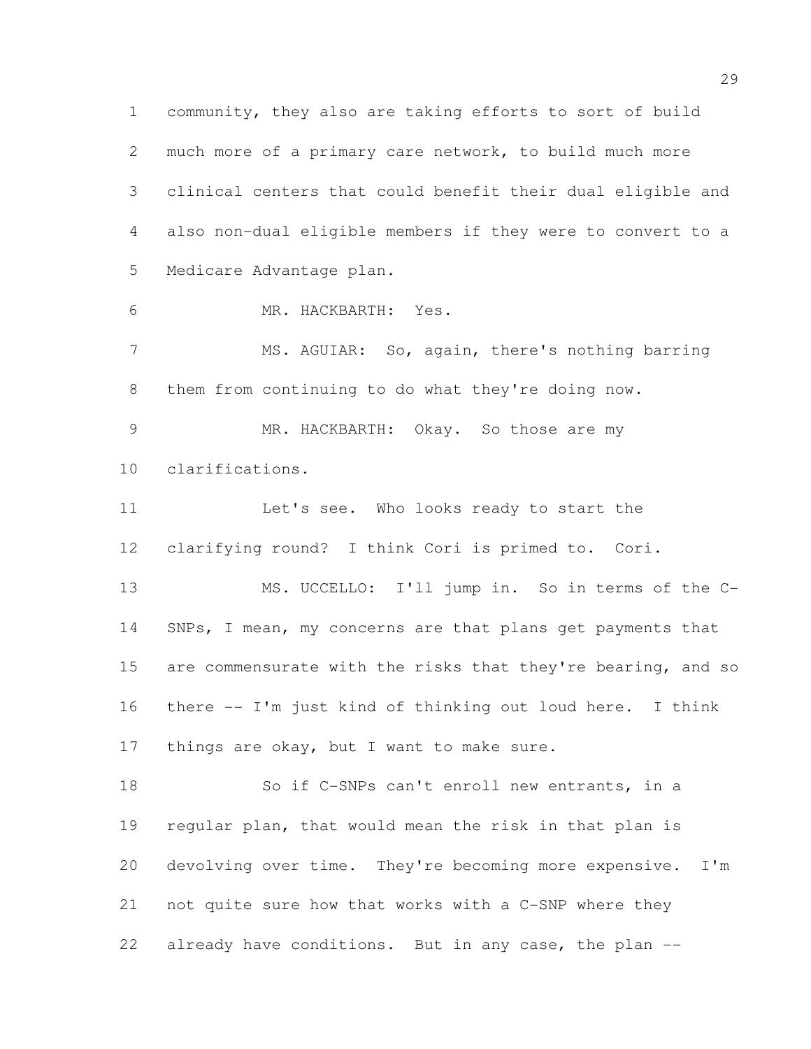community, they also are taking efforts to sort of build much more of a primary care network, to build much more clinical centers that could benefit their dual eligible and also non-dual eligible members if they were to convert to a Medicare Advantage plan.

MR. HACKBARTH: Yes.

MS. AGUIAR: So, again, there's nothing barring them from continuing to do what they're doing now.

MR. HACKBARTH: Okay. So those are my clarifications.

Let's see. Who looks ready to start the clarifying round? I think Cori is primed to. Cori.

MS. UCCELLO: I'll jump in. So in terms of the C-SNPs, I mean, my concerns are that plans get payments that are commensurate with the risks that they're bearing, and so there -- I'm just kind of thinking out loud here. I think things are okay, but I want to make sure.

So if C-SNPs can't enroll new entrants, in a regular plan, that would mean the risk in that plan is devolving over time. They're becoming more expensive. I'm not quite sure how that works with a C-SNP where they already have conditions. But in any case, the plan --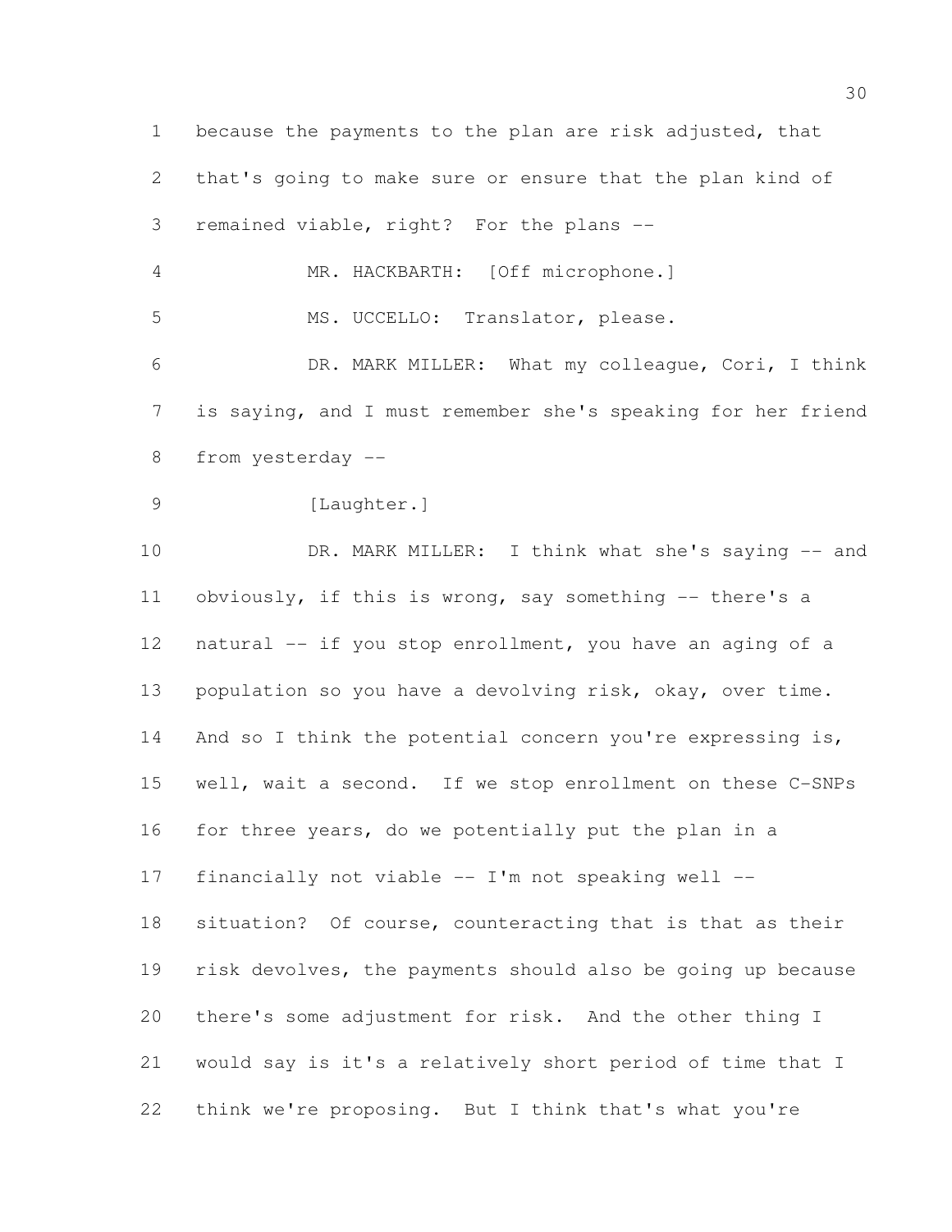because the payments to the plan are risk adjusted, that that's going to make sure or ensure that the plan kind of remained viable, right? For the plans --

MR. HACKBARTH: [Off microphone.]

MS. UCCELLO: Translator, please.

DR. MARK MILLER: What my colleague, Cori, I think is saying, and I must remember she's speaking for her friend from yesterday --

[Laughter.]

DR. MARK MILLER: I think what she's saying -- and obviously, if this is wrong, say something -- there's a natural -- if you stop enrollment, you have an aging of a population so you have a devolving risk, okay, over time. And so I think the potential concern you're expressing is, well, wait a second. If we stop enrollment on these C-SNPs for three years, do we potentially put the plan in a financially not viable -- I'm not speaking well -- situation? Of course, counteracting that is that as their risk devolves, the payments should also be going up because there's some adjustment for risk. And the other thing I would say is it's a relatively short period of time that I think we're proposing. But I think that's what you're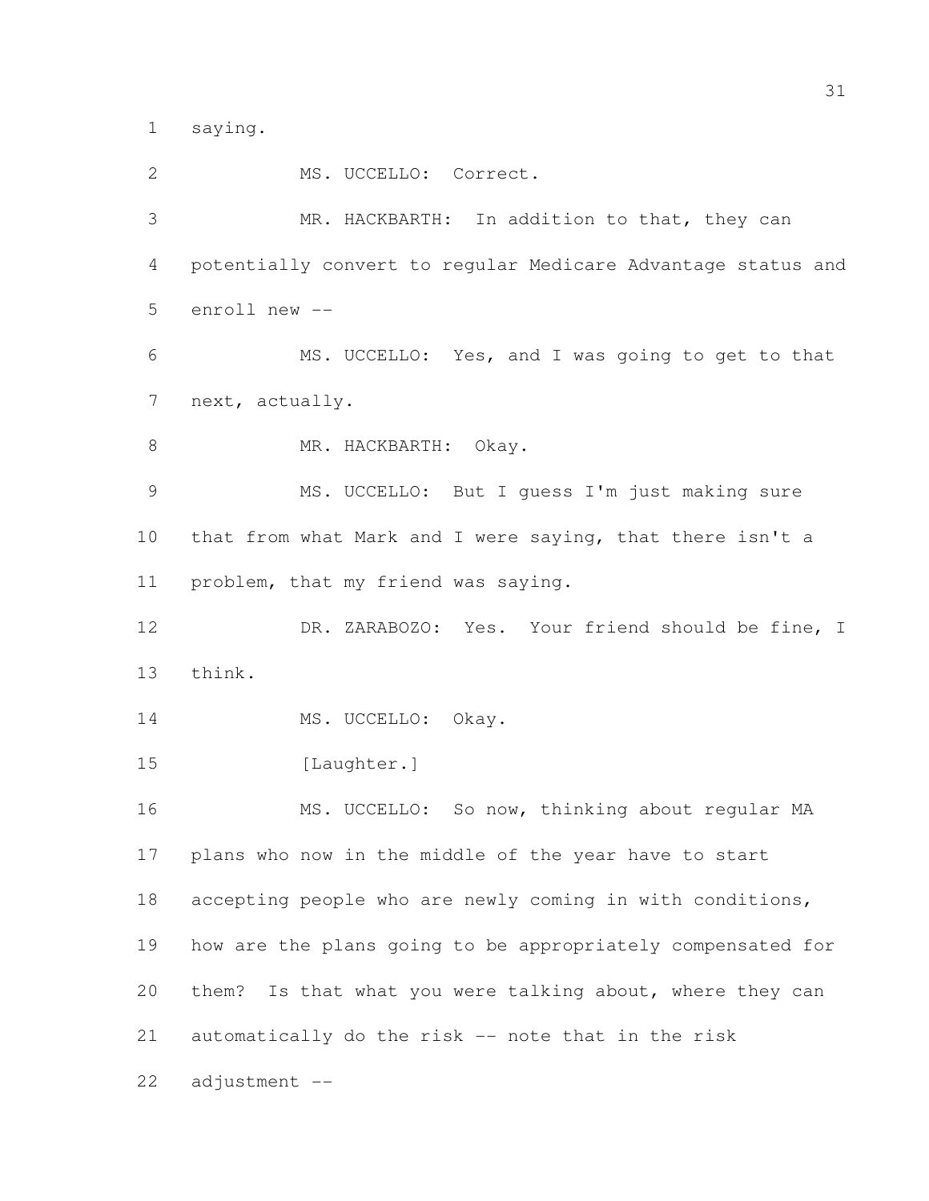saying.

MS. UCCELLO: Correct.

MR. HACKBARTH: In addition to that, they can potentially convert to regular Medicare Advantage status and enroll new --

MS. UCCELLO: Yes, and I was going to get to that next, actually.

MR. HACKBARTH: Okay.

MS. UCCELLO: But I guess I'm just making sure that from what Mark and I were saying, that there isn't a problem, that my friend was saying.

DR. ZARABOZO: Yes. Your friend should be fine, I think.

MS. UCCELLO: Okay.

[Laughter.]

MS. UCCELLO: So now, thinking about regular MA plans who now in the middle of the year have to start accepting people who are newly coming in with conditions, how are the plans going to be appropriately compensated for them? Is that what you were talking about, where they can automatically do the risk -- note that in the risk adjustment --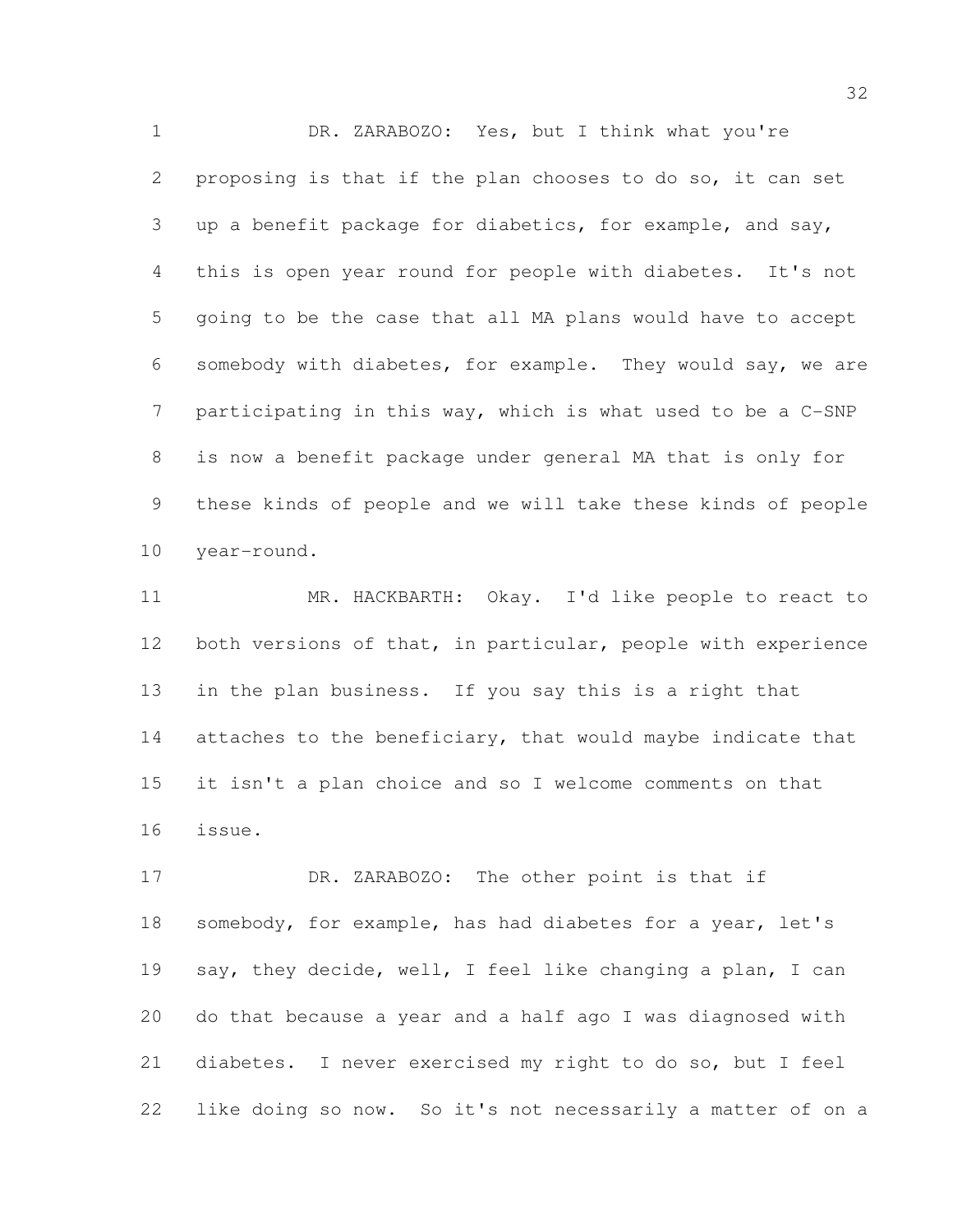DR. ZARABOZO: Yes, but I think what you're proposing is that if the plan chooses to do so, it can set up a benefit package for diabetics, for example, and say, this is open year round for people with diabetes. It's not going to be the case that all MA plans would have to accept somebody with diabetes, for example. They would say, we are participating in this way, which is what used to be a C-SNP is now a benefit package under general MA that is only for these kinds of people and we will take these kinds of people year-round.

MR. HACKBARTH: Okay. I'd like people to react to both versions of that, in particular, people with experience in the plan business. If you say this is a right that attaches to the beneficiary, that would maybe indicate that it isn't a plan choice and so I welcome comments on that issue.

DR. ZARABOZO: The other point is that if somebody, for example, has had diabetes for a year, let's say, they decide, well, I feel like changing a plan, I can do that because a year and a half ago I was diagnosed with diabetes. I never exercised my right to do so, but I feel like doing so now. So it's not necessarily a matter of on a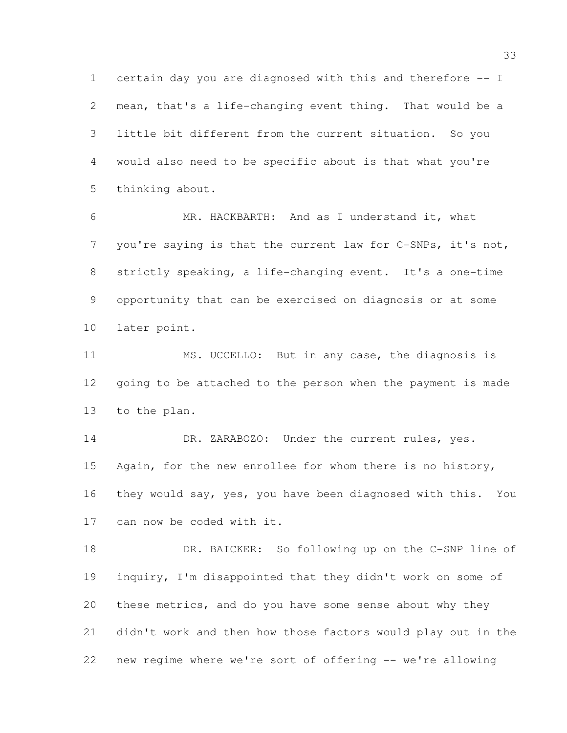certain day you are diagnosed with this and therefore -- I mean, that's a life-changing event thing. That would be a little bit different from the current situation. So you would also need to be specific about is that what you're thinking about.

MR. HACKBARTH: And as I understand it, what you're saying is that the current law for C-SNPs, it's not, strictly speaking, a life-changing event. It's a one-time opportunity that can be exercised on diagnosis or at some later point.

MS. UCCELLO: But in any case, the diagnosis is going to be attached to the person when the payment is made to the plan.

DR. ZARABOZO: Under the current rules, yes. Again, for the new enrollee for whom there is no history, they would say, yes, you have been diagnosed with this. You can now be coded with it.

DR. BAICKER: So following up on the C-SNP line of inquiry, I'm disappointed that they didn't work on some of these metrics, and do you have some sense about why they didn't work and then how those factors would play out in the new regime where we're sort of offering -- we're allowing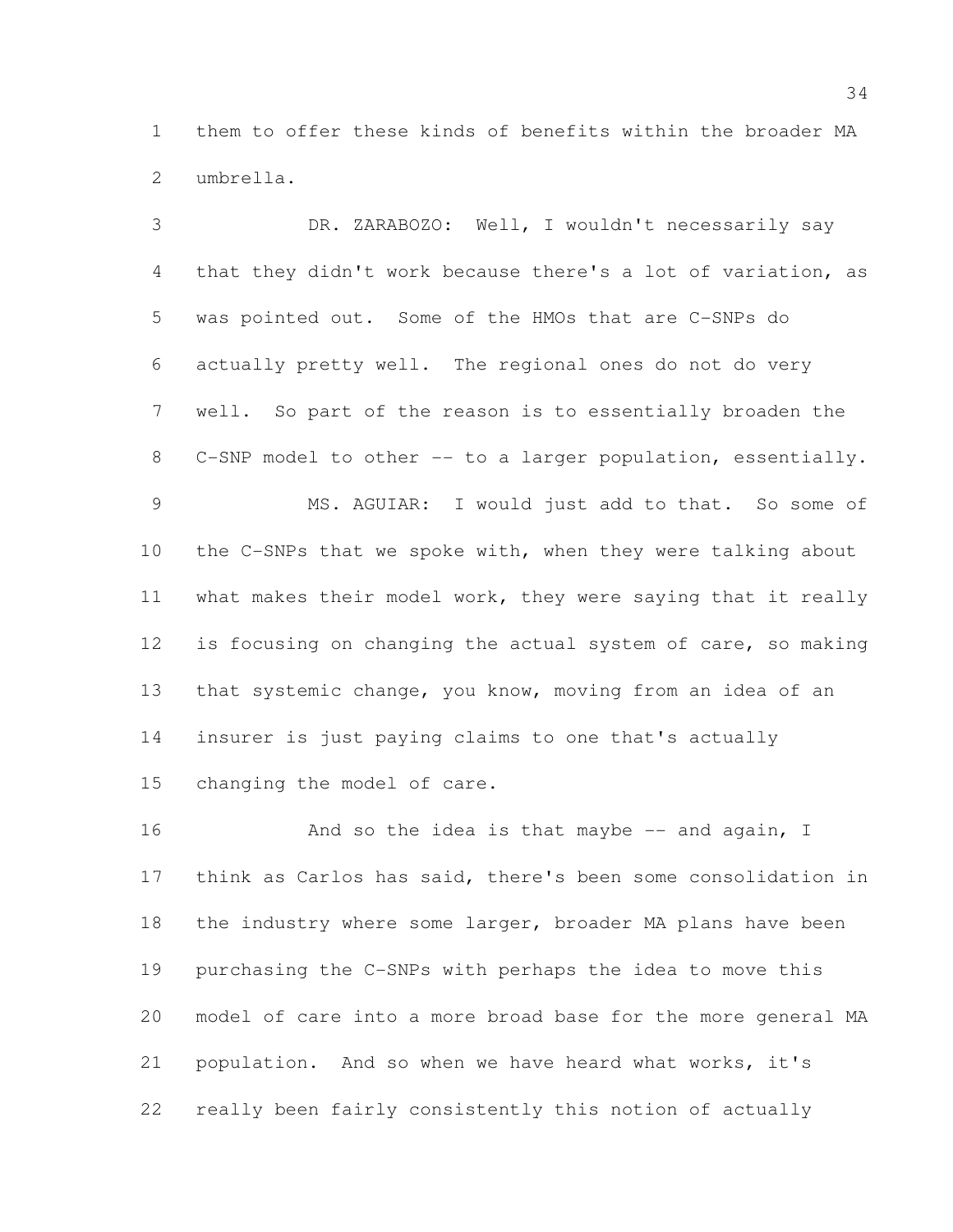them to offer these kinds of benefits within the broader MA umbrella.

DR. ZARABOZO: Well, I wouldn't necessarily say that they didn't work because there's a lot of variation, as was pointed out. Some of the HMOs that are C-SNPs do actually pretty well. The regional ones do not do very well. So part of the reason is to essentially broaden the C-SNP model to other -- to a larger population, essentially.

MS. AGUIAR: I would just add to that. So some of the C-SNPs that we spoke with, when they were talking about what makes their model work, they were saying that it really is focusing on changing the actual system of care, so making that systemic change, you know, moving from an idea of an insurer is just paying claims to one that's actually changing the model of care.

And so the idea is that maybe -- and again, I think as Carlos has said, there's been some consolidation in the industry where some larger, broader MA plans have been purchasing the C-SNPs with perhaps the idea to move this model of care into a more broad base for the more general MA population. And so when we have heard what works, it's really been fairly consistently this notion of actually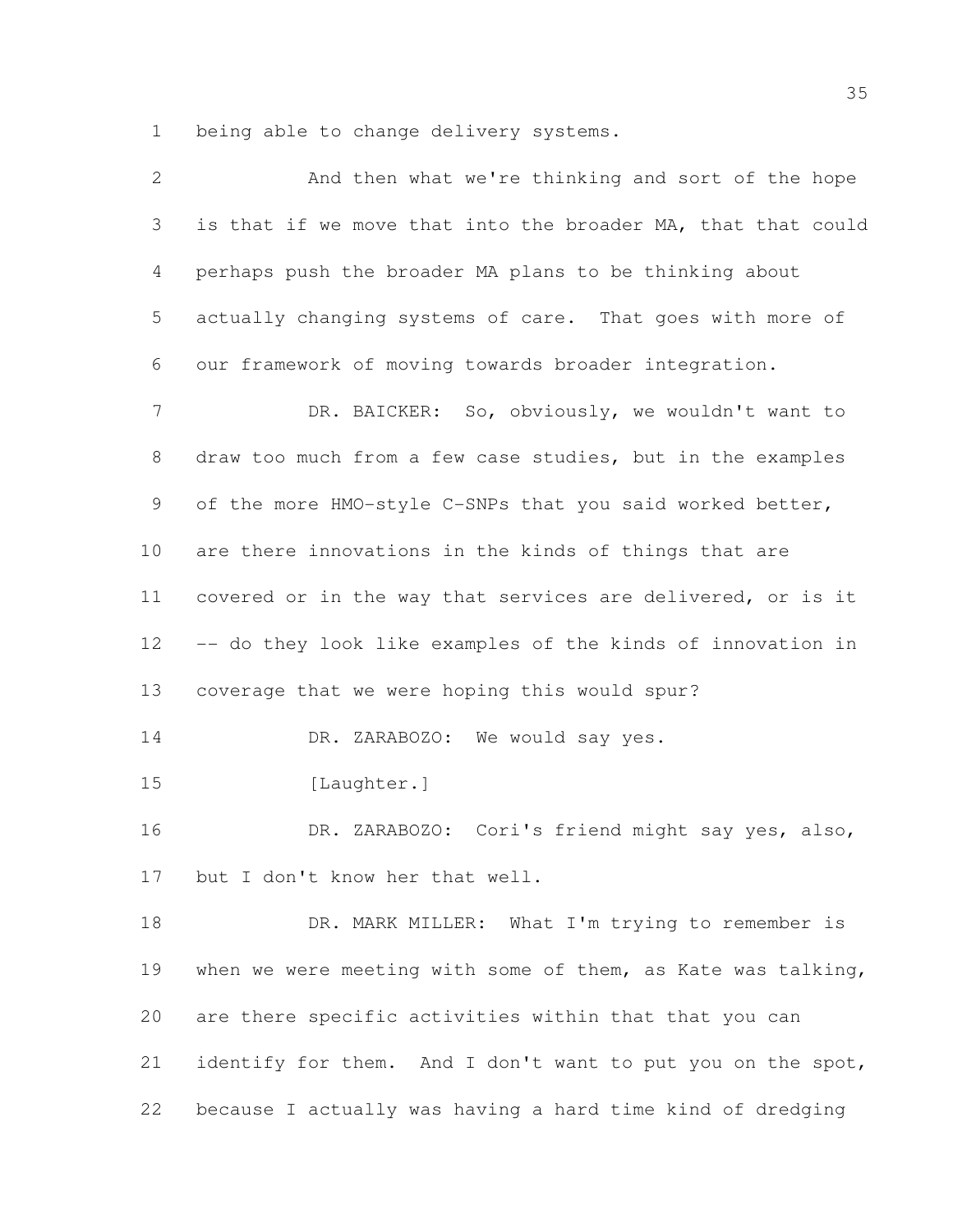being able to change delivery systems.

And then what we're thinking and sort of the hope is that if we move that into the broader MA, that that could perhaps push the broader MA plans to be thinking about actually changing systems of care. That goes with more of our framework of moving towards broader integration.

DR. BAICKER: So, obviously, we wouldn't want to draw too much from a few case studies, but in the examples of the more HMO-style C-SNPs that you said worked better, are there innovations in the kinds of things that are covered or in the way that services are delivered, or is it -- do they look like examples of the kinds of innovation in coverage that we were hoping this would spur?

DR. ZARABOZO: We would say yes.

[Laughter.]

DR. ZARABOZO: Cori's friend might say yes, also, but I don't know her that well.

DR. MARK MILLER: What I'm trying to remember is when we were meeting with some of them, as Kate was talking, are there specific activities within that that you can identify for them. And I don't want to put you on the spot, because I actually was having a hard time kind of dredging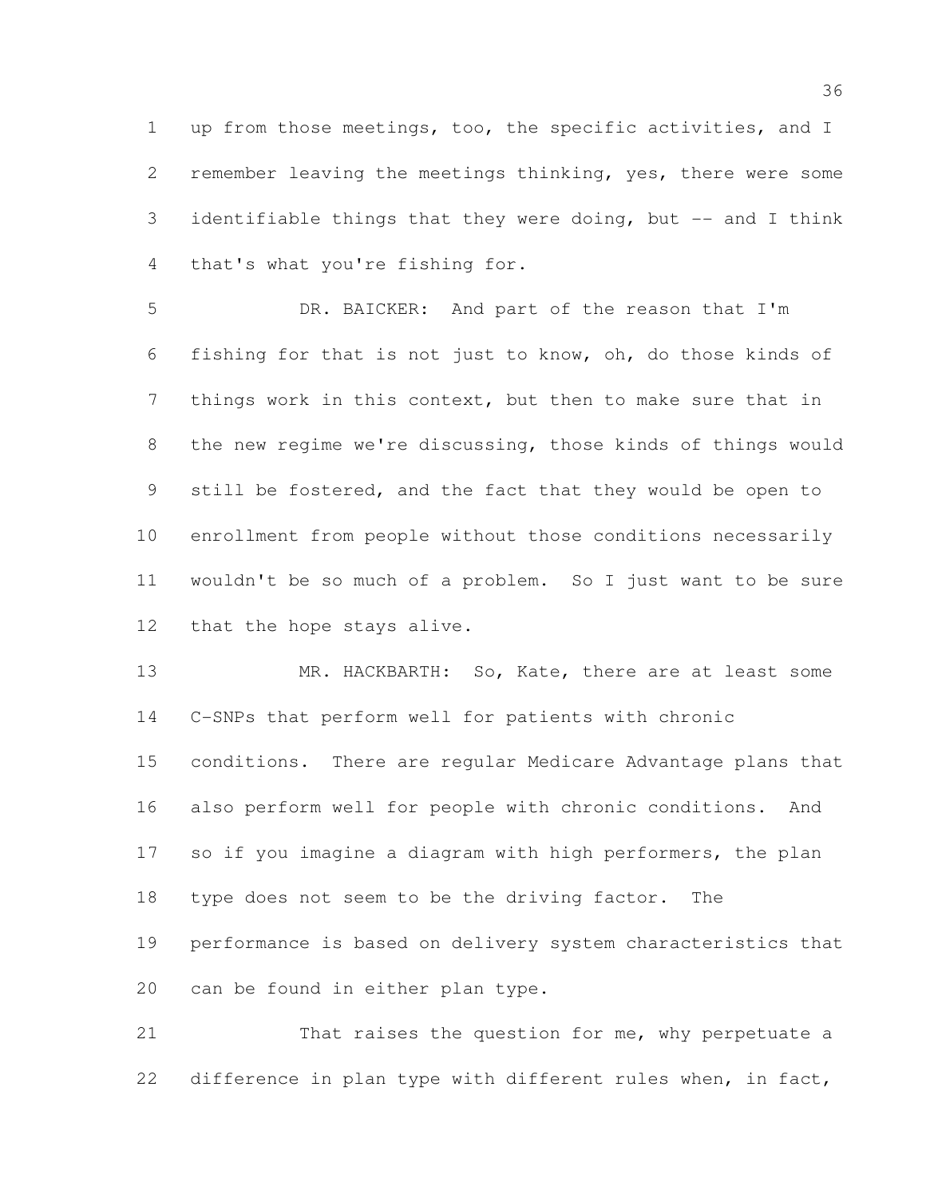up from those meetings, too, the specific activities, and I remember leaving the meetings thinking, yes, there were some identifiable things that they were doing, but -- and I think that's what you're fishing for.

DR. BAICKER: And part of the reason that I'm fishing for that is not just to know, oh, do those kinds of things work in this context, but then to make sure that in the new regime we're discussing, those kinds of things would still be fostered, and the fact that they would be open to enrollment from people without those conditions necessarily wouldn't be so much of a problem. So I just want to be sure that the hope stays alive.

MR. HACKBARTH: So, Kate, there are at least some C-SNPs that perform well for patients with chronic conditions. There are regular Medicare Advantage plans that also perform well for people with chronic conditions. And so if you imagine a diagram with high performers, the plan type does not seem to be the driving factor. The performance is based on delivery system characteristics that can be found in either plan type.

That raises the question for me, why perpetuate a difference in plan type with different rules when, in fact,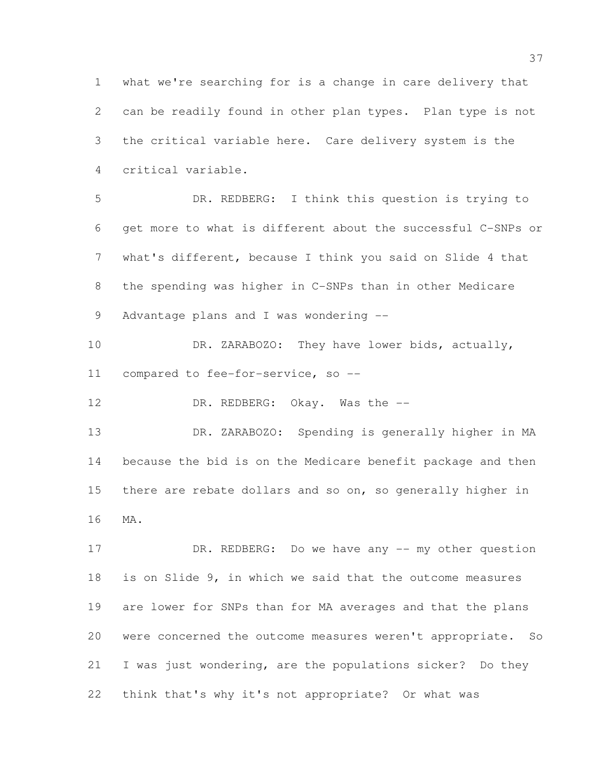what we're searching for is a change in care delivery that can be readily found in other plan types. Plan type is not the critical variable here. Care delivery system is the critical variable.

DR. REDBERG: I think this question is trying to get more to what is different about the successful C-SNPs or what's different, because I think you said on Slide 4 that the spending was higher in C-SNPs than in other Medicare Advantage plans and I was wondering --

DR. ZARABOZO: They have lower bids, actually, compared to fee-for-service, so --

DR. REDBERG: Okay. Was the --

DR. ZARABOZO: Spending is generally higher in MA because the bid is on the Medicare benefit package and then there are rebate dollars and so on, so generally higher in MA.

DR. REDBERG: Do we have any -- my other question is on Slide 9, in which we said that the outcome measures are lower for SNPs than for MA averages and that the plans were concerned the outcome measures weren't appropriate. So I was just wondering, are the populations sicker? Do they think that's why it's not appropriate? Or what was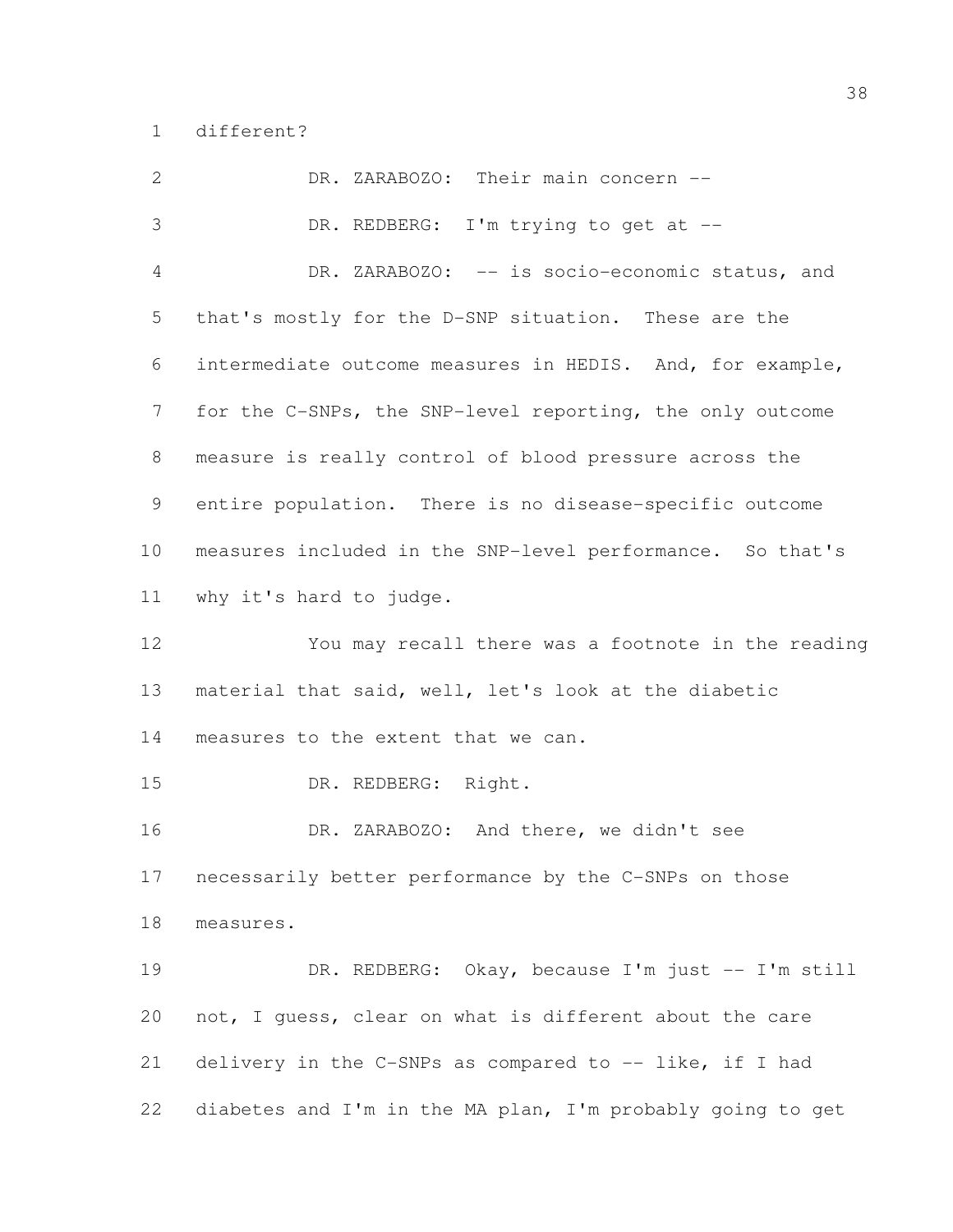different?

DR. ZARABOZO: Their main concern --

DR. REDBERG: I'm trying to get at --

DR. ZARABOZO: -- is socio-economic status, and that's mostly for the D-SNP situation. These are the intermediate outcome measures in HEDIS. And, for example, for the C-SNPs, the SNP-level reporting, the only outcome measure is really control of blood pressure across the entire population. There is no disease-specific outcome measures included in the SNP-level performance. So that's why it's hard to judge.

You may recall there was a footnote in the reading material that said, well, let's look at the diabetic measures to the extent that we can.

DR. REDBERG: Right.

DR. ZARABOZO: And there, we didn't see necessarily better performance by the C-SNPs on those measures.

DR. REDBERG: Okay, because I'm just -- I'm still not, I guess, clear on what is different about the care delivery in the C-SNPs as compared to -- like, if I had diabetes and I'm in the MA plan, I'm probably going to get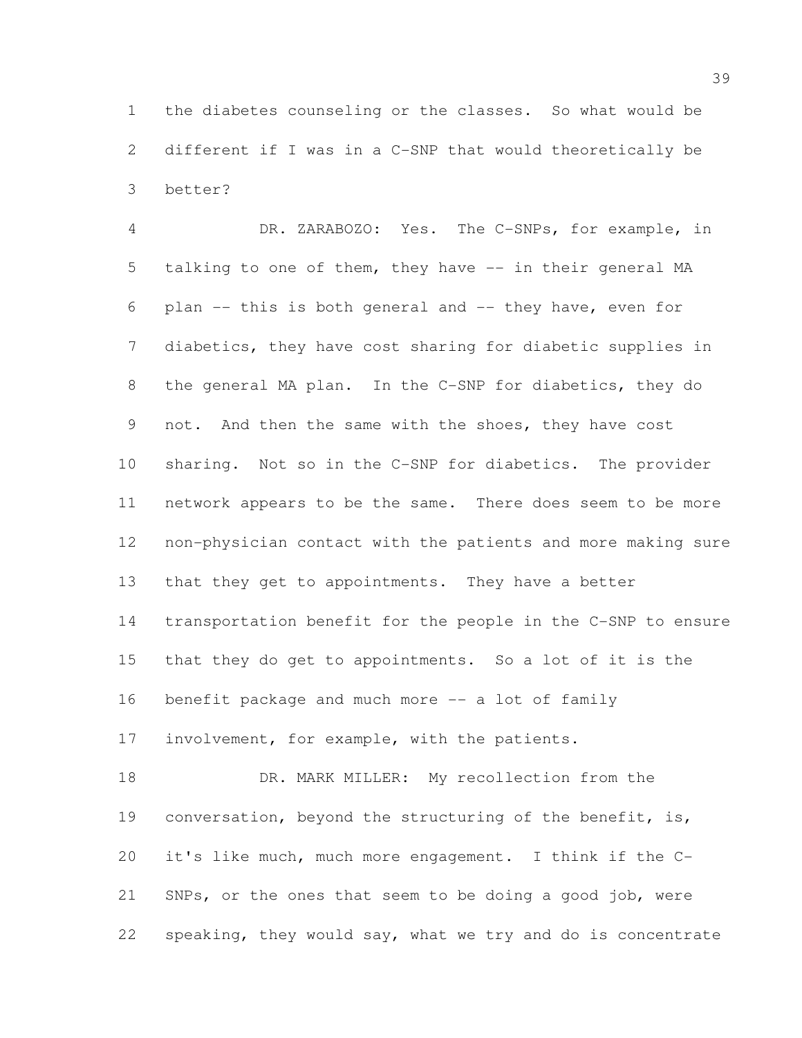the diabetes counseling or the classes. So what would be different if I was in a C-SNP that would theoretically be better?

DR. ZARABOZO: Yes. The C-SNPs, for example, in talking to one of them, they have -- in their general MA plan -- this is both general and -- they have, even for diabetics, they have cost sharing for diabetic supplies in the general MA plan. In the C-SNP for diabetics, they do not. And then the same with the shoes, they have cost sharing. Not so in the C-SNP for diabetics. The provider network appears to be the same. There does seem to be more non-physician contact with the patients and more making sure that they get to appointments. They have a better transportation benefit for the people in the C-SNP to ensure that they do get to appointments. So a lot of it is the benefit package and much more -- a lot of family involvement, for example, with the patients.

DR. MARK MILLER: My recollection from the conversation, beyond the structuring of the benefit, is, it's like much, much more engagement. I think if the C-SNPs, or the ones that seem to be doing a good job, were speaking, they would say, what we try and do is concentrate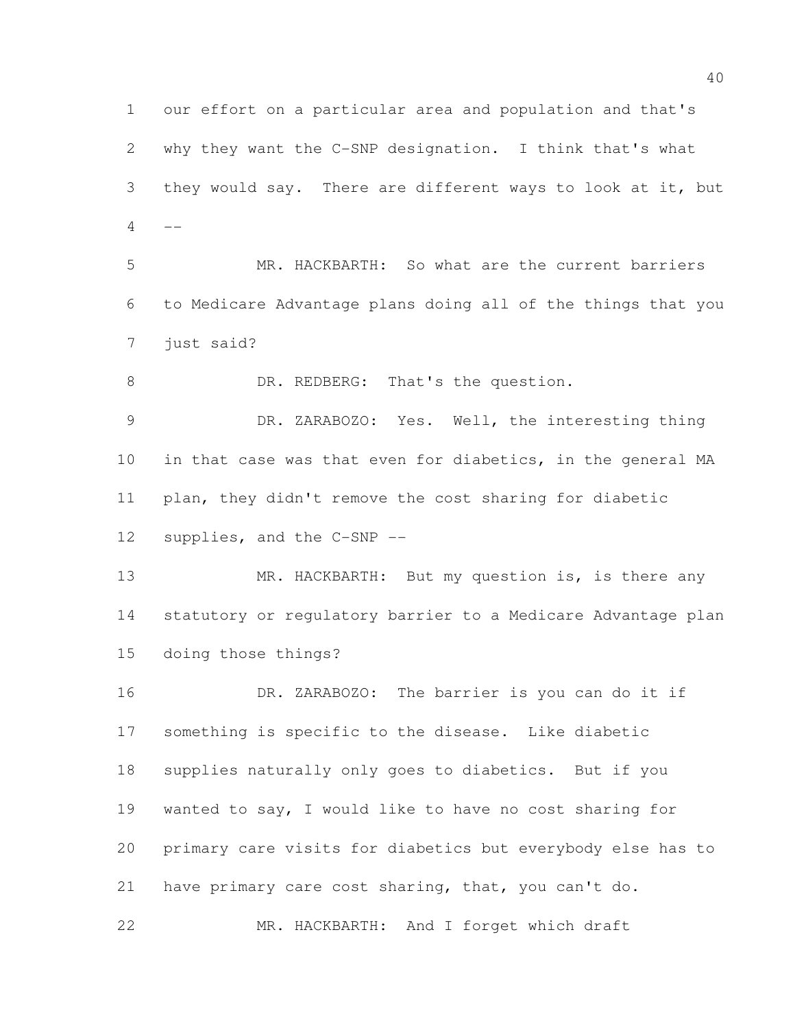our effort on a particular area and population and that's why they want the C-SNP designation. I think that's what they would say. There are different ways to look at it, but --

MR. HACKBARTH: So what are the current barriers to Medicare Advantage plans doing all of the things that you just said?

DR. REDBERG: That's the question.

DR. ZARABOZO: Yes. Well, the interesting thing in that case was that even for diabetics, in the general MA plan, they didn't remove the cost sharing for diabetic supplies, and the C-SNP --

MR. HACKBARTH: But my question is, is there any statutory or regulatory barrier to a Medicare Advantage plan doing those things?

DR. ZARABOZO: The barrier is you can do it if something is specific to the disease. Like diabetic supplies naturally only goes to diabetics. But if you wanted to say, I would like to have no cost sharing for primary care visits for diabetics but everybody else has to have primary care cost sharing, that, you can't do.

MR. HACKBARTH: And I forget which draft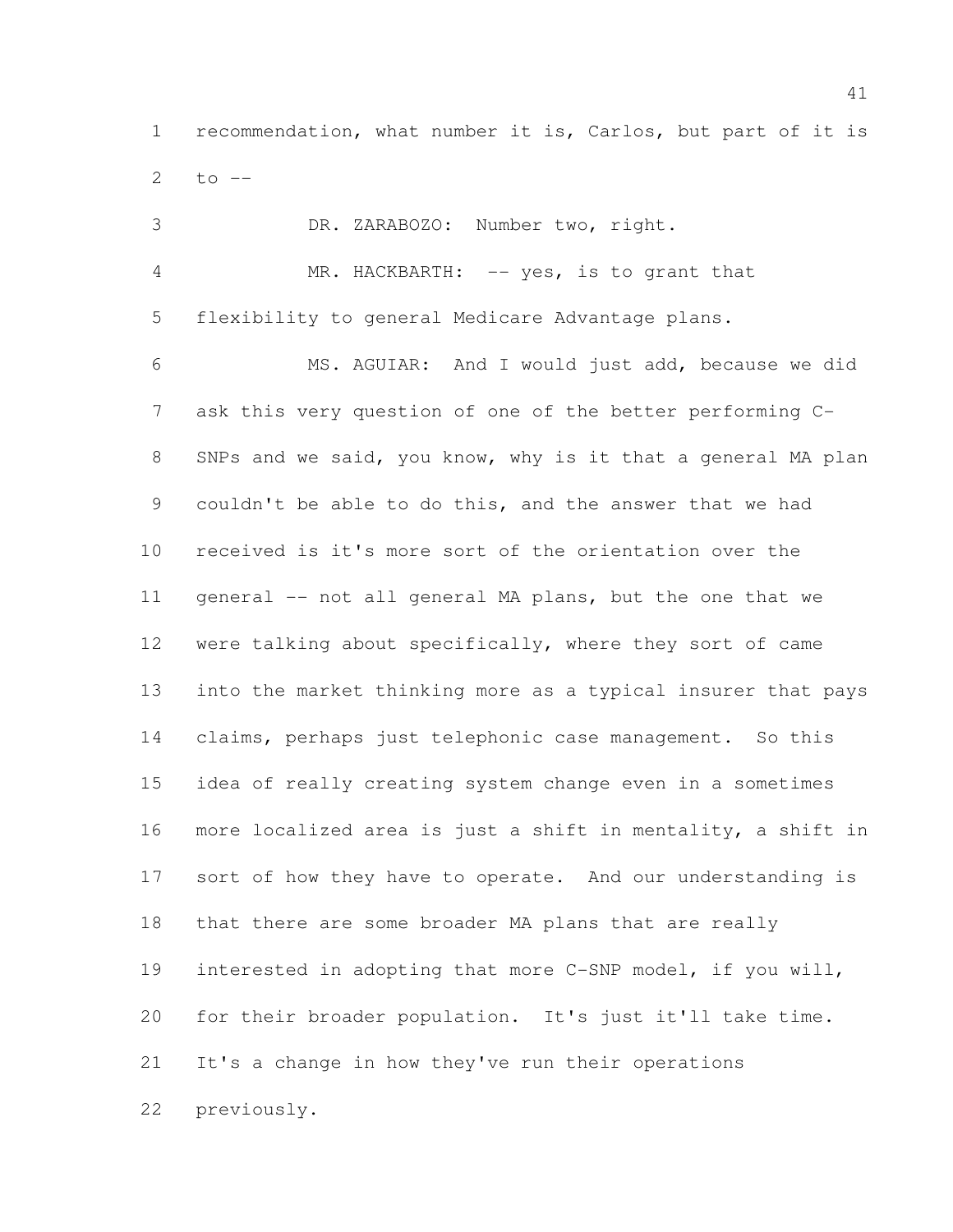recommendation, what number it is, Carlos, but part of it is to --

DR. ZARABOZO: Number two, right.

MR. HACKBARTH: -- yes, is to grant that flexibility to general Medicare Advantage plans.

MS. AGUIAR: And I would just add, because we did ask this very question of one of the better performing C-SNPs and we said, you know, why is it that a general MA plan couldn't be able to do this, and the answer that we had received is it's more sort of the orientation over the general -- not all general MA plans, but the one that we were talking about specifically, where they sort of came into the market thinking more as a typical insurer that pays claims, perhaps just telephonic case management. So this idea of really creating system change even in a sometimes more localized area is just a shift in mentality, a shift in sort of how they have to operate. And our understanding is that there are some broader MA plans that are really interested in adopting that more C-SNP model, if you will, for their broader population. It's just it'll take time. It's a change in how they've run their operations previously.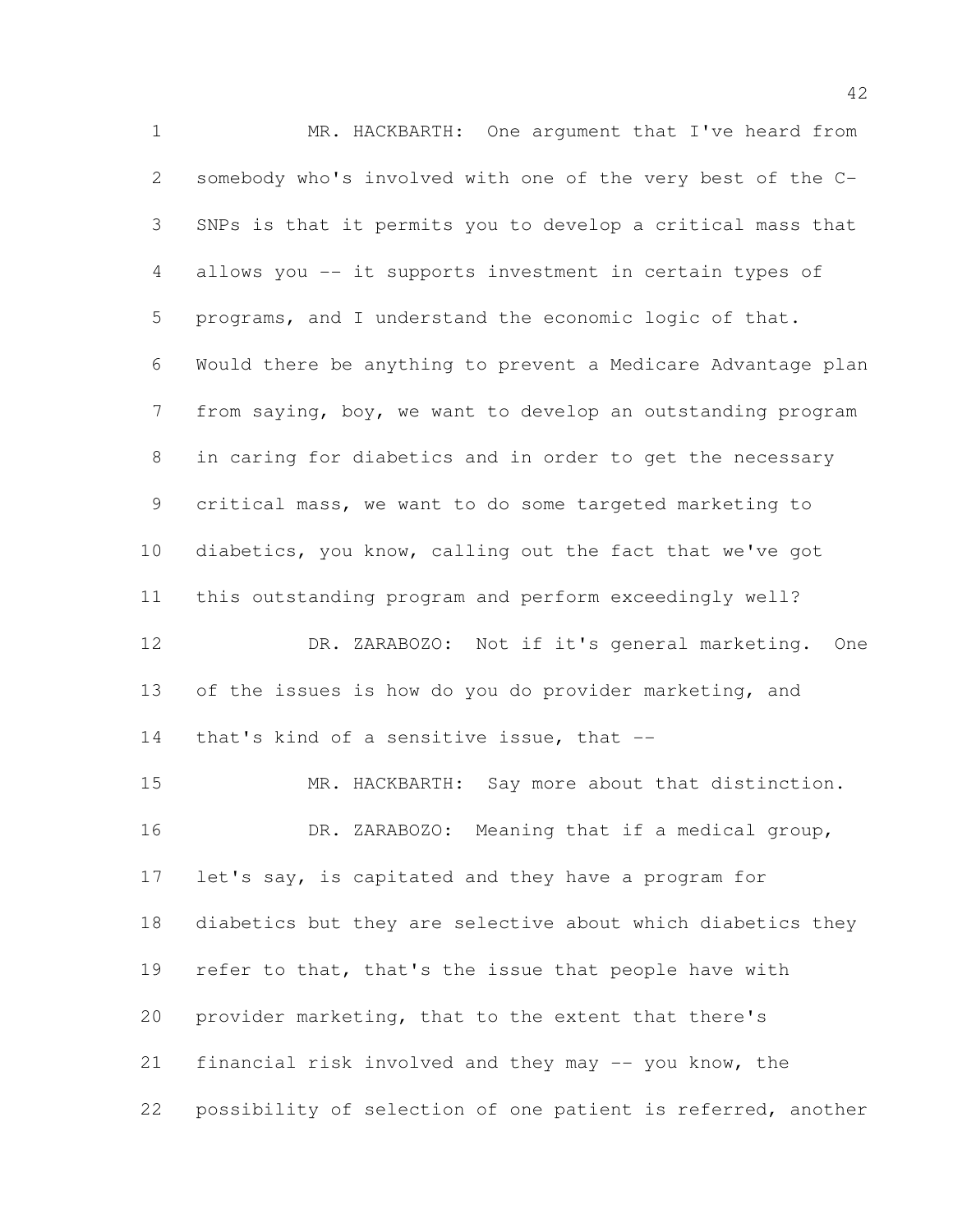MR. HACKBARTH: One argument that I've heard from somebody who's involved with one of the very best of the C-SNPs is that it permits you to develop a critical mass that allows you -- it supports investment in certain types of programs, and I understand the economic logic of that. Would there be anything to prevent a Medicare Advantage plan from saying, boy, we want to develop an outstanding program in caring for diabetics and in order to get the necessary critical mass, we want to do some targeted marketing to diabetics, you know, calling out the fact that we've got this outstanding program and perform exceedingly well?

DR. ZARABOZO: Not if it's general marketing. One of the issues is how do you do provider marketing, and that's kind of a sensitive issue, that --

MR. HACKBARTH: Say more about that distinction.

DR. ZARABOZO: Meaning that if a medical group, let's say, is capitated and they have a program for diabetics but they are selective about which diabetics they refer to that, that's the issue that people have with provider marketing, that to the extent that there's financial risk involved and they may -- you know, the possibility of selection of one patient is referred, another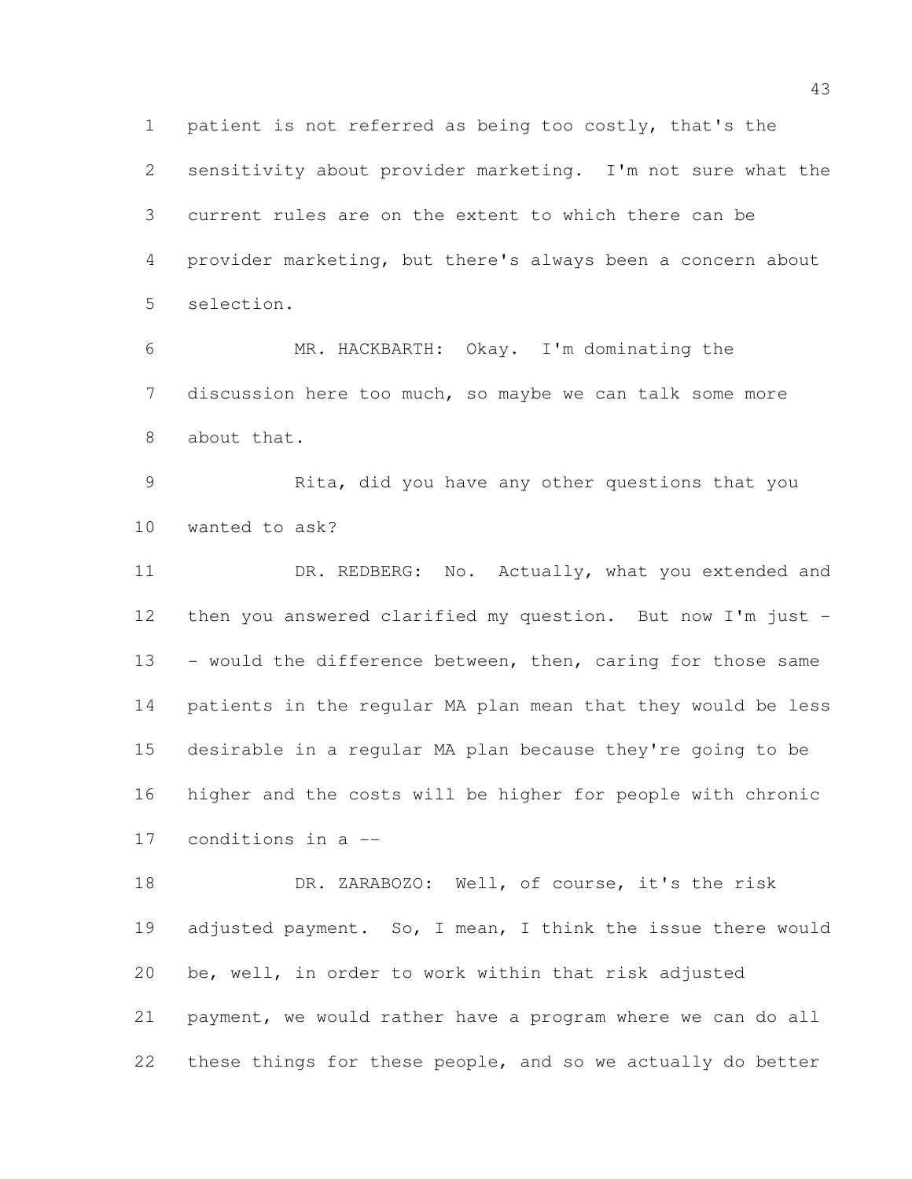patient is not referred as being too costly, that's the sensitivity about provider marketing. I'm not sure what the current rules are on the extent to which there can be provider marketing, but there's always been a concern about selection.

MR. HACKBARTH: Okay. I'm dominating the discussion here too much, so maybe we can talk some more about that.

Rita, did you have any other questions that you wanted to ask?

DR. REDBERG: No. Actually, what you extended and then you answered clarified my question. But now I'm just -- would the difference between, then, caring for those same patients in the regular MA plan mean that they would be less desirable in a regular MA plan because they're going to be higher and the costs will be higher for people with chronic conditions in a --

DR. ZARABOZO: Well, of course, it's the risk adjusted payment. So, I mean, I think the issue there would be, well, in order to work within that risk adjusted payment, we would rather have a program where we can do all these things for these people, and so we actually do better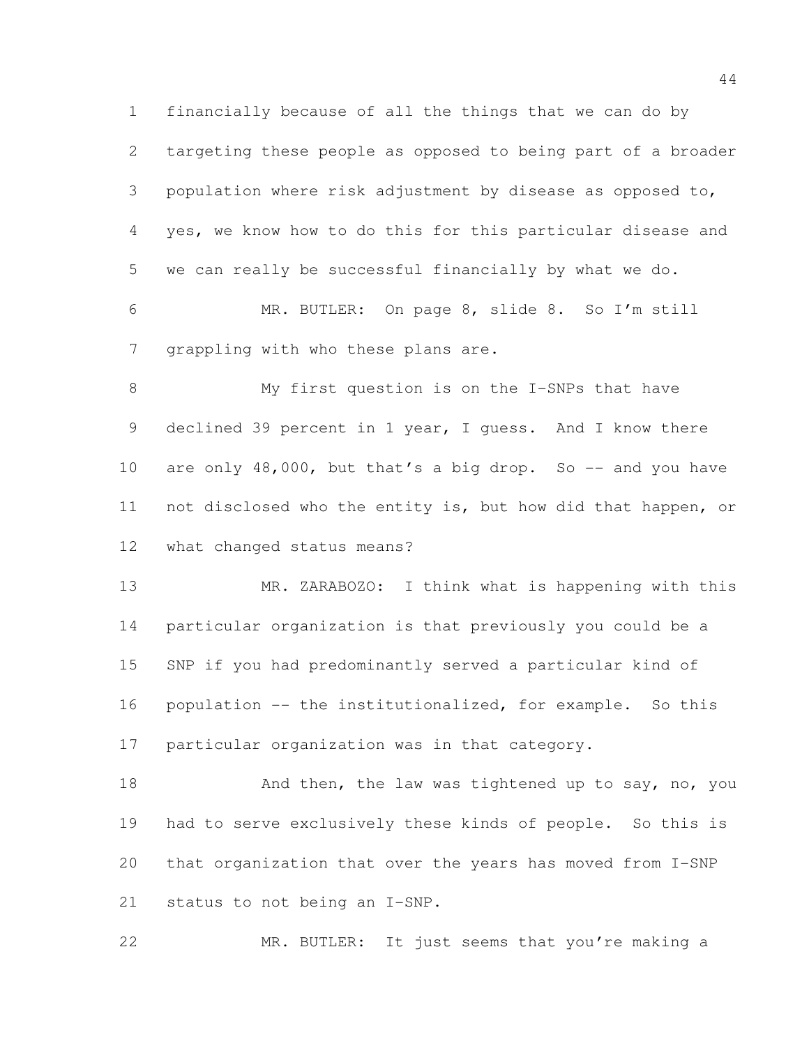financially because of all the things that we can do by targeting these people as opposed to being part of a broader population where risk adjustment by disease as opposed to, yes, we know how to do this for this particular disease and we can really be successful financially by what we do.

MR. BUTLER: On page 8, slide 8. So I'm still grappling with who these plans are.

My first question is on the I-SNPs that have declined 39 percent in 1 year, I guess. And I know there are only 48,000, but that's a big drop. So -- and you have not disclosed who the entity is, but how did that happen, or what changed status means?

MR. ZARABOZO: I think what is happening with this particular organization is that previously you could be a SNP if you had predominantly served a particular kind of population -- the institutionalized, for example. So this particular organization was in that category.

And then, the law was tightened up to say, no, you had to serve exclusively these kinds of people. So this is that organization that over the years has moved from I-SNP status to not being an I-SNP.

MR. BUTLER: It just seems that you're making a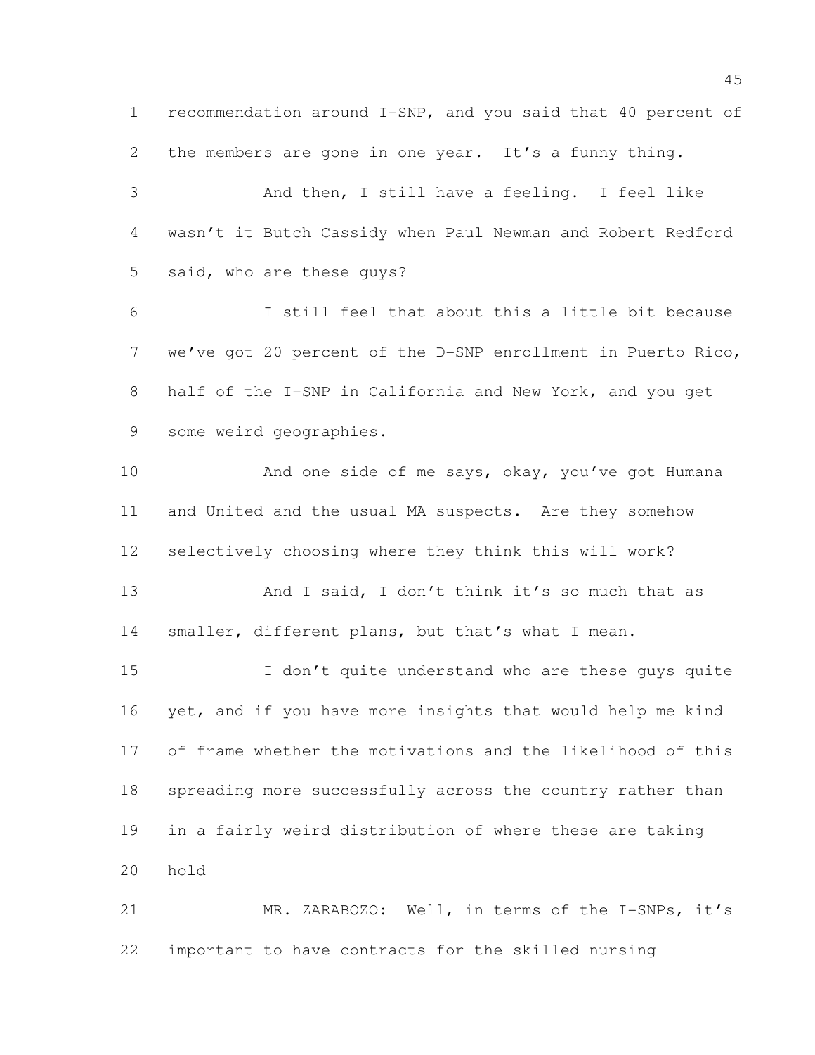recommendation around I-SNP, and you said that 40 percent of the members are gone in one year. It's a funny thing.

And then, I still have a feeling. I feel like wasn't it Butch Cassidy when Paul Newman and Robert Redford said, who are these guys?

I still feel that about this a little bit because we've got 20 percent of the D-SNP enrollment in Puerto Rico, half of the I-SNP in California and New York, and you get some weird geographies.

And one side of me says, okay, you've got Humana and United and the usual MA suspects. Are they somehow selectively choosing where they think this will work?

And I said, I don't think it's so much that as smaller, different plans, but that's what I mean.

I don't quite understand who are these guys quite yet, and if you have more insights that would help me kind of frame whether the motivations and the likelihood of this spreading more successfully across the country rather than in a fairly weird distribution of where these are taking hold

MR. ZARABOZO: Well, in terms of the I-SNPs, it's important to have contracts for the skilled nursing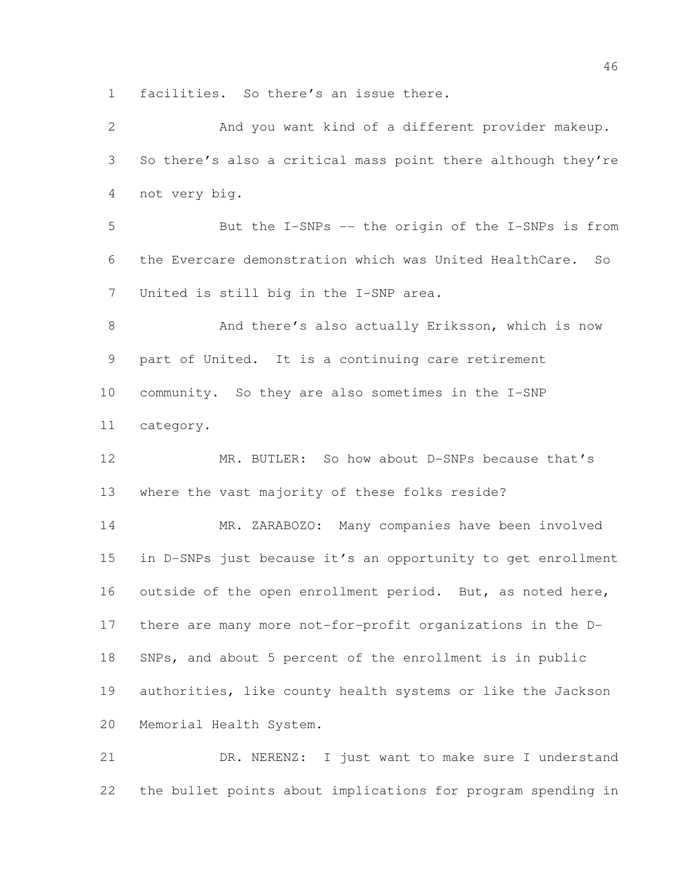facilities. So there's an issue there.

And you want kind of a different provider makeup. So there's also a critical mass point there although they're not very big.

But the I-SNPs -- the origin of the I-SNPs is from the Evercare demonstration which was United HealthCare. So United is still big in the I-SNP area.

And there's also actually Eriksson, which is now part of United. It is a continuing care retirement community. So they are also sometimes in the I-SNP category.

MR. BUTLER: So how about D-SNPs because that's where the vast majority of these folks reside?

MR. ZARABOZO: Many companies have been involved in D-SNPs just because it's an opportunity to get enrollment outside of the open enrollment period. But, as noted here, there are many more not-for-profit organizations in the D-SNPs, and about 5 percent of the enrollment is in public authorities, like county health systems or like the Jackson Memorial Health System.

DR. NERENZ: I just want to make sure I understand the bullet points about implications for program spending in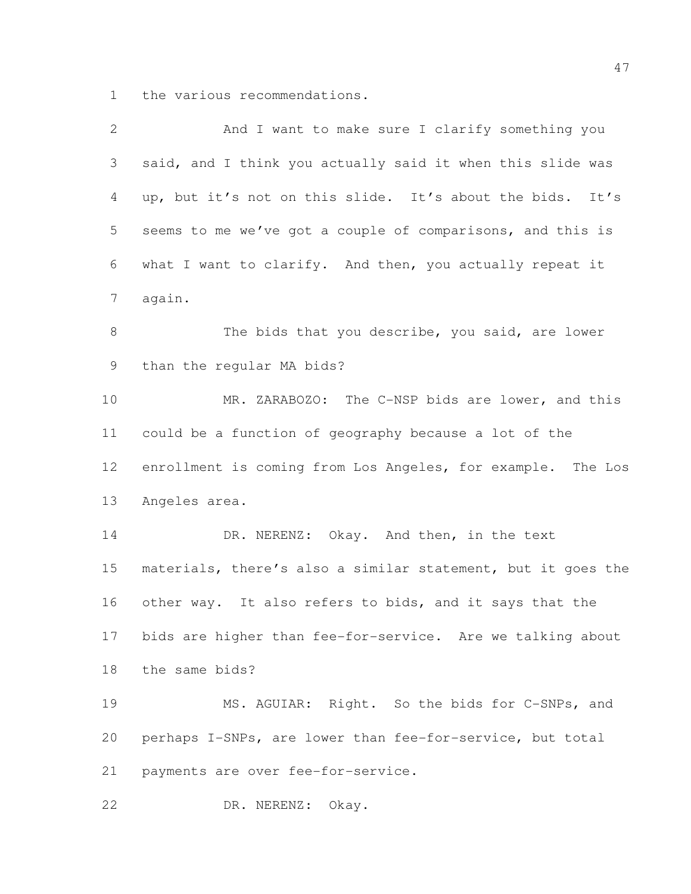the various recommendations.

And I want to make sure I clarify something you said, and I think you actually said it when this slide was up, but it's not on this slide. It's about the bids. It's seems to me we've got a couple of comparisons, and this is what I want to clarify. And then, you actually repeat it again.

The bids that you describe, you said, are lower than the regular MA bids?

MR. ZARABOZO: The C-NSP bids are lower, and this could be a function of geography because a lot of the enrollment is coming from Los Angeles, for example. The Los Angeles area.

DR. NERENZ: Okay. And then, in the text materials, there's also a similar statement, but it goes the other way. It also refers to bids, and it says that the bids are higher than fee-for-service. Are we talking about the same bids?

MS. AGUIAR: Right. So the bids for C-SNPs, and perhaps I-SNPs, are lower than fee-for-service, but total payments are over fee-for-service.

DR. NERENZ: Okay.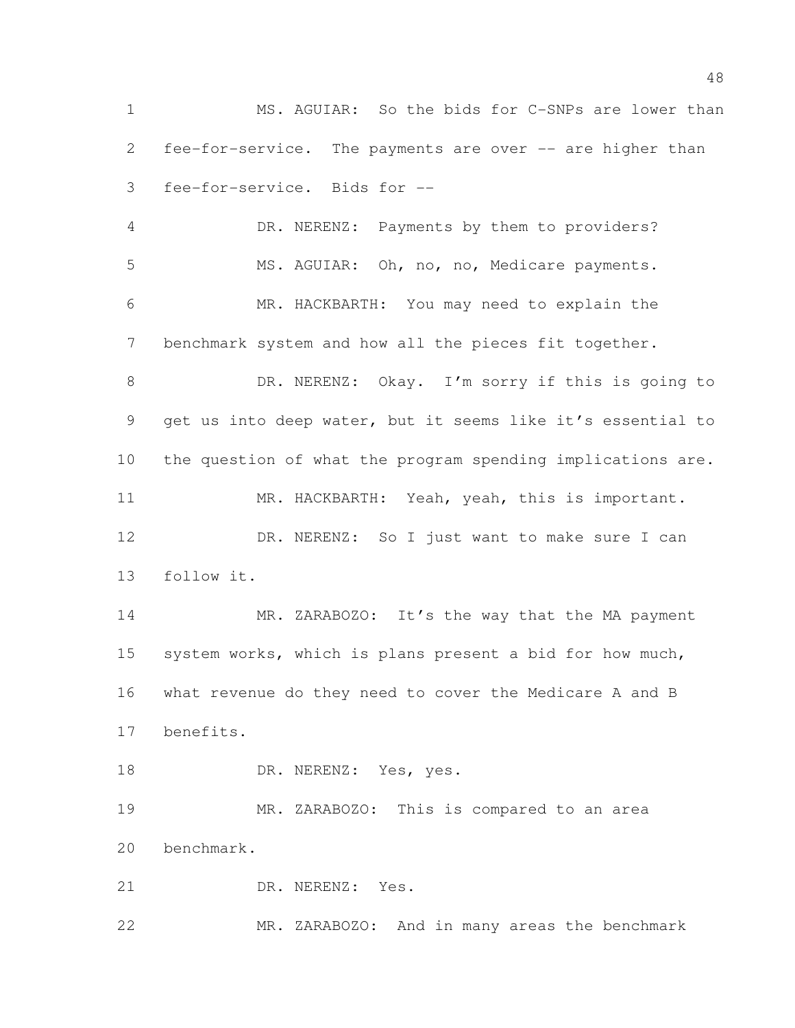MS. AGUIAR: So the bids for C-SNPs are lower than fee-for-service. The payments are over -- are higher than fee-for-service. Bids for --

DR. NERENZ: Payments by them to providers?

MS. AGUIAR: Oh, no, no, Medicare payments.

MR. HACKBARTH: You may need to explain the benchmark system and how all the pieces fit together.

DR. NERENZ: Okay. I'm sorry if this is going to get us into deep water, but it seems like it's essential to the question of what the program spending implications are.

MR. HACKBARTH: Yeah, yeah, this is important.

DR. NERENZ: So I just want to make sure I can follow it.

MR. ZARABOZO: It's the way that the MA payment system works, which is plans present a bid for how much, what revenue do they need to cover the Medicare A and B benefits.

DR. NERENZ: Yes, yes.

MR. ZARABOZO: This is compared to an area benchmark.

DR. NERENZ: Yes.

MR. ZARABOZO: And in many areas the benchmark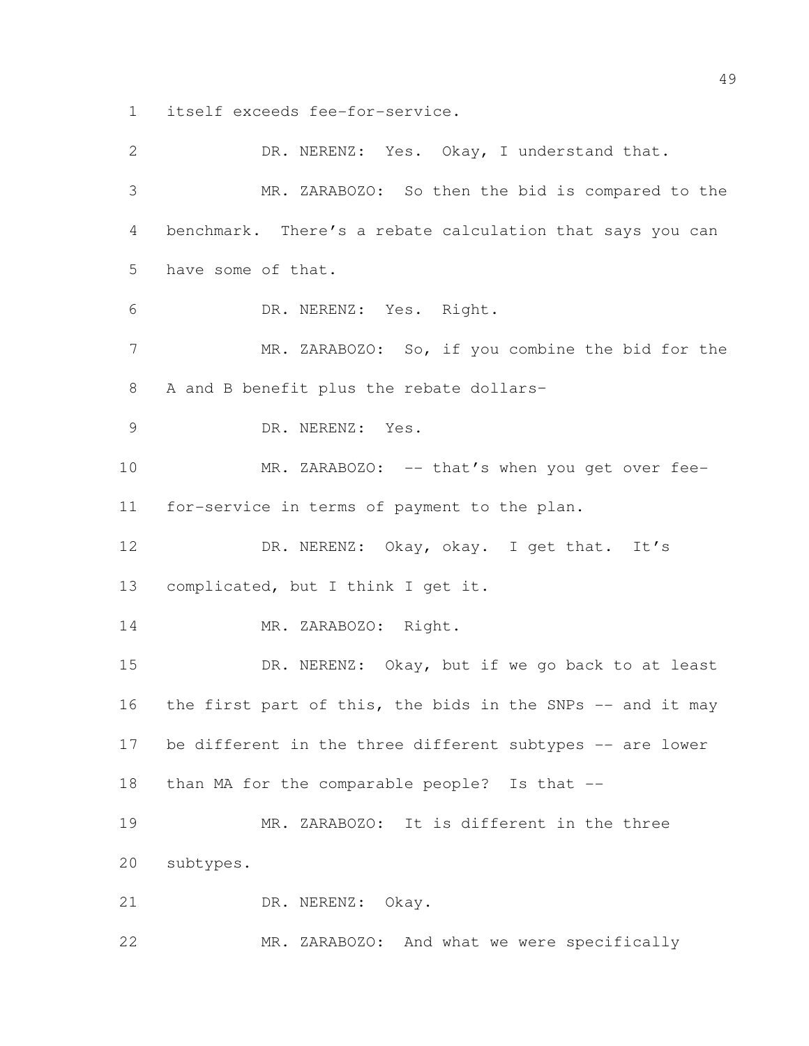itself exceeds fee-for-service.

DR. NERENZ: Yes. Okay, I understand that.

MR. ZARABOZO: So then the bid is compared to the benchmark. There's a rebate calculation that says you can have some of that.

DR. NERENZ: Yes. Right.

MR. ZARABOZO: So, if you combine the bid for the A and B benefit plus the rebate dollars-

DR. NERENZ: Yes.

MR. ZARABOZO: -- that's when you get over fee-for-service in terms of payment to the plan.

DR. NERENZ: Okay, okay. I get that. It's complicated, but I think I get it.

MR. ZARABOZO: Right.

DR. NERENZ: Okay, but if we go back to at least the first part of this, the bids in the SNPs -- and it may be different in the three different subtypes -- are lower than MA for the comparable people? Is that --

MR. ZARABOZO: It is different in the three subtypes.

DR. NERENZ: Okay.

MR. ZARABOZO: And what we were specifically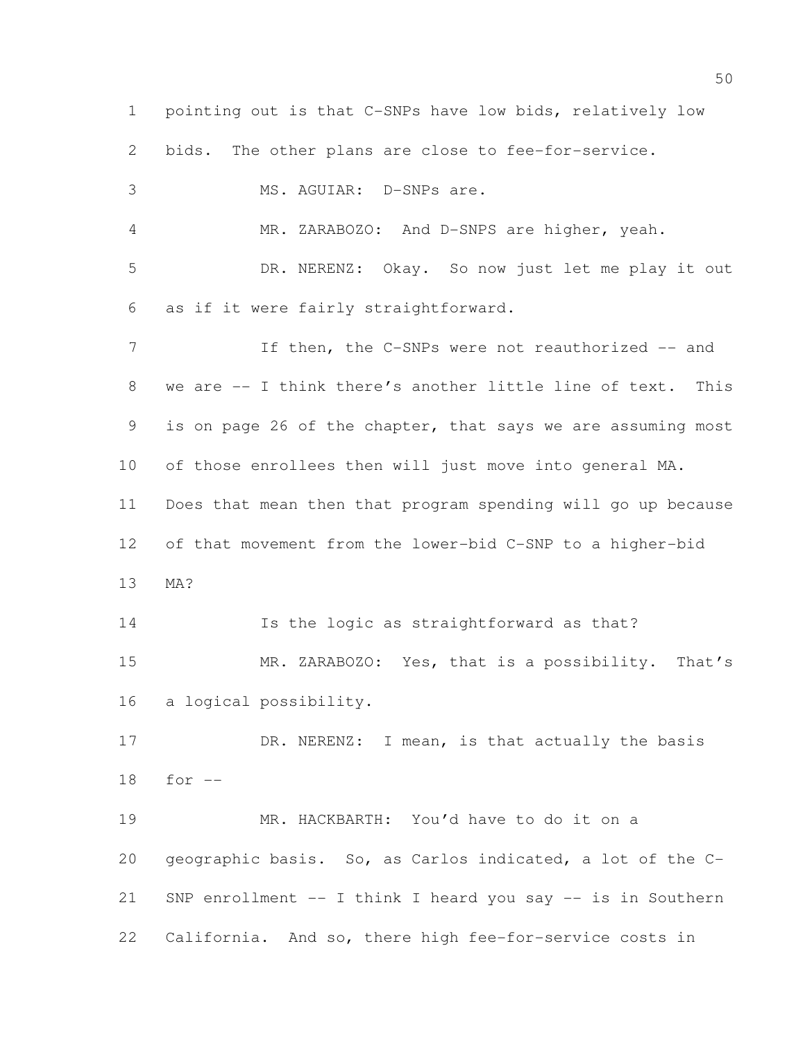pointing out is that C-SNPs have low bids, relatively low bids. The other plans are close to fee-for-service.

MS. AGUIAR: D-SNPs are.

MR. ZARABOZO: And D-SNPS are higher, yeah.

DR. NERENZ: Okay. So now just let me play it out as if it were fairly straightforward.

If then, the C-SNPs were not reauthorized -- and we are -- I think there's another little line of text. This is on page 26 of the chapter, that says we are assuming most of those enrollees then will just move into general MA. Does that mean then that program spending will go up because of that movement from the lower-bid C-SNP to a higher-bid MA?

Is the logic as straightforward as that?

MR. ZARABOZO: Yes, that is a possibility. That's a logical possibility.

DR. NERENZ: I mean, is that actually the basis for --

MR. HACKBARTH: You'd have to do it on a geographic basis. So, as Carlos indicated, a lot of the C-SNP enrollment -- I think I heard you say -- is in Southern California. And so, there high fee-for-service costs in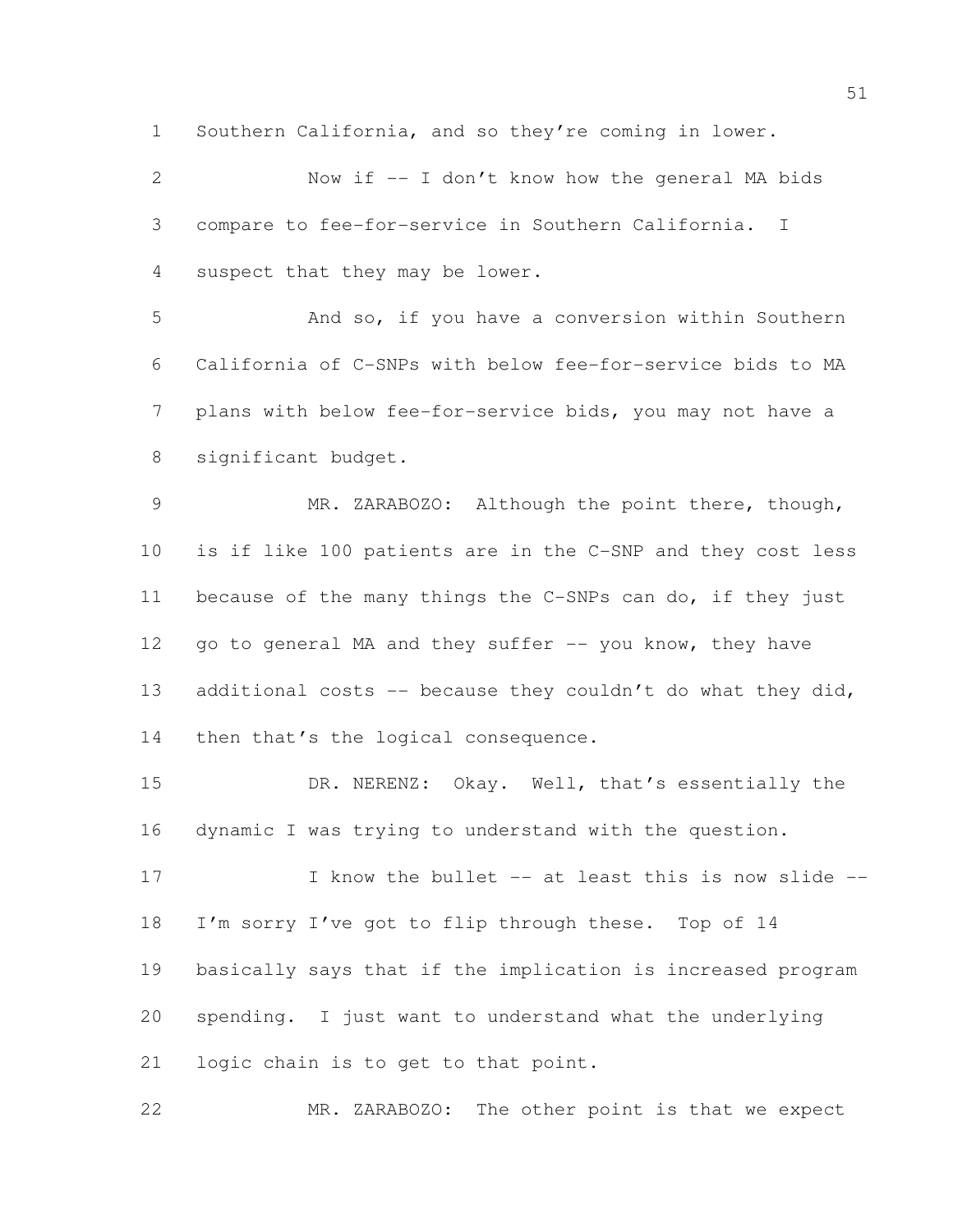Southern California, and so they're coming in lower.

Now if -- I don't know how the general MA bids compare to fee-for-service in Southern California. I suspect that they may be lower.

And so, if you have a conversion within Southern California of C-SNPs with below fee-for-service bids to MA plans with below fee-for-service bids, you may not have a significant budget.

MR. ZARABOZO: Although the point there, though, is if like 100 patients are in the C-SNP and they cost less because of the many things the C-SNPs can do, if they just go to general MA and they suffer -- you know, they have additional costs -- because they couldn't do what they did, then that's the logical consequence.

DR. NERENZ: Okay. Well, that's essentially the dynamic I was trying to understand with the question.

I know the bullet -- at least this is now slide -- I'm sorry I've got to flip through these. Top of 14 basically says that if the implication is increased program spending. I just want to understand what the underlying logic chain is to get to that point.

MR. ZARABOZO: The other point is that we expect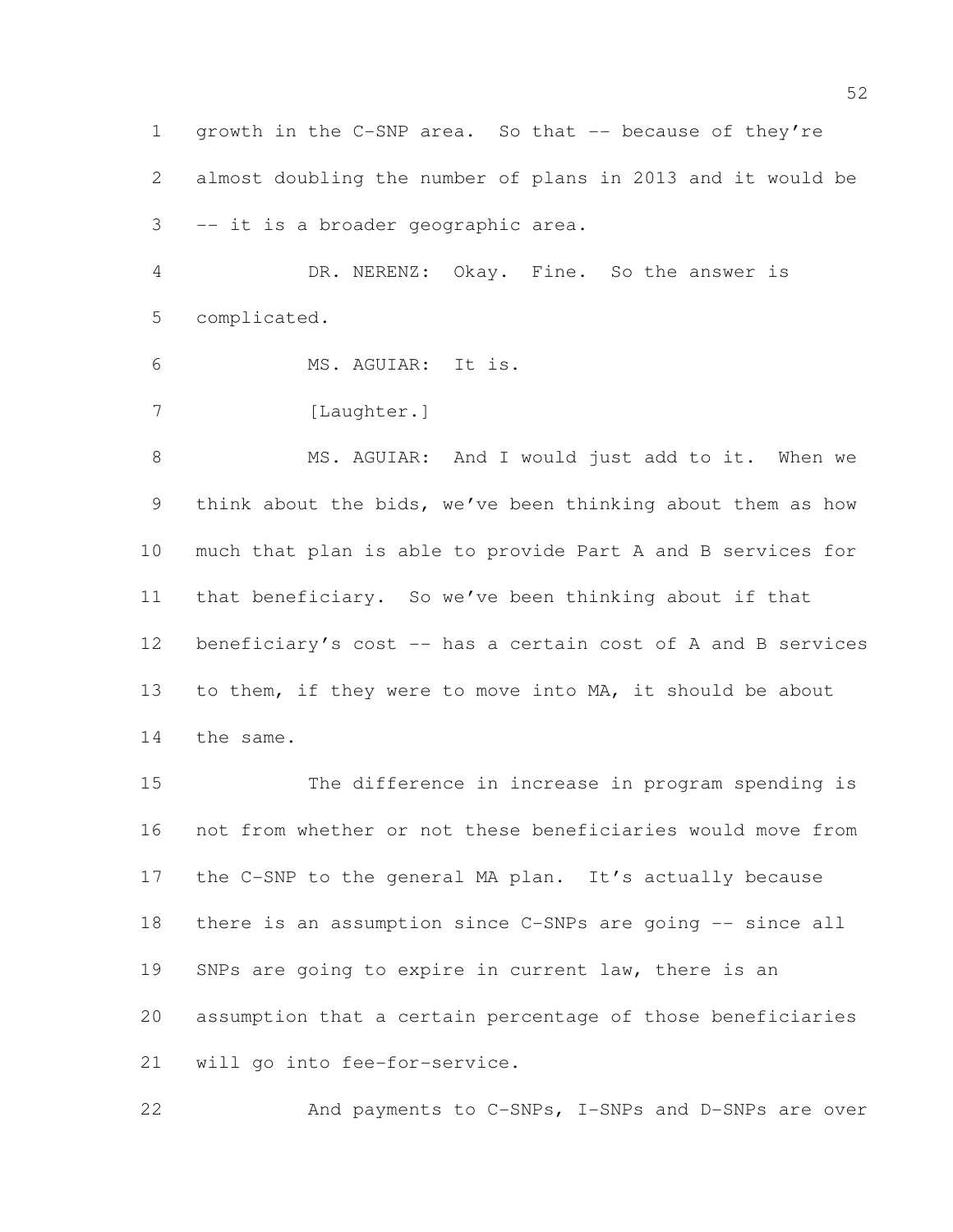growth in the C-SNP area. So that -- because of they're almost doubling the number of plans in 2013 and it would be -- it is a broader geographic area.

DR. NERENZ: Okay. Fine. So the answer is complicated.

MS. AGUIAR: It is.

[Laughter.]

MS. AGUIAR: And I would just add to it. When we think about the bids, we've been thinking about them as how much that plan is able to provide Part A and B services for that beneficiary. So we've been thinking about if that beneficiary's cost -- has a certain cost of A and B services to them, if they were to move into MA, it should be about the same.

The difference in increase in program spending is not from whether or not these beneficiaries would move from the C-SNP to the general MA plan. It's actually because there is an assumption since C-SNPs are going -- since all SNPs are going to expire in current law, there is an assumption that a certain percentage of those beneficiaries will go into fee-for-service.

And payments to C-SNPs, I-SNPs and D-SNPs are over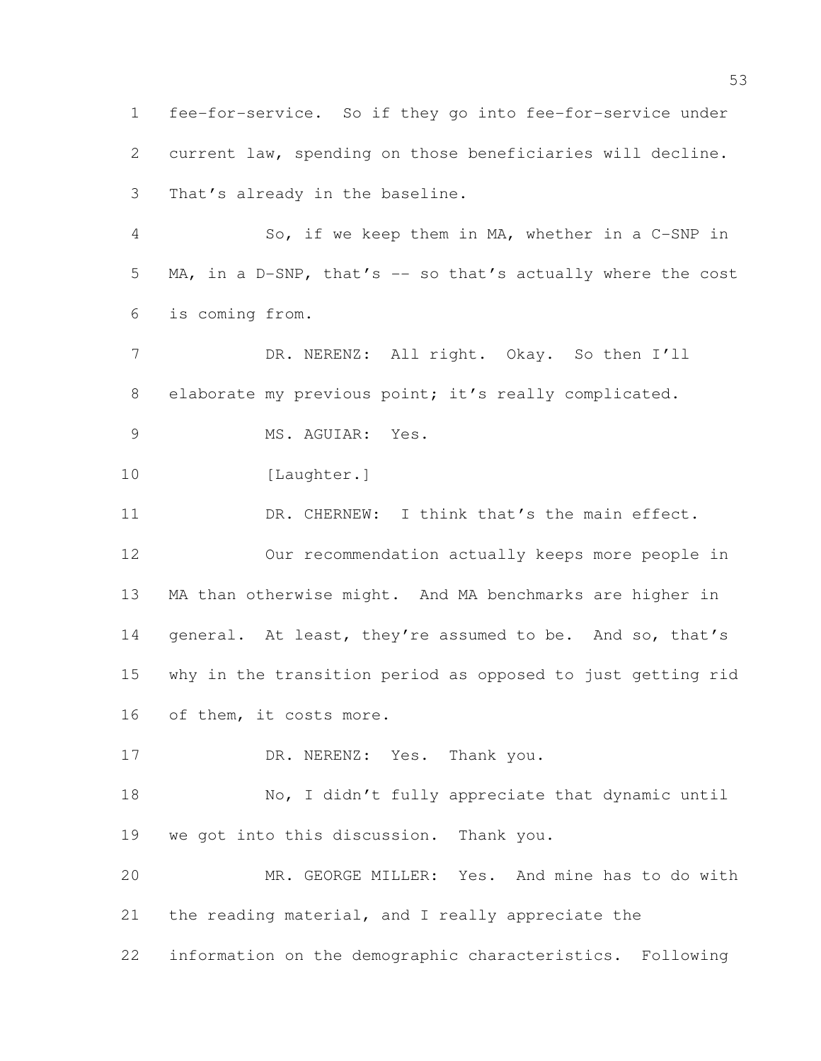fee-for-service. So if they go into fee-for-service under current law, spending on those beneficiaries will decline. That's already in the baseline.

So, if we keep them in MA, whether in a C-SNP in MA, in a D-SNP, that's -- so that's actually where the cost is coming from.

DR. NERENZ: All right. Okay. So then I'll elaborate my previous point; it's really complicated.

MS. AGUIAR: Yes.

[Laughter.]

DR. CHERNEW: I think that's the main effect.

Our recommendation actually keeps more people in MA than otherwise might. And MA benchmarks are higher in general. At least, they're assumed to be. And so, that's why in the transition period as opposed to just getting rid of them, it costs more.

DR. NERENZ: Yes. Thank you.

No, I didn't fully appreciate that dynamic until we got into this discussion. Thank you.

MR. GEORGE MILLER: Yes. And mine has to do with the reading material, and I really appreciate the information on the demographic characteristics. Following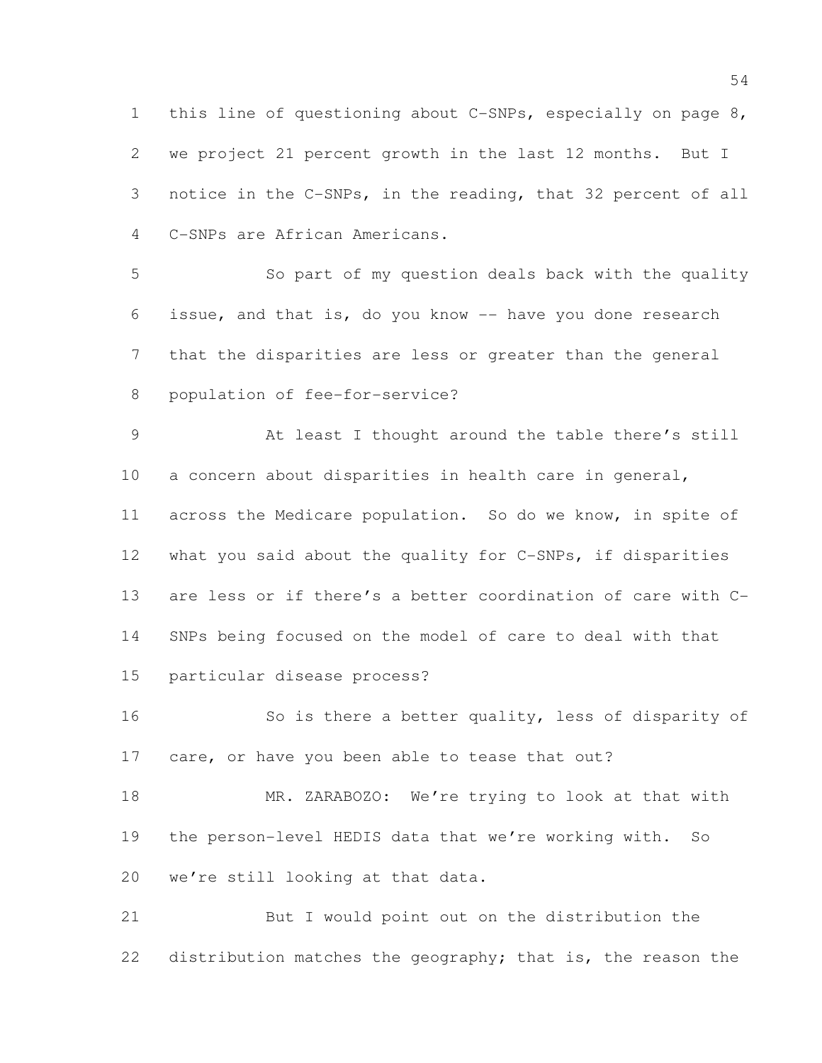this line of questioning about C-SNPs, especially on page 8, we project 21 percent growth in the last 12 months. But I notice in the C-SNPs, in the reading, that 32 percent of all C-SNPs are African Americans.

So part of my question deals back with the quality issue, and that is, do you know -- have you done research that the disparities are less or greater than the general population of fee-for-service?

At least I thought around the table there's still a concern about disparities in health care in general, across the Medicare population. So do we know, in spite of what you said about the quality for C-SNPs, if disparities are less or if there's a better coordination of care with C-SNPs being focused on the model of care to deal with that particular disease process?

So is there a better quality, less of disparity of care, or have you been able to tease that out?

MR. ZARABOZO: We're trying to look at that with the person-level HEDIS data that we're working with. So we're still looking at that data.

But I would point out on the distribution the distribution matches the geography; that is, the reason the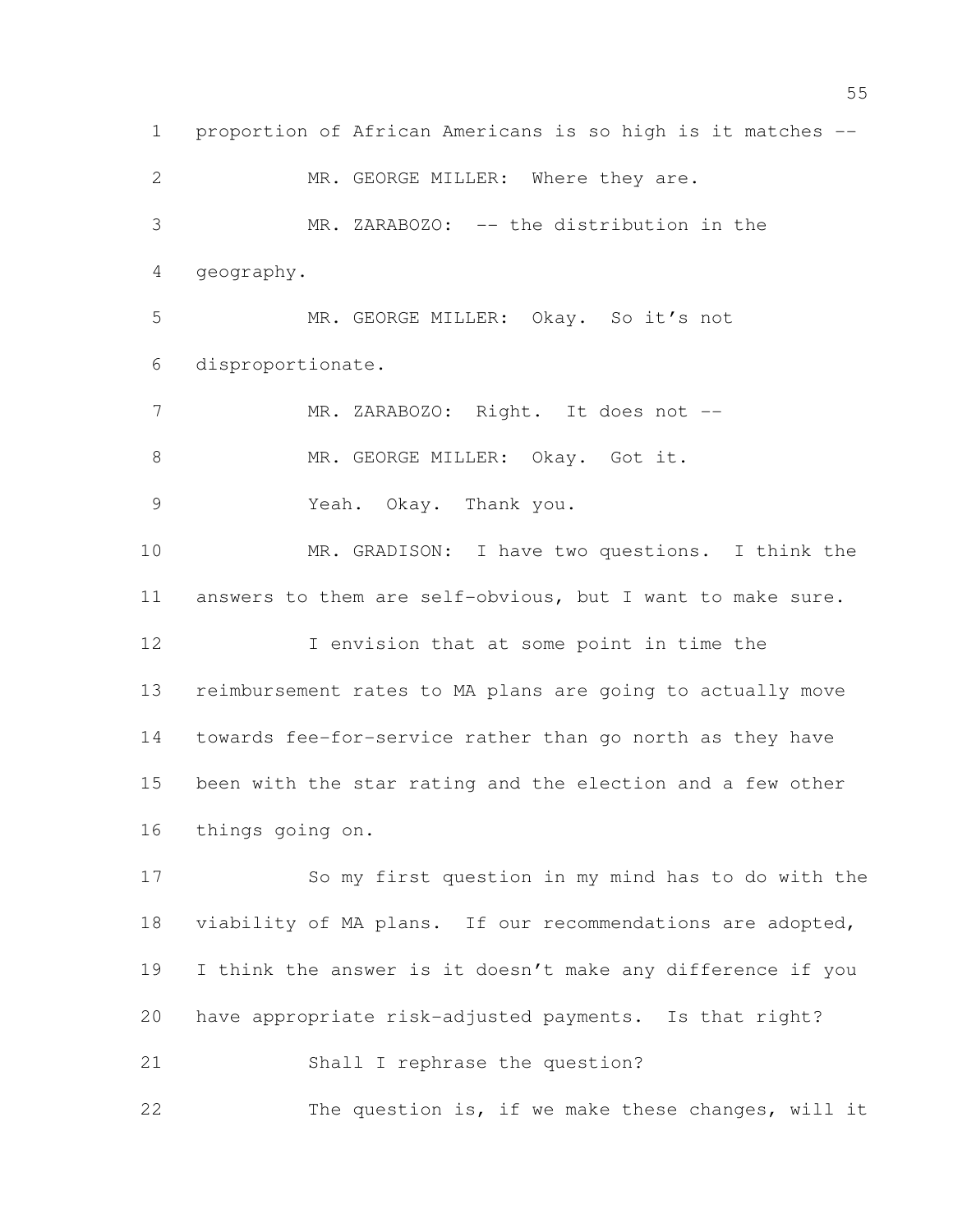proportion of African Americans is so high is it matches --

MR. GEORGE MILLER: Where they are.

MR. ZARABOZO: -- the distribution in the geography.

MR. GEORGE MILLER: Okay. So it's not disproportionate.

MR. ZARABOZO: Right. It does not --

MR. GEORGE MILLER: Okay. Got it.

Yeah. Okay. Thank you.

MR. GRADISON: I have two questions. I think the answers to them are self-obvious, but I want to make sure.

I envision that at some point in time the reimbursement rates to MA plans are going to actually move towards fee-for-service rather than go north as they have been with the star rating and the election and a few other things going on.

So my first question in my mind has to do with the viability of MA plans. If our recommendations are adopted, I think the answer is it doesn't make any difference if you have appropriate risk-adjusted payments. Is that right?

Shall I rephrase the question?

The question is, if we make these changes, will it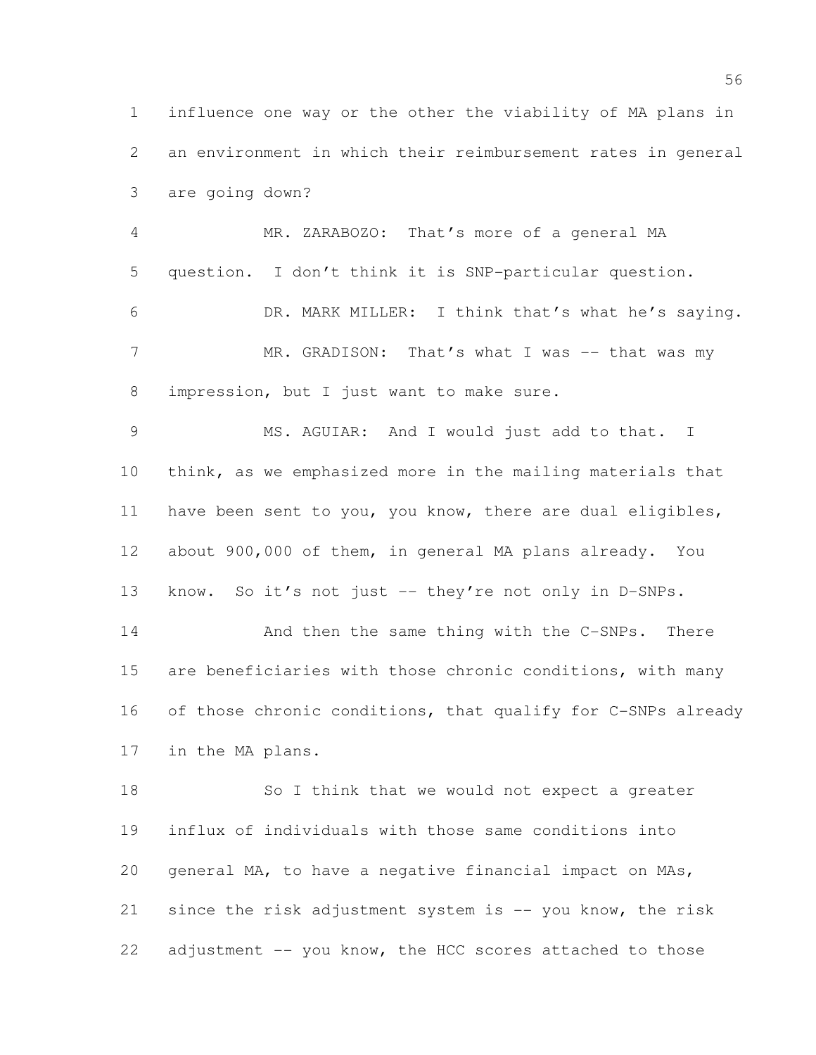influence one way or the other the viability of MA plans in an environment in which their reimbursement rates in general are going down?

MR. ZARABOZO: That's more of a general MA question. I don't think it is SNP-particular question.

DR. MARK MILLER: I think that's what he's saying.

MR. GRADISON: That's what I was -- that was my impression, but I just want to make sure.

MS. AGUIAR: And I would just add to that. I think, as we emphasized more in the mailing materials that have been sent to you, you know, there are dual eligibles, about 900,000 of them, in general MA plans already. You know. So it's not just -- they're not only in D-SNPs.

And then the same thing with the C-SNPs. There are beneficiaries with those chronic conditions, with many of those chronic conditions, that qualify for C-SNPs already in the MA plans.

So I think that we would not expect a greater influx of individuals with those same conditions into general MA, to have a negative financial impact on MAs, since the risk adjustment system is -- you know, the risk adjustment -- you know, the HCC scores attached to those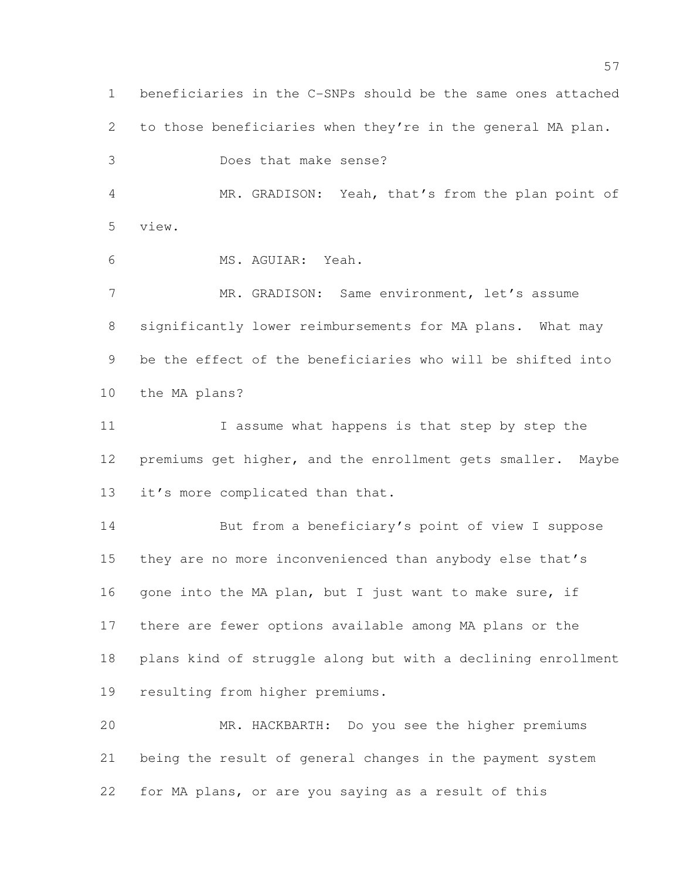beneficiaries in the C-SNPs should be the same ones attached to those beneficiaries when they're in the general MA plan.

Does that make sense?

MR. GRADISON: Yeah, that's from the plan point of view.

MS. AGUIAR: Yeah.

MR. GRADISON: Same environment, let's assume significantly lower reimbursements for MA plans. What may be the effect of the beneficiaries who will be shifted into the MA plans?

I assume what happens is that step by step the premiums get higher, and the enrollment gets smaller. Maybe it's more complicated than that.

But from a beneficiary's point of view I suppose they are no more inconvenienced than anybody else that's gone into the MA plan, but I just want to make sure, if there are fewer options available among MA plans or the plans kind of struggle along but with a declining enrollment resulting from higher premiums.

MR. HACKBARTH: Do you see the higher premiums being the result of general changes in the payment system for MA plans, or are you saying as a result of this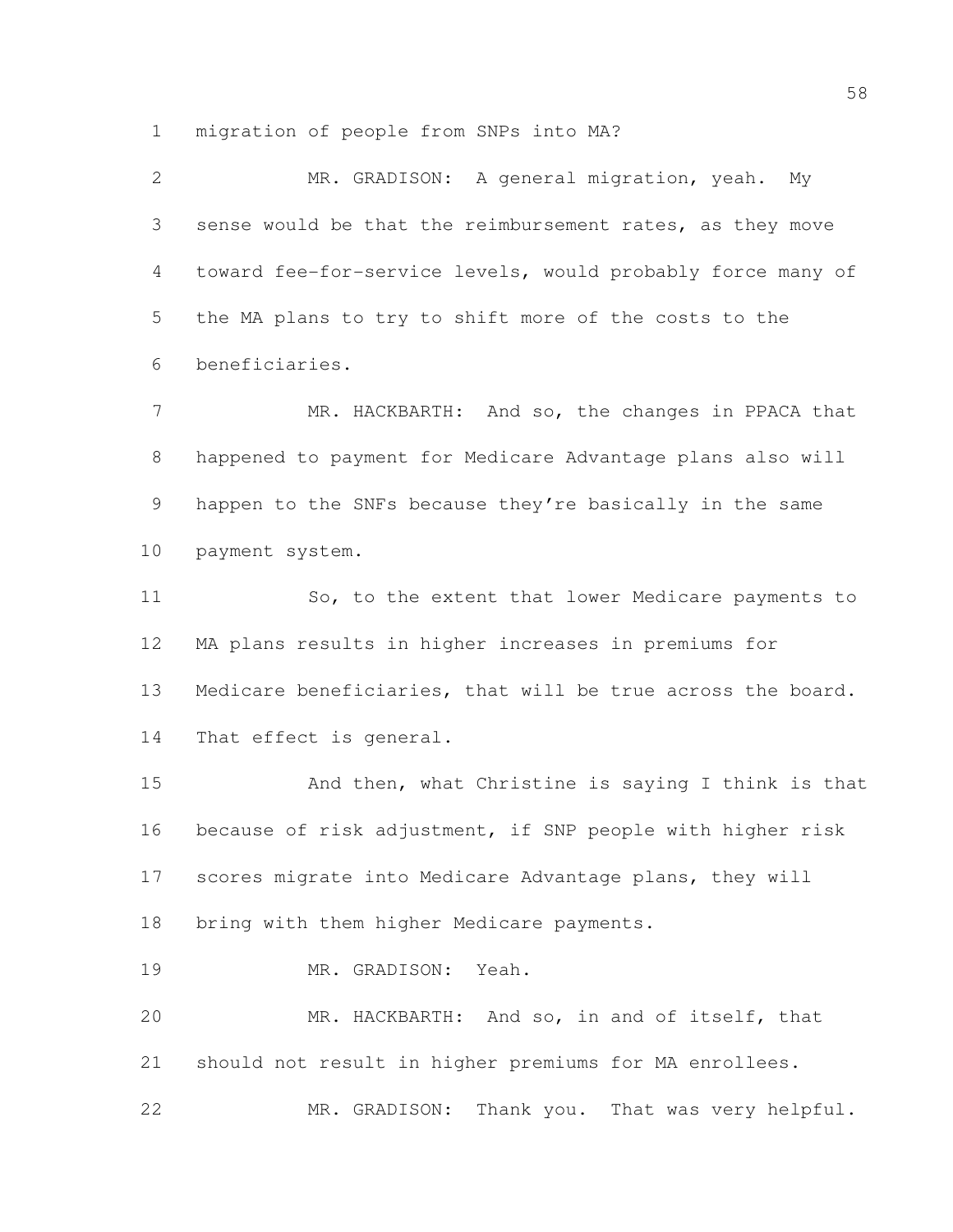migration of people from SNPs into MA?

MR. GRADISON: A general migration, yeah. My sense would be that the reimbursement rates, as they move toward fee-for-service levels, would probably force many of the MA plans to try to shift more of the costs to the beneficiaries.

MR. HACKBARTH: And so, the changes in PPACA that happened to payment for Medicare Advantage plans also will happen to the SNFs because they're basically in the same payment system.

So, to the extent that lower Medicare payments to MA plans results in higher increases in premiums for Medicare beneficiaries, that will be true across the board. That effect is general.

And then, what Christine is saying I think is that because of risk adjustment, if SNP people with higher risk scores migrate into Medicare Advantage plans, they will bring with them higher Medicare payments.

MR. GRADISON: Yeah.

MR. HACKBARTH: And so, in and of itself, that should not result in higher premiums for MA enrollees.

MR. GRADISON: Thank you. That was very helpful.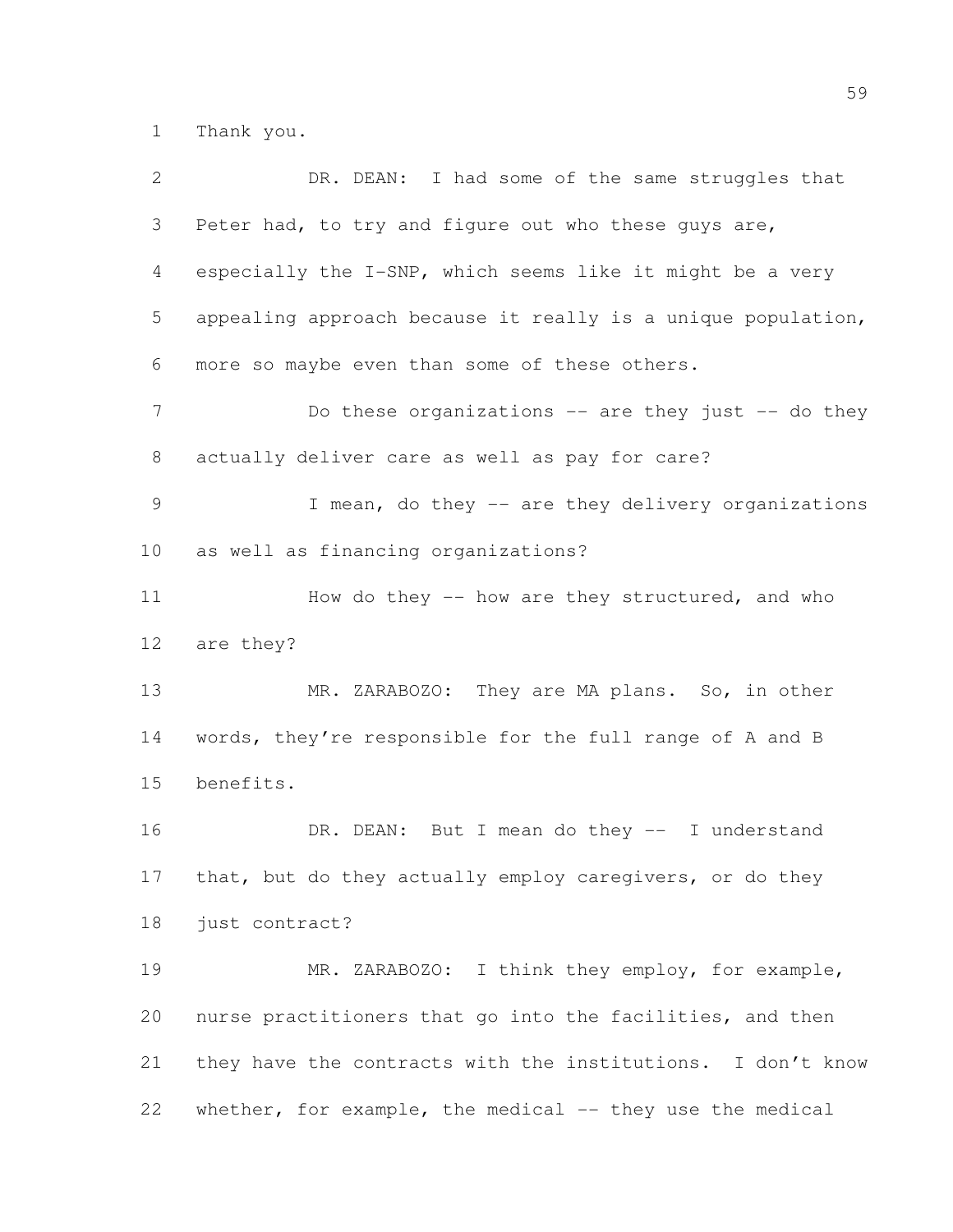Thank you.

DR. DEAN: I had some of the same struggles that Peter had, to try and figure out who these guys are, especially the I-SNP, which seems like it might be a very appealing approach because it really is a unique population, more so maybe even than some of these others.

Do these organizations -- are they just -- do they actually deliver care as well as pay for care?

I mean, do they -- are they delivery organizations as well as financing organizations?

How do they -- how are they structured, and who are they?

MR. ZARABOZO: They are MA plans. So, in other words, they're responsible for the full range of A and B benefits.

DR. DEAN: But I mean do they -- I understand that, but do they actually employ caregivers, or do they just contract?

MR. ZARABOZO: I think they employ, for example, nurse practitioners that go into the facilities, and then they have the contracts with the institutions. I don't know whether, for example, the medical -- they use the medical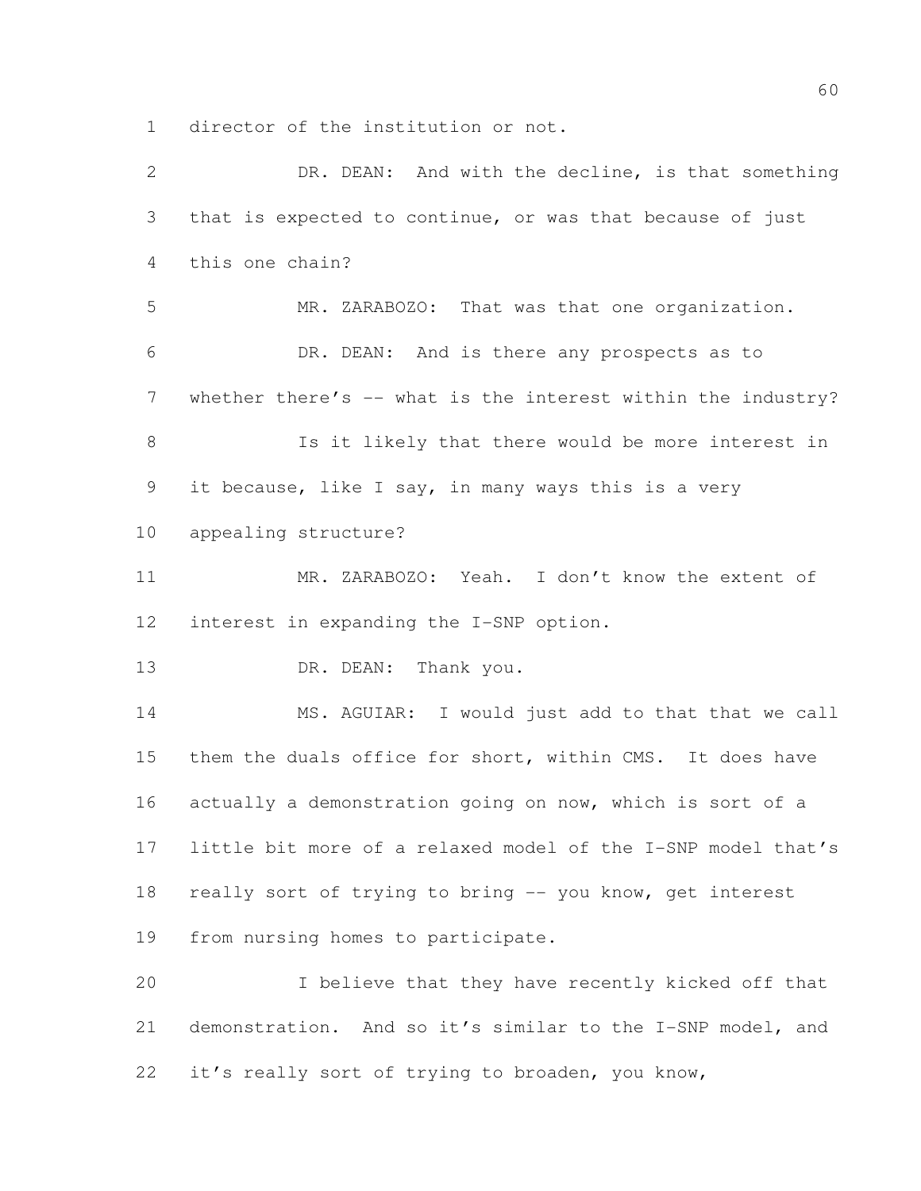director of the institution or not.

DR. DEAN: And with the decline, is that something that is expected to continue, or was that because of just this one chain?

MR. ZARABOZO: That was that one organization.

DR. DEAN: And is there any prospects as to whether there's -- what is the interest within the industry?

Is it likely that there would be more interest in it because, like I say, in many ways this is a very appealing structure?

MR. ZARABOZO: Yeah. I don't know the extent of interest in expanding the I-SNP option.

DR. DEAN: Thank you.

MS. AGUIAR: I would just add to that that we call them the duals office for short, within CMS. It does have actually a demonstration going on now, which is sort of a little bit more of a relaxed model of the I-SNP model that's really sort of trying to bring -- you know, get interest from nursing homes to participate.

I believe that they have recently kicked off that demonstration. And so it's similar to the I-SNP model, and it's really sort of trying to broaden, you know,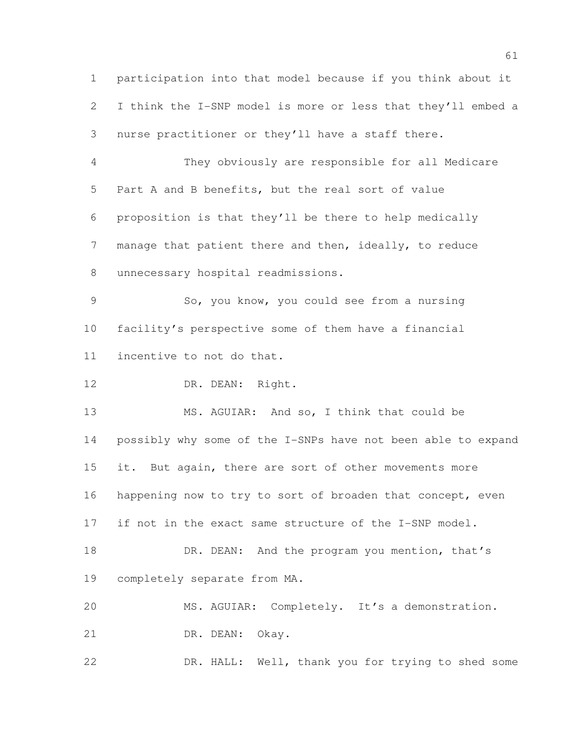participation into that model because if you think about it I think the I-SNP model is more or less that they'll embed a nurse practitioner or they'll have a staff there.

They obviously are responsible for all Medicare Part A and B benefits, but the real sort of value proposition is that they'll be there to help medically manage that patient there and then, ideally, to reduce unnecessary hospital readmissions.

So, you know, you could see from a nursing facility's perspective some of them have a financial incentive to not do that.

DR. DEAN: Right.

MS. AGUIAR: And so, I think that could be possibly why some of the I-SNPs have not been able to expand it. But again, there are sort of other movements more happening now to try to sort of broaden that concept, even if not in the exact same structure of the I-SNP model.

DR. DEAN: And the program you mention, that's completely separate from MA.

MS. AGUIAR: Completely. It's a demonstration.

DR. DEAN: Okay.

DR. HALL: Well, thank you for trying to shed some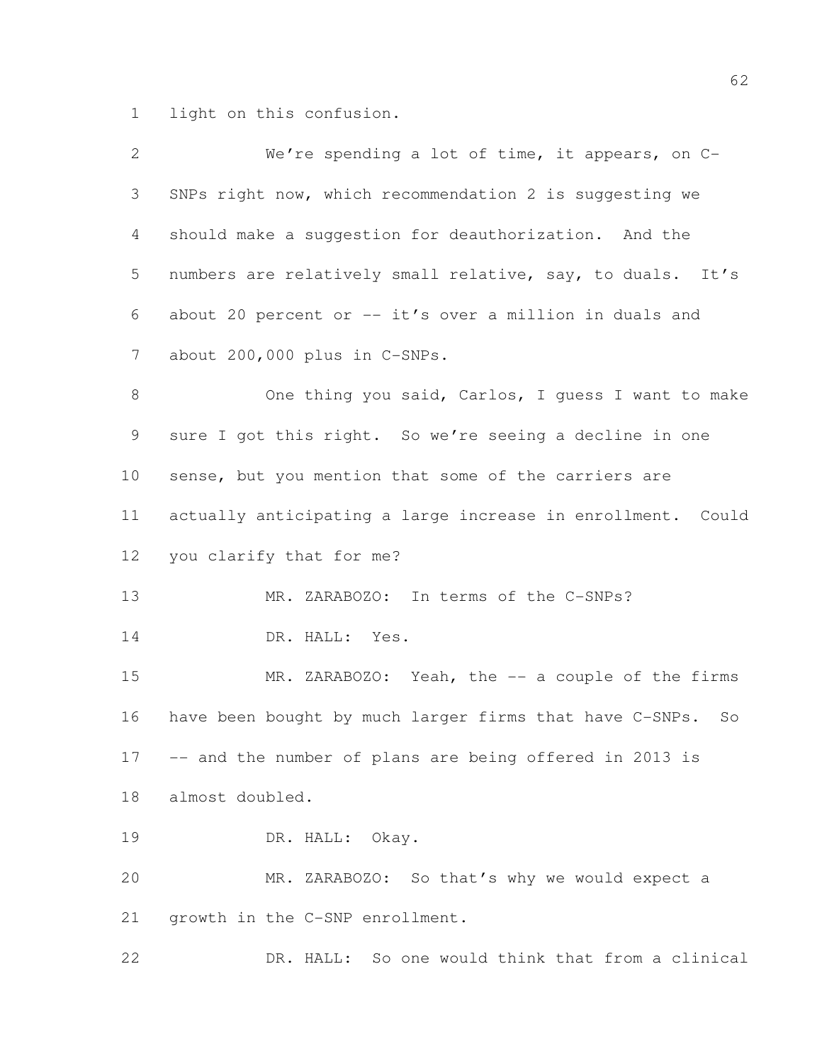light on this confusion.

We're spending a lot of time, it appears, on C-SNPs right now, which recommendation 2 is suggesting we should make a suggestion for deauthorization. And the numbers are relatively small relative, say, to duals. It's about 20 percent or -- it's over a million in duals and about 200,000 plus in C-SNPs.

One thing you said, Carlos, I guess I want to make sure I got this right. So we're seeing a decline in one sense, but you mention that some of the carriers are actually anticipating a large increase in enrollment. Could you clarify that for me?

MR. ZARABOZO: In terms of the C-SNPs?

DR. HALL: Yes.

MR. ZARABOZO: Yeah, the -- a couple of the firms have been bought by much larger firms that have C-SNPs. So -- and the number of plans are being offered in 2013 is almost doubled.

DR. HALL: Okay.

MR. ZARABOZO: So that's why we would expect a growth in the C-SNP enrollment.

DR. HALL: So one would think that from a clinical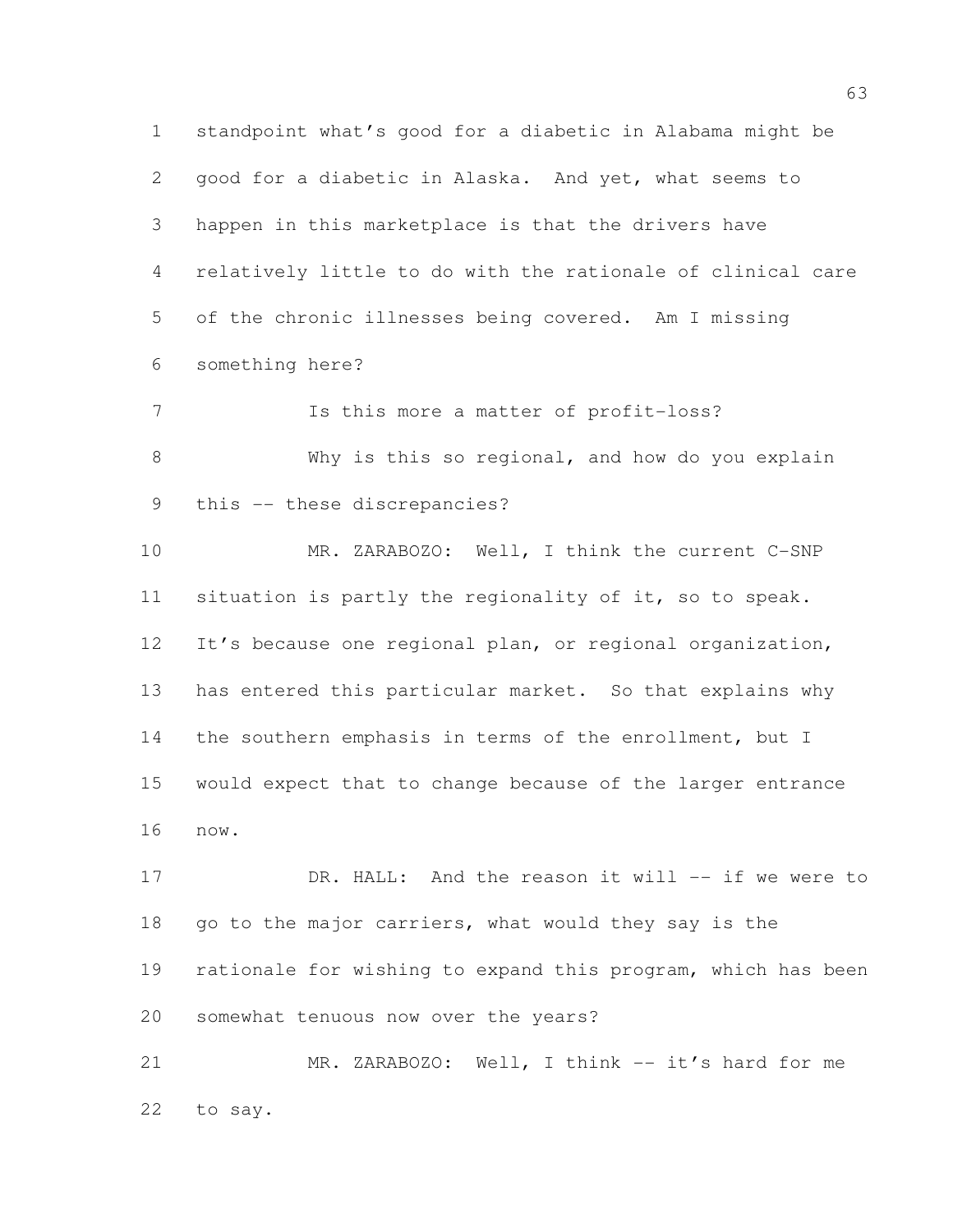standpoint what's good for a diabetic in Alabama might be good for a diabetic in Alaska. And yet, what seems to happen in this marketplace is that the drivers have relatively little to do with the rationale of clinical care of the chronic illnesses being covered. Am I missing something here?

Is this more a matter of profit-loss?

Why is this so regional, and how do you explain this -- these discrepancies?

MR. ZARABOZO: Well, I think the current C-SNP situation is partly the regionality of it, so to speak. It's because one regional plan, or regional organization, has entered this particular market. So that explains why the southern emphasis in terms of the enrollment, but I would expect that to change because of the larger entrance now.

DR. HALL: And the reason it will -- if we were to go to the major carriers, what would they say is the rationale for wishing to expand this program, which has been somewhat tenuous now over the years?

MR. ZARABOZO: Well, I think -- it's hard for me to say.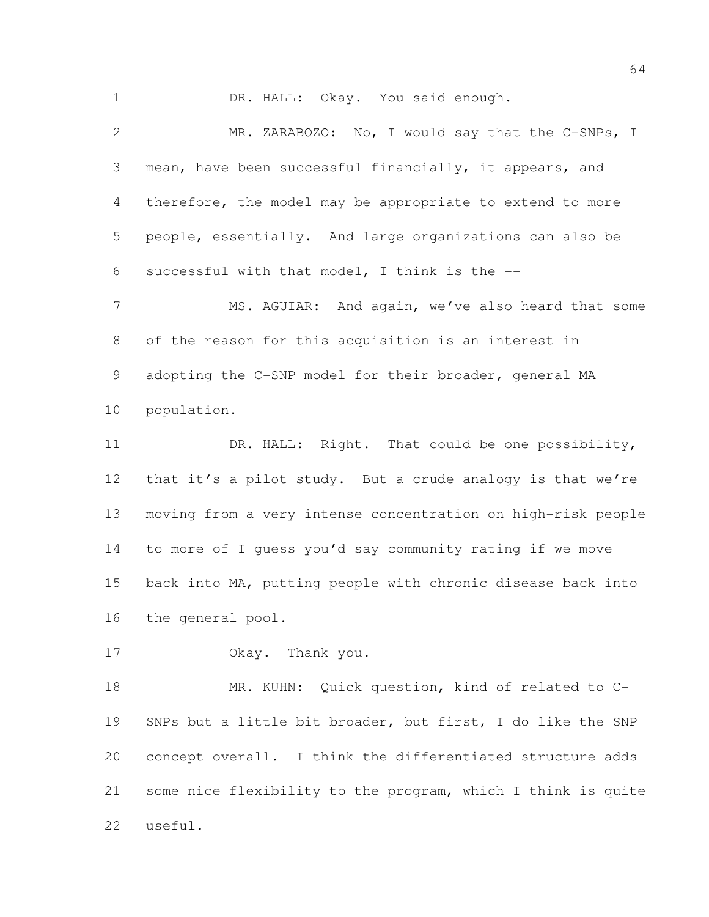DR. HALL: Okay. You said enough.

MR. ZARABOZO: No, I would say that the C-SNPs, I mean, have been successful financially, it appears, and therefore, the model may be appropriate to extend to more people, essentially. And large organizations can also be successful with that model, I think is the --

MS. AGUIAR: And again, we've also heard that some of the reason for this acquisition is an interest in adopting the C-SNP model for their broader, general MA population.

DR. HALL: Right. That could be one possibility, that it's a pilot study. But a crude analogy is that we're moving from a very intense concentration on high-risk people to more of I guess you'd say community rating if we move back into MA, putting people with chronic disease back into the general pool.

Okay. Thank you.

MR. KUHN: Quick question, kind of related to C-SNPs but a little bit broader, but first, I do like the SNP concept overall. I think the differentiated structure adds some nice flexibility to the program, which I think is quite useful.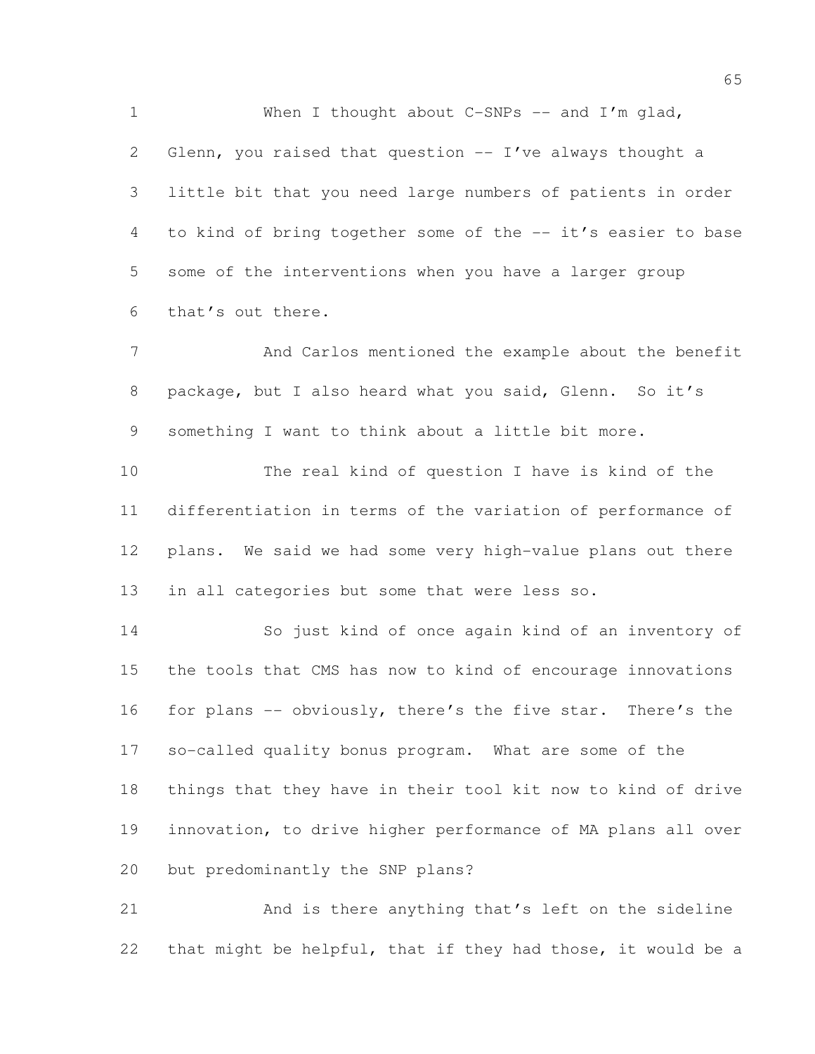When I thought about C-SNPs -- and I'm glad, Glenn, you raised that question -- I've always thought a little bit that you need large numbers of patients in order to kind of bring together some of the -- it's easier to base some of the interventions when you have a larger group that's out there.

And Carlos mentioned the example about the benefit package, but I also heard what you said, Glenn. So it's something I want to think about a little bit more.

The real kind of question I have is kind of the differentiation in terms of the variation of performance of plans. We said we had some very high-value plans out there in all categories but some that were less so.

So just kind of once again kind of an inventory of the tools that CMS has now to kind of encourage innovations for plans -- obviously, there's the five star. There's the so-called quality bonus program. What are some of the things that they have in their tool kit now to kind of drive innovation, to drive higher performance of MA plans all over but predominantly the SNP plans?

And is there anything that's left on the sideline that might be helpful, that if they had those, it would be a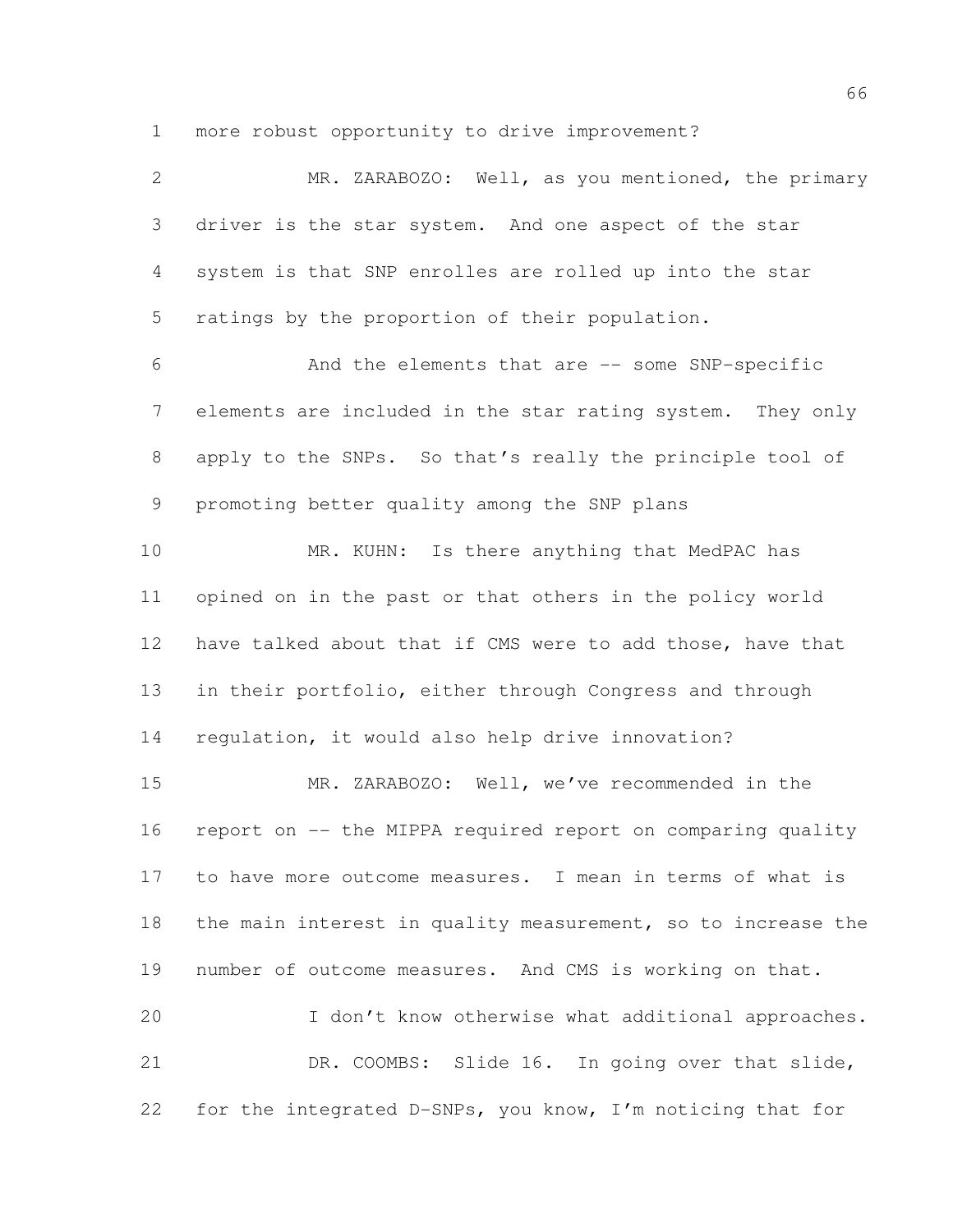more robust opportunity to drive improvement?

MR. ZARABOZO: Well, as you mentioned, the primary driver is the star system. And one aspect of the star system is that SNP enrolles are rolled up into the star ratings by the proportion of their population.

And the elements that are -- some SNP-specific elements are included in the star rating system. They only apply to the SNPs. So that's really the principle tool of promoting better quality among the SNP plans

MR. KUHN: Is there anything that MedPAC has opined on in the past or that others in the policy world have talked about that if CMS were to add those, have that in their portfolio, either through Congress and through regulation, it would also help drive innovation?

MR. ZARABOZO: Well, we've recommended in the report on -- the MIPPA required report on comparing quality to have more outcome measures. I mean in terms of what is the main interest in quality measurement, so to increase the number of outcome measures. And CMS is working on that.

I don't know otherwise what additional approaches.

DR. COOMBS: Slide 16. In going over that slide, for the integrated D-SNPs, you know, I'm noticing that for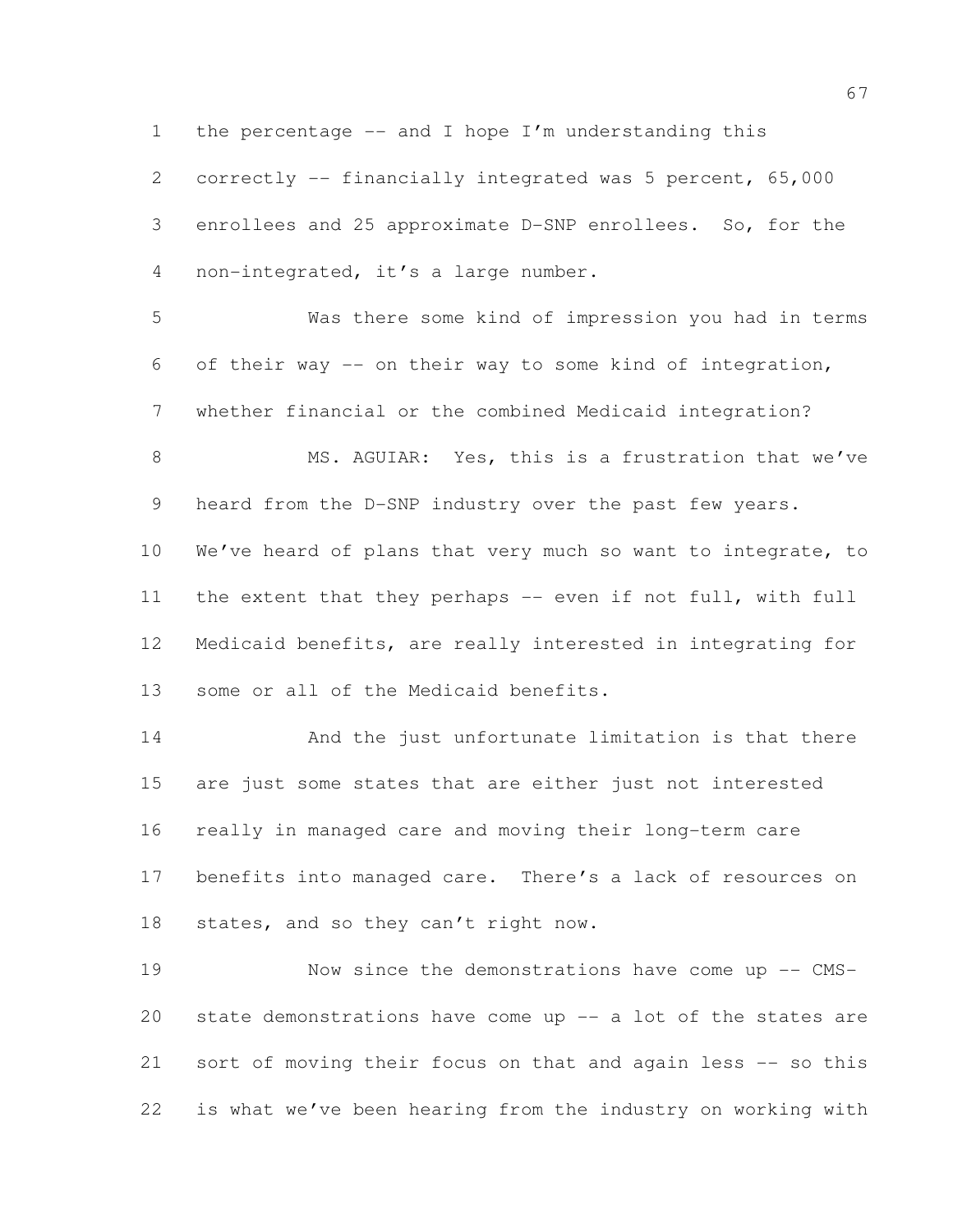the percentage -- and I hope I'm understanding this correctly -- financially integrated was 5 percent, 65,000 enrollees and 25 approximate D-SNP enrollees. So, for the non-integrated, it's a large number.

Was there some kind of impression you had in terms of their way -- on their way to some kind of integration, whether financial or the combined Medicaid integration?

MS. AGUIAR: Yes, this is a frustration that we've heard from the D-SNP industry over the past few years. We've heard of plans that very much so want to integrate, to the extent that they perhaps -- even if not full, with full Medicaid benefits, are really interested in integrating for some or all of the Medicaid benefits.

And the just unfortunate limitation is that there are just some states that are either just not interested really in managed care and moving their long-term care benefits into managed care. There's a lack of resources on states, and so they can't right now.

Now since the demonstrations have come up -- CMS-state demonstrations have come up -- a lot of the states are sort of moving their focus on that and again less -- so this is what we've been hearing from the industry on working with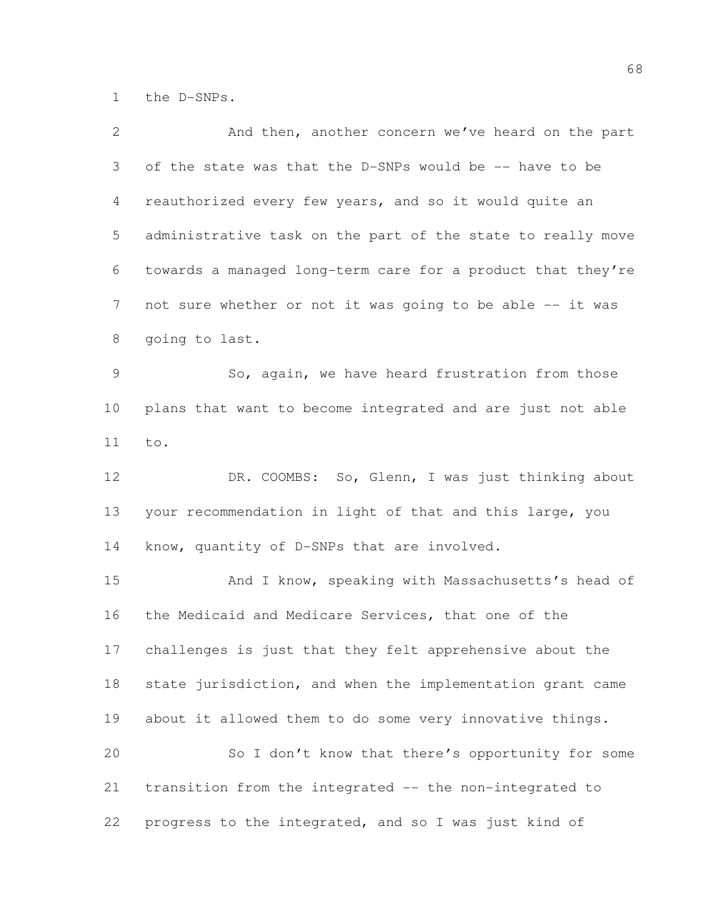the D-SNPs.

And then, another concern we've heard on the part of the state was that the D-SNPs would be -- have to be reauthorized every few years, and so it would quite an administrative task on the part of the state to really move towards a managed long-term care for a product that they're not sure whether or not it was going to be able -- it was going to last.

So, again, we have heard frustration from those plans that want to become integrated and are just not able to.

DR. COOMBS: So, Glenn, I was just thinking about your recommendation in light of that and this large, you know, quantity of D-SNPs that are involved.

And I know, speaking with Massachusetts's head of the Medicaid and Medicare Services, that one of the challenges is just that they felt apprehensive about the state jurisdiction, and when the implementation grant came about it allowed them to do some very innovative things.

So I don't know that there's opportunity for some transition from the integrated -- the non-integrated to progress to the integrated, and so I was just kind of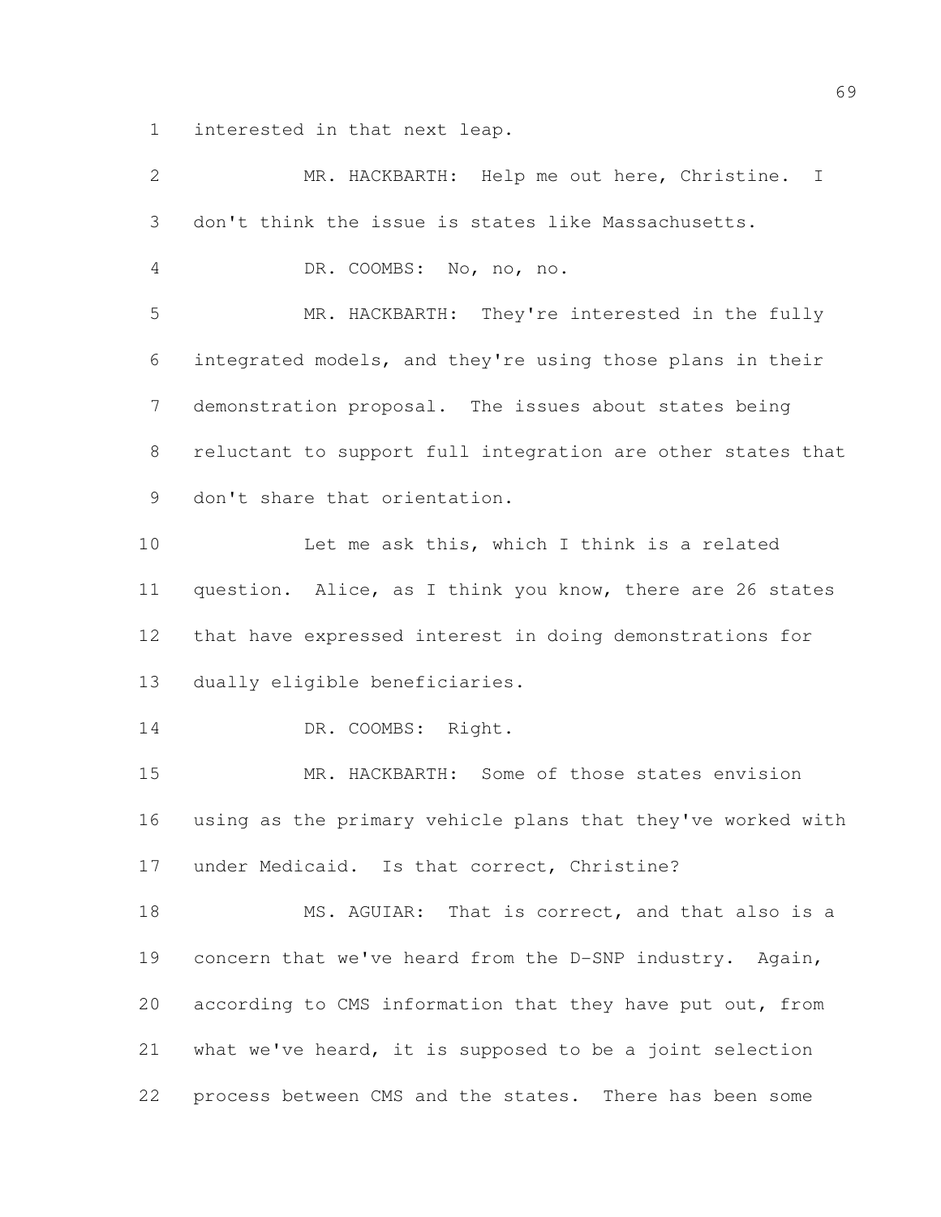interested in that next leap.

MR. HACKBARTH: Help me out here, Christine. I don't think the issue is states like Massachusetts.

DR. COOMBS: No, no, no.

MR. HACKBARTH: They're interested in the fully integrated models, and they're using those plans in their demonstration proposal. The issues about states being reluctant to support full integration are other states that don't share that orientation.

Let me ask this, which I think is a related question. Alice, as I think you know, there are 26 states that have expressed interest in doing demonstrations for dually eligible beneficiaries.

DR. COOMBS: Right.

MR. HACKBARTH: Some of those states envision using as the primary vehicle plans that they've worked with under Medicaid. Is that correct, Christine?

MS. AGUIAR: That is correct, and that also is a concern that we've heard from the D-SNP industry. Again, according to CMS information that they have put out, from what we've heard, it is supposed to be a joint selection process between CMS and the states. There has been some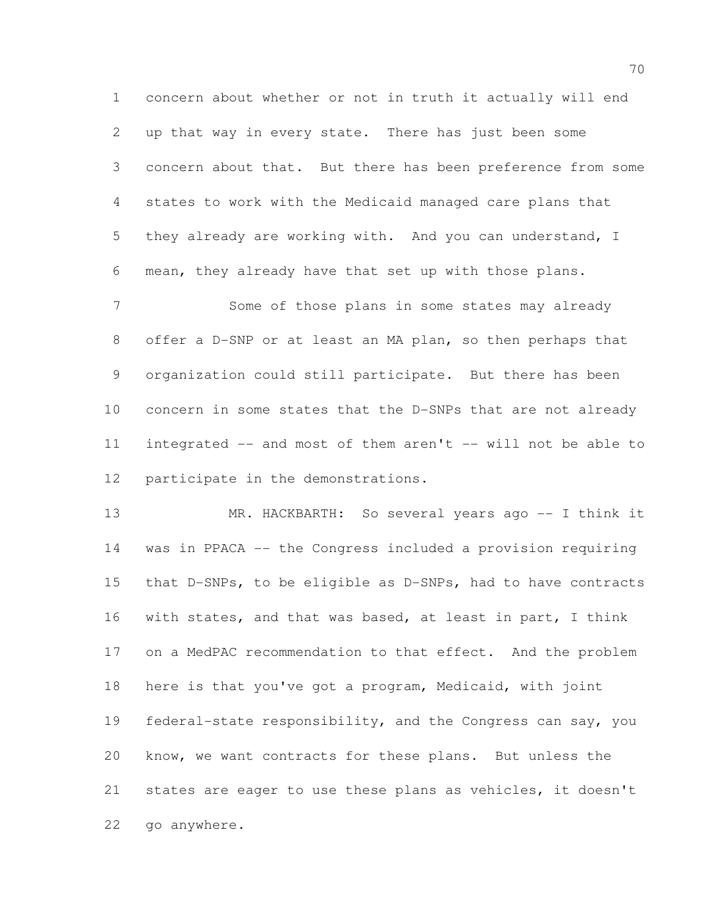concern about whether or not in truth it actually will end up that way in every state. There has just been some concern about that. But there has been preference from some states to work with the Medicaid managed care plans that they already are working with. And you can understand, I mean, they already have that set up with those plans.

Some of those plans in some states may already offer a D-SNP or at least an MA plan, so then perhaps that organization could still participate. But there has been concern in some states that the D-SNPs that are not already integrated -- and most of them aren't -- will not be able to participate in the demonstrations.

MR. HACKBARTH: So several years ago -- I think it was in PPACA -- the Congress included a provision requiring that D-SNPs, to be eligible as D-SNPs, had to have contracts with states, and that was based, at least in part, I think on a MedPAC recommendation to that effect. And the problem here is that you've got a program, Medicaid, with joint federal-state responsibility, and the Congress can say, you know, we want contracts for these plans. But unless the states are eager to use these plans as vehicles, it doesn't go anywhere.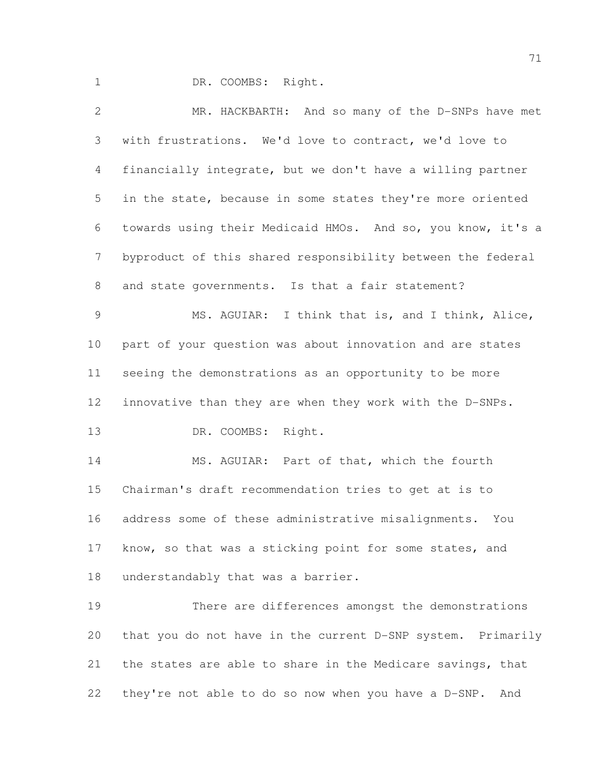DR. COOMBS: Right.

MR. HACKBARTH: And so many of the D-SNPs have met with frustrations. We'd love to contract, we'd love to financially integrate, but we don't have a willing partner in the state, because in some states they're more oriented towards using their Medicaid HMOs. And so, you know, it's a byproduct of this shared responsibility between the federal and state governments. Is that a fair statement?

MS. AGUIAR: I think that is, and I think, Alice, part of your question was about innovation and are states seeing the demonstrations as an opportunity to be more innovative than they are when they work with the D-SNPs.

DR. COOMBS: Right.

MS. AGUIAR: Part of that, which the fourth Chairman's draft recommendation tries to get at is to address some of these administrative misalignments. You know, so that was a sticking point for some states, and understandably that was a barrier.

There are differences amongst the demonstrations that you do not have in the current D-SNP system. Primarily the states are able to share in the Medicare savings, that they're not able to do so now when you have a D-SNP. And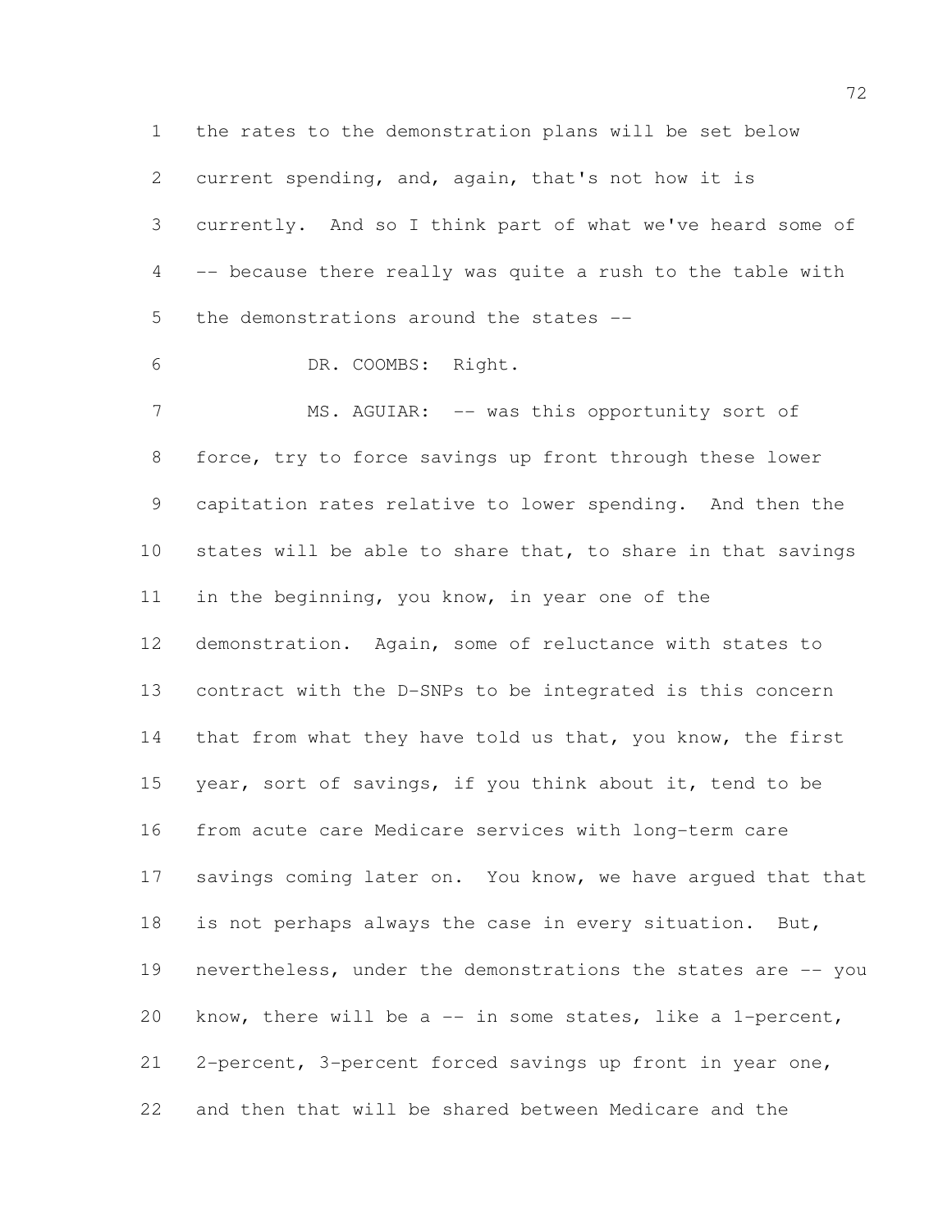the rates to the demonstration plans will be set below current spending, and, again, that's not how it is currently. And so I think part of what we've heard some of -- because there really was quite a rush to the table with the demonstrations around the states --

DR. COOMBS: Right.

MS. AGUIAR: -- was this opportunity sort of force, try to force savings up front through these lower capitation rates relative to lower spending. And then the states will be able to share that, to share in that savings in the beginning, you know, in year one of the demonstration. Again, some of reluctance with states to contract with the D-SNPs to be integrated is this concern that from what they have told us that, you know, the first year, sort of savings, if you think about it, tend to be from acute care Medicare services with long-term care savings coming later on. You know, we have argued that that is not perhaps always the case in every situation. But, nevertheless, under the demonstrations the states are -- you know, there will be a -- in some states, like a 1-percent, 2-percent, 3-percent forced savings up front in year one, and then that will be shared between Medicare and the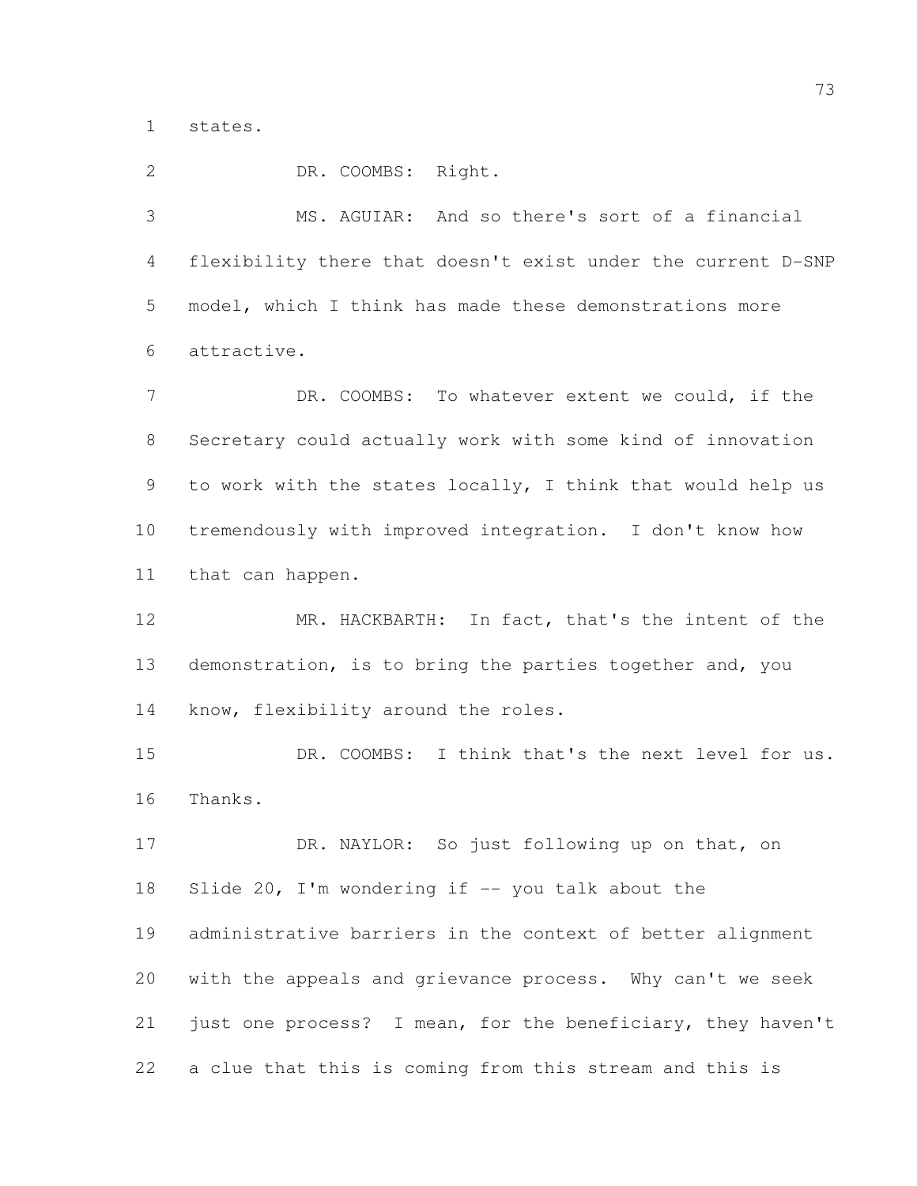states.

DR. COOMBS: Right.

MS. AGUIAR: And so there's sort of a financial flexibility there that doesn't exist under the current D-SNP model, which I think has made these demonstrations more attractive.

DR. COOMBS: To whatever extent we could, if the Secretary could actually work with some kind of innovation to work with the states locally, I think that would help us tremendously with improved integration. I don't know how that can happen.

MR. HACKBARTH: In fact, that's the intent of the demonstration, is to bring the parties together and, you know, flexibility around the roles.

DR. COOMBS: I think that's the next level for us. Thanks.

DR. NAYLOR: So just following up on that, on Slide 20, I'm wondering if -- you talk about the administrative barriers in the context of better alignment with the appeals and grievance process. Why can't we seek just one process? I mean, for the beneficiary, they haven't a clue that this is coming from this stream and this is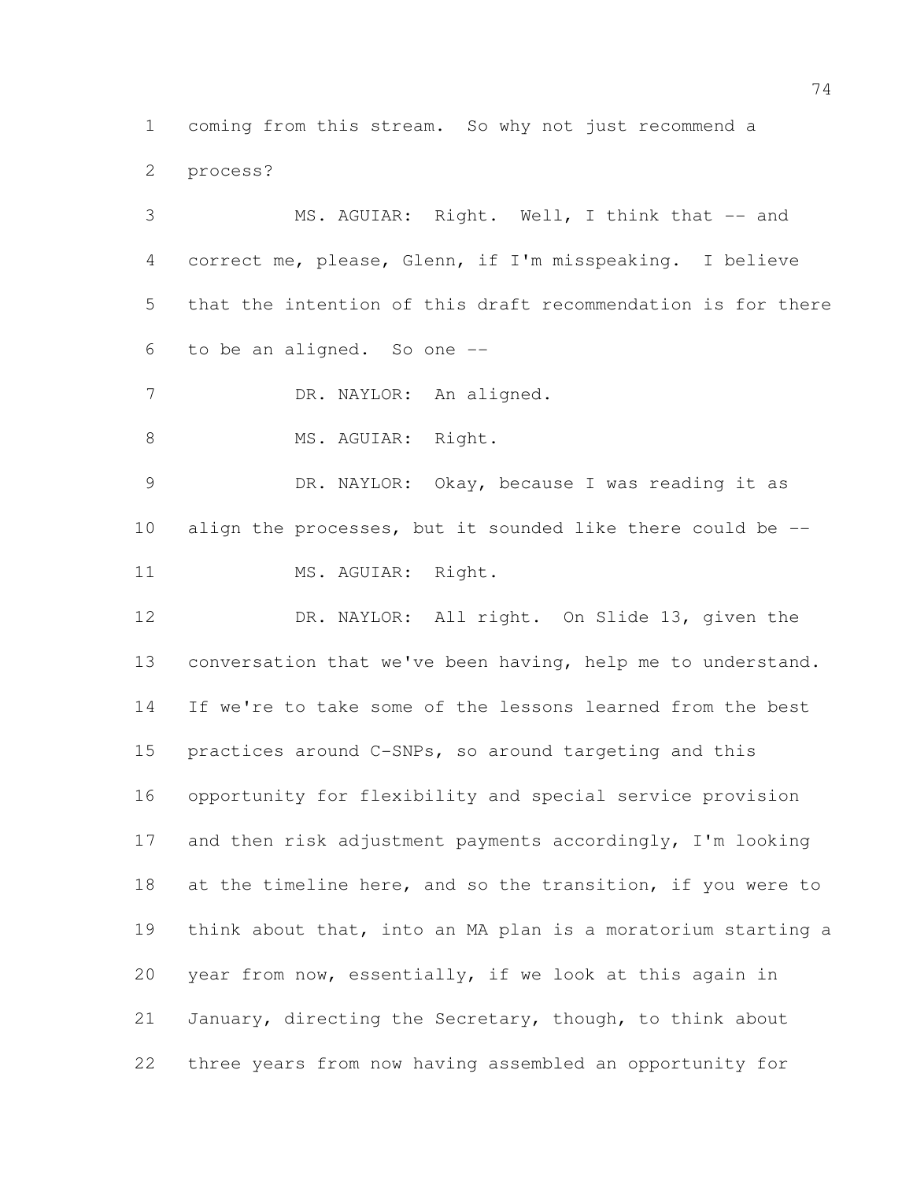coming from this stream. So why not just recommend a process?

MS. AGUIAR: Right. Well, I think that -- and correct me, please, Glenn, if I'm misspeaking. I believe that the intention of this draft recommendation is for there to be an aligned. So one --

DR. NAYLOR: An aligned.

MS. AGUIAR: Right.

DR. NAYLOR: Okay, because I was reading it as align the processes, but it sounded like there could be --

MS. AGUIAR: Right.

DR. NAYLOR: All right. On Slide 13, given the conversation that we've been having, help me to understand. If we're to take some of the lessons learned from the best practices around C-SNPs, so around targeting and this opportunity for flexibility and special service provision and then risk adjustment payments accordingly, I'm looking at the timeline here, and so the transition, if you were to think about that, into an MA plan is a moratorium starting a year from now, essentially, if we look at this again in January, directing the Secretary, though, to think about three years from now having assembled an opportunity for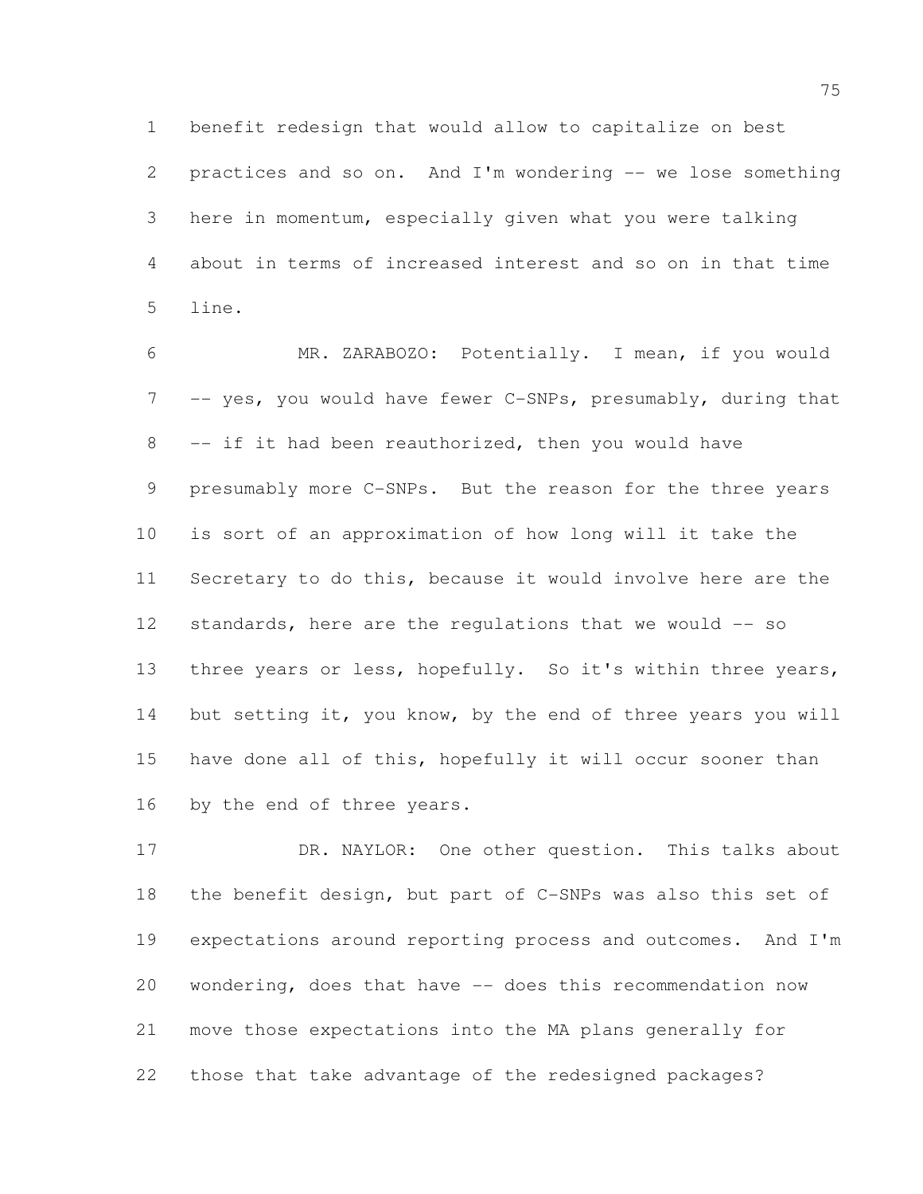benefit redesign that would allow to capitalize on best practices and so on. And I'm wondering -- we lose something here in momentum, especially given what you were talking about in terms of increased interest and so on in that time line.

MR. ZARABOZO: Potentially. I mean, if you would -- yes, you would have fewer C-SNPs, presumably, during that -- if it had been reauthorized, then you would have presumably more C-SNPs. But the reason for the three years is sort of an approximation of how long will it take the Secretary to do this, because it would involve here are the standards, here are the regulations that we would -- so three years or less, hopefully. So it's within three years, but setting it, you know, by the end of three years you will have done all of this, hopefully it will occur sooner than by the end of three years.

DR. NAYLOR: One other question. This talks about the benefit design, but part of C-SNPs was also this set of expectations around reporting process and outcomes. And I'm wondering, does that have -- does this recommendation now move those expectations into the MA plans generally for those that take advantage of the redesigned packages?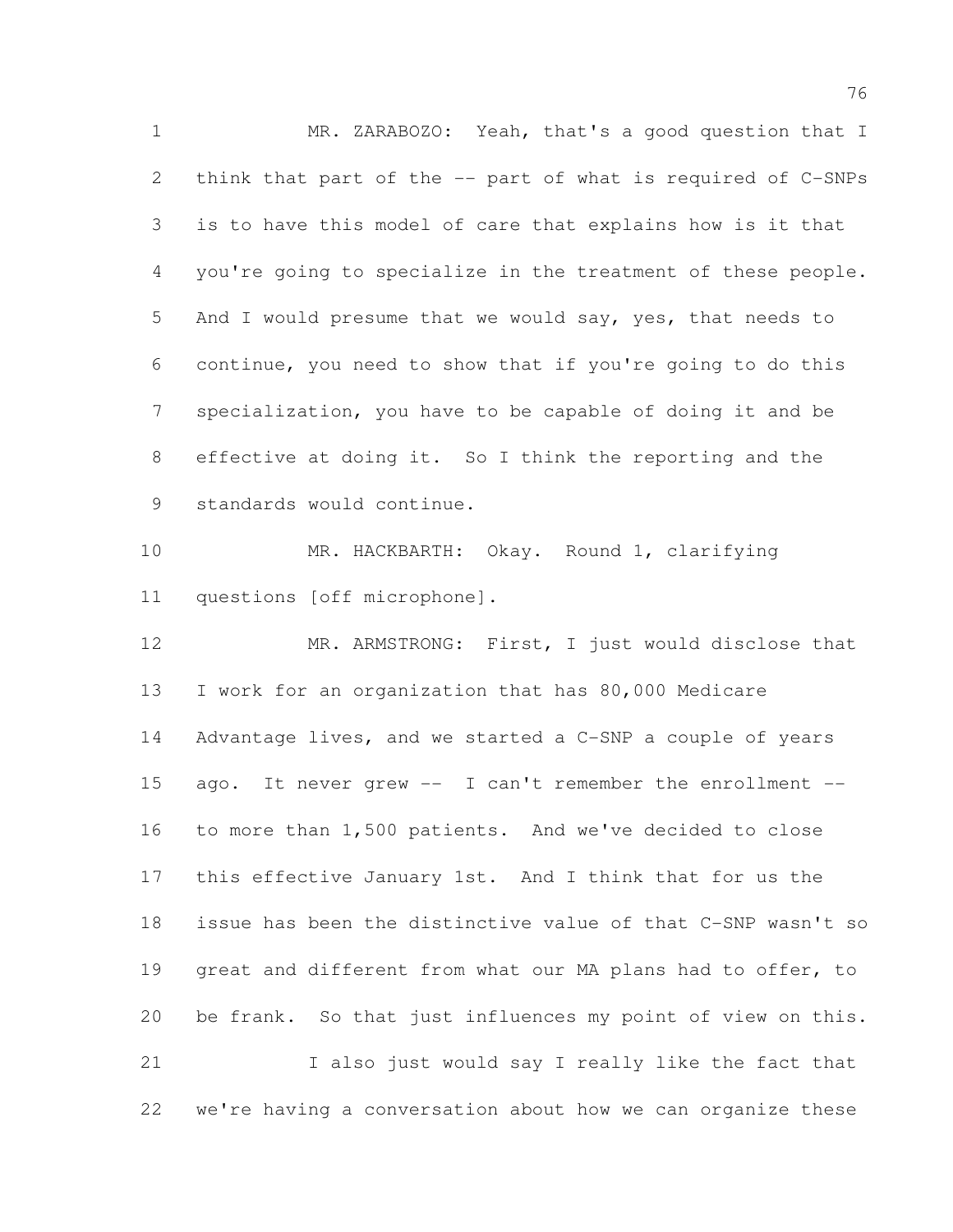MR. ZARABOZO: Yeah, that's a good question that I think that part of the -- part of what is required of C-SNPs is to have this model of care that explains how is it that you're going to specialize in the treatment of these people. And I would presume that we would say, yes, that needs to continue, you need to show that if you're going to do this specialization, you have to be capable of doing it and be effective at doing it. So I think the reporting and the standards would continue.

MR. HACKBARTH: Okay. Round 1, clarifying questions [off microphone].

MR. ARMSTRONG: First, I just would disclose that I work for an organization that has 80,000 Medicare Advantage lives, and we started a C-SNP a couple of years ago. It never grew -- I can't remember the enrollment -- to more than 1,500 patients. And we've decided to close this effective January 1st. And I think that for us the issue has been the distinctive value of that C-SNP wasn't so great and different from what our MA plans had to offer, to be frank. So that just influences my point of view on this.

I also just would say I really like the fact that we're having a conversation about how we can organize these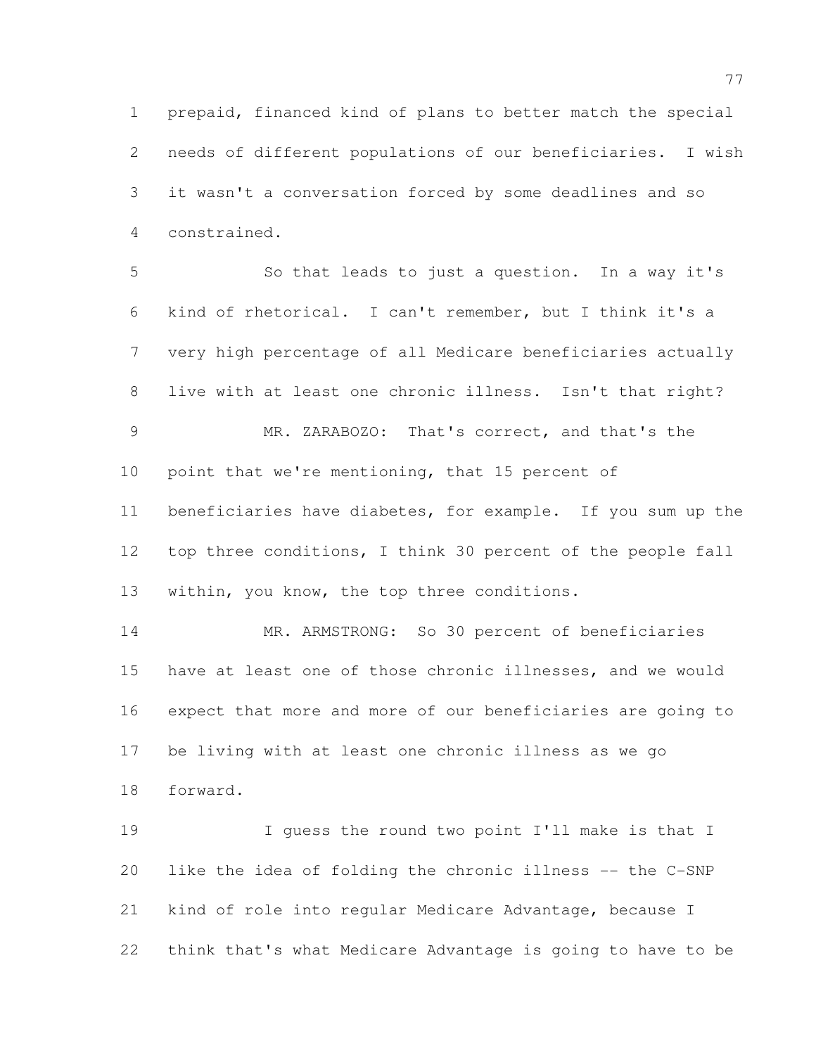prepaid, financed kind of plans to better match the special needs of different populations of our beneficiaries. I wish it wasn't a conversation forced by some deadlines and so constrained.

So that leads to just a question. In a way it's kind of rhetorical. I can't remember, but I think it's a very high percentage of all Medicare beneficiaries actually live with at least one chronic illness. Isn't that right?

MR. ZARABOZO: That's correct, and that's the point that we're mentioning, that 15 percent of beneficiaries have diabetes, for example. If you sum up the top three conditions, I think 30 percent of the people fall within, you know, the top three conditions.

MR. ARMSTRONG: So 30 percent of beneficiaries have at least one of those chronic illnesses, and we would expect that more and more of our beneficiaries are going to be living with at least one chronic illness as we go forward.

I guess the round two point I'll make is that I like the idea of folding the chronic illness -- the C-SNP kind of role into regular Medicare Advantage, because I think that's what Medicare Advantage is going to have to be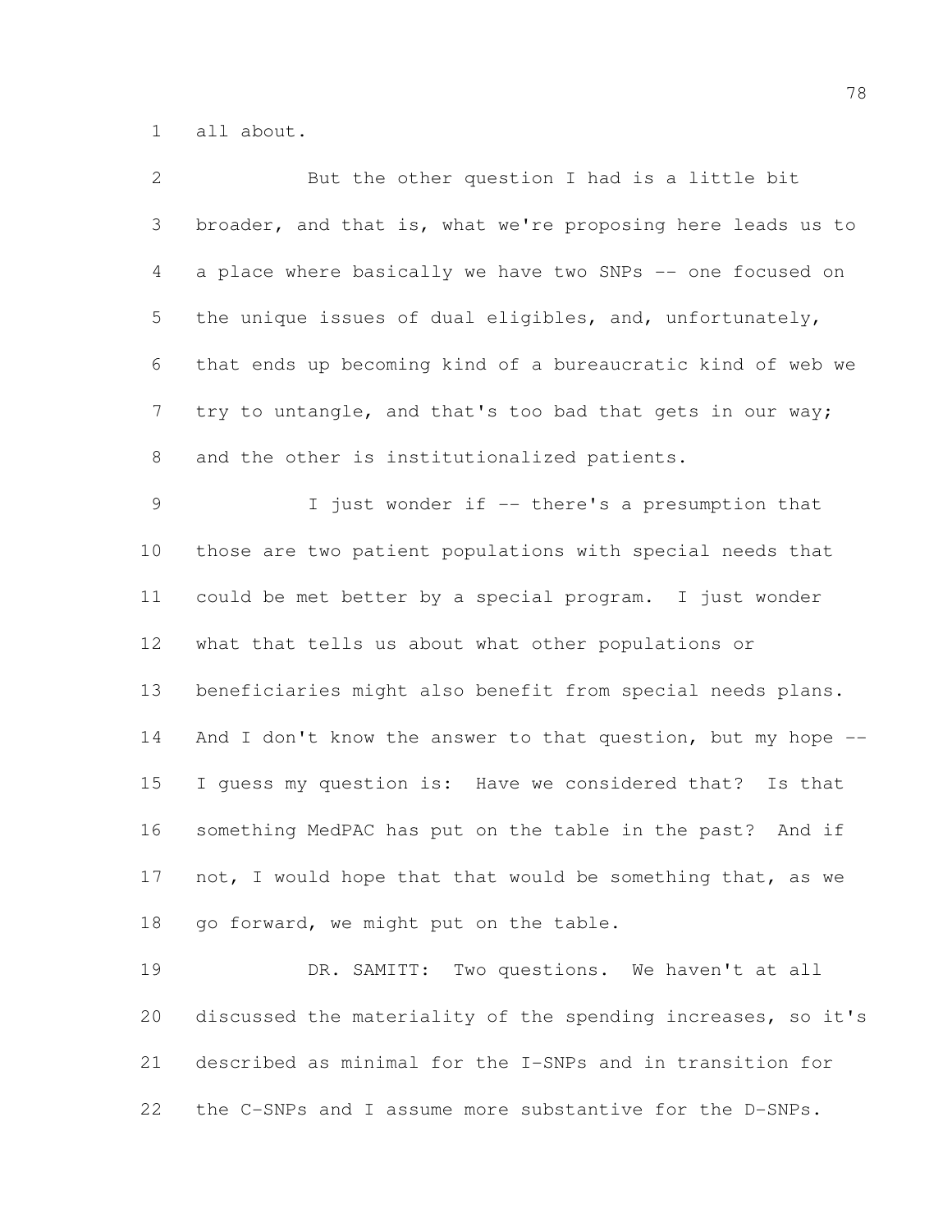all about.

But the other question I had is a little bit broader, and that is, what we're proposing here leads us to a place where basically we have two SNPs -- one focused on the unique issues of dual eligibles, and, unfortunately, that ends up becoming kind of a bureaucratic kind of web we try to untangle, and that's too bad that gets in our way; and the other is institutionalized patients.

I just wonder if -- there's a presumption that those are two patient populations with special needs that could be met better by a special program. I just wonder what that tells us about what other populations or beneficiaries might also benefit from special needs plans. And I don't know the answer to that question, but my hope -- I guess my question is: Have we considered that? Is that something MedPAC has put on the table in the past? And if not, I would hope that that would be something that, as we go forward, we might put on the table.

DR. SAMITT: Two questions. We haven't at all discussed the materiality of the spending increases, so it's described as minimal for the I-SNPs and in transition for the C-SNPs and I assume more substantive for the D-SNPs.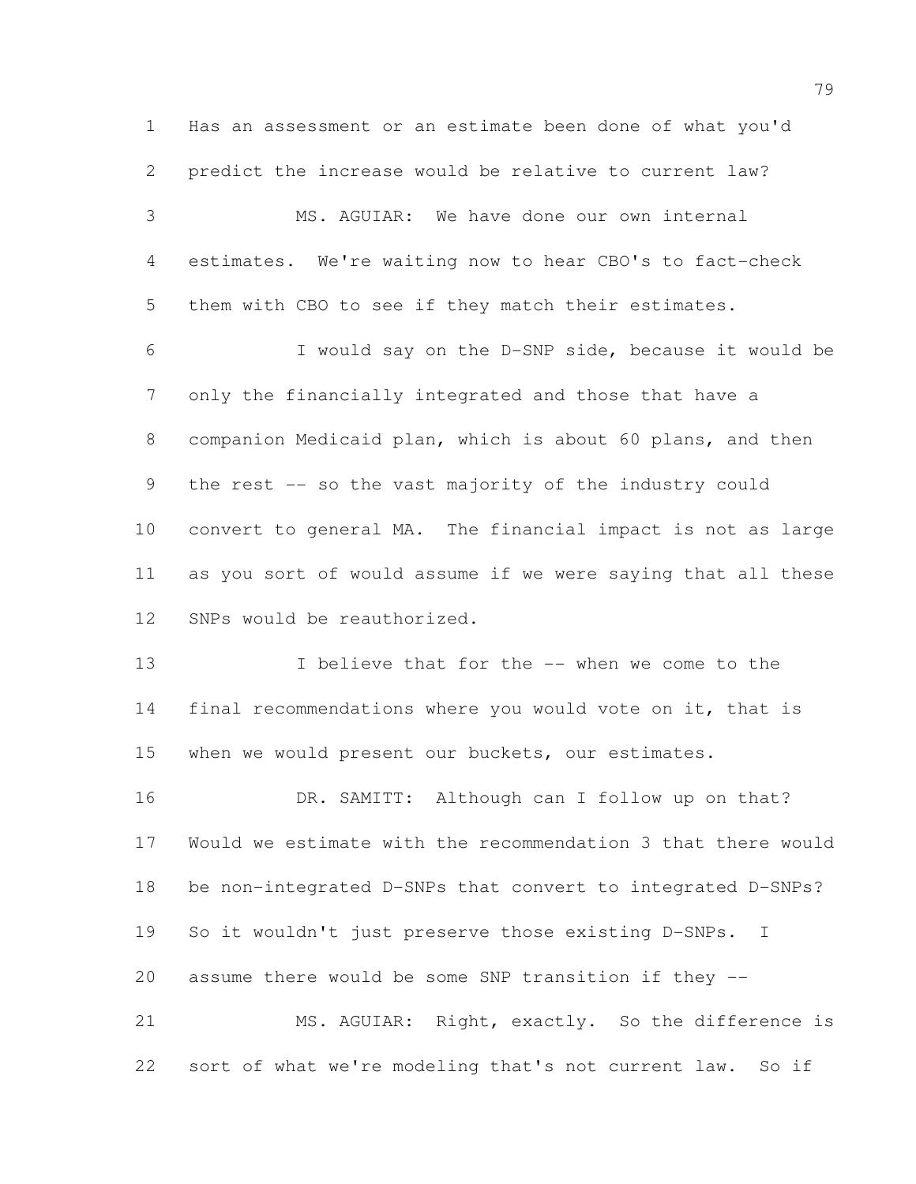Has an assessment or an estimate been done of what you'd predict the increase would be relative to current law?

MS. AGUIAR: We have done our own internal estimates. We're waiting now to hear CBO's to fact-check them with CBO to see if they match their estimates.

I would say on the D-SNP side, because it would be only the financially integrated and those that have a companion Medicaid plan, which is about 60 plans, and then the rest -- so the vast majority of the industry could convert to general MA. The financial impact is not as large as you sort of would assume if we were saying that all these SNPs would be reauthorized.

I believe that for the -- when we come to the final recommendations where you would vote on it, that is when we would present our buckets, our estimates.

DR. SAMITT: Although can I follow up on that? Would we estimate with the recommendation 3 that there would be non-integrated D-SNPs that convert to integrated D-SNPs? So it wouldn't just preserve those existing D-SNPs. I assume there would be some SNP transition if they --

MS. AGUIAR: Right, exactly. So the difference is sort of what we're modeling that's not current law. So if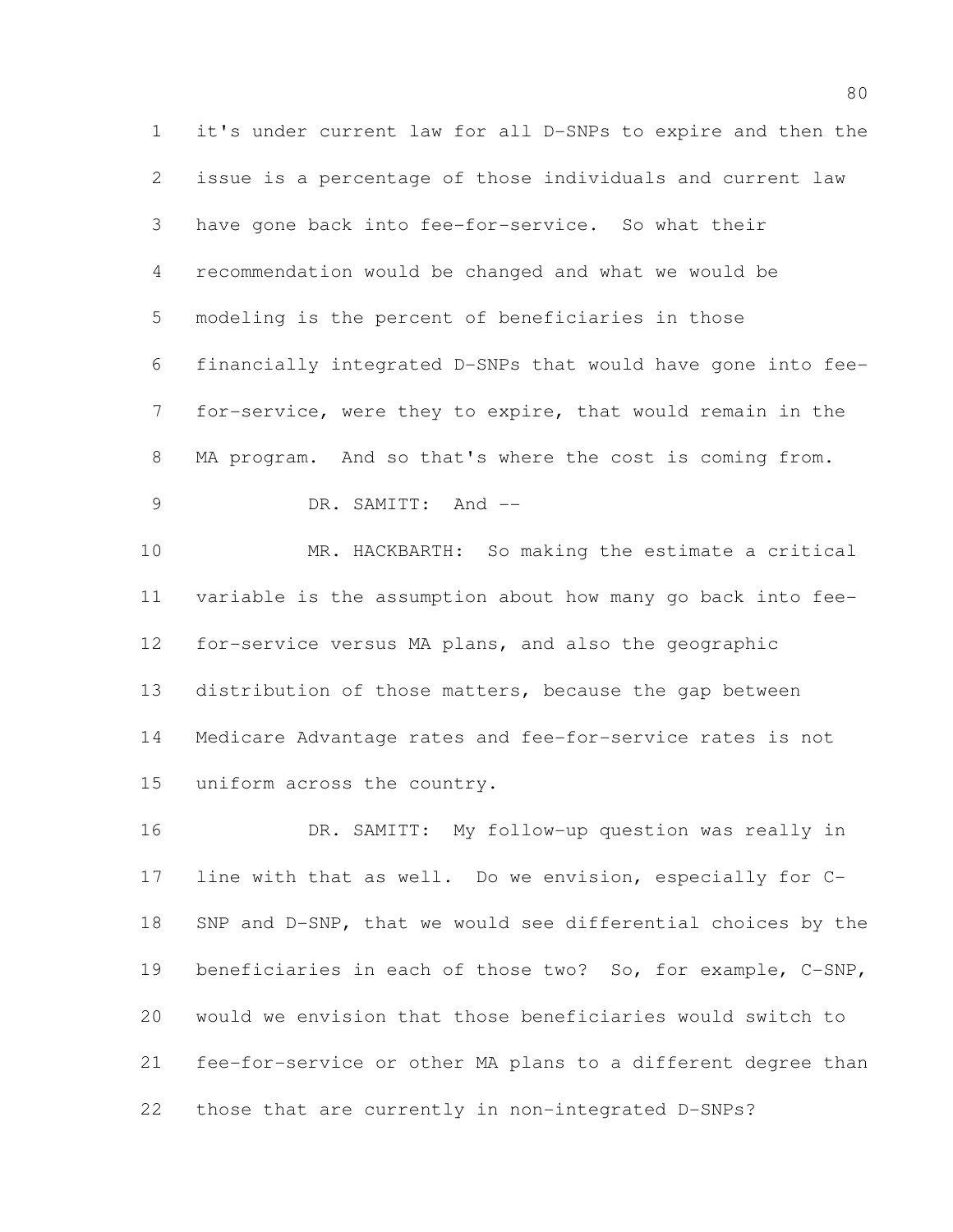it's under current law for all D-SNPs to expire and then the issue is a percentage of those individuals and current law have gone back into fee-for-service. So what their recommendation would be changed and what we would be modeling is the percent of beneficiaries in those financially integrated D-SNPs that would have gone into fee-for-service, were they to expire, that would remain in the MA program. And so that's where the cost is coming from.

DR. SAMITT: And --

MR. HACKBARTH: So making the estimate a critical variable is the assumption about how many go back into fee-for-service versus MA plans, and also the geographic distribution of those matters, because the gap between Medicare Advantage rates and fee-for-service rates is not uniform across the country.

DR. SAMITT: My follow-up question was really in line with that as well. Do we envision, especially for C-SNP and D-SNP, that we would see differential choices by the beneficiaries in each of those two? So, for example, C-SNP, would we envision that those beneficiaries would switch to fee-for-service or other MA plans to a different degree than those that are currently in non-integrated D-SNPs?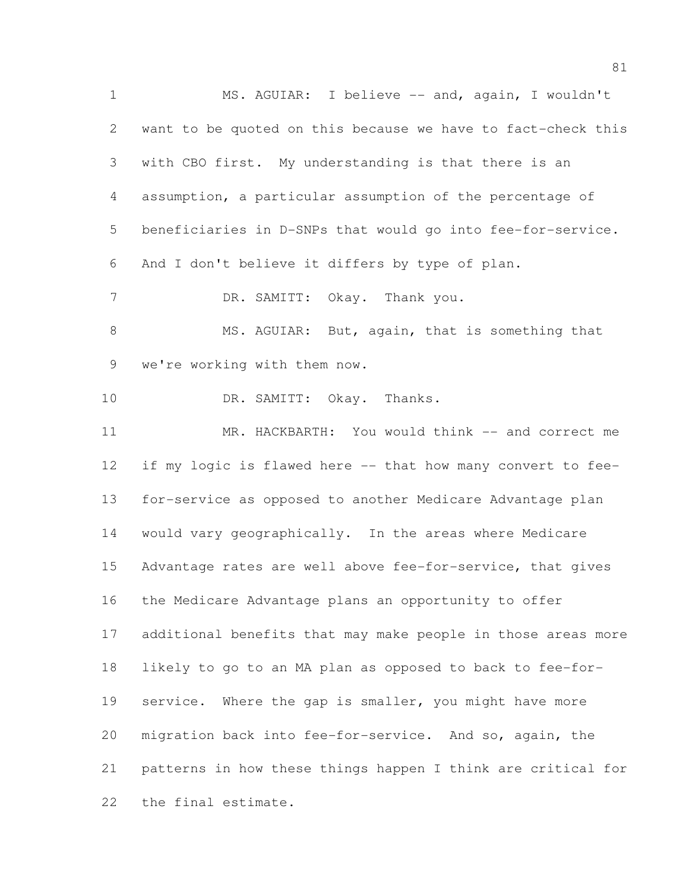MS. AGUIAR: I believe -- and, again, I wouldn't want to be quoted on this because we have to fact-check this with CBO first. My understanding is that there is an assumption, a particular assumption of the percentage of beneficiaries in D-SNPs that would go into fee-for-service. And I don't believe it differs by type of plan.

DR. SAMITT: Okay. Thank you.

MS. AGUIAR: But, again, that is something that we're working with them now.

DR. SAMITT: Okay. Thanks.

MR. HACKBARTH: You would think -- and correct me if my logic is flawed here -- that how many convert to fee-for-service as opposed to another Medicare Advantage plan would vary geographically. In the areas where Medicare Advantage rates are well above fee-for-service, that gives the Medicare Advantage plans an opportunity to offer additional benefits that may make people in those areas more likely to go to an MA plan as opposed to back to fee-for-service. Where the gap is smaller, you might have more migration back into fee-for-service. And so, again, the patterns in how these things happen I think are critical for the final estimate.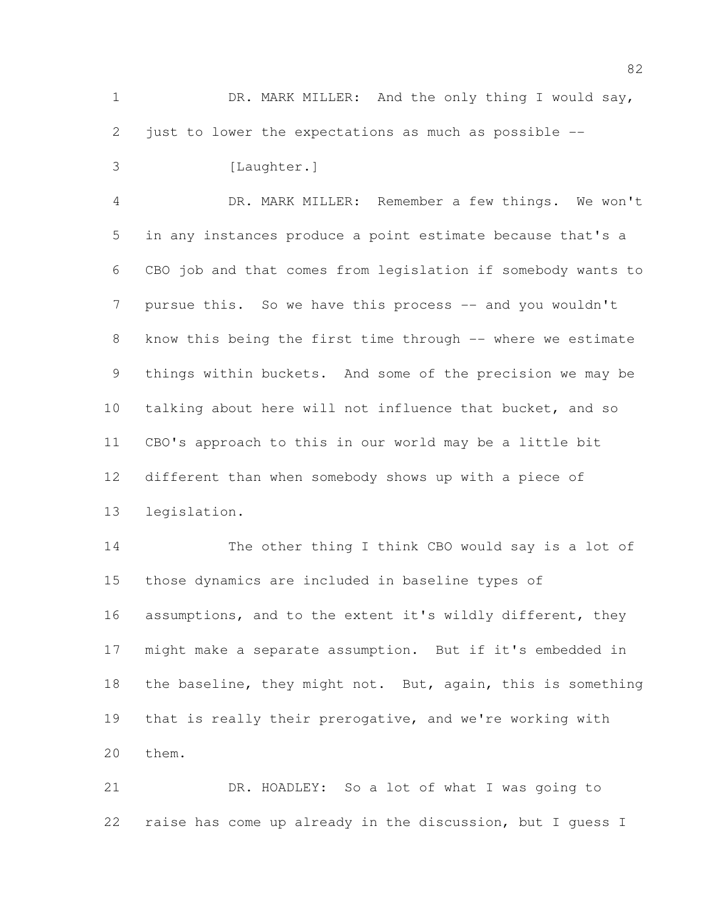DR. MARK MILLER: And the only thing I would say, just to lower the expectations as much as possible --

[Laughter.]

DR. MARK MILLER: Remember a few things. We won't in any instances produce a point estimate because that's a CBO job and that comes from legislation if somebody wants to pursue this. So we have this process -- and you wouldn't know this being the first time through -- where we estimate things within buckets. And some of the precision we may be talking about here will not influence that bucket, and so CBO's approach to this in our world may be a little bit different than when somebody shows up with a piece of legislation.

The other thing I think CBO would say is a lot of those dynamics are included in baseline types of assumptions, and to the extent it's wildly different, they might make a separate assumption. But if it's embedded in the baseline, they might not. But, again, this is something that is really their prerogative, and we're working with them.

DR. HOADLEY: So a lot of what I was going to raise has come up already in the discussion, but I guess I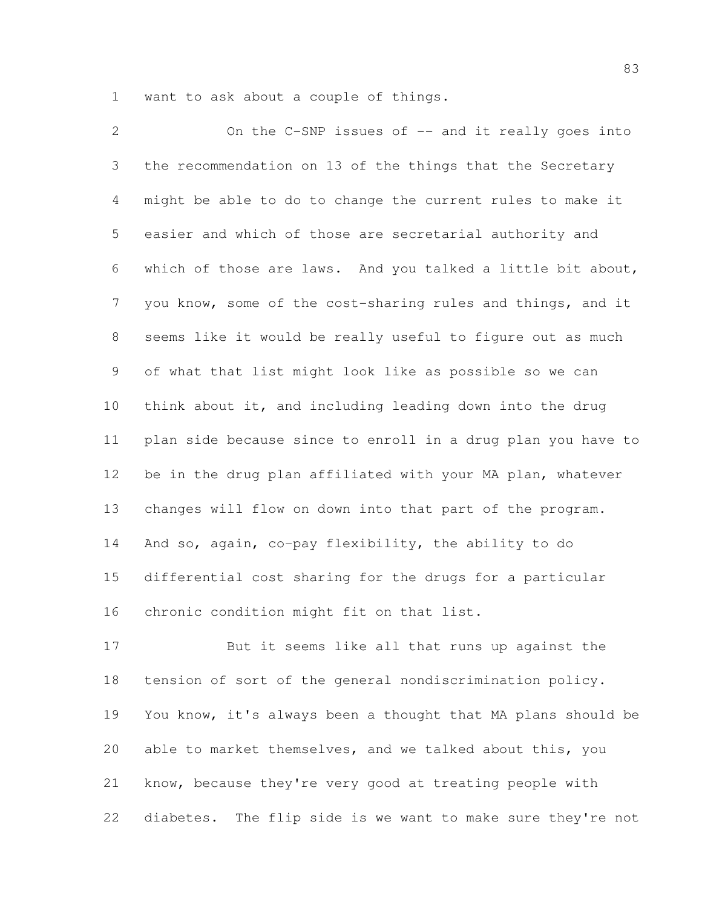want to ask about a couple of things.

On the C-SNP issues of -- and it really goes into the recommendation on 13 of the things that the Secretary might be able to do to change the current rules to make it easier and which of those are secretarial authority and which of those are laws. And you talked a little bit about, you know, some of the cost-sharing rules and things, and it seems like it would be really useful to figure out as much of what that list might look like as possible so we can think about it, and including leading down into the drug plan side because since to enroll in a drug plan you have to be in the drug plan affiliated with your MA plan, whatever changes will flow on down into that part of the program. And so, again, co-pay flexibility, the ability to do differential cost sharing for the drugs for a particular chronic condition might fit on that list.

But it seems like all that runs up against the tension of sort of the general nondiscrimination policy. You know, it's always been a thought that MA plans should be able to market themselves, and we talked about this, you know, because they're very good at treating people with diabetes. The flip side is we want to make sure they're not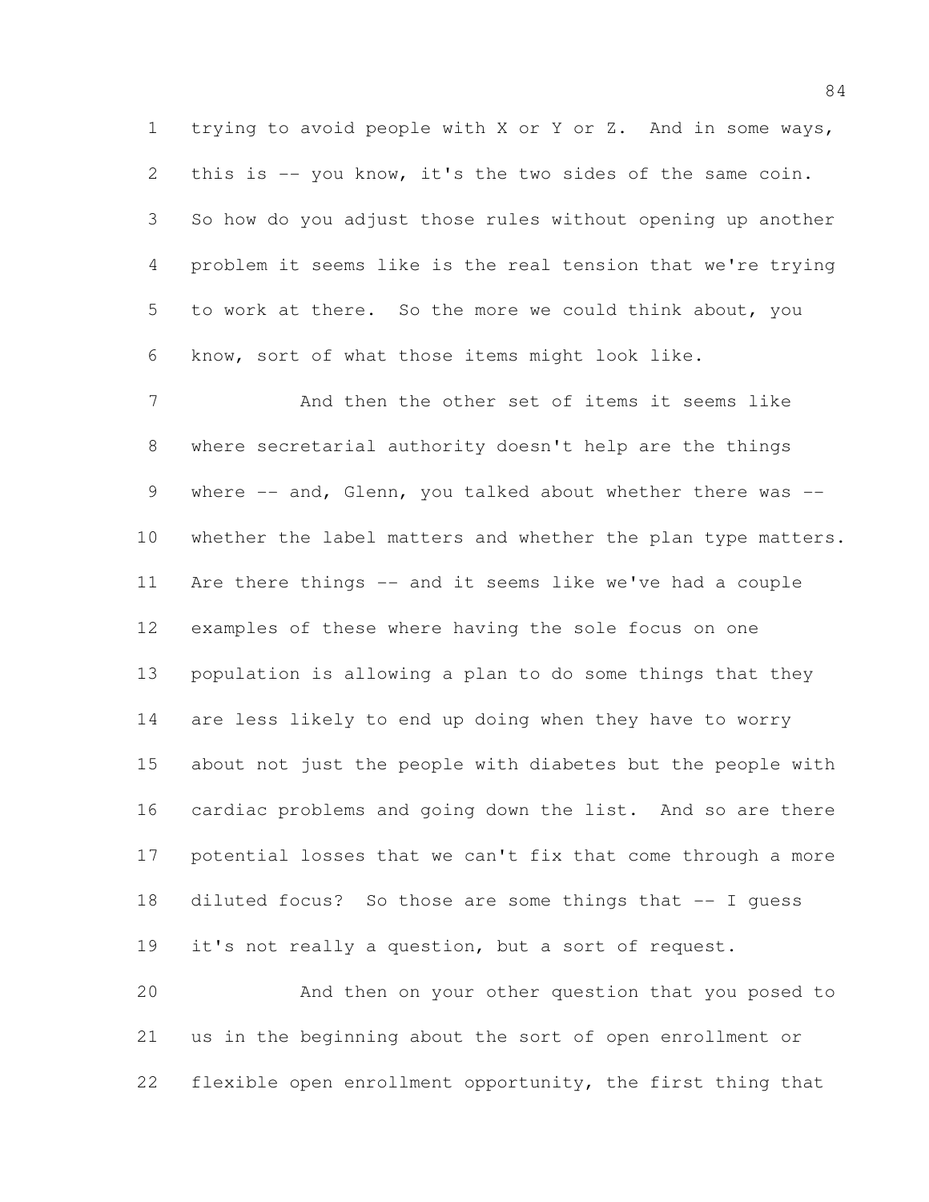trying to avoid people with X or Y or Z. And in some ways, this is -- you know, it's the two sides of the same coin. So how do you adjust those rules without opening up another problem it seems like is the real tension that we're trying to work at there. So the more we could think about, you know, sort of what those items might look like.

And then the other set of items it seems like where secretarial authority doesn't help are the things where -- and, Glenn, you talked about whether there was -- whether the label matters and whether the plan type matters. Are there things -- and it seems like we've had a couple examples of these where having the sole focus on one population is allowing a plan to do some things that they are less likely to end up doing when they have to worry about not just the people with diabetes but the people with cardiac problems and going down the list. And so are there potential losses that we can't fix that come through a more diluted focus? So those are some things that -- I guess it's not really a question, but a sort of request.

And then on your other question that you posed to us in the beginning about the sort of open enrollment or flexible open enrollment opportunity, the first thing that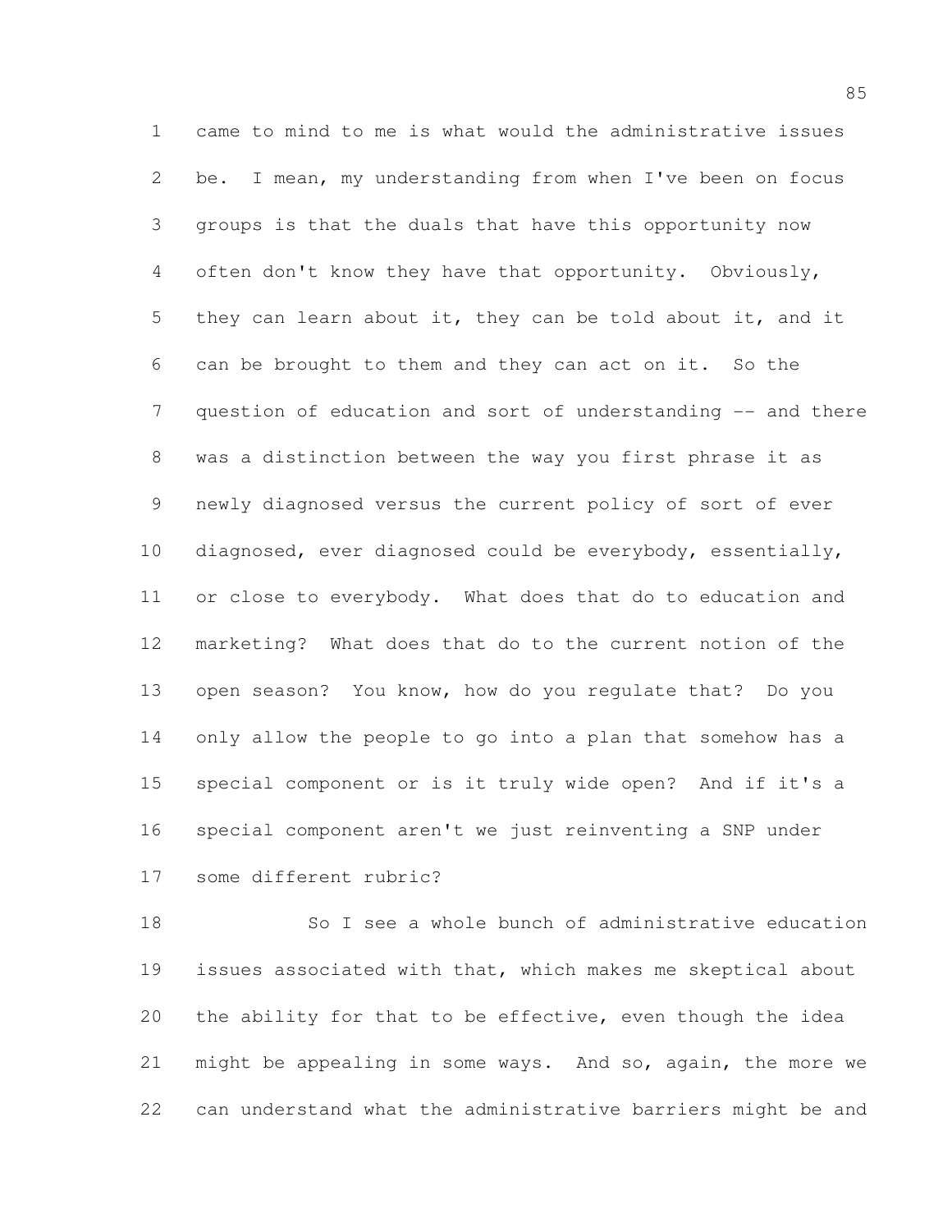came to mind to me is what would the administrative issues be. I mean, my understanding from when I've been on focus groups is that the duals that have this opportunity now often don't know they have that opportunity. Obviously, they can learn about it, they can be told about it, and it can be brought to them and they can act on it. So the question of education and sort of understanding -- and there was a distinction between the way you first phrase it as newly diagnosed versus the current policy of sort of ever diagnosed, ever diagnosed could be everybody, essentially, or close to everybody. What does that do to education and marketing? What does that do to the current notion of the open season? You know, how do you regulate that? Do you only allow the people to go into a plan that somehow has a special component or is it truly wide open? And if it's a special component aren't we just reinventing a SNP under some different rubric?

So I see a whole bunch of administrative education issues associated with that, which makes me skeptical about the ability for that to be effective, even though the idea might be appealing in some ways. And so, again, the more we can understand what the administrative barriers might be and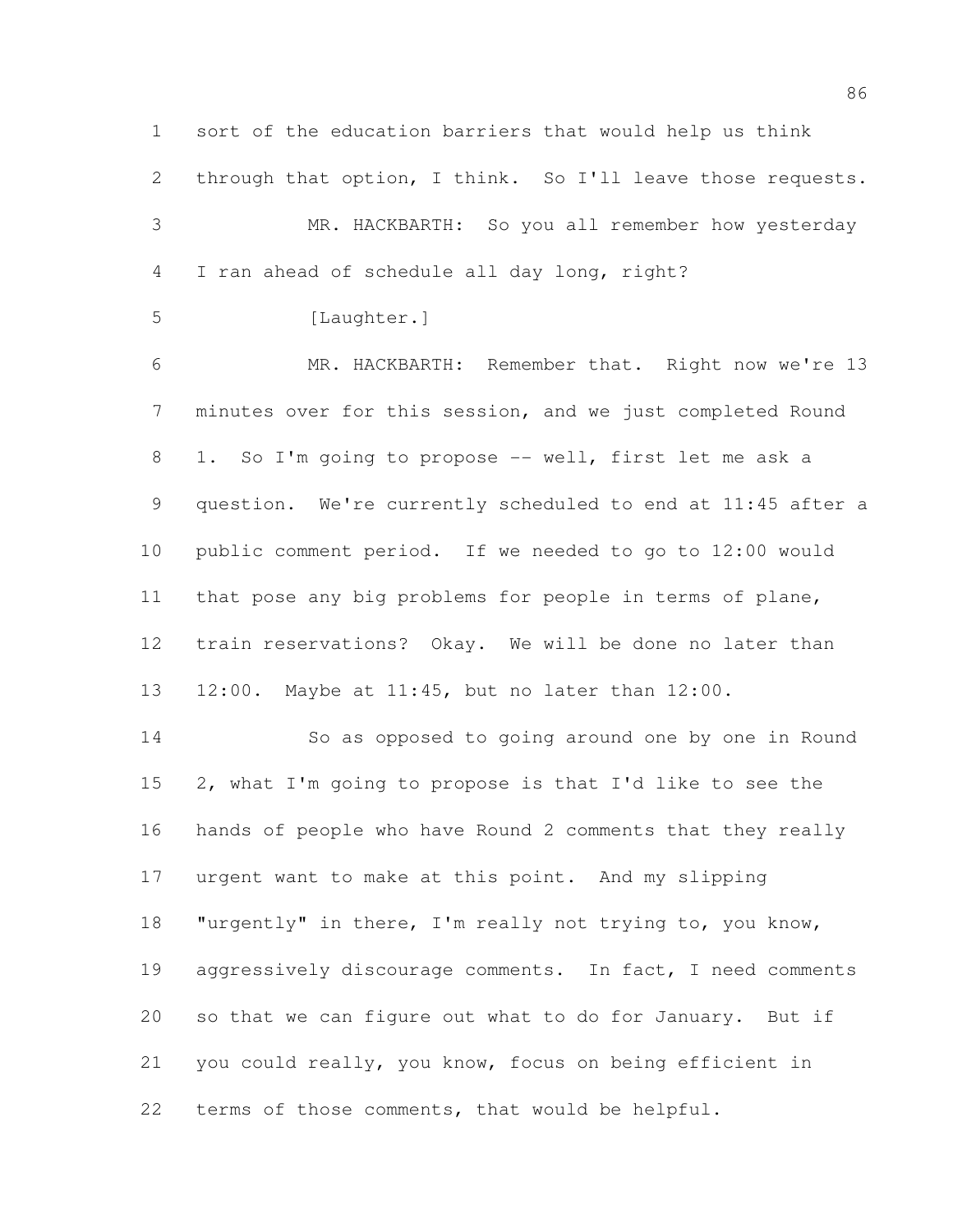sort of the education barriers that would help us think through that option, I think. So I'll leave those requests.

MR. HACKBARTH: So you all remember how yesterday I ran ahead of schedule all day long, right?

[Laughter.]

MR. HACKBARTH: Remember that. Right now we're 13 minutes over for this session, and we just completed Round 1. So I'm going to propose -- well, first let me ask a question. We're currently scheduled to end at 11:45 after a public comment period. If we needed to go to 12:00 would that pose any big problems for people in terms of plane, train reservations? Okay. We will be done no later than 12:00. Maybe at 11:45, but no later than 12:00.

So as opposed to going around one by one in Round 2, what I'm going to propose is that I'd like to see the hands of people who have Round 2 comments that they really urgent want to make at this point. And my slipping "urgently" in there, I'm really not trying to, you know, aggressively discourage comments. In fact, I need comments so that we can figure out what to do for January. But if you could really, you know, focus on being efficient in terms of those comments, that would be helpful.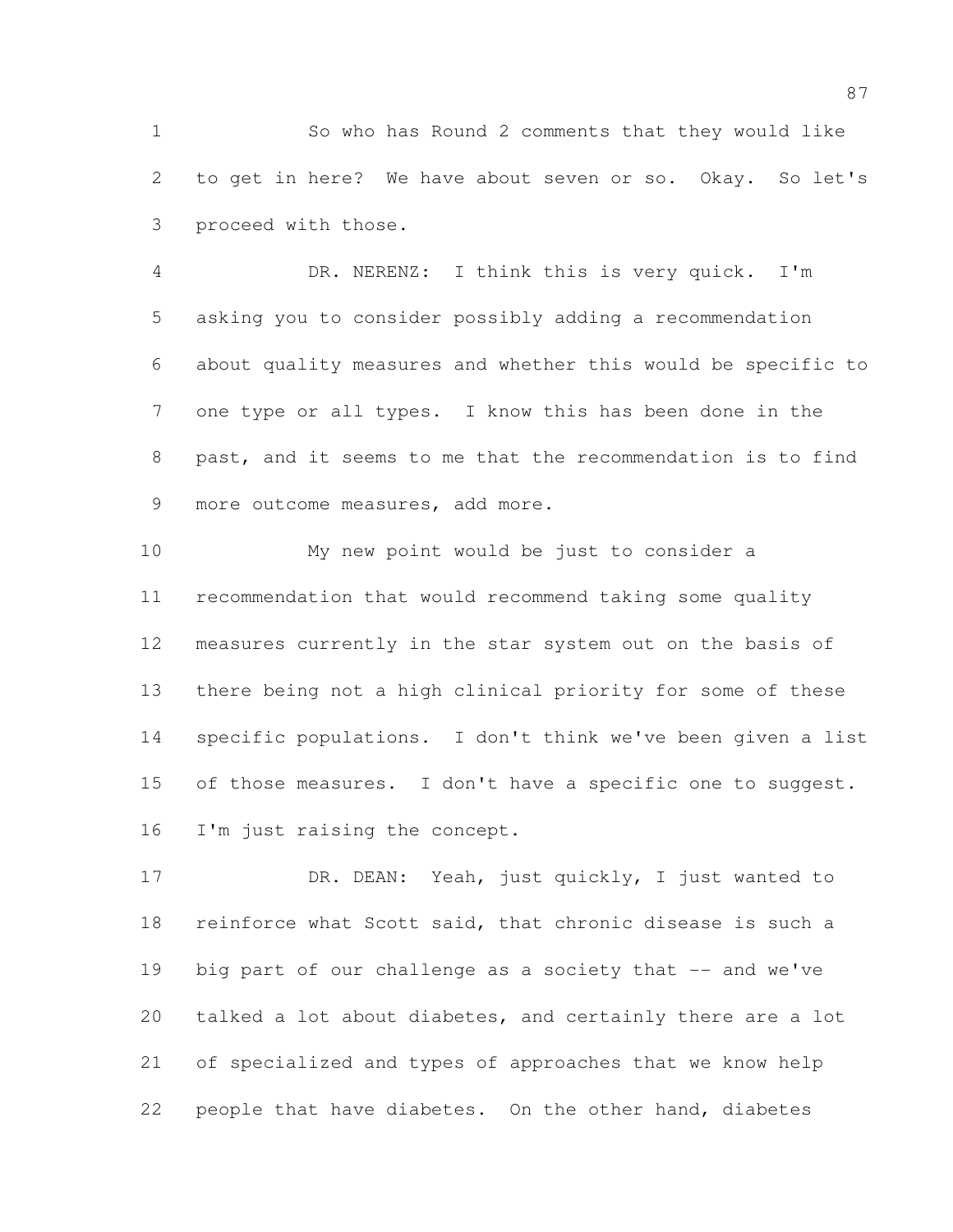So who has Round 2 comments that they would like to get in here? We have about seven or so. Okay. So let's proceed with those.

DR. NERENZ: I think this is very quick. I'm asking you to consider possibly adding a recommendation about quality measures and whether this would be specific to one type or all types. I know this has been done in the past, and it seems to me that the recommendation is to find more outcome measures, add more.

My new point would be just to consider a recommendation that would recommend taking some quality measures currently in the star system out on the basis of there being not a high clinical priority for some of these specific populations. I don't think we've been given a list of those measures. I don't have a specific one to suggest. I'm just raising the concept.

DR. DEAN: Yeah, just quickly, I just wanted to reinforce what Scott said, that chronic disease is such a big part of our challenge as a society that -- and we've talked a lot about diabetes, and certainly there are a lot of specialized and types of approaches that we know help people that have diabetes. On the other hand, diabetes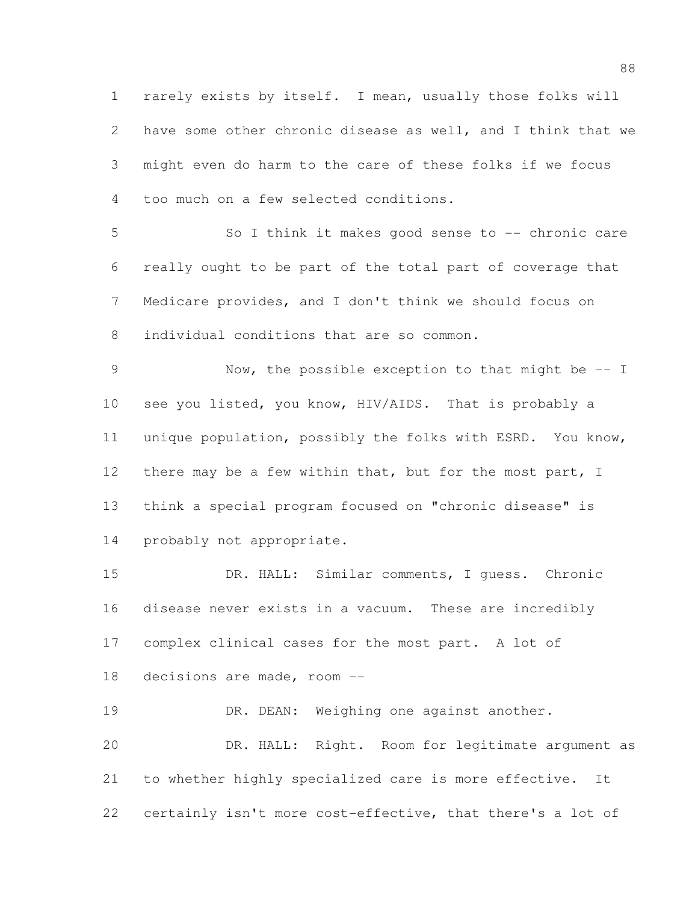rarely exists by itself. I mean, usually those folks will have some other chronic disease as well, and I think that we might even do harm to the care of these folks if we focus too much on a few selected conditions.

So I think it makes good sense to -- chronic care really ought to be part of the total part of coverage that Medicare provides, and I don't think we should focus on individual conditions that are so common.

Now, the possible exception to that might be -- I see you listed, you know, HIV/AIDS. That is probably a unique population, possibly the folks with ESRD. You know, there may be a few within that, but for the most part, I think a special program focused on "chronic disease" is probably not appropriate.

DR. HALL: Similar comments, I guess. Chronic disease never exists in a vacuum. These are incredibly complex clinical cases for the most part. A lot of decisions are made, room --

DR. DEAN: Weighing one against another.

DR. HALL: Right. Room for legitimate argument as to whether highly specialized care is more effective. It certainly isn't more cost-effective, that there's a lot of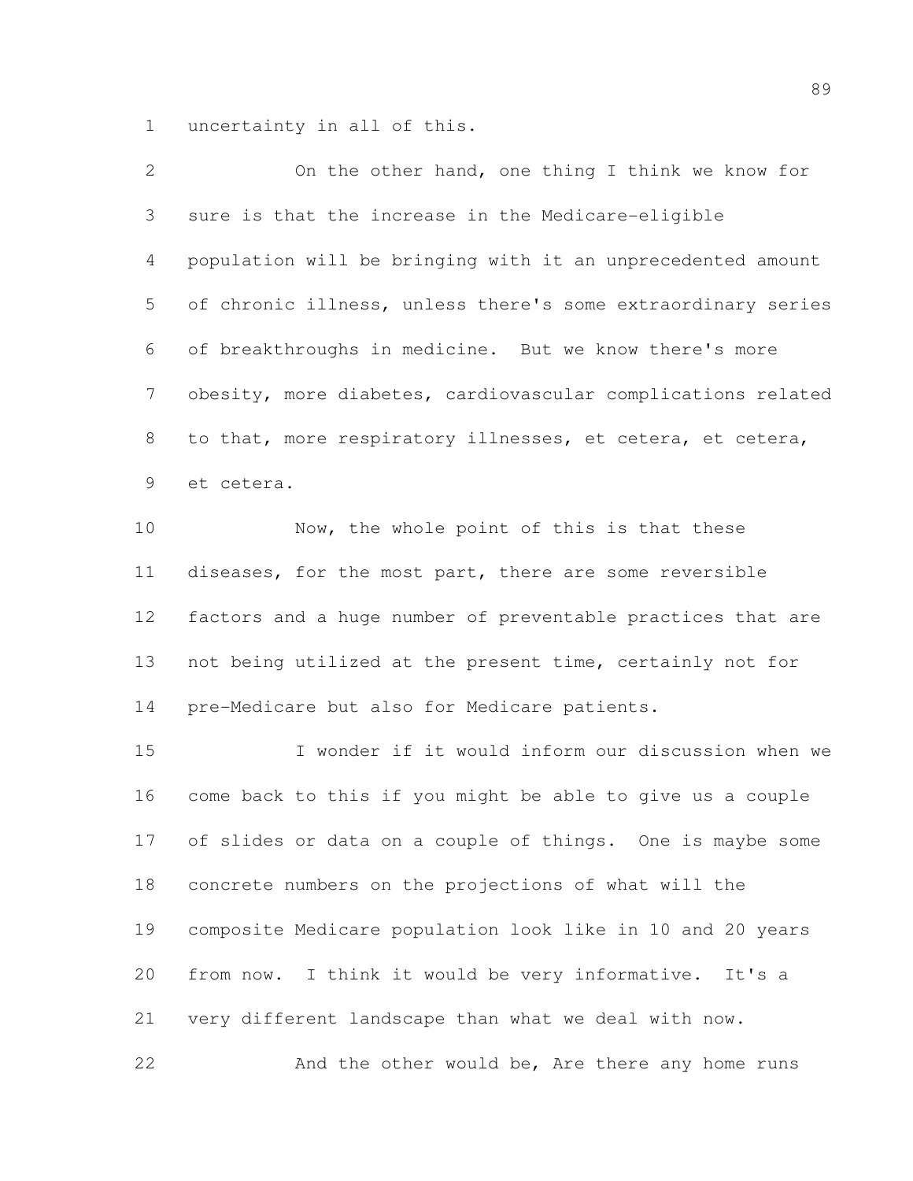uncertainty in all of this.

On the other hand, one thing I think we know for sure is that the increase in the Medicare-eligible population will be bringing with it an unprecedented amount of chronic illness, unless there's some extraordinary series of breakthroughs in medicine. But we know there's more obesity, more diabetes, cardiovascular complications related to that, more respiratory illnesses, et cetera, et cetera, et cetera.

Now, the whole point of this is that these diseases, for the most part, there are some reversible factors and a huge number of preventable practices that are not being utilized at the present time, certainly not for pre-Medicare but also for Medicare patients.

I wonder if it would inform our discussion when we come back to this if you might be able to give us a couple of slides or data on a couple of things. One is maybe some concrete numbers on the projections of what will the composite Medicare population look like in 10 and 20 years from now. I think it would be very informative. It's a very different landscape than what we deal with now.

And the other would be, Are there any home runs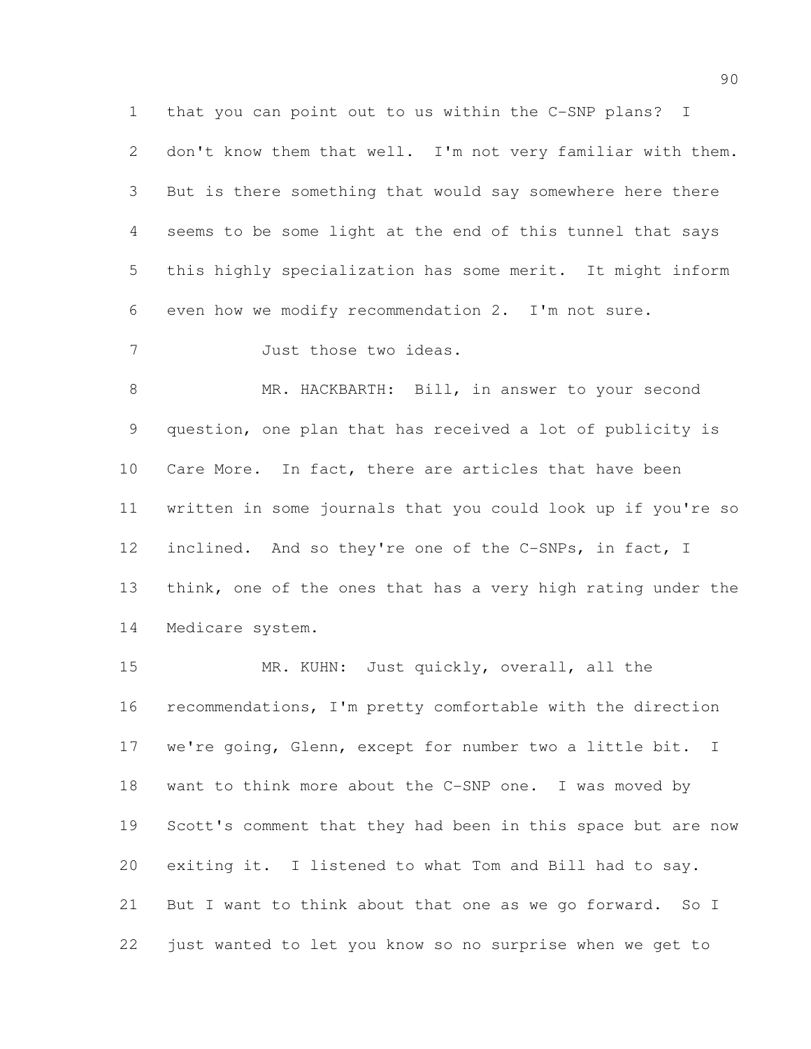that you can point out to us within the C-SNP plans? I don't know them that well. I'm not very familiar with them. But is there something that would say somewhere here there seems to be some light at the end of this tunnel that says this highly specialization has some merit. It might inform even how we modify recommendation 2. I'm not sure.

Just those two ideas.

MR. HACKBARTH: Bill, in answer to your second question, one plan that has received a lot of publicity is Care More. In fact, there are articles that have been written in some journals that you could look up if you're so inclined. And so they're one of the C-SNPs, in fact, I think, one of the ones that has a very high rating under the Medicare system.

MR. KUHN: Just quickly, overall, all the recommendations, I'm pretty comfortable with the direction we're going, Glenn, except for number two a little bit. I want to think more about the C-SNP one. I was moved by Scott's comment that they had been in this space but are now exiting it. I listened to what Tom and Bill had to say. But I want to think about that one as we go forward. So I just wanted to let you know so no surprise when we get to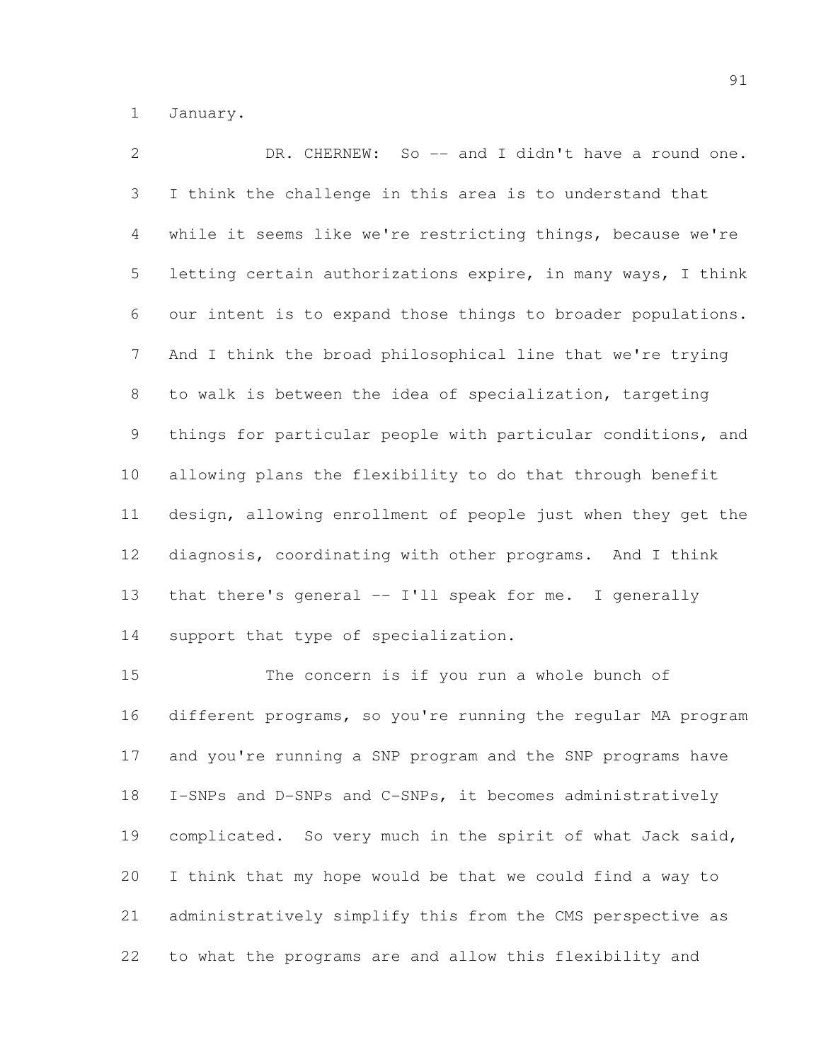January.

DR. CHERNEW: So -- and I didn't have a round one. I think the challenge in this area is to understand that while it seems like we're restricting things, because we're letting certain authorizations expire, in many ways, I think our intent is to expand those things to broader populations. And I think the broad philosophical line that we're trying to walk is between the idea of specialization, targeting things for particular people with particular conditions, and allowing plans the flexibility to do that through benefit design, allowing enrollment of people just when they get the diagnosis, coordinating with other programs. And I think that there's general -- I'll speak for me. I generally support that type of specialization.

The concern is if you run a whole bunch of different programs, so you're running the regular MA program and you're running a SNP program and the SNP programs have I-SNPs and D-SNPs and C-SNPs, it becomes administratively complicated. So very much in the spirit of what Jack said, I think that my hope would be that we could find a way to administratively simplify this from the CMS perspective as to what the programs are and allow this flexibility and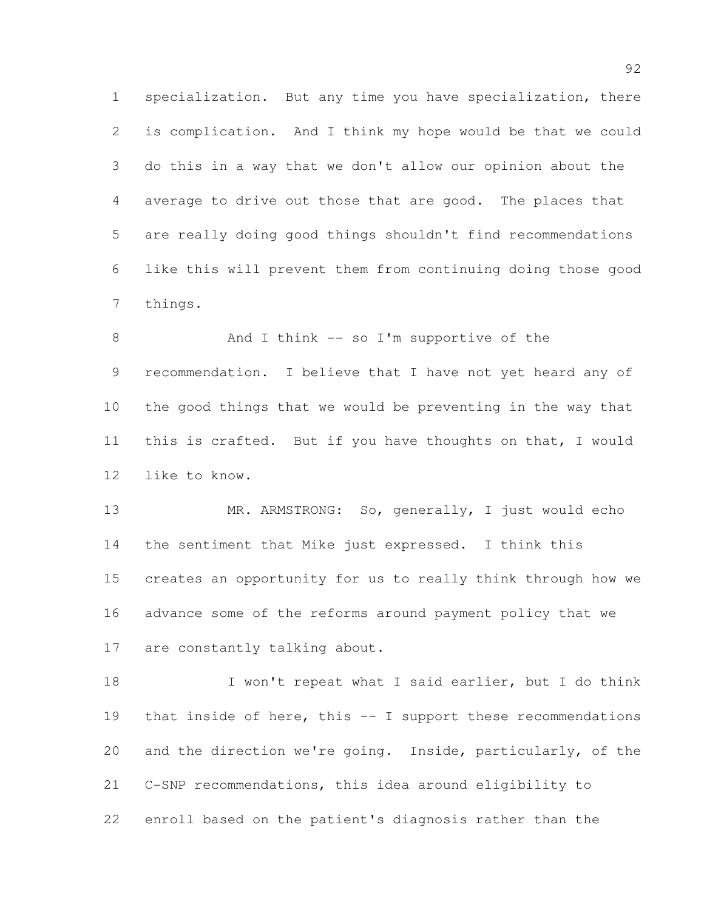specialization. But any time you have specialization, there is complication. And I think my hope would be that we could do this in a way that we don't allow our opinion about the average to drive out those that are good. The places that are really doing good things shouldn't find recommendations like this will prevent them from continuing doing those good things.

And I think -- so I'm supportive of the recommendation. I believe that I have not yet heard any of the good things that we would be preventing in the way that this is crafted. But if you have thoughts on that, I would like to know.

MR. ARMSTRONG: So, generally, I just would echo the sentiment that Mike just expressed. I think this creates an opportunity for us to really think through how we advance some of the reforms around payment policy that we are constantly talking about.

I won't repeat what I said earlier, but I do think that inside of here, this -- I support these recommendations and the direction we're going. Inside, particularly, of the C-SNP recommendations, this idea around eligibility to enroll based on the patient's diagnosis rather than the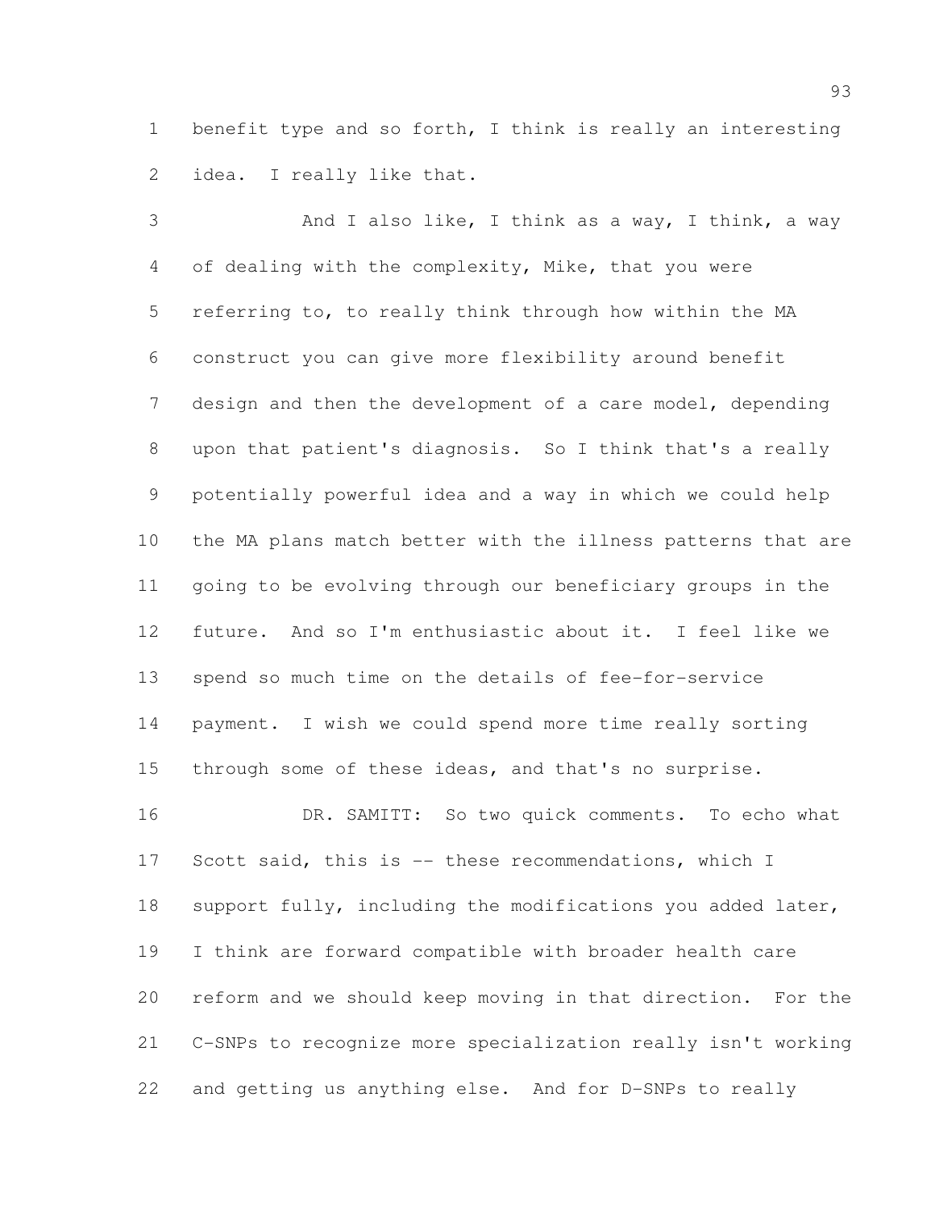benefit type and so forth, I think is really an interesting idea. I really like that.

And I also like, I think as a way, I think, a way of dealing with the complexity, Mike, that you were referring to, to really think through how within the MA construct you can give more flexibility around benefit design and then the development of a care model, depending upon that patient's diagnosis. So I think that's a really potentially powerful idea and a way in which we could help the MA plans match better with the illness patterns that are going to be evolving through our beneficiary groups in the future. And so I'm enthusiastic about it. I feel like we spend so much time on the details of fee-for-service payment. I wish we could spend more time really sorting through some of these ideas, and that's no surprise.

DR. SAMITT: So two quick comments. To echo what Scott said, this is -- these recommendations, which I support fully, including the modifications you added later, I think are forward compatible with broader health care reform and we should keep moving in that direction. For the C-SNPs to recognize more specialization really isn't working and getting us anything else. And for D-SNPs to really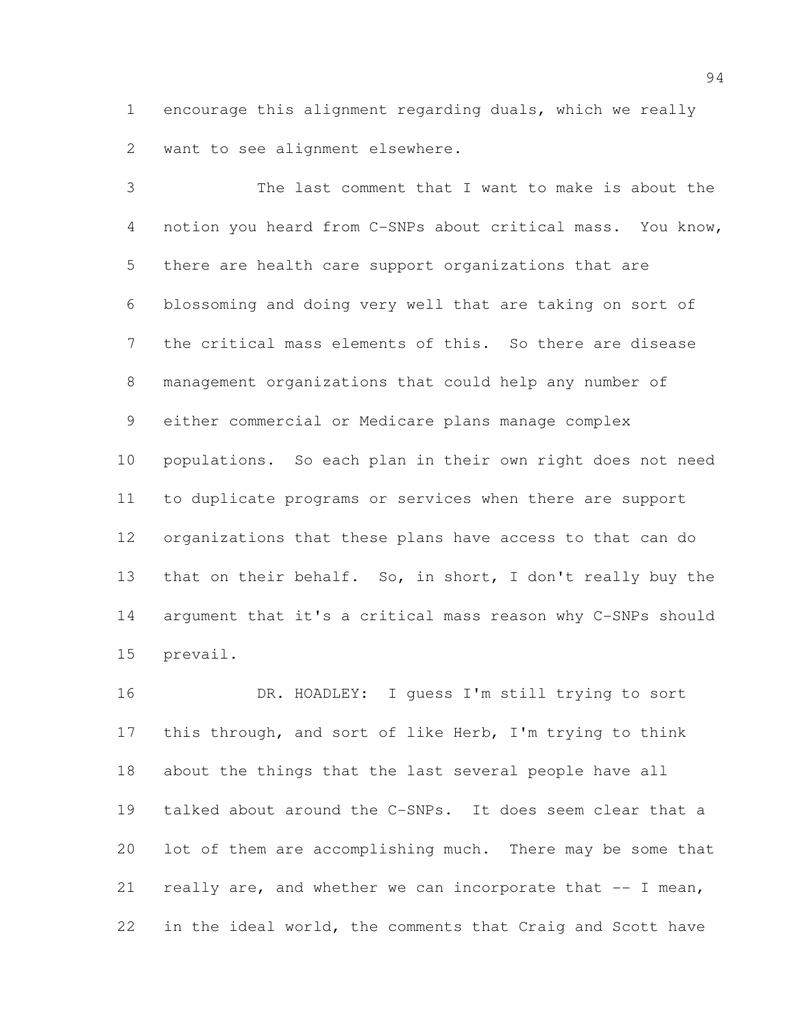encourage this alignment regarding duals, which we really want to see alignment elsewhere.

The last comment that I want to make is about the notion you heard from C-SNPs about critical mass. You know, there are health care support organizations that are blossoming and doing very well that are taking on sort of the critical mass elements of this. So there are disease management organizations that could help any number of either commercial or Medicare plans manage complex populations. So each plan in their own right does not need to duplicate programs or services when there are support organizations that these plans have access to that can do that on their behalf. So, in short, I don't really buy the argument that it's a critical mass reason why C-SNPs should prevail.

DR. HOADLEY: I guess I'm still trying to sort this through, and sort of like Herb, I'm trying to think about the things that the last several people have all talked about around the C-SNPs. It does seem clear that a lot of them are accomplishing much. There may be some that really are, and whether we can incorporate that -- I mean, in the ideal world, the comments that Craig and Scott have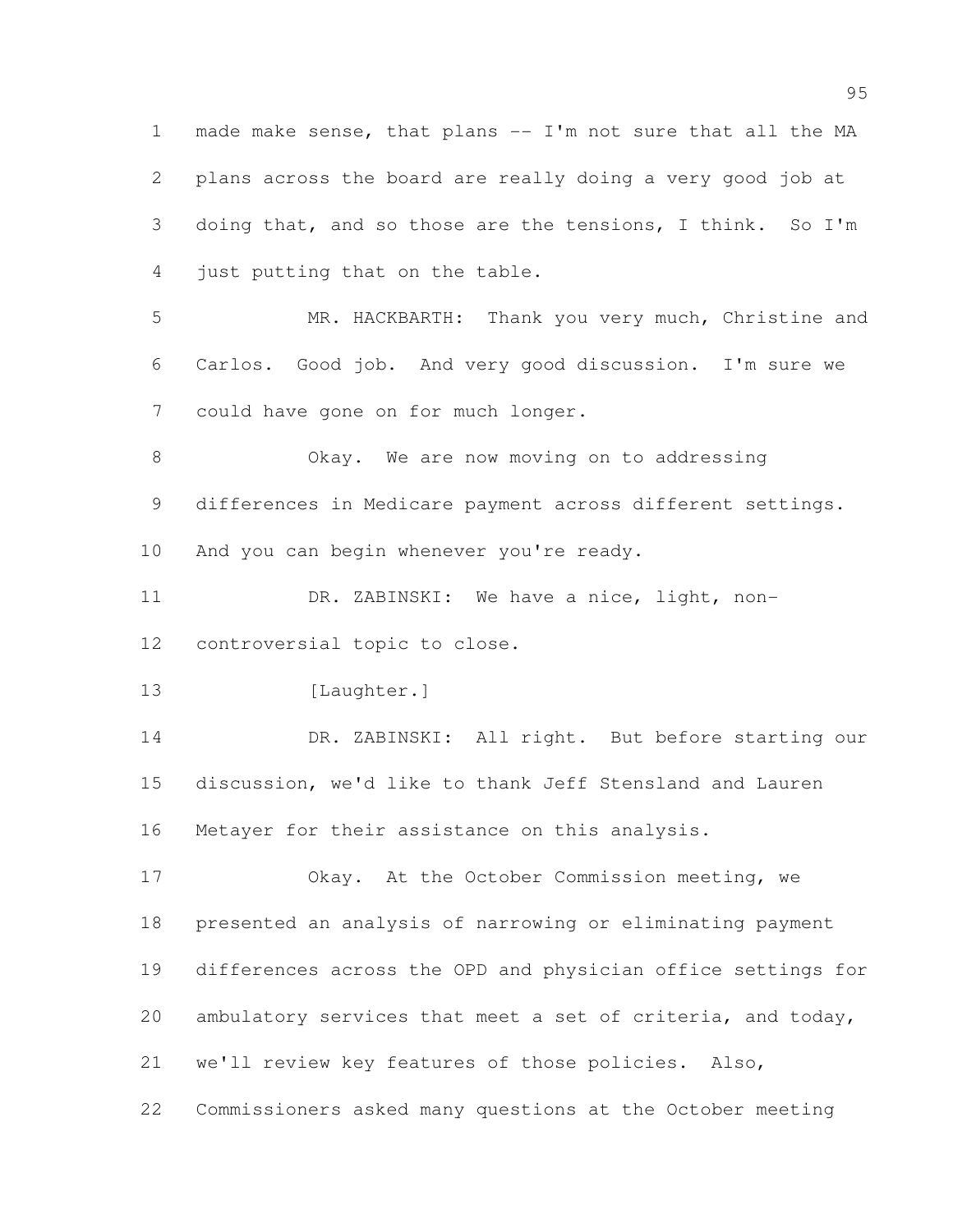made make sense, that plans -- I'm not sure that all the MA plans across the board are really doing a very good job at doing that, and so those are the tensions, I think. So I'm just putting that on the table.

MR. HACKBARTH: Thank you very much, Christine and Carlos. Good job. And very good discussion. I'm sure we could have gone on for much longer.

Okay. We are now moving on to addressing differences in Medicare payment across different settings. And you can begin whenever you're ready.

DR. ZABINSKI: We have a nice, light, non-controversial topic to close.

[Laughter.]

DR. ZABINSKI: All right. But before starting our discussion, we'd like to thank Jeff Stensland and Lauren Metayer for their assistance on this analysis.

Okay. At the October Commission meeting, we presented an analysis of narrowing or eliminating payment differences across the OPD and physician office settings for ambulatory services that meet a set of criteria, and today, we'll review key features of those policies. Also, Commissioners asked many questions at the October meeting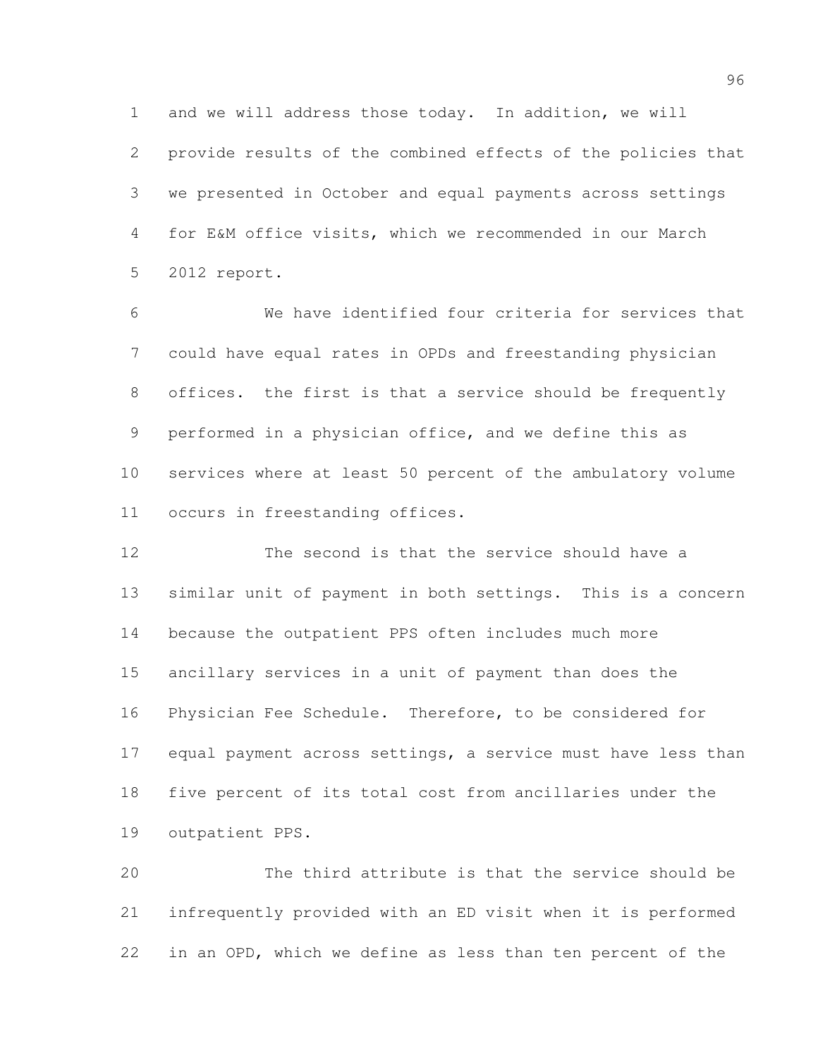and we will address those today. In addition, we will provide results of the combined effects of the policies that we presented in October and equal payments across settings for E&M office visits, which we recommended in our March 2012 report.

We have identified four criteria for services that could have equal rates in OPDs and freestanding physician offices. the first is that a service should be frequently performed in a physician office, and we define this as services where at least 50 percent of the ambulatory volume occurs in freestanding offices.

The second is that the service should have a similar unit of payment in both settings. This is a concern because the outpatient PPS often includes much more ancillary services in a unit of payment than does the Physician Fee Schedule. Therefore, to be considered for equal payment across settings, a service must have less than five percent of its total cost from ancillaries under the outpatient PPS.

The third attribute is that the service should be infrequently provided with an ED visit when it is performed in an OPD, which we define as less than ten percent of the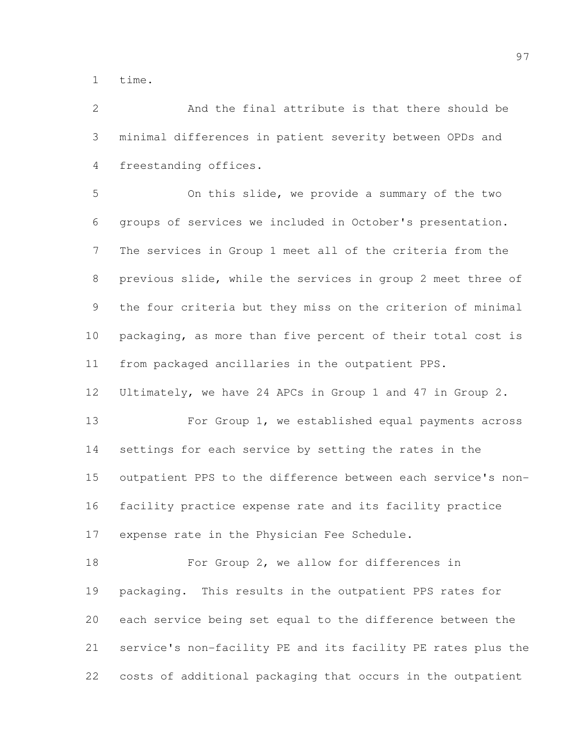time.

And the final attribute is that there should be minimal differences in patient severity between OPDs and freestanding offices.

On this slide, we provide a summary of the two groups of services we included in October's presentation. The services in Group 1 meet all of the criteria from the previous slide, while the services in group 2 meet three of the four criteria but they miss on the criterion of minimal packaging, as more than five percent of their total cost is from packaged ancillaries in the outpatient PPS. Ultimately, we have 24 APCs in Group 1 and 47 in Group 2.

For Group 1, we established equal payments across settings for each service by setting the rates in the outpatient PPS to the difference between each service's non-facility practice expense rate and its facility practice expense rate in the Physician Fee Schedule.

For Group 2, we allow for differences in packaging. This results in the outpatient PPS rates for each service being set equal to the difference between the service's non-facility PE and its facility PE rates plus the costs of additional packaging that occurs in the outpatient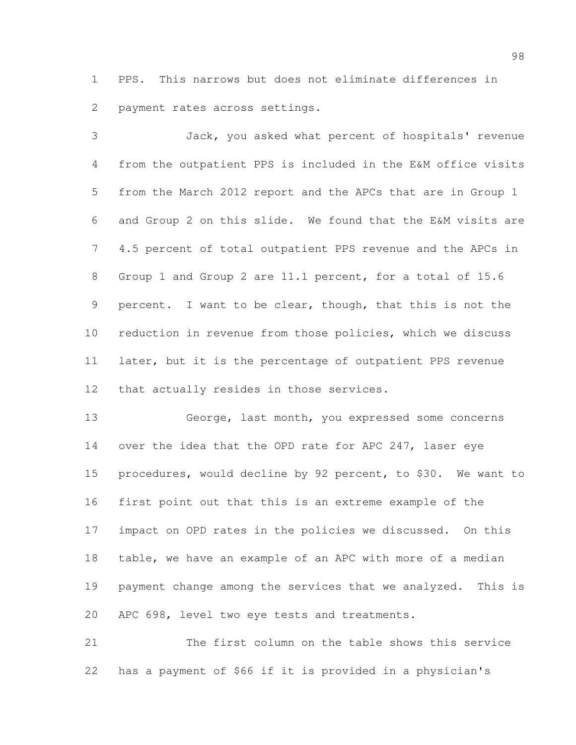PPS. This narrows but does not eliminate differences in payment rates across settings.

Jack, you asked what percent of hospitals' revenue from the outpatient PPS is included in the E&M office visits from the March 2012 report and the APCs that are in Group 1 and Group 2 on this slide. We found that the E&M visits are 4.5 percent of total outpatient PPS revenue and the APCs in Group 1 and Group 2 are 11.1 percent, for a total of 15.6 percent. I want to be clear, though, that this is not the reduction in revenue from those policies, which we discuss later, but it is the percentage of outpatient PPS revenue that actually resides in those services.

George, last month, you expressed some concerns over the idea that the OPD rate for APC 247, laser eye procedures, would decline by 92 percent, to $30. We want to first point out that this is an extreme example of the impact on OPD rates in the policies we discussed. On this table, we have an example of an APC with more of a median payment change among the services that we analyzed. This is APC 698, level two eye tests and treatments.

The first column on the table shows this service has a payment of $66 if it is provided in a physician's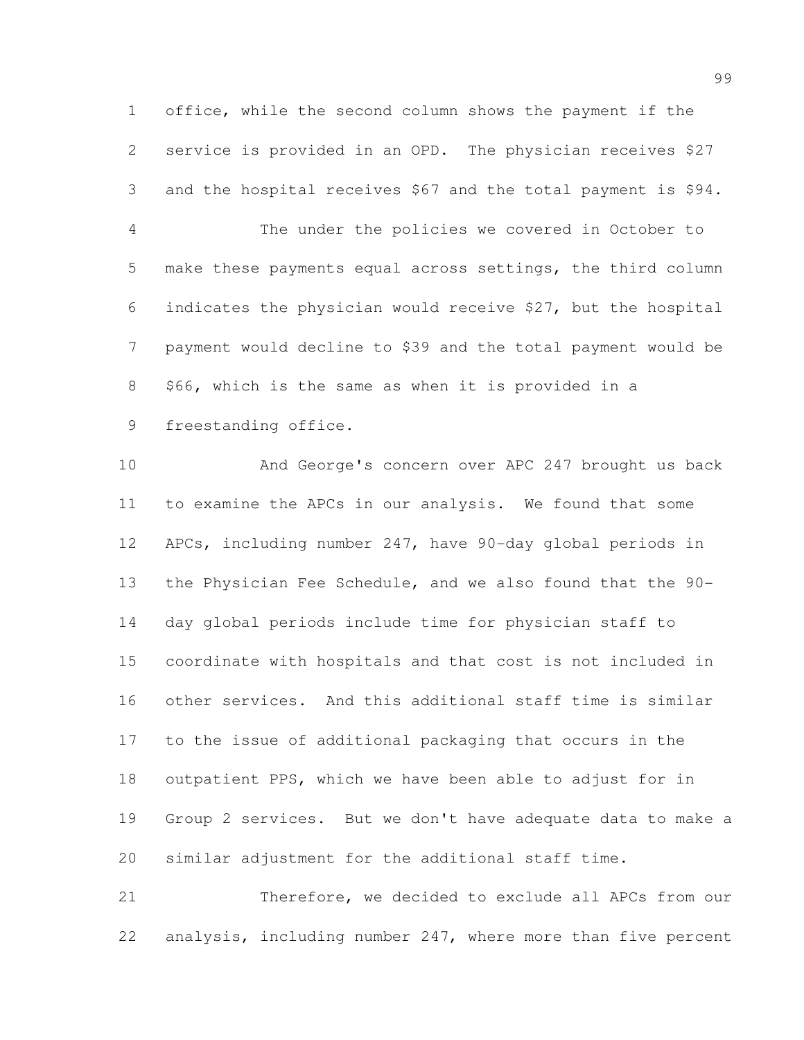office, while the second column shows the payment if the service is provided in an OPD. The physician receives $27 and the hospital receives $67 and the total payment is $94.

The under the policies we covered in October to make these payments equal across settings, the third column indicates the physician would receive $27, but the hospital payment would decline to $39 and the total payment would be $66, which is the same as when it is provided in a freestanding office.

And George's concern over APC 247 brought us back to examine the APCs in our analysis. We found that some APCs, including number 247, have 90-day global periods in the Physician Fee Schedule, and we also found that the 90-day global periods include time for physician staff to coordinate with hospitals and that cost is not included in other services. And this additional staff time is similar to the issue of additional packaging that occurs in the outpatient PPS, which we have been able to adjust for in Group 2 services. But we don't have adequate data to make a similar adjustment for the additional staff time.

Therefore, we decided to exclude all APCs from our analysis, including number 247, where more than five percent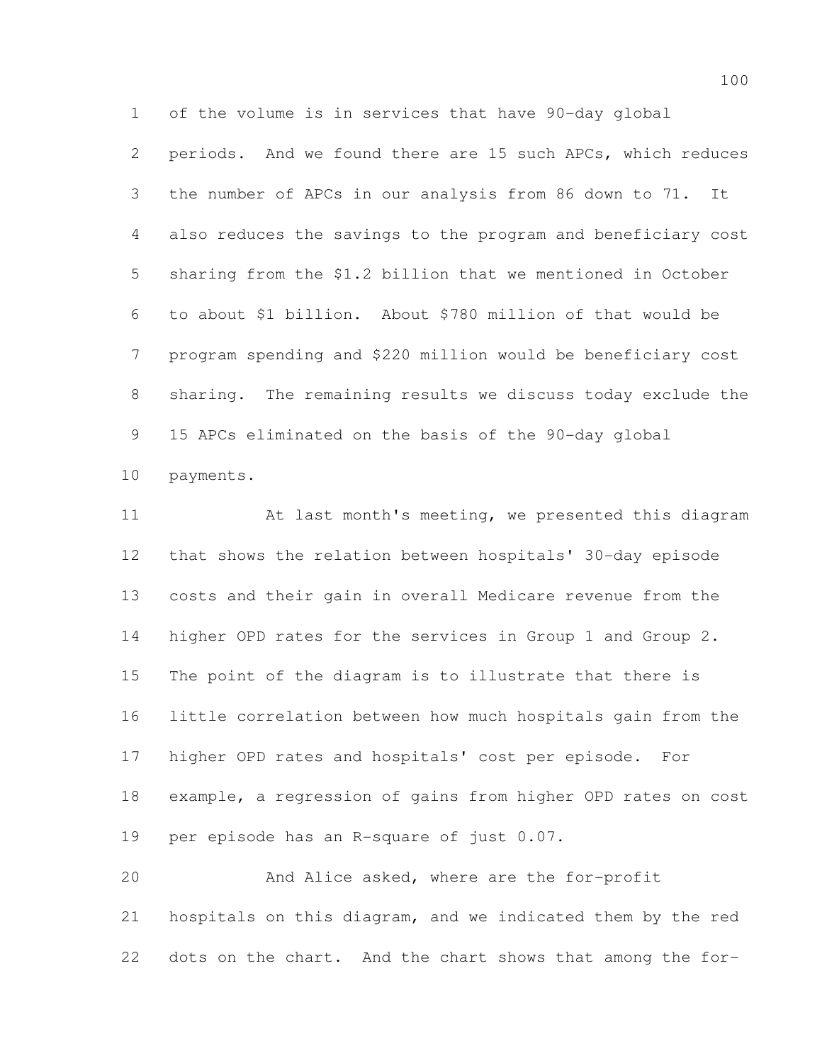of the volume is in services that have 90-day global periods. And we found there are 15 such APCs, which reduces the number of APCs in our analysis from 86 down to 71. It also reduces the savings to the program and beneficiary cost sharing from the $1.2 billion that we mentioned in October to about $1 billion. About $780 million of that would be program spending and $220 million would be beneficiary cost sharing. The remaining results we discuss today exclude the 15 APCs eliminated on the basis of the 90-day global payments.

At last month's meeting, we presented this diagram that shows the relation between hospitals' 30-day episode costs and their gain in overall Medicare revenue from the higher OPD rates for the services in Group 1 and Group 2. The point of the diagram is to illustrate that there is little correlation between how much hospitals gain from the higher OPD rates and hospitals' cost per episode. For example, a regression of gains from higher OPD rates on cost per episode has an R-square of just 0.07.

And Alice asked, where are the for-profit hospitals on this diagram, and we indicated them by the red dots on the chart. And the chart shows that among the for-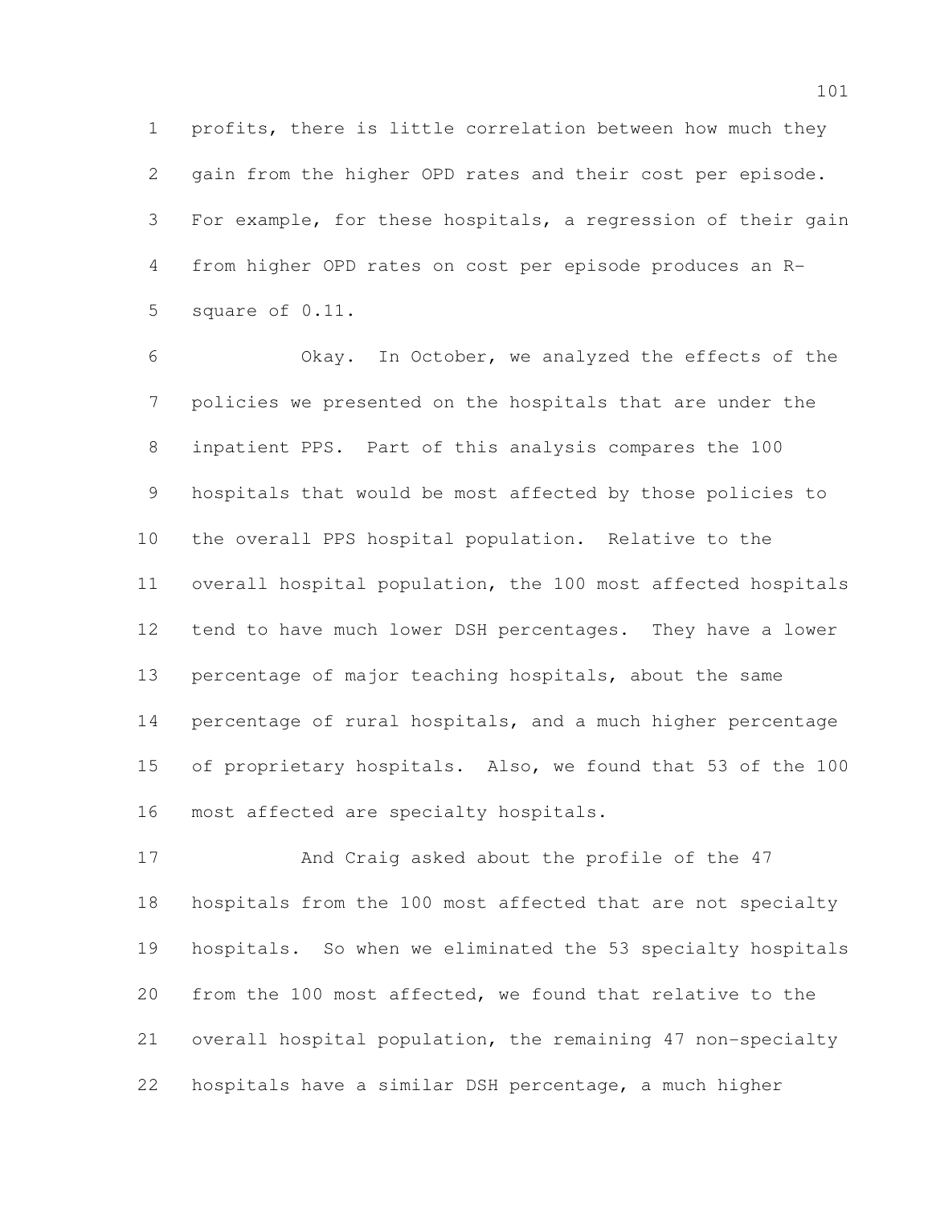profits, there is little correlation between how much they gain from the higher OPD rates and their cost per episode. For example, for these hospitals, a regression of their gain from higher OPD rates on cost per episode produces an R-square of 0.11.

Okay. In October, we analyzed the effects of the policies we presented on the hospitals that are under the inpatient PPS. Part of this analysis compares the 100 hospitals that would be most affected by those policies to the overall PPS hospital population. Relative to the overall hospital population, the 100 most affected hospitals tend to have much lower DSH percentages. They have a lower percentage of major teaching hospitals, about the same percentage of rural hospitals, and a much higher percentage of proprietary hospitals. Also, we found that 53 of the 100 most affected are specialty hospitals.

And Craig asked about the profile of the 47 hospitals from the 100 most affected that are not specialty hospitals. So when we eliminated the 53 specialty hospitals from the 100 most affected, we found that relative to the overall hospital population, the remaining 47 non-specialty hospitals have a similar DSH percentage, a much higher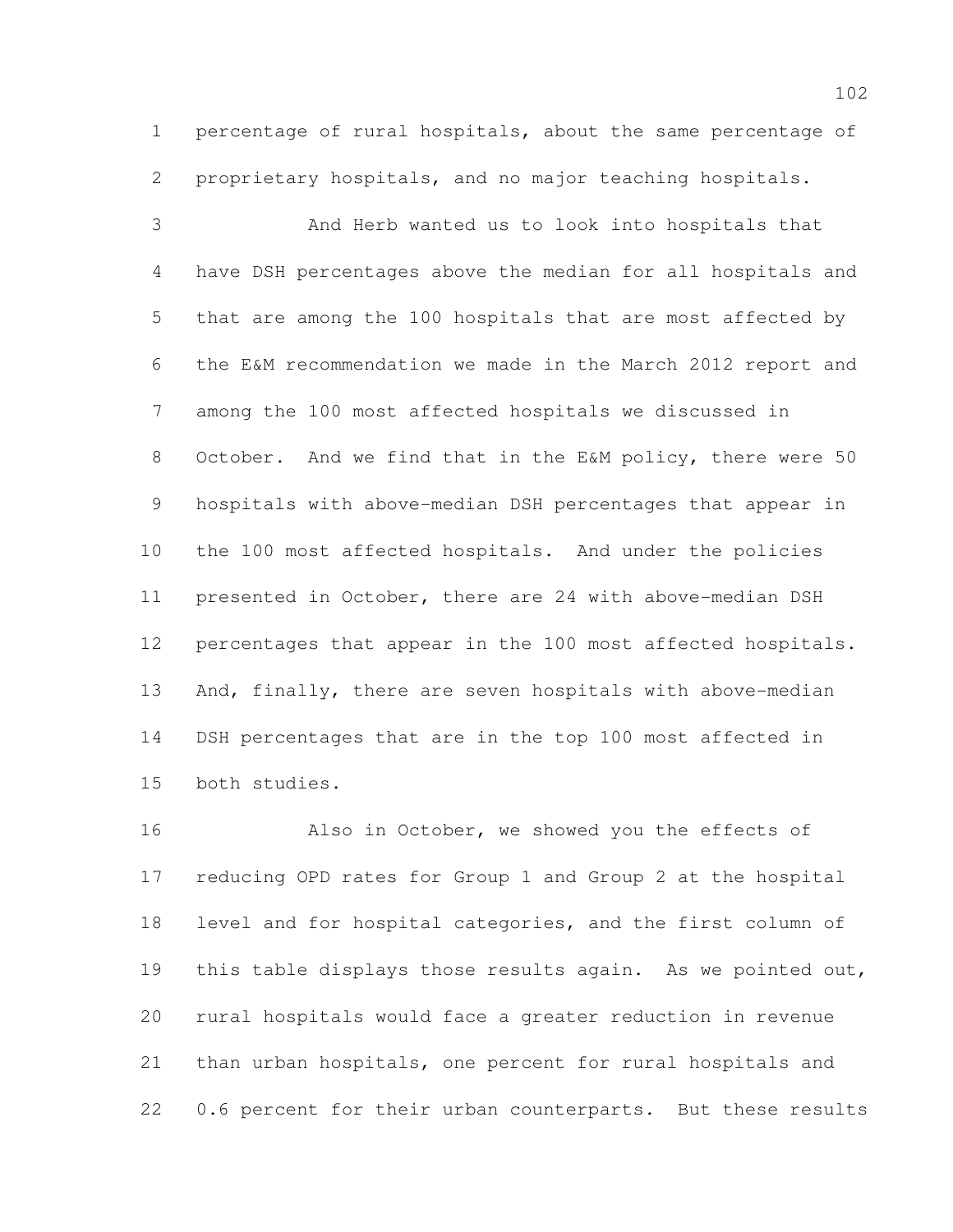percentage of rural hospitals, about the same percentage of proprietary hospitals, and no major teaching hospitals.

And Herb wanted us to look into hospitals that have DSH percentages above the median for all hospitals and that are among the 100 hospitals that are most affected by the E&M recommendation we made in the March 2012 report and among the 100 most affected hospitals we discussed in October. And we find that in the E&M policy, there were 50 hospitals with above-median DSH percentages that appear in the 100 most affected hospitals. And under the policies presented in October, there are 24 with above-median DSH percentages that appear in the 100 most affected hospitals. And, finally, there are seven hospitals with above-median DSH percentages that are in the top 100 most affected in both studies.

Also in October, we showed you the effects of reducing OPD rates for Group 1 and Group 2 at the hospital level and for hospital categories, and the first column of this table displays those results again. As we pointed out, rural hospitals would face a greater reduction in revenue than urban hospitals, one percent for rural hospitals and 0.6 percent for their urban counterparts. But these results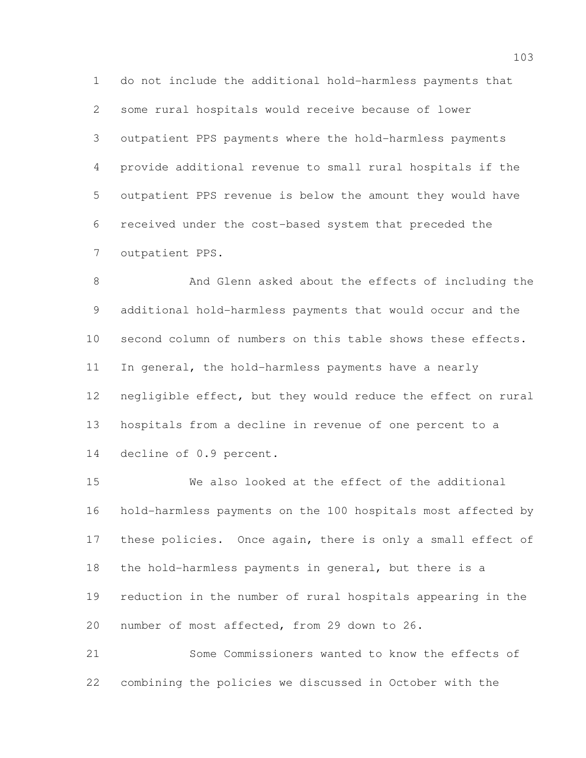do not include the additional hold-harmless payments that some rural hospitals would receive because of lower outpatient PPS payments where the hold-harmless payments provide additional revenue to small rural hospitals if the outpatient PPS revenue is below the amount they would have received under the cost-based system that preceded the outpatient PPS.

And Glenn asked about the effects of including the additional hold-harmless payments that would occur and the second column of numbers on this table shows these effects. In general, the hold-harmless payments have a nearly negligible effect, but they would reduce the effect on rural hospitals from a decline in revenue of one percent to a decline of 0.9 percent.

We also looked at the effect of the additional hold-harmless payments on the 100 hospitals most affected by these policies. Once again, there is only a small effect of the hold-harmless payments in general, but there is a reduction in the number of rural hospitals appearing in the number of most affected, from 29 down to 26.

Some Commissioners wanted to know the effects of combining the policies we discussed in October with the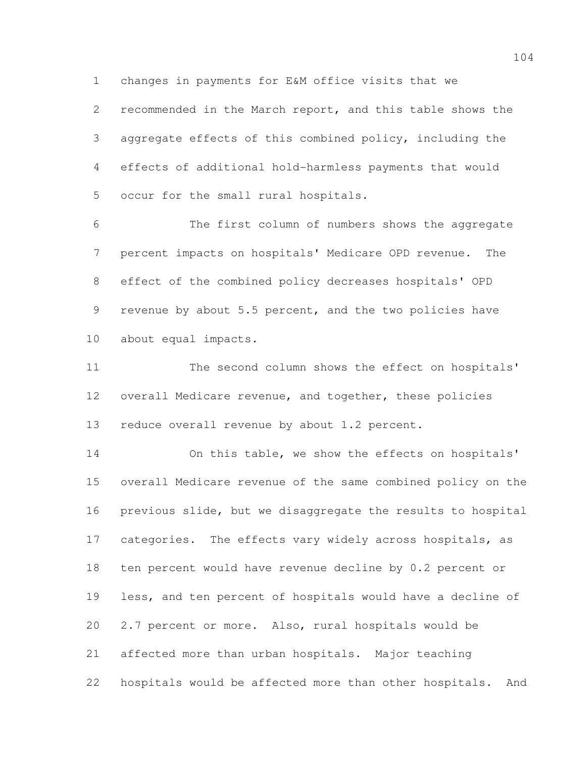changes in payments for E&M office visits that we recommended in the March report, and this table shows the aggregate effects of this combined policy, including the effects of additional hold-harmless payments that would occur for the small rural hospitals.

The first column of numbers shows the aggregate percent impacts on hospitals' Medicare OPD revenue. The effect of the combined policy decreases hospitals' OPD revenue by about 5.5 percent, and the two policies have about equal impacts.

The second column shows the effect on hospitals' overall Medicare revenue, and together, these policies reduce overall revenue by about 1.2 percent.

On this table, we show the effects on hospitals' overall Medicare revenue of the same combined policy on the previous slide, but we disaggregate the results to hospital categories. The effects vary widely across hospitals, as ten percent would have revenue decline by 0.2 percent or less, and ten percent of hospitals would have a decline of 2.7 percent or more. Also, rural hospitals would be affected more than urban hospitals. Major teaching hospitals would be affected more than other hospitals. And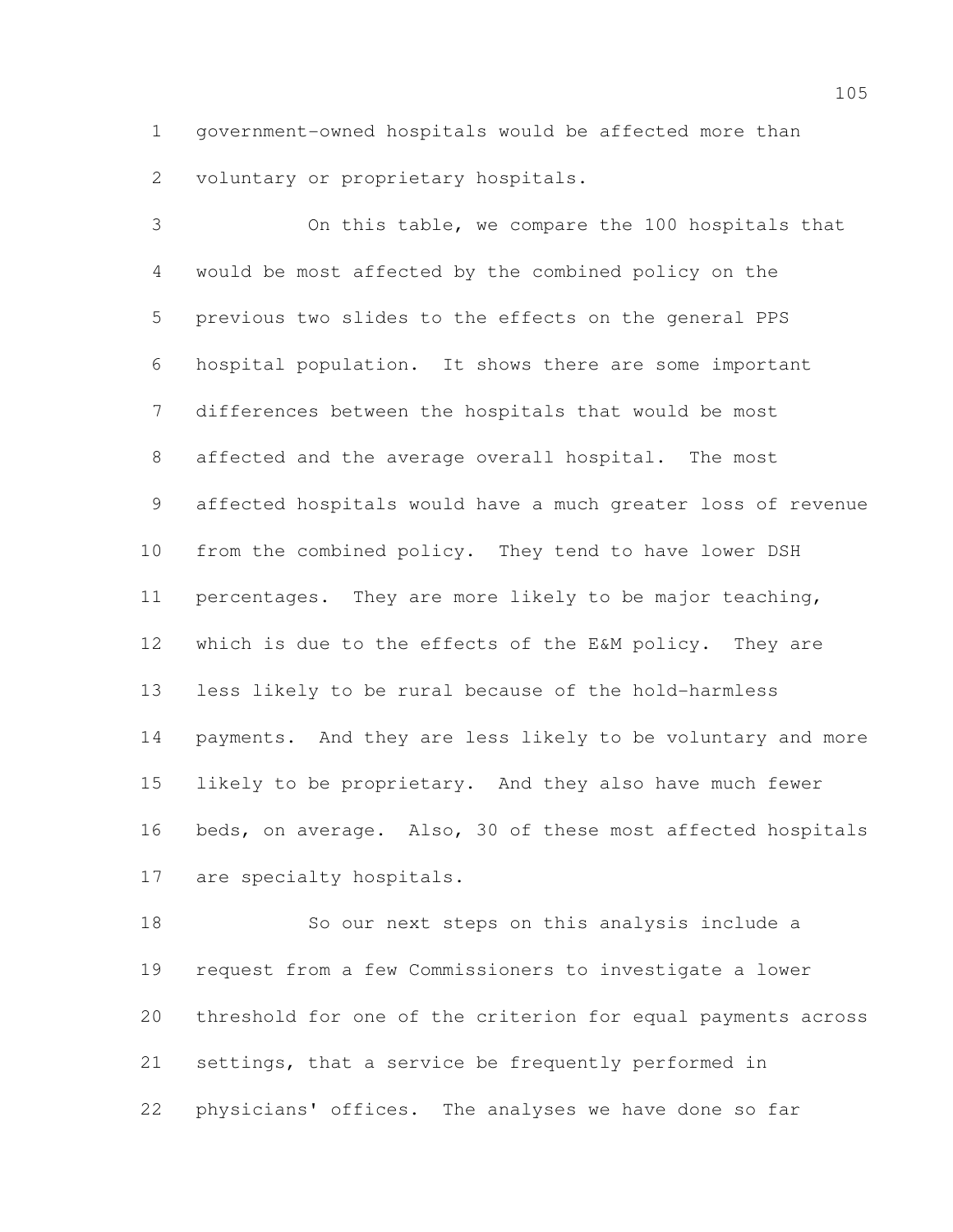government-owned hospitals would be affected more than voluntary or proprietary hospitals.

On this table, we compare the 100 hospitals that would be most affected by the combined policy on the previous two slides to the effects on the general PPS hospital population. It shows there are some important differences between the hospitals that would be most affected and the average overall hospital. The most affected hospitals would have a much greater loss of revenue from the combined policy. They tend to have lower DSH percentages. They are more likely to be major teaching, which is due to the effects of the E&M policy. They are less likely to be rural because of the hold-harmless payments. And they are less likely to be voluntary and more likely to be proprietary. And they also have much fewer beds, on average. Also, 30 of these most affected hospitals are specialty hospitals.

So our next steps on this analysis include a request from a few Commissioners to investigate a lower threshold for one of the criterion for equal payments across settings, that a service be frequently performed in physicians' offices. The analyses we have done so far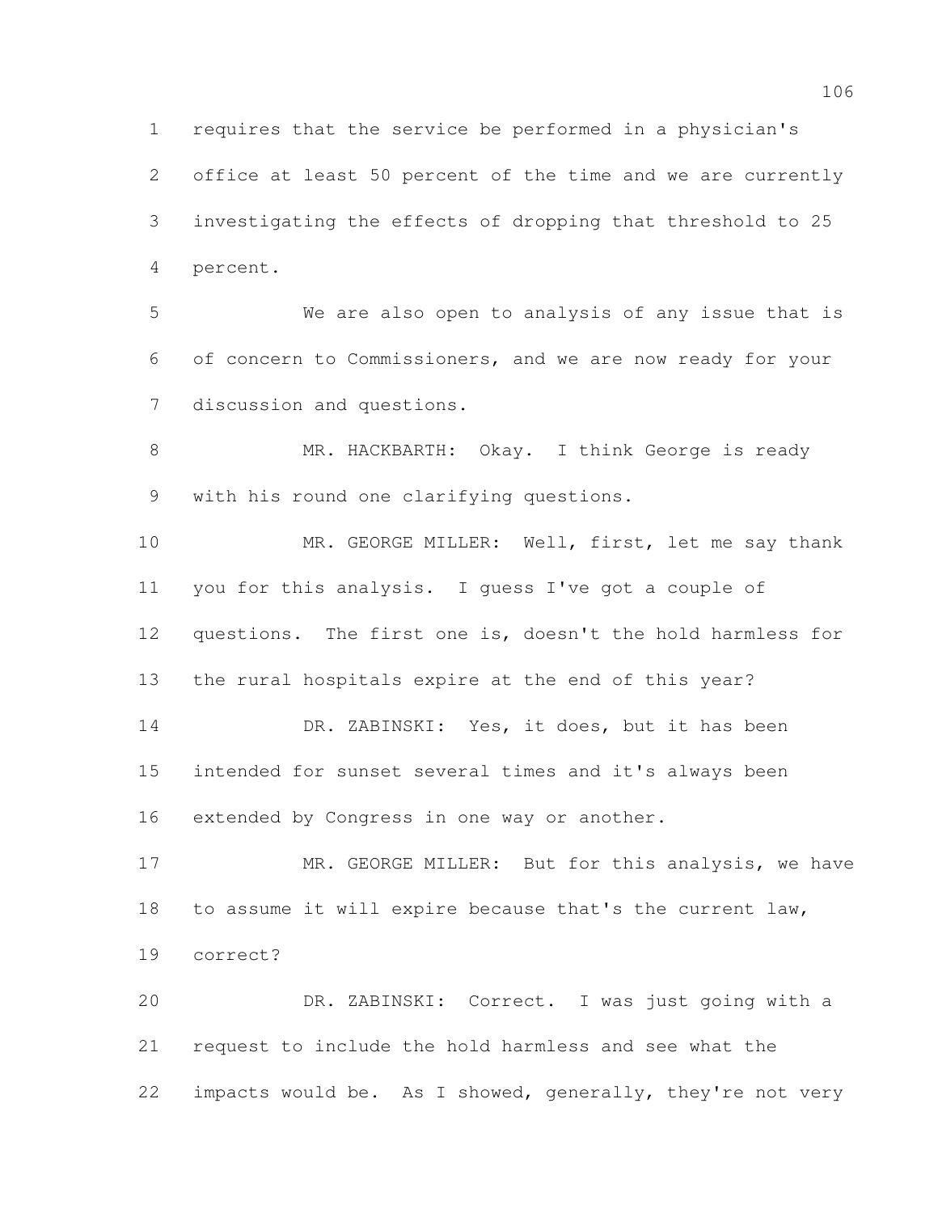requires that the service be performed in a physician's office at least 50 percent of the time and we are currently investigating the effects of dropping that threshold to 25 percent.

We are also open to analysis of any issue that is of concern to Commissioners, and we are now ready for your discussion and questions.

MR. HACKBARTH: Okay. I think George is ready with his round one clarifying questions.

MR. GEORGE MILLER: Well, first, let me say thank you for this analysis. I guess I've got a couple of questions. The first one is, doesn't the hold harmless for the rural hospitals expire at the end of this year?

DR. ZABINSKI: Yes, it does, but it has been intended for sunset several times and it's always been extended by Congress in one way or another.

MR. GEORGE MILLER: But for this analysis, we have to assume it will expire because that's the current law, correct?

DR. ZABINSKI: Correct. I was just going with a request to include the hold harmless and see what the impacts would be. As I showed, generally, they're not very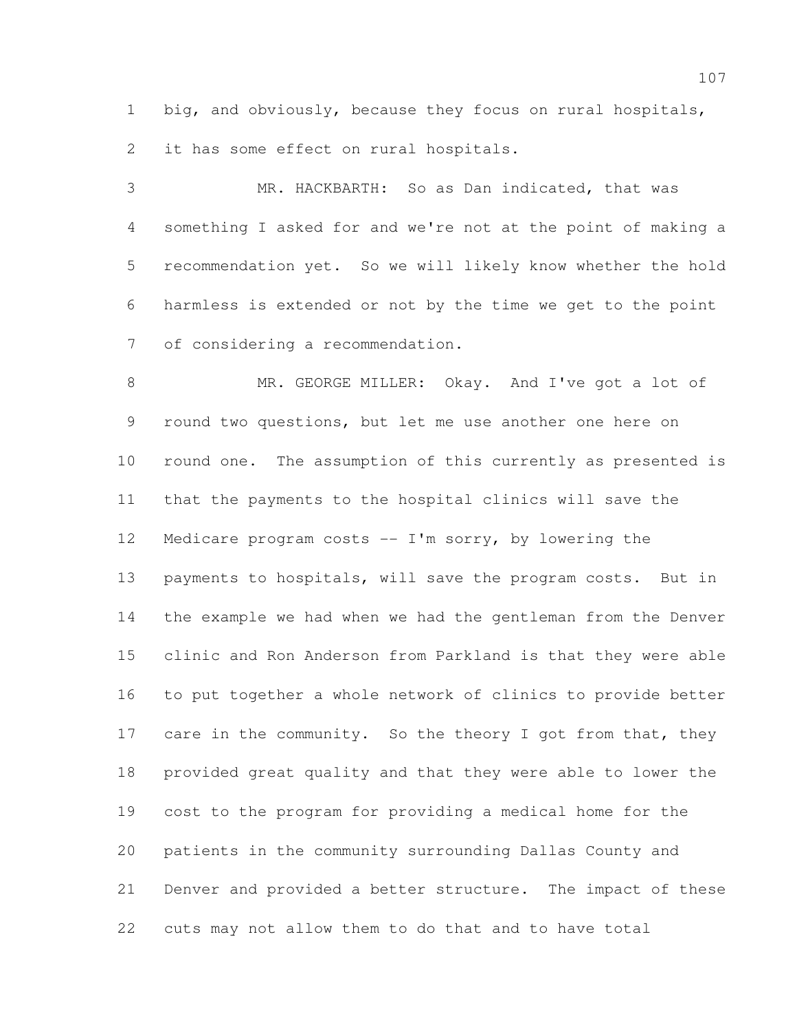big, and obviously, because they focus on rural hospitals, it has some effect on rural hospitals.

MR. HACKBARTH: So as Dan indicated, that was something I asked for and we're not at the point of making a recommendation yet. So we will likely know whether the hold harmless is extended or not by the time we get to the point of considering a recommendation.

MR. GEORGE MILLER: Okay. And I've got a lot of round two questions, but let me use another one here on round one. The assumption of this currently as presented is that the payments to the hospital clinics will save the Medicare program costs -- I'm sorry, by lowering the payments to hospitals, will save the program costs. But in the example we had when we had the gentleman from the Denver clinic and Ron Anderson from Parkland is that they were able to put together a whole network of clinics to provide better care in the community. So the theory I got from that, they provided great quality and that they were able to lower the cost to the program for providing a medical home for the patients in the community surrounding Dallas County and Denver and provided a better structure. The impact of these cuts may not allow them to do that and to have total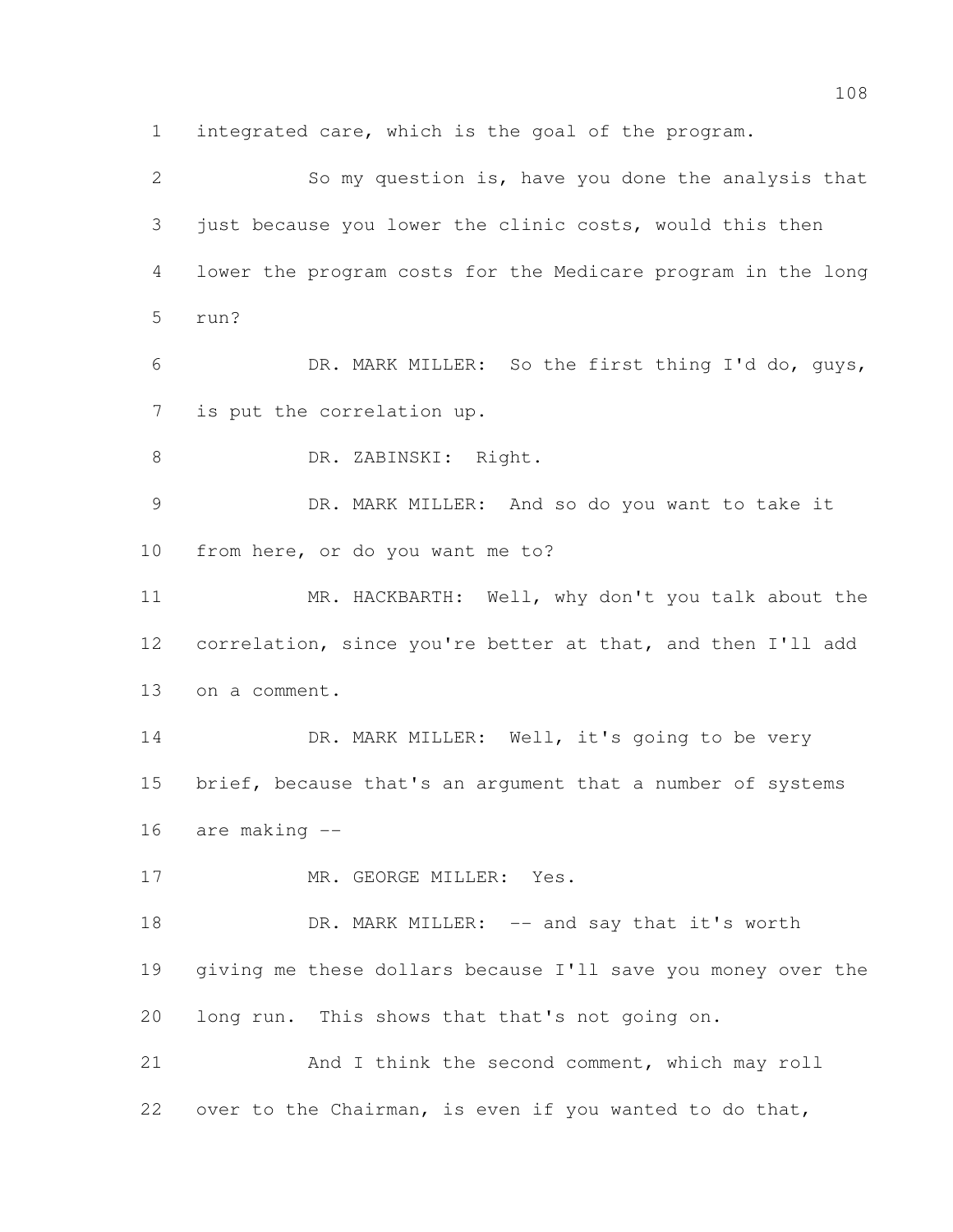integrated care, which is the goal of the program.

So my question is, have you done the analysis that just because you lower the clinic costs, would this then lower the program costs for the Medicare program in the long run?

DR. MARK MILLER: So the first thing I'd do, guys, is put the correlation up.

DR. ZABINSKI: Right.

DR. MARK MILLER: And so do you want to take it from here, or do you want me to?

MR. HACKBARTH: Well, why don't you talk about the correlation, since you're better at that, and then I'll add on a comment.

DR. MARK MILLER: Well, it's going to be very brief, because that's an argument that a number of systems are making --

MR. GEORGE MILLER: Yes.

DR. MARK MILLER: -- and say that it's worth giving me these dollars because I'll save you money over the long run. This shows that that's not going on.

And I think the second comment, which may roll over to the Chairman, is even if you wanted to do that,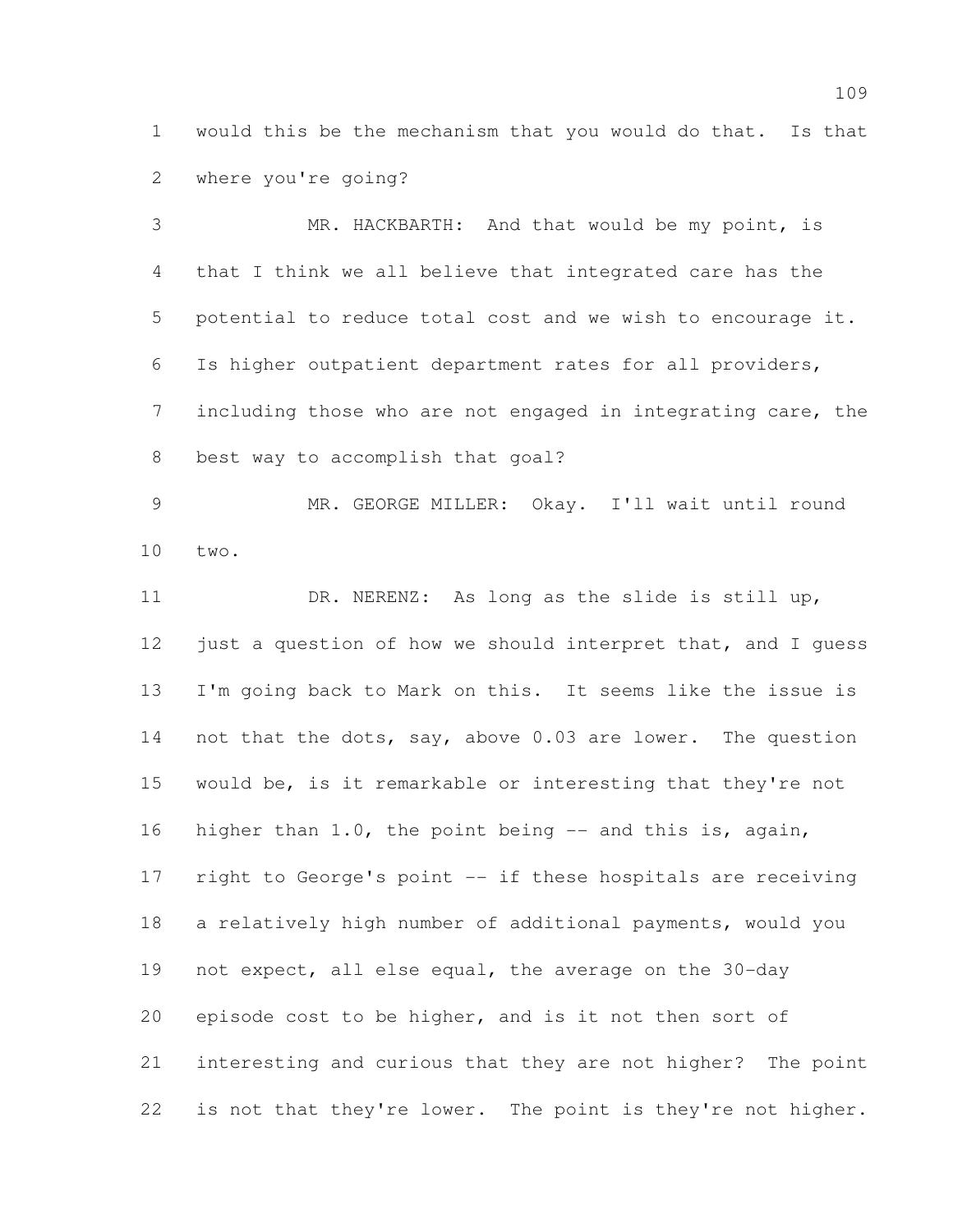would this be the mechanism that you would do that. Is that where you're going?

MR. HACKBARTH: And that would be my point, is that I think we all believe that integrated care has the potential to reduce total cost and we wish to encourage it. Is higher outpatient department rates for all providers, including those who are not engaged in integrating care, the best way to accomplish that goal?

MR. GEORGE MILLER: Okay. I'll wait until round two.

DR. NERENZ: As long as the slide is still up, just a question of how we should interpret that, and I guess I'm going back to Mark on this. It seems like the issue is not that the dots, say, above 0.03 are lower. The question would be, is it remarkable or interesting that they're not higher than 1.0, the point being -- and this is, again, right to George's point -- if these hospitals are receiving a relatively high number of additional payments, would you not expect, all else equal, the average on the 30-day episode cost to be higher, and is it not then sort of interesting and curious that they are not higher? The point is not that they're lower. The point is they're not higher.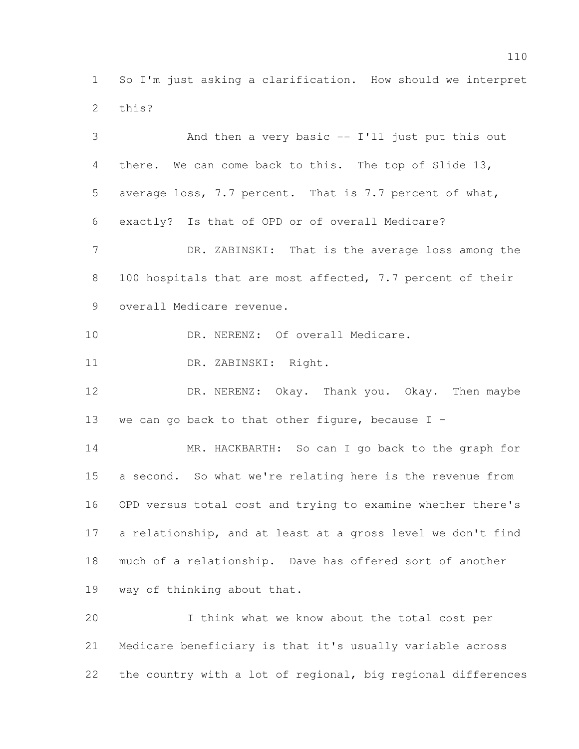So I'm just asking a clarification. How should we interpret this?

And then a very basic -- I'll just put this out there. We can come back to this. The top of Slide 13, average loss, 7.7 percent. That is 7.7 percent of what, exactly? Is that of OPD or of overall Medicare?

DR. ZABINSKI: That is the average loss among the 100 hospitals that are most affected, 7.7 percent of their overall Medicare revenue.

DR. NERENZ: Of overall Medicare.

DR. ZABINSKI: Right.

DR. NERENZ: Okay. Thank you. Okay. Then maybe we can go back to that other figure, because I -

MR. HACKBARTH: So can I go back to the graph for a second. So what we're relating here is the revenue from OPD versus total cost and trying to examine whether there's a relationship, and at least at a gross level we don't find much of a relationship. Dave has offered sort of another way of thinking about that.

I think what we know about the total cost per Medicare beneficiary is that it's usually variable across the country with a lot of regional, big regional differences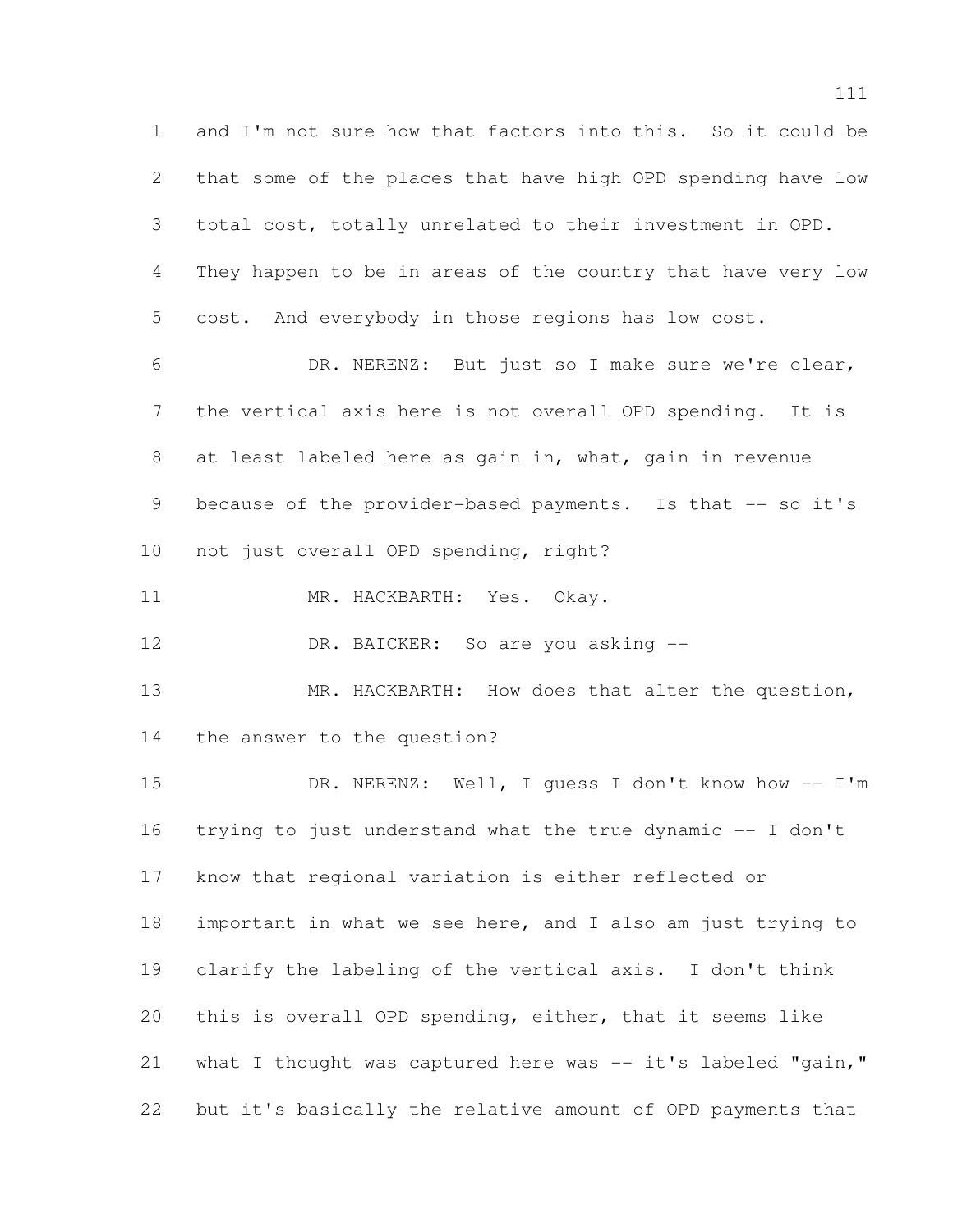and I'm not sure how that factors into this. So it could be that some of the places that have high OPD spending have low total cost, totally unrelated to their investment in OPD. They happen to be in areas of the country that have very low cost. And everybody in those regions has low cost.

DR. NERENZ: But just so I make sure we're clear, the vertical axis here is not overall OPD spending. It is at least labeled here as gain in, what, gain in revenue because of the provider-based payments. Is that -- so it's not just overall OPD spending, right?

MR. HACKBARTH: Yes. Okay.

DR. BAICKER: So are you asking --

MR. HACKBARTH: How does that alter the question, the answer to the question?

DR. NERENZ: Well, I guess I don't know how -- I'm trying to just understand what the true dynamic -- I don't know that regional variation is either reflected or important in what we see here, and I also am just trying to clarify the labeling of the vertical axis. I don't think this is overall OPD spending, either, that it seems like what I thought was captured here was -- it's labeled "gain," but it's basically the relative amount of OPD payments that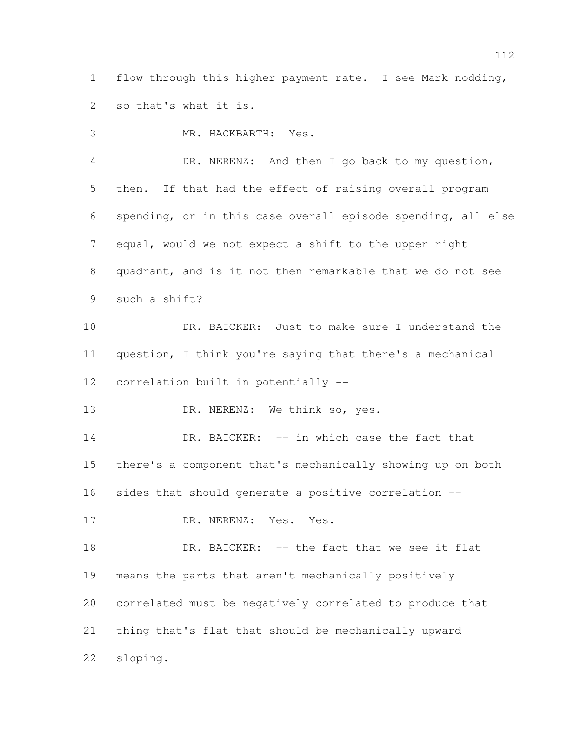flow through this higher payment rate. I see Mark nodding, so that's what it is.

MR. HACKBARTH: Yes.

DR. NERENZ: And then I go back to my question, then. If that had the effect of raising overall program spending, or in this case overall episode spending, all else equal, would we not expect a shift to the upper right quadrant, and is it not then remarkable that we do not see such a shift?

DR. BAICKER: Just to make sure I understand the question, I think you're saying that there's a mechanical correlation built in potentially --

DR. NERENZ: We think so, yes.

DR. BAICKER: -- in which case the fact that there's a component that's mechanically showing up on both sides that should generate a positive correlation --

DR. NERENZ: Yes. Yes.

DR. BAICKER: -- the fact that we see it flat means the parts that aren't mechanically positively correlated must be negatively correlated to produce that thing that's flat that should be mechanically upward sloping.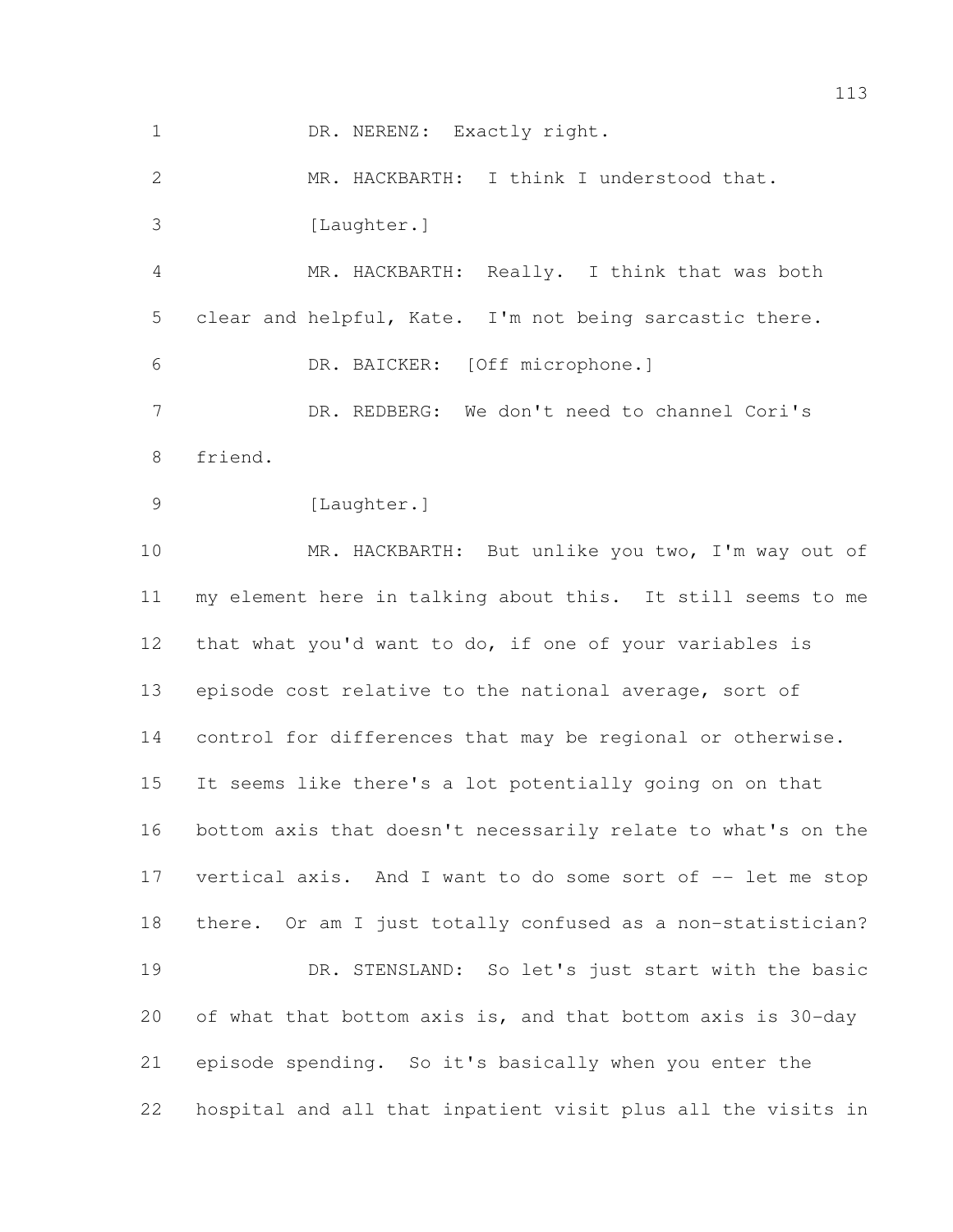DR. NERENZ: Exactly right.

MR. HACKBARTH: I think I understood that.

[Laughter.]

MR. HACKBARTH: Really. I think that was both clear and helpful, Kate. I'm not being sarcastic there.

DR. BAICKER: [Off microphone.]

DR. REDBERG: We don't need to channel Cori's friend.

[Laughter.]

MR. HACKBARTH: But unlike you two, I'm way out of my element here in talking about this. It still seems to me that what you'd want to do, if one of your variables is episode cost relative to the national average, sort of control for differences that may be regional or otherwise. It seems like there's a lot potentially going on on that bottom axis that doesn't necessarily relate to what's on the vertical axis. And I want to do some sort of -- let me stop there. Or am I just totally confused as a non-statistician?

DR. STENSLAND: So let's just start with the basic of what that bottom axis is, and that bottom axis is 30-day episode spending. So it's basically when you enter the hospital and all that inpatient visit plus all the visits in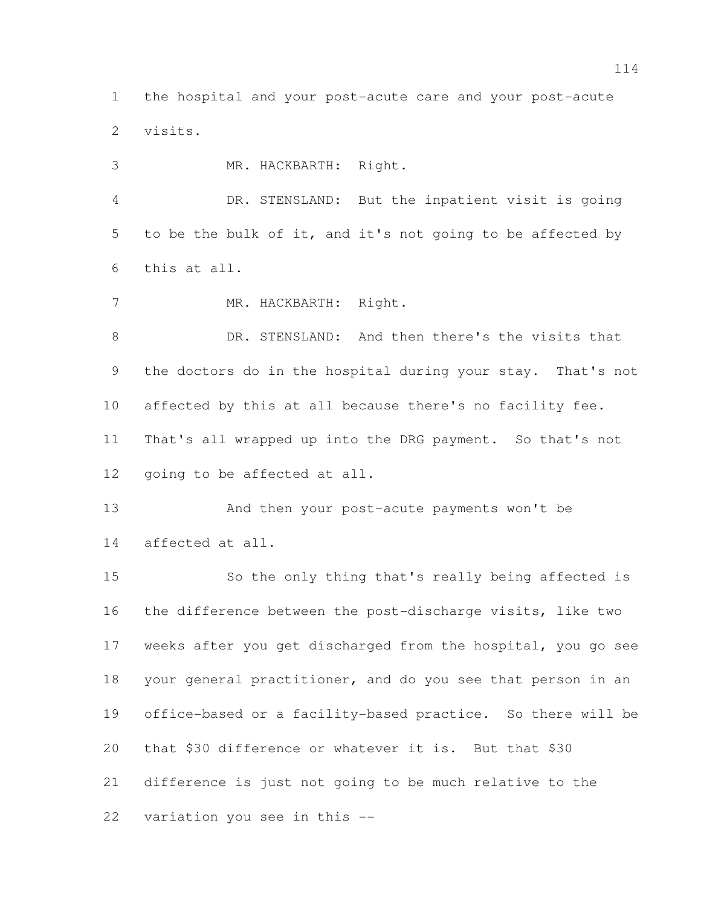the hospital and your post-acute care and your post-acute visits.

MR. HACKBARTH: Right.

DR. STENSLAND: But the inpatient visit is going to be the bulk of it, and it's not going to be affected by this at all.

MR. HACKBARTH: Right.

DR. STENSLAND: And then there's the visits that the doctors do in the hospital during your stay. That's not affected by this at all because there's no facility fee. That's all wrapped up into the DRG payment. So that's not going to be affected at all.

And then your post-acute payments won't be affected at all.

So the only thing that's really being affected is the difference between the post-discharge visits, like two weeks after you get discharged from the hospital, you go see your general practitioner, and do you see that person in an office-based or a facility-based practice. So there will be that $30 difference or whatever it is. But that $30 difference is just not going to be much relative to the variation you see in this --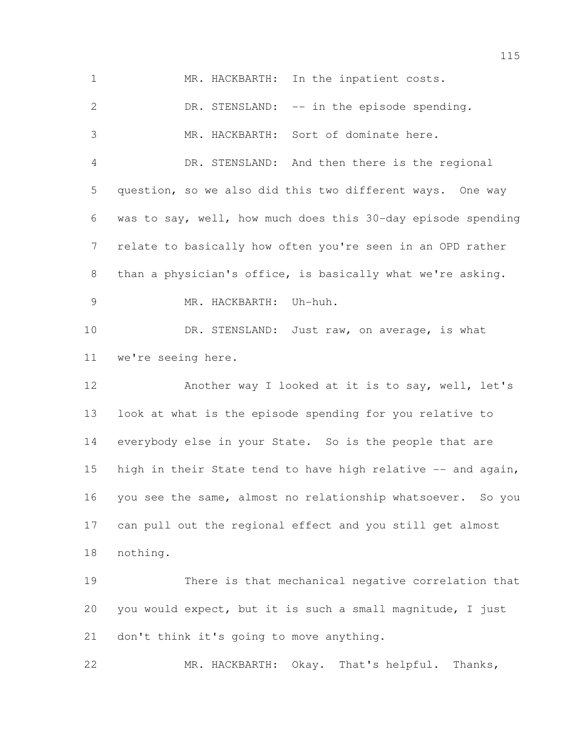MR. HACKBARTH: In the inpatient costs.

DR. STENSLAND: -- in the episode spending.

MR. HACKBARTH: Sort of dominate here.

DR. STENSLAND: And then there is the regional question, so we also did this two different ways. One way was to say, well, how much does this 30-day episode spending relate to basically how often you're seen in an OPD rather than a physician's office, is basically what we're asking.

MR. HACKBARTH: Uh-huh.

DR. STENSLAND: Just raw, on average, is what we're seeing here.

Another way I looked at it is to say, well, let's look at what is the episode spending for you relative to everybody else in your State. So is the people that are high in their State tend to have high relative -- and again, you see the same, almost no relationship whatsoever. So you can pull out the regional effect and you still get almost nothing.

There is that mechanical negative correlation that you would expect, but it is such a small magnitude, I just don't think it's going to move anything.

MR. HACKBARTH: Okay. That's helpful. Thanks,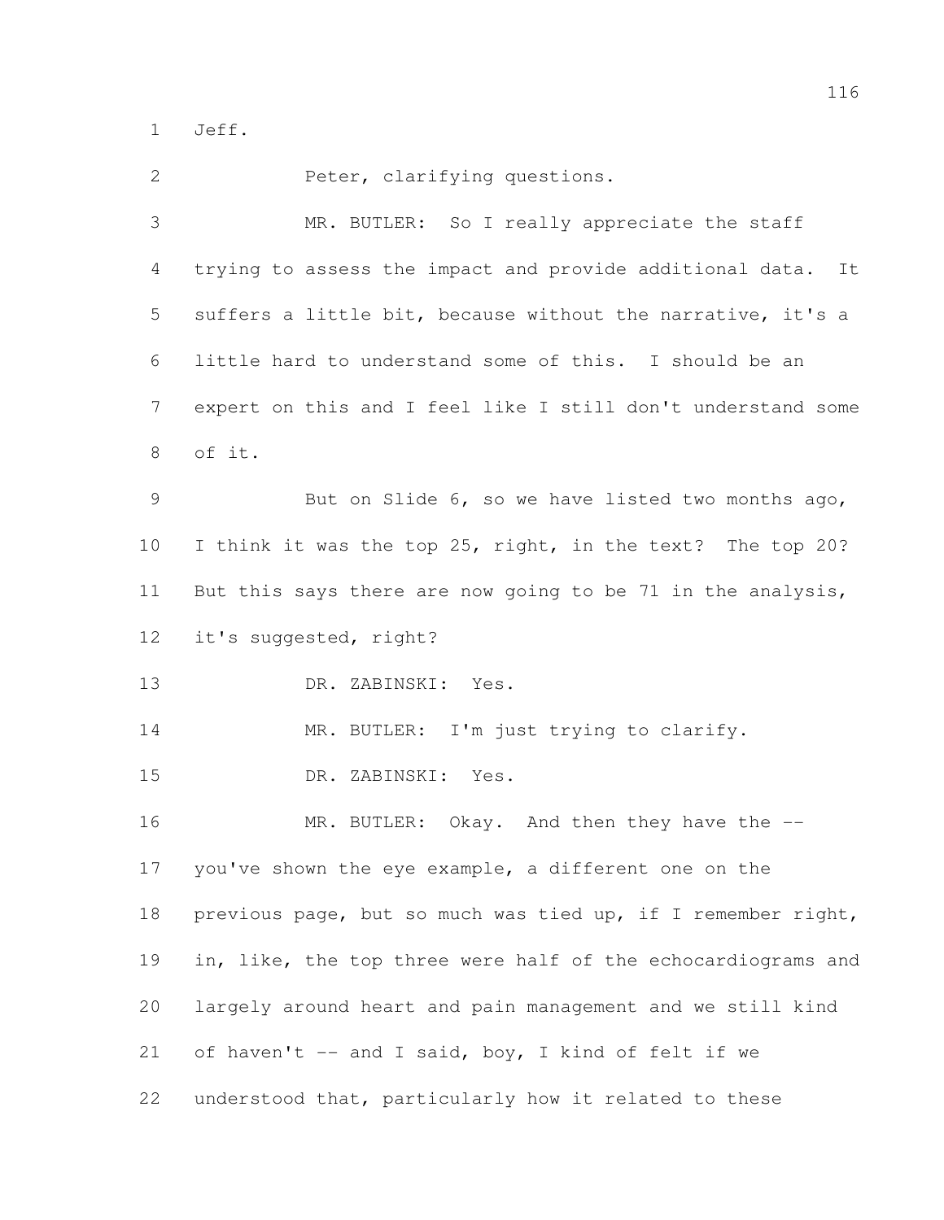Jeff.

Peter, clarifying questions.

MR. BUTLER: So I really appreciate the staff trying to assess the impact and provide additional data. It suffers a little bit, because without the narrative, it's a little hard to understand some of this. I should be an expert on this and I feel like I still don't understand some of it.

But on Slide 6, so we have listed two months ago, I think it was the top 25, right, in the text? The top 20? But this says there are now going to be 71 in the analysis, it's suggested, right?

DR. ZABINSKI: Yes.

MR. BUTLER: I'm just trying to clarify.

DR. ZABINSKI: Yes.

MR. BUTLER: Okay. And then they have the -- you've shown the eye example, a different one on the previous page, but so much was tied up, if I remember right, in, like, the top three were half of the echocardiograms and largely around heart and pain management and we still kind of haven't -- and I said, boy, I kind of felt if we understood that, particularly how it related to these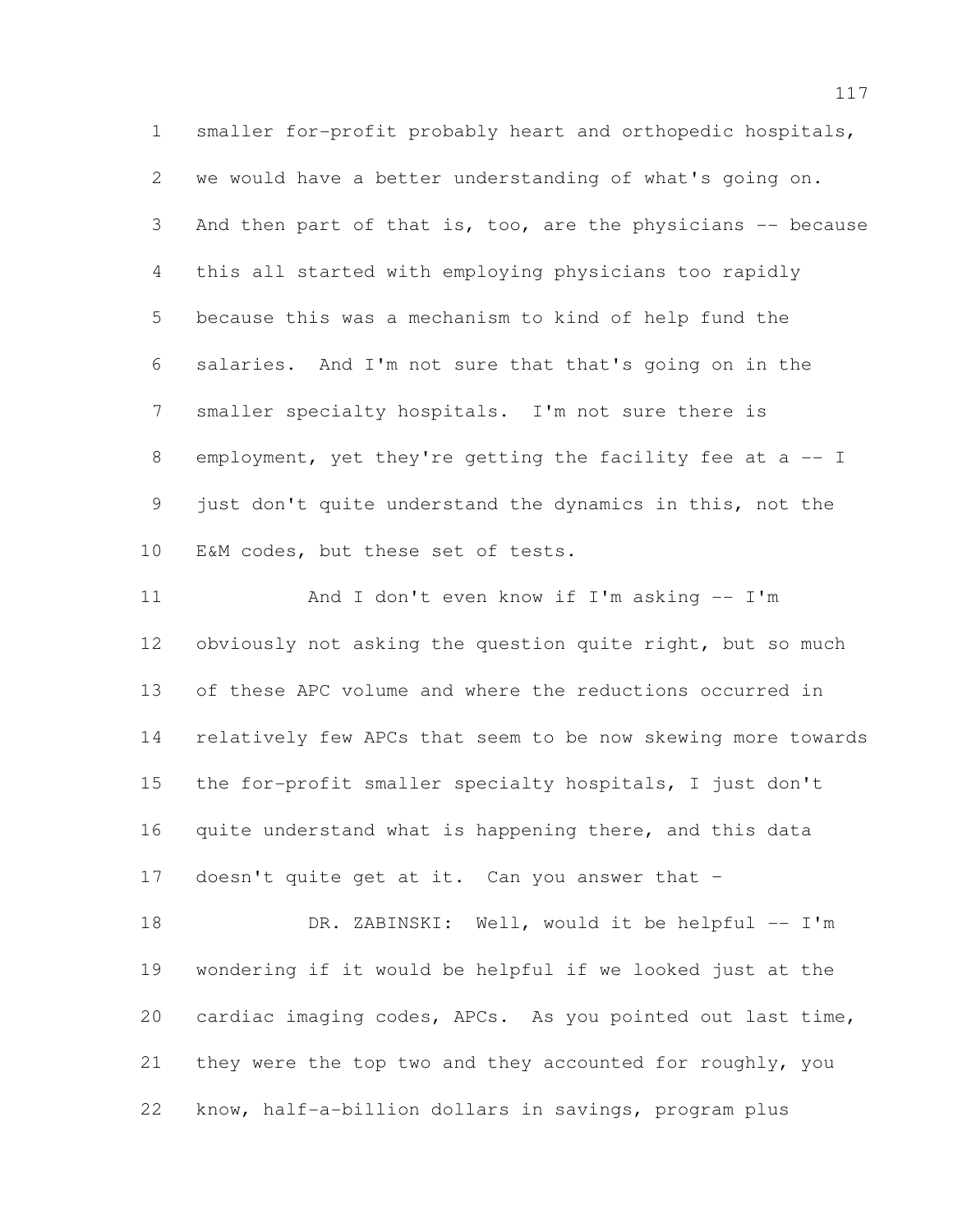smaller for-profit probably heart and orthopedic hospitals, we would have a better understanding of what's going on. And then part of that is, too, are the physicians -- because this all started with employing physicians too rapidly because this was a mechanism to kind of help fund the salaries. And I'm not sure that that's going on in the smaller specialty hospitals. I'm not sure there is employment, yet they're getting the facility fee at a -- I just don't quite understand the dynamics in this, not the E&M codes, but these set of tests.

And I don't even know if I'm asking -- I'm obviously not asking the question quite right, but so much of these APC volume and where the reductions occurred in relatively few APCs that seem to be now skewing more towards the for-profit smaller specialty hospitals, I just don't quite understand what is happening there, and this data doesn't quite get at it. Can you answer that -

DR. ZABINSKI: Well, would it be helpful -- I'm wondering if it would be helpful if we looked just at the cardiac imaging codes, APCs. As you pointed out last time, they were the top two and they accounted for roughly, you know, half-a-billion dollars in savings, program plus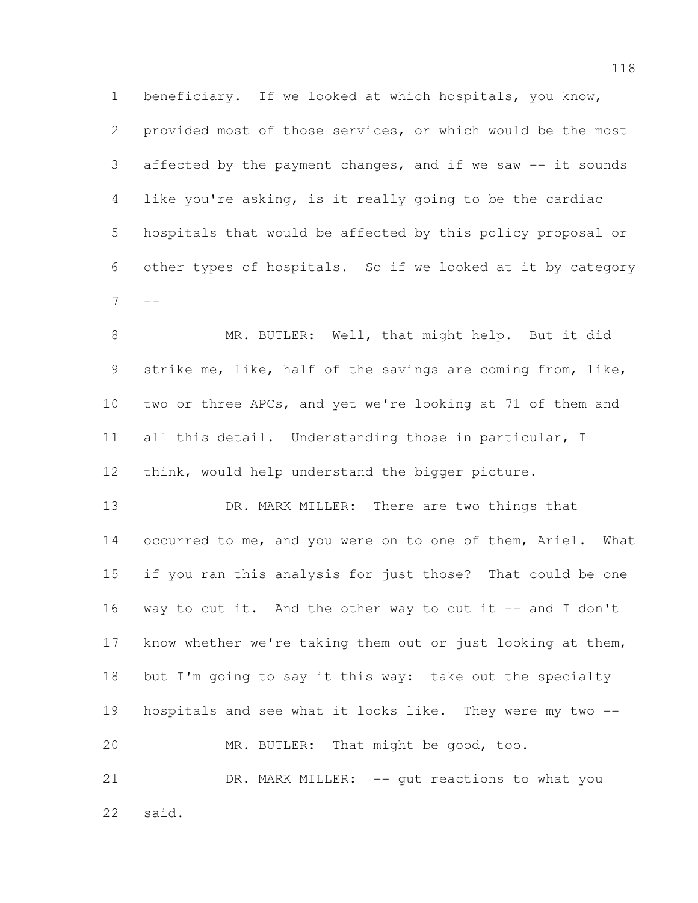beneficiary. If we looked at which hospitals, you know, provided most of those services, or which would be the most affected by the payment changes, and if we saw -- it sounds like you're asking, is it really going to be the cardiac hospitals that would be affected by this policy proposal or other types of hospitals. So if we looked at it by category --

MR. BUTLER: Well, that might help. But it did strike me, like, half of the savings are coming from, like, two or three APCs, and yet we're looking at 71 of them and all this detail. Understanding those in particular, I think, would help understand the bigger picture.

DR. MARK MILLER: There are two things that occurred to me, and you were on to one of them, Ariel. What if you ran this analysis for just those? That could be one way to cut it. And the other way to cut it -- and I don't know whether we're taking them out or just looking at them, but I'm going to say it this way: take out the specialty hospitals and see what it looks like. They were my two --

MR. BUTLER: That might be good, too.

DR. MARK MILLER: -- gut reactions to what you said.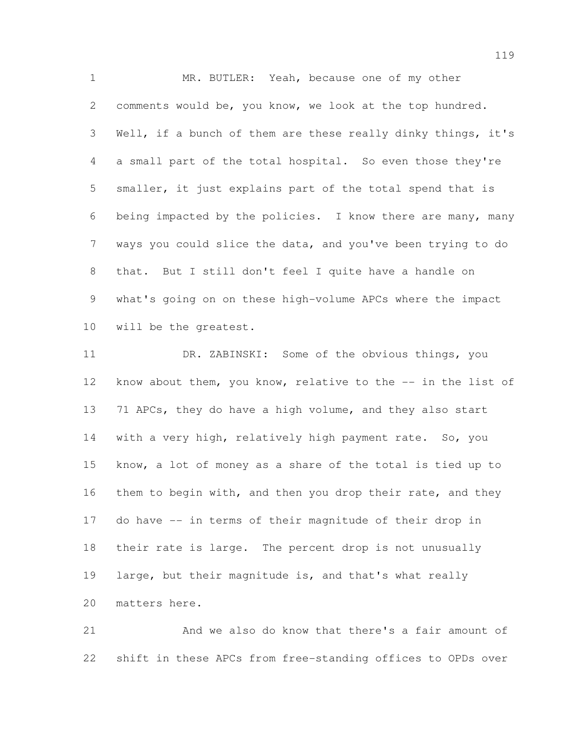MR. BUTLER: Yeah, because one of my other comments would be, you know, we look at the top hundred. Well, if a bunch of them are these really dinky things, it's a small part of the total hospital. So even those they're smaller, it just explains part of the total spend that is being impacted by the policies. I know there are many, many ways you could slice the data, and you've been trying to do that. But I still don't feel I quite have a handle on what's going on on these high-volume APCs where the impact will be the greatest.

DR. ZABINSKI: Some of the obvious things, you know about them, you know, relative to the -- in the list of 71 APCs, they do have a high volume, and they also start with a very high, relatively high payment rate. So, you know, a lot of money as a share of the total is tied up to them to begin with, and then you drop their rate, and they do have -- in terms of their magnitude of their drop in their rate is large. The percent drop is not unusually large, but their magnitude is, and that's what really matters here.

And we also do know that there's a fair amount of shift in these APCs from free-standing offices to OPDs over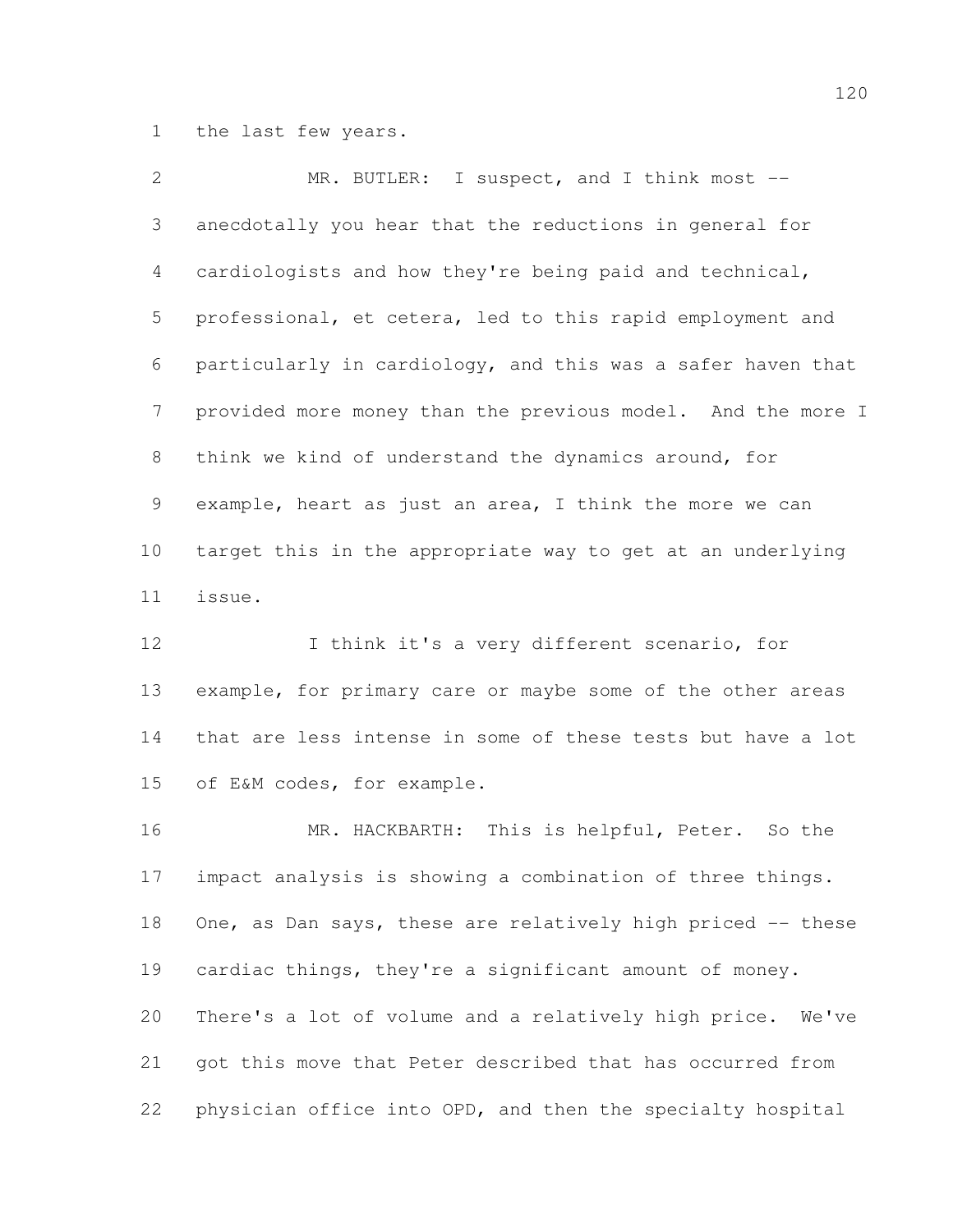the last few years.

MR. BUTLER: I suspect, and I think most -- anecdotally you hear that the reductions in general for cardiologists and how they're being paid and technical, professional, et cetera, led to this rapid employment and particularly in cardiology, and this was a safer haven that provided more money than the previous model. And the more I think we kind of understand the dynamics around, for example, heart as just an area, I think the more we can target this in the appropriate way to get at an underlying issue.

I think it's a very different scenario, for example, for primary care or maybe some of the other areas that are less intense in some of these tests but have a lot of E&M codes, for example.

MR. HACKBARTH: This is helpful, Peter. So the impact analysis is showing a combination of three things. One, as Dan says, these are relatively high priced -- these cardiac things, they're a significant amount of money. There's a lot of volume and a relatively high price. We've got this move that Peter described that has occurred from physician office into OPD, and then the specialty hospital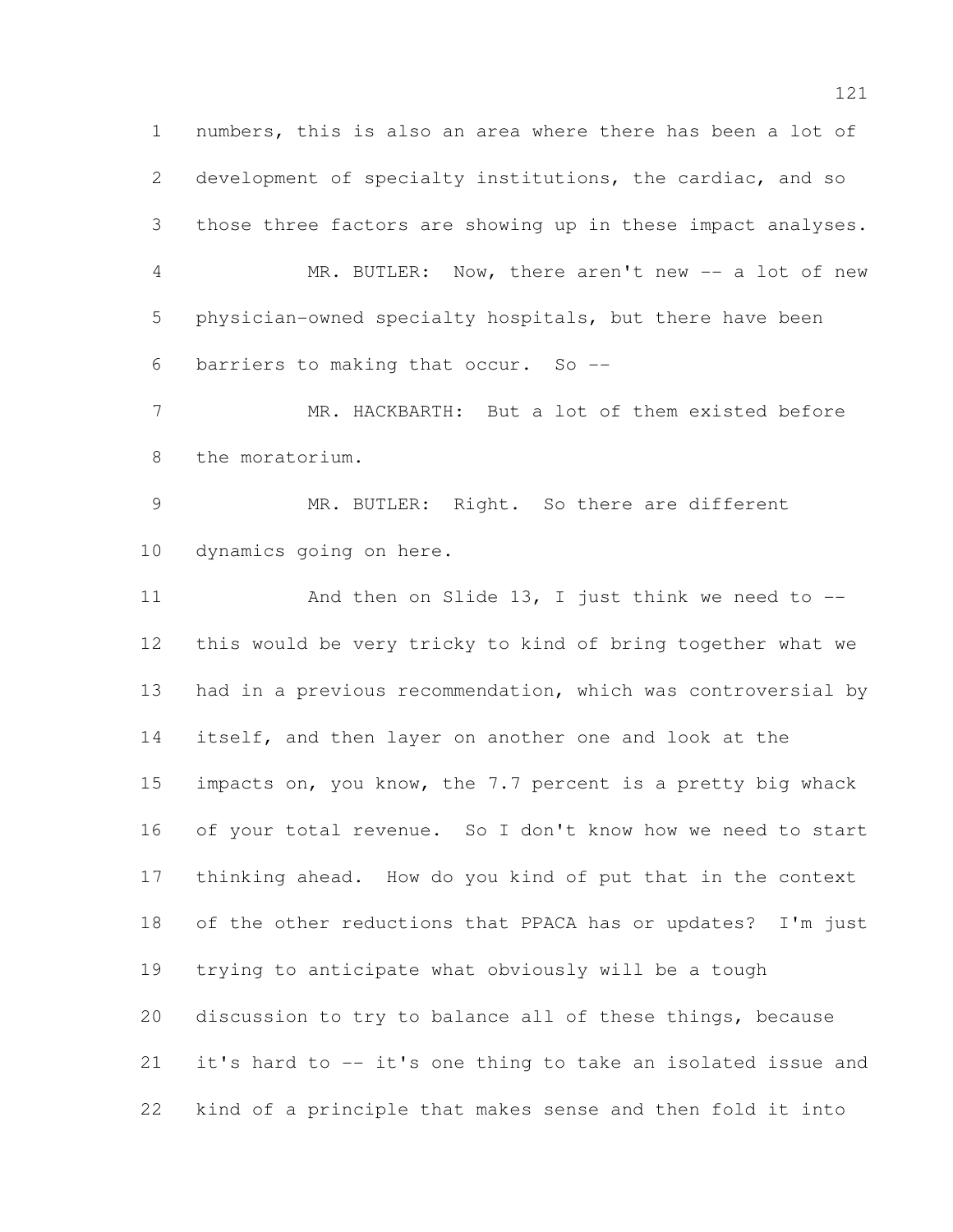numbers, this is also an area where there has been a lot of development of specialty institutions, the cardiac, and so those three factors are showing up in these impact analyses.

MR. BUTLER: Now, there aren't new -- a lot of new physician-owned specialty hospitals, but there have been barriers to making that occur. So --

MR. HACKBARTH: But a lot of them existed before the moratorium.

MR. BUTLER: Right. So there are different dynamics going on here.

And then on Slide 13, I just think we need to -- this would be very tricky to kind of bring together what we had in a previous recommendation, which was controversial by itself, and then layer on another one and look at the impacts on, you know, the 7.7 percent is a pretty big whack of your total revenue. So I don't know how we need to start thinking ahead. How do you kind of put that in the context of the other reductions that PPACA has or updates? I'm just trying to anticipate what obviously will be a tough discussion to try to balance all of these things, because it's hard to -- it's one thing to take an isolated issue and kind of a principle that makes sense and then fold it into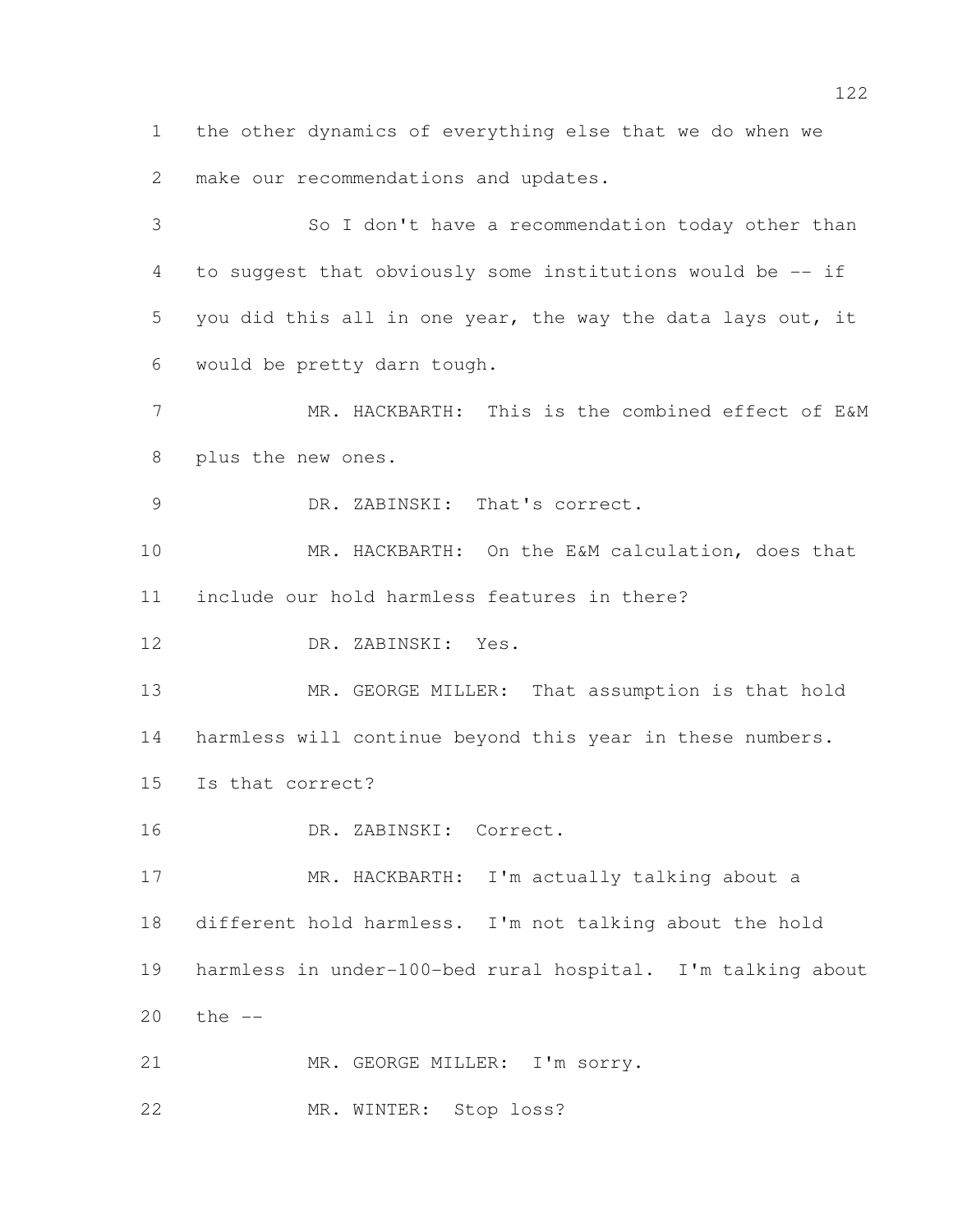the other dynamics of everything else that we do when we make our recommendations and updates.

So I don't have a recommendation today other than to suggest that obviously some institutions would be -- if you did this all in one year, the way the data lays out, it would be pretty darn tough.

MR. HACKBARTH: This is the combined effect of E&M plus the new ones.

DR. ZABINSKI: That's correct.

MR. HACKBARTH: On the E&M calculation, does that include our hold harmless features in there?

DR. ZABINSKI: Yes.

MR. GEORGE MILLER: That assumption is that hold harmless will continue beyond this year in these numbers. Is that correct?

DR. ZABINSKI: Correct.

MR. HACKBARTH: I'm actually talking about a different hold harmless. I'm not talking about the hold harmless in under-100-bed rural hospital. I'm talking about the --

MR. GEORGE MILLER: I'm sorry.

MR. WINTER: Stop loss?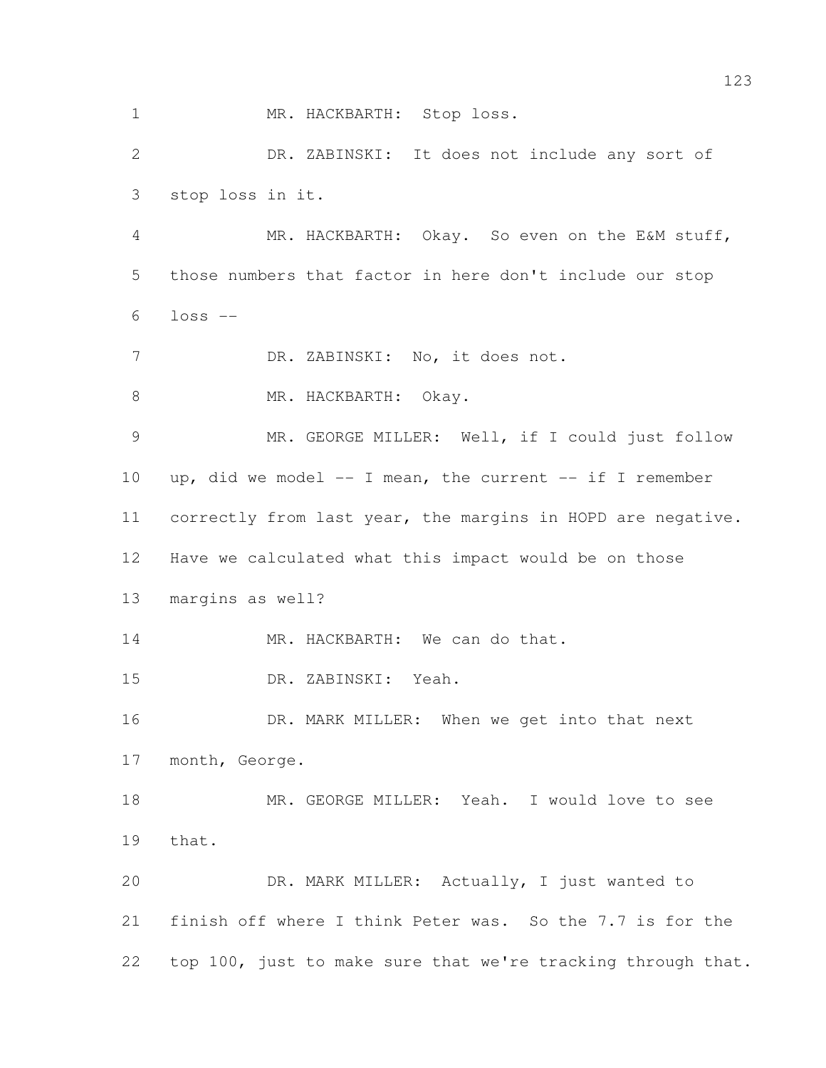MR. HACKBARTH: Stop loss.

DR. ZABINSKI: It does not include any sort of stop loss in it.

MR. HACKBARTH: Okay. So even on the E&M stuff, those numbers that factor in here don't include our stop loss --

DR. ZABINSKI: No, it does not.

MR. HACKBARTH: Okay.

MR. GEORGE MILLER: Well, if I could just follow up, did we model -- I mean, the current -- if I remember correctly from last year, the margins in HOPD are negative. Have we calculated what this impact would be on those margins as well?

MR. HACKBARTH: We can do that.

DR. ZABINSKI: Yeah.

DR. MARK MILLER: When we get into that next month, George.

MR. GEORGE MILLER: Yeah. I would love to see that.

DR. MARK MILLER: Actually, I just wanted to finish off where I think Peter was. So the 7.7 is for the top 100, just to make sure that we're tracking through that.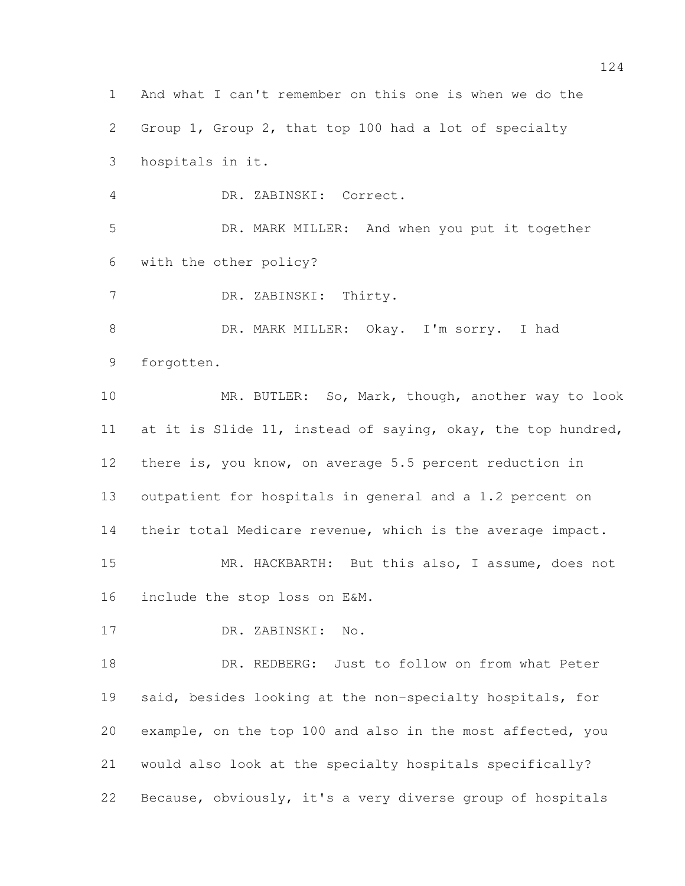And what I can't remember on this one is when we do the Group 1, Group 2, that top 100 had a lot of specialty hospitals in it.

DR. ZABINSKI: Correct.

DR. MARK MILLER: And when you put it together with the other policy?

DR. ZABINSKI: Thirty.

DR. MARK MILLER: Okay. I'm sorry. I had forgotten.

MR. BUTLER: So, Mark, though, another way to look at it is Slide 11, instead of saying, okay, the top hundred, there is, you know, on average 5.5 percent reduction in outpatient for hospitals in general and a 1.2 percent on their total Medicare revenue, which is the average impact.

MR. HACKBARTH: But this also, I assume, does not include the stop loss on E&M.

DR. ZABINSKI: No.

DR. REDBERG: Just to follow on from what Peter said, besides looking at the non-specialty hospitals, for example, on the top 100 and also in the most affected, you would also look at the specialty hospitals specifically? Because, obviously, it's a very diverse group of hospitals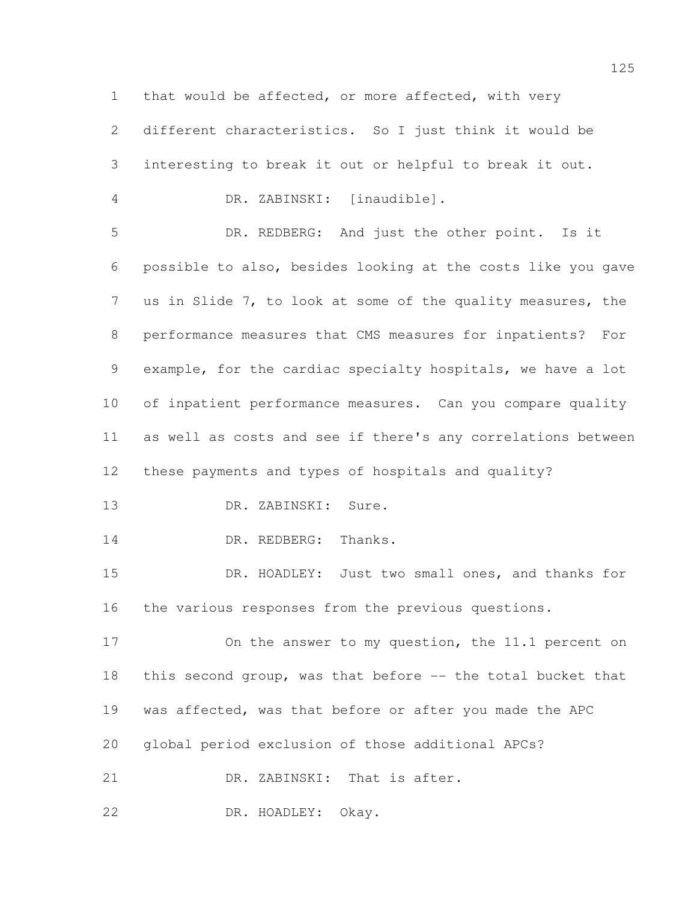that would be affected, or more affected, with very different characteristics. So I just think it would be interesting to break it out or helpful to break it out.

DR. ZABINSKI: [inaudible].

DR. REDBERG: And just the other point. Is it possible to also, besides looking at the costs like you gave us in Slide 7, to look at some of the quality measures, the performance measures that CMS measures for inpatients? For example, for the cardiac specialty hospitals, we have a lot of inpatient performance measures. Can you compare quality as well as costs and see if there's any correlations between these payments and types of hospitals and quality?

DR. ZABINSKI: Sure.

DR. REDBERG: Thanks.

DR. HOADLEY: Just two small ones, and thanks for the various responses from the previous questions.

On the answer to my question, the 11.1 percent on this second group, was that before -- the total bucket that was affected, was that before or after you made the APC global period exclusion of those additional APCs?

DR. ZABINSKI: That is after.

DR. HOADLEY: Okay.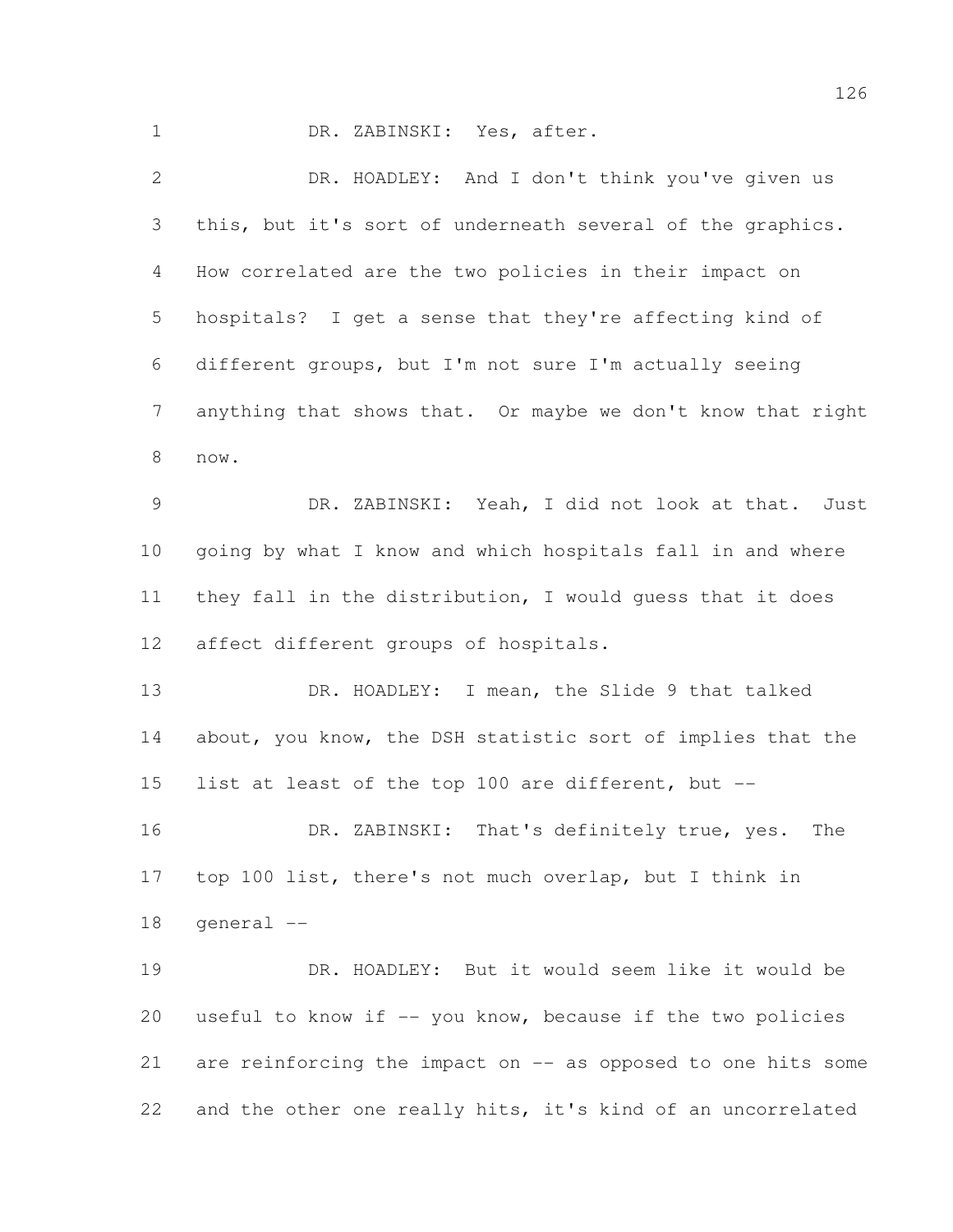DR. ZABINSKI: Yes, after.

DR. HOADLEY: And I don't think you've given us this, but it's sort of underneath several of the graphics. How correlated are the two policies in their impact on hospitals? I get a sense that they're affecting kind of different groups, but I'm not sure I'm actually seeing anything that shows that. Or maybe we don't know that right now.

DR. ZABINSKI: Yeah, I did not look at that. Just going by what I know and which hospitals fall in and where they fall in the distribution, I would guess that it does affect different groups of hospitals.

DR. HOADLEY: I mean, the Slide 9 that talked about, you know, the DSH statistic sort of implies that the list at least of the top 100 are different, but --

DR. ZABINSKI: That's definitely true, yes. The top 100 list, there's not much overlap, but I think in general --

DR. HOADLEY: But it would seem like it would be useful to know if -- you know, because if the two policies are reinforcing the impact on -- as opposed to one hits some and the other one really hits, it's kind of an uncorrelated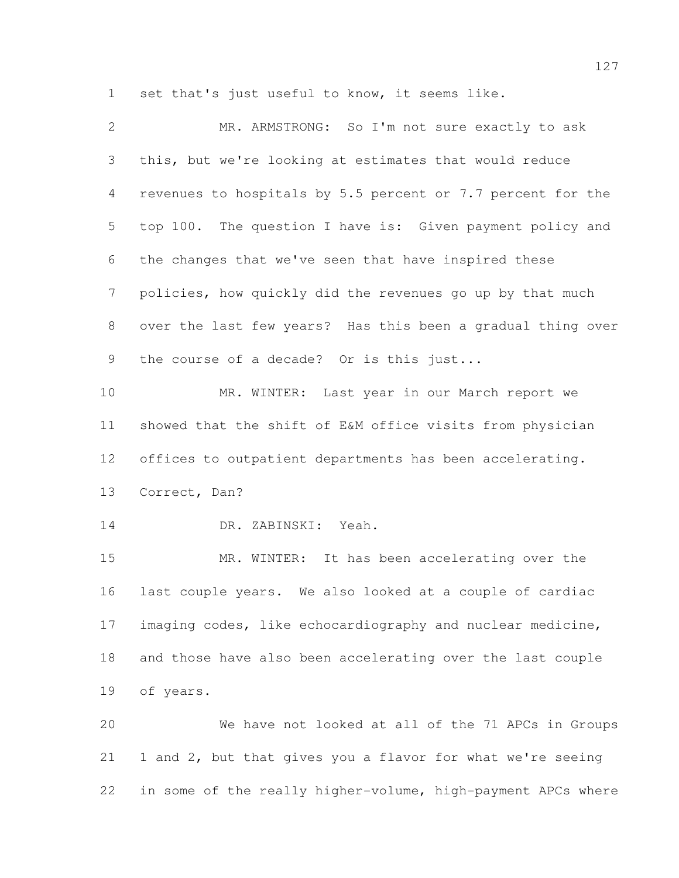set that's just useful to know, it seems like.

MR. ARMSTRONG: So I'm not sure exactly to ask this, but we're looking at estimates that would reduce revenues to hospitals by 5.5 percent or 7.7 percent for the top 100. The question I have is: Given payment policy and the changes that we've seen that have inspired these policies, how quickly did the revenues go up by that much over the last few years? Has this been a gradual thing over the course of a decade? Or is this just...

MR. WINTER: Last year in our March report we showed that the shift of E&M office visits from physician offices to outpatient departments has been accelerating. Correct, Dan?

DR. ZABINSKI: Yeah.

MR. WINTER: It has been accelerating over the last couple years. We also looked at a couple of cardiac imaging codes, like echocardiography and nuclear medicine, and those have also been accelerating over the last couple of years.

We have not looked at all of the 71 APCs in Groups 1 and 2, but that gives you a flavor for what we're seeing in some of the really higher-volume, high-payment APCs where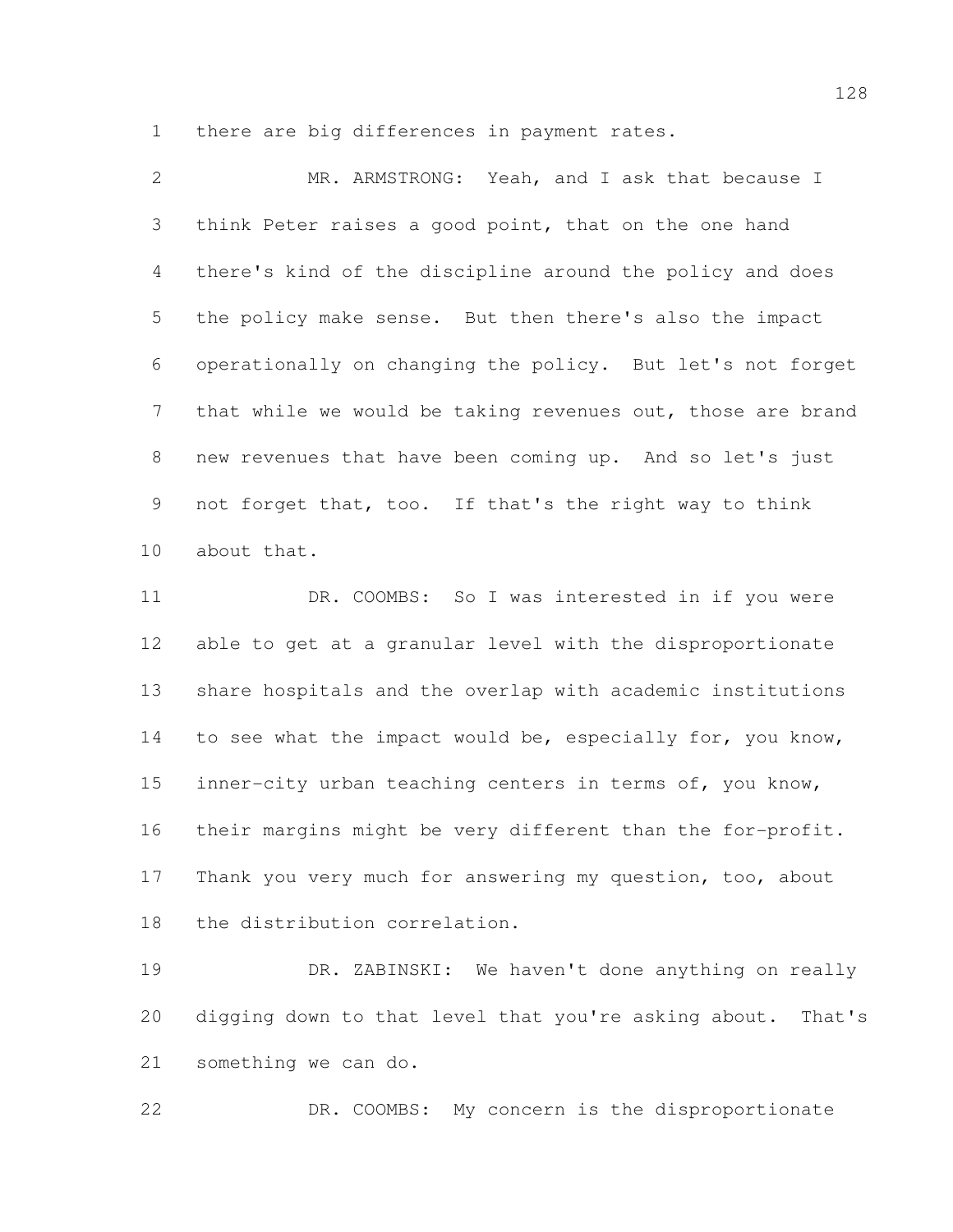there are big differences in payment rates.

MR. ARMSTRONG: Yeah, and I ask that because I think Peter raises a good point, that on the one hand there's kind of the discipline around the policy and does the policy make sense. But then there's also the impact operationally on changing the policy. But let's not forget that while we would be taking revenues out, those are brand new revenues that have been coming up. And so let's just not forget that, too. If that's the right way to think about that.

DR. COOMBS: So I was interested in if you were able to get at a granular level with the disproportionate share hospitals and the overlap with academic institutions to see what the impact would be, especially for, you know, inner-city urban teaching centers in terms of, you know, their margins might be very different than the for-profit. Thank you very much for answering my question, too, about the distribution correlation.

DR. ZABINSKI: We haven't done anything on really digging down to that level that you're asking about. That's something we can do.

DR. COOMBS: My concern is the disproportionate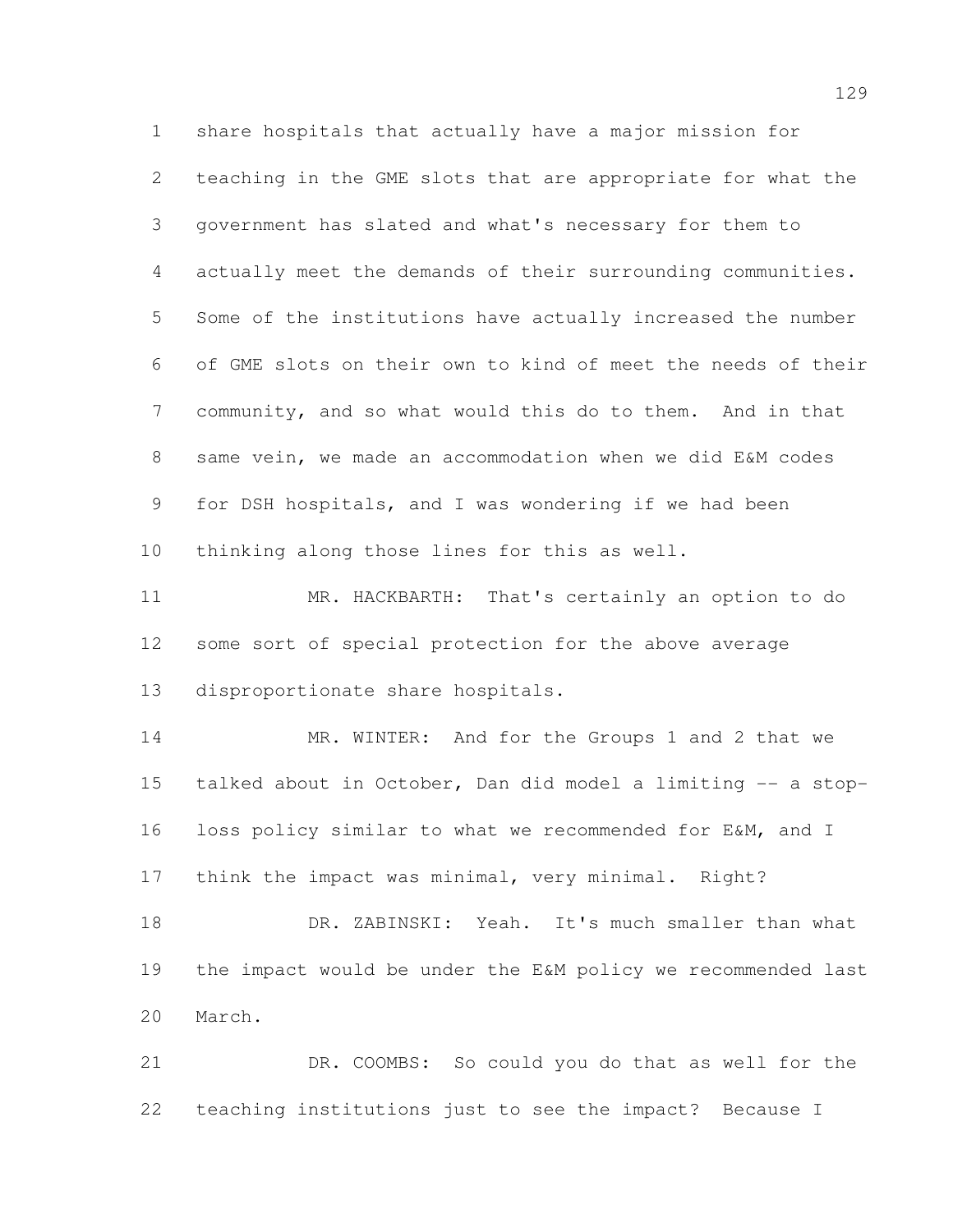share hospitals that actually have a major mission for teaching in the GME slots that are appropriate for what the government has slated and what's necessary for them to actually meet the demands of their surrounding communities. Some of the institutions have actually increased the number of GME slots on their own to kind of meet the needs of their community, and so what would this do to them. And in that same vein, we made an accommodation when we did E&M codes for DSH hospitals, and I was wondering if we had been thinking along those lines for this as well.

MR. HACKBARTH: That's certainly an option to do some sort of special protection for the above average disproportionate share hospitals.

MR. WINTER: And for the Groups 1 and 2 that we talked about in October, Dan did model a limiting -- a stop-loss policy similar to what we recommended for E&M, and I think the impact was minimal, very minimal. Right?

DR. ZABINSKI: Yeah. It's much smaller than what the impact would be under the E&M policy we recommended last March.

DR. COOMBS: So could you do that as well for the teaching institutions just to see the impact? Because I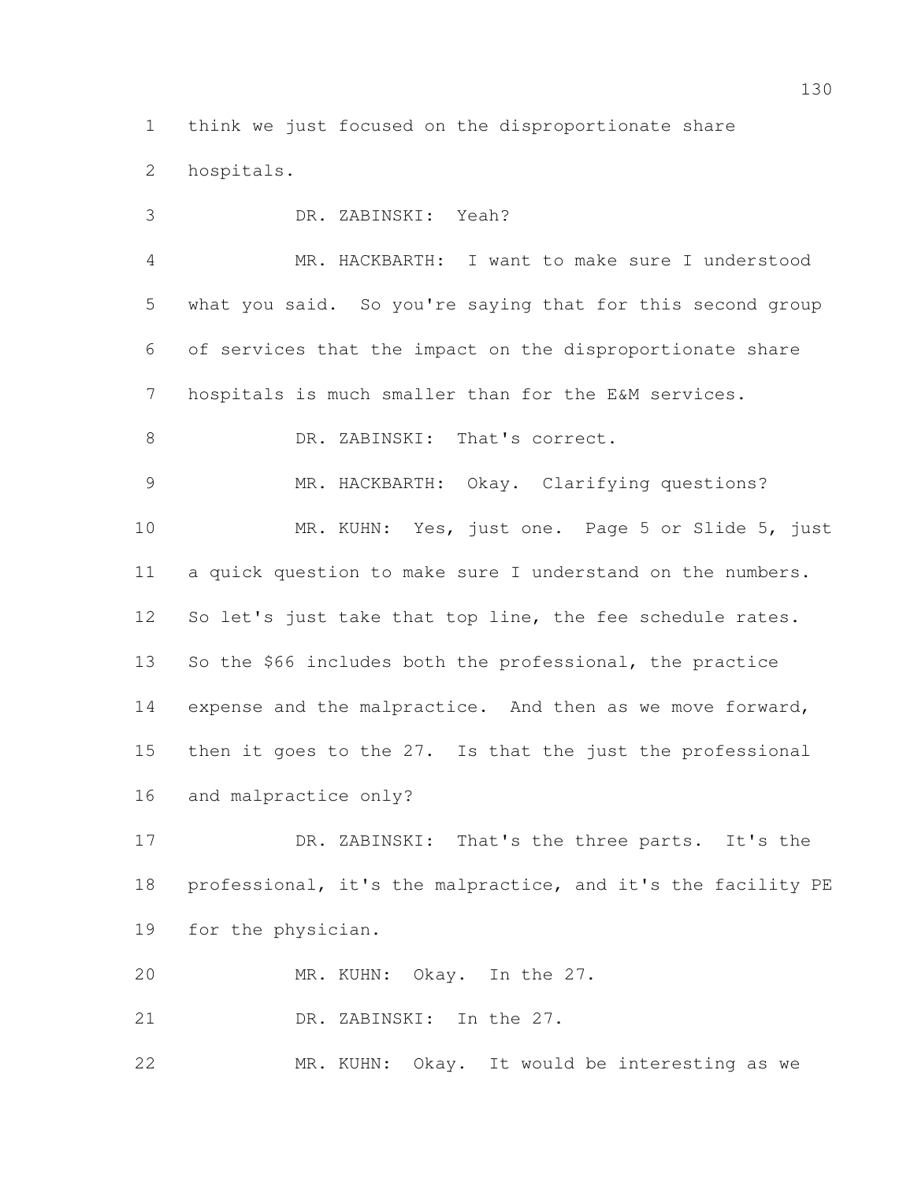think we just focused on the disproportionate share hospitals.

DR. ZABINSKI: Yeah?

MR. HACKBARTH: I want to make sure I understood what you said. So you're saying that for this second group of services that the impact on the disproportionate share hospitals is much smaller than for the E&M services.

DR. ZABINSKI: That's correct.

MR. HACKBARTH: Okay. Clarifying questions?

MR. KUHN: Yes, just one. Page 5 or Slide 5, just a quick question to make sure I understand on the numbers. So let's just take that top line, the fee schedule rates. So the $66 includes both the professional, the practice expense and the malpractice. And then as we move forward, then it goes to the 27. Is that the just the professional and malpractice only?

DR. ZABINSKI: That's the three parts. It's the professional, it's the malpractice, and it's the facility PE for the physician.

MR. KUHN: Okay. In the 27.

DR. ZABINSKI: In the 27.

MR. KUHN: Okay. It would be interesting as we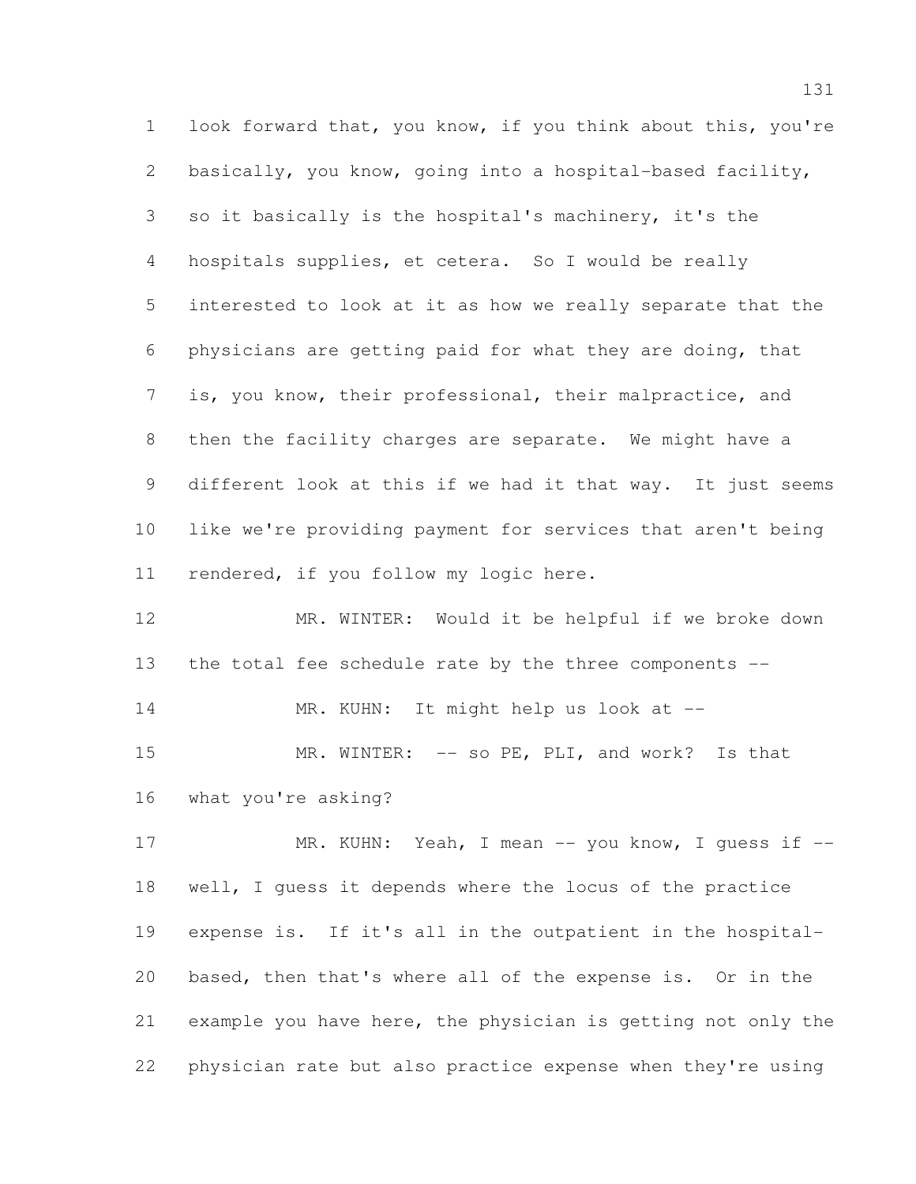look forward that, you know, if you think about this, you're basically, you know, going into a hospital-based facility, so it basically is the hospital's machinery, it's the hospitals supplies, et cetera. So I would be really interested to look at it as how we really separate that the physicians are getting paid for what they are doing, that is, you know, their professional, their malpractice, and then the facility charges are separate. We might have a different look at this if we had it that way. It just seems like we're providing payment for services that aren't being rendered, if you follow my logic here.

MR. WINTER: Would it be helpful if we broke down the total fee schedule rate by the three components --

MR. KUHN: It might help us look at --

MR. WINTER: -- so PE, PLI, and work? Is that what you're asking?

MR. KUHN: Yeah, I mean -- you know, I guess if -- well, I guess it depends where the locus of the practice expense is. If it's all in the outpatient in the hospital-based, then that's where all of the expense is. Or in the example you have here, the physician is getting not only the physician rate but also practice expense when they're using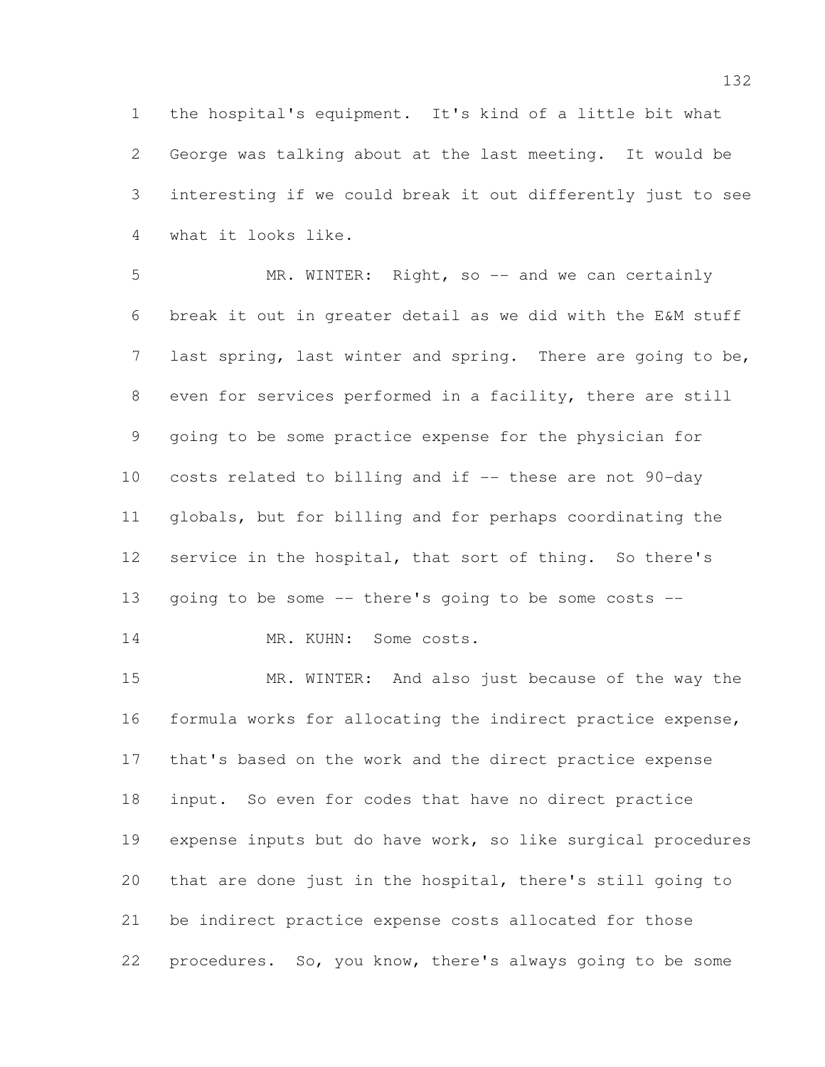the hospital's equipment. It's kind of a little bit what George was talking about at the last meeting. It would be interesting if we could break it out differently just to see what it looks like.

MR. WINTER: Right, so -- and we can certainly break it out in greater detail as we did with the E&M stuff last spring, last winter and spring. There are going to be, even for services performed in a facility, there are still going to be some practice expense for the physician for costs related to billing and if -- these are not 90-day globals, but for billing and for perhaps coordinating the service in the hospital, that sort of thing. So there's going to be some -- there's going to be some costs --

MR. KUHN: Some costs.

MR. WINTER: And also just because of the way the formula works for allocating the indirect practice expense, that's based on the work and the direct practice expense input. So even for codes that have no direct practice expense inputs but do have work, so like surgical procedures that are done just in the hospital, there's still going to be indirect practice expense costs allocated for those procedures. So, you know, there's always going to be some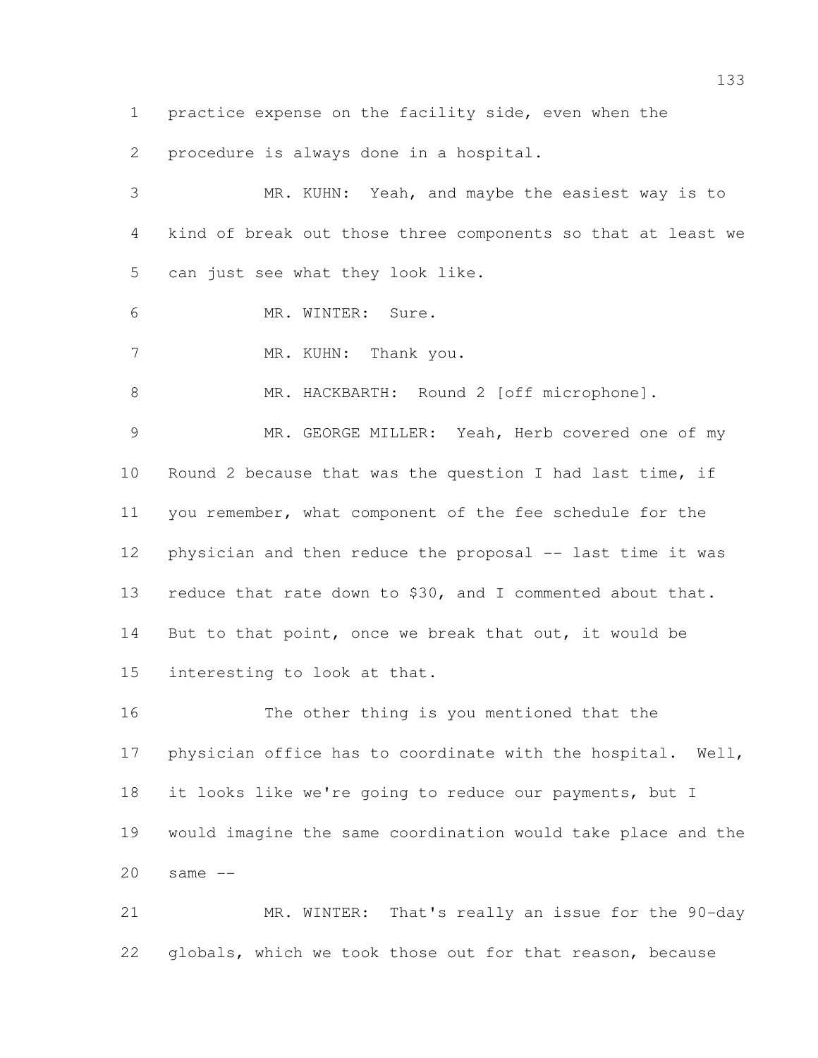practice expense on the facility side, even when the procedure is always done in a hospital.

MR. KUHN: Yeah, and maybe the easiest way is to kind of break out those three components so that at least we can just see what they look like.

MR. WINTER: Sure.

MR. KUHN: Thank you.

MR. HACKBARTH: Round 2 [off microphone].

MR. GEORGE MILLER: Yeah, Herb covered one of my Round 2 because that was the question I had last time, if you remember, what component of the fee schedule for the physician and then reduce the proposal -- last time it was reduce that rate down to $30, and I commented about that. But to that point, once we break that out, it would be interesting to look at that.

The other thing is you mentioned that the physician office has to coordinate with the hospital. Well, it looks like we're going to reduce our payments, but I would imagine the same coordination would take place and the same --

MR. WINTER: That's really an issue for the 90-day globals, which we took those out for that reason, because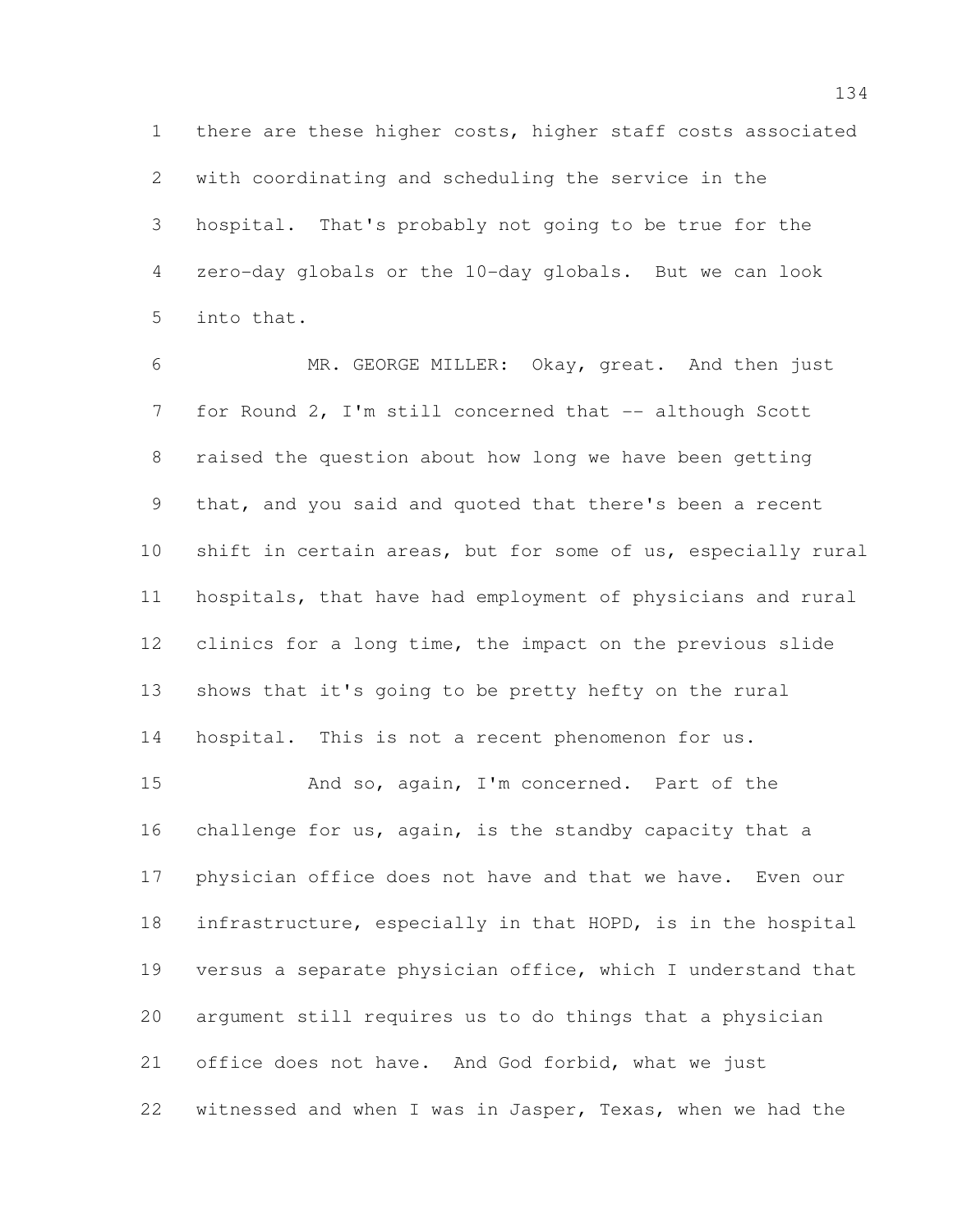there are these higher costs, higher staff costs associated with coordinating and scheduling the service in the hospital. That's probably not going to be true for the zero-day globals or the 10-day globals. But we can look into that.

MR. GEORGE MILLER: Okay, great. And then just for Round 2, I'm still concerned that -- although Scott raised the question about how long we have been getting that, and you said and quoted that there's been a recent shift in certain areas, but for some of us, especially rural hospitals, that have had employment of physicians and rural clinics for a long time, the impact on the previous slide shows that it's going to be pretty hefty on the rural hospital. This is not a recent phenomenon for us.

And so, again, I'm concerned. Part of the challenge for us, again, is the standby capacity that a physician office does not have and that we have. Even our infrastructure, especially in that HOPD, is in the hospital versus a separate physician office, which I understand that argument still requires us to do things that a physician office does not have. And God forbid, what we just witnessed and when I was in Jasper, Texas, when we had the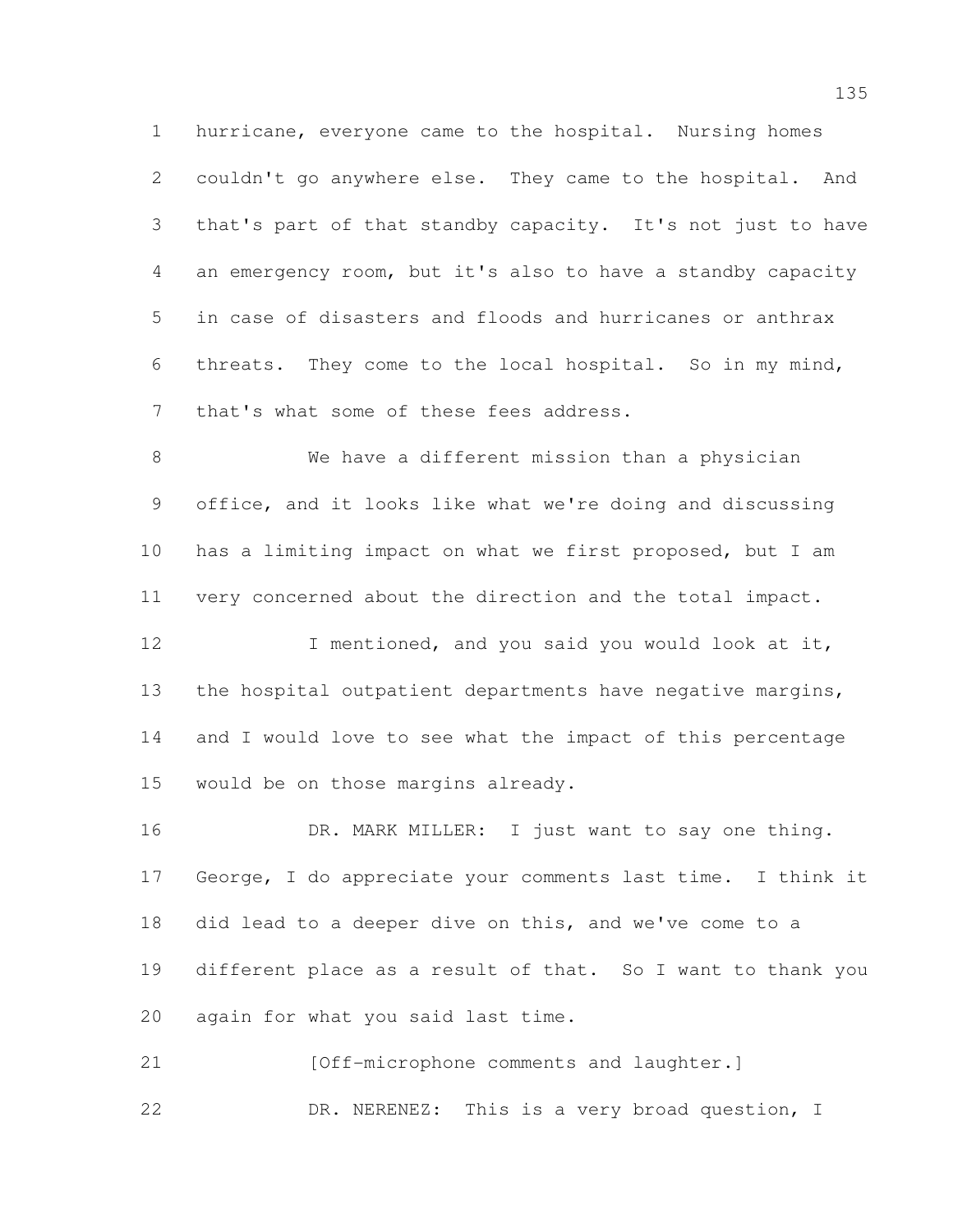hurricane, everyone came to the hospital. Nursing homes couldn't go anywhere else. They came to the hospital. And that's part of that standby capacity. It's not just to have an emergency room, but it's also to have a standby capacity in case of disasters and floods and hurricanes or anthrax threats. They come to the local hospital. So in my mind, that's what some of these fees address.

We have a different mission than a physician office, and it looks like what we're doing and discussing has a limiting impact on what we first proposed, but I am very concerned about the direction and the total impact.

I mentioned, and you said you would look at it, the hospital outpatient departments have negative margins, and I would love to see what the impact of this percentage would be on those margins already.

DR. MARK MILLER: I just want to say one thing. George, I do appreciate your comments last time. I think it did lead to a deeper dive on this, and we've come to a different place as a result of that. So I want to thank you again for what you said last time.

[Off-microphone comments and laughter.]

DR. NERENEZ: This is a very broad question, I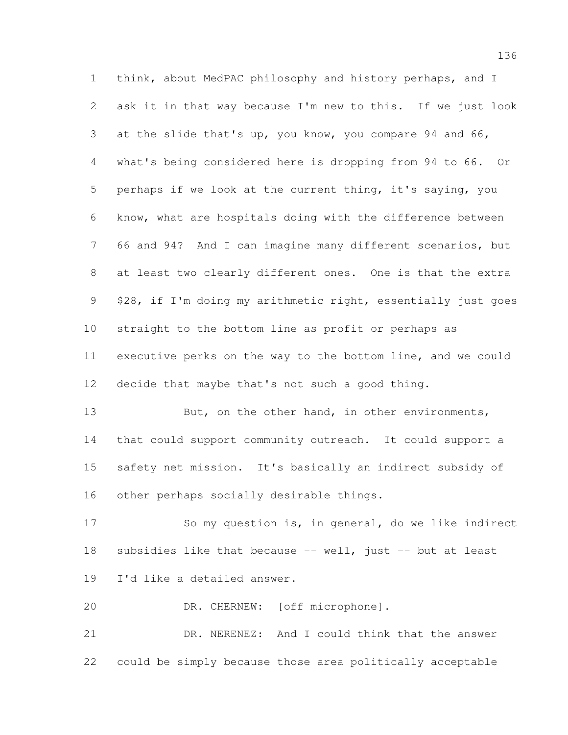think, about MedPAC philosophy and history perhaps, and I ask it in that way because I'm new to this. If we just look at the slide that's up, you know, you compare 94 and 66, what's being considered here is dropping from 94 to 66. Or perhaps if we look at the current thing, it's saying, you know, what are hospitals doing with the difference between 66 and 94? And I can imagine many different scenarios, but at least two clearly different ones. One is that the extra $28, if I'm doing my arithmetic right, essentially just goes straight to the bottom line as profit or perhaps as executive perks on the way to the bottom line, and we could decide that maybe that's not such a good thing.

But, on the other hand, in other environments, that could support community outreach. It could support a safety net mission. It's basically an indirect subsidy of other perhaps socially desirable things.

So my question is, in general, do we like indirect subsidies like that because -- well, just -- but at least I'd like a detailed answer.

DR. CHERNEW: [off microphone].

DR. NERENZ: And I could think that the answer could be simply because those area politically acceptable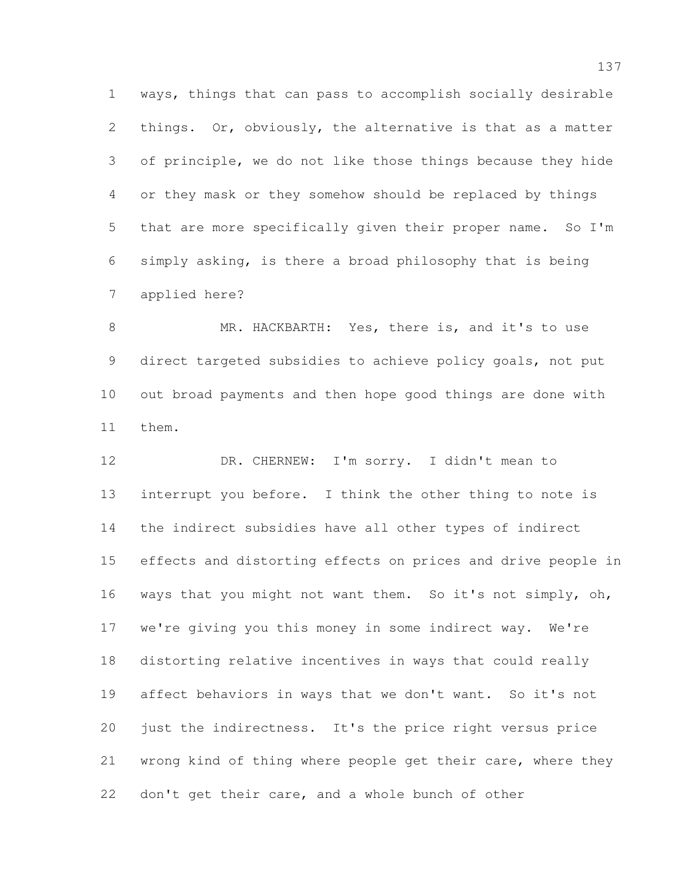ways, things that can pass to accomplish socially desirable things. Or, obviously, the alternative is that as a matter of principle, we do not like those things because they hide or they mask or they somehow should be replaced by things that are more specifically given their proper name. So I'm simply asking, is there a broad philosophy that is being applied here?

MR. HACKBARTH: Yes, there is, and it's to use direct targeted subsidies to achieve policy goals, not put out broad payments and then hope good things are done with them.

DR. CHERNEW: I'm sorry. I didn't mean to interrupt you before. I think the other thing to note is the indirect subsidies have all other types of indirect effects and distorting effects on prices and drive people in ways that you might not want them. So it's not simply, oh, we're giving you this money in some indirect way. We're distorting relative incentives in ways that could really affect behaviors in ways that we don't want. So it's not just the indirectness. It's the price right versus price wrong kind of thing where people get their care, where they don't get their care, and a whole bunch of other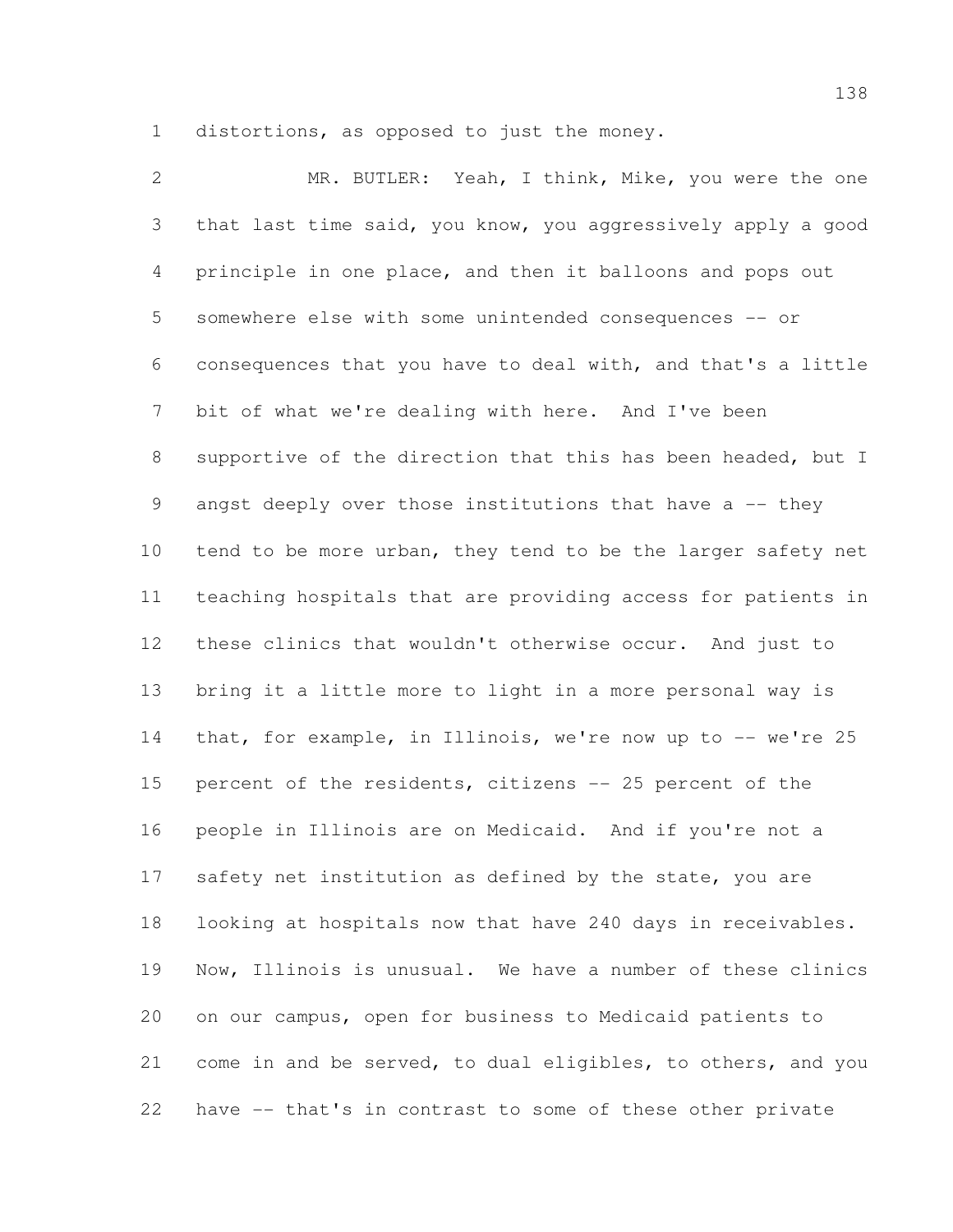distortions, as opposed to just the money.

MR. BUTLER: Yeah, I think, Mike, you were the one that last time said, you know, you aggressively apply a good principle in one place, and then it balloons and pops out somewhere else with some unintended consequences -- or consequences that you have to deal with, and that's a little bit of what we're dealing with here. And I've been supportive of the direction that this has been headed, but I angst deeply over those institutions that have a -- they tend to be more urban, they tend to be the larger safety net teaching hospitals that are providing access for patients in these clinics that wouldn't otherwise occur. And just to bring it a little more to light in a more personal way is that, for example, in Illinois, we're now up to -- we're 25 percent of the residents, citizens -- 25 percent of the people in Illinois are on Medicaid. And if you're not a safety net institution as defined by the state, you are looking at hospitals now that have 240 days in receivables. Now, Illinois is unusual. We have a number of these clinics on our campus, open for business to Medicaid patients to come in and be served, to dual eligibles, to others, and you have -- that's in contrast to some of these other private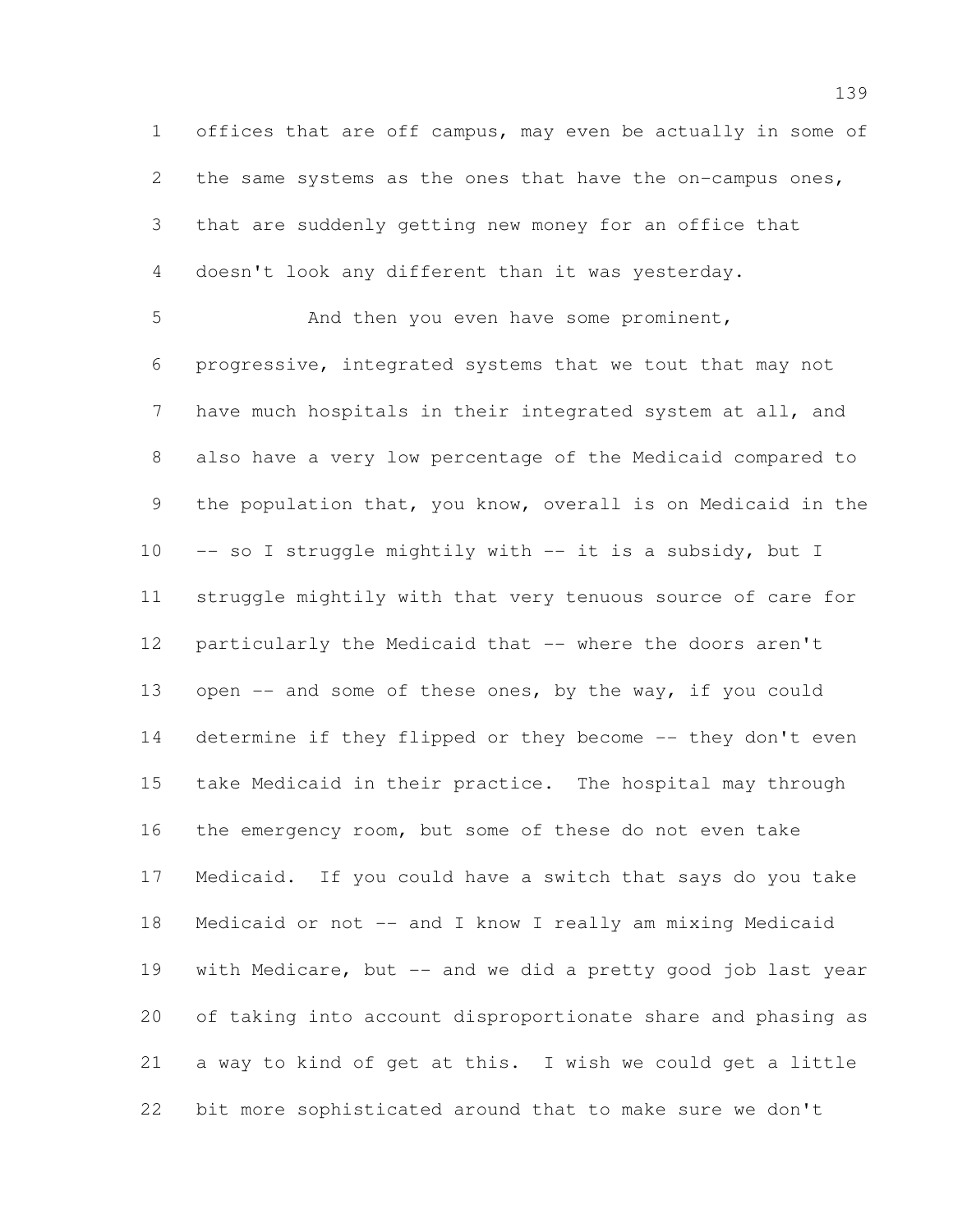offices that are off campus, may even be actually in some of the same systems as the ones that have the on-campus ones, that are suddenly getting new money for an office that doesn't look any different than it was yesterday.

And then you even have some prominent, progressive, integrated systems that we tout that may not have much hospitals in their integrated system at all, and also have a very low percentage of the Medicaid compared to the population that, you know, overall is on Medicaid in the -- so I struggle mightily with -- it is a subsidy, but I struggle mightily with that very tenuous source of care for particularly the Medicaid that -- where the doors aren't open -- and some of these ones, by the way, if you could determine if they flipped or they become -- they don't even take Medicaid in their practice. The hospital may through the emergency room, but some of these do not even take Medicaid. If you could have a switch that says do you take Medicaid or not -- and I know I really am mixing Medicaid with Medicare, but -- and we did a pretty good job last year of taking into account disproportionate share and phasing as a way to kind of get at this. I wish we could get a little bit more sophisticated around that to make sure we don't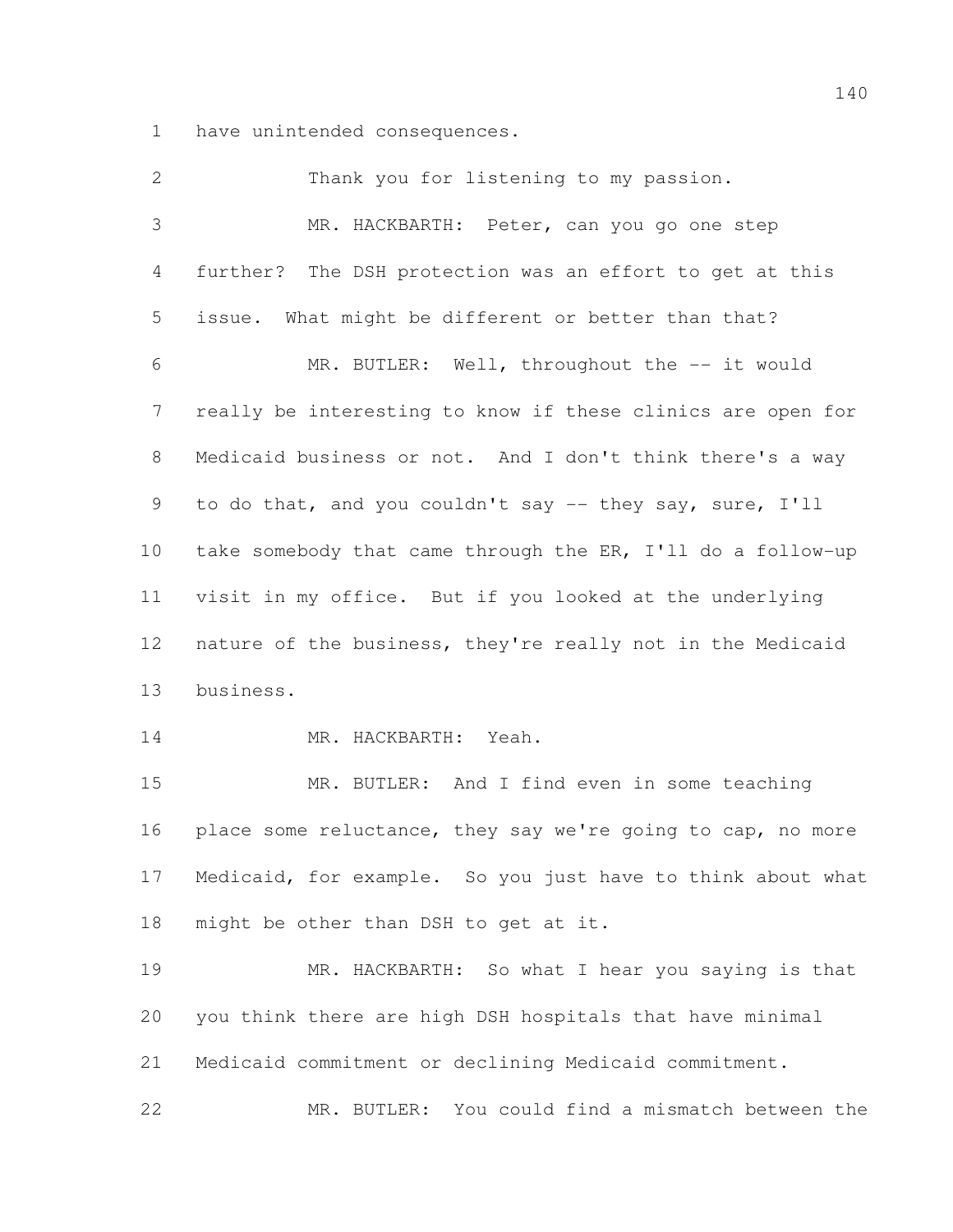have unintended consequences.

Thank you for listening to my passion.

MR. HACKBARTH: Peter, can you go one step further? The DSH protection was an effort to get at this issue. What might be different or better than that?

MR. BUTLER: Well, throughout the -- it would really be interesting to know if these clinics are open for Medicaid business or not. And I don't think there's a way to do that, and you couldn't say -- they say, sure, I'll take somebody that came through the ER, I'll do a follow-up visit in my office. But if you looked at the underlying nature of the business, they're really not in the Medicaid business.

MR. HACKBARTH: Yeah.

MR. BUTLER: And I find even in some teaching place some reluctance, they say we're going to cap, no more Medicaid, for example. So you just have to think about what might be other than DSH to get at it.

MR. HACKBARTH: So what I hear you saying is that you think there are high DSH hospitals that have minimal Medicaid commitment or declining Medicaid commitment.

MR. BUTLER: You could find a mismatch between the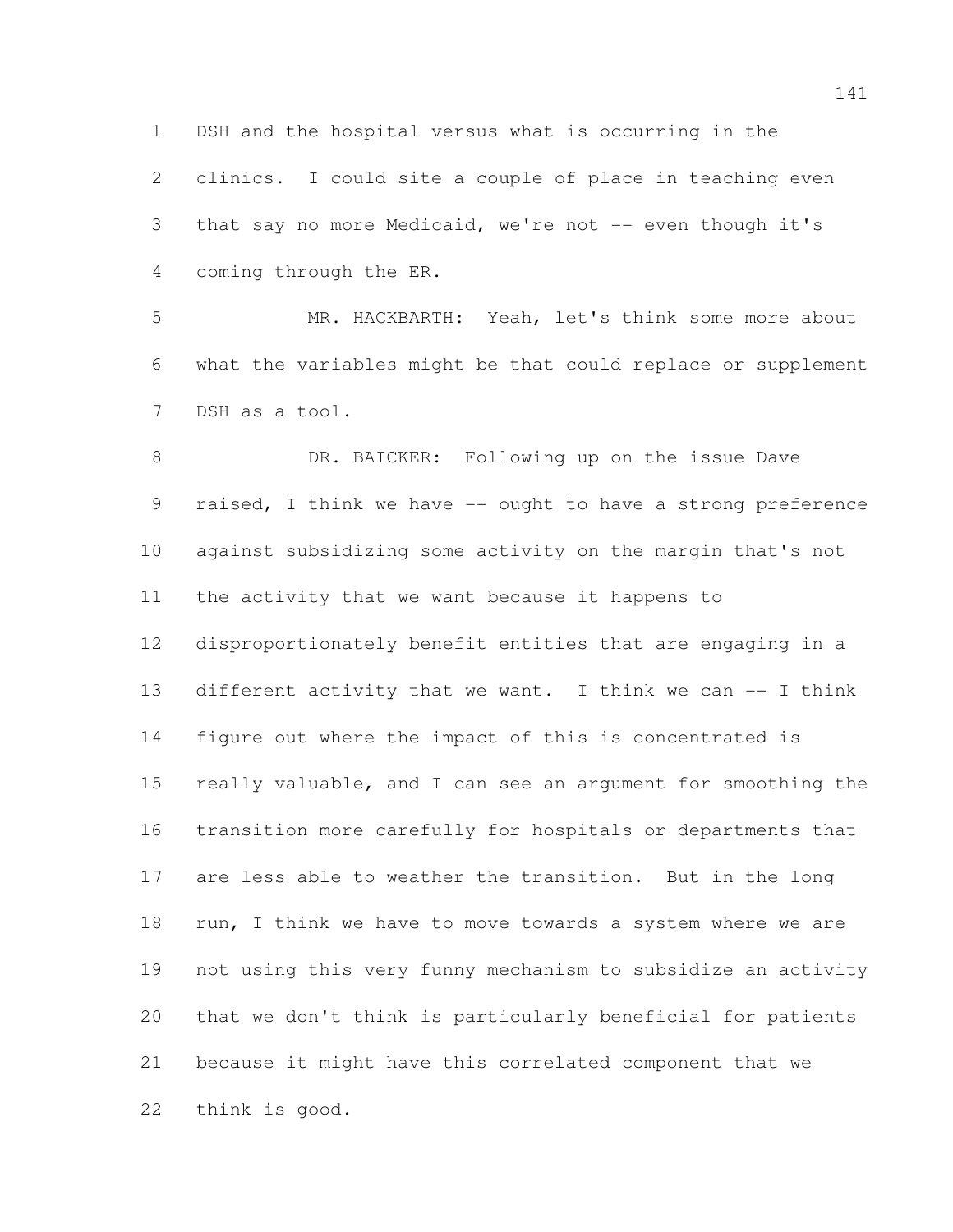DSH and the hospital versus what is occurring in the clinics. I could site a couple of place in teaching even that say no more Medicaid, we're not -- even though it's coming through the ER.

MR. HACKBARTH: Yeah, let's think some more about what the variables might be that could replace or supplement DSH as a tool.

DR. BAICKER: Following up on the issue Dave raised, I think we have -- ought to have a strong preference against subsidizing some activity on the margin that's not the activity that we want because it happens to disproportionately benefit entities that are engaging in a different activity that we want. I think we can -- I think figure out where the impact of this is concentrated is really valuable, and I can see an argument for smoothing the transition more carefully for hospitals or departments that are less able to weather the transition. But in the long run, I think we have to move towards a system where we are not using this very funny mechanism to subsidize an activity that we don't think is particularly beneficial for patients because it might have this correlated component that we think is good.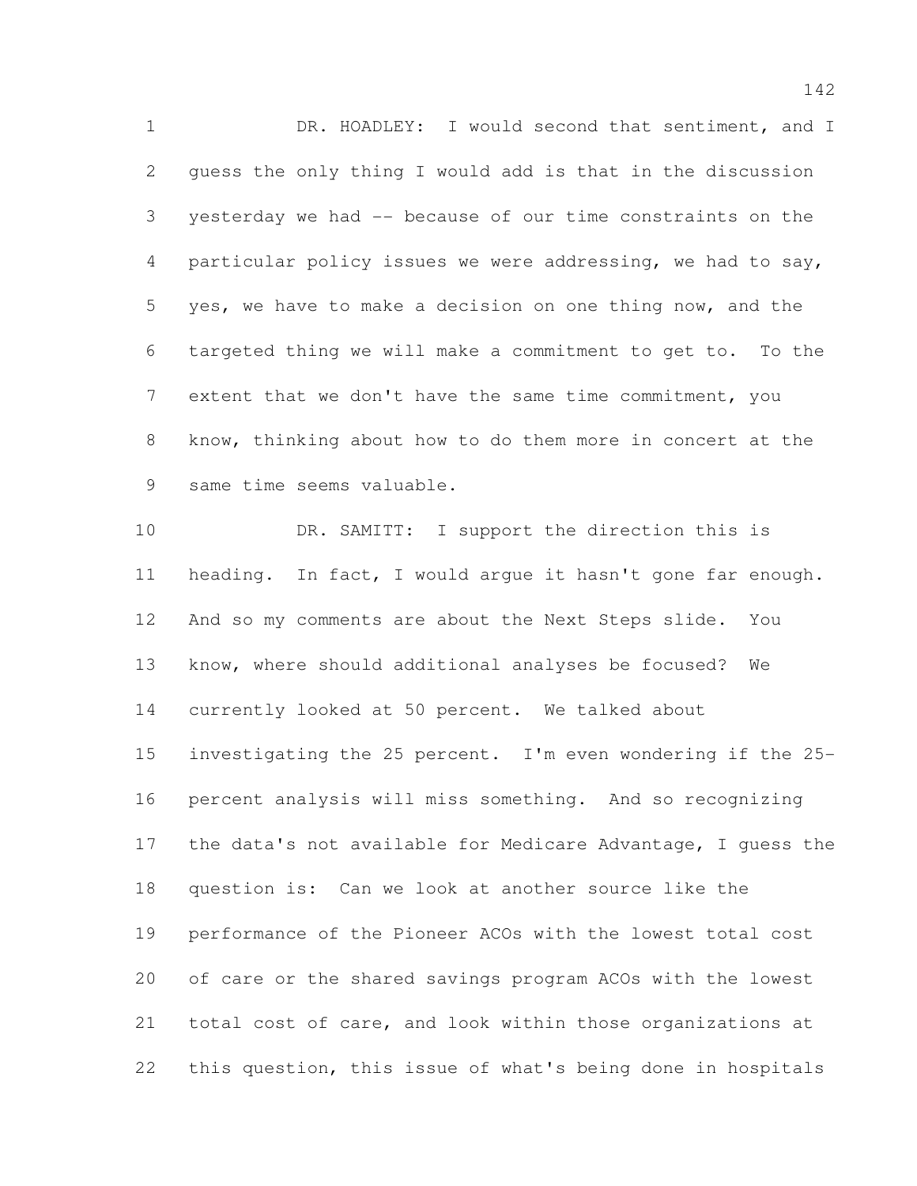DR. HOADLEY: I would second that sentiment, and I guess the only thing I would add is that in the discussion yesterday we had -- because of our time constraints on the particular policy issues we were addressing, we had to say, yes, we have to make a decision on one thing now, and the targeted thing we will make a commitment to get to. To the extent that we don't have the same time commitment, you know, thinking about how to do them more in concert at the same time seems valuable.

DR. SAMITT: I support the direction this is heading. In fact, I would argue it hasn't gone far enough. And so my comments are about the Next Steps slide. You know, where should additional analyses be focused? We currently looked at 50 percent. We talked about investigating the 25 percent. I'm even wondering if the 25-percent analysis will miss something. And so recognizing the data's not available for Medicare Advantage, I guess the question is: Can we look at another source like the performance of the Pioneer ACOs with the lowest total cost of care or the shared savings program ACOs with the lowest total cost of care, and look within those organizations at this question, this issue of what's being done in hospitals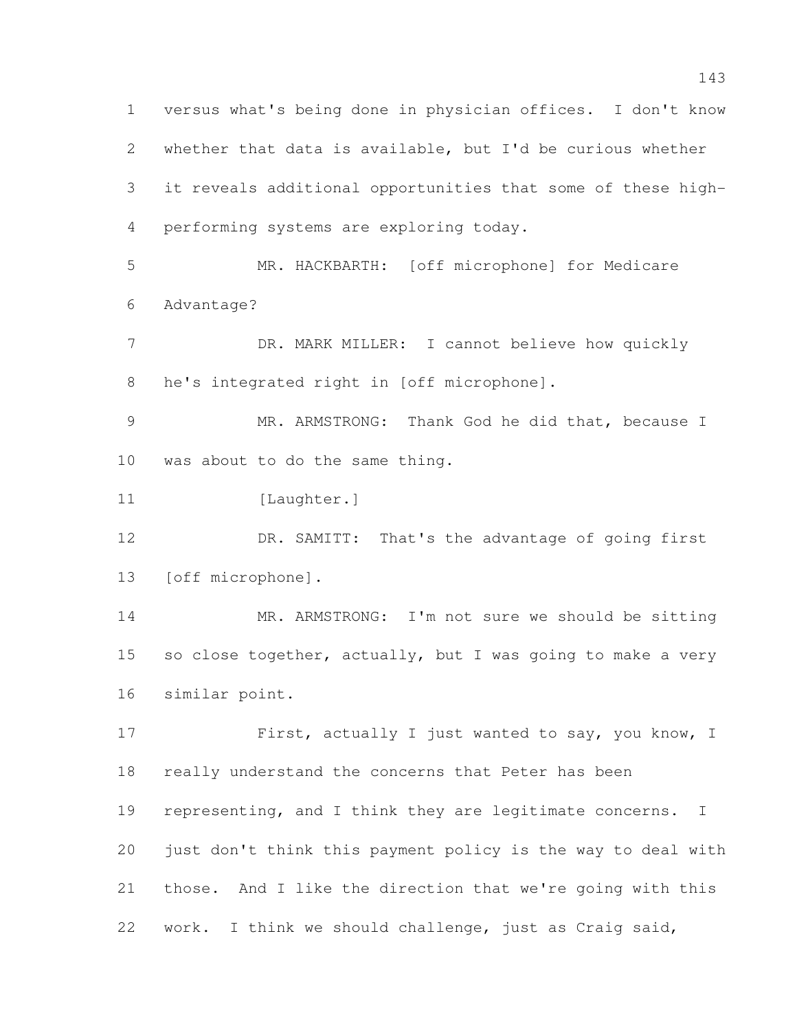versus what's being done in physician offices. I don't know whether that data is available, but I'd be curious whether it reveals additional opportunities that some of these high-performing systems are exploring today.

MR. HACKBARTH: [off microphone] for Medicare Advantage?

DR. MARK MILLER: I cannot believe how quickly he's integrated right in [off microphone].

MR. ARMSTRONG: Thank God he did that, because I was about to do the same thing.

[Laughter.]

DR. SAMITT: That's the advantage of going first [off microphone].

MR. ARMSTRONG: I'm not sure we should be sitting so close together, actually, but I was going to make a very similar point.

First, actually I just wanted to say, you know, I really understand the concerns that Peter has been representing, and I think they are legitimate concerns. I just don't think this payment policy is the way to deal with those. And I like the direction that we're going with this work. I think we should challenge, just as Craig said,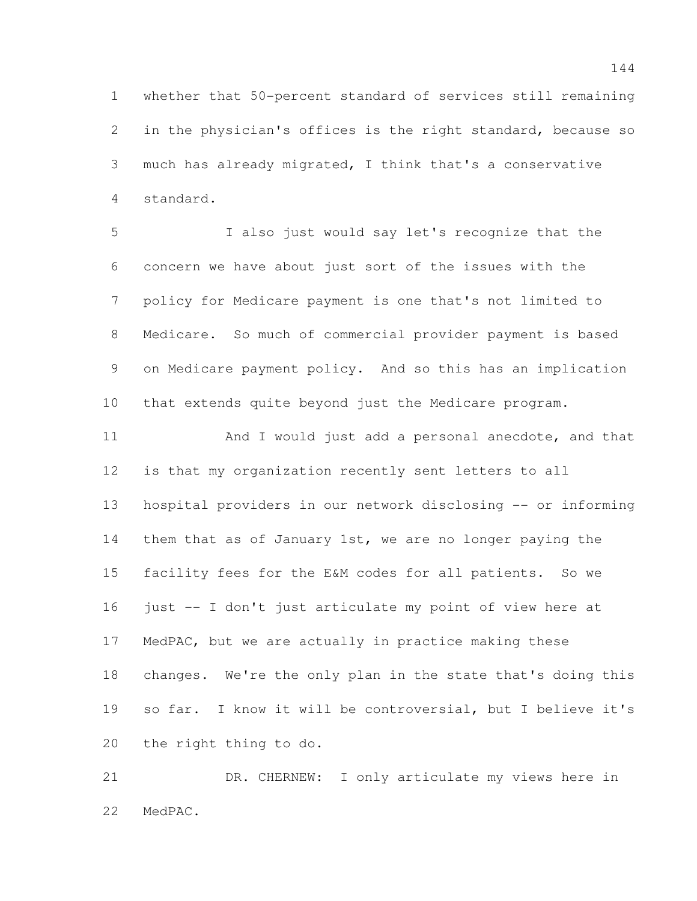whether that 50-percent standard of services still remaining in the physician's offices is the right standard, because so much has already migrated, I think that's a conservative standard.

I also just would say let's recognize that the concern we have about just sort of the issues with the policy for Medicare payment is one that's not limited to Medicare. So much of commercial provider payment is based on Medicare payment policy. And so this has an implication that extends quite beyond just the Medicare program.

And I would just add a personal anecdote, and that is that my organization recently sent letters to all hospital providers in our network disclosing -- or informing them that as of January 1st, we are no longer paying the facility fees for the E&M codes for all patients. So we just -- I don't just articulate my point of view here at MedPAC, but we are actually in practice making these changes. We're the only plan in the state that's doing this so far. I know it will be controversial, but I believe it's the right thing to do.

DR. CHERNEW: I only articulate my views here in MedPAC.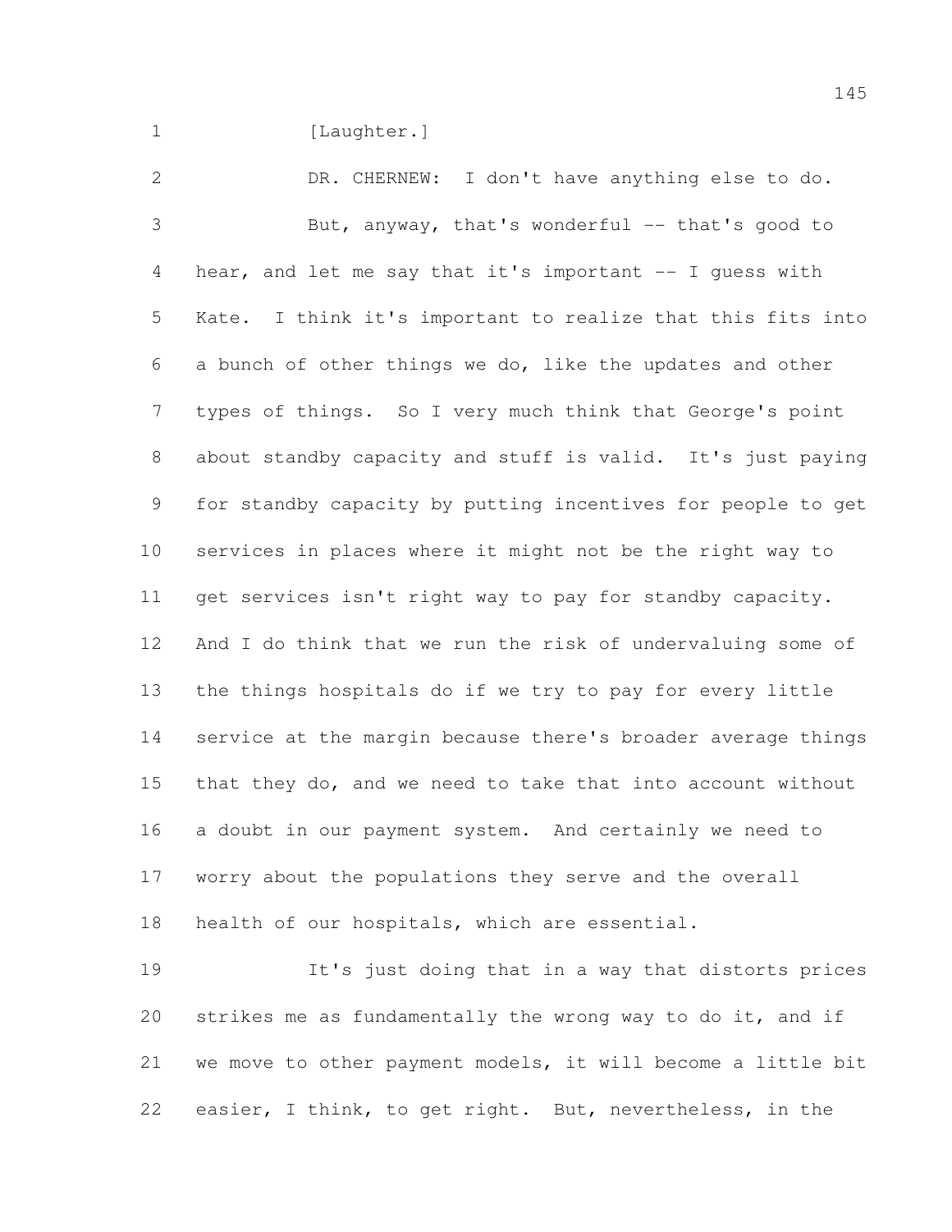[Laughter.]

DR. CHERNEW: I don't have anything else to do.

But, anyway, that's wonderful -- that's good to hear, and let me say that it's important -- I guess with Kate. I think it's important to realize that this fits into a bunch of other things we do, like the updates and other types of things. So I very much think that George's point about standby capacity and stuff is valid. It's just paying for standby capacity by putting incentives for people to get services in places where it might not be the right way to get services isn't right way to pay for standby capacity. And I do think that we run the risk of undervaluing some of the things hospitals do if we try to pay for every little service at the margin because there's broader average things that they do, and we need to take that into account without a doubt in our payment system. And certainly we need to worry about the populations they serve and the overall health of our hospitals, which are essential.

It's just doing that in a way that distorts prices strikes me as fundamentally the wrong way to do it, and if we move to other payment models, it will become a little bit easier, I think, to get right. But, nevertheless, in the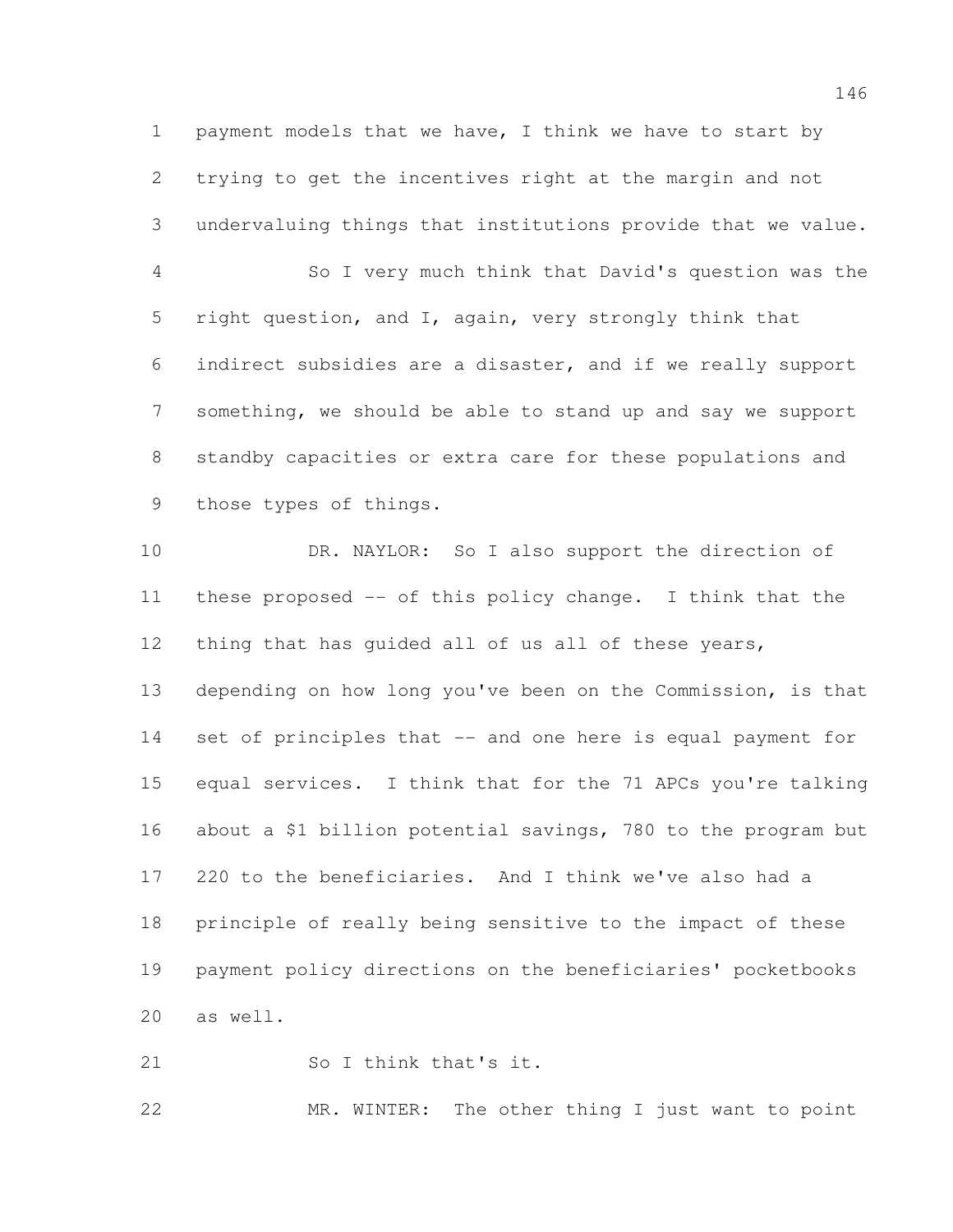payment models that we have, I think we have to start by trying to get the incentives right at the margin and not undervaluing things that institutions provide that we value.

So I very much think that David's question was the right question, and I, again, very strongly think that indirect subsidies are a disaster, and if we really support something, we should be able to stand up and say we support standby capacities or extra care for these populations and those types of things.

DR. NAYLOR: So I also support the direction of these proposed -- of this policy change. I think that the thing that has guided all of us all of these years, depending on how long you've been on the Commission, is that set of principles that -- and one here is equal payment for equal services. I think that for the 71 APCs you're talking about a $1 billion potential savings, 780 to the program but 220 to the beneficiaries. And I think we've also had a principle of really being sensitive to the impact of these payment policy directions on the beneficiaries' pocketbooks as well.

So I think that's it.

MR. WINTER: The other thing I just want to point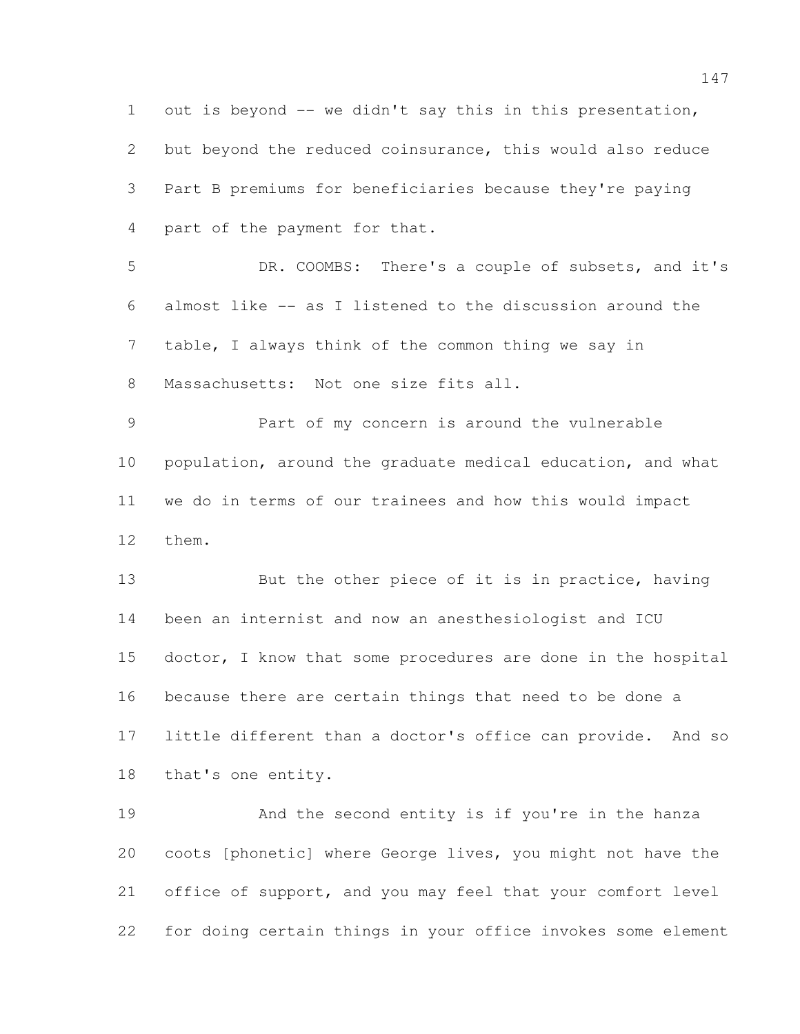out is beyond -- we didn't say this in this presentation, but beyond the reduced coinsurance, this would also reduce Part B premiums for beneficiaries because they're paying part of the payment for that.

DR. COOMBS: There's a couple of subsets, and it's almost like -- as I listened to the discussion around the table, I always think of the common thing we say in Massachusetts: Not one size fits all.

Part of my concern is around the vulnerable population, around the graduate medical education, and what we do in terms of our trainees and how this would impact them.

But the other piece of it is in practice, having been an internist and now an anesthesiologist and ICU doctor, I know that some procedures are done in the hospital because there are certain things that need to be done a little different than a doctor's office can provide. And so that's one entity.

And the second entity is if you're in the hanza coots [phonetic] where George lives, you might not have the office of support, and you may feel that your comfort level for doing certain things in your office invokes some element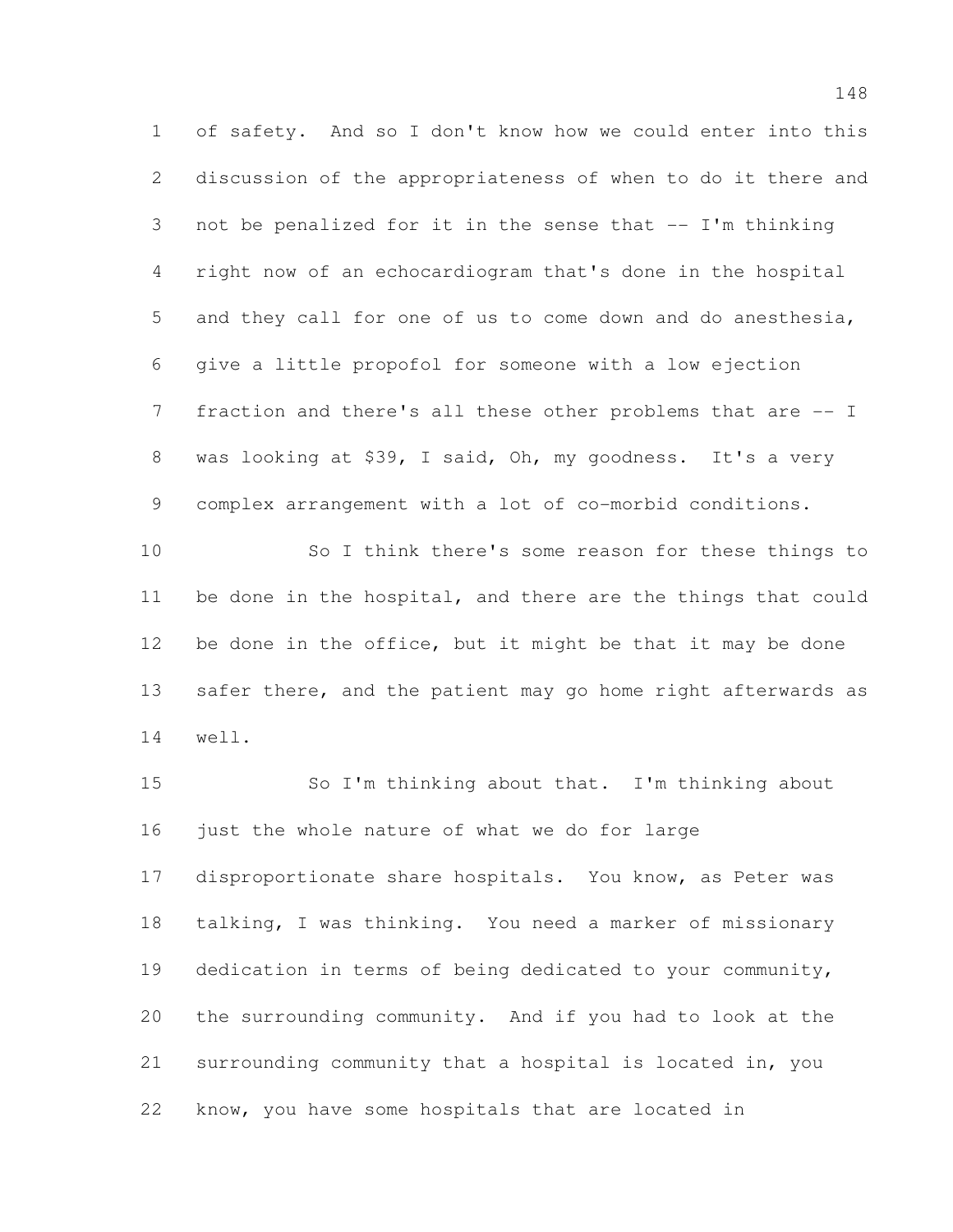of safety. And so I don't know how we could enter into this discussion of the appropriateness of when to do it there and not be penalized for it in the sense that -- I'm thinking right now of an echocardiogram that's done in the hospital and they call for one of us to come down and do anesthesia, give a little propofol for someone with a low ejection fraction and there's all these other problems that are -- I was looking at $39, I said, Oh, my goodness. It's a very complex arrangement with a lot of co-morbid conditions.

So I think there's some reason for these things to be done in the hospital, and there are the things that could be done in the office, but it might be that it may be done safer there, and the patient may go home right afterwards as well.

So I'm thinking about that. I'm thinking about just the whole nature of what we do for large disproportionate share hospitals. You know, as Peter was talking, I was thinking. You need a marker of missionary dedication in terms of being dedicated to your community, the surrounding community. And if you had to look at the surrounding community that a hospital is located in, you know, you have some hospitals that are located in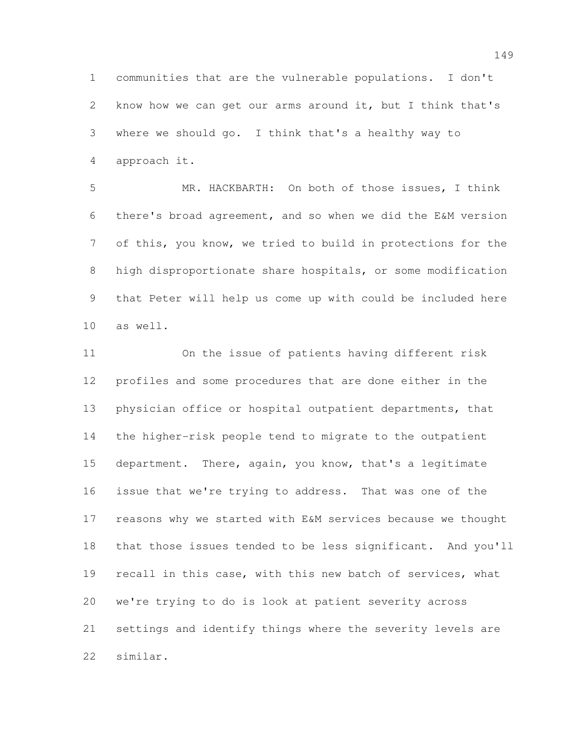communities that are the vulnerable populations. I don't know how we can get our arms around it, but I think that's where we should go. I think that's a healthy way to approach it.

MR. HACKBARTH: On both of those issues, I think there's broad agreement, and so when we did the E&M version of this, you know, we tried to build in protections for the high disproportionate share hospitals, or some modification that Peter will help us come up with could be included here as well.

On the issue of patients having different risk profiles and some procedures that are done either in the physician office or hospital outpatient departments, that the higher-risk people tend to migrate to the outpatient department. There, again, you know, that's a legitimate issue that we're trying to address. That was one of the reasons why we started with E&M services because we thought that those issues tended to be less significant. And you'll recall in this case, with this new batch of services, what we're trying to do is look at patient severity across settings and identify things where the severity levels are similar.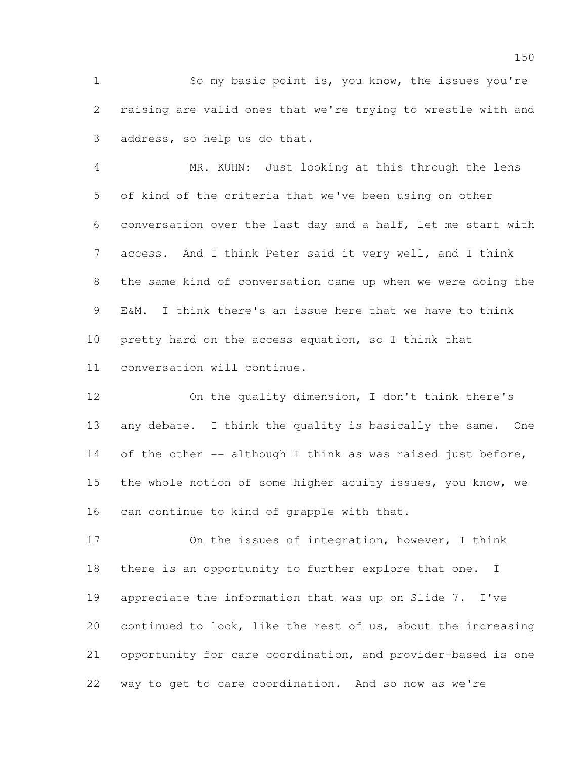So my basic point is, you know, the issues you're raising are valid ones that we're trying to wrestle with and address, so help us do that.

MR. KUHN: Just looking at this through the lens of kind of the criteria that we've been using on other conversation over the last day and a half, let me start with access. And I think Peter said it very well, and I think the same kind of conversation came up when we were doing the E&M. I think there's an issue here that we have to think pretty hard on the access equation, so I think that conversation will continue.

On the quality dimension, I don't think there's any debate. I think the quality is basically the same. One of the other -- although I think as was raised just before, the whole notion of some higher acuity issues, you know, we can continue to kind of grapple with that.

On the issues of integration, however, I think there is an opportunity to further explore that one. I appreciate the information that was up on Slide 7. I've continued to look, like the rest of us, about the increasing opportunity for care coordination, and provider-based is one way to get to care coordination. And so now as we're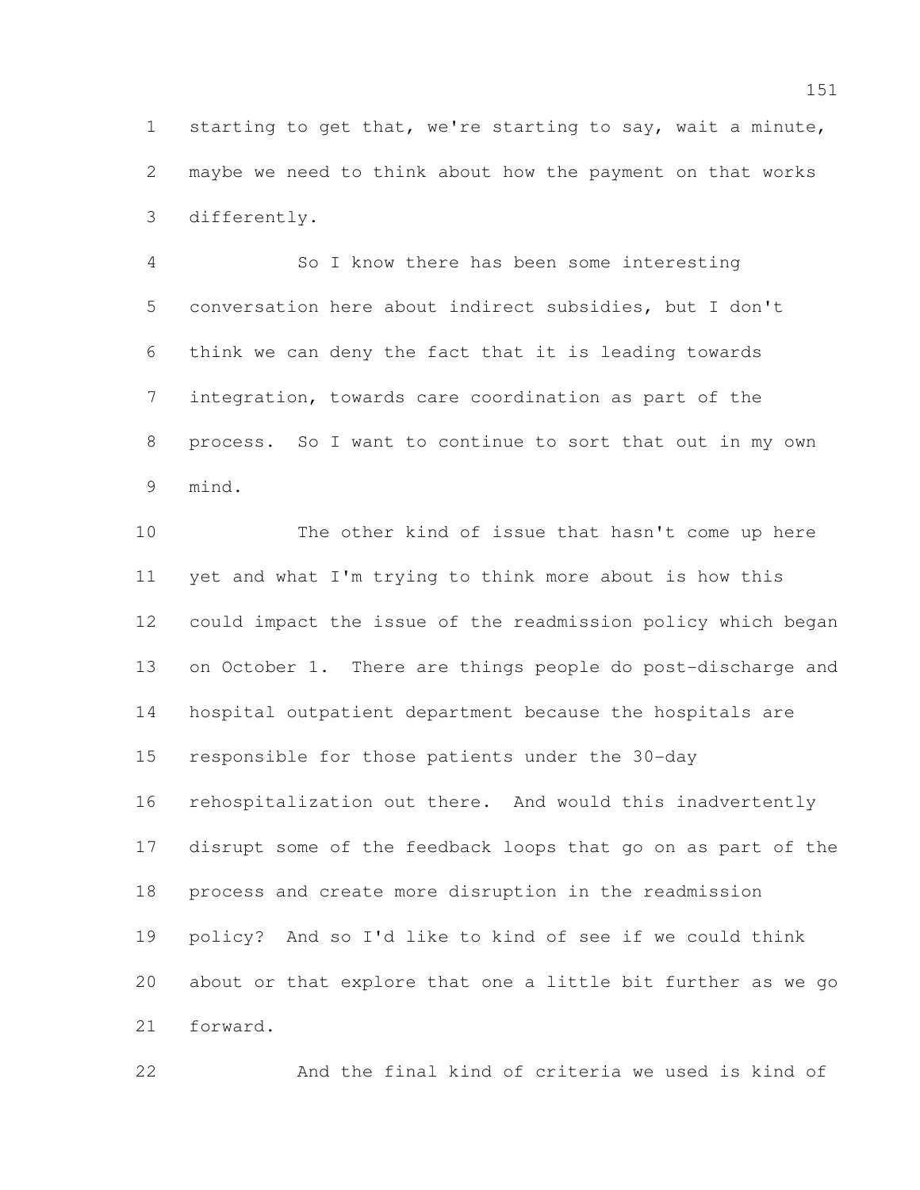starting to get that, we're starting to say, wait a minute, maybe we need to think about how the payment on that works differently.

So I know there has been some interesting conversation here about indirect subsidies, but I don't think we can deny the fact that it is leading towards integration, towards care coordination as part of the process. So I want to continue to sort that out in my own mind.

The other kind of issue that hasn't come up here yet and what I'm trying to think more about is how this could impact the issue of the readmission policy which began on October 1. There are things people do post-discharge and hospital outpatient department because the hospitals are responsible for those patients under the 30-day rehospitalization out there. And would this inadvertently disrupt some of the feedback loops that go on as part of the process and create more disruption in the readmission policy? And so I'd like to kind of see if we could think about or that explore that one a little bit further as we go forward.

And the final kind of criteria we used is kind of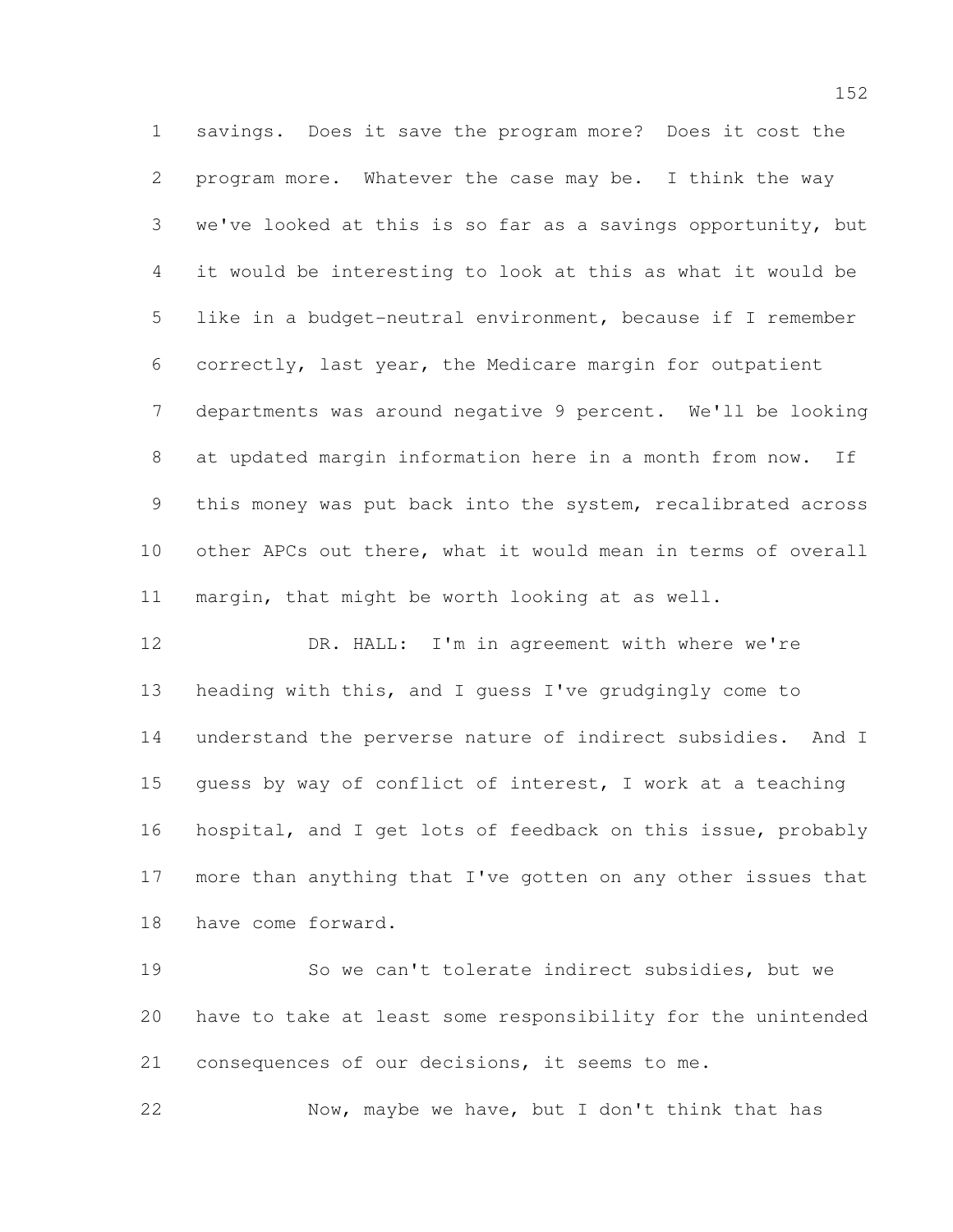savings. Does it save the program more? Does it cost the program more. Whatever the case may be. I think the way we've looked at this is so far as a savings opportunity, but it would be interesting to look at this as what it would be like in a budget-neutral environment, because if I remember correctly, last year, the Medicare margin for outpatient departments was around negative 9 percent. We'll be looking at updated margin information here in a month from now. If this money was put back into the system, recalibrated across other APCs out there, what it would mean in terms of overall margin, that might be worth looking at as well.

DR. HALL: I'm in agreement with where we're heading with this, and I guess I've grudgingly come to understand the perverse nature of indirect subsidies. And I guess by way of conflict of interest, I work at a teaching hospital, and I get lots of feedback on this issue, probably more than anything that I've gotten on any other issues that have come forward.

So we can't tolerate indirect subsidies, but we have to take at least some responsibility for the unintended consequences of our decisions, it seems to me.

Now, maybe we have, but I don't think that has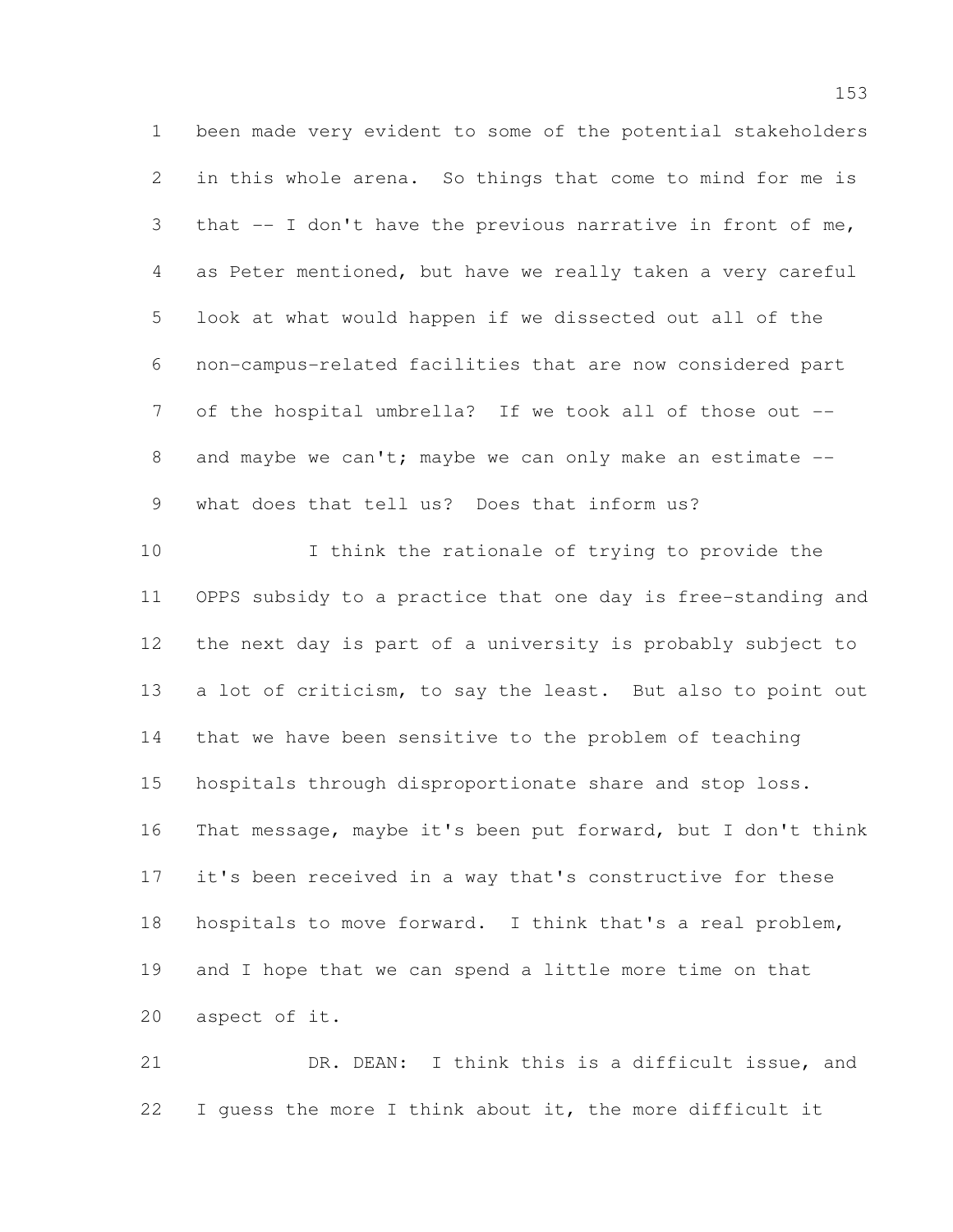been made very evident to some of the potential stakeholders in this whole arena. So things that come to mind for me is that -- I don't have the previous narrative in front of me, as Peter mentioned, but have we really taken a very careful look at what would happen if we dissected out all of the non-campus-related facilities that are now considered part of the hospital umbrella? If we took all of those out -- and maybe we can't; maybe we can only make an estimate -- what does that tell us? Does that inform us?

I think the rationale of trying to provide the OPPS subsidy to a practice that one day is free-standing and the next day is part of a university is probably subject to a lot of criticism, to say the least. But also to point out that we have been sensitive to the problem of teaching hospitals through disproportionate share and stop loss. That message, maybe it's been put forward, but I don't think it's been received in a way that's constructive for these hospitals to move forward. I think that's a real problem, and I hope that we can spend a little more time on that aspect of it.

DR. DEAN: I think this is a difficult issue, and I guess the more I think about it, the more difficult it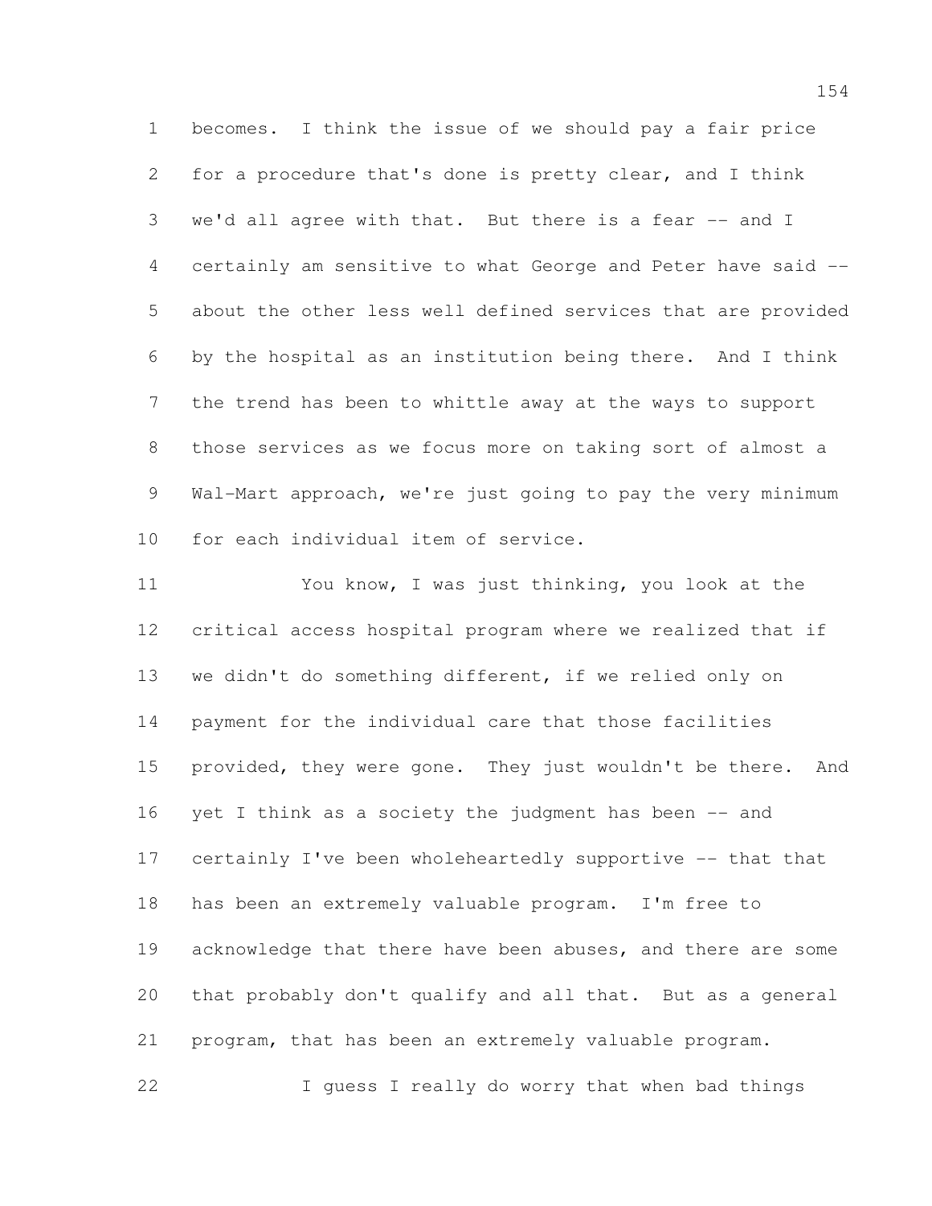becomes. I think the issue of we should pay a fair price for a procedure that's done is pretty clear, and I think we'd all agree with that. But there is a fear -- and I certainly am sensitive to what George and Peter have said -- about the other less well defined services that are provided by the hospital as an institution being there. And I think the trend has been to whittle away at the ways to support those services as we focus more on taking sort of almost a Wal-Mart approach, we're just going to pay the very minimum for each individual item of service.

You know, I was just thinking, you look at the critical access hospital program where we realized that if we didn't do something different, if we relied only on payment for the individual care that those facilities provided, they were gone. They just wouldn't be there. And yet I think as a society the judgment has been -- and certainly I've been wholeheartedly supportive -- that that has been an extremely valuable program. I'm free to acknowledge that there have been abuses, and there are some that probably don't qualify and all that. But as a general program, that has been an extremely valuable program.

I guess I really do worry that when bad things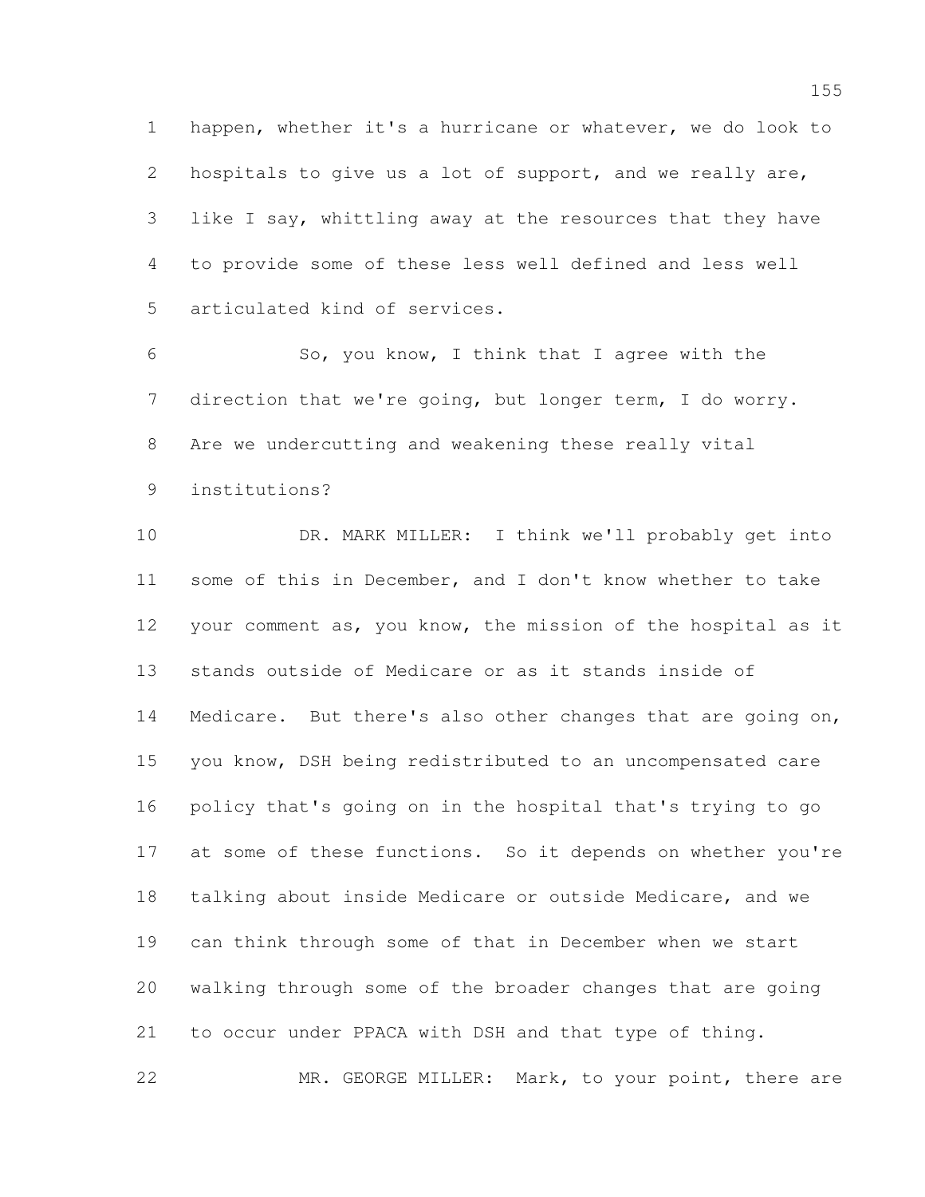happen, whether it's a hurricane or whatever, we do look to hospitals to give us a lot of support, and we really are, like I say, whittling away at the resources that they have to provide some of these less well defined and less well articulated kind of services.

So, you know, I think that I agree with the direction that we're going, but longer term, I do worry. Are we undercutting and weakening these really vital institutions?

DR. MARK MILLER: I think we'll probably get into some of this in December, and I don't know whether to take your comment as, you know, the mission of the hospital as it stands outside of Medicare or as it stands inside of Medicare. But there's also other changes that are going on, you know, DSH being redistributed to an uncompensated care policy that's going on in the hospital that's trying to go at some of these functions. So it depends on whether you're talking about inside Medicare or outside Medicare, and we can think through some of that in December when we start walking through some of the broader changes that are going to occur under PPACA with DSH and that type of thing.

MR. GEORGE MILLER: Mark, to your point, there are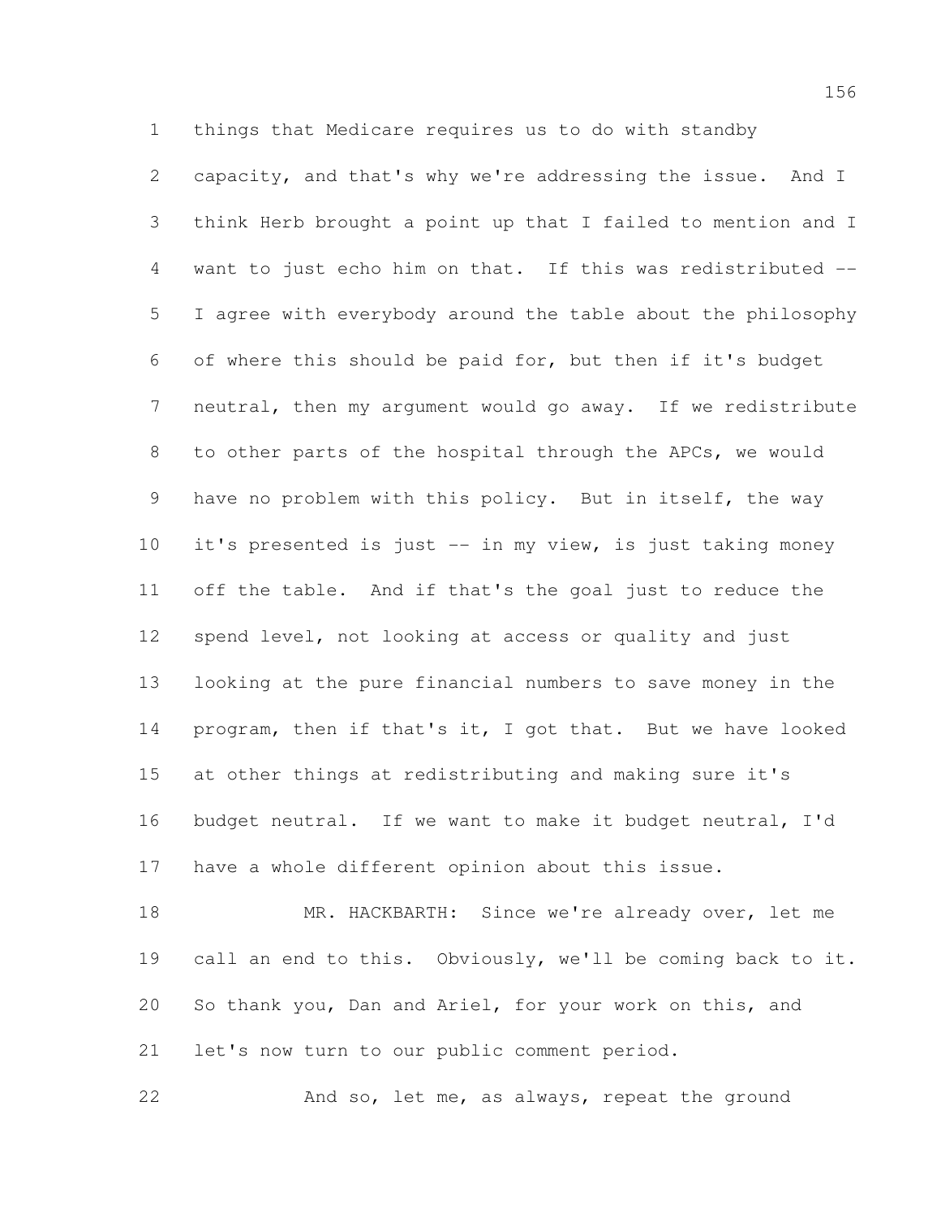things that Medicare requires us to do with standby capacity, and that's why we're addressing the issue. And I think Herb brought a point up that I failed to mention and I want to just echo him on that. If this was redistributed -- I agree with everybody around the table about the philosophy of where this should be paid for, but then if it's budget neutral, then my argument would go away. If we redistribute to other parts of the hospital through the APCs, we would have no problem with this policy. But in itself, the way it's presented is just -- in my view, is just taking money off the table. And if that's the goal just to reduce the spend level, not looking at access or quality and just looking at the pure financial numbers to save money in the program, then if that's it, I got that. But we have looked at other things at redistributing and making sure it's budget neutral. If we want to make it budget neutral, I'd have a whole different opinion about this issue.

MR. HACKBARTH: Since we're already over, let me call an end to this. Obviously, we'll be coming back to it. So thank you, Dan and Ariel, for your work on this, and let's now turn to our public comment period.

And so, let me, as always, repeat the ground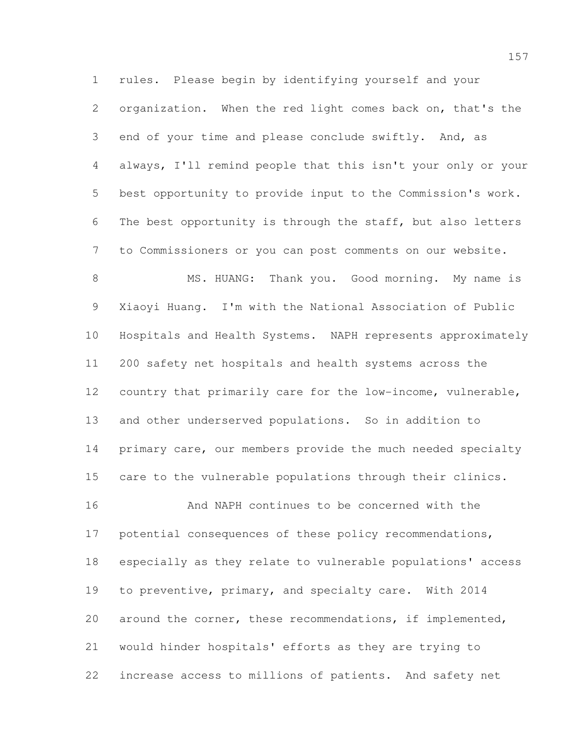rules. Please begin by identifying yourself and your organization. When the red light comes back on, that's the end of your time and please conclude swiftly. And, as always, I'll remind people that this isn't your only or your best opportunity to provide input to the Commission's work. The best opportunity is through the staff, but also letters to Commissioners or you can post comments on our website.

MS. HUANG: Thank you. Good morning. My name is Xiaoyi Huang. I'm with the National Association of Public Hospitals and Health Systems. NAPH represents approximately 200 safety net hospitals and health systems across the country that primarily care for the low-income, vulnerable, and other underserved populations. So in addition to primary care, our members provide the much needed specialty care to the vulnerable populations through their clinics.

And NAPH continues to be concerned with the potential consequences of these policy recommendations, especially as they relate to vulnerable populations' access to preventive, primary, and specialty care. With 2014 around the corner, these recommendations, if implemented, would hinder hospitals' efforts as they are trying to increase access to millions of patients. And safety net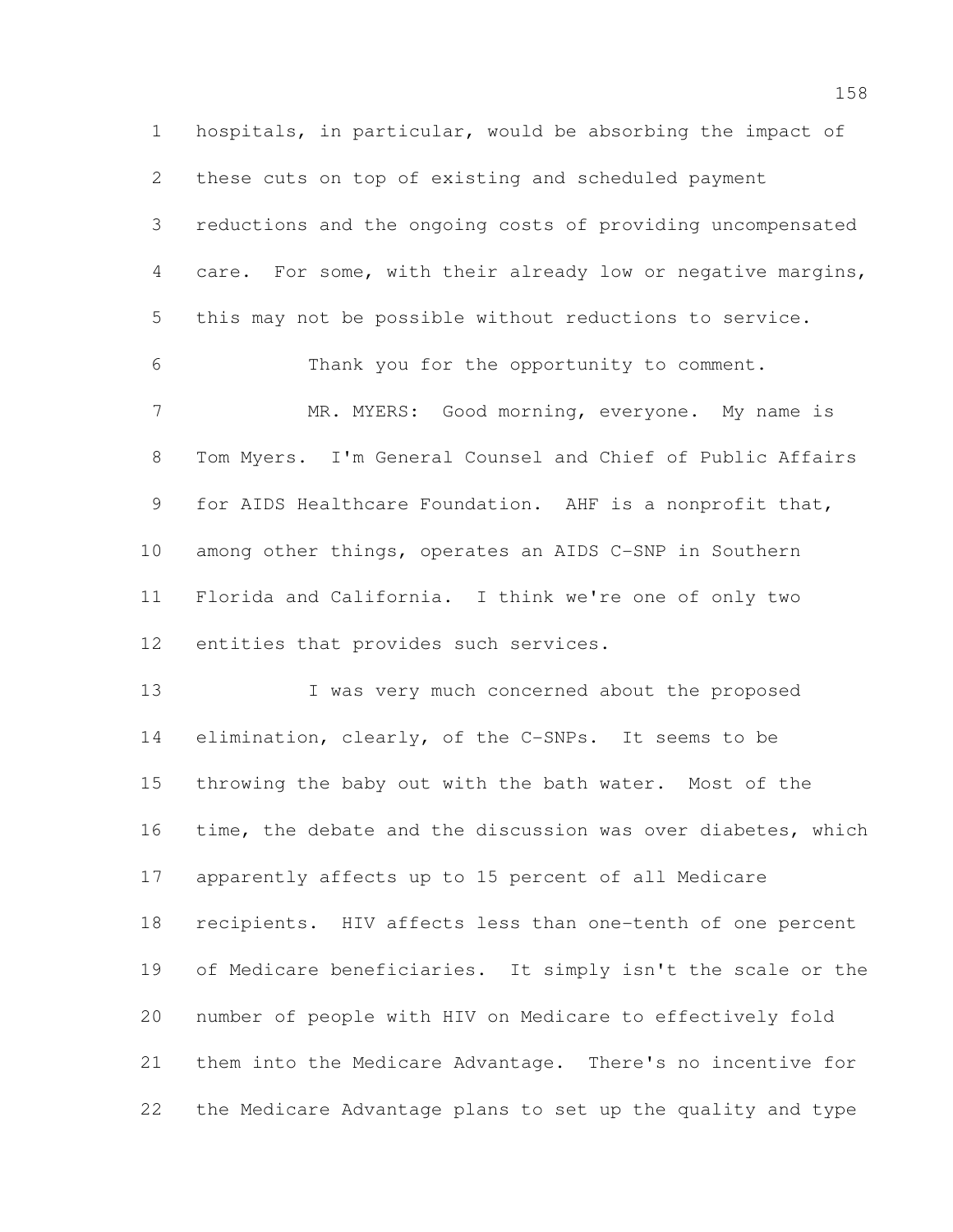hospitals, in particular, would be absorbing the impact of these cuts on top of existing and scheduled payment reductions and the ongoing costs of providing uncompensated care. For some, with their already low or negative margins, this may not be possible without reductions to service.

Thank you for the opportunity to comment.

MR. MYERS: Good morning, everyone. My name is Tom Myers. I'm General Counsel and Chief of Public Affairs for AIDS Healthcare Foundation. AHF is a nonprofit that, among other things, operates an AIDS C-SNP in Southern Florida and California. I think we're one of only two entities that provides such services.

I was very much concerned about the proposed elimination, clearly, of the C-SNPs. It seems to be throwing the baby out with the bath water. Most of the time, the debate and the discussion was over diabetes, which apparently affects up to 15 percent of all Medicare recipients. HIV affects less than one-tenth of one percent of Medicare beneficiaries. It simply isn't the scale or the number of people with HIV on Medicare to effectively fold them into the Medicare Advantage. There's no incentive for the Medicare Advantage plans to set up the quality and type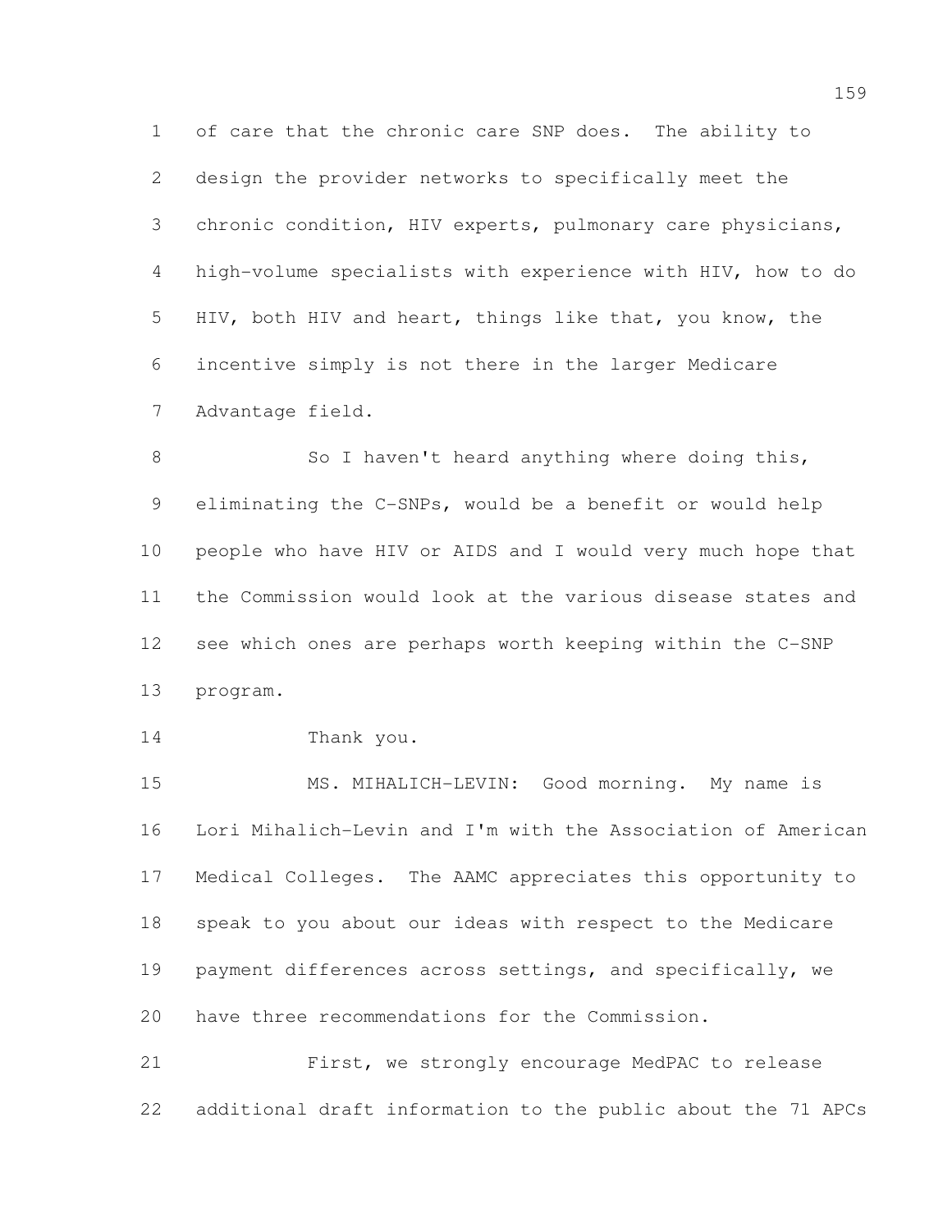of care that the chronic care SNP does. The ability to design the provider networks to specifically meet the chronic condition, HIV experts, pulmonary care physicians, high-volume specialists with experience with HIV, how to do HIV, both HIV and heart, things like that, you know, the incentive simply is not there in the larger Medicare Advantage field.

So I haven't heard anything where doing this, eliminating the C-SNPs, would be a benefit or would help people who have HIV or AIDS and I would very much hope that the Commission would look at the various disease states and see which ones are perhaps worth keeping within the C-SNP program.

Thank you.

MS. MIHALICH-LEVIN: Good morning. My name is Lori Mihalich-Levin and I'm with the Association of American Medical Colleges. The AAMC appreciates this opportunity to speak to you about our ideas with respect to the Medicare payment differences across settings, and specifically, we have three recommendations for the Commission.

First, we strongly encourage MedPAC to release additional draft information to the public about the 71 APCs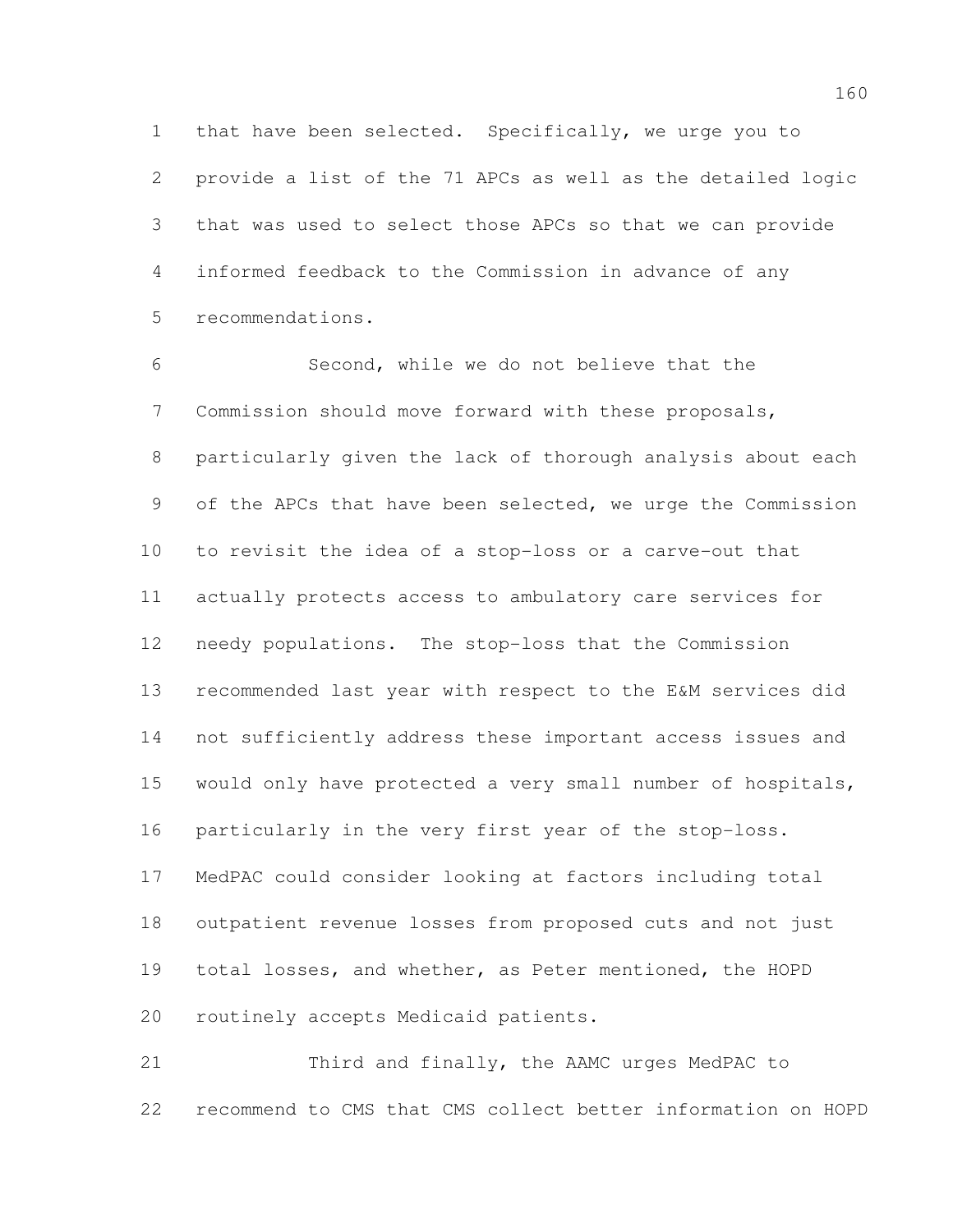that have been selected. Specifically, we urge you to provide a list of the 71 APCs as well as the detailed logic that was used to select those APCs so that we can provide informed feedback to the Commission in advance of any recommendations.

Second, while we do not believe that the Commission should move forward with these proposals, particularly given the lack of thorough analysis about each of the APCs that have been selected, we urge the Commission to revisit the idea of a stop-loss or a carve-out that actually protects access to ambulatory care services for needy populations. The stop-loss that the Commission recommended last year with respect to the E&M services did not sufficiently address these important access issues and would only have protected a very small number of hospitals, particularly in the very first year of the stop-loss. MedPAC could consider looking at factors including total outpatient revenue losses from proposed cuts and not just total losses, and whether, as Peter mentioned, the HOPD routinely accepts Medicaid patients.

Third and finally, the AAMC urges MedPAC to recommend to CMS that CMS collect better information on HOPD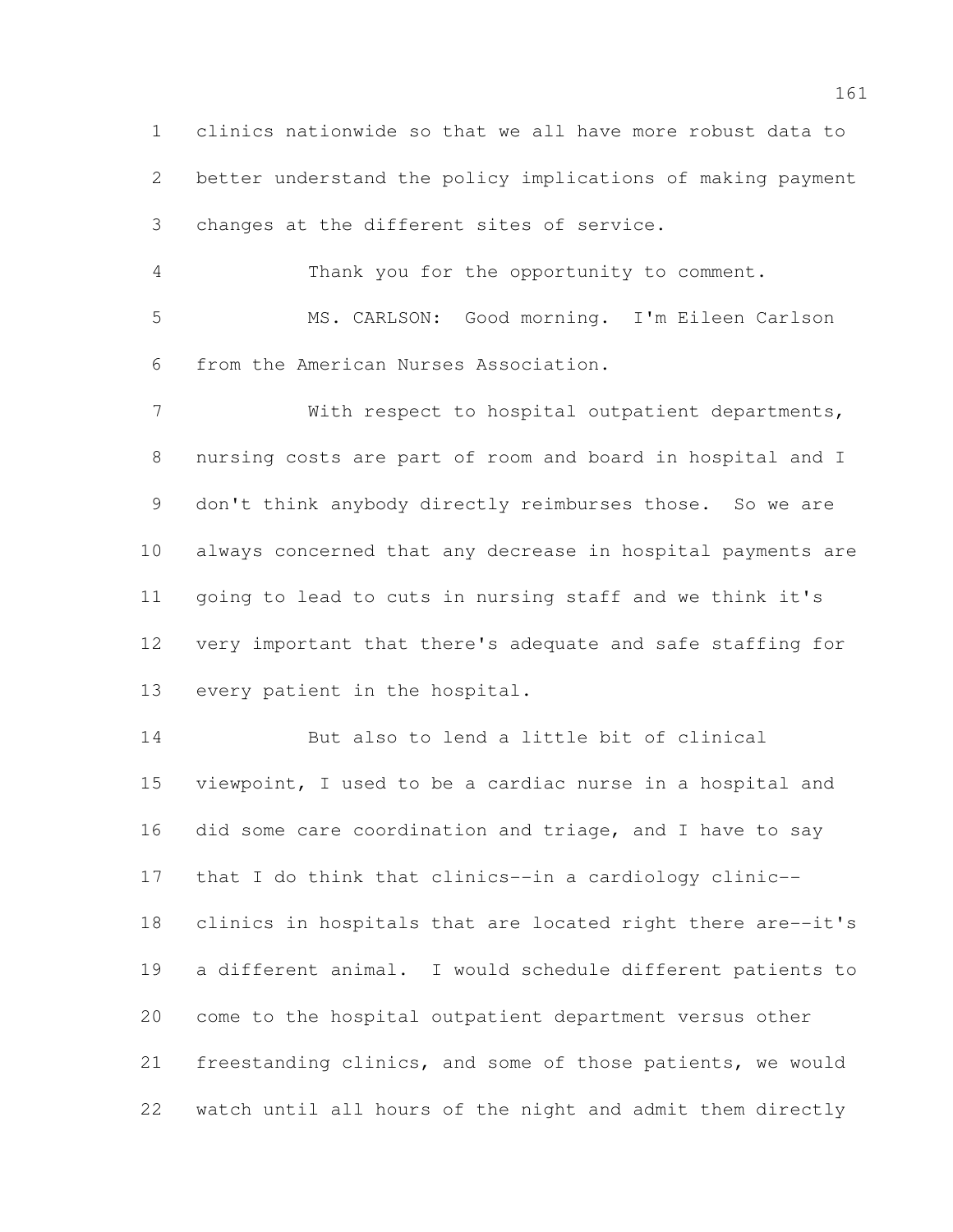clinics nationwide so that we all have more robust data to better understand the policy implications of making payment changes at the different sites of service.

Thank you for the opportunity to comment.

MS. CARLSON: Good morning. I'm Eileen Carlson from the American Nurses Association.

With respect to hospital outpatient departments, nursing costs are part of room and board in hospital and I don't think anybody directly reimburses those. So we are always concerned that any decrease in hospital payments are going to lead to cuts in nursing staff and we think it's very important that there's adequate and safe staffing for every patient in the hospital.

But also to lend a little bit of clinical viewpoint, I used to be a cardiac nurse in a hospital and did some care coordination and triage, and I have to say that I do think that clinics--in a cardiology clinic--clinics in hospitals that are located right there are--it's a different animal. I would schedule different patients to come to the hospital outpatient department versus other freestanding clinics, and some of those patients, we would watch until all hours of the night and admit them directly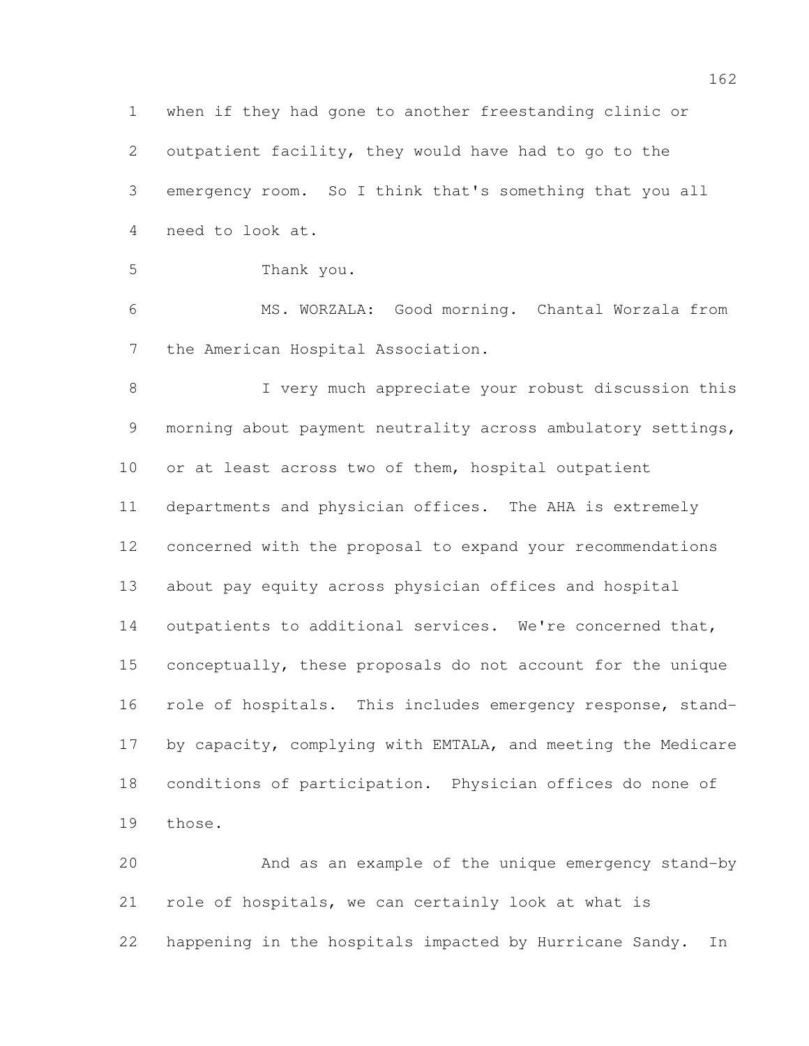when if they had gone to another freestanding clinic or outpatient facility, they would have had to go to the emergency room. So I think that's something that you all need to look at.

Thank you.

MS. WORZALA: Good morning. Chantal Worzala from the American Hospital Association.

I very much appreciate your robust discussion this morning about payment neutrality across ambulatory settings, or at least across two of them, hospital outpatient departments and physician offices. The AHA is extremely concerned with the proposal to expand your recommendations about pay equity across physician offices and hospital outpatients to additional services. We're concerned that, conceptually, these proposals do not account for the unique role of hospitals. This includes emergency response, stand-by capacity, complying with EMTALA, and meeting the Medicare conditions of participation. Physician offices do none of those.

And as an example of the unique emergency stand-by role of hospitals, we can certainly look at what is happening in the hospitals impacted by Hurricane Sandy. In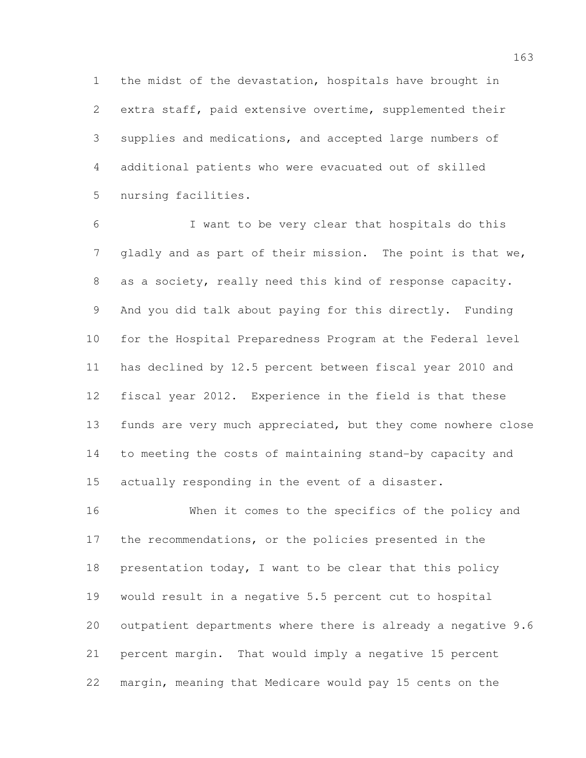the midst of the devastation, hospitals have brought in extra staff, paid extensive overtime, supplemented their supplies and medications, and accepted large numbers of additional patients who were evacuated out of skilled nursing facilities.

I want to be very clear that hospitals do this gladly and as part of their mission. The point is that we, as a society, really need this kind of response capacity. And you did talk about paying for this directly. Funding for the Hospital Preparedness Program at the Federal level has declined by 12.5 percent between fiscal year 2010 and fiscal year 2012. Experience in the field is that these funds are very much appreciated, but they come nowhere close to meeting the costs of maintaining stand-by capacity and actually responding in the event of a disaster.

When it comes to the specifics of the policy and the recommendations, or the policies presented in the presentation today, I want to be clear that this policy would result in a negative 5.5 percent cut to hospital outpatient departments where there is already a negative 9.6 percent margin. That would imply a negative 15 percent margin, meaning that Medicare would pay 15 cents on the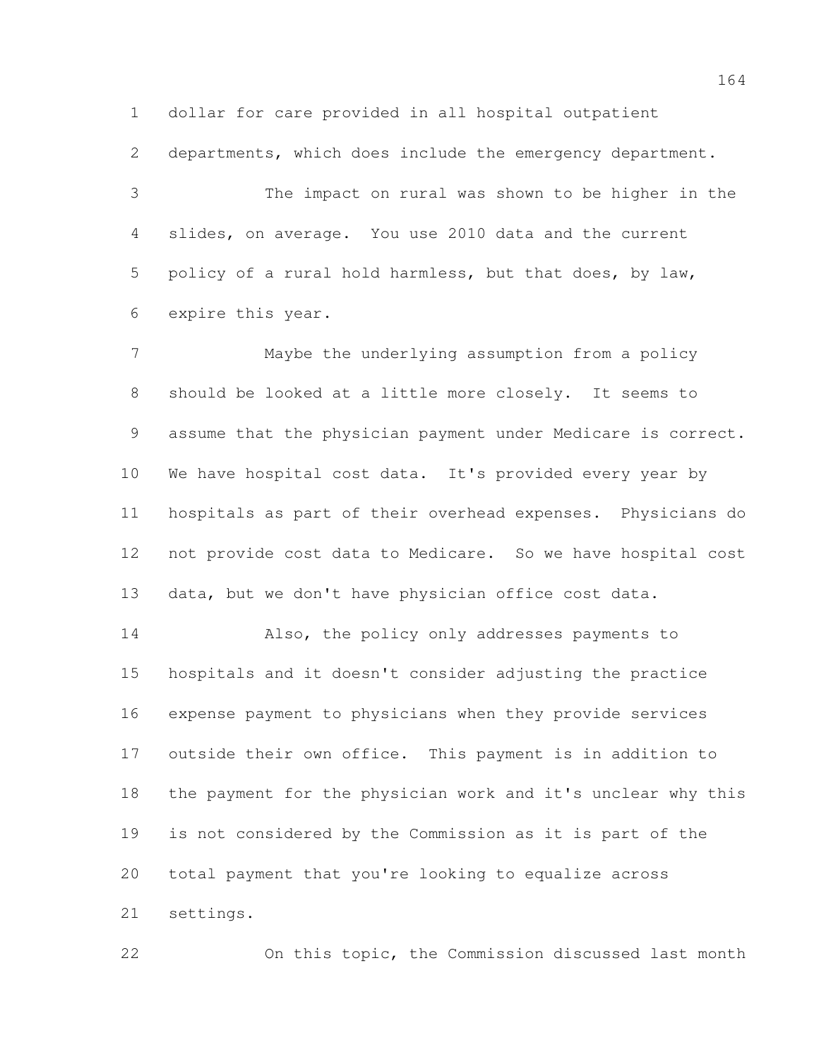dollar for care provided in all hospital outpatient departments, which does include the emergency department.

The impact on rural was shown to be higher in the slides, on average. You use 2010 data and the current policy of a rural hold harmless, but that does, by law, expire this year.

Maybe the underlying assumption from a policy should be looked at a little more closely. It seems to assume that the physician payment under Medicare is correct. We have hospital cost data. It's provided every year by hospitals as part of their overhead expenses. Physicians do not provide cost data to Medicare. So we have hospital cost data, but we don't have physician office cost data.

Also, the policy only addresses payments to hospitals and it doesn't consider adjusting the practice expense payment to physicians when they provide services outside their own office. This payment is in addition to the payment for the physician work and it's unclear why this is not considered by the Commission as it is part of the total payment that you're looking to equalize across settings.

On this topic, the Commission discussed last month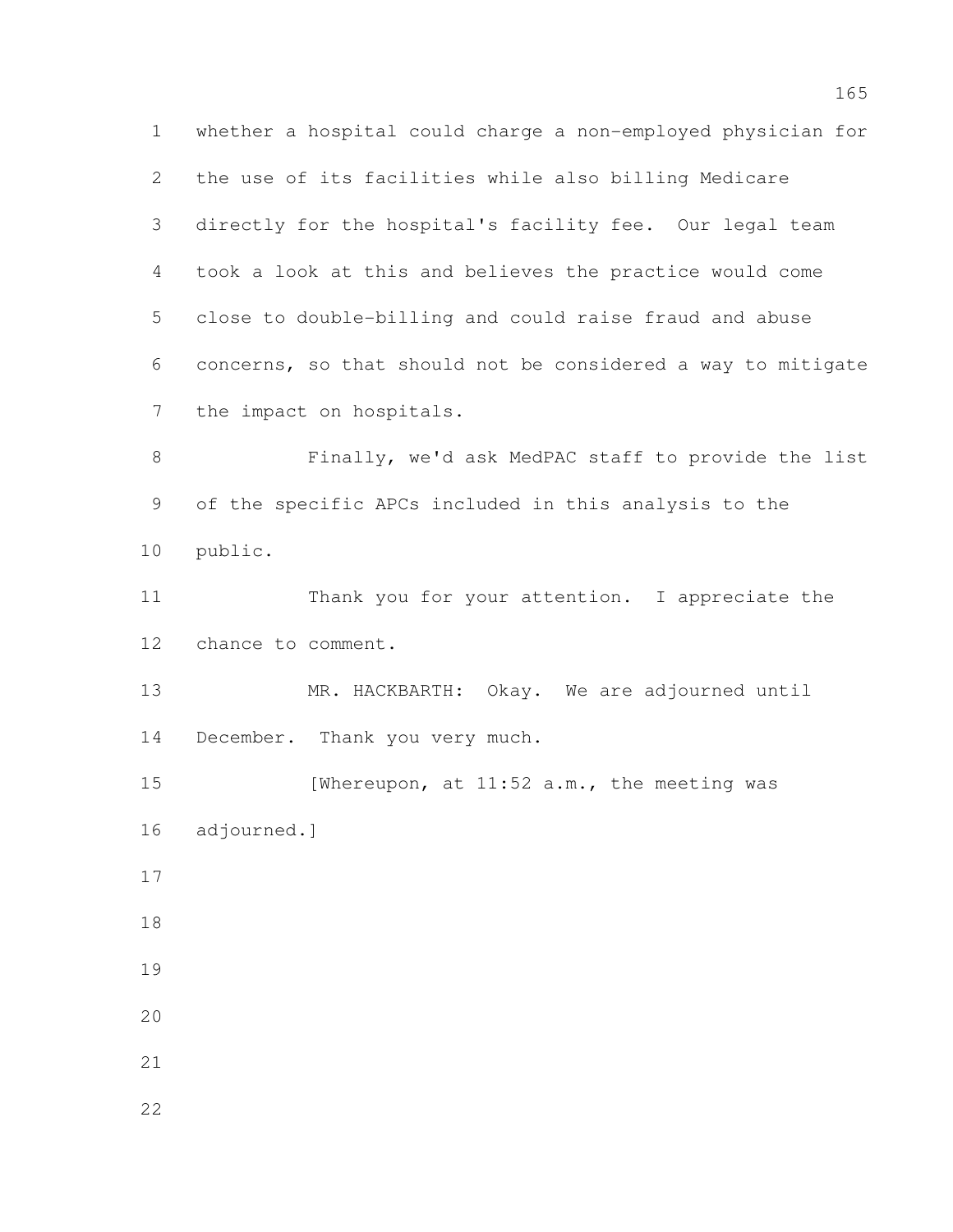whether a hospital could charge a non-employed physician for the use of its facilities while also billing Medicare directly for the hospital's facility fee. Our legal team took a look at this and believes the practice would come close to double-billing and could raise fraud and abuse concerns, so that should not be considered a way to mitigate the impact on hospitals.

Finally, we'd ask MedPAC staff to provide the list of the specific APCs included in this analysis to the public.

Thank you for your attention. I appreciate the chance to comment.

MR. HACKBARTH: Okay. We are adjourned until December. Thank you very much.

[Whereupon, at 11:52 a.m., the meeting was adjourned.]